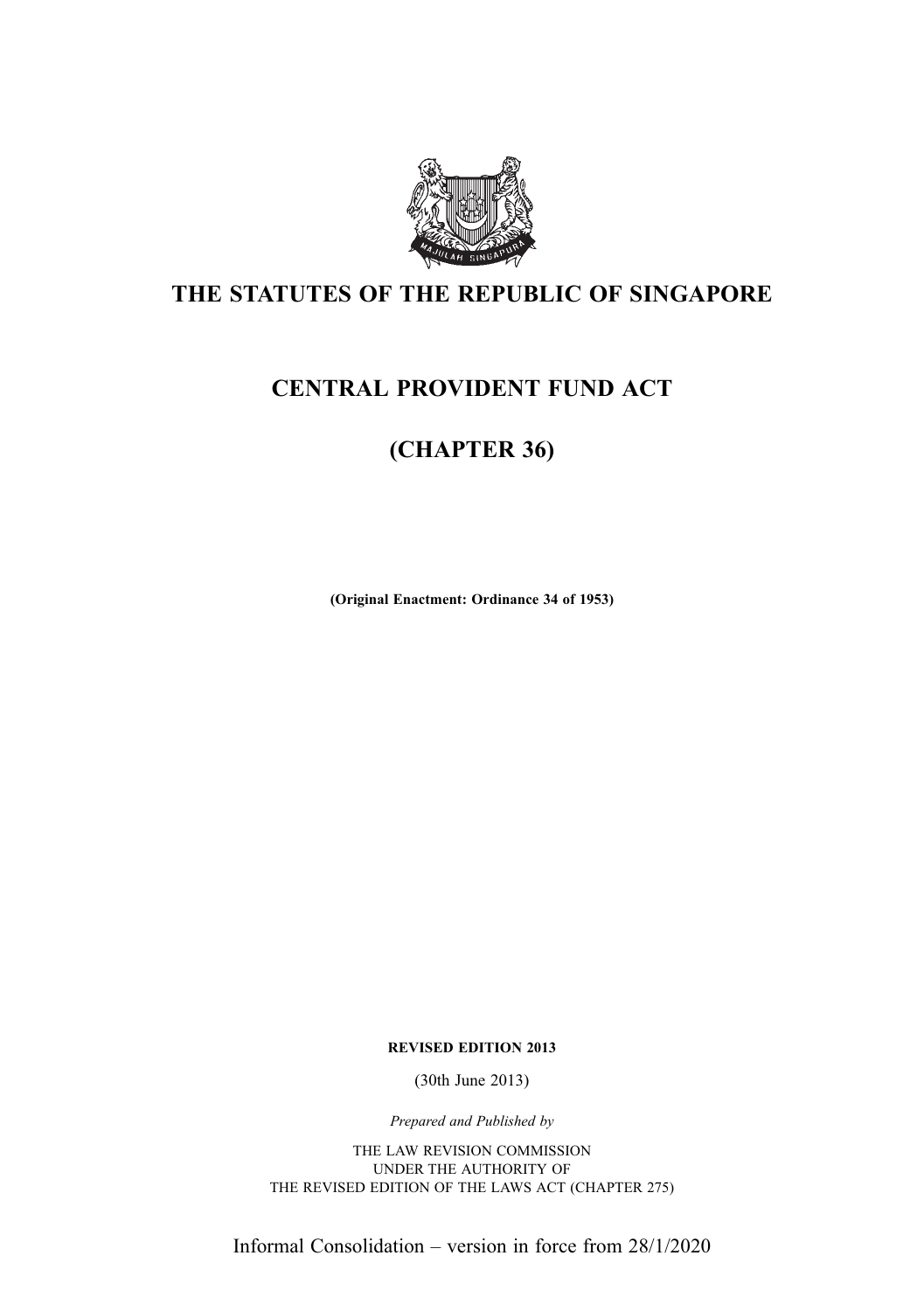# THE STATUTES OF THE REPUBLIC OF SINGAPORE

# CENTRAL PROVIDENT FUND ACT

# (CHAPTER 36)

**(Original Enactment: Ordinance 34 of 1953)**

**REVISED EDITION 2013**

(30th June 2013)

*Prepared and Published by*

THE LAW REVISION COMMISSION
UNDER THE AUTHORITY OF
THE REVISED EDITION OF THE LAWS ACT (CHAPTER 275)

Informal Consolidation – version in force from 28/1/2020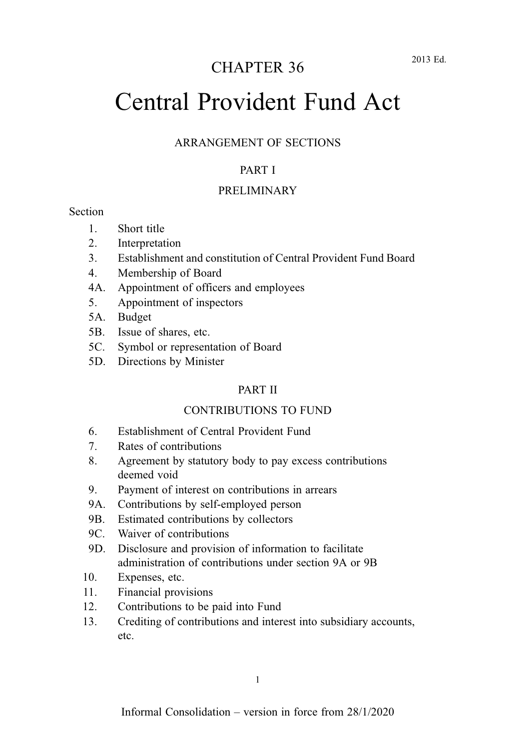CHAPTER 36

2013 Ed.

# Central Provident Fund Act

ARRANGEMENT OF SECTIONS

## PART I

## PRELIMINARY

Section

1. Short title
2. Interpretation
3. Establishment and constitution of Central Provident Fund Board
4. Membership of Board

4A. Appointment of officers and employees

5. Appointment of inspectors

5A. Budget

5B. Issue of shares, etc.

5C. Symbol or representation of Board

5D. Directions by Minister

## PART II

## CONTRIBUTIONS TO FUND

6. Establishment of Central Provident Fund
7. Rates of contributions
8. Agreement by statutory body to pay excess contributions deemed void
9. Payment of interest on contributions in arrears

9A. Contributions by self-employed person

9B. Estimated contributions by collectors

9C. Waiver of contributions

9D. Disclosure and provision of information to facilitate administration of contributions under section 9A or 9B

10. Expenses, etc.
11. Financial provisions
12. Contributions to be paid into Fund
13. Crediting of contributions and interest into subsidiary accounts, etc.

Informal Consolidation – version in force from 28/1/2020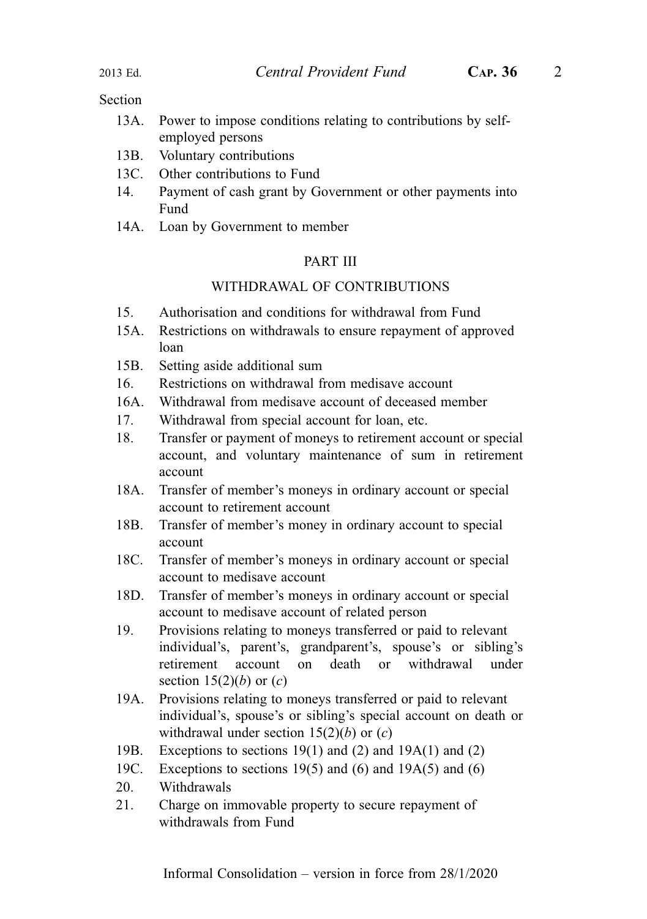Section

- 13A. Power to impose conditions relating to contributions by self-employed persons
- 13B. Voluntary contributions
- 13C. Other contributions to Fund
- 14. Payment of cash grant by Government or other payments into Fund
- 14A. Loan by Government to member

## PART III

## WITHDRAWAL OF CONTRIBUTIONS

- 15. Authorisation and conditions for withdrawal from Fund
- 15A. Restrictions on withdrawals to ensure repayment of approved loan
- 15B. Setting aside additional sum
- 16. Restrictions on withdrawal from medisave account
- 16A. Withdrawal from medisave account of deceased member
- 17. Withdrawal from special account for loan, etc.
- 18. Transfer or payment of moneys to retirement account or special account, and voluntary maintenance of sum in retirement account
- 18A. Transfer of member's moneys in ordinary account or special account to retirement account
- 18B. Transfer of member's money in ordinary account to special account
- 18C. Transfer of member's moneys in ordinary account or special account to medisave account
- 18D. Transfer of member's moneys in ordinary account or special account to medisave account of related person
- 19. Provisions relating to moneys transferred or paid to relevant individual's, parent's, grandparent's, spouse's or sibling's retirement account on death or withdrawal under section 15(2)(*b*) or (*c*)
- 19A. Provisions relating to moneys transferred or paid to relevant individual's, spouse's or sibling's special account on death or withdrawal under section 15(2)(*b*) or (*c*)
- 19B. Exceptions to sections 19(1) and (2) and 19A(1) and (2)
- 19C. Exceptions to sections 19(5) and (6) and 19A(5) and (6)
- 20. Withdrawals
- 21. Charge on immovable property to secure repayment of withdrawals from Fund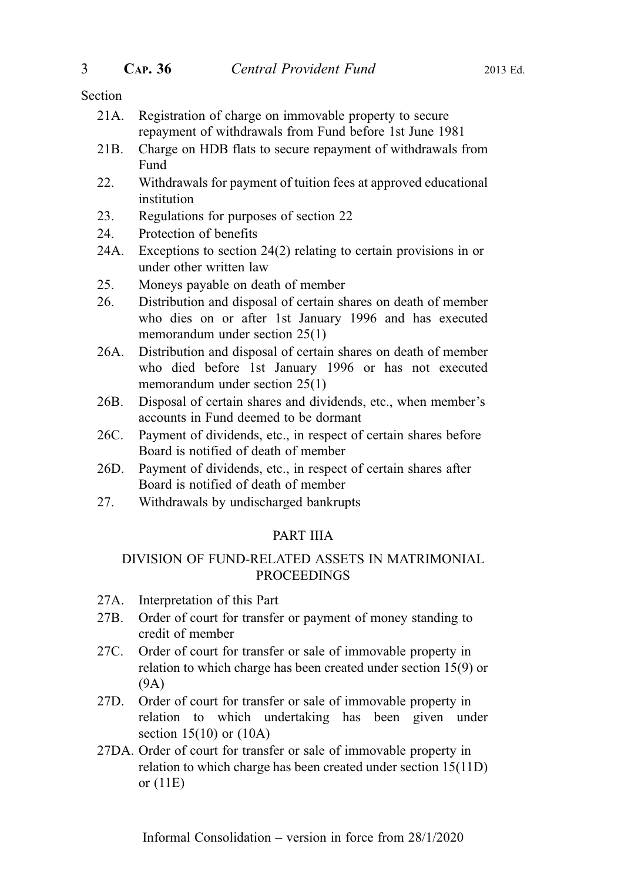Section

21A. Registration of charge on immovable property to secure repayment of withdrawals from Fund before 1st June 1981

21B. Charge on HDB flats to secure repayment of withdrawals from Fund

22. Withdrawals for payment of tuition fees at approved educational institution

23. Regulations for purposes of section 22

24. Protection of benefits

24A. Exceptions to section 24(2) relating to certain provisions in or under other written law

25. Moneys payable on death of member

26. Distribution and disposal of certain shares on death of member who dies on or after 1st January 1996 and has executed memorandum under section 25(1)

26A. Distribution and disposal of certain shares on death of member who died before 1st January 1996 or has not executed memorandum under section 25(1)

26B. Disposal of certain shares and dividends, etc., when member's accounts in Fund deemed to be dormant

26C. Payment of dividends, etc., in respect of certain shares before Board is notified of death of member

26D. Payment of dividends, etc., in respect of certain shares after Board is notified of death of member

27. Withdrawals by undischarged bankrupts

## PART IIIA

## DIVISION OF FUND-RELATED ASSETS IN MATRIMONIAL PROCEEDINGS

27A. Interpretation of this Part

27B. Order of court for transfer or payment of money standing to credit of member

27C. Order of court for transfer or sale of immovable property in relation to which charge has been created under section 15(9) or (9A)

27D. Order of court for transfer or sale of immovable property in relation to which undertaking has been given under section 15(10) or (10A)

27DA. Order of court for transfer or sale of immovable property in relation to which charge has been created under section 15(11D) or (11E)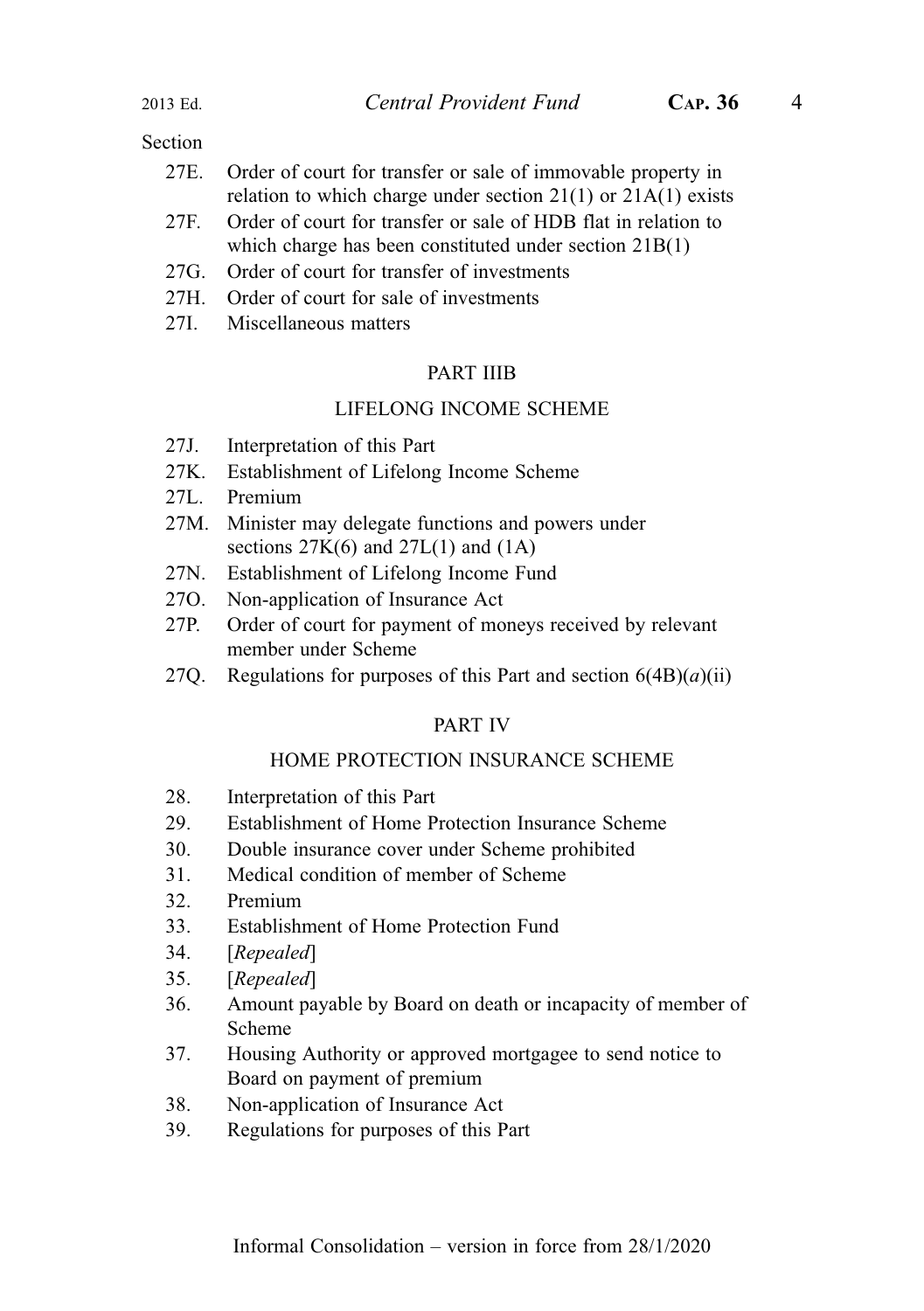Section

27E. Order of court for transfer or sale of immovable property in relation to which charge under section 21(1) or 21A(1) exists

27F. Order of court for transfer or sale of HDB flat in relation to which charge has been constituted under section 21B(1)

27G. Order of court for transfer of investments

27H. Order of court for sale of investments

27I. Miscellaneous matters

PART IIIB

LIFELONG INCOME SCHEME

27J. Interpretation of this Part

27K. Establishment of Lifelong Income Scheme

27L. Premium

27M. Minister may delegate functions and powers under sections 27K(6) and 27L(1) and (1A)

27N. Establishment of Lifelong Income Fund

27O. Non-application of Insurance Act

27P. Order of court for payment of moneys received by relevant member under Scheme

27Q. Regulations for purposes of this Part and section 6(4B)(*a*)(ii)

PART IV

HOME PROTECTION INSURANCE SCHEME

28. Interpretation of this Part

29. Establishment of Home Protection Insurance Scheme

30. Double insurance cover under Scheme prohibited

31. Medical condition of member of Scheme

32. Premium

33. Establishment of Home Protection Fund

34. [*Repealed*]

35. [*Repealed*]

36. Amount payable by Board on death or incapacity of member of Scheme

37. Housing Authority or approved mortgagee to send notice to Board on payment of premium

38. Non-application of Insurance Act

39. Regulations for purposes of this Part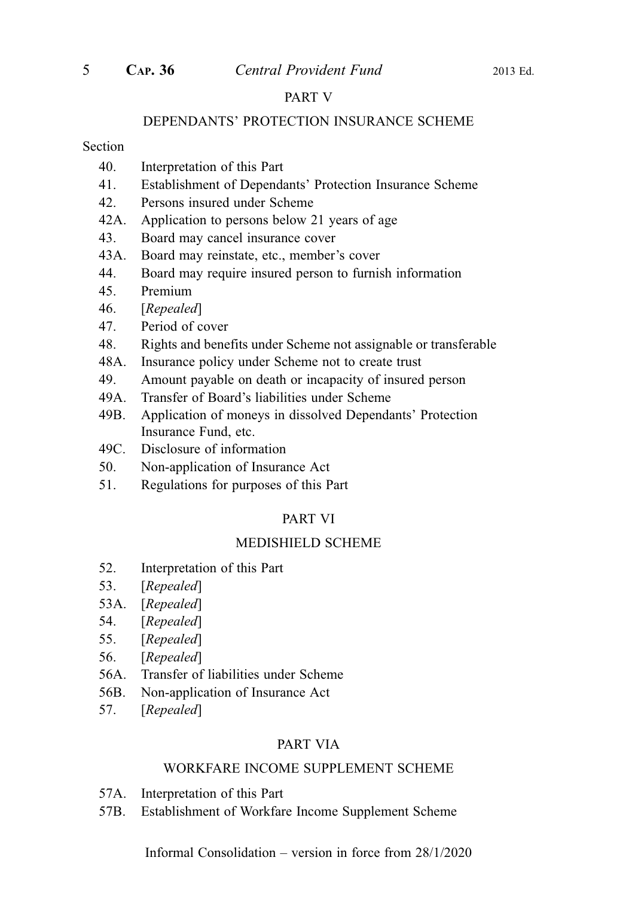## PART V

### DEPENDANTS' PROTECTION INSURANCE SCHEME

Section

40. Interpretation of this Part
41. Establishment of Dependants' Protection Insurance Scheme
42. Persons insured under Scheme
42A. Application to persons below 21 years of age
43. Board may cancel insurance cover
43A. Board may reinstate, etc., member's cover
44. Board may require insured person to furnish information
45. Premium
46. [*Repealed*]
47. Period of cover
48. Rights and benefits under Scheme not assignable or transferable
48A. Insurance policy under Scheme not to create trust
49. Amount payable on death or incapacity of insured person
49A. Transfer of Board's liabilities under Scheme
49B. Application of moneys in dissolved Dependants' Protection Insurance Fund, etc.
49C. Disclosure of information
50. Non-application of Insurance Act
51. Regulations for purposes of this Part

## PART VI

### MEDISHIELD SCHEME

52. Interpretation of this Part
53. [*Repealed*]
53A. [*Repealed*]
54. [*Repealed*]
55. [*Repealed*]
56. [*Repealed*]
56A. Transfer of liabilities under Scheme
56B. Non-application of Insurance Act
57. [*Repealed*]

## PART VIA

### WORKFARE INCOME SUPPLEMENT SCHEME

57A. Interpretation of this Part
57B. Establishment of Workfare Income Supplement Scheme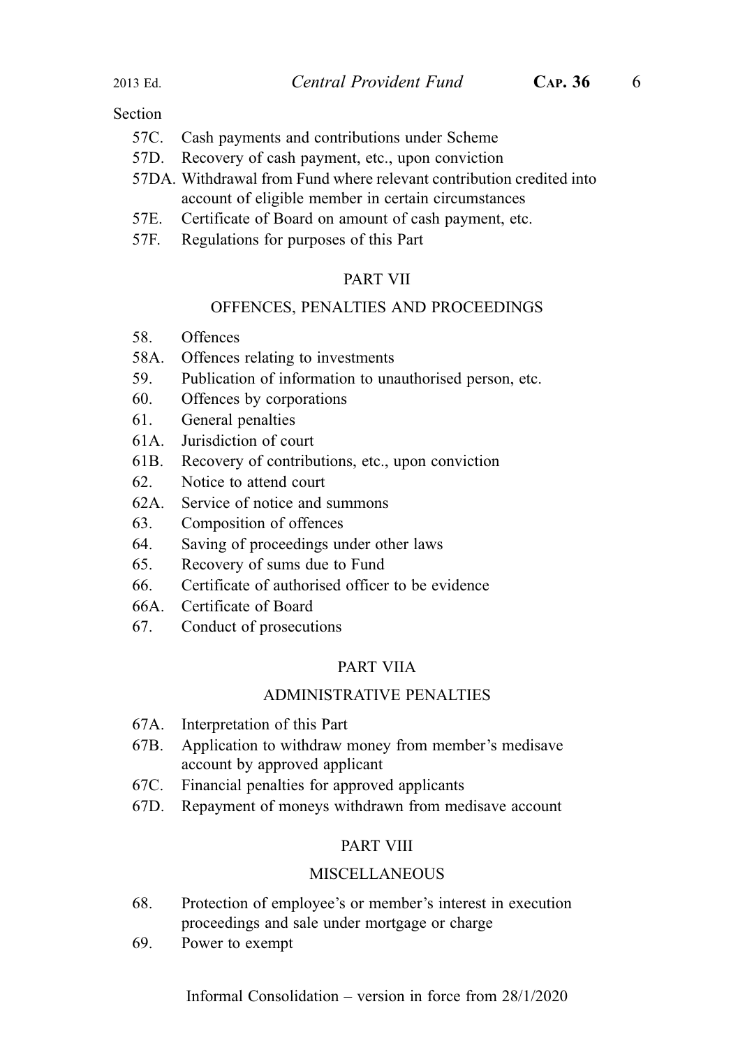Section

57C. Cash payments and contributions under Scheme

57D. Recovery of cash payment, etc., upon conviction

57DA. Withdrawal from Fund where relevant contribution credited into account of eligible member in certain circumstances

57E. Certificate of Board on amount of cash payment, etc.

57F. Regulations for purposes of this Part

## PART VII

## OFFENCES, PENALTIES AND PROCEEDINGS

58. Offences

58A. Offences relating to investments

59. Publication of information to unauthorised person, etc.

60. Offences by corporations

61. General penalties

61A. Jurisdiction of court

61B. Recovery of contributions, etc., upon conviction

62. Notice to attend court

62A. Service of notice and summons

63. Composition of offences

64. Saving of proceedings under other laws

65. Recovery of sums due to Fund

66. Certificate of authorised officer to be evidence

66A. Certificate of Board

67. Conduct of prosecutions

## PART VIIA

## ADMINISTRATIVE PENALTIES

67A. Interpretation of this Part

67B. Application to withdraw money from member's medisave account by approved applicant

67C. Financial penalties for approved applicants

67D. Repayment of moneys withdrawn from medisave account

## PART VIII

## MISCELLANEOUS

68. Protection of employee's or member's interest in execution proceedings and sale under mortgage or charge

69. Power to exempt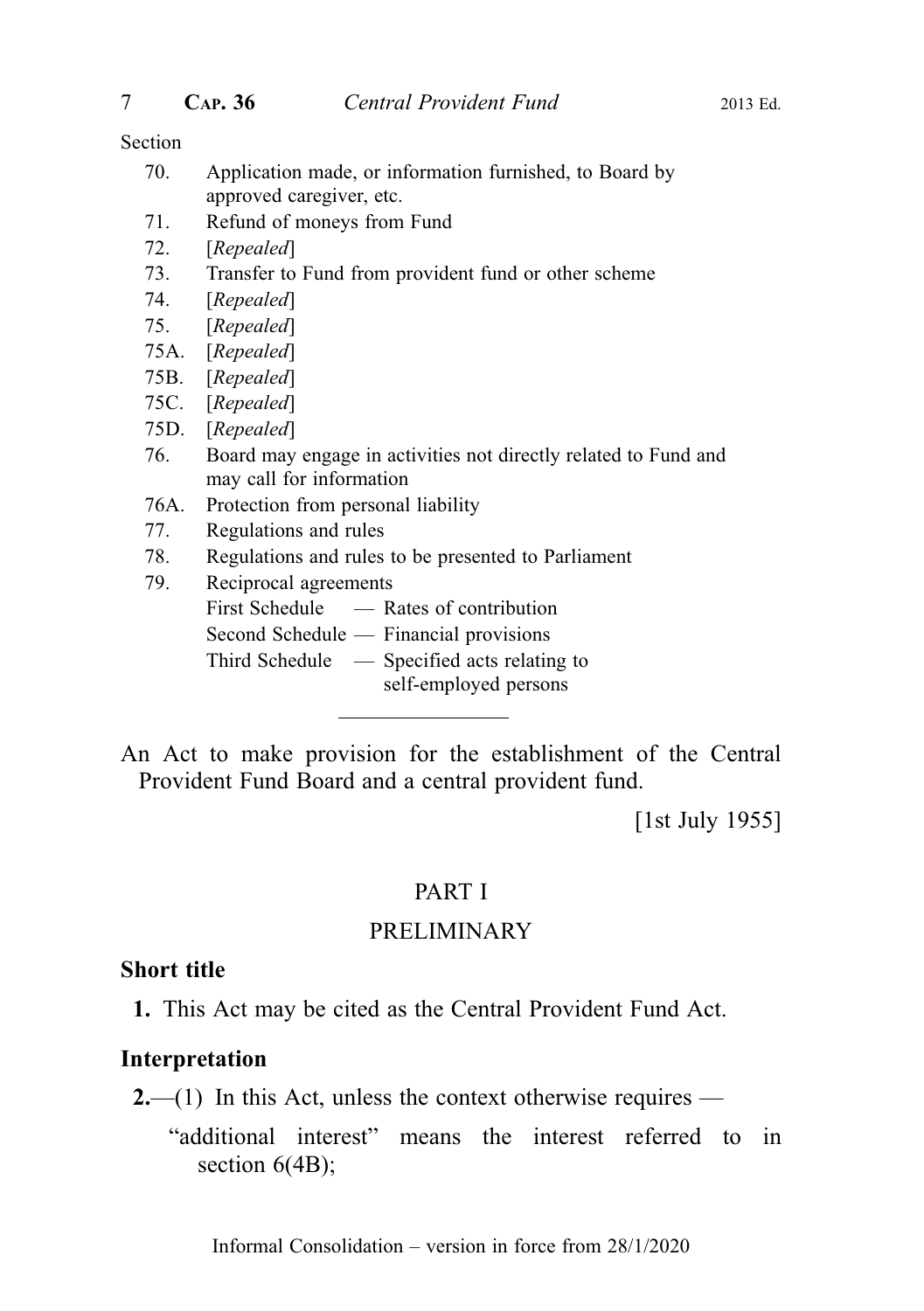Section

70. Application made, or information furnished, to Board by approved caregiver, etc.
71. Refund of moneys from Fund
72. [*Repealed*]
73. Transfer to Fund from provident fund or other scheme
74. [*Repealed*]
75. [*Repealed*]
75A. [*Repealed*]
75B. [*Repealed*]
75C. [*Repealed*]
75D. [*Repealed*]
76. Board may engage in activities not directly related to Fund and may call for information
76A. Protection from personal liability
77. Regulations and rules
78. Regulations and rules to be presented to Parliament
79. Reciprocal agreements

First Schedule — Rates of contribution
Second Schedule — Financial provisions
Third Schedule — Specified acts relating to self-employed persons

---

An Act to make provision for the establishment of the Central Provident Fund Board and a central provident fund.

[1st July 1955]

## PART I

## PRELIMINARY

### Short title

**1.** This Act may be cited as the Central Provident Fund Act.

### Interpretation

**2.**—(1) In this Act, unless the context otherwise requires —

"additional interest" means the interest referred to in section 6(4B);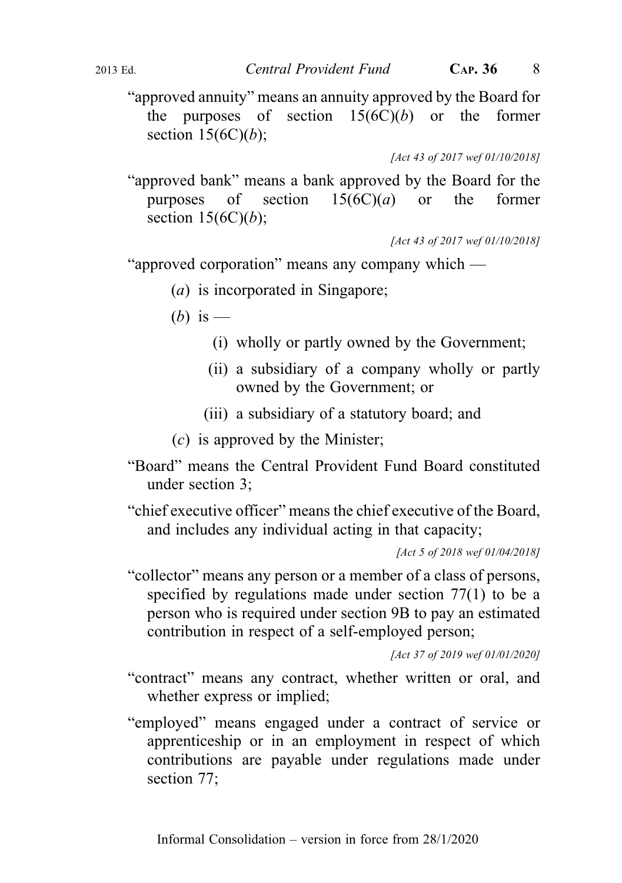"approved annuity" means an annuity approved by the Board for the purposes of section 15(6C)(*b*) or the former section 15(6C)(*b*);

*[Act 43 of 2017 wef 01/10/2018]*

"approved bank" means a bank approved by the Board for the purposes of section 15(6C)(*a*) or the former section 15(6C)(*b*);

*[Act 43 of 2017 wef 01/10/2018]*

"approved corporation" means any company which —

(*a*) is incorporated in Singapore;

(*b*) is —

(i) wholly or partly owned by the Government;

(ii) a subsidiary of a company wholly or partly owned by the Government; or

(iii) a subsidiary of a statutory board; and

(*c*) is approved by the Minister;

"Board" means the Central Provident Fund Board constituted under section 3;

"chief executive officer" means the chief executive of the Board, and includes any individual acting in that capacity;

*[Act 5 of 2018 wef 01/04/2018]*

"collector" means any person or a member of a class of persons, specified by regulations made under section 77(1) to be a person who is required under section 9B to pay an estimated contribution in respect of a self-employed person;

*[Act 37 of 2019 wef 01/01/2020]*

"contract" means any contract, whether written or oral, and whether express or implied;

"employed" means engaged under a contract of service or apprenticeship or in an employment in respect of which contributions are payable under regulations made under section 77;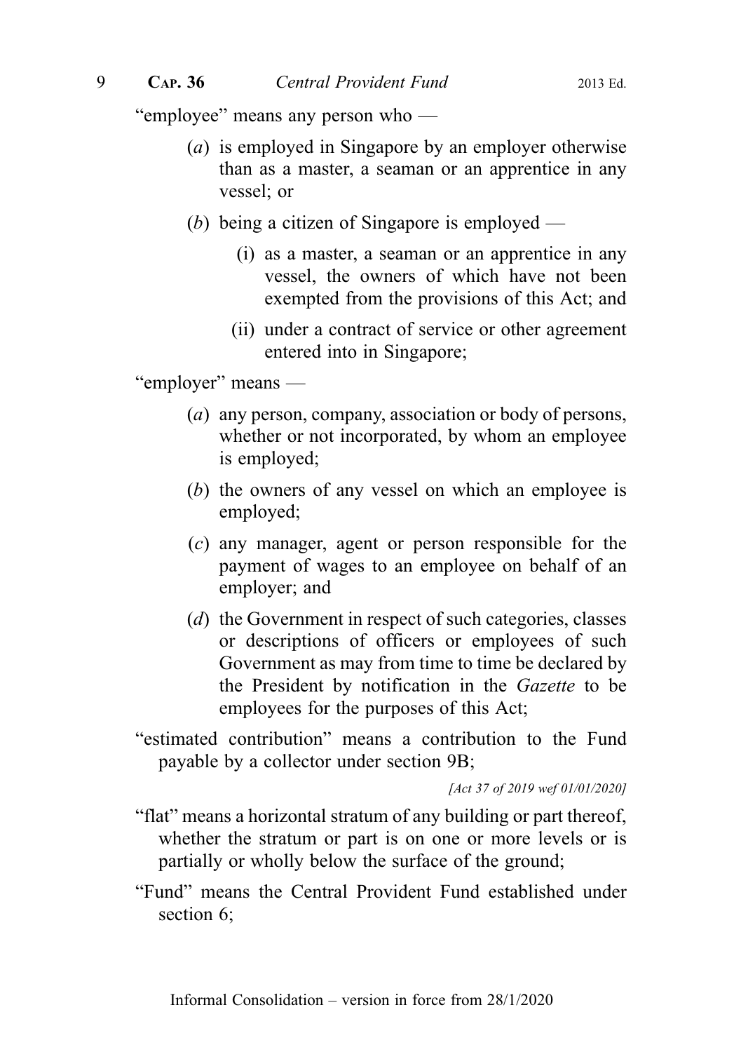"employee" means any person who —

(*a*) is employed in Singapore by an employer otherwise than as a master, a seaman or an apprentice in any vessel; or

(*b*) being a citizen of Singapore is employed —

(i) as a master, a seaman or an apprentice in any vessel, the owners of which have not been exempted from the provisions of this Act; and

(ii) under a contract of service or other agreement entered into in Singapore;

"employer" means —

(*a*) any person, company, association or body of persons, whether or not incorporated, by whom an employee is employed;

(*b*) the owners of any vessel on which an employee is employed;

(*c*) any manager, agent or person responsible for the payment of wages to an employee on behalf of an employer; and

(*d*) the Government in respect of such categories, classes or descriptions of officers or employees of such Government as may from time to time be declared by the President by notification in the *Gazette* to be employees for the purposes of this Act;

"estimated contribution" means a contribution to the Fund payable by a collector under section 9B;

*[Act 37 of 2019 wef 01/01/2020]*

"flat" means a horizontal stratum of any building or part thereof, whether the stratum or part is on one or more levels or is partially or wholly below the surface of the ground;

"Fund" means the Central Provident Fund established under section 6;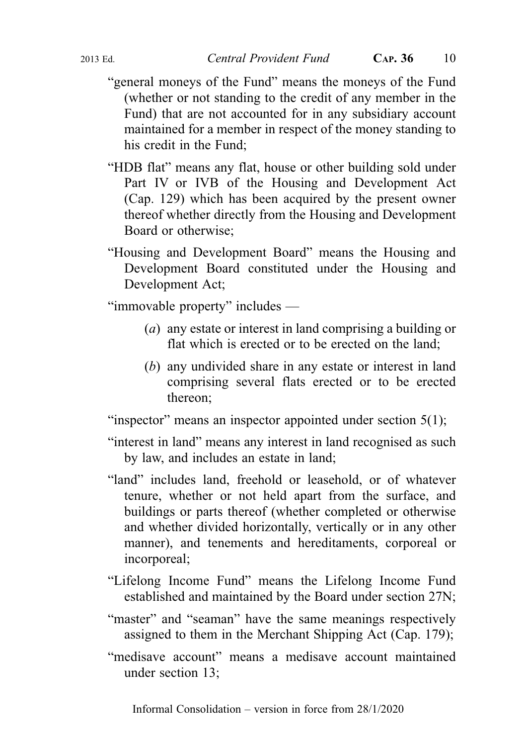"general moneys of the Fund" means the moneys of the Fund (whether or not standing to the credit of any member in the Fund) that are not accounted for in any subsidiary account maintained for a member in respect of the money standing to his credit in the Fund;

"HDB flat" means any flat, house or other building sold under Part IV or IVB of the Housing and Development Act (Cap. 129) which has been acquired by the present owner thereof whether directly from the Housing and Development Board or otherwise;

"Housing and Development Board" means the Housing and Development Board constituted under the Housing and Development Act;

"immovable property" includes —

- (*a*) any estate or interest in land comprising a building or flat which is erected or to be erected on the land;
- (*b*) any undivided share in any estate or interest in land comprising several flats erected or to be erected thereon;

"inspector" means an inspector appointed under section 5(1);

"interest in land" means any interest in land recognised as such by law, and includes an estate in land;

"land" includes land, freehold or leasehold, or of whatever tenure, whether or not held apart from the surface, and buildings or parts thereof (whether completed or otherwise and whether divided horizontally, vertically or in any other manner), and tenements and hereditaments, corporeal or incorporeal;

"Lifelong Income Fund" means the Lifelong Income Fund established and maintained by the Board under section 27N;

"master" and "seaman" have the same meanings respectively assigned to them in the Merchant Shipping Act (Cap. 179);

"medisave account" means a medisave account maintained under section 13;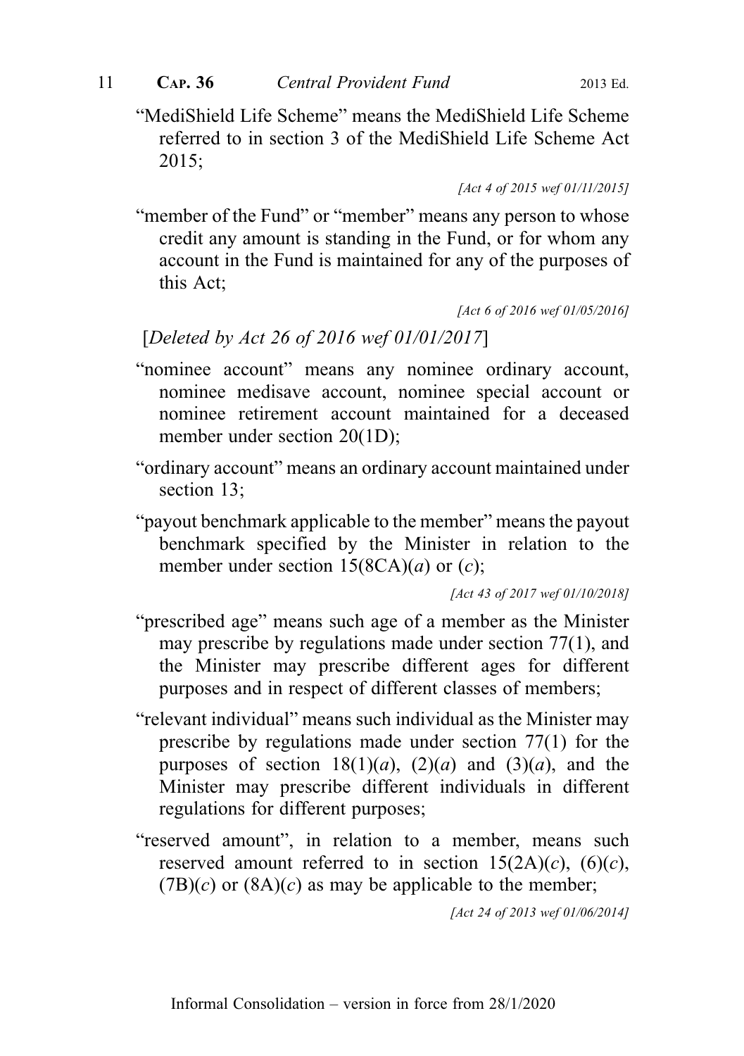"MediShield Life Scheme" means the MediShield Life Scheme referred to in section 3 of the MediShield Life Scheme Act 2015;

*[Act 4 of 2015 wef 01/11/2015]*

"member of the Fund" or "member" means any person to whose credit any amount is standing in the Fund, or for whom any account in the Fund is maintained for any of the purposes of this Act;

*[Act 6 of 2016 wef 01/05/2016]*

[*Deleted by Act 26 of 2016 wef 01/01/2017*]

"nominee account" means any nominee ordinary account, nominee medisave account, nominee special account or nominee retirement account maintained for a deceased member under section 20(1D);

"ordinary account" means an ordinary account maintained under section 13;

"payout benchmark applicable to the member" means the payout benchmark specified by the Minister in relation to the member under section 15(8CA)(*a*) or (*c*);

*[Act 43 of 2017 wef 01/10/2018]*

"prescribed age" means such age of a member as the Minister may prescribe by regulations made under section 77(1), and the Minister may prescribe different ages for different purposes and in respect of different classes of members;

"relevant individual" means such individual as the Minister may prescribe by regulations made under section 77(1) for the purposes of section 18(1)(*a*), (2)(*a*) and (3)(*a*), and the Minister may prescribe different individuals in different regulations for different purposes;

"reserved amount", in relation to a member, means such reserved amount referred to in section 15(2A)(*c*), (6)(*c*), (7B)(*c*) or (8A)(*c*) as may be applicable to the member;

*[Act 24 of 2013 wef 01/06/2014]*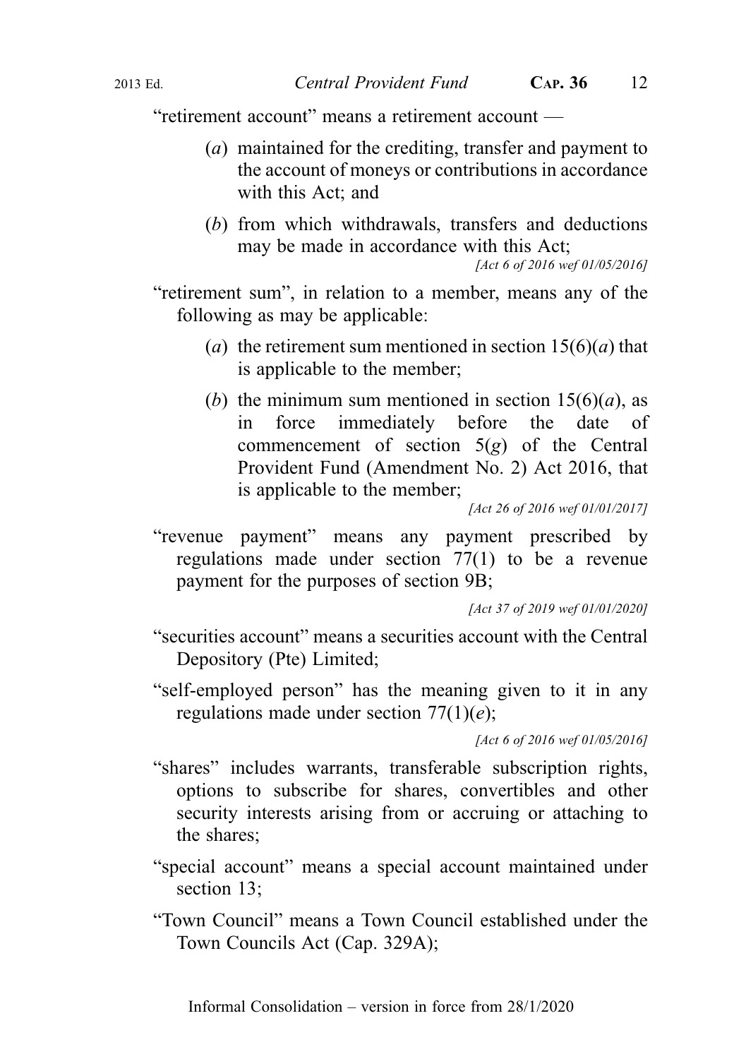"retirement account" means a retirement account —

(*a*) maintained for the crediting, transfer and payment to the account of moneys or contributions in accordance with this Act; and

(*b*) from which withdrawals, transfers and deductions may be made in accordance with this Act;

*[Act 6 of 2016 wef 01/05/2016]*

"retirement sum", in relation to a member, means any of the following as may be applicable:

(*a*) the retirement sum mentioned in section 15(6)(*a*) that is applicable to the member;

(*b*) the minimum sum mentioned in section 15(6)(*a*), as in force immediately before the date of commencement of section 5(*g*) of the Central Provident Fund (Amendment No. 2) Act 2016, that is applicable to the member;

*[Act 26 of 2016 wef 01/01/2017]*

"revenue payment" means any payment prescribed by regulations made under section 77(1) to be a revenue payment for the purposes of section 9B;

*[Act 37 of 2019 wef 01/01/2020]*

"securities account" means a securities account with the Central Depository (Pte) Limited;

"self-employed person" has the meaning given to it in any regulations made under section 77(1)(*e*);

*[Act 6 of 2016 wef 01/05/2016]*

"shares" includes warrants, transferable subscription rights, options to subscribe for shares, convertibles and other security interests arising from or accruing or attaching to the shares;

"special account" means a special account maintained under section 13;

"Town Council" means a Town Council established under the Town Councils Act (Cap. 329A);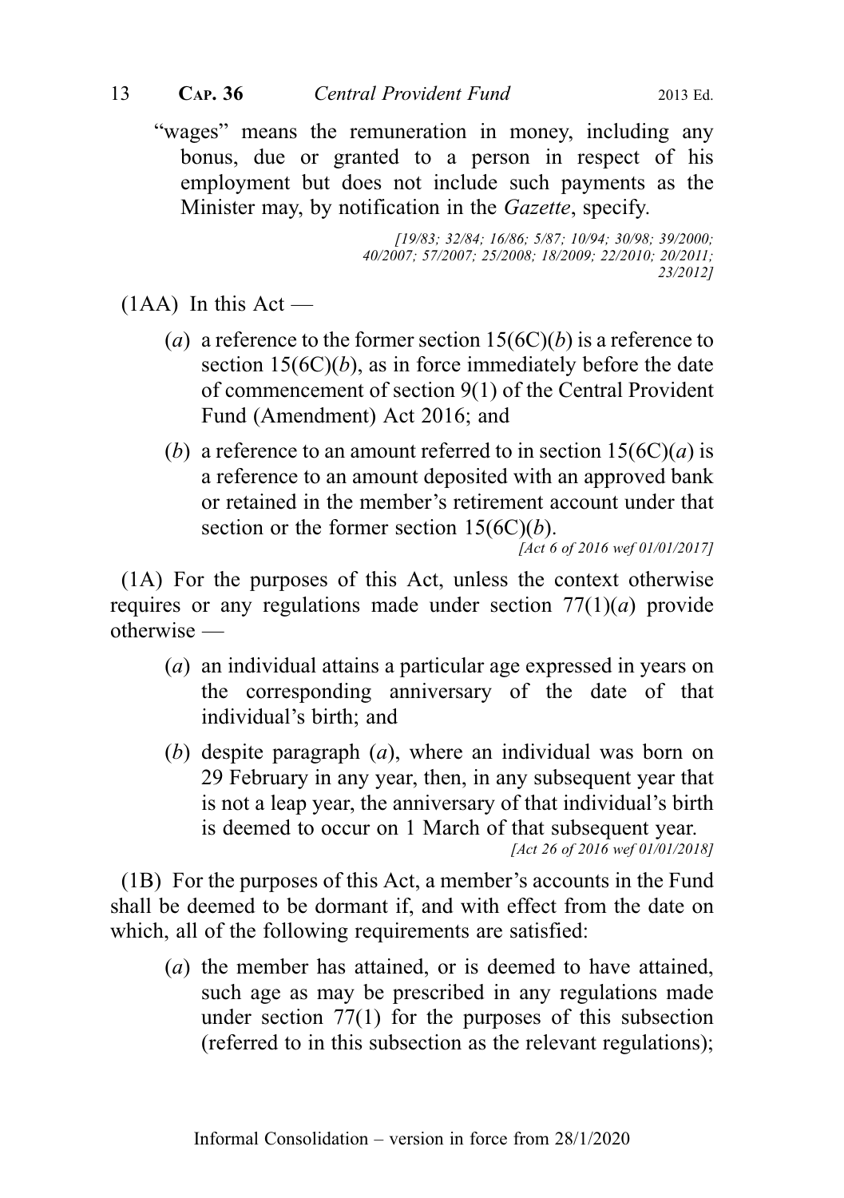"wages" means the remuneration in money, including any bonus, due or granted to a person in respect of his employment but does not include such payments as the Minister may, by notification in the *Gazette*, specify.

*[19/83; 32/84; 16/86; 5/87; 10/94; 30/98; 39/2000; 40/2007; 57/2007; 25/2008; 18/2009; 22/2010; 20/2011; 23/2012]*

(1AA) In this Act —

(*a*) a reference to the former section 15(6C)(*b*) is a reference to section 15(6C)(*b*), as in force immediately before the date of commencement of section 9(1) of the Central Provident Fund (Amendment) Act 2016; and

(*b*) a reference to an amount referred to in section 15(6C)(*a*) is a reference to an amount deposited with an approved bank or retained in the member's retirement account under that section or the former section 15(6C)(*b*).

*[Act 6 of 2016 wef 01/01/2017]*

(1A) For the purposes of this Act, unless the context otherwise requires or any regulations made under section 77(1)(*a*) provide otherwise —

(*a*) an individual attains a particular age expressed in years on the corresponding anniversary of the date of that individual's birth; and

(*b*) despite paragraph (*a*), where an individual was born on 29 February in any year, then, in any subsequent year that is not a leap year, the anniversary of that individual's birth is deemed to occur on 1 March of that subsequent year.

*[Act 26 of 2016 wef 01/01/2018]*

(1B) For the purposes of this Act, a member's accounts in the Fund shall be deemed to be dormant if, and with effect from the date on which, all of the following requirements are satisfied:

(*a*) the member has attained, or is deemed to have attained, such age as may be prescribed in any regulations made under section 77(1) for the purposes of this subsection (referred to in this subsection as the relevant regulations);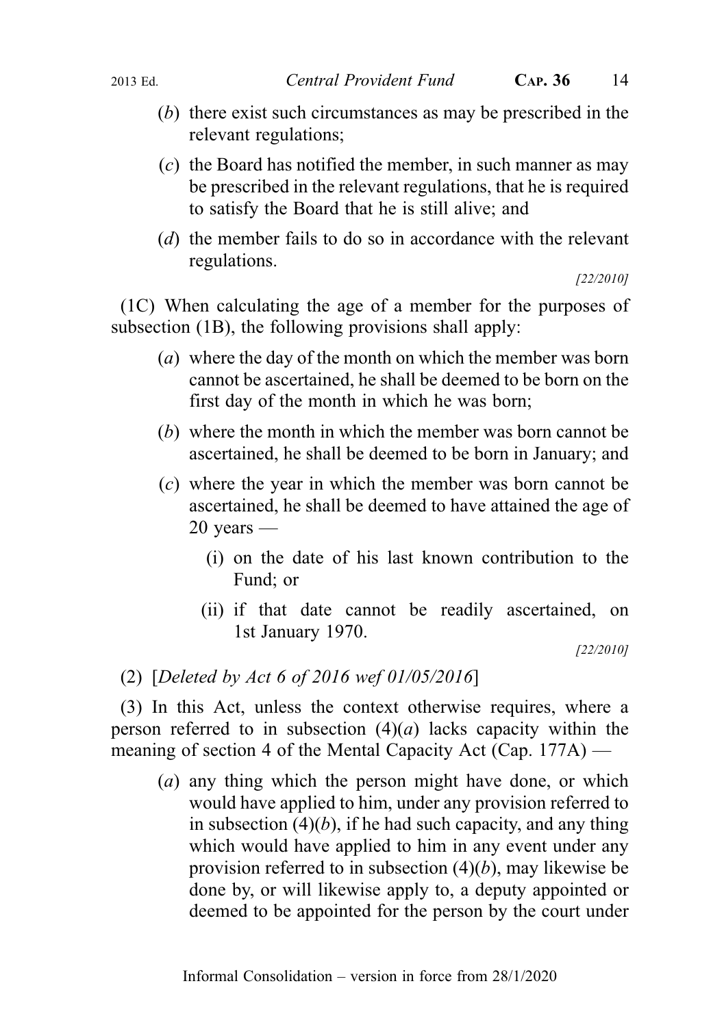(*b*) there exist such circumstances as may be prescribed in the relevant regulations;

(*c*) the Board has notified the member, in such manner as may be prescribed in the relevant regulations, that he is required to satisfy the Board that he is still alive; and

(*d*) the member fails to do so in accordance with the relevant regulations.

*[22/2010]*

(1C) When calculating the age of a member for the purposes of subsection (1B), the following provisions shall apply:

(*a*) where the day of the month on which the member was born cannot be ascertained, he shall be deemed to be born on the first day of the month in which he was born;

(*b*) where the month in which the member was born cannot be ascertained, he shall be deemed to be born in January; and

(*c*) where the year in which the member was born cannot be ascertained, he shall be deemed to have attained the age of 20 years —

(i) on the date of his last known contribution to the Fund; or

(ii) if that date cannot be readily ascertained, on 1st January 1970.

*[22/2010]*

(2) [*Deleted by Act 6 of 2016 wef 01/05/2016*]

(3) In this Act, unless the context otherwise requires, where a person referred to in subsection (4)(*a*) lacks capacity within the meaning of section 4 of the Mental Capacity Act (Cap. 177A) —

(*a*) any thing which the person might have done, or which would have applied to him, under any provision referred to in subsection (4)(*b*), if he had such capacity, and any thing which would have applied to him in any event under any provision referred to in subsection (4)(*b*), may likewise be done by, or will likewise apply to, a deputy appointed or deemed to be appointed for the person by the court under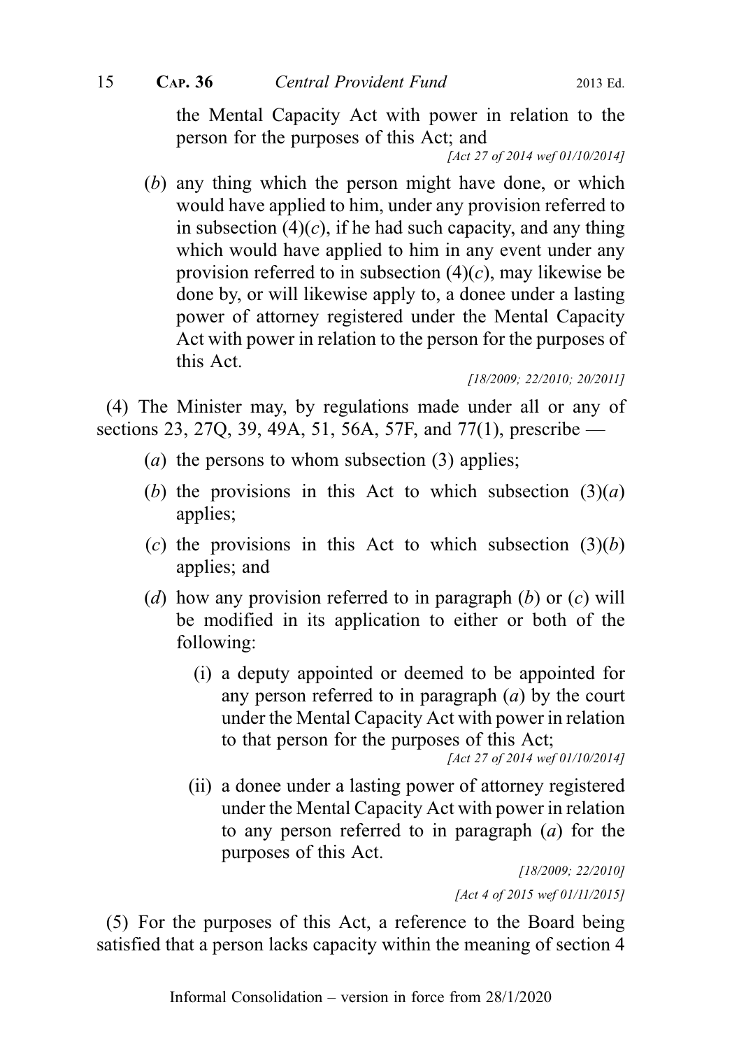the Mental Capacity Act with power in relation to the person for the purposes of this Act; and

[Act 27 of 2014 wef 01/10/2014]

(*b*) any thing which the person might have done, or which would have applied to him, under any provision referred to in subsection (4)(*c*), if he had such capacity, and any thing which would have applied to him in any event under any provision referred to in subsection (4)(*c*), may likewise be done by, or will likewise apply to, a donee under a lasting power of attorney registered under the Mental Capacity Act with power in relation to the person for the purposes of this Act.

[18/2009; 22/2010; 20/2011]

(4) The Minister may, by regulations made under all or any of sections 23, 27Q, 39, 49A, 51, 56A, 57F, and 77(1), prescribe —

(*a*) the persons to whom subsection (3) applies;

(*b*) the provisions in this Act to which subsection (3)(*a*) applies;

(*c*) the provisions in this Act to which subsection (3)(*b*) applies; and

(*d*) how any provision referred to in paragraph (*b*) or (*c*) will be modified in its application to either or both of the following:

(i) a deputy appointed or deemed to be appointed for any person referred to in paragraph (*a*) by the court under the Mental Capacity Act with power in relation to that person for the purposes of this Act;

[Act 27 of 2014 wef 01/10/2014]

(ii) a donee under a lasting power of attorney registered under the Mental Capacity Act with power in relation to any person referred to in paragraph (*a*) for the purposes of this Act.

[18/2009; 22/2010]

[Act 4 of 2015 wef 01/11/2015]

(5) For the purposes of this Act, a reference to the Board being satisfied that a person lacks capacity within the meaning of section 4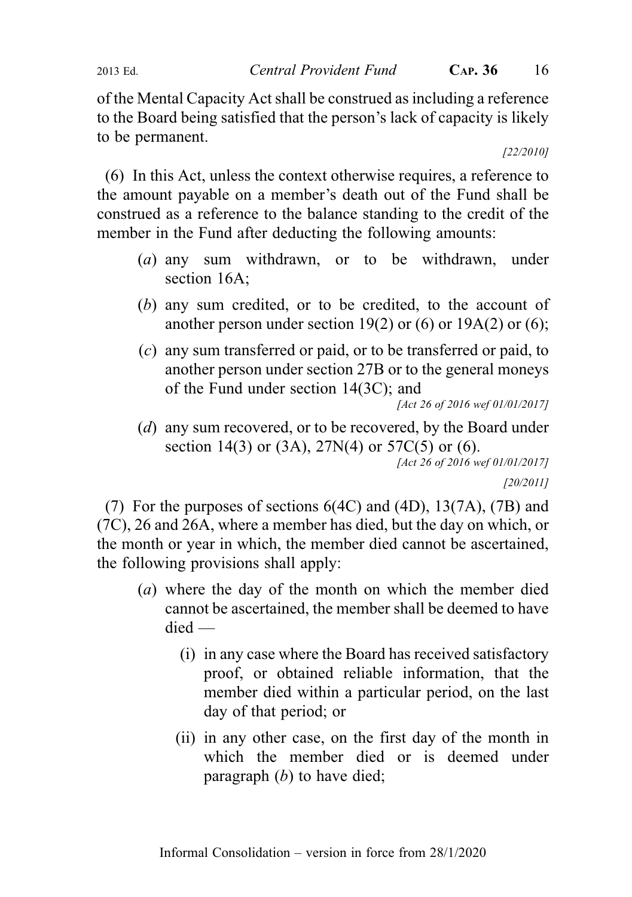of the Mental Capacity Act shall be construed as including a reference to the Board being satisfied that the person's lack of capacity is likely to be permanent.

*[22/2010]*

(6) In this Act, unless the context otherwise requires, a reference to the amount payable on a member's death out of the Fund shall be construed as a reference to the balance standing to the credit of the member in the Fund after deducting the following amounts:

- (*a*) any sum withdrawn, or to be withdrawn, under section 16A;
- (*b*) any sum credited, or to be credited, to the account of another person under section 19(2) or (6) or 19A(2) or (6);
- (*c*) any sum transferred or paid, or to be transferred or paid, to another person under section 27B or to the general moneys of the Fund under section 14(3C); and

  *[Act 26 of 2016 wef 01/01/2017]*
- (*d*) any sum recovered, or to be recovered, by the Board under section 14(3) or (3A), 27N(4) or 57C(5) or (6).

  *[Act 26 of 2016 wef 01/01/2017]*

*[20/2011]*

(7) For the purposes of sections 6(4C) and (4D), 13(7A), (7B) and (7C), 26 and 26A, where a member has died, but the day on which, or the month or year in which, the member died cannot be ascertained, the following provisions shall apply:

- (*a*) where the day of the month on which the member died cannot be ascertained, the member shall be deemed to have died —
  - (i) in any case where the Board has received satisfactory proof, or obtained reliable information, that the member died within a particular period, on the last day of that period; or
  - (ii) in any other case, on the first day of the month in which the member died or is deemed under paragraph (*b*) to have died;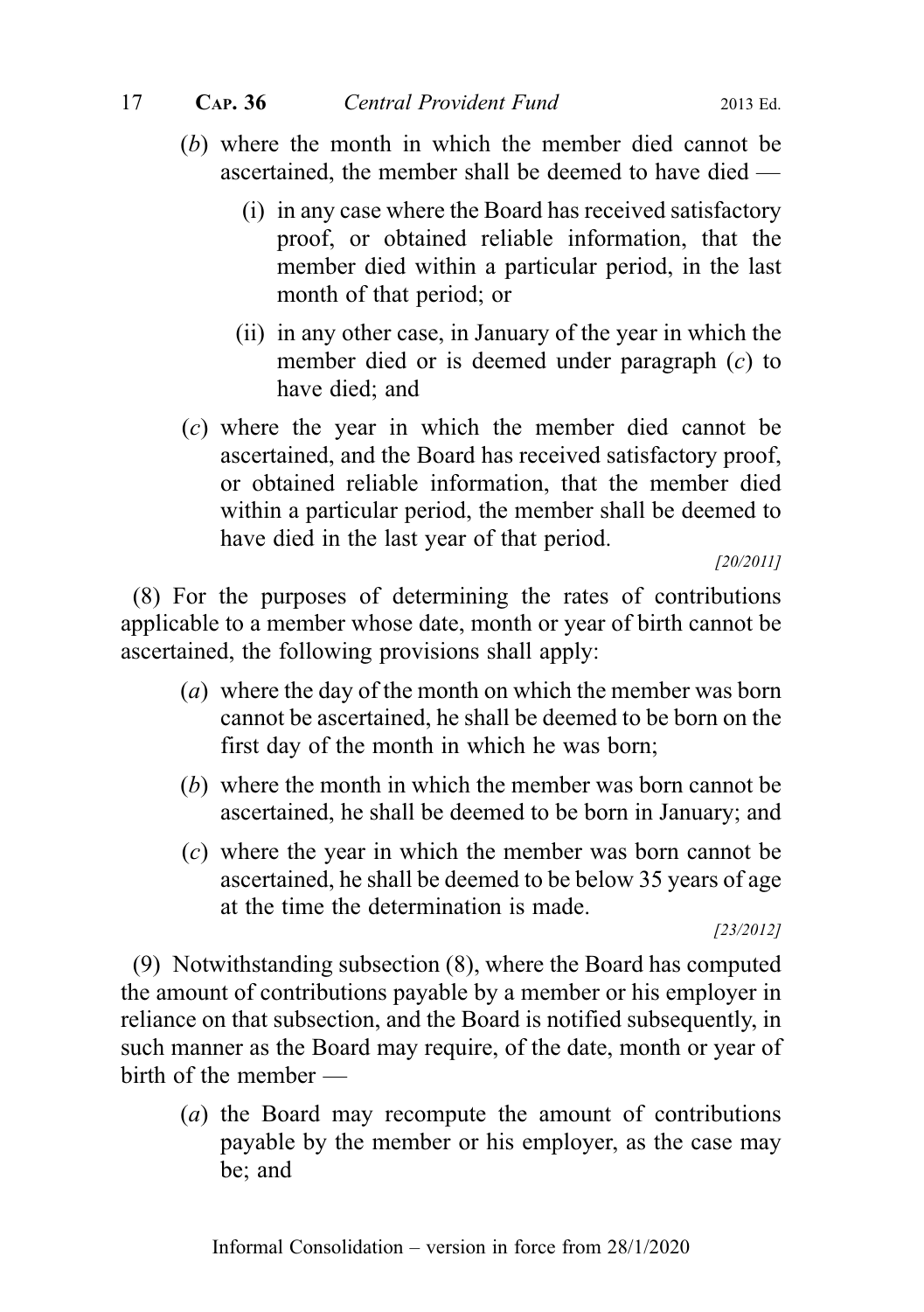(*b*) where the month in which the member died cannot be ascertained, the member shall be deemed to have died —

(i) in any case where the Board has received satisfactory proof, or obtained reliable information, that the member died within a particular period, in the last month of that period; or

(ii) in any other case, in January of the year in which the member died or is deemed under paragraph (*c*) to have died; and

(*c*) where the year in which the member died cannot be ascertained, and the Board has received satisfactory proof, or obtained reliable information, that the member died within a particular period, the member shall be deemed to have died in the last year of that period.

*[20/2011]*

(8) For the purposes of determining the rates of contributions applicable to a member whose date, month or year of birth cannot be ascertained, the following provisions shall apply:

(*a*) where the day of the month on which the member was born cannot be ascertained, he shall be deemed to be born on the first day of the month in which he was born;

(*b*) where the month in which the member was born cannot be ascertained, he shall be deemed to be born in January; and

(*c*) where the year in which the member was born cannot be ascertained, he shall be deemed to be below 35 years of age at the time the determination is made.

*[23/2012]*

(9) Notwithstanding subsection (8), where the Board has computed the amount of contributions payable by a member or his employer in reliance on that subsection, and the Board is notified subsequently, in such manner as the Board may require, of the date, month or year of birth of the member —

(*a*) the Board may recompute the amount of contributions payable by the member or his employer, as the case may be; and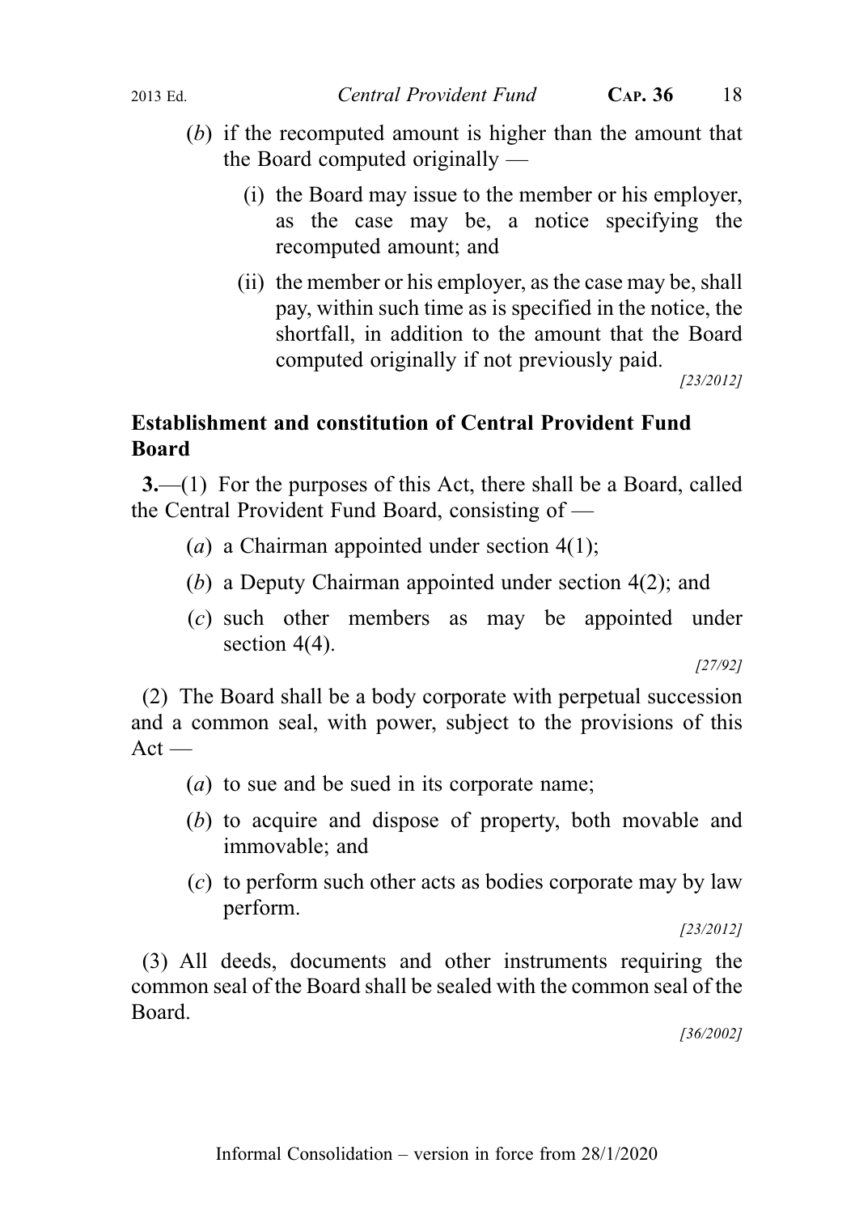(*b*) if the recomputed amount is higher than the amount that the Board computed originally —

(i) the Board may issue to the member or his employer, as the case may be, a notice specifying the recomputed amount; and

(ii) the member or his employer, as the case may be, shall pay, within such time as is specified in the notice, the shortfall, in addition to the amount that the Board computed originally if not previously paid.

[23/2012]

**Establishment and constitution of Central Provident Fund Board**

**3.**—(1) For the purposes of this Act, there shall be a Board, called the Central Provident Fund Board, consisting of —

(*a*) a Chairman appointed under section 4(1);

(*b*) a Deputy Chairman appointed under section 4(2); and

(*c*) such other members as may be appointed under section 4(4).

[27/92]

(2) The Board shall be a body corporate with perpetual succession and a common seal, with power, subject to the provisions of this Act —

(*a*) to sue and be sued in its corporate name;

(*b*) to acquire and dispose of property, both movable and immovable; and

(*c*) to perform such other acts as bodies corporate may by law perform.

[23/2012]

(3) All deeds, documents and other instruments requiring the common seal of the Board shall be sealed with the common seal of the Board.

[36/2002]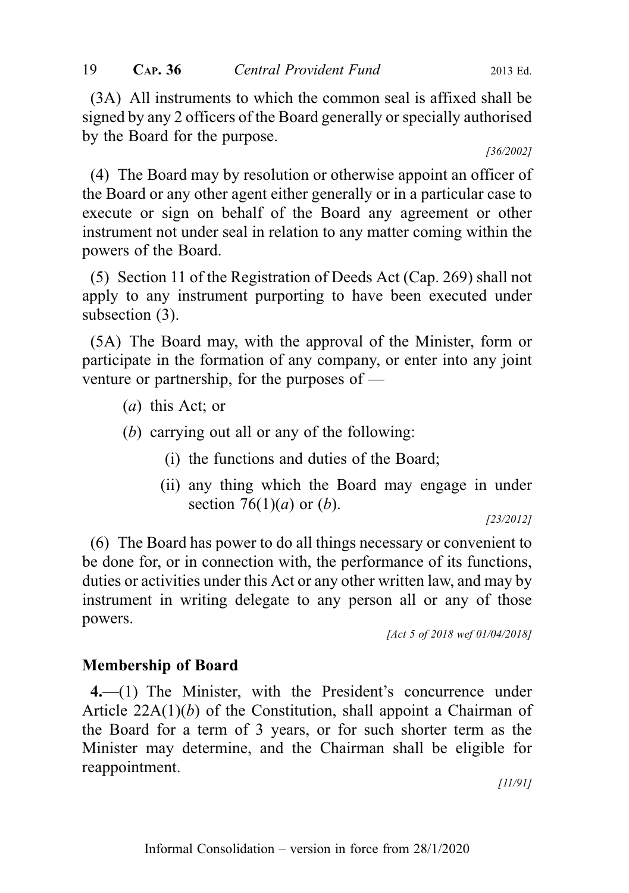(3A) All instruments to which the common seal is affixed shall be signed by any 2 officers of the Board generally or specially authorised by the Board for the purpose.

[36/2002]

(4) The Board may by resolution or otherwise appoint an officer of the Board or any other agent either generally or in a particular case to execute or sign on behalf of the Board any agreement or other instrument not under seal in relation to any matter coming within the powers of the Board.

(5) Section 11 of the Registration of Deeds Act (Cap. 269) shall not apply to any instrument purporting to have been executed under subsection (3).

(5A) The Board may, with the approval of the Minister, form or participate in the formation of any company, or enter into any joint venture or partnership, for the purposes of —

(*a*) this Act; or

(*b*) carrying out all or any of the following:

(i) the functions and duties of the Board;

(ii) any thing which the Board may engage in under section 76(1)(*a*) or (*b*).

[23/2012]

(6) The Board has power to do all things necessary or convenient to be done for, or in connection with, the performance of its functions, duties or activities under this Act or any other written law, and may by instrument in writing delegate to any person all or any of those powers.

[Act 5 of 2018 wef 01/04/2018]

## Membership of Board

**4.**—(1) The Minister, with the President's concurrence under Article 22A(1)(*b*) of the Constitution, shall appoint a Chairman of the Board for a term of 3 years, or for such shorter term as the Minister may determine, and the Chairman shall be eligible for reappointment.

[11/91]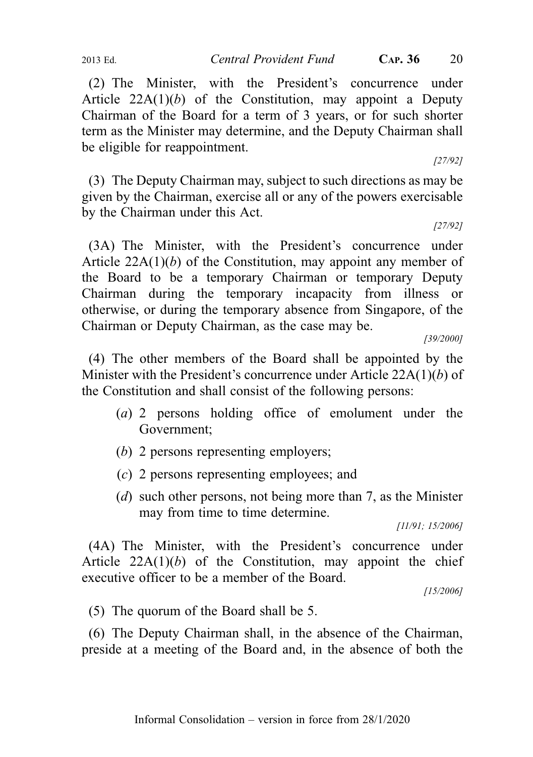(2) The Minister, with the President's concurrence under Article 22A(1)(*b*) of the Constitution, may appoint a Deputy Chairman of the Board for a term of 3 years, or for such shorter term as the Minister may determine, and the Deputy Chairman shall be eligible for reappointment.

*[27/92]*

(3) The Deputy Chairman may, subject to such directions as may be given by the Chairman, exercise all or any of the powers exercisable by the Chairman under this Act.

*[27/92]*

(3A) The Minister, with the President's concurrence under Article 22A(1)(*b*) of the Constitution, may appoint any member of the Board to be a temporary Chairman or temporary Deputy Chairman during the temporary incapacity from illness or otherwise, or during the temporary absence from Singapore, of the Chairman or Deputy Chairman, as the case may be.

*[39/2000]*

(4) The other members of the Board shall be appointed by the Minister with the President's concurrence under Article 22A(1)(*b*) of the Constitution and shall consist of the following persons:

- (*a*) 2 persons holding office of emolument under the Government;
- (*b*) 2 persons representing employers;
- (*c*) 2 persons representing employees; and
- (*d*) such other persons, not being more than 7, as the Minister may from time to time determine.

*[11/91; 15/2006]*

(4A) The Minister, with the President's concurrence under Article 22A(1)(*b*) of the Constitution, may appoint the chief executive officer to be a member of the Board.

*[15/2006]*

(5) The quorum of the Board shall be 5.

(6) The Deputy Chairman shall, in the absence of the Chairman, preside at a meeting of the Board and, in the absence of both the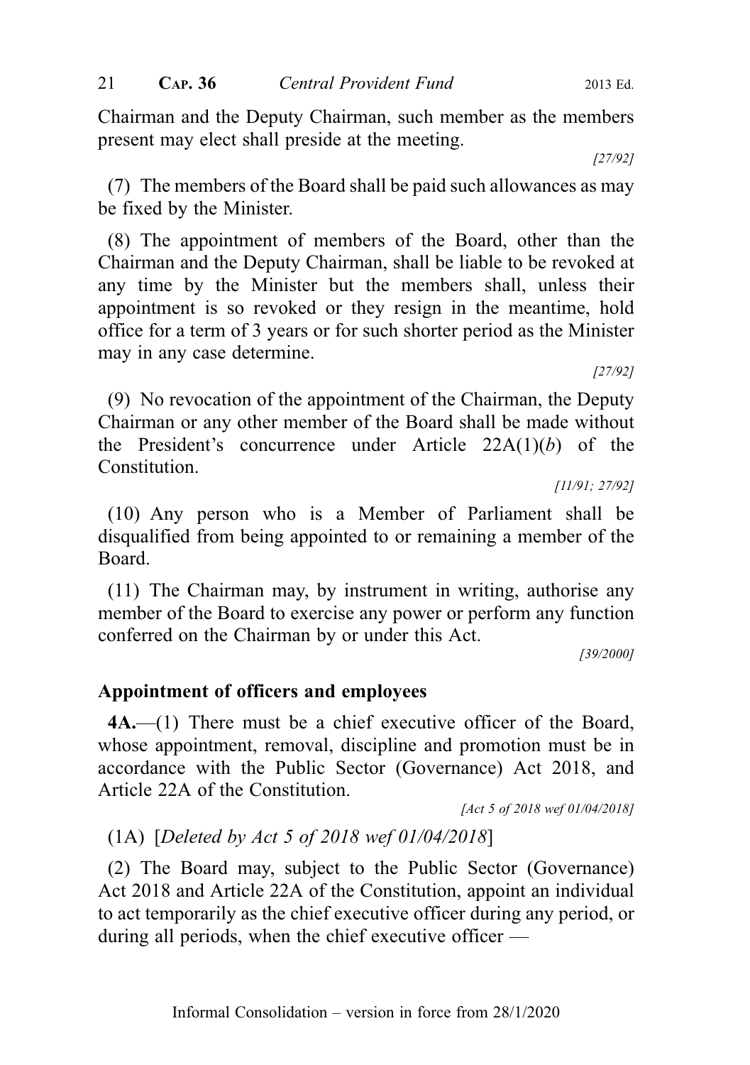Chairman and the Deputy Chairman, such member as the members present may elect shall preside at the meeting.

[27/92]

(7) The members of the Board shall be paid such allowances as may be fixed by the Minister.

(8) The appointment of members of the Board, other than the Chairman and the Deputy Chairman, shall be liable to be revoked at any time by the Minister but the members shall, unless their appointment is so revoked or they resign in the meantime, hold office for a term of 3 years or for such shorter period as the Minister may in any case determine.

[27/92]

(9) No revocation of the appointment of the Chairman, the Deputy Chairman or any other member of the Board shall be made without the President's concurrence under Article 22A(1)(*b*) of the Constitution.

[11/91; 27/92]

(10) Any person who is a Member of Parliament shall be disqualified from being appointed to or remaining a member of the Board.

(11) The Chairman may, by instrument in writing, authorise any member of the Board to exercise any power or perform any function conferred on the Chairman by or under this Act.

[39/2000]

### Appointment of officers and employees

**4A.**—(1) There must be a chief executive officer of the Board, whose appointment, removal, discipline and promotion must be in accordance with the Public Sector (Governance) Act 2018, and Article 22A of the Constitution.

*[Act 5 of 2018 wef 01/04/2018]*

(1A) [*Deleted by Act 5 of 2018 wef 01/04/2018*]

(2) The Board may, subject to the Public Sector (Governance) Act 2018 and Article 22A of the Constitution, appoint an individual to act temporarily as the chief executive officer during any period, or during all periods, when the chief executive officer —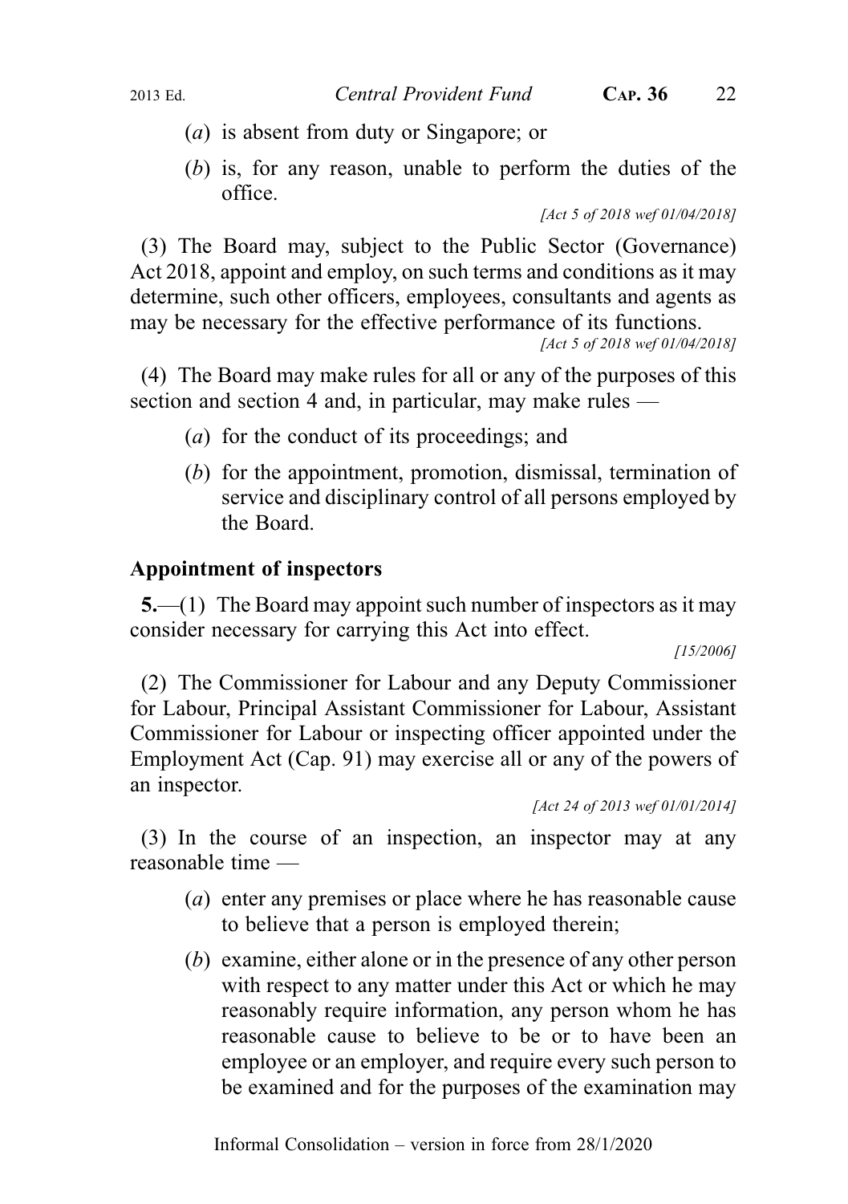(*a*) is absent from duty or Singapore; or

(*b*) is, for any reason, unable to perform the duties of the office.

*[Act 5 of 2018 wef 01/04/2018]*

(3) The Board may, subject to the Public Sector (Governance) Act 2018, appoint and employ, on such terms and conditions as it may determine, such other officers, employees, consultants and agents as may be necessary for the effective performance of its functions.

*[Act 5 of 2018 wef 01/04/2018]*

(4) The Board may make rules for all or any of the purposes of this section and section 4 and, in particular, may make rules —

(*a*) for the conduct of its proceedings; and

(*b*) for the appointment, promotion, dismissal, termination of service and disciplinary control of all persons employed by the Board.

### Appointment of inspectors

**5.**—(1) The Board may appoint such number of inspectors as it may consider necessary for carrying this Act into effect.

*[15/2006]*

(2) The Commissioner for Labour and any Deputy Commissioner for Labour, Principal Assistant Commissioner for Labour, Assistant Commissioner for Labour or inspecting officer appointed under the Employment Act (Cap. 91) may exercise all or any of the powers of an inspector.

*[Act 24 of 2013 wef 01/01/2014]*

(3) In the course of an inspection, an inspector may at any reasonable time —

(*a*) enter any premises or place where he has reasonable cause to believe that a person is employed therein;

(*b*) examine, either alone or in the presence of any other person with respect to any matter under this Act or which he may reasonably require information, any person whom he has reasonable cause to believe to be or to have been an employee or an employer, and require every such person to be examined and for the purposes of the examination may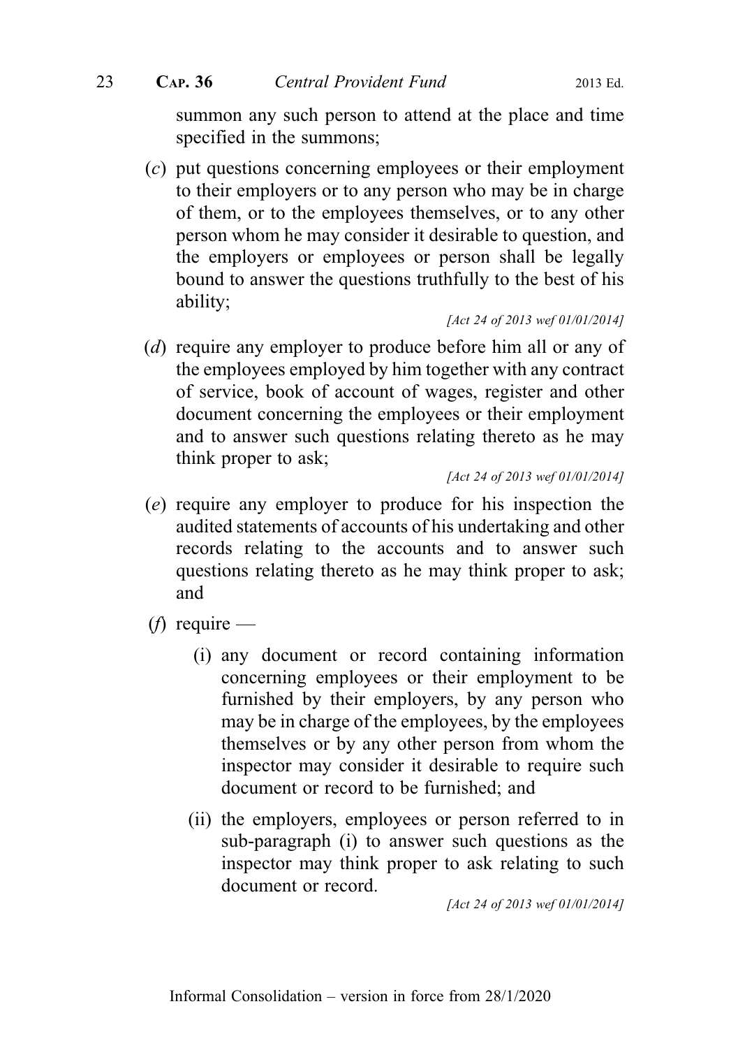summon any such person to attend at the place and time specified in the summons;

(*c*) put questions concerning employees or their employment to their employers or to any person who may be in charge of them, or to the employees themselves, or to any other person whom he may consider it desirable to question, and the employers or employees or person shall be legally bound to answer the questions truthfully to the best of his ability;

*[Act 24 of 2013 wef 01/01/2014]*

(*d*) require any employer to produce before him all or any of the employees employed by him together with any contract of service, book of account of wages, register and other document concerning the employees or their employment and to answer such questions relating thereto as he may think proper to ask;

*[Act 24 of 2013 wef 01/01/2014]*

(*e*) require any employer to produce for his inspection the audited statements of accounts of his undertaking and other records relating to the accounts and to answer such questions relating thereto as he may think proper to ask; and

(*f*) require —

(i) any document or record containing information concerning employees or their employment to be furnished by their employers, by any person who may be in charge of the employees, by the employees themselves or by any other person from whom the inspector may consider it desirable to require such document or record to be furnished; and

(ii) the employers, employees or person referred to in sub-paragraph (i) to answer such questions as the inspector may think proper to ask relating to such document or record.

*[Act 24 of 2013 wef 01/01/2014]*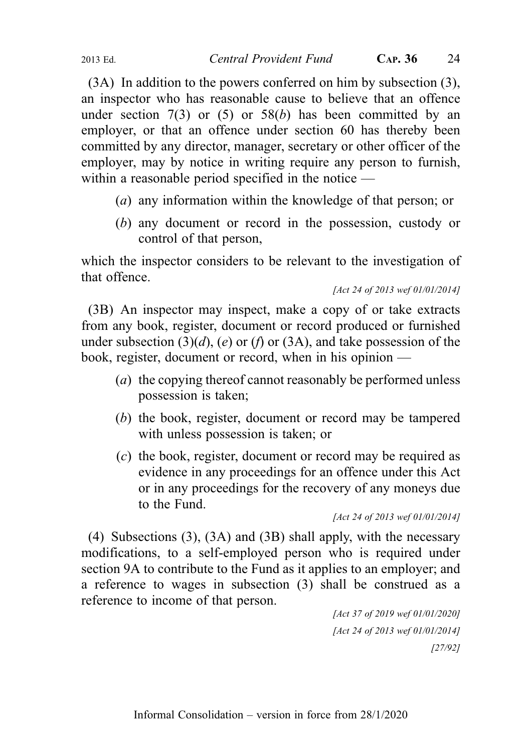(3A) In addition to the powers conferred on him by subsection (3), an inspector who has reasonable cause to believe that an offence under section 7(3) or (5) or 58(*b*) has been committed by an employer, or that an offence under section 60 has thereby been committed by any director, manager, secretary or other officer of the employer, may by notice in writing require any person to furnish, within a reasonable period specified in the notice —

(*a*) any information within the knowledge of that person; or

(*b*) any document or record in the possession, custody or control of that person,

which the inspector considers to be relevant to the investigation of that offence.

*[Act 24 of 2013 wef 01/01/2014]*

(3B) An inspector may inspect, make a copy of or take extracts from any book, register, document or record produced or furnished under subsection (3)(*d*), (*e*) or (*f*) or (3A), and take possession of the book, register, document or record, when in his opinion —

(*a*) the copying thereof cannot reasonably be performed unless possession is taken;

(*b*) the book, register, document or record may be tampered with unless possession is taken; or

(*c*) the book, register, document or record may be required as evidence in any proceedings for an offence under this Act or in any proceedings for the recovery of any moneys due to the Fund.

*[Act 24 of 2013 wef 01/01/2014]*

(4) Subsections (3), (3A) and (3B) shall apply, with the necessary modifications, to a self-employed person who is required under section 9A to contribute to the Fund as it applies to an employer; and a reference to wages in subsection (3) shall be construed as a reference to income of that person.

*[Act 37 of 2019 wef 01/01/2020]*

*[Act 24 of 2013 wef 01/01/2014]*

*[27/92]*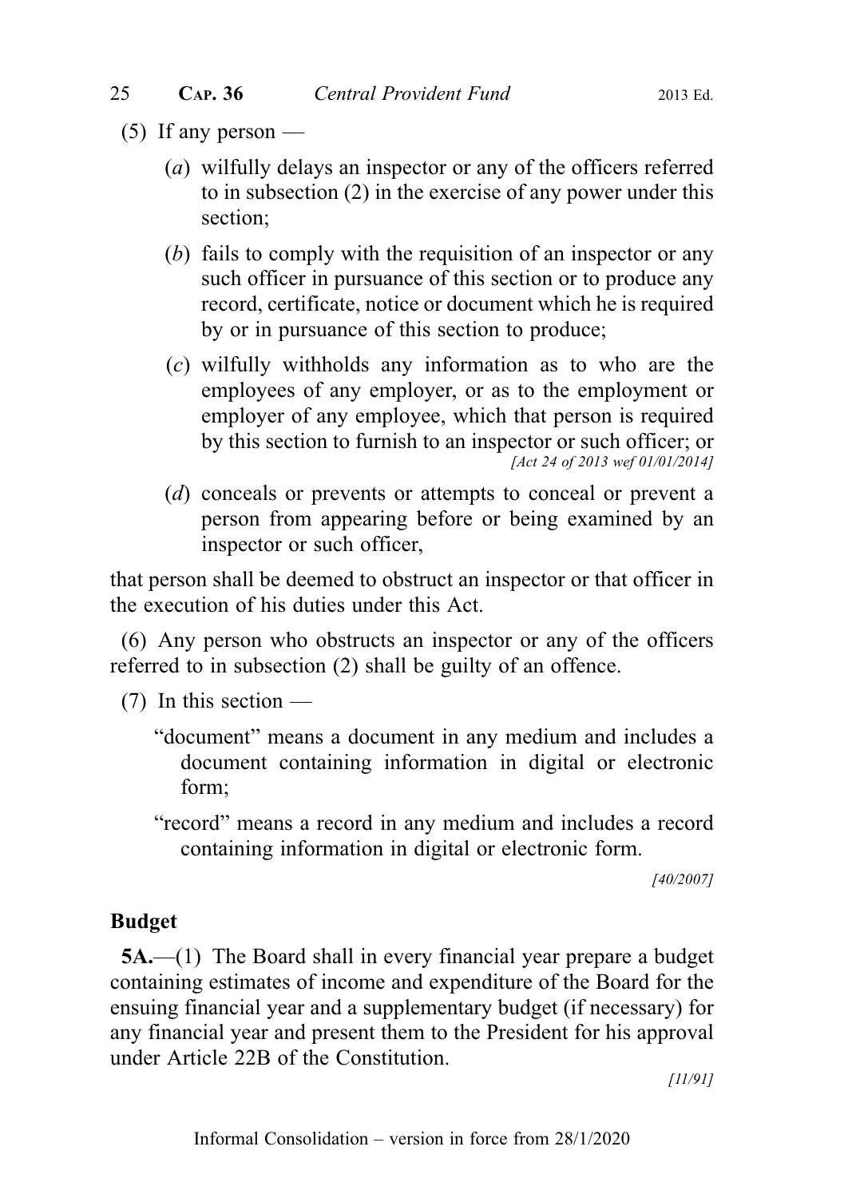(5) If any person —

(*a*) wilfully delays an inspector or any of the officers referred to in subsection (2) in the exercise of any power under this section;

(*b*) fails to comply with the requisition of an inspector or any such officer in pursuance of this section or to produce any record, certificate, notice or document which he is required by or in pursuance of this section to produce;

(*c*) wilfully withholds any information as to who are the employees of any employer, or as to the employment or employer of any employee, which that person is required by this section to furnish to an inspector or such officer; or

*[Act 24 of 2013 wef 01/01/2014]*

(*d*) conceals or prevents or attempts to conceal or prevent a person from appearing before or being examined by an inspector or such officer,

that person shall be deemed to obstruct an inspector or that officer in the execution of his duties under this Act.

(6) Any person who obstructs an inspector or any of the officers referred to in subsection (2) shall be guilty of an offence.

(7) In this section —

"document" means a document in any medium and includes a document containing information in digital or electronic form;

"record" means a record in any medium and includes a record containing information in digital or electronic form.

*[40/2007]*

**Budget**

**5A.**—(1) The Board shall in every financial year prepare a budget containing estimates of income and expenditure of the Board for the ensuing financial year and a supplementary budget (if necessary) for any financial year and present them to the President for his approval under Article 22B of the Constitution.

*[11/91]*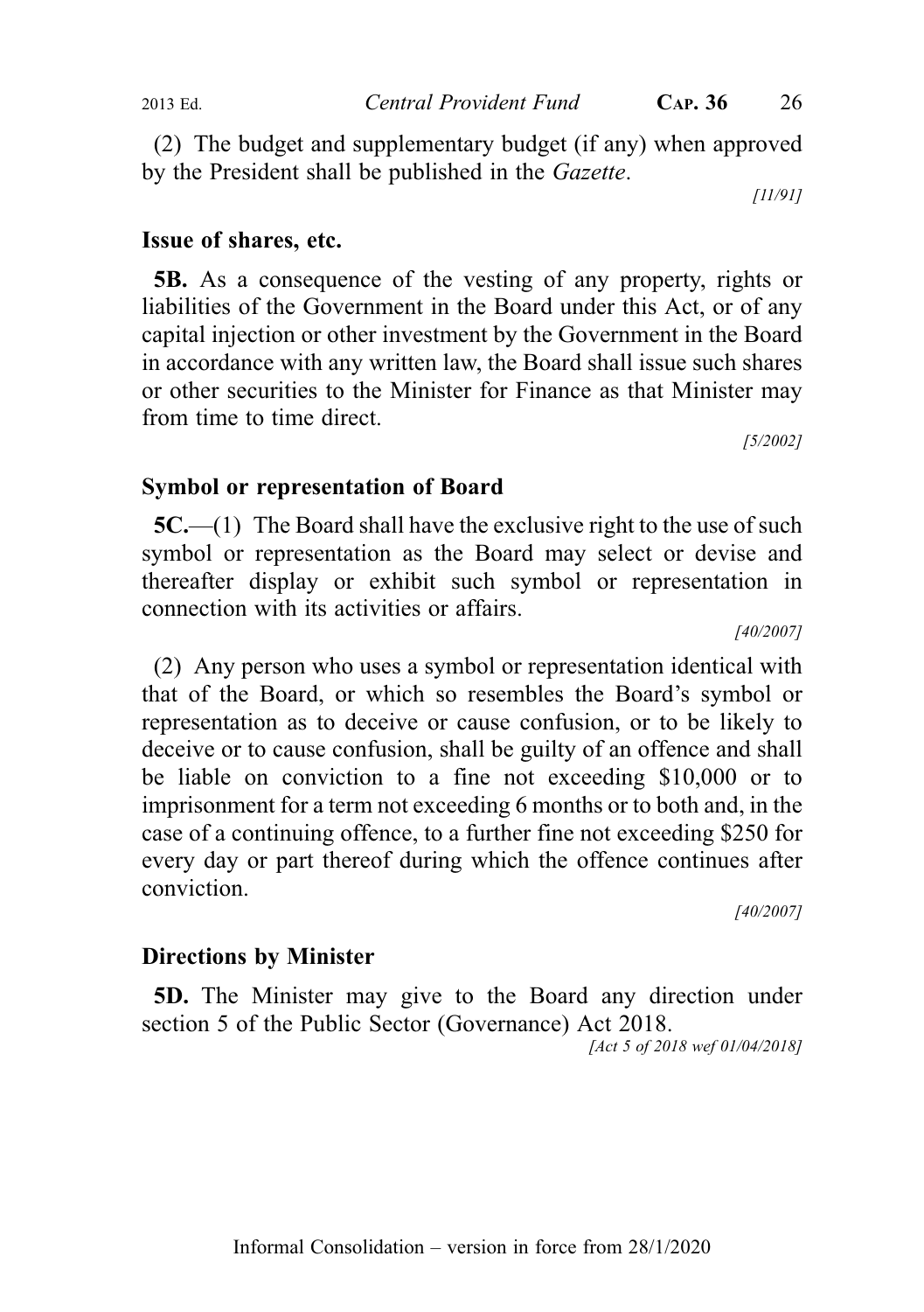(2) The budget and supplementary budget (if any) when approved by the President shall be published in the *Gazette*.

[11/91]

### Issue of shares, etc.

**5B.** As a consequence of the vesting of any property, rights or liabilities of the Government in the Board under this Act, or of any capital injection or other investment by the Government in the Board in accordance with any written law, the Board shall issue such shares or other securities to the Minister for Finance as that Minister may from time to time direct.

[5/2002]

### Symbol or representation of Board

**5C.**—(1) The Board shall have the exclusive right to the use of such symbol or representation as the Board may select or devise and thereafter display or exhibit such symbol or representation in connection with its activities or affairs.

[40/2007]

(2) Any person who uses a symbol or representation identical with that of the Board, or which so resembles the Board's symbol or representation as to deceive or cause confusion, or to be likely to deceive or to cause confusion, shall be guilty of an offence and shall be liable on conviction to a fine not exceeding $10,000 or to imprisonment for a term not exceeding 6 months or to both and, in the case of a continuing offence, to a further fine not exceeding $250 for every day or part thereof during which the offence continues after conviction.

[40/2007]

### Directions by Minister

**5D.** The Minister may give to the Board any direction under section 5 of the Public Sector (Governance) Act 2018.

[Act 5 of 2018 wef 01/04/2018]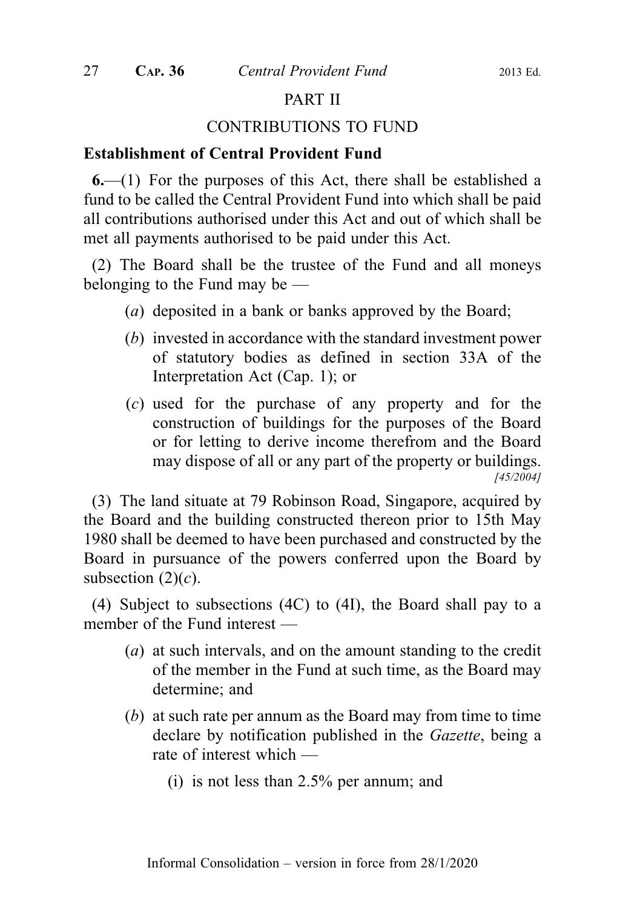## PART II

## CONTRIBUTIONS TO FUND

### Establishment of Central Provident Fund

**6.**—(1) For the purposes of this Act, there shall be established a fund to be called the Central Provident Fund into which shall be paid all contributions authorised under this Act and out of which shall be met all payments authorised to be paid under this Act.

(2) The Board shall be the trustee of the Fund and all moneys belonging to the Fund may be —

- (*a*) deposited in a bank or banks approved by the Board;
- (*b*) invested in accordance with the standard investment power of statutory bodies as defined in section 33A of the Interpretation Act (Cap. 1); or
- (*c*) used for the purchase of any property and for the construction of buildings for the purposes of the Board or for letting to derive income therefrom and the Board may dispose of all or any part of the property or buildings.

*[45/2004]*

(3) The land situate at 79 Robinson Road, Singapore, acquired by the Board and the building constructed thereon prior to 15th May 1980 shall be deemed to have been purchased and constructed by the Board in pursuance of the powers conferred upon the Board by subsection (2)(*c*).

(4) Subject to subsections (4C) to (4I), the Board shall pay to a member of the Fund interest —

- (*a*) at such intervals, and on the amount standing to the credit of the member in the Fund at such time, as the Board may determine; and
- (*b*) at such rate per annum as the Board may from time to time declare by notification published in the *Gazette*, being a rate of interest which —
  - (i) is not less than 2.5% per annum; and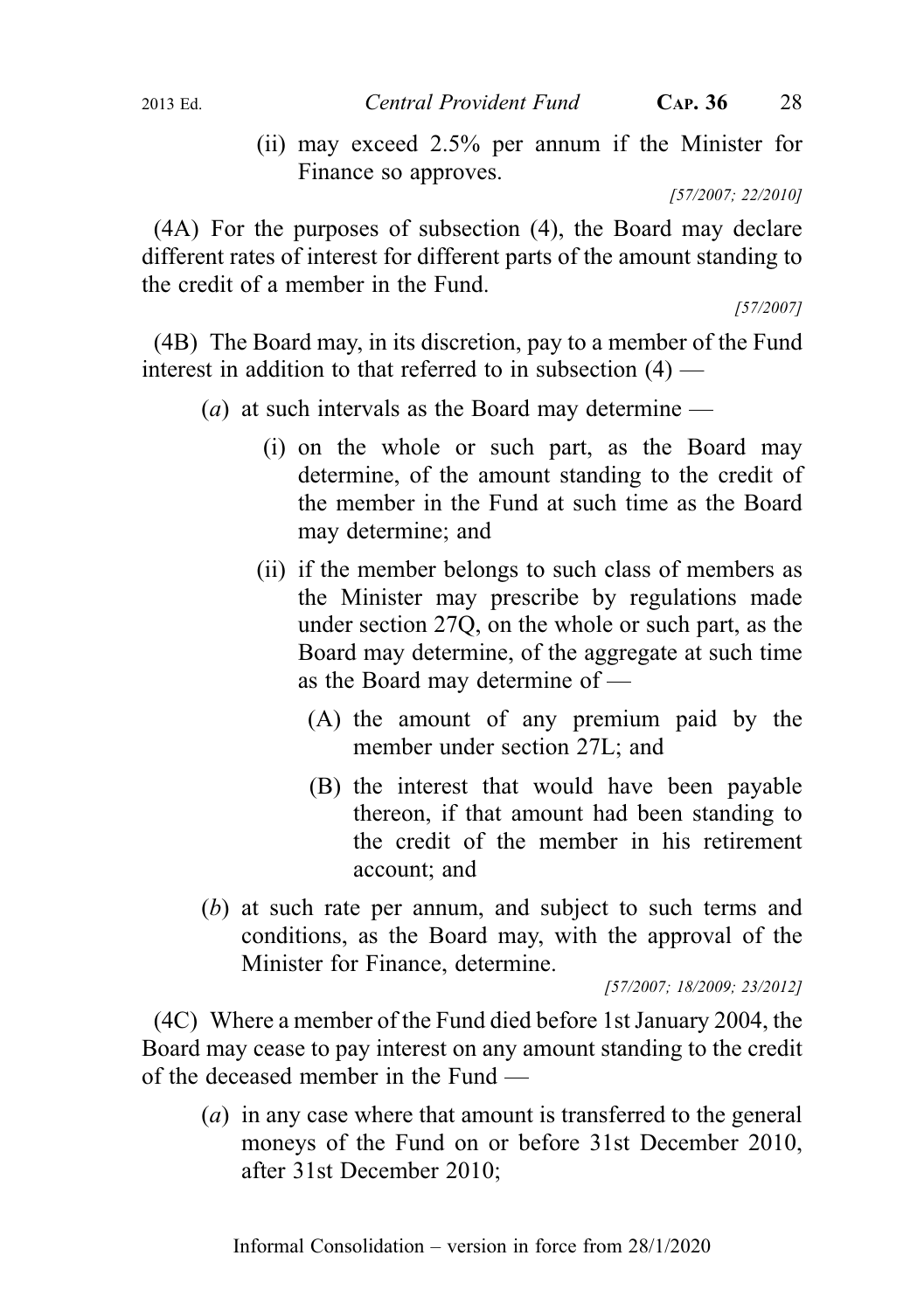(ii) may exceed 2.5% per annum if the Minister for Finance so approves.

[57/2007; 22/2010]

(4A) For the purposes of subsection (4), the Board may declare different rates of interest for different parts of the amount standing to the credit of a member in the Fund.

[57/2007]

(4B) The Board may, in its discretion, pay to a member of the Fund interest in addition to that referred to in subsection (4) —

(*a*) at such intervals as the Board may determine —

(i) on the whole or such part, as the Board may determine, of the amount standing to the credit of the member in the Fund at such time as the Board may determine; and

(ii) if the member belongs to such class of members as the Minister may prescribe by regulations made under section 27Q, on the whole or such part, as the Board may determine, of the aggregate at such time as the Board may determine of —

(A) the amount of any premium paid by the member under section 27L; and

(B) the interest that would have been payable thereon, if that amount had been standing to the credit of the member in his retirement account; and

(*b*) at such rate per annum, and subject to such terms and conditions, as the Board may, with the approval of the Minister for Finance, determine.

[57/2007; 18/2009; 23/2012]

(4C) Where a member of the Fund died before 1st January 2004, the Board may cease to pay interest on any amount standing to the credit of the deceased member in the Fund —

(*a*) in any case where that amount is transferred to the general moneys of the Fund on or before 31st December 2010, after 31st December 2010;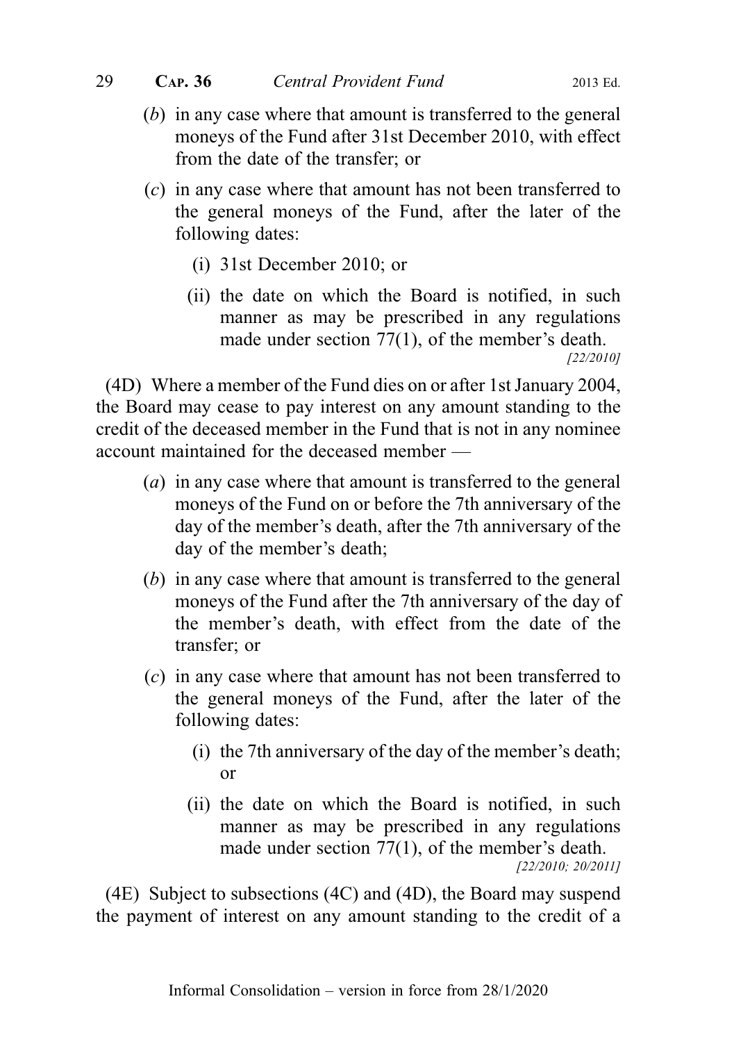(*b*) in any case where that amount is transferred to the general moneys of the Fund after 31st December 2010, with effect from the date of the transfer; or

(*c*) in any case where that amount has not been transferred to the general moneys of the Fund, after the later of the following dates:

(i) 31st December 2010; or

(ii) the date on which the Board is notified, in such manner as may be prescribed in any regulations made under section 77(1), of the member's death.

*[22/2010]*

(4D) Where a member of the Fund dies on or after 1st January 2004, the Board may cease to pay interest on any amount standing to the credit of the deceased member in the Fund that is not in any nominee account maintained for the deceased member —

(*a*) in any case where that amount is transferred to the general moneys of the Fund on or before the 7th anniversary of the day of the member's death, after the 7th anniversary of the day of the member's death;

(*b*) in any case where that amount is transferred to the general moneys of the Fund after the 7th anniversary of the day of the member's death, with effect from the date of the transfer; or

(*c*) in any case where that amount has not been transferred to the general moneys of the Fund, after the later of the following dates:

(i) the 7th anniversary of the day of the member's death; or

(ii) the date on which the Board is notified, in such manner as may be prescribed in any regulations made under section 77(1), of the member's death.

*[22/2010; 20/2011]*

(4E) Subject to subsections (4C) and (4D), the Board may suspend the payment of interest on any amount standing to the credit of a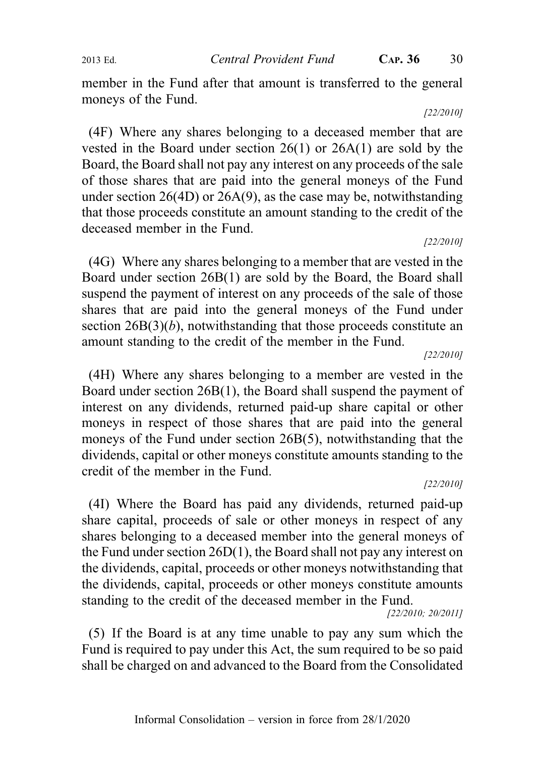member in the Fund after that amount is transferred to the general moneys of the Fund.

[22/2010]

(4F) Where any shares belonging to a deceased member that are vested in the Board under section 26(1) or 26A(1) are sold by the Board, the Board shall not pay any interest on any proceeds of the sale of those shares that are paid into the general moneys of the Fund under section 26(4D) or 26A(9), as the case may be, notwithstanding that those proceeds constitute an amount standing to the credit of the deceased member in the Fund.

[22/2010]

(4G) Where any shares belonging to a member that are vested in the Board under section 26B(1) are sold by the Board, the Board shall suspend the payment of interest on any proceeds of the sale of those shares that are paid into the general moneys of the Fund under section 26B(3)(*b*), notwithstanding that those proceeds constitute an amount standing to the credit of the member in the Fund.

[22/2010]

(4H) Where any shares belonging to a member are vested in the Board under section 26B(1), the Board shall suspend the payment of interest on any dividends, returned paid-up share capital or other moneys in respect of those shares that are paid into the general moneys of the Fund under section 26B(5), notwithstanding that the dividends, capital or other moneys constitute amounts standing to the credit of the member in the Fund.

[22/2010]

(4I) Where the Board has paid any dividends, returned paid-up share capital, proceeds of sale or other moneys in respect of any shares belonging to a deceased member into the general moneys of the Fund under section 26D(1), the Board shall not pay any interest on the dividends, capital, proceeds or other moneys notwithstanding that the dividends, capital, proceeds or other moneys constitute amounts standing to the credit of the deceased member in the Fund.

[22/2010; 20/2011]

(5) If the Board is at any time unable to pay any sum which the Fund is required to pay under this Act, the sum required to be so paid shall be charged on and advanced to the Board from the Consolidated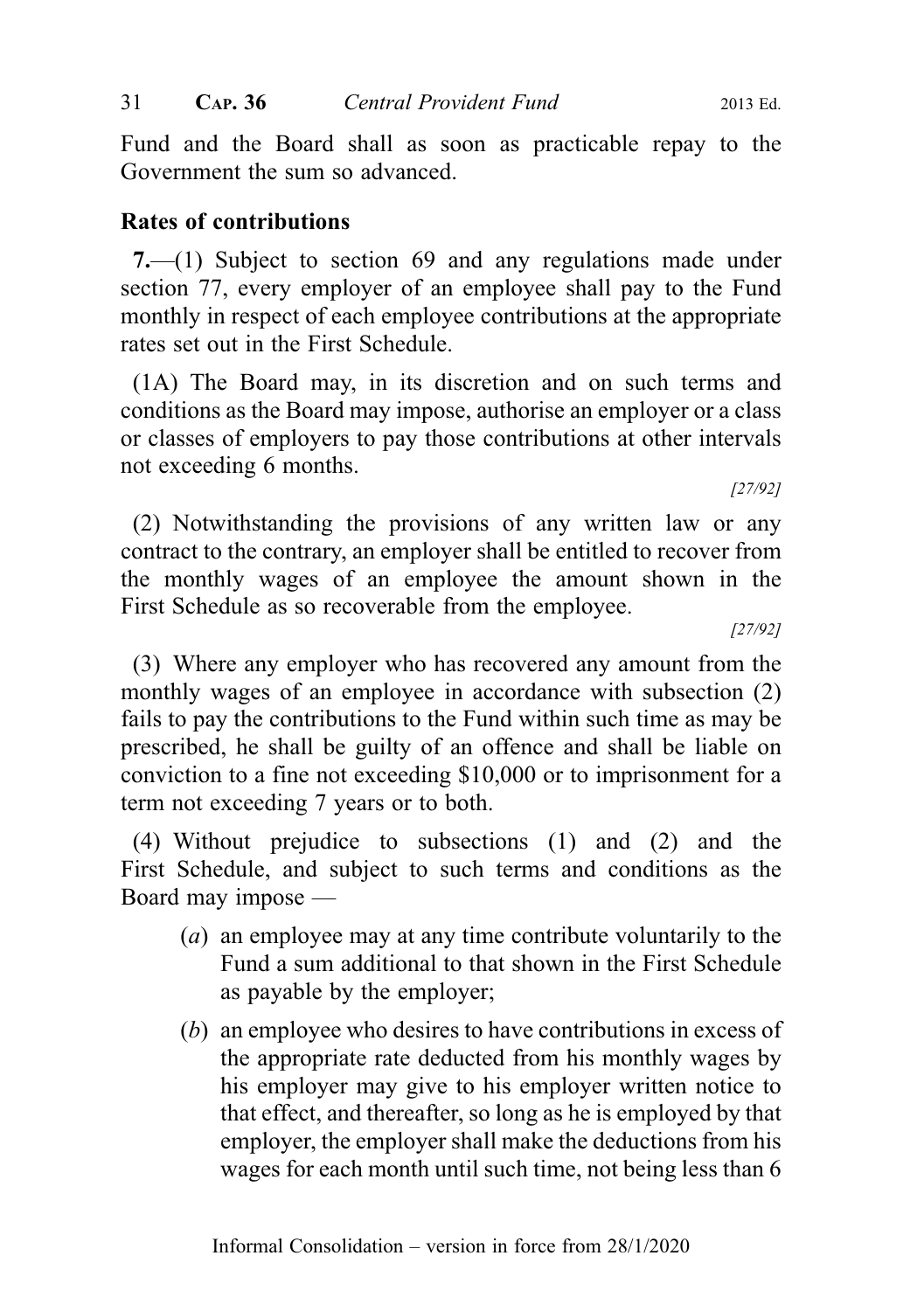Fund and the Board shall as soon as practicable repay to the Government the sum so advanced.

**Rates of contributions**

**7.**—(1) Subject to section 69 and any regulations made under section 77, every employer of an employee shall pay to the Fund monthly in respect of each employee contributions at the appropriate rates set out in the First Schedule.

(1A) The Board may, in its discretion and on such terms and conditions as the Board may impose, authorise an employer or a class or classes of employers to pay those contributions at other intervals not exceeding 6 months.

*[27/92]*

(2) Notwithstanding the provisions of any written law or any contract to the contrary, an employer shall be entitled to recover from the monthly wages of an employee the amount shown in the First Schedule as so recoverable from the employee.

*[27/92]*

(3) Where any employer who has recovered any amount from the monthly wages of an employee in accordance with subsection (2) fails to pay the contributions to the Fund within such time as may be prescribed, he shall be guilty of an offence and shall be liable on conviction to a fine not exceeding $10,000 or to imprisonment for a term not exceeding 7 years or to both.

(4) Without prejudice to subsections (1) and (2) and the First Schedule, and subject to such terms and conditions as the Board may impose —

- (*a*) an employee may at any time contribute voluntarily to the Fund a sum additional to that shown in the First Schedule as payable by the employer;
- (*b*) an employee who desires to have contributions in excess of the appropriate rate deducted from his monthly wages by his employer may give to his employer written notice to that effect, and thereafter, so long as he is employed by that employer, the employer shall make the deductions from his wages for each month until such time, not being less than 6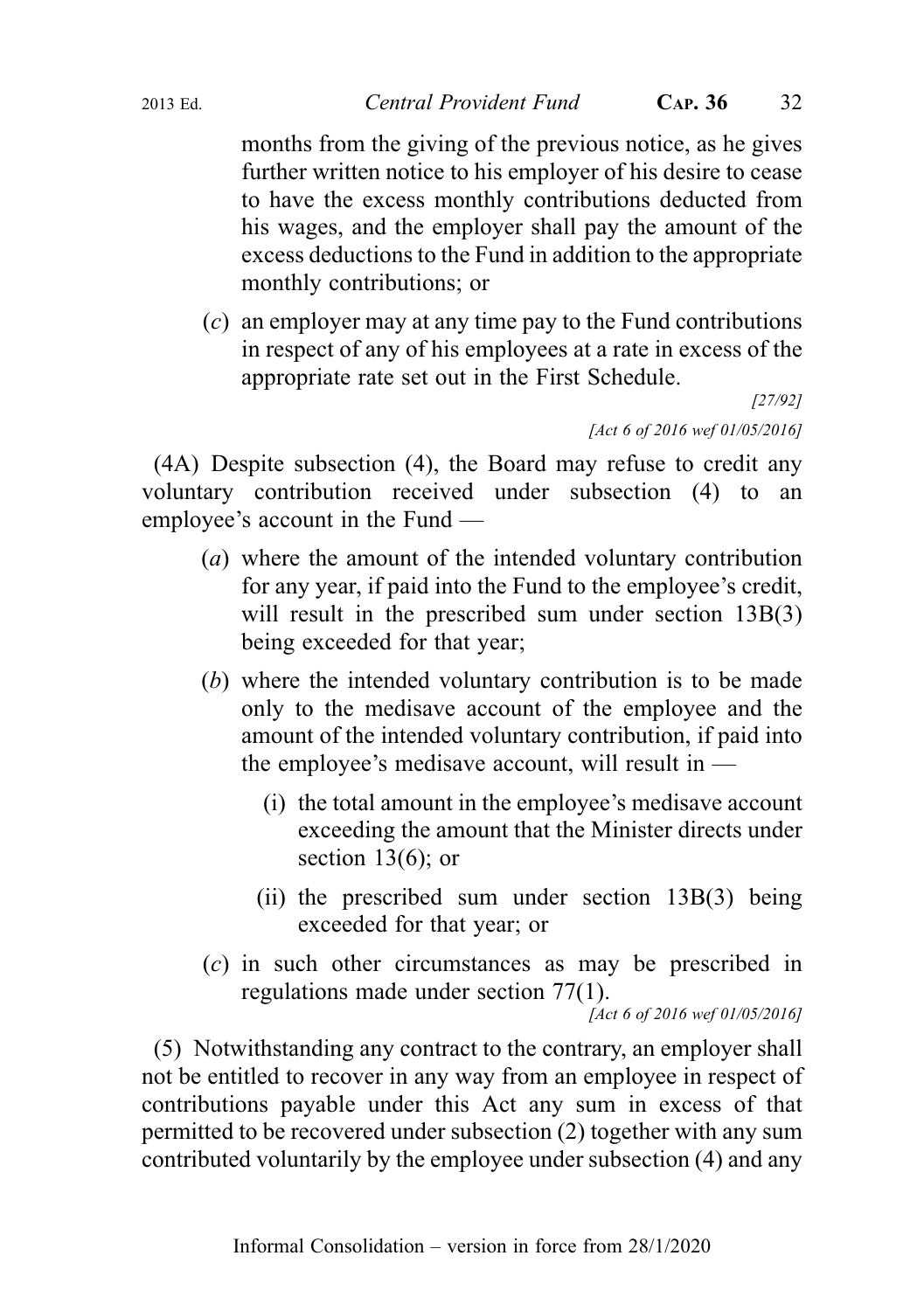months from the giving of the previous notice, as he gives further written notice to his employer of his desire to cease to have the excess monthly contributions deducted from his wages, and the employer shall pay the amount of the excess deductions to the Fund in addition to the appropriate monthly contributions; or

(*c*) an employer may at any time pay to the Fund contributions in respect of any of his employees at a rate in excess of the appropriate rate set out in the First Schedule.

[27/92]

[Act 6 of 2016 wef 01/05/2016]

(4A) Despite subsection (4), the Board may refuse to credit any voluntary contribution received under subsection (4) to an employee's account in the Fund —

(*a*) where the amount of the intended voluntary contribution for any year, if paid into the Fund to the employee's credit, will result in the prescribed sum under section 13B(3) being exceeded for that year;

(*b*) where the intended voluntary contribution is to be made only to the medisave account of the employee and the amount of the intended voluntary contribution, if paid into the employee's medisave account, will result in —

(i) the total amount in the employee's medisave account exceeding the amount that the Minister directs under section 13(6); or

(ii) the prescribed sum under section 13B(3) being exceeded for that year; or

(*c*) in such other circumstances as may be prescribed in regulations made under section 77(1).

[Act 6 of 2016 wef 01/05/2016]

(5) Notwithstanding any contract to the contrary, an employer shall not be entitled to recover in any way from an employee in respect of contributions payable under this Act any sum in excess of that permitted to be recovered under subsection (2) together with any sum contributed voluntarily by the employee under subsection (4) and any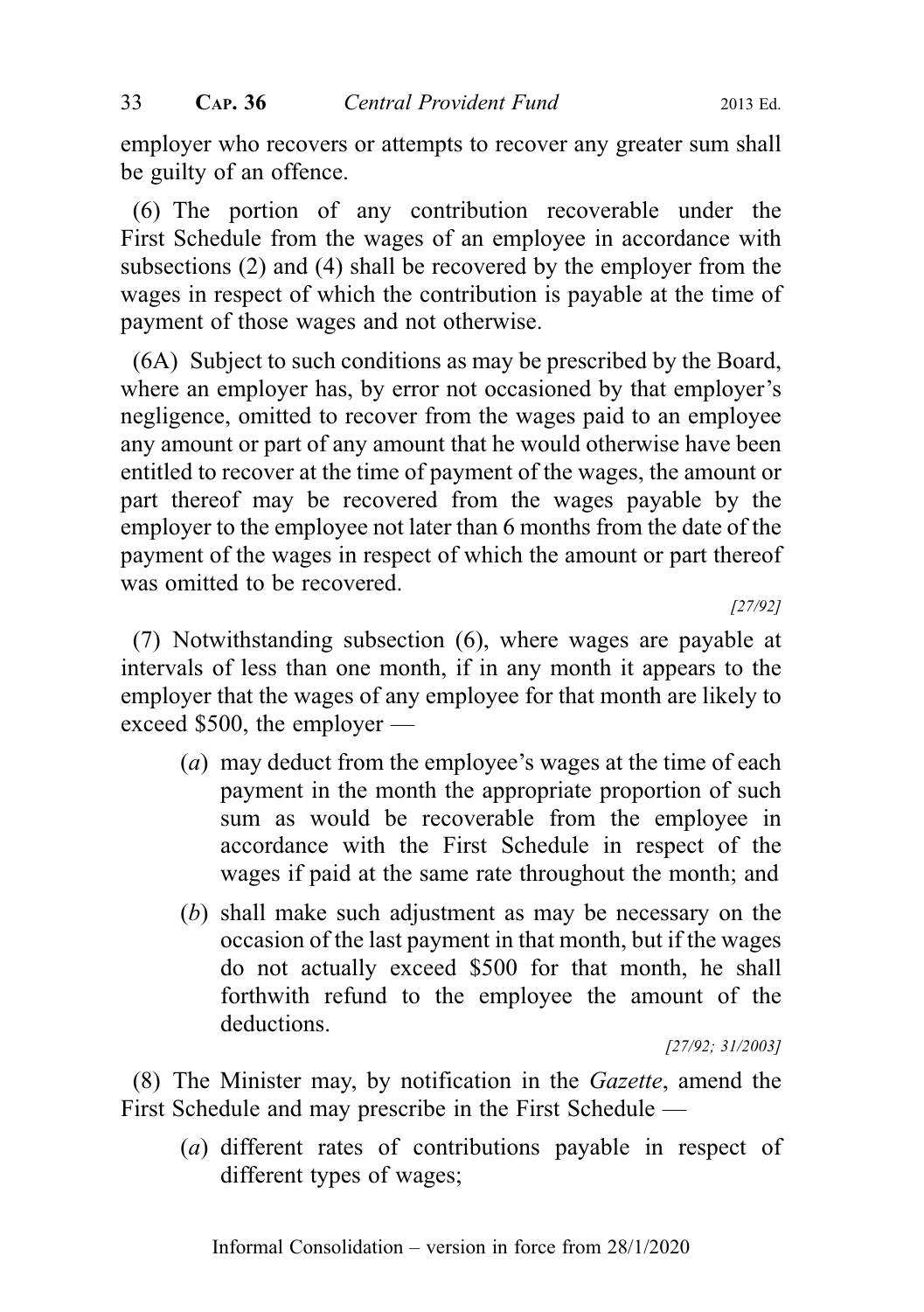employer who recovers or attempts to recover any greater sum shall be guilty of an offence.

(6) The portion of any contribution recoverable under the First Schedule from the wages of an employee in accordance with subsections (2) and (4) shall be recovered by the employer from the wages in respect of which the contribution is payable at the time of payment of those wages and not otherwise.

(6A) Subject to such conditions as may be prescribed by the Board, where an employer has, by error not occasioned by that employer's negligence, omitted to recover from the wages paid to an employee any amount or part of any amount that he would otherwise have been entitled to recover at the time of payment of the wages, the amount or part thereof may be recovered from the wages payable by the employer to the employee not later than 6 months from the date of the payment of the wages in respect of which the amount or part thereof was omitted to be recovered.

*[27/92]*

(7) Notwithstanding subsection (6), where wages are payable at intervals of less than one month, if in any month it appears to the employer that the wages of any employee for that month are likely to exceed $500, the employer —

(*a*) may deduct from the employee's wages at the time of each payment in the month the appropriate proportion of such sum as would be recoverable from the employee in accordance with the First Schedule in respect of the wages if paid at the same rate throughout the month; and

(*b*) shall make such adjustment as may be necessary on the occasion of the last payment in that month, but if the wages do not actually exceed $500 for that month, he shall forthwith refund to the employee the amount of the deductions.

*[27/92; 31/2003]*

(8) The Minister may, by notification in the *Gazette*, amend the First Schedule and may prescribe in the First Schedule —

(*a*) different rates of contributions payable in respect of different types of wages;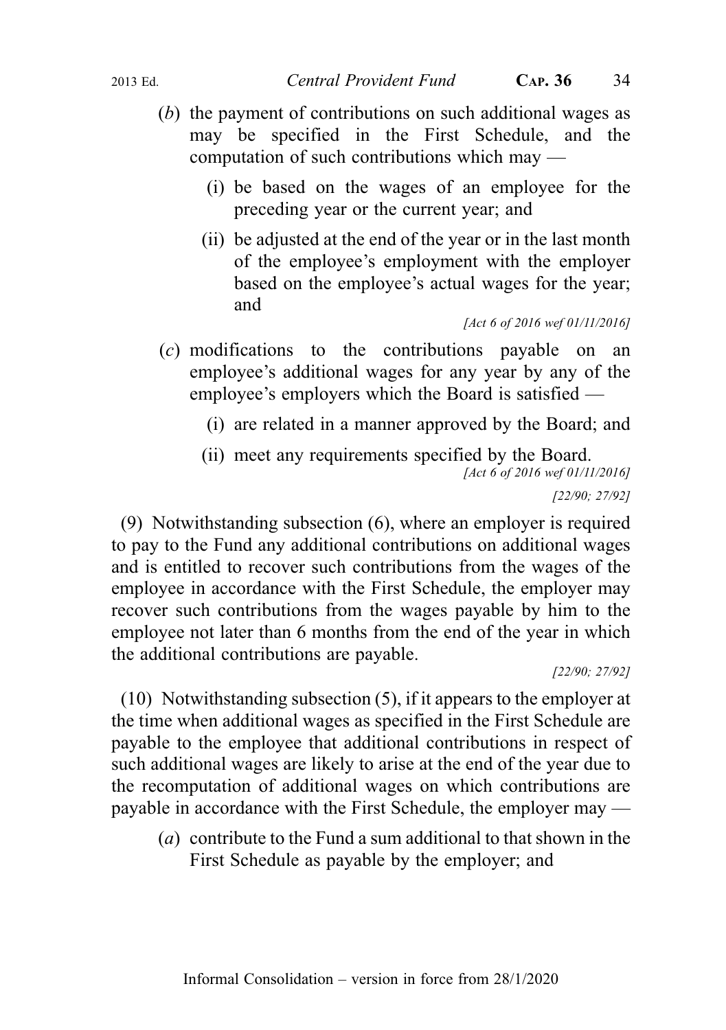(*b*) the payment of contributions on such additional wages as may be specified in the First Schedule, and the computation of such contributions which may —

(i) be based on the wages of an employee for the preceding year or the current year; and

(ii) be adjusted at the end of the year or in the last month of the employee's employment with the employer based on the employee's actual wages for the year; and

*[Act 6 of 2016 wef 01/11/2016]*

(*c*) modifications to the contributions payable on an employee's additional wages for any year by any of the employee's employers which the Board is satisfied —

(i) are related in a manner approved by the Board; and

(ii) meet any requirements specified by the Board.

*[Act 6 of 2016 wef 01/11/2016]*

*[22/90; 27/92]*

(9) Notwithstanding subsection (6), where an employer is required to pay to the Fund any additional contributions on additional wages and is entitled to recover such contributions from the wages of the employee in accordance with the First Schedule, the employer may recover such contributions from the wages payable by him to the employee not later than 6 months from the end of the year in which the additional contributions are payable.

*[22/90; 27/92]*

(10) Notwithstanding subsection (5), if it appears to the employer at the time when additional wages as specified in the First Schedule are payable to the employee that additional contributions in respect of such additional wages are likely to arise at the end of the year due to the recomputation of additional wages on which contributions are payable in accordance with the First Schedule, the employer may —

(*a*) contribute to the Fund a sum additional to that shown in the First Schedule as payable by the employer; and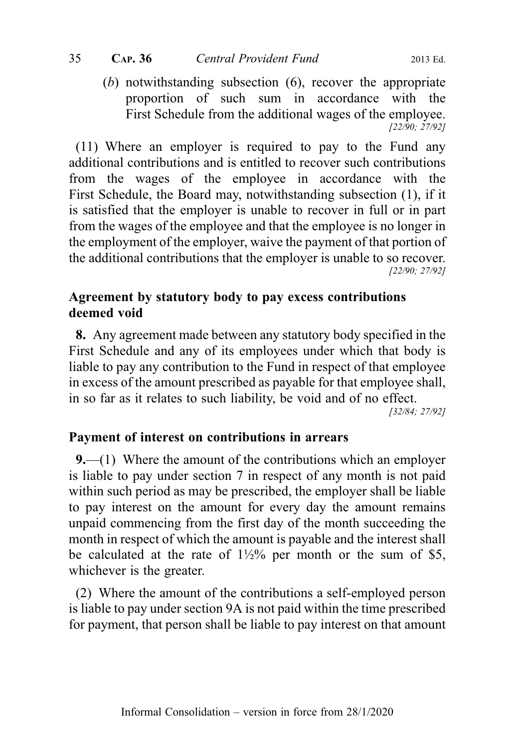(*b*) notwithstanding subsection (6), recover the appropriate proportion of such sum in accordance with the First Schedule from the additional wages of the employee.
[22/90; 27/92]

(11) Where an employer is required to pay to the Fund any additional contributions and is entitled to recover such contributions from the wages of the employee in accordance with the First Schedule, the Board may, notwithstanding subsection (1), if it is satisfied that the employer is unable to recover in full or in part from the wages of the employee and that the employee is no longer in the employment of the employer, waive the payment of that portion of the additional contributions that the employer is unable to so recover.
[22/90; 27/92]

**Agreement by statutory body to pay excess contributions deemed void**

**8.** Any agreement made between any statutory body specified in the First Schedule and any of its employees under which that body is liable to pay any contribution to the Fund in respect of that employee in excess of the amount prescribed as payable for that employee shall, in so far as it relates to such liability, be void and of no effect.
[32/84; 27/92]

**Payment of interest on contributions in arrears**

**9.**—(1) Where the amount of the contributions which an employer is liable to pay under section 7 in respect of any month is not paid within such period as may be prescribed, the employer shall be liable to pay interest on the amount for every day the amount remains unpaid commencing from the first day of the month succeeding the month in respect of which the amount is payable and the interest shall be calculated at the rate of 1½% per month or the sum of $5, whichever is the greater.

(2) Where the amount of the contributions a self-employed person is liable to pay under section 9A is not paid within the time prescribed for payment, that person shall be liable to pay interest on that amount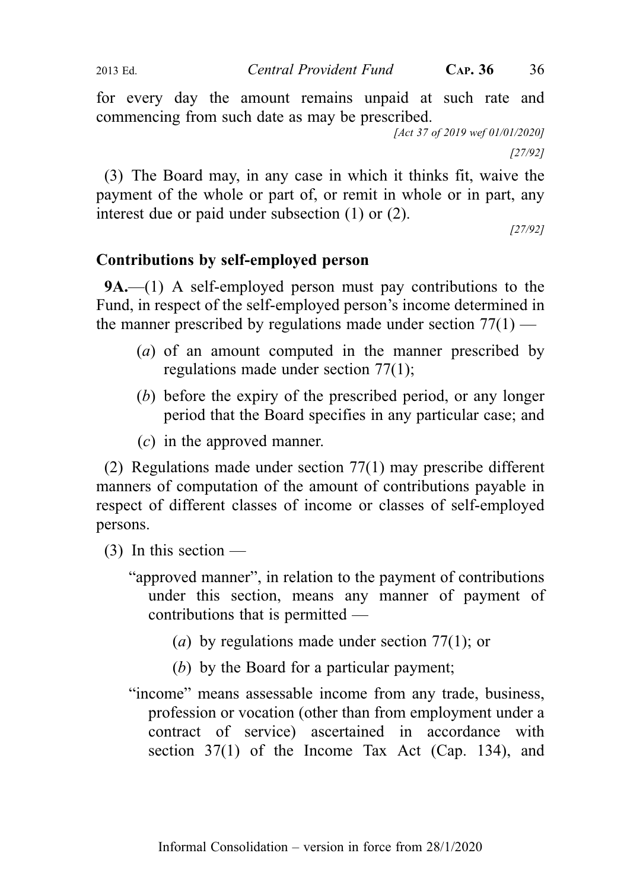for every day the amount remains unpaid at such rate and commencing from such date as may be prescribed.

[Act 37 of 2019 wef 01/01/2020]

[27/92]

(3) The Board may, in any case in which it thinks fit, waive the payment of the whole or part of, or remit in whole or in part, any interest due or paid under subsection (1) or (2).

[27/92]

## Contributions by self-employed person

**9A.**—(1) A self-employed person must pay contributions to the Fund, in respect of the self-employed person's income determined in the manner prescribed by regulations made under section 77(1) —

(*a*) of an amount computed in the manner prescribed by regulations made under section 77(1);

(*b*) before the expiry of the prescribed period, or any longer period that the Board specifies in any particular case; and

(*c*) in the approved manner.

(2) Regulations made under section 77(1) may prescribe different manners of computation of the amount of contributions payable in respect of different classes of income or classes of self-employed persons.

(3) In this section —

"approved manner", in relation to the payment of contributions under this section, means any manner of payment of contributions that is permitted —

(*a*) by regulations made under section 77(1); or

(*b*) by the Board for a particular payment;

"income" means assessable income from any trade, business, profession or vocation (other than from employment under a contract of service) ascertained in accordance with section 37(1) of the Income Tax Act (Cap. 134), and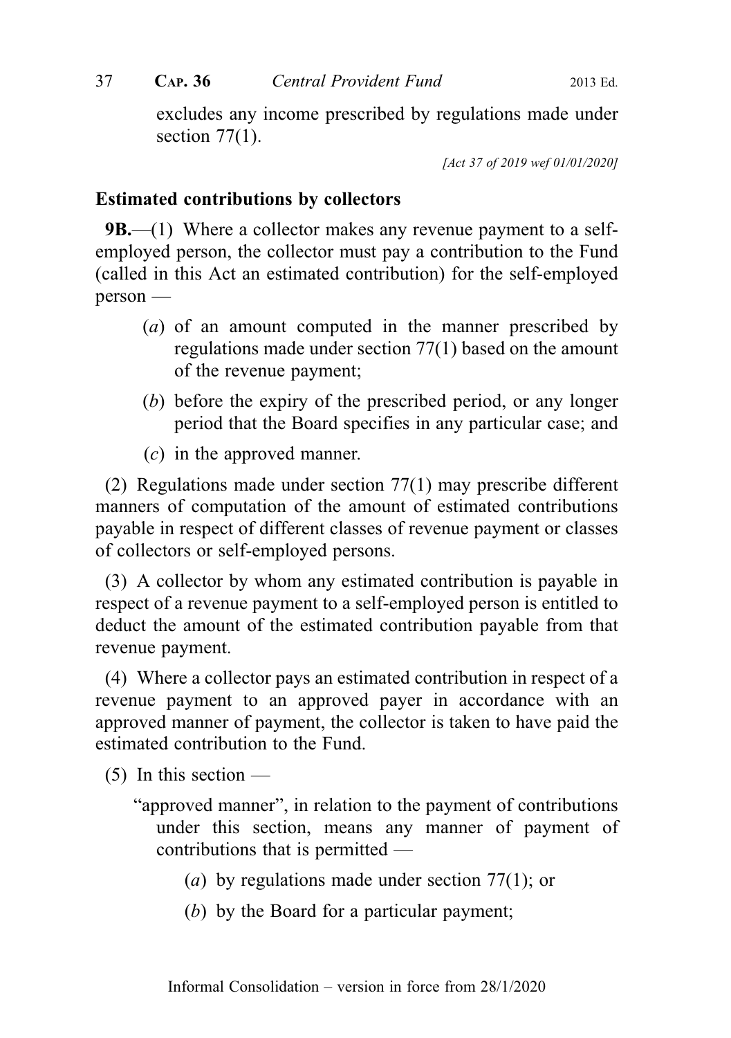excludes any income prescribed by regulations made under section 77(1).

*[Act 37 of 2019 wef 01/01/2020]*

### Estimated contributions by collectors

**9B.**—(1) Where a collector makes any revenue payment to a self-employed person, the collector must pay a contribution to the Fund (called in this Act an estimated contribution) for the self-employed person —

- (*a*) of an amount computed in the manner prescribed by regulations made under section 77(1) based on the amount of the revenue payment;
- (*b*) before the expiry of the prescribed period, or any longer period that the Board specifies in any particular case; and
- (*c*) in the approved manner.

(2) Regulations made under section 77(1) may prescribe different manners of computation of the amount of estimated contributions payable in respect of different classes of revenue payment or classes of collectors or self-employed persons.

(3) A collector by whom any estimated contribution is payable in respect of a revenue payment to a self-employed person is entitled to deduct the amount of the estimated contribution payable from that revenue payment.

(4) Where a collector pays an estimated contribution in respect of a revenue payment to an approved payer in accordance with an approved manner of payment, the collector is taken to have paid the estimated contribution to the Fund.

(5) In this section —

"approved manner", in relation to the payment of contributions under this section, means any manner of payment of contributions that is permitted —

- (*a*) by regulations made under section 77(1); or
- (*b*) by the Board for a particular payment;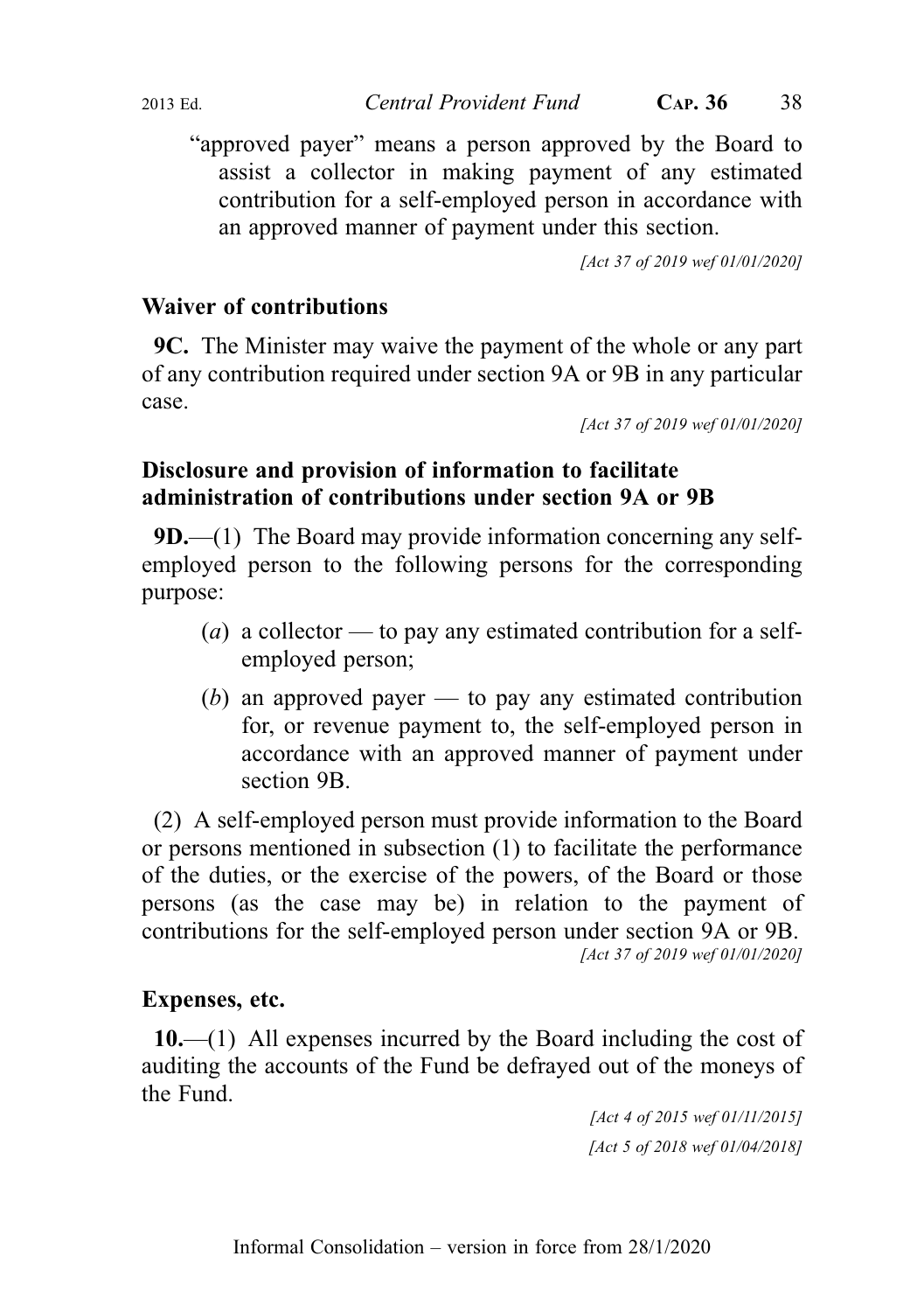"approved payer" means a person approved by the Board to assist a collector in making payment of any estimated contribution for a self-employed person in accordance with an approved manner of payment under this section.

[Act 37 of 2019 wef 01/01/2020]

**Waiver of contributions**

**9C.** The Minister may waive the payment of the whole or any part of any contribution required under section 9A or 9B in any particular case.

[Act 37 of 2019 wef 01/01/2020]

**Disclosure and provision of information to facilitate administration of contributions under section 9A or 9B**

**9D.**—(1) The Board may provide information concerning any self-employed person to the following persons for the corresponding purpose:

(*a*) a collector — to pay any estimated contribution for a self-employed person;

(*b*) an approved payer — to pay any estimated contribution for, or revenue payment to, the self-employed person in accordance with an approved manner of payment under section 9B.

(2) A self-employed person must provide information to the Board or persons mentioned in subsection (1) to facilitate the performance of the duties, or the exercise of the powers, of the Board or those persons (as the case may be) in relation to the payment of contributions for the self-employed person under section 9A or 9B.

[Act 37 of 2019 wef 01/01/2020]

**Expenses, etc.**

**10.**—(1) All expenses incurred by the Board including the cost of auditing the accounts of the Fund be defrayed out of the moneys of the Fund.

[Act 4 of 2015 wef 01/11/2015]

[Act 5 of 2018 wef 01/04/2018]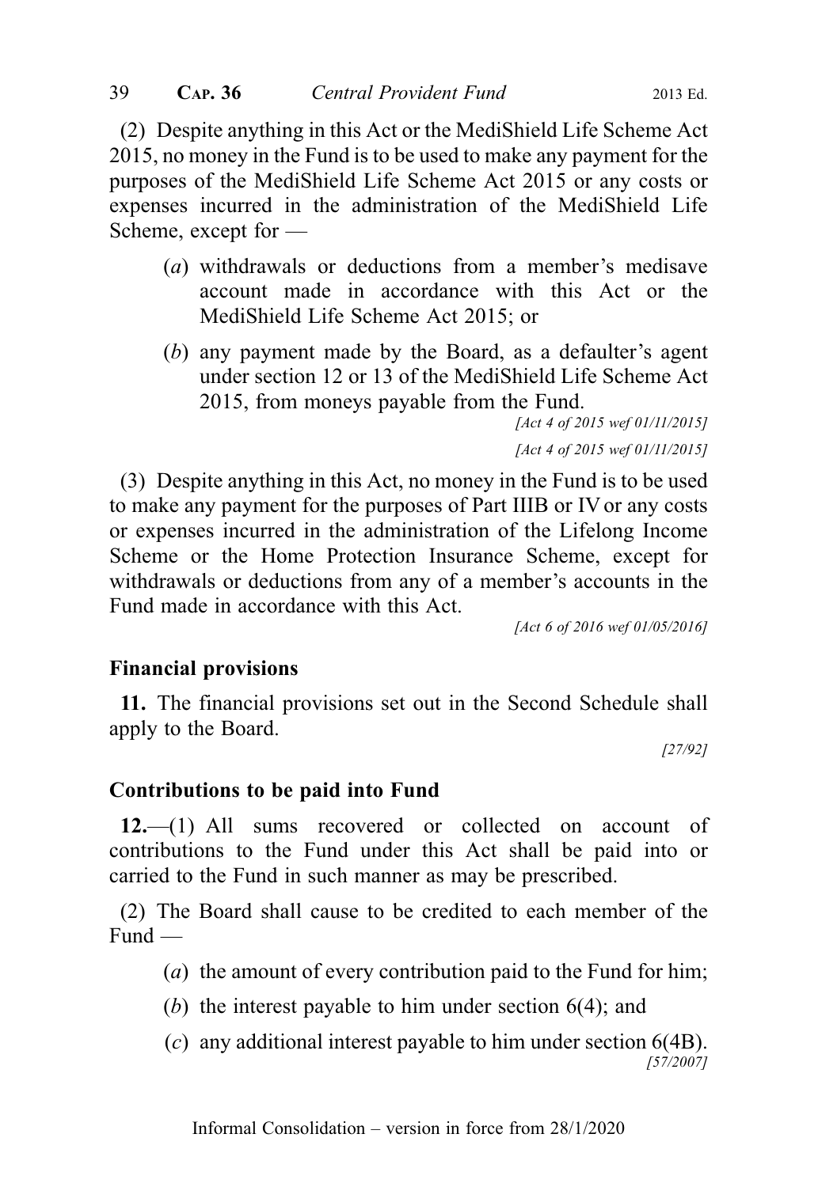(2) Despite anything in this Act or the MediShield Life Scheme Act 2015, no money in the Fund is to be used to make any payment for the purposes of the MediShield Life Scheme Act 2015 or any costs or expenses incurred in the administration of the MediShield Life Scheme, except for —

(*a*) withdrawals or deductions from a member's medisave account made in accordance with this Act or the MediShield Life Scheme Act 2015; or

(*b*) any payment made by the Board, as a defaulter's agent under section 12 or 13 of the MediShield Life Scheme Act 2015, from moneys payable from the Fund.

*[Act 4 of 2015 wef 01/11/2015]*

*[Act 4 of 2015 wef 01/11/2015]*

(3) Despite anything in this Act, no money in the Fund is to be used to make any payment for the purposes of Part IIIB or IV or any costs or expenses incurred in the administration of the Lifelong Income Scheme or the Home Protection Insurance Scheme, except for withdrawals or deductions from any of a member's accounts in the Fund made in accordance with this Act.

*[Act 6 of 2016 wef 01/05/2016]*

**Financial provisions**

**11.** The financial provisions set out in the Second Schedule shall apply to the Board.

*[27/92]*

**Contributions to be paid into Fund**

**12.**—(1) All sums recovered or collected on account of contributions to the Fund under this Act shall be paid into or carried to the Fund in such manner as may be prescribed.

(2) The Board shall cause to be credited to each member of the Fund —

(*a*) the amount of every contribution paid to the Fund for him;

(*b*) the interest payable to him under section 6(4); and

(*c*) any additional interest payable to him under section 6(4B).

*[57/2007]*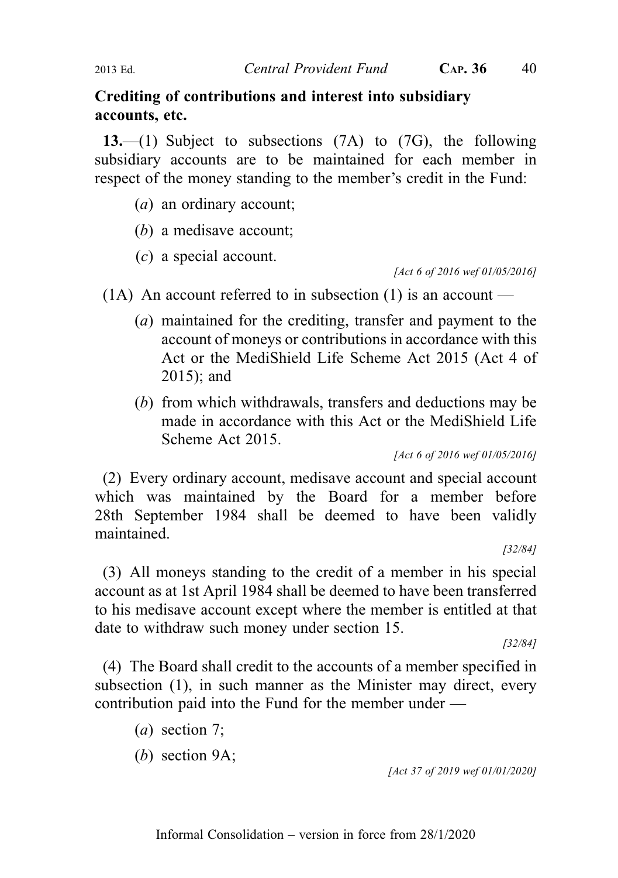**Crediting of contributions and interest into subsidiary accounts, etc.**

**13.**—(1) Subject to subsections (7A) to (7G), the following subsidiary accounts are to be maintained for each member in respect of the money standing to the member's credit in the Fund:

(*a*) an ordinary account;

(*b*) a medisave account;

(*c*) a special account.

*[Act 6 of 2016 wef 01/05/2016]*

(1A) An account referred to in subsection (1) is an account —

(*a*) maintained for the crediting, transfer and payment to the account of moneys or contributions in accordance with this Act or the MediShield Life Scheme Act 2015 (Act 4 of 2015); and

(*b*) from which withdrawals, transfers and deductions may be made in accordance with this Act or the MediShield Life Scheme Act 2015.

*[Act 6 of 2016 wef 01/05/2016]*

(2) Every ordinary account, medisave account and special account which was maintained by the Board for a member before 28th September 1984 shall be deemed to have been validly maintained.

*[32/84]*

(3) All moneys standing to the credit of a member in his special account as at 1st April 1984 shall be deemed to have been transferred to his medisave account except where the member is entitled at that date to withdraw such money under section 15.

*[32/84]*

(4) The Board shall credit to the accounts of a member specified in subsection (1), in such manner as the Minister may direct, every contribution paid into the Fund for the member under —

(*a*) section 7;

(*b*) section 9A;

*[Act 37 of 2019 wef 01/01/2020]*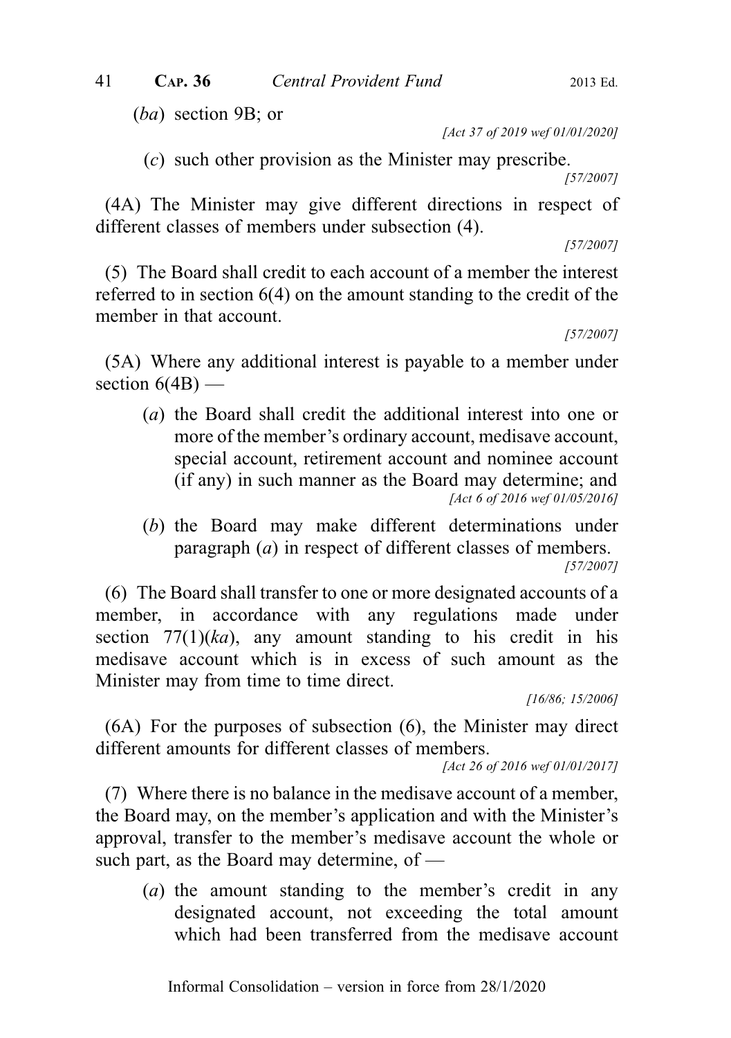(*ba*) section 9B; or

[Act 37 of 2019 wef 01/01/2020]

(*c*) such other provision as the Minister may prescribe.

[57/2007]

(4A) The Minister may give different directions in respect of different classes of members under subsection (4).

[57/2007]

(5) The Board shall credit to each account of a member the interest referred to in section 6(4) on the amount standing to the credit of the member in that account.

[57/2007]

(5A) Where any additional interest is payable to a member under section 6(4B) —

(*a*) the Board shall credit the additional interest into one or more of the member's ordinary account, medisave account, special account, retirement account and nominee account (if any) in such manner as the Board may determine; and

[Act 6 of 2016 wef 01/05/2016]

(*b*) the Board may make different determinations under paragraph (*a*) in respect of different classes of members.

[57/2007]

(6) The Board shall transfer to one or more designated accounts of a member, in accordance with any regulations made under section 77(1)(*ka*), any amount standing to his credit in his medisave account which is in excess of such amount as the Minister may from time to time direct.

[16/86; 15/2006]

(6A) For the purposes of subsection (6), the Minister may direct different amounts for different classes of members.

[Act 26 of 2016 wef 01/01/2017]

(7) Where there is no balance in the medisave account of a member, the Board may, on the member's application and with the Minister's approval, transfer to the member's medisave account the whole or such part, as the Board may determine, of —

(*a*) the amount standing to the member's credit in any designated account, not exceeding the total amount which had been transferred from the medisave account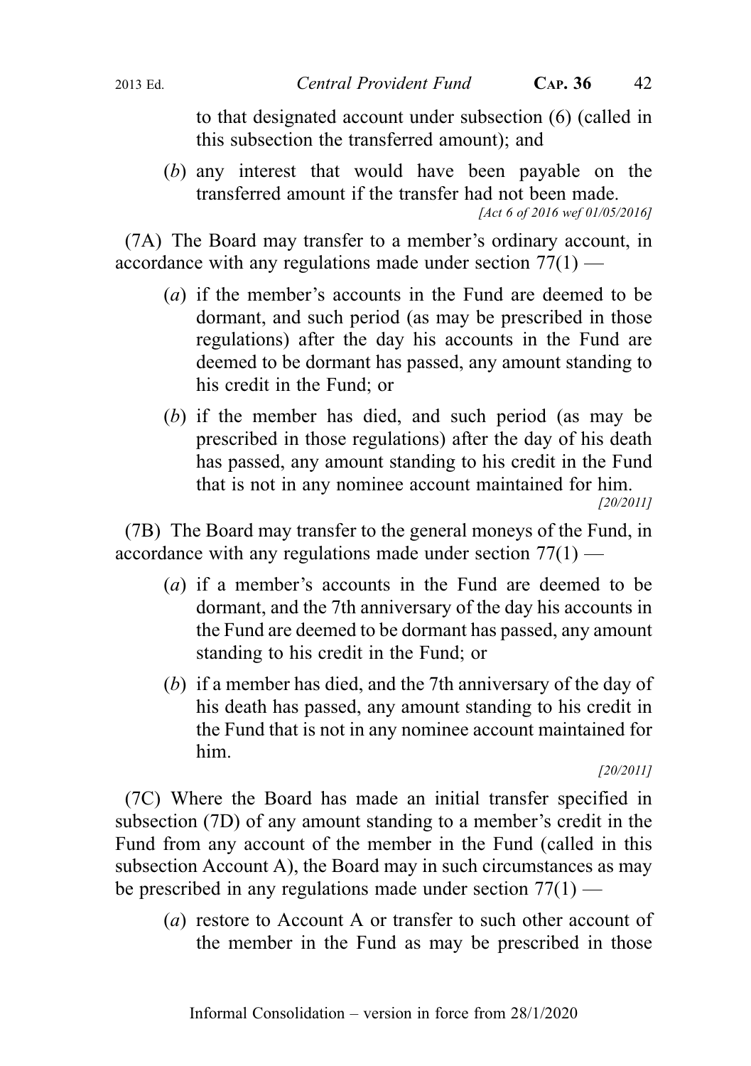to that designated account under subsection (6) (called in this subsection the transferred amount); and

(*b*) any interest that would have been payable on the transferred amount if the transfer had not been made.

*[Act 6 of 2016 wef 01/05/2016]*

(7A) The Board may transfer to a member's ordinary account, in accordance with any regulations made under section 77(1) —

(*a*) if the member's accounts in the Fund are deemed to be dormant, and such period (as may be prescribed in those regulations) after the day his accounts in the Fund are deemed to be dormant has passed, any amount standing to his credit in the Fund; or

(*b*) if the member has died, and such period (as may be prescribed in those regulations) after the day of his death has passed, any amount standing to his credit in the Fund that is not in any nominee account maintained for him.

*[20/2011]*

(7B) The Board may transfer to the general moneys of the Fund, in accordance with any regulations made under section 77(1) —

(*a*) if a member's accounts in the Fund are deemed to be dormant, and the 7th anniversary of the day his accounts in the Fund are deemed to be dormant has passed, any amount standing to his credit in the Fund; or

(*b*) if a member has died, and the 7th anniversary of the day of his death has passed, any amount standing to his credit in the Fund that is not in any nominee account maintained for him.

*[20/2011]*

(7C) Where the Board has made an initial transfer specified in subsection (7D) of any amount standing to a member's credit in the Fund from any account of the member in the Fund (called in this subsection Account A), the Board may in such circumstances as may be prescribed in any regulations made under section 77(1) —

(*a*) restore to Account A or transfer to such other account of the member in the Fund as may be prescribed in those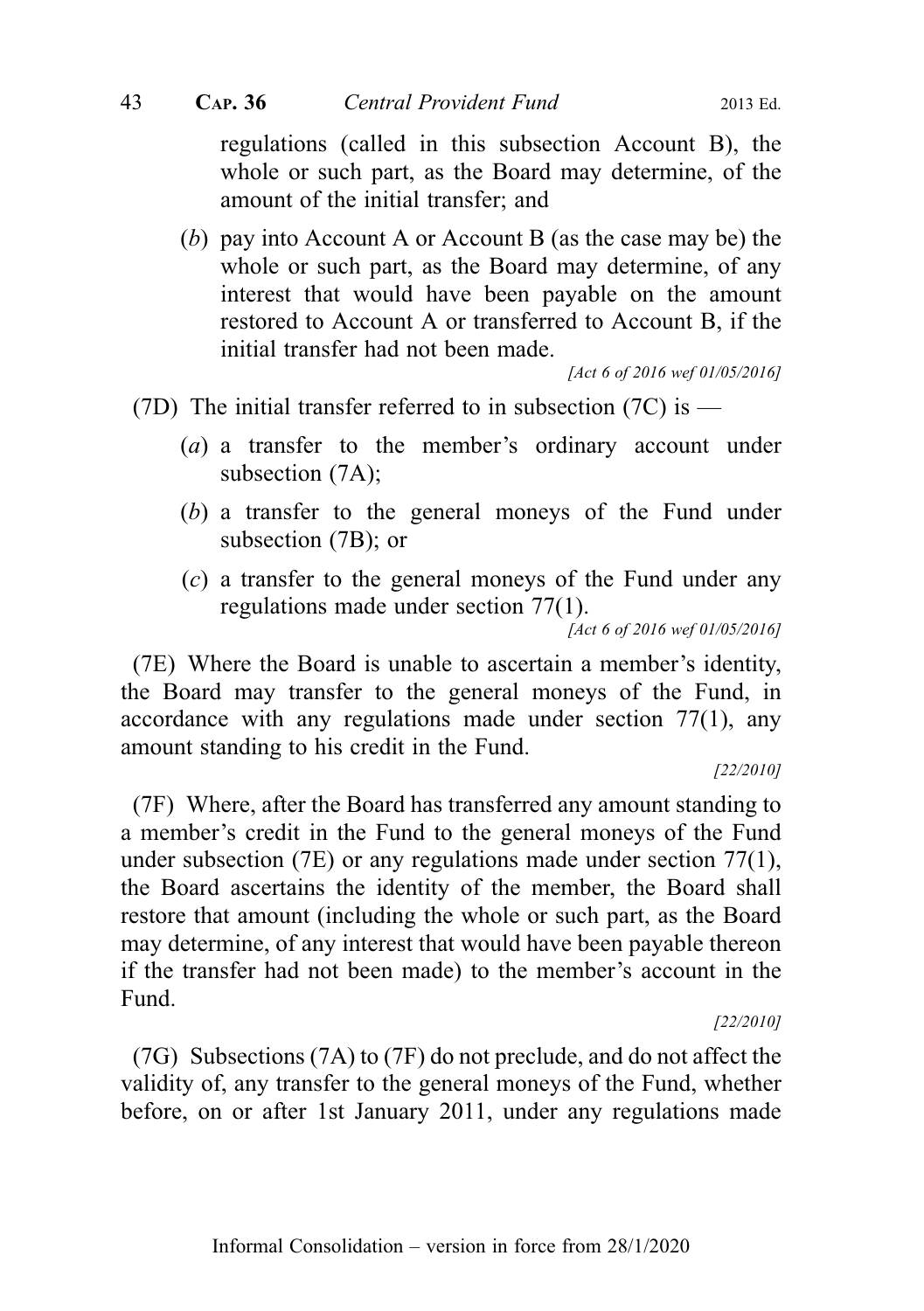regulations (called in this subsection Account B), the whole or such part, as the Board may determine, of the amount of the initial transfer; and

(*b*) pay into Account A or Account B (as the case may be) the whole or such part, as the Board may determine, of any interest that would have been payable on the amount restored to Account A or transferred to Account B, if the initial transfer had not been made.

*[Act 6 of 2016 wef 01/05/2016]*

(7D) The initial transfer referred to in subsection (7C) is —

(*a*) a transfer to the member's ordinary account under subsection (7A);

(*b*) a transfer to the general moneys of the Fund under subsection (7B); or

(*c*) a transfer to the general moneys of the Fund under any regulations made under section 77(1).

*[Act 6 of 2016 wef 01/05/2016]*

(7E) Where the Board is unable to ascertain a member's identity, the Board may transfer to the general moneys of the Fund, in accordance with any regulations made under section 77(1), any amount standing to his credit in the Fund.

*[22/2010]*

(7F) Where, after the Board has transferred any amount standing to a member's credit in the Fund to the general moneys of the Fund under subsection (7E) or any regulations made under section 77(1), the Board ascertains the identity of the member, the Board shall restore that amount (including the whole or such part, as the Board may determine, of any interest that would have been payable thereon if the transfer had not been made) to the member's account in the Fund.

*[22/2010]*

(7G) Subsections (7A) to (7F) do not preclude, and do not affect the validity of, any transfer to the general moneys of the Fund, whether before, on or after 1st January 2011, under any regulations made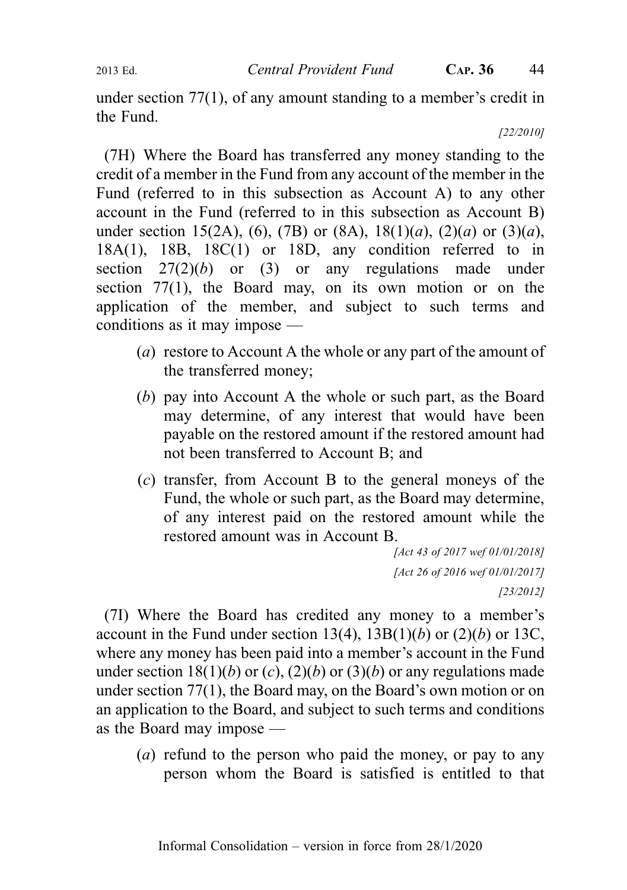under section 77(1), of any amount standing to a member's credit in the Fund.

[22/2010]

(7H) Where the Board has transferred any money standing to the credit of a member in the Fund from any account of the member in the Fund (referred to in this subsection as Account A) to any other account in the Fund (referred to in this subsection as Account B) under section 15(2A), (6), (7B) or (8A), 18(1)(*a*), (2)(*a*) or (3)(*a*), 18A(1), 18B, 18C(1) or 18D, any condition referred to in section 27(2)(*b*) or (3) or any regulations made under section 77(1), the Board may, on its own motion or on the application of the member, and subject to such terms and conditions as it may impose —

- (*a*) restore to Account A the whole or any part of the amount of the transferred money;
- (*b*) pay into Account A the whole or such part, as the Board may determine, of any interest that would have been payable on the restored amount if the restored amount had not been transferred to Account B; and
- (*c*) transfer, from Account B to the general moneys of the Fund, the whole or such part, as the Board may determine, of any interest paid on the restored amount while the restored amount was in Account B.

[Act 43 of 2017 wef 01/01/2018]

[Act 26 of 2016 wef 01/01/2017]

[23/2012]

(7I) Where the Board has credited any money to a member's account in the Fund under section 13(4), 13B(1)(*b*) or (2)(*b*) or 13C, where any money has been paid into a member's account in the Fund under section 18(1)(*b*) or (*c*), (2)(*b*) or (3)(*b*) or any regulations made under section 77(1), the Board may, on the Board's own motion or on an application to the Board, and subject to such terms and conditions as the Board may impose —

- (*a*) refund to the person who paid the money, or pay to any person whom the Board is satisfied is entitled to that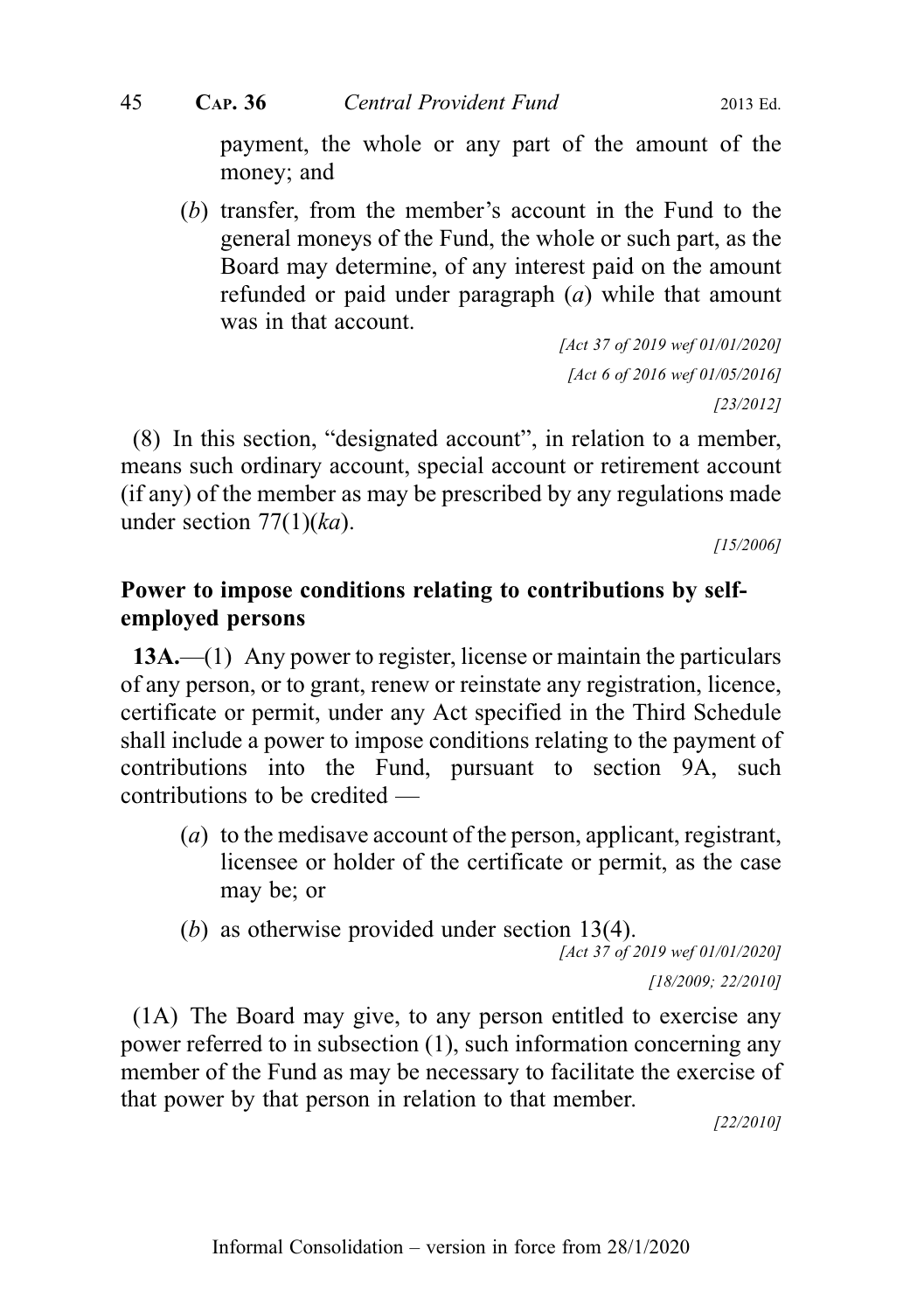payment, the whole or any part of the amount of the money; and

(*b*) transfer, from the member's account in the Fund to the general moneys of the Fund, the whole or such part, as the Board may determine, of any interest paid on the amount refunded or paid under paragraph (*a*) while that amount was in that account.

*[Act 37 of 2019 wef 01/01/2020]*
*[Act 6 of 2016 wef 01/05/2016]*
*[23/2012]*

(8) In this section, "designated account", in relation to a member, means such ordinary account, special account or retirement account (if any) of the member as may be prescribed by any regulations made under section 77(1)(*ka*).

*[15/2006]*

**Power to impose conditions relating to contributions by self-employed persons**

**13A.**—(1) Any power to register, license or maintain the particulars of any person, or to grant, renew or reinstate any registration, licence, certificate or permit, under any Act specified in the Third Schedule shall include a power to impose conditions relating to the payment of contributions into the Fund, pursuant to section 9A, such contributions to be credited —

(*a*) to the medisave account of the person, applicant, registrant, licensee or holder of the certificate or permit, as the case may be; or

(*b*) as otherwise provided under section 13(4).

*[Act 37 of 2019 wef 01/01/2020]*
*[18/2009; 22/2010]*

(1A) The Board may give, to any person entitled to exercise any power referred to in subsection (1), such information concerning any member of the Fund as may be necessary to facilitate the exercise of that power by that person in relation to that member.

*[22/2010]*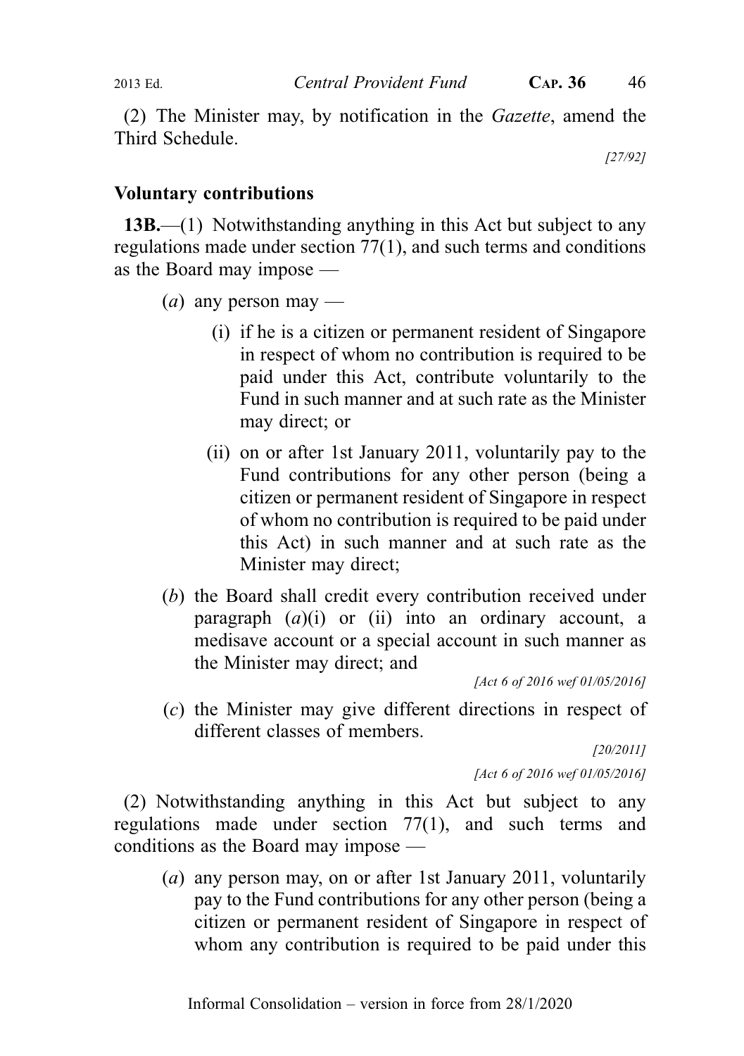(2) The Minister may, by notification in the *Gazette*, amend the Third Schedule.

[27/92]

**Voluntary contributions**

**13B.**—(1) Notwithstanding anything in this Act but subject to any regulations made under section 77(1), and such terms and conditions as the Board may impose —

(*a*) any person may —

(i) if he is a citizen or permanent resident of Singapore in respect of whom no contribution is required to be paid under this Act, contribute voluntarily to the Fund in such manner and at such rate as the Minister may direct; or

(ii) on or after 1st January 2011, voluntarily pay to the Fund contributions for any other person (being a citizen or permanent resident of Singapore in respect of whom no contribution is required to be paid under this Act) in such manner and at such rate as the Minister may direct;

(*b*) the Board shall credit every contribution received under paragraph (*a*)(i) or (ii) into an ordinary account, a medisave account or a special account in such manner as the Minister may direct; and

*[Act 6 of 2016 wef 01/05/2016]*

(*c*) the Minister may give different directions in respect of different classes of members.

[20/2011]

*[Act 6 of 2016 wef 01/05/2016]*

(2) Notwithstanding anything in this Act but subject to any regulations made under section 77(1), and such terms and conditions as the Board may impose —

(*a*) any person may, on or after 1st January 2011, voluntarily pay to the Fund contributions for any other person (being a citizen or permanent resident of Singapore in respect of whom any contribution is required to be paid under this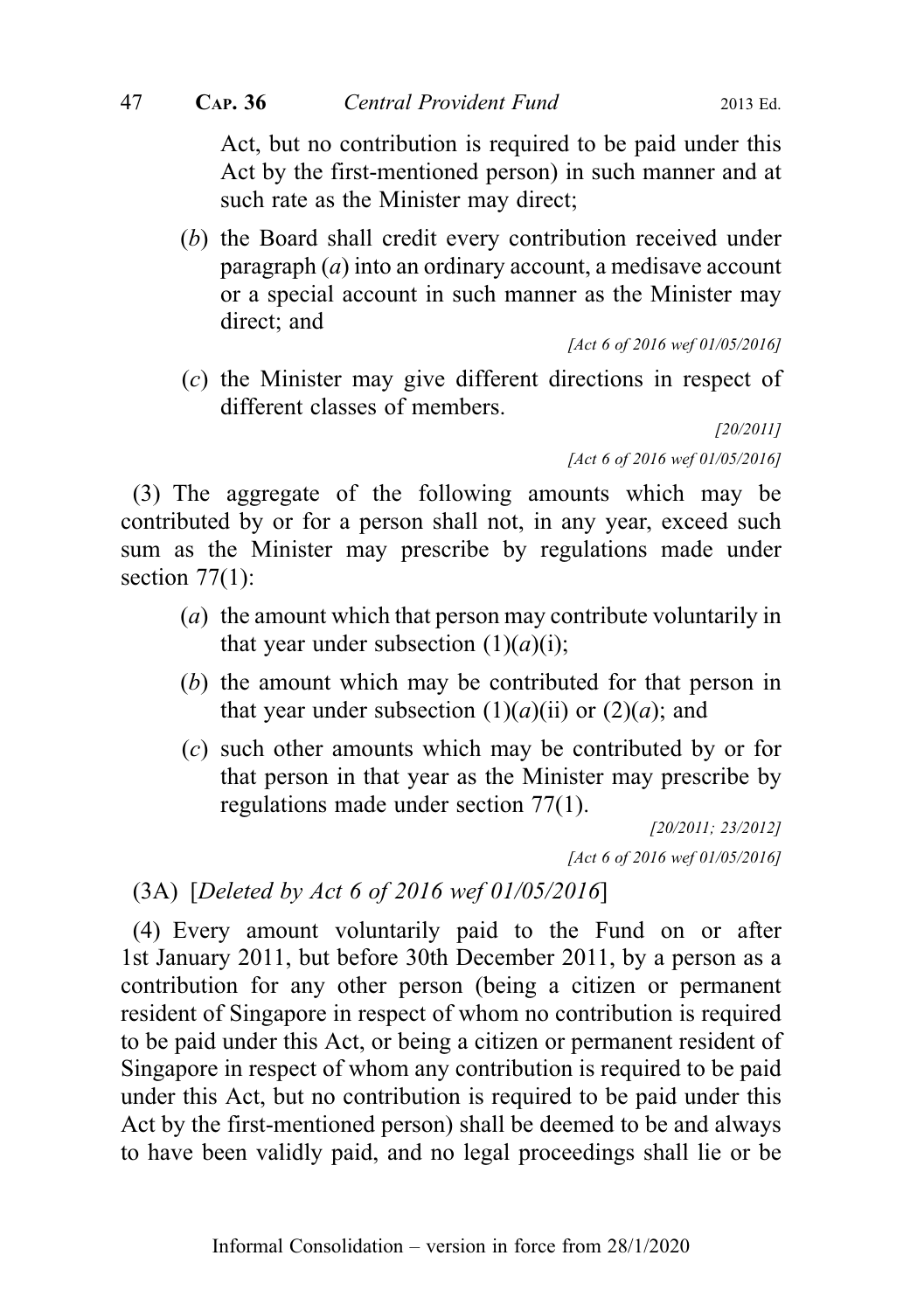Act, but no contribution is required to be paid under this Act by the first-mentioned person) in such manner and at such rate as the Minister may direct;

(*b*) the Board shall credit every contribution received under paragraph (*a*) into an ordinary account, a medisave account or a special account in such manner as the Minister may direct; and

*[Act 6 of 2016 wef 01/05/2016]*

(*c*) the Minister may give different directions in respect of different classes of members.

*[20/2011]*

*[Act 6 of 2016 wef 01/05/2016]*

(3) The aggregate of the following amounts which may be contributed by or for a person shall not, in any year, exceed such sum as the Minister may prescribe by regulations made under section 77(1):

(*a*) the amount which that person may contribute voluntarily in that year under subsection (1)(*a*)(i);

(*b*) the amount which may be contributed for that person in that year under subsection (1)(*a*)(ii) or (2)(*a*); and

(*c*) such other amounts which may be contributed by or for that person in that year as the Minister may prescribe by regulations made under section 77(1).

*[20/2011; 23/2012]*

*[Act 6 of 2016 wef 01/05/2016]*

(3A) [*Deleted by Act 6 of 2016 wef 01/05/2016*]

(4) Every amount voluntarily paid to the Fund on or after 1st January 2011, but before 30th December 2011, by a person as a contribution for any other person (being a citizen or permanent resident of Singapore in respect of whom no contribution is required to be paid under this Act, or being a citizen or permanent resident of Singapore in respect of whom any contribution is required to be paid under this Act, but no contribution is required to be paid under this Act by the first-mentioned person) shall be deemed to be and always to have been validly paid, and no legal proceedings shall lie or be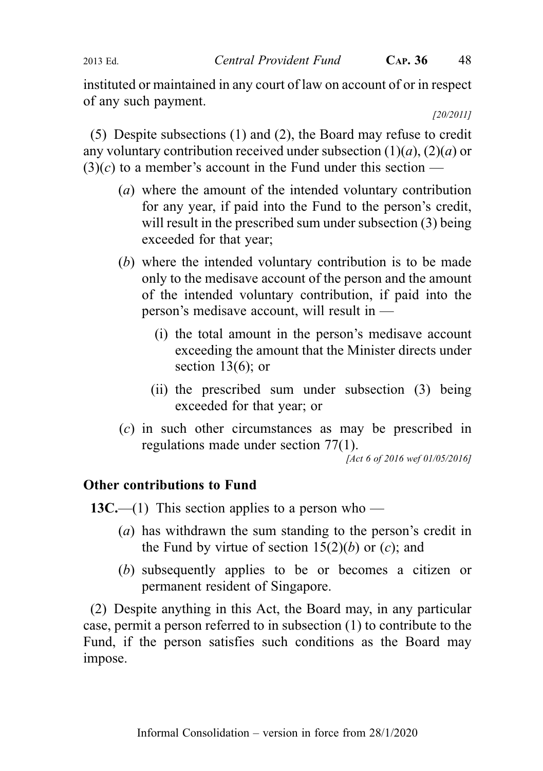instituted or maintained in any court of law on account of or in respect of any such payment.

[20/2011]

(5) Despite subsections (1) and (2), the Board may refuse to credit any voluntary contribution received under subsection (1)(*a*), (2)(*a*) or (3)(*c*) to a member's account in the Fund under this section —

- (*a*) where the amount of the intended voluntary contribution for any year, if paid into the Fund to the person's credit, will result in the prescribed sum under subsection (3) being exceeded for that year;
- (*b*) where the intended voluntary contribution is to be made only to the medisave account of the person and the amount of the intended voluntary contribution, if paid into the person's medisave account, will result in —
  - (i) the total amount in the person's medisave account exceeding the amount that the Minister directs under section 13(6); or
  - (ii) the prescribed sum under subsection (3) being exceeded for that year; or
- (*c*) in such other circumstances as may be prescribed in regulations made under section 77(1).

[Act 6 of 2016 wef 01/05/2016]

**Other contributions to Fund**

**13C.**—(1) This section applies to a person who —

- (*a*) has withdrawn the sum standing to the person's credit in the Fund by virtue of section 15(2)(*b*) or (*c*); and
- (*b*) subsequently applies to be or becomes a citizen or permanent resident of Singapore.

(2) Despite anything in this Act, the Board may, in any particular case, permit a person referred to in subsection (1) to contribute to the Fund, if the person satisfies such conditions as the Board may impose.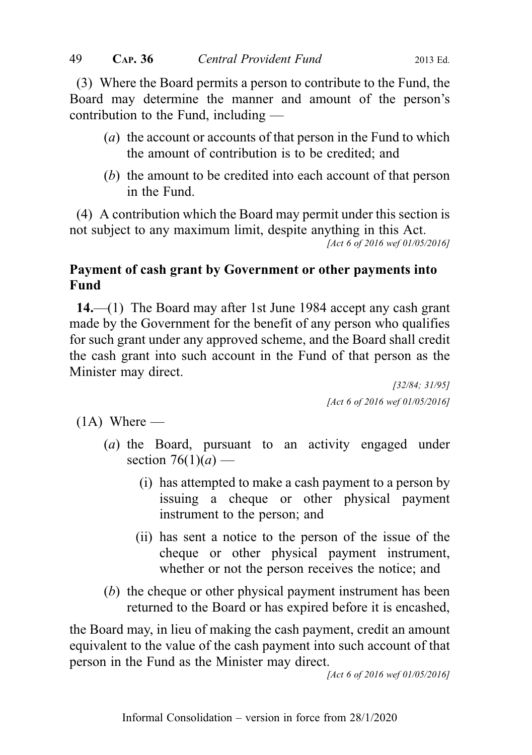(3) Where the Board permits a person to contribute to the Fund, the Board may determine the manner and amount of the person's contribution to the Fund, including —

(*a*) the account or accounts of that person in the Fund to which the amount of contribution is to be credited; and

(*b*) the amount to be credited into each account of that person in the Fund.

(4) A contribution which the Board may permit under this section is not subject to any maximum limit, despite anything in this Act.

*[Act 6 of 2016 wef 01/05/2016]*

**Payment of cash grant by Government or other payments into Fund**

**14.**—(1) The Board may after 1st June 1984 accept any cash grant made by the Government for the benefit of any person who qualifies for such grant under any approved scheme, and the Board shall credit the cash grant into such account in the Fund of that person as the Minister may direct.

*[32/84; 31/95]*

*[Act 6 of 2016 wef 01/05/2016]*

(1A) Where —

(*a*) the Board, pursuant to an activity engaged under section 76(1)(*a*) —

(i) has attempted to make a cash payment to a person by issuing a cheque or other physical payment instrument to the person; and

(ii) has sent a notice to the person of the issue of the cheque or other physical payment instrument, whether or not the person receives the notice; and

(*b*) the cheque or other physical payment instrument has been returned to the Board or has expired before it is encashed,

the Board may, in lieu of making the cash payment, credit an amount equivalent to the value of the cash payment into such account of that person in the Fund as the Minister may direct.

*[Act 6 of 2016 wef 01/05/2016]*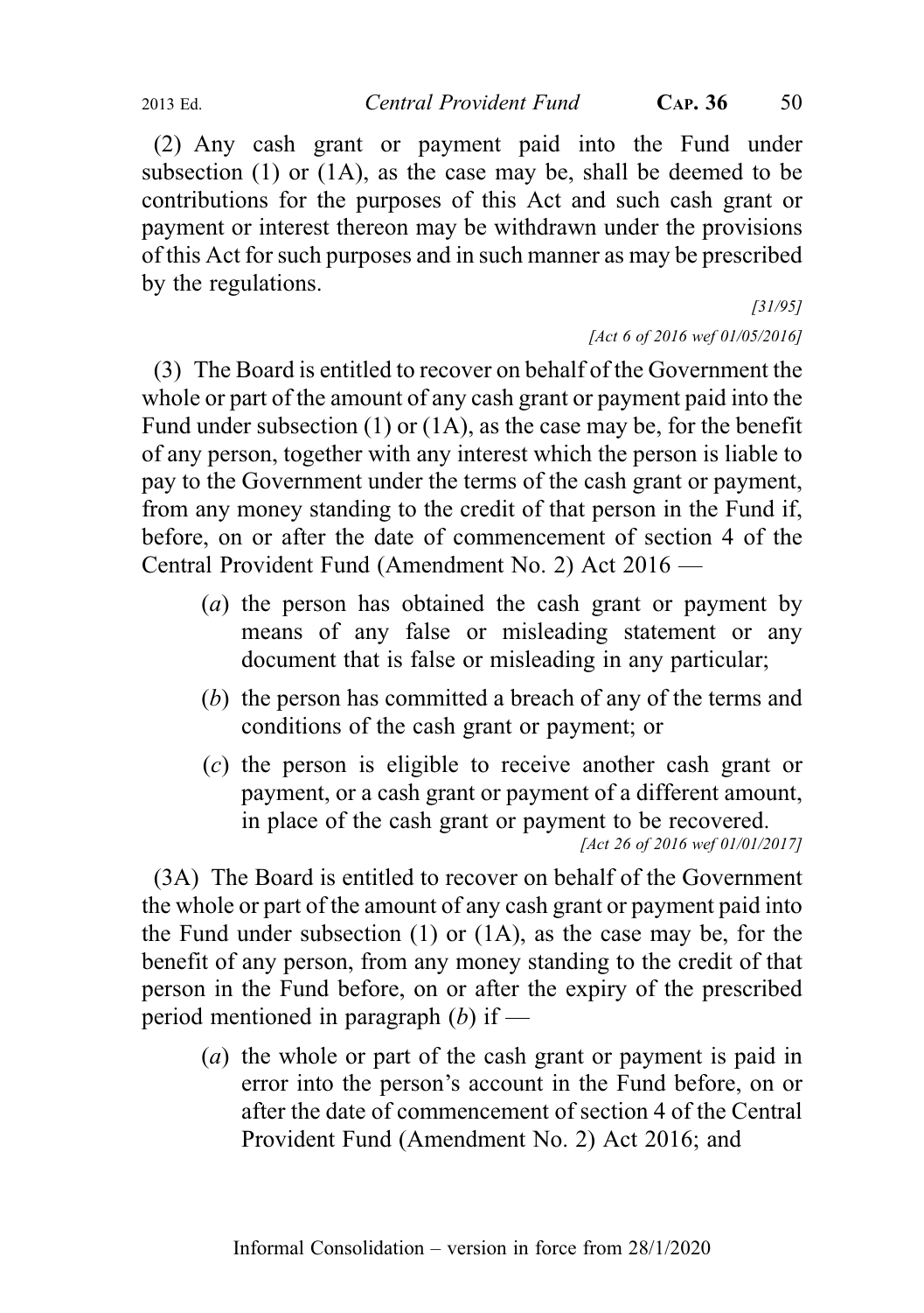(2) Any cash grant or payment paid into the Fund under subsection (1) or (1A), as the case may be, shall be deemed to be contributions for the purposes of this Act and such cash grant or payment or interest thereon may be withdrawn under the provisions of this Act for such purposes and in such manner as may be prescribed by the regulations.

*[31/95]*

*[Act 6 of 2016 wef 01/05/2016]*

(3) The Board is entitled to recover on behalf of the Government the whole or part of the amount of any cash grant or payment paid into the Fund under subsection (1) or (1A), as the case may be, for the benefit of any person, together with any interest which the person is liable to pay to the Government under the terms of the cash grant or payment, from any money standing to the credit of that person in the Fund if, before, on or after the date of commencement of section 4 of the Central Provident Fund (Amendment No. 2) Act 2016 —

- (*a*) the person has obtained the cash grant or payment by means of any false or misleading statement or any document that is false or misleading in any particular;
- (*b*) the person has committed a breach of any of the terms and conditions of the cash grant or payment; or
- (*c*) the person is eligible to receive another cash grant or payment, or a cash grant or payment of a different amount, in place of the cash grant or payment to be recovered.

*[Act 26 of 2016 wef 01/01/2017]*

(3A) The Board is entitled to recover on behalf of the Government the whole or part of the amount of any cash grant or payment paid into the Fund under subsection (1) or (1A), as the case may be, for the benefit of any person, from any money standing to the credit of that person in the Fund before, on or after the expiry of the prescribed period mentioned in paragraph (*b*) if —

- (*a*) the whole or part of the cash grant or payment is paid in error into the person's account in the Fund before, on or after the date of commencement of section 4 of the Central Provident Fund (Amendment No. 2) Act 2016; and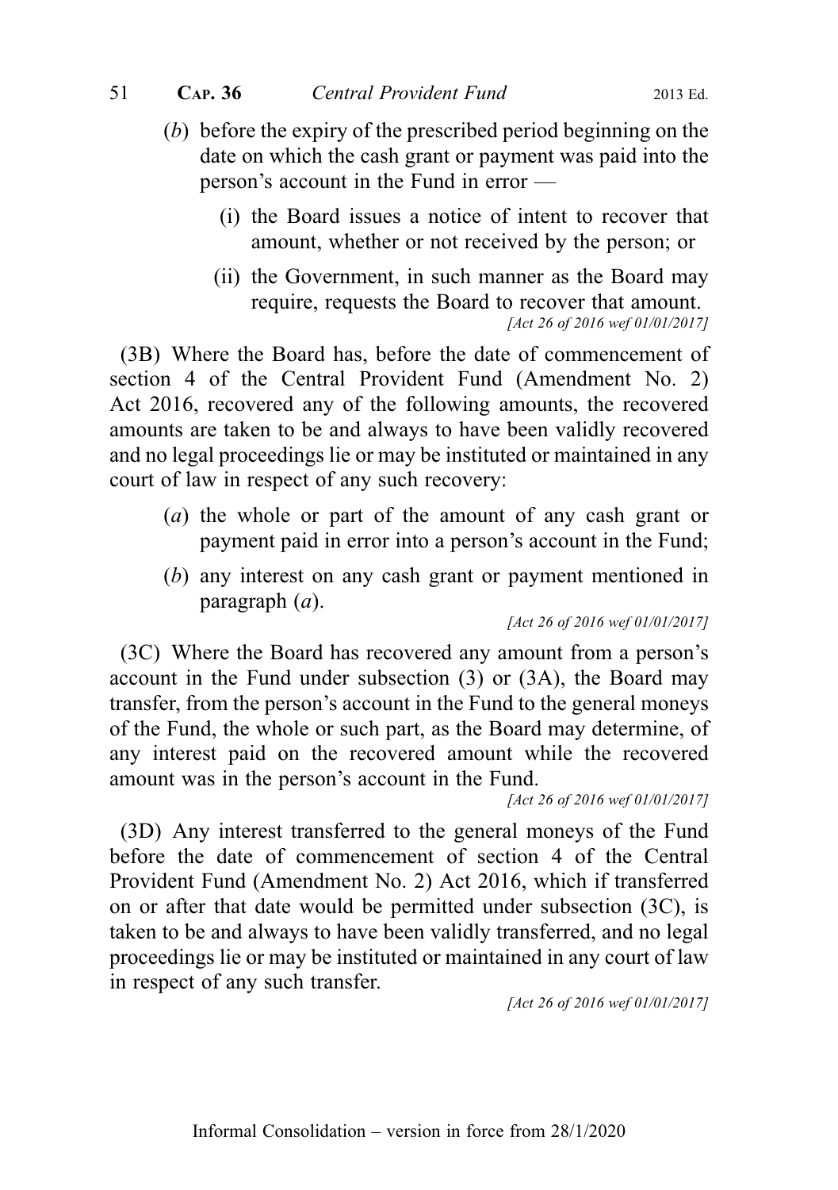(*b*) before the expiry of the prescribed period beginning on the date on which the cash grant or payment was paid into the person's account in the Fund in error —

(i) the Board issues a notice of intent to recover that amount, whether or not received by the person; or

(ii) the Government, in such manner as the Board may require, requests the Board to recover that amount.

*[Act 26 of 2016 wef 01/01/2017]*

(3B) Where the Board has, before the date of commencement of section 4 of the Central Provident Fund (Amendment No. 2) Act 2016, recovered any of the following amounts, the recovered amounts are taken to be and always to have been validly recovered and no legal proceedings lie or may be instituted or maintained in any court of law in respect of any such recovery:

(*a*) the whole or part of the amount of any cash grant or payment paid in error into a person's account in the Fund;

(*b*) any interest on any cash grant or payment mentioned in paragraph (*a*).

*[Act 26 of 2016 wef 01/01/2017]*

(3C) Where the Board has recovered any amount from a person's account in the Fund under subsection (3) or (3A), the Board may transfer, from the person's account in the Fund to the general moneys of the Fund, the whole or such part, as the Board may determine, of any interest paid on the recovered amount while the recovered amount was in the person's account in the Fund.

*[Act 26 of 2016 wef 01/01/2017]*

(3D) Any interest transferred to the general moneys of the Fund before the date of commencement of section 4 of the Central Provident Fund (Amendment No. 2) Act 2016, which if transferred on or after that date would be permitted under subsection (3C), is taken to be and always to have been validly transferred, and no legal proceedings lie or may be instituted or maintained in any court of law in respect of any such transfer.

*[Act 26 of 2016 wef 01/01/2017]*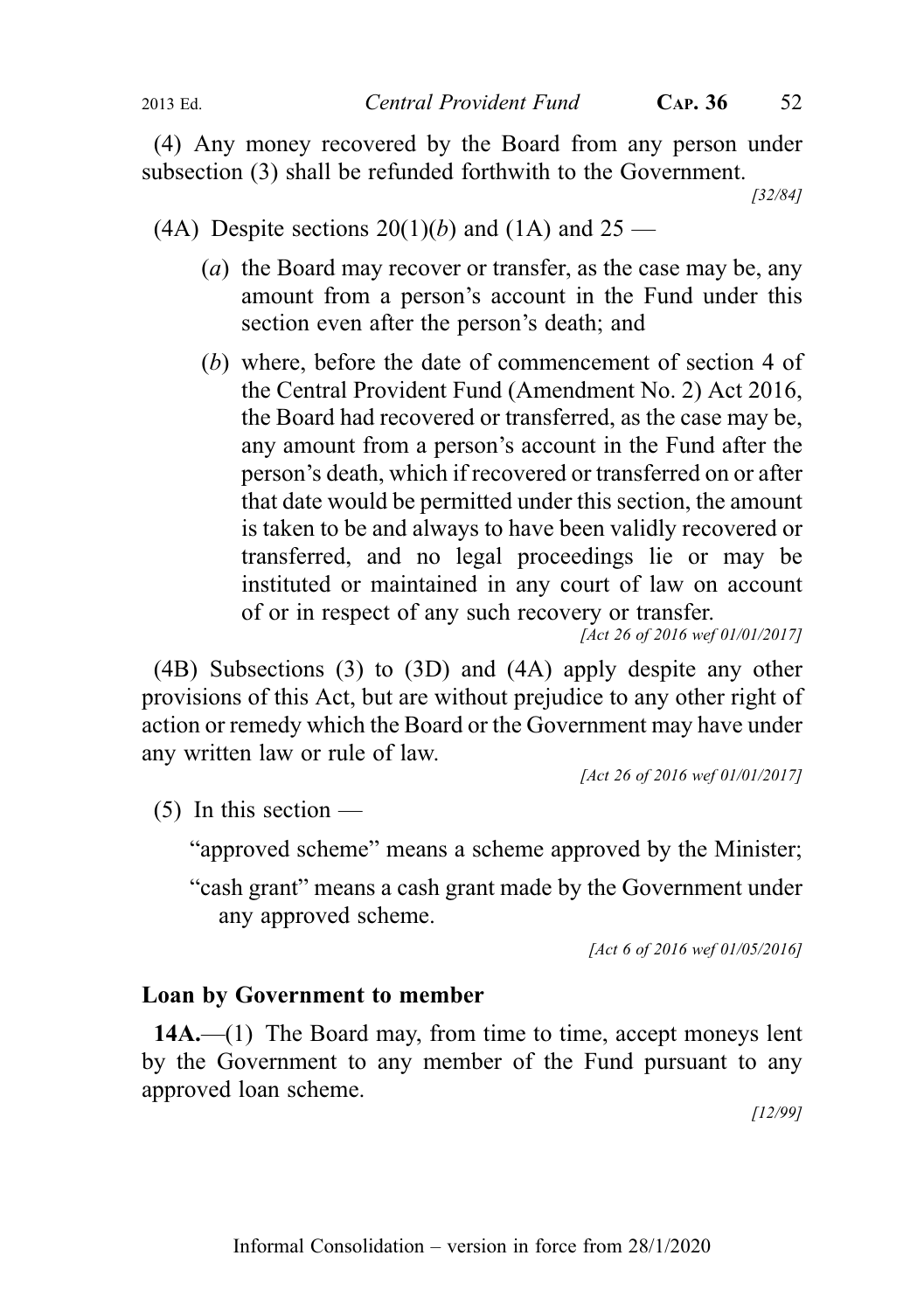(4) Any money recovered by the Board from any person under subsection (3) shall be refunded forthwith to the Government.

[32/84]

(4A) Despite sections 20(1)(*b*) and (1A) and 25 —

(*a*) the Board may recover or transfer, as the case may be, any amount from a person's account in the Fund under this section even after the person's death; and

(*b*) where, before the date of commencement of section 4 of the Central Provident Fund (Amendment No. 2) Act 2016, the Board had recovered or transferred, as the case may be, any amount from a person's account in the Fund after the person's death, which if recovered or transferred on or after that date would be permitted under this section, the amount is taken to be and always to have been validly recovered or transferred, and no legal proceedings lie or may be instituted or maintained in any court of law on account of or in respect of any such recovery or transfer.

*[Act 26 of 2016 wef 01/01/2017]*

(4B) Subsections (3) to (3D) and (4A) apply despite any other provisions of this Act, but are without prejudice to any other right of action or remedy which the Board or the Government may have under any written law or rule of law.

*[Act 26 of 2016 wef 01/01/2017]*

(5) In this section —

"approved scheme" means a scheme approved by the Minister;

"cash grant" means a cash grant made by the Government under any approved scheme.

*[Act 6 of 2016 wef 01/05/2016]*

### Loan by Government to member

**14A.**—(1) The Board may, from time to time, accept moneys lent by the Government to any member of the Fund pursuant to any approved loan scheme.

[12/99]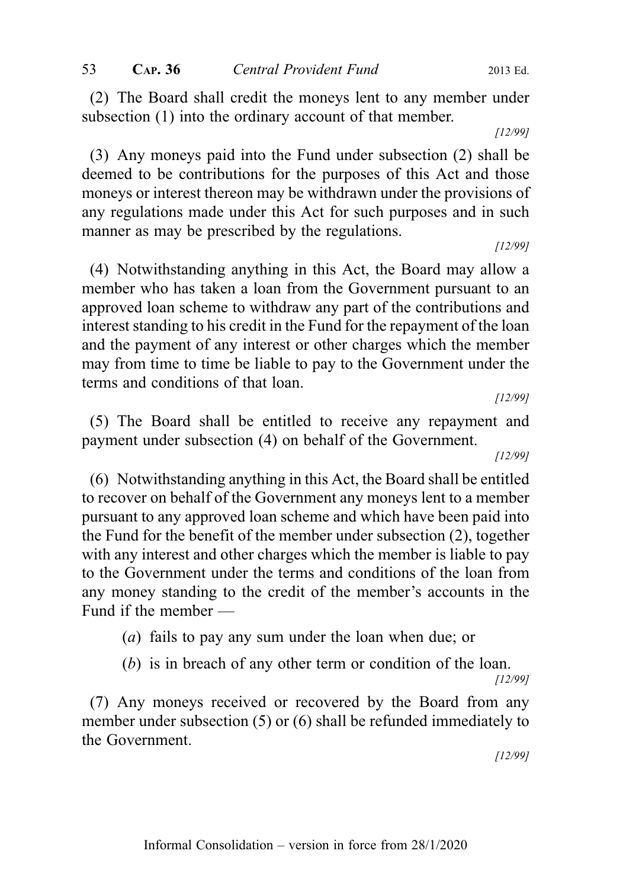(2) The Board shall credit the moneys lent to any member under subsection (1) into the ordinary account of that member.

[12/99]

(3) Any moneys paid into the Fund under subsection (2) shall be deemed to be contributions for the purposes of this Act and those moneys or interest thereon may be withdrawn under the provisions of any regulations made under this Act for such purposes and in such manner as may be prescribed by the regulations.

[12/99]

(4) Notwithstanding anything in this Act, the Board may allow a member who has taken a loan from the Government pursuant to an approved loan scheme to withdraw any part of the contributions and interest standing to his credit in the Fund for the repayment of the loan and the payment of any interest or other charges which the member may from time to time be liable to pay to the Government under the terms and conditions of that loan.

[12/99]

(5) The Board shall be entitled to receive any repayment and payment under subsection (4) on behalf of the Government.

[12/99]

(6) Notwithstanding anything in this Act, the Board shall be entitled to recover on behalf of the Government any moneys lent to a member pursuant to any approved loan scheme and which have been paid into the Fund for the benefit of the member under subsection (2), together with any interest and other charges which the member is liable to pay to the Government under the terms and conditions of the loan from any money standing to the credit of the member's accounts in the Fund if the member —

(*a*) fails to pay any sum under the loan when due; or

(*b*) is in breach of any other term or condition of the loan.

[12/99]

(7) Any moneys received or recovered by the Board from any member under subsection (5) or (6) shall be refunded immediately to the Government.

[12/99]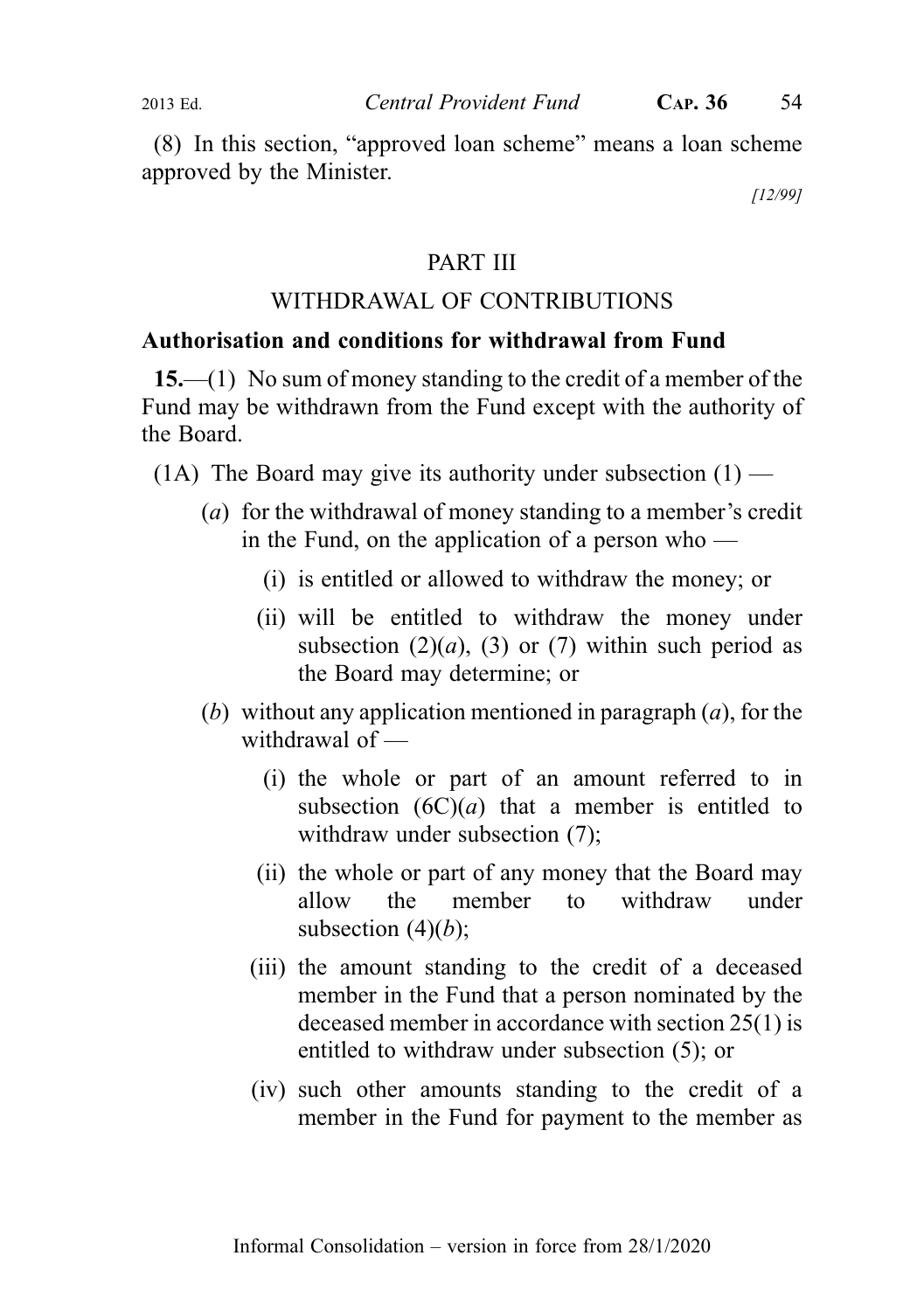(8) In this section, "approved loan scheme" means a loan scheme approved by the Minister.

*[12/99]*

## PART III

## WITHDRAWAL OF CONTRIBUTIONS

### Authorisation and conditions for withdrawal from Fund

**15.**—(1) No sum of money standing to the credit of a member of the Fund may be withdrawn from the Fund except with the authority of the Board.

(1A) The Board may give its authority under subsection (1) —

(*a*) for the withdrawal of money standing to a member's credit in the Fund, on the application of a person who —

(i) is entitled or allowed to withdraw the money; or

(ii) will be entitled to withdraw the money under subsection (2)(*a*), (3) or (7) within such period as the Board may determine; or

(*b*) without any application mentioned in paragraph (*a*), for the withdrawal of —

(i) the whole or part of an amount referred to in subsection (6C)(*a*) that a member is entitled to withdraw under subsection (7);

(ii) the whole or part of any money that the Board may allow the member to withdraw under subsection (4)(*b*);

(iii) the amount standing to the credit of a deceased member in the Fund that a person nominated by the deceased member in accordance with section 25(1) is entitled to withdraw under subsection (5); or

(iv) such other amounts standing to the credit of a member in the Fund for payment to the member as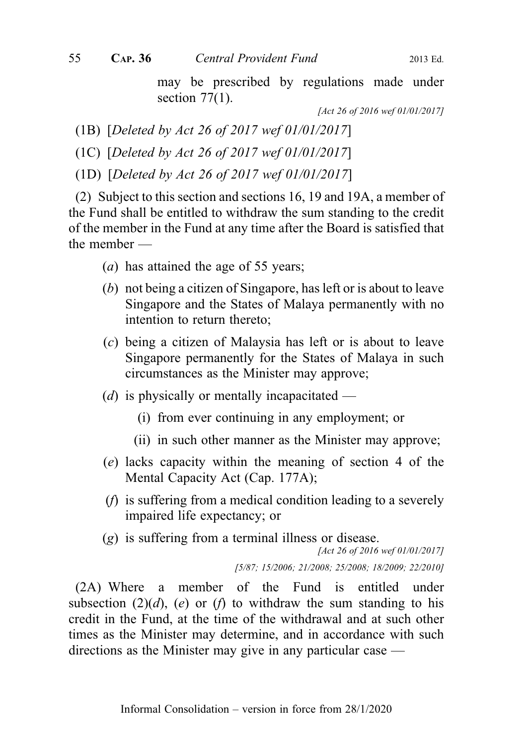may be prescribed by regulations made under section 77(1).

*[Act 26 of 2016 wef 01/01/2017]*

(1B) [*Deleted by Act 26 of 2017 wef 01/01/2017*]

(1C) [*Deleted by Act 26 of 2017 wef 01/01/2017*]

(1D) [*Deleted by Act 26 of 2017 wef 01/01/2017*]

(2) Subject to this section and sections 16, 19 and 19A, a member of the Fund shall be entitled to withdraw the sum standing to the credit of the member in the Fund at any time after the Board is satisfied that the member —

(*a*) has attained the age of 55 years;

(*b*) not being a citizen of Singapore, has left or is about to leave Singapore and the States of Malaya permanently with no intention to return thereto;

(*c*) being a citizen of Malaysia has left or is about to leave Singapore permanently for the States of Malaya in such circumstances as the Minister may approve;

(*d*) is physically or mentally incapacitated —

(i) from ever continuing in any employment; or

(ii) in such other manner as the Minister may approve;

(*e*) lacks capacity within the meaning of section 4 of the Mental Capacity Act (Cap. 177A);

(*f*) is suffering from a medical condition leading to a severely impaired life expectancy; or

(*g*) is suffering from a terminal illness or disease.

*[Act 26 of 2016 wef 01/01/2017]*

*[5/87; 15/2006; 21/2008; 25/2008; 18/2009; 22/2010]*

(2A) Where a member of the Fund is entitled under subsection (2)(*d*), (*e*) or (*f*) to withdraw the sum standing to his credit in the Fund, at the time of the withdrawal and at such other times as the Minister may determine, and in accordance with such directions as the Minister may give in any particular case —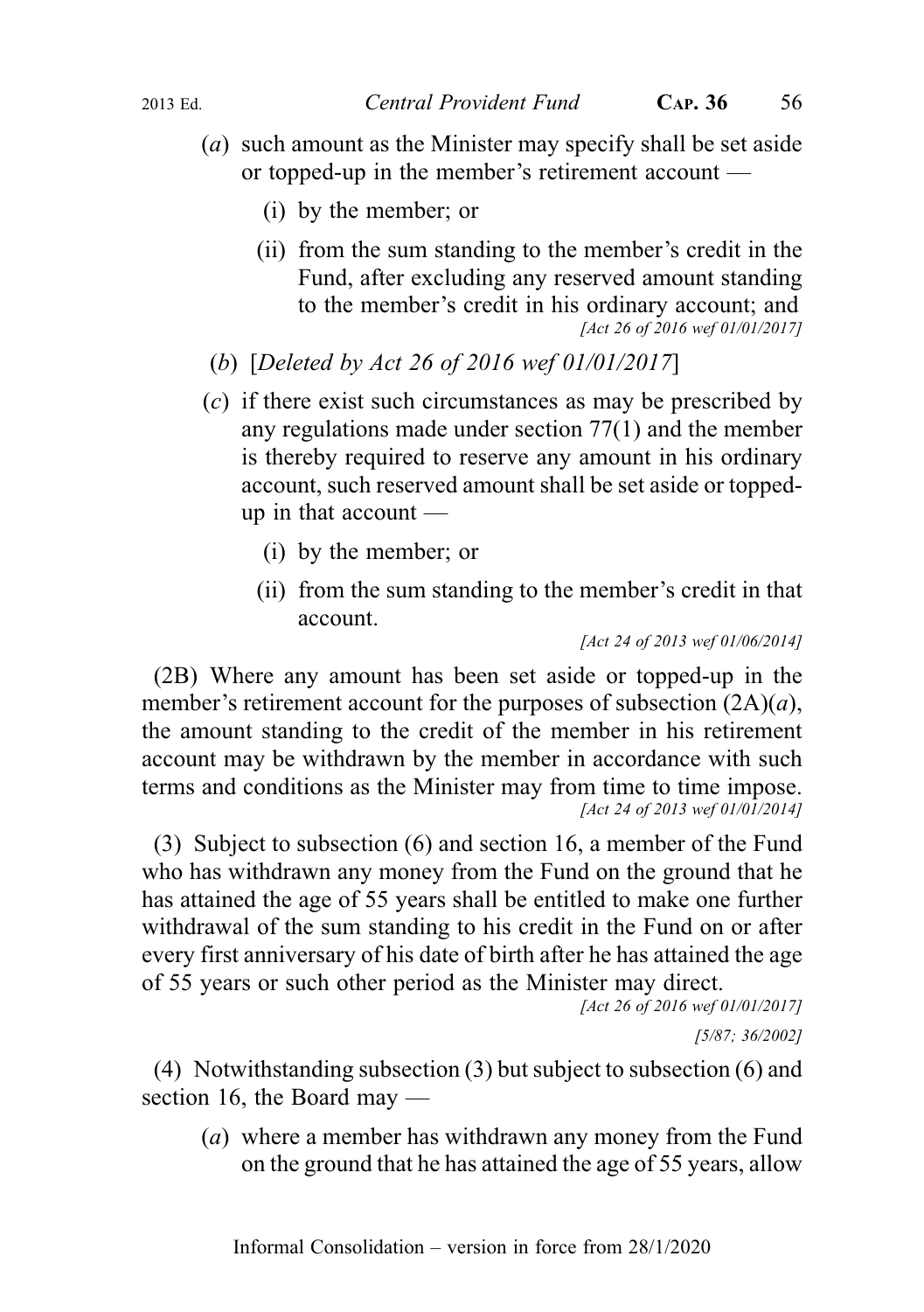(*a*) such amount as the Minister may specify shall be set aside or topped-up in the member's retirement account —

(i) by the member; or

(ii) from the sum standing to the member's credit in the Fund, after excluding any reserved amount standing to the member's credit in his ordinary account; and

*[Act 26 of 2016 wef 01/01/2017]*

(*b*) [*Deleted by Act 26 of 2016 wef 01/01/2017*]

(*c*) if there exist such circumstances as may be prescribed by any regulations made under section 77(1) and the member is thereby required to reserve any amount in his ordinary account, such reserved amount shall be set aside or topped-up in that account —

(i) by the member; or

(ii) from the sum standing to the member's credit in that account.

*[Act 24 of 2013 wef 01/06/2014]*

(2B) Where any amount has been set aside or topped-up in the member's retirement account for the purposes of subsection (2A)(*a*), the amount standing to the credit of the member in his retirement account may be withdrawn by the member in accordance with such terms and conditions as the Minister may from time to time impose.

*[Act 24 of 2013 wef 01/01/2014]*

(3) Subject to subsection (6) and section 16, a member of the Fund who has withdrawn any money from the Fund on the ground that he has attained the age of 55 years shall be entitled to make one further withdrawal of the sum standing to his credit in the Fund on or after every first anniversary of his date of birth after he has attained the age of 55 years or such other period as the Minister may direct.

*[Act 26 of 2016 wef 01/01/2017]*

*[5/87; 36/2002]*

(4) Notwithstanding subsection (3) but subject to subsection (6) and section 16, the Board may —

(*a*) where a member has withdrawn any money from the Fund on the ground that he has attained the age of 55 years, allow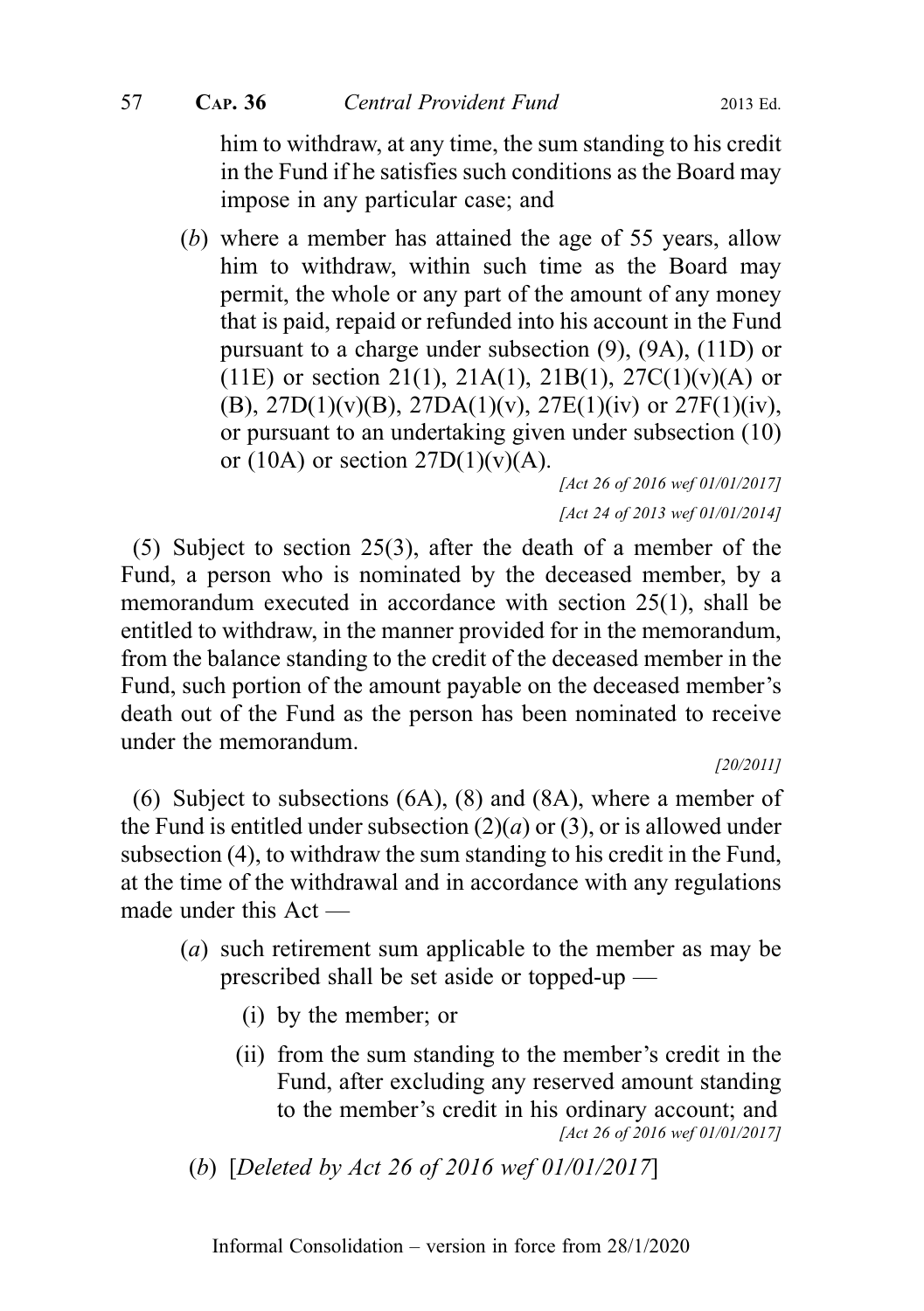him to withdraw, at any time, the sum standing to his credit in the Fund if he satisfies such conditions as the Board may impose in any particular case; and

(*b*) where a member has attained the age of 55 years, allow him to withdraw, within such time as the Board may permit, the whole or any part of the amount of any money that is paid, repaid or refunded into his account in the Fund pursuant to a charge under subsection (9), (9A), (11D) or (11E) or section 21(1), 21A(1), 21B(1), 27C(1)(v)(A) or (B), 27D(1)(v)(B), 27DA(1)(v), 27E(1)(iv) or 27F(1)(iv), or pursuant to an undertaking given under subsection (10) or (10A) or section 27D(1)(v)(A).

*[Act 26 of 2016 wef 01/01/2017]*

*[Act 24 of 2013 wef 01/01/2014]*

(5) Subject to section 25(3), after the death of a member of the Fund, a person who is nominated by the deceased member, by a memorandum executed in accordance with section 25(1), shall be entitled to withdraw, in the manner provided for in the memorandum, from the balance standing to the credit of the deceased member in the Fund, such portion of the amount payable on the deceased member's death out of the Fund as the person has been nominated to receive under the memorandum.

*[20/2011]*

(6) Subject to subsections (6A), (8) and (8A), where a member of the Fund is entitled under subsection (2)(*a*) or (3), or is allowed under subsection (4), to withdraw the sum standing to his credit in the Fund, at the time of the withdrawal and in accordance with any regulations made under this Act —

(*a*) such retirement sum applicable to the member as may be prescribed shall be set aside or topped-up —

(i) by the member; or

(ii) from the sum standing to the member's credit in the Fund, after excluding any reserved amount standing to the member's credit in his ordinary account; and

*[Act 26 of 2016 wef 01/01/2017]*

(*b*) [*Deleted by Act 26 of 2016 wef 01/01/2017*]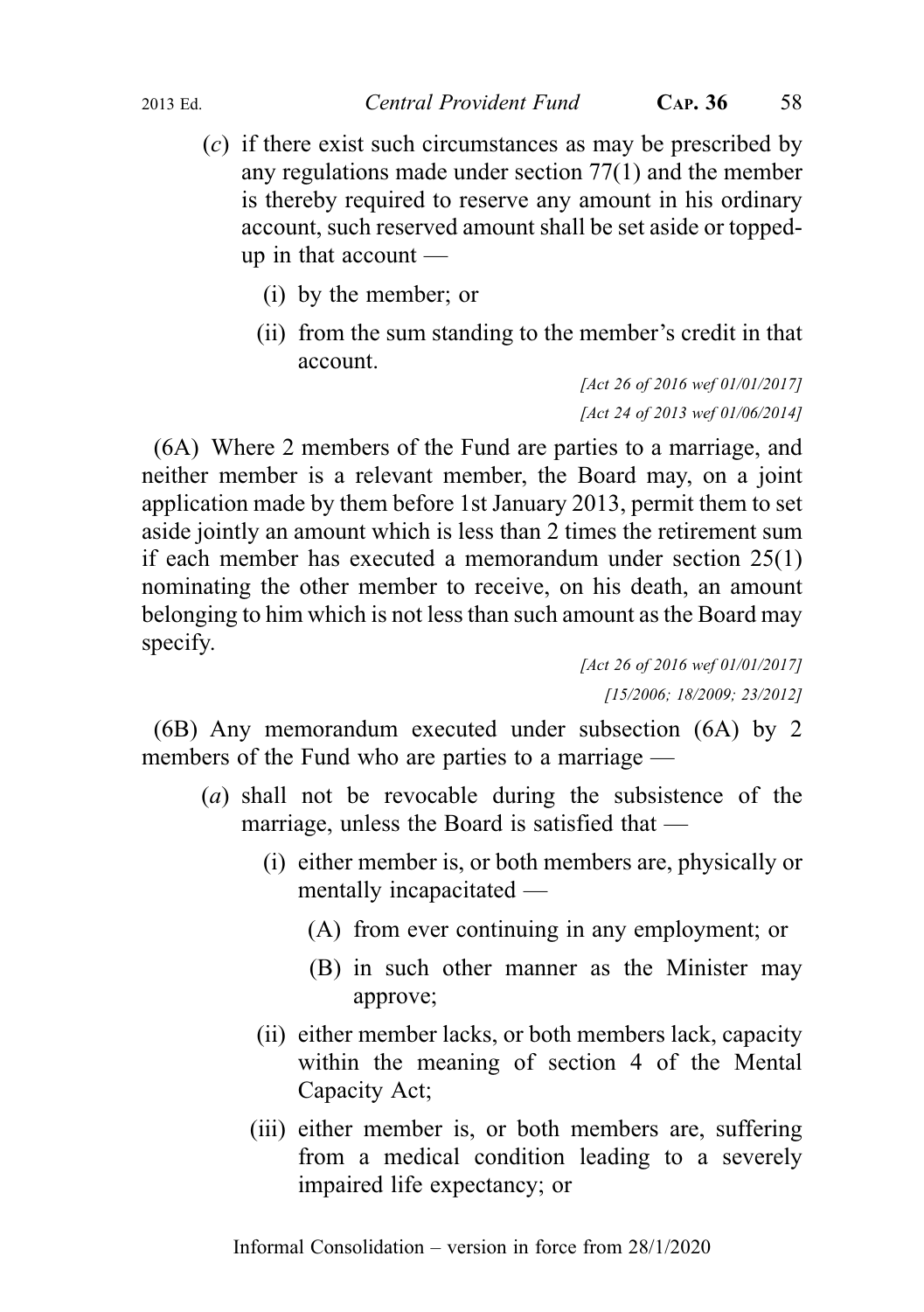(*c*) if there exist such circumstances as may be prescribed by any regulations made under section 77(1) and the member is thereby required to reserve any amount in his ordinary account, such reserved amount shall be set aside or topped-up in that account —

(i) by the member; or

(ii) from the sum standing to the member's credit in that account.

*[Act 26 of 2016 wef 01/01/2017]*
*[Act 24 of 2013 wef 01/06/2014]*

(6A) Where 2 members of the Fund are parties to a marriage, and neither member is a relevant member, the Board may, on a joint application made by them before 1st January 2013, permit them to set aside jointly an amount which is less than 2 times the retirement sum if each member has executed a memorandum under section 25(1) nominating the other member to receive, on his death, an amount belonging to him which is not less than such amount as the Board may specify.

*[Act 26 of 2016 wef 01/01/2017]*
*[15/2006; 18/2009; 23/2012]*

(6B) Any memorandum executed under subsection (6A) by 2 members of the Fund who are parties to a marriage —

(*a*) shall not be revocable during the subsistence of the marriage, unless the Board is satisfied that —

(i) either member is, or both members are, physically or mentally incapacitated —

(A) from ever continuing in any employment; or

(B) in such other manner as the Minister may approve;

(ii) either member lacks, or both members lack, capacity within the meaning of section 4 of the Mental Capacity Act;

(iii) either member is, or both members are, suffering from a medical condition leading to a severely impaired life expectancy; or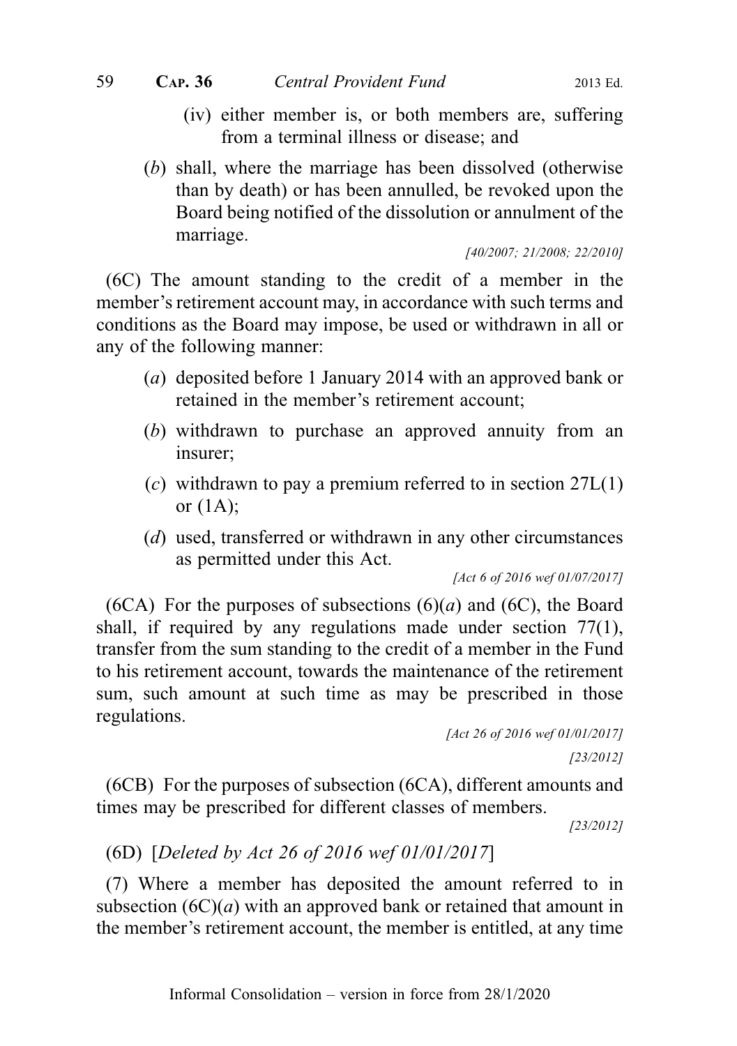(iv) either member is, or both members are, suffering from a terminal illness or disease; and

(*b*) shall, where the marriage has been dissolved (otherwise than by death) or has been annulled, be revoked upon the Board being notified of the dissolution or annulment of the marriage.

*[40/2007; 21/2008; 22/2010]*

(6C) The amount standing to the credit of a member in the member's retirement account may, in accordance with such terms and conditions as the Board may impose, be used or withdrawn in all or any of the following manner:

(*a*) deposited before 1 January 2014 with an approved bank or retained in the member's retirement account;

(*b*) withdrawn to purchase an approved annuity from an insurer;

(*c*) withdrawn to pay a premium referred to in section 27L(1) or (1A);

(*d*) used, transferred or withdrawn in any other circumstances as permitted under this Act.

*[Act 6 of 2016 wef 01/07/2017]*

(6CA) For the purposes of subsections (6)(*a*) and (6C), the Board shall, if required by any regulations made under section 77(1), transfer from the sum standing to the credit of a member in the Fund to his retirement account, towards the maintenance of the retirement sum, such amount at such time as may be prescribed in those regulations.

*[Act 26 of 2016 wef 01/01/2017]*

*[23/2012]*

(6CB) For the purposes of subsection (6CA), different amounts and times may be prescribed for different classes of members.

*[23/2012]*

(6D) [*Deleted by Act 26 of 2016 wef 01/01/2017*]

(7) Where a member has deposited the amount referred to in subsection (6C)(*a*) with an approved bank or retained that amount in the member's retirement account, the member is entitled, at any time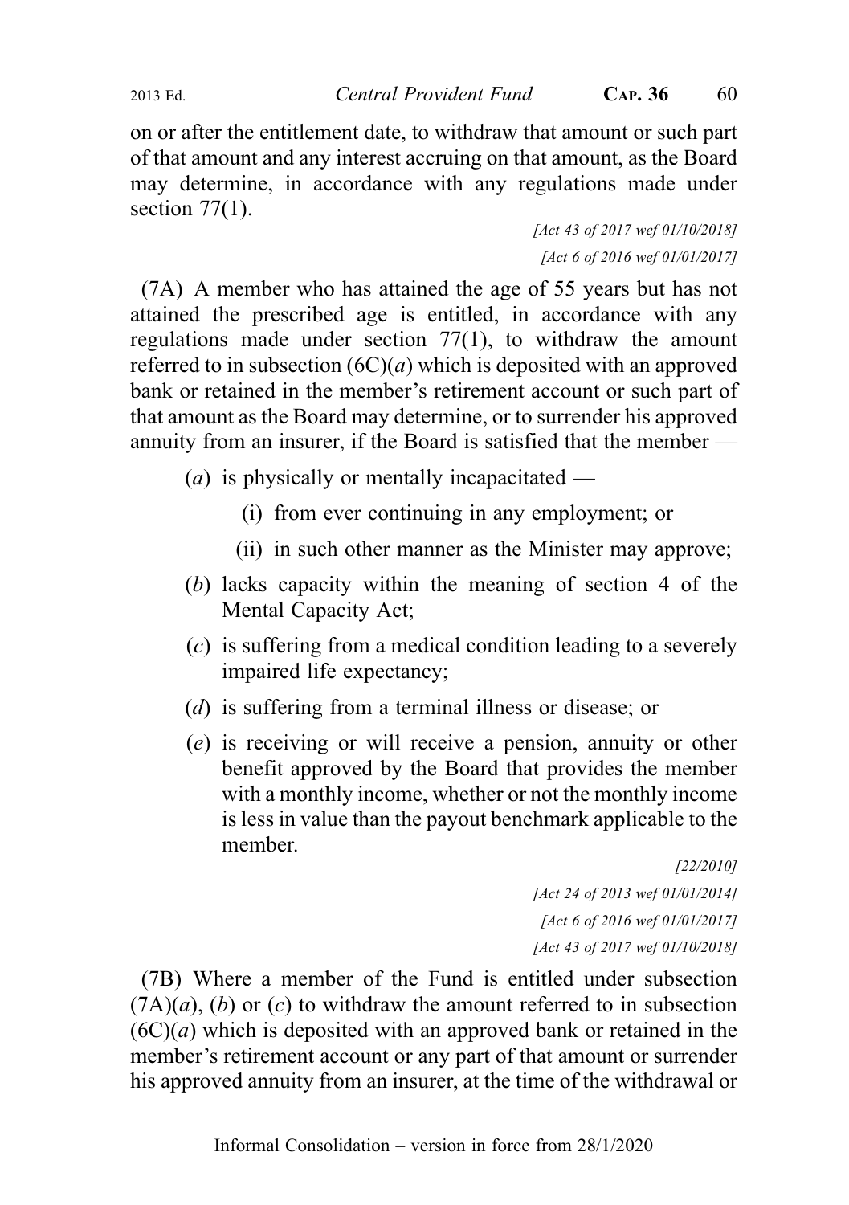on or after the entitlement date, to withdraw that amount or such part of that amount and any interest accruing on that amount, as the Board may determine, in accordance with any regulations made under section 77(1).

*[Act 43 of 2017 wef 01/10/2018]*

*[Act 6 of 2016 wef 01/01/2017]*

(7A) A member who has attained the age of 55 years but has not attained the prescribed age is entitled, in accordance with any regulations made under section 77(1), to withdraw the amount referred to in subsection (6C)(*a*) which is deposited with an approved bank or retained in the member's retirement account or such part of that amount as the Board may determine, or to surrender his approved annuity from an insurer, if the Board is satisfied that the member —

- (*a*) is physically or mentally incapacitated —
  - (i) from ever continuing in any employment; or
  - (ii) in such other manner as the Minister may approve;
- (*b*) lacks capacity within the meaning of section 4 of the Mental Capacity Act;
- (*c*) is suffering from a medical condition leading to a severely impaired life expectancy;
- (*d*) is suffering from a terminal illness or disease; or
- (*e*) is receiving or will receive a pension, annuity or other benefit approved by the Board that provides the member with a monthly income, whether or not the monthly income is less in value than the payout benchmark applicable to the member.

*[22/2010]*

*[Act 24 of 2013 wef 01/01/2014]*

*[Act 6 of 2016 wef 01/01/2017]*

*[Act 43 of 2017 wef 01/10/2018]*

(7B) Where a member of the Fund is entitled under subsection (7A)(*a*), (*b*) or (*c*) to withdraw the amount referred to in subsection (6C)(*a*) which is deposited with an approved bank or retained in the member's retirement account or any part of that amount or surrender his approved annuity from an insurer, at the time of the withdrawal or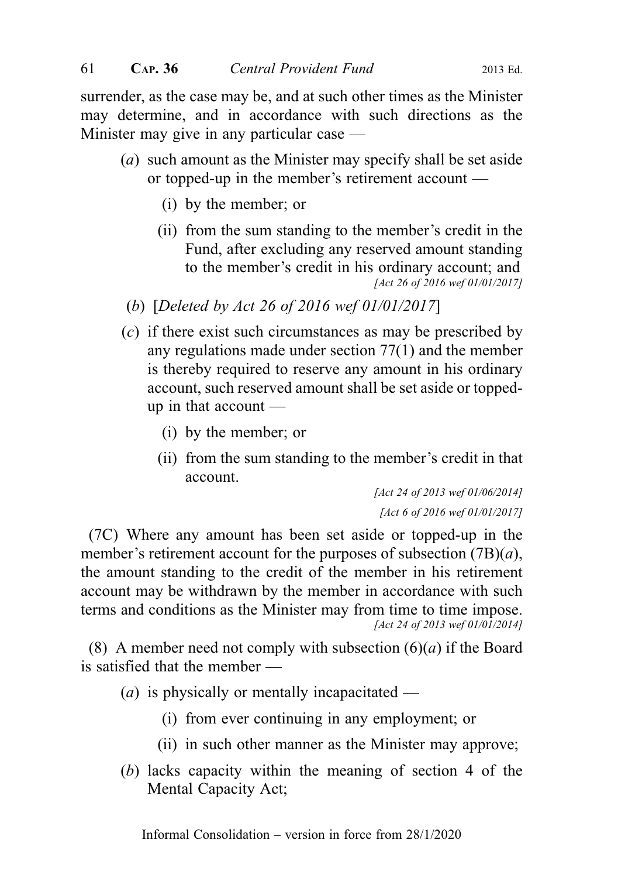surrender, as the case may be, and at such other times as the Minister may determine, and in accordance with such directions as the Minister may give in any particular case —

- (*a*) such amount as the Minister may specify shall be set aside or topped-up in the member's retirement account —
  - (i) by the member; or
  - (ii) from the sum standing to the member's credit in the Fund, after excluding any reserved amount standing to the member's credit in his ordinary account; and

  *[Act 26 of 2016 wef 01/01/2017]*

- (*b*) [*Deleted by Act 26 of 2016 wef 01/01/2017*]
- (*c*) if there exist such circumstances as may be prescribed by any regulations made under section 77(1) and the member is thereby required to reserve any amount in his ordinary account, such reserved amount shall be set aside or topped-up in that account —
  - (i) by the member; or
  - (ii) from the sum standing to the member's credit in that account.

*[Act 24 of 2013 wef 01/06/2014]*

*[Act 6 of 2016 wef 01/01/2017]*

(7C) Where any amount has been set aside or topped-up in the member's retirement account for the purposes of subsection (7B)(*a*), the amount standing to the credit of the member in his retirement account may be withdrawn by the member in accordance with such terms and conditions as the Minister may from time to time impose.

*[Act 24 of 2013 wef 01/01/2014]*

(8) A member need not comply with subsection (6)(*a*) if the Board is satisfied that the member —

- (*a*) is physically or mentally incapacitated —
  - (i) from ever continuing in any employment; or
  - (ii) in such other manner as the Minister may approve;
- (*b*) lacks capacity within the meaning of section 4 of the Mental Capacity Act;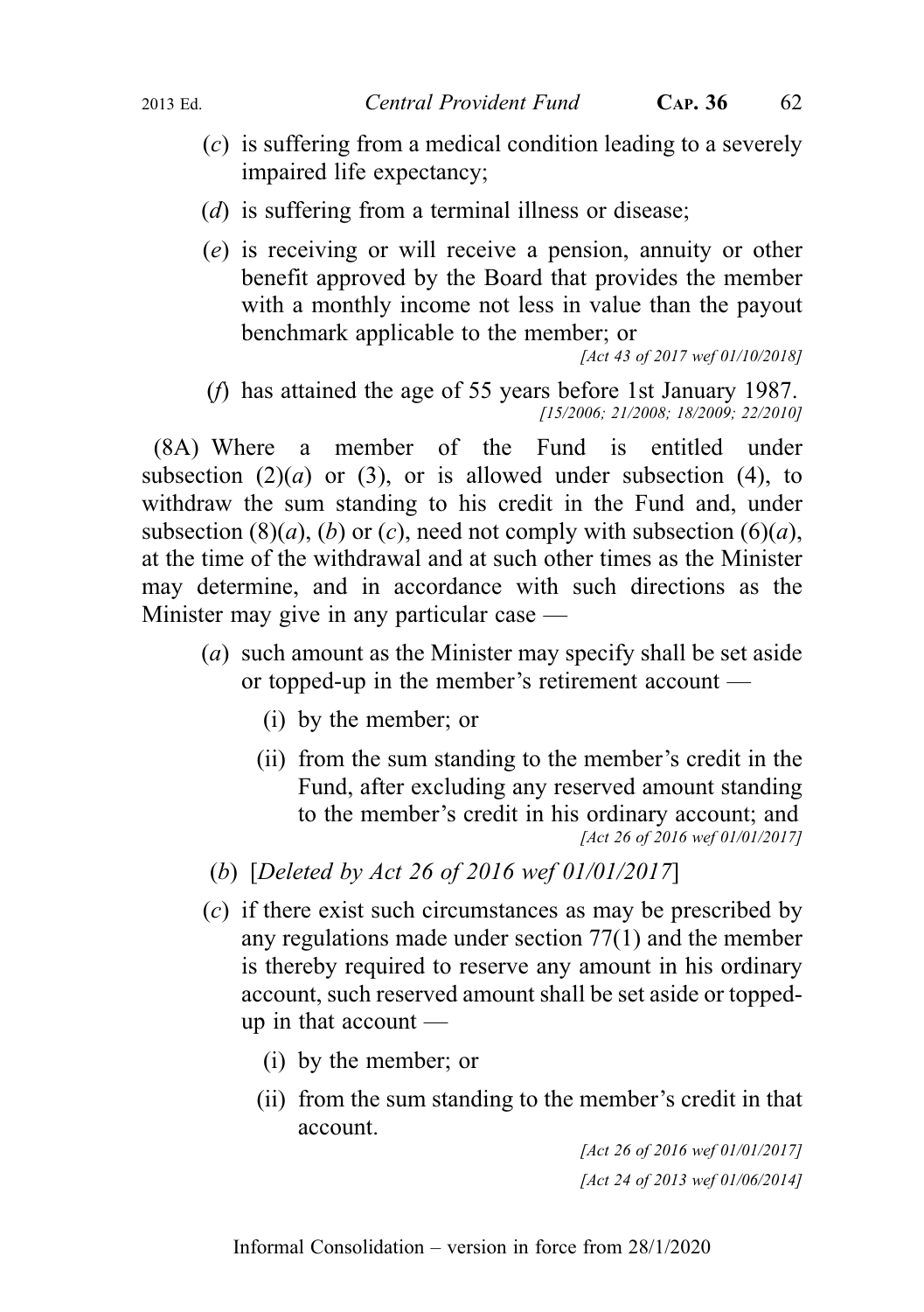(*c*) is suffering from a medical condition leading to a severely impaired life expectancy;

(*d*) is suffering from a terminal illness or disease;

(*e*) is receiving or will receive a pension, annuity or other benefit approved by the Board that provides the member with a monthly income not less in value than the payout benchmark applicable to the member; or

*[Act 43 of 2017 wef 01/10/2018]*

(*f*) has attained the age of 55 years before 1st January 1987.

*[15/2006; 21/2008; 18/2009; 22/2010]*

(8A) Where a member of the Fund is entitled under subsection (2)(*a*) or (3), or is allowed under subsection (4), to withdraw the sum standing to his credit in the Fund and, under subsection (8)(*a*), (*b*) or (*c*), need not comply with subsection (6)(*a*), at the time of the withdrawal and at such other times as the Minister may determine, and in accordance with such directions as the Minister may give in any particular case —

(*a*) such amount as the Minister may specify shall be set aside or topped-up in the member's retirement account —

(i) by the member; or

(ii) from the sum standing to the member's credit in the Fund, after excluding any reserved amount standing to the member's credit in his ordinary account; and

*[Act 26 of 2016 wef 01/01/2017]*

(*b*) [*Deleted by Act 26 of 2016 wef 01/01/2017*]

(*c*) if there exist such circumstances as may be prescribed by any regulations made under section 77(1) and the member is thereby required to reserve any amount in his ordinary account, such reserved amount shall be set aside or topped-up in that account —

(i) by the member; or

(ii) from the sum standing to the member's credit in that account.

*[Act 26 of 2016 wef 01/01/2017]*

*[Act 24 of 2013 wef 01/06/2014]*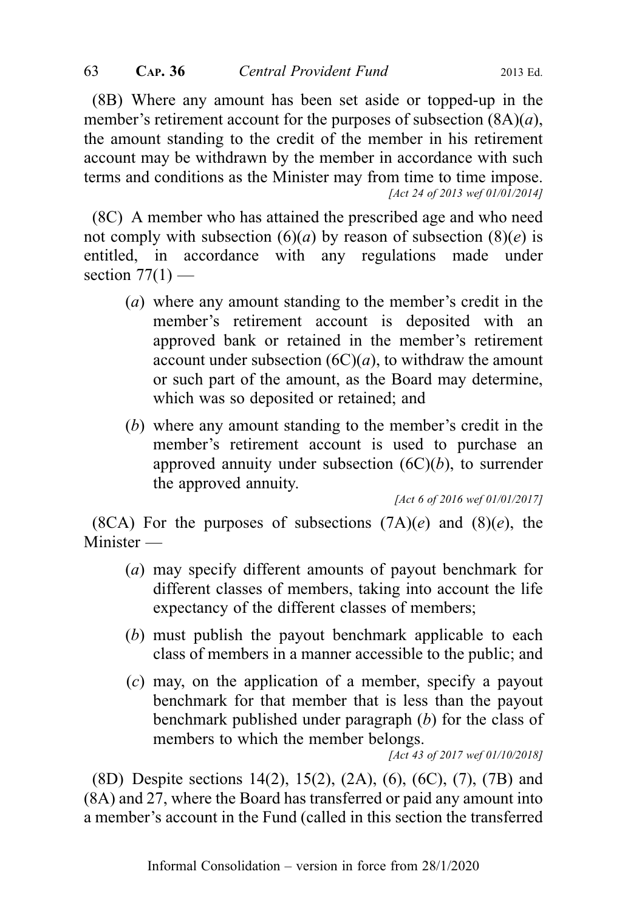(8B) Where any amount has been set aside or topped-up in the member's retirement account for the purposes of subsection (8A)(*a*), the amount standing to the credit of the member in his retirement account may be withdrawn by the member in accordance with such terms and conditions as the Minister may from time to time impose.

*[Act 24 of 2013 wef 01/01/2014]*

(8C) A member who has attained the prescribed age and who need not comply with subsection (6)(*a*) by reason of subsection (8)(*e*) is entitled, in accordance with any regulations made under section 77(1) —

(*a*) where any amount standing to the member's credit in the member's retirement account is deposited with an approved bank or retained in the member's retirement account under subsection (6C)(*a*), to withdraw the amount or such part of the amount, as the Board may determine, which was so deposited or retained; and

(*b*) where any amount standing to the member's credit in the member's retirement account is used to purchase an approved annuity under subsection (6C)(*b*), to surrender the approved annuity.

*[Act 6 of 2016 wef 01/01/2017]*

(8CA) For the purposes of subsections (7A)(*e*) and (8)(*e*), the Minister —

(*a*) may specify different amounts of payout benchmark for different classes of members, taking into account the life expectancy of the different classes of members;

(*b*) must publish the payout benchmark applicable to each class of members in a manner accessible to the public; and

(*c*) may, on the application of a member, specify a payout benchmark for that member that is less than the payout benchmark published under paragraph (*b*) for the class of members to which the member belongs.

*[Act 43 of 2017 wef 01/10/2018]*

(8D) Despite sections 14(2), 15(2), (2A), (6), (6C), (7), (7B) and (8A) and 27, where the Board has transferred or paid any amount into a member's account in the Fund (called in this section the transferred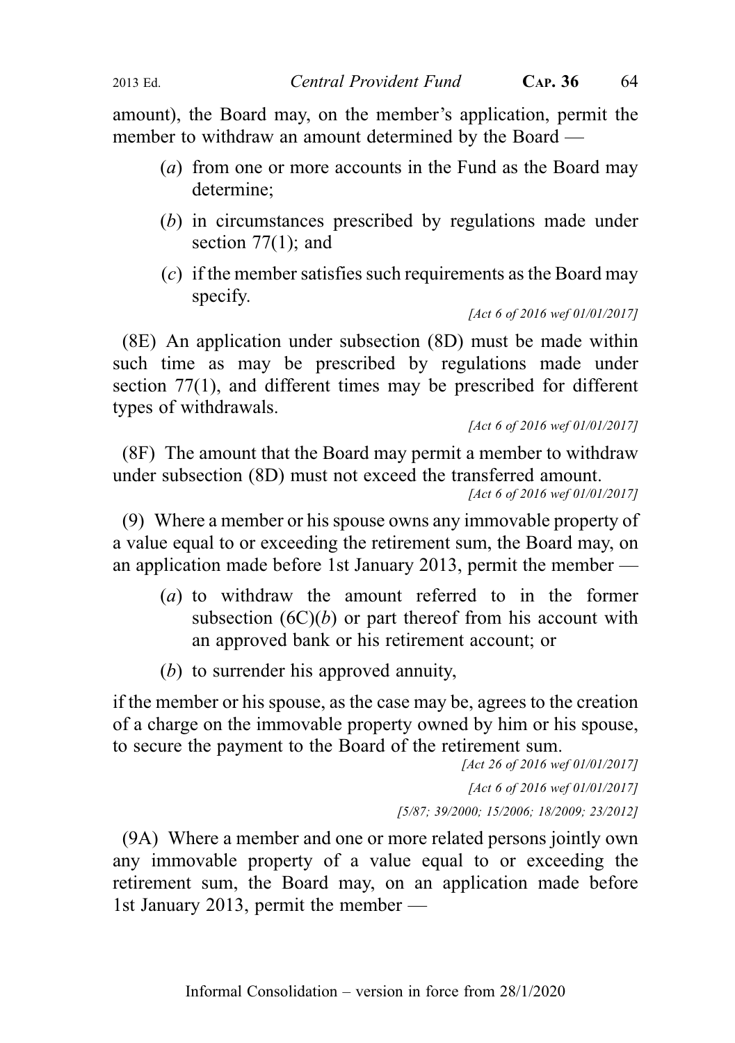amount), the Board may, on the member's application, permit the member to withdraw an amount determined by the Board —

(*a*) from one or more accounts in the Fund as the Board may determine;

(*b*) in circumstances prescribed by regulations made under section 77(1); and

(*c*) if the member satisfies such requirements as the Board may specify.

*[Act 6 of 2016 wef 01/01/2017]*

(8E) An application under subsection (8D) must be made within such time as may be prescribed by regulations made under section 77(1), and different times may be prescribed for different types of withdrawals.

*[Act 6 of 2016 wef 01/01/2017]*

(8F) The amount that the Board may permit a member to withdraw under subsection (8D) must not exceed the transferred amount.

*[Act 6 of 2016 wef 01/01/2017]*

(9) Where a member or his spouse owns any immovable property of a value equal to or exceeding the retirement sum, the Board may, on an application made before 1st January 2013, permit the member —

(*a*) to withdraw the amount referred to in the former subsection (6C)(*b*) or part thereof from his account with an approved bank or his retirement account; or

(*b*) to surrender his approved annuity,

if the member or his spouse, as the case may be, agrees to the creation of a charge on the immovable property owned by him or his spouse, to secure the payment to the Board of the retirement sum.

*[Act 26 of 2016 wef 01/01/2017]*

*[Act 6 of 2016 wef 01/01/2017]*

*[5/87; 39/2000; 15/2006; 18/2009; 23/2012]*

(9A) Where a member and one or more related persons jointly own any immovable property of a value equal to or exceeding the retirement sum, the Board may, on an application made before 1st January 2013, permit the member —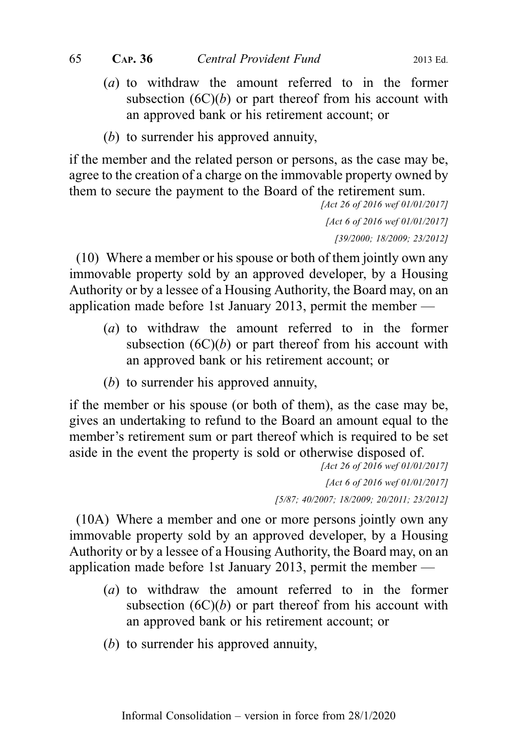(*a*) to withdraw the amount referred to in the former subsection (6C)(*b*) or part thereof from his account with an approved bank or his retirement account; or

(*b*) to surrender his approved annuity,

if the member and the related person or persons, as the case may be, agree to the creation of a charge on the immovable property owned by them to secure the payment to the Board of the retirement sum.

*[Act 26 of 2016 wef 01/01/2017]*

*[Act 6 of 2016 wef 01/01/2017]*

*[39/2000; 18/2009; 23/2012]*

(10) Where a member or his spouse or both of them jointly own any immovable property sold by an approved developer, by a Housing Authority or by a lessee of a Housing Authority, the Board may, on an application made before 1st January 2013, permit the member —

(*a*) to withdraw the amount referred to in the former subsection (6C)(*b*) or part thereof from his account with an approved bank or his retirement account; or

(*b*) to surrender his approved annuity,

if the member or his spouse (or both of them), as the case may be, gives an undertaking to refund to the Board an amount equal to the member's retirement sum or part thereof which is required to be set aside in the event the property is sold or otherwise disposed of.

*[Act 26 of 2016 wef 01/01/2017]*

*[Act 6 of 2016 wef 01/01/2017]*

*[5/87; 40/2007; 18/2009; 20/2011; 23/2012]*

(10A) Where a member and one or more persons jointly own any immovable property sold by an approved developer, by a Housing Authority or by a lessee of a Housing Authority, the Board may, on an application made before 1st January 2013, permit the member —

(*a*) to withdraw the amount referred to in the former subsection (6C)(*b*) or part thereof from his account with an approved bank or his retirement account; or

(*b*) to surrender his approved annuity,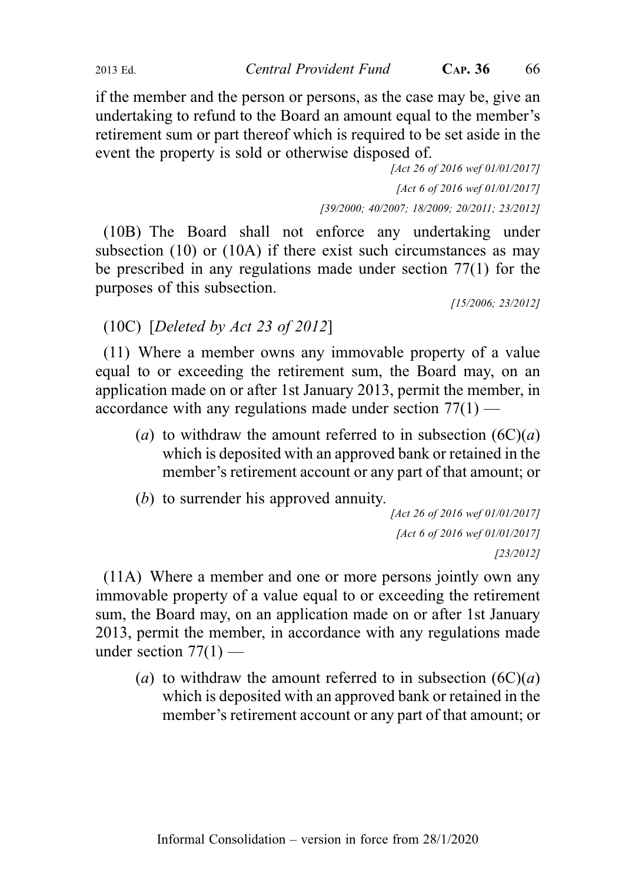if the member and the person or persons, as the case may be, give an undertaking to refund to the Board an amount equal to the member's retirement sum or part thereof which is required to be set aside in the event the property is sold or otherwise disposed of.

*[Act 26 of 2016 wef 01/01/2017]*

*[Act 6 of 2016 wef 01/01/2017]*

*[39/2000; 40/2007; 18/2009; 20/2011; 23/2012]*

(10B) The Board shall not enforce any undertaking under subsection (10) or (10A) if there exist such circumstances as may be prescribed in any regulations made under section 77(1) for the purposes of this subsection.

*[15/2006; 23/2012]*

(10C) [*Deleted by Act 23 of 2012*]

(11) Where a member owns any immovable property of a value equal to or exceeding the retirement sum, the Board may, on an application made on or after 1st January 2013, permit the member, in accordance with any regulations made under section 77(1) —

- (*a*) to withdraw the amount referred to in subsection (6C)(*a*) which is deposited with an approved bank or retained in the member's retirement account or any part of that amount; or
- (*b*) to surrender his approved annuity.

*[Act 26 of 2016 wef 01/01/2017]*

*[Act 6 of 2016 wef 01/01/2017]*

*[23/2012]*

(11A) Where a member and one or more persons jointly own any immovable property of a value equal to or exceeding the retirement sum, the Board may, on an application made on or after 1st January 2013, permit the member, in accordance with any regulations made under section 77(1) —

- (*a*) to withdraw the amount referred to in subsection (6C)(*a*) which is deposited with an approved bank or retained in the member's retirement account or any part of that amount; or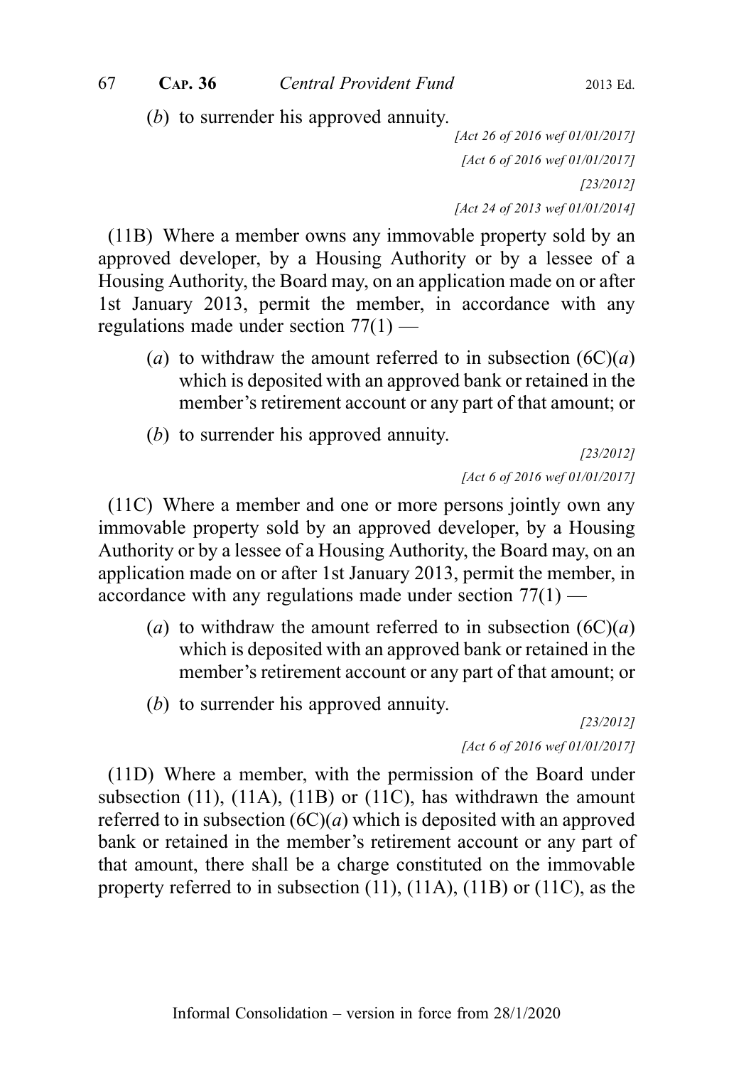(*b*) to surrender his approved annuity.

*[Act 26 of 2016 wef 01/01/2017]*
*[Act 6 of 2016 wef 01/01/2017]*
*[23/2012]*
*[Act 24 of 2013 wef 01/01/2014]*

(11B) Where a member owns any immovable property sold by an approved developer, by a Housing Authority or by a lessee of a Housing Authority, the Board may, on an application made on or after 1st January 2013, permit the member, in accordance with any regulations made under section 77(1) —

(*a*) to withdraw the amount referred to in subsection (6C)(*a*) which is deposited with an approved bank or retained in the member's retirement account or any part of that amount; or

(*b*) to surrender his approved annuity.

*[23/2012]*
*[Act 6 of 2016 wef 01/01/2017]*

(11C) Where a member and one or more persons jointly own any immovable property sold by an approved developer, by a Housing Authority or by a lessee of a Housing Authority, the Board may, on an application made on or after 1st January 2013, permit the member, in accordance with any regulations made under section 77(1) —

(*a*) to withdraw the amount referred to in subsection (6C)(*a*) which is deposited with an approved bank or retained in the member's retirement account or any part of that amount; or

(*b*) to surrender his approved annuity.

*[23/2012]*
*[Act 6 of 2016 wef 01/01/2017]*

(11D) Where a member, with the permission of the Board under subsection (11), (11A), (11B) or (11C), has withdrawn the amount referred to in subsection (6C)(*a*) which is deposited with an approved bank or retained in the member's retirement account or any part of that amount, there shall be a charge constituted on the immovable property referred to in subsection (11), (11A), (11B) or (11C), as the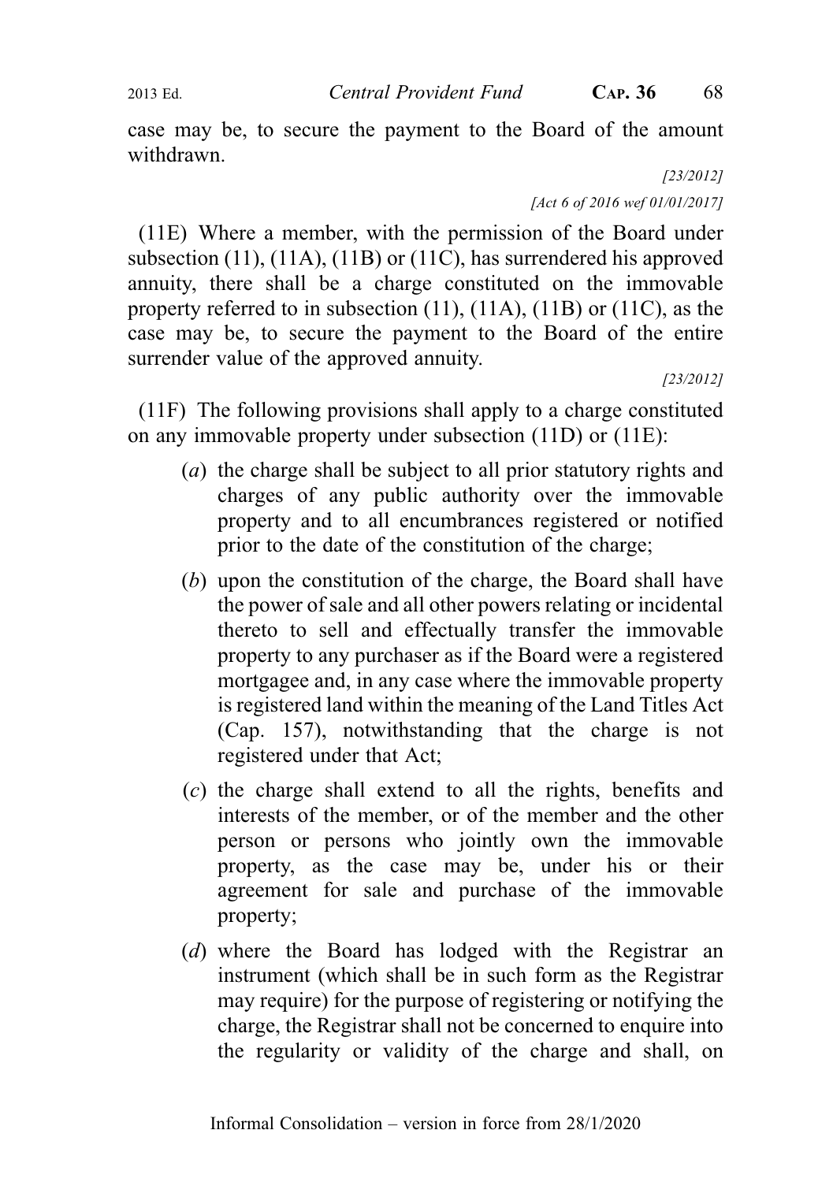case may be, to secure the payment to the Board of the amount withdrawn.

[23/2012]

[Act 6 of 2016 wef 01/01/2017]

(11E) Where a member, with the permission of the Board under subsection (11), (11A), (11B) or (11C), has surrendered his approved annuity, there shall be a charge constituted on the immovable property referred to in subsection (11), (11A), (11B) or (11C), as the case may be, to secure the payment to the Board of the entire surrender value of the approved annuity.

[23/2012]

(11F) The following provisions shall apply to a charge constituted on any immovable property under subsection (11D) or (11E):

(*a*) the charge shall be subject to all prior statutory rights and charges of any public authority over the immovable property and to all encumbrances registered or notified prior to the date of the constitution of the charge;

(*b*) upon the constitution of the charge, the Board shall have the power of sale and all other powers relating or incidental thereto to sell and effectually transfer the immovable property to any purchaser as if the Board were a registered mortgagee and, in any case where the immovable property is registered land within the meaning of the Land Titles Act (Cap. 157), notwithstanding that the charge is not registered under that Act;

(*c*) the charge shall extend to all the rights, benefits and interests of the member, or of the member and the other person or persons who jointly own the immovable property, as the case may be, under his or their agreement for sale and purchase of the immovable property;

(*d*) where the Board has lodged with the Registrar an instrument (which shall be in such form as the Registrar may require) for the purpose of registering or notifying the charge, the Registrar shall not be concerned to enquire into the regularity or validity of the charge and shall, on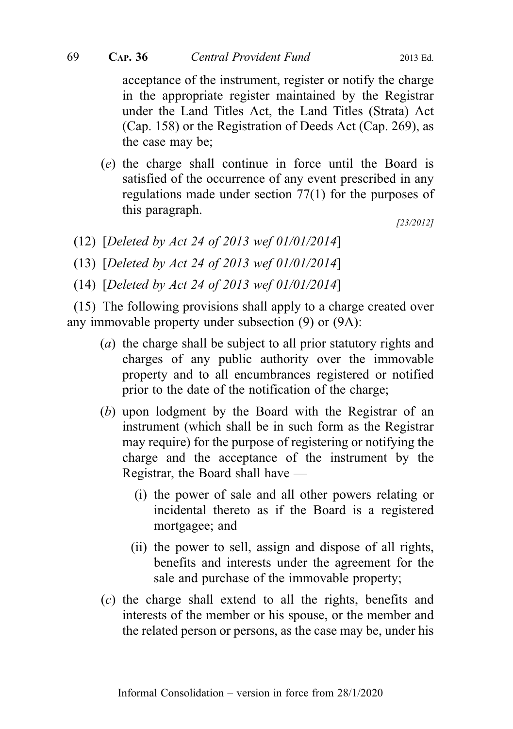acceptance of the instrument, register or notify the charge in the appropriate register maintained by the Registrar under the Land Titles Act, the Land Titles (Strata) Act (Cap. 158) or the Registration of Deeds Act (Cap. 269), as the case may be;

(*e*) the charge shall continue in force until the Board is satisfied of the occurrence of any event prescribed in any regulations made under section 77(1) for the purposes of this paragraph.

*[23/2012]*

(12) [*Deleted by Act 24 of 2013 wef 01/01/2014*]

(13) [*Deleted by Act 24 of 2013 wef 01/01/2014*]

(14) [*Deleted by Act 24 of 2013 wef 01/01/2014*]

(15) The following provisions shall apply to a charge created over any immovable property under subsection (9) or (9A):

(*a*) the charge shall be subject to all prior statutory rights and charges of any public authority over the immovable property and to all encumbrances registered or notified prior to the date of the notification of the charge;

(*b*) upon lodgment by the Board with the Registrar of an instrument (which shall be in such form as the Registrar may require) for the purpose of registering or notifying the charge and the acceptance of the instrument by the Registrar, the Board shall have —

(i) the power of sale and all other powers relating or incidental thereto as if the Board is a registered mortgagee; and

(ii) the power to sell, assign and dispose of all rights, benefits and interests under the agreement for the sale and purchase of the immovable property;

(*c*) the charge shall extend to all the rights, benefits and interests of the member or his spouse, or the member and the related person or persons, as the case may be, under his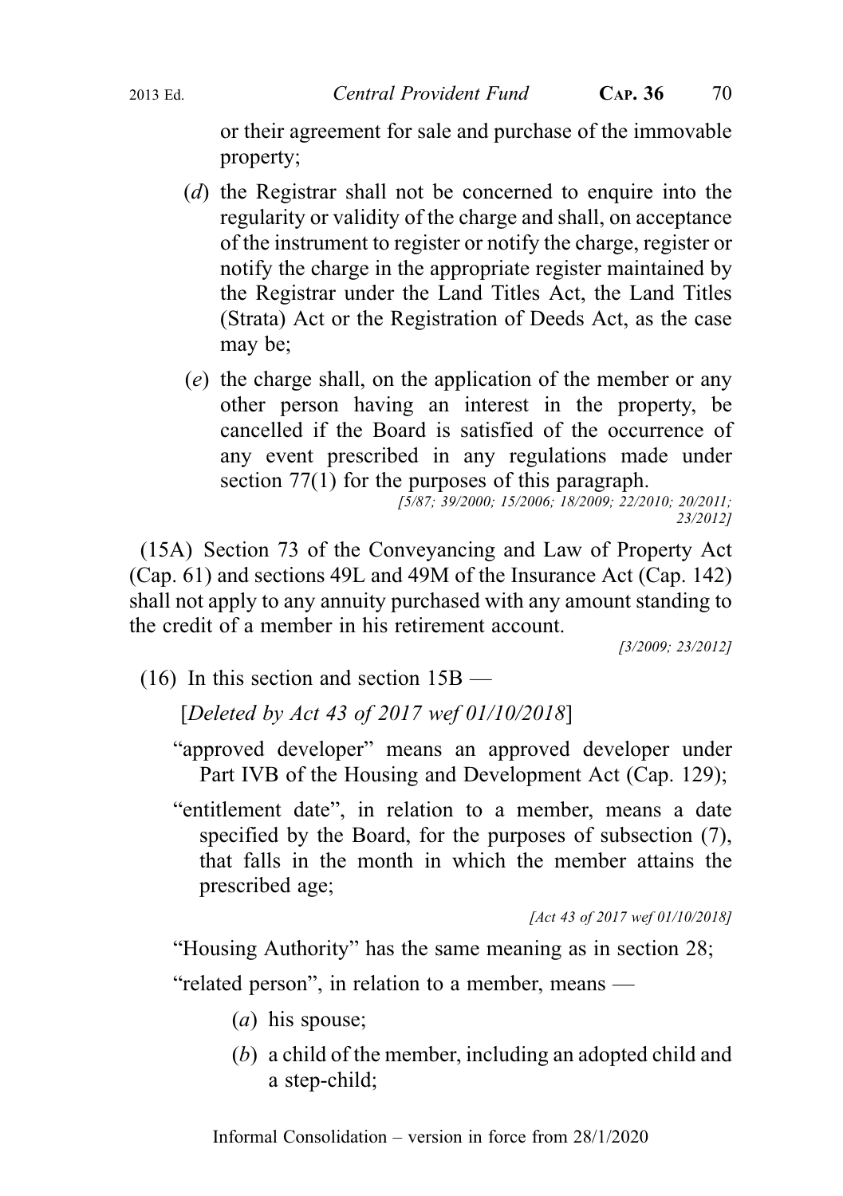or their agreement for sale and purchase of the immovable property;

(*d*) the Registrar shall not be concerned to enquire into the regularity or validity of the charge and shall, on acceptance of the instrument to register or notify the charge, register or notify the charge in the appropriate register maintained by the Registrar under the Land Titles Act, the Land Titles (Strata) Act or the Registration of Deeds Act, as the case may be;

(*e*) the charge shall, on the application of the member or any other person having an interest in the property, be cancelled if the Board is satisfied of the occurrence of any event prescribed in any regulations made under section 77(1) for the purposes of this paragraph.

*[5/87; 39/2000; 15/2006; 18/2009; 22/2010; 20/2011; 23/2012]*

(15A) Section 73 of the Conveyancing and Law of Property Act (Cap. 61) and sections 49L and 49M of the Insurance Act (Cap. 142) shall not apply to any annuity purchased with any amount standing to the credit of a member in his retirement account.

*[3/2009; 23/2012]*

(16) In this section and section 15B —

[*Deleted by Act 43 of 2017 wef 01/10/2018*]

"approved developer" means an approved developer under Part IVB of the Housing and Development Act (Cap. 129);

"entitlement date", in relation to a member, means a date specified by the Board, for the purposes of subsection (7), that falls in the month in which the member attains the prescribed age;

*[Act 43 of 2017 wef 01/10/2018]*

"Housing Authority" has the same meaning as in section 28;

"related person", in relation to a member, means —

(*a*) his spouse;

(*b*) a child of the member, including an adopted child and a step-child;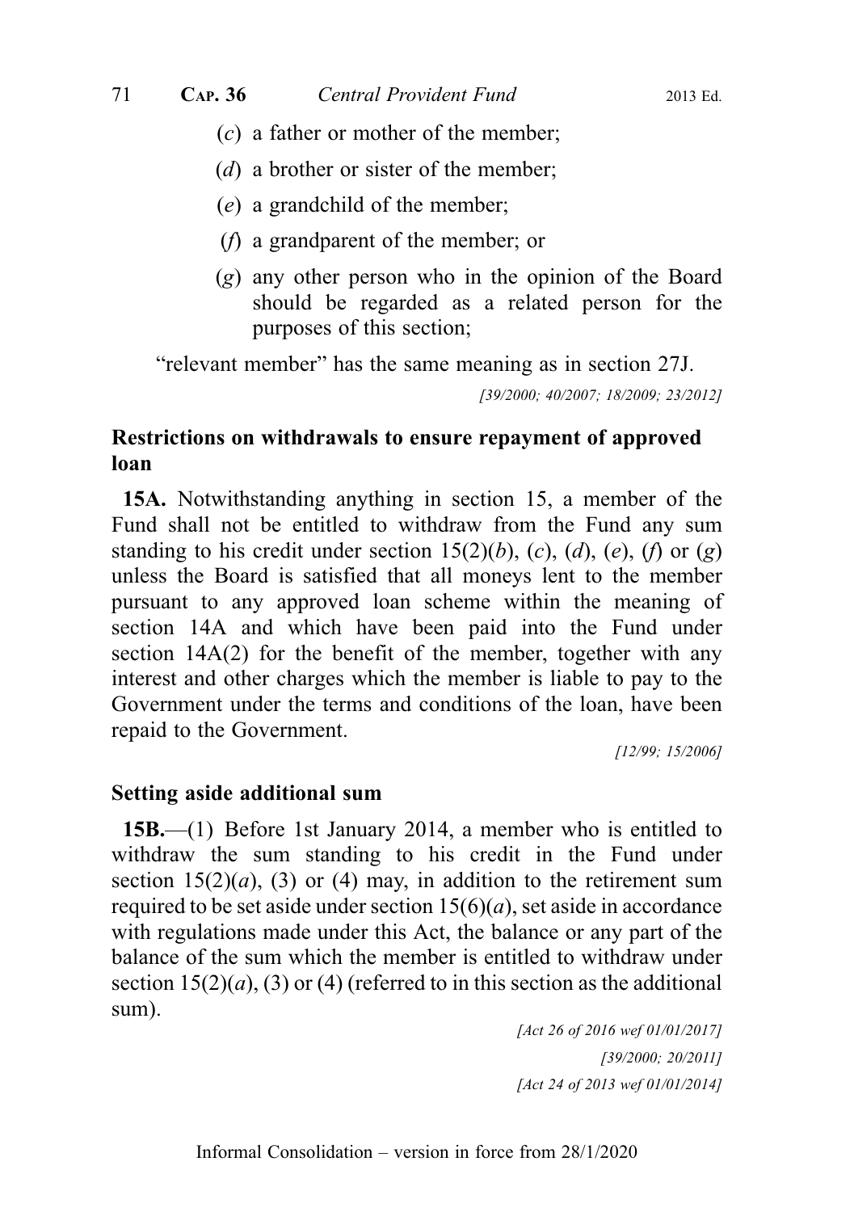(*c*) a father or mother of the member;

(*d*) a brother or sister of the member;

(*e*) a grandchild of the member;

(*f*) a grandparent of the member; or

(*g*) any other person who in the opinion of the Board should be regarded as a related person for the purposes of this section;

"relevant member" has the same meaning as in section 27J.

*[39/2000; 40/2007; 18/2009; 23/2012]*

### Restrictions on withdrawals to ensure repayment of approved loan

**15A.** Notwithstanding anything in section 15, a member of the Fund shall not be entitled to withdraw from the Fund any sum standing to his credit under section 15(2)(*b*), (*c*), (*d*), (*e*), (*f*) or (*g*) unless the Board is satisfied that all moneys lent to the member pursuant to any approved loan scheme within the meaning of section 14A and which have been paid into the Fund under section 14A(2) for the benefit of the member, together with any interest and other charges which the member is liable to pay to the Government under the terms and conditions of the loan, have been repaid to the Government.

*[12/99; 15/2006]*

### Setting aside additional sum

**15B.**—(1) Before 1st January 2014, a member who is entitled to withdraw the sum standing to his credit in the Fund under section 15(2)(*a*), (3) or (4) may, in addition to the retirement sum required to be set aside under section 15(6)(*a*), set aside in accordance with regulations made under this Act, the balance or any part of the balance of the sum which the member is entitled to withdraw under section 15(2)(*a*), (3) or (4) (referred to in this section as the additional sum).

*[Act 26 of 2016 wef 01/01/2017]*

*[39/2000; 20/2011]*

*[Act 24 of 2013 wef 01/01/2014]*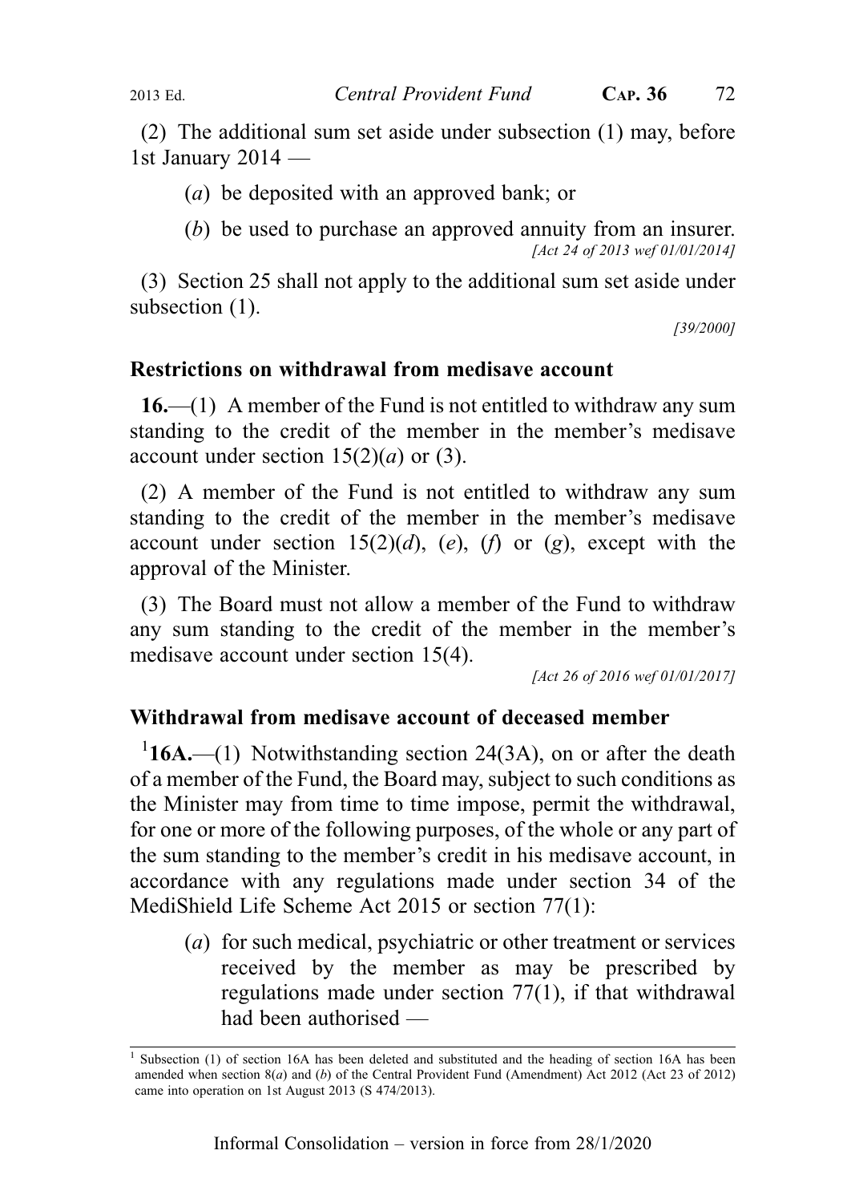(2) The additional sum set aside under subsection (1) may, before 1st January 2014 —

(*a*) be deposited with an approved bank; or

(*b*) be used to purchase an approved annuity from an insurer.
*[Act 24 of 2013 wef 01/01/2014]*

(3) Section 25 shall not apply to the additional sum set aside under subsection (1).

*[39/2000]*

**Restrictions on withdrawal from medisave account**

**16.**—(1) A member of the Fund is not entitled to withdraw any sum standing to the credit of the member in the member's medisave account under section 15(2)(*a*) or (3).

(2) A member of the Fund is not entitled to withdraw any sum standing to the credit of the member in the member's medisave account under section 15(2)(*d*), (*e*), (*f*) or (*g*), except with the approval of the Minister.

(3) The Board must not allow a member of the Fund to withdraw any sum standing to the credit of the member in the member's medisave account under section 15(4).

*[Act 26 of 2016 wef 01/01/2017]*

**Withdrawal from medisave account of deceased member**

[1]**16A.**—(1) Notwithstanding section 24(3A), on or after the death of a member of the Fund, the Board may, subject to such conditions as the Minister may from time to time impose, permit the withdrawal, for one or more of the following purposes, of the whole or any part of the sum standing to the member's credit in his medisave account, in accordance with any regulations made under section 34 of the MediShield Life Scheme Act 2015 or section 77(1):

(*a*) for such medical, psychiatric or other treatment or services received by the member as may be prescribed by regulations made under section 77(1), if that withdrawal had been authorised —

[1] Subsection (1) of section 16A has been deleted and substituted and the heading of section 16A has been amended when section 8(*a*) and (*b*) of the Central Provident Fund (Amendment) Act 2012 (Act 23 of 2012) came into operation on 1st August 2013 (S 474/2013).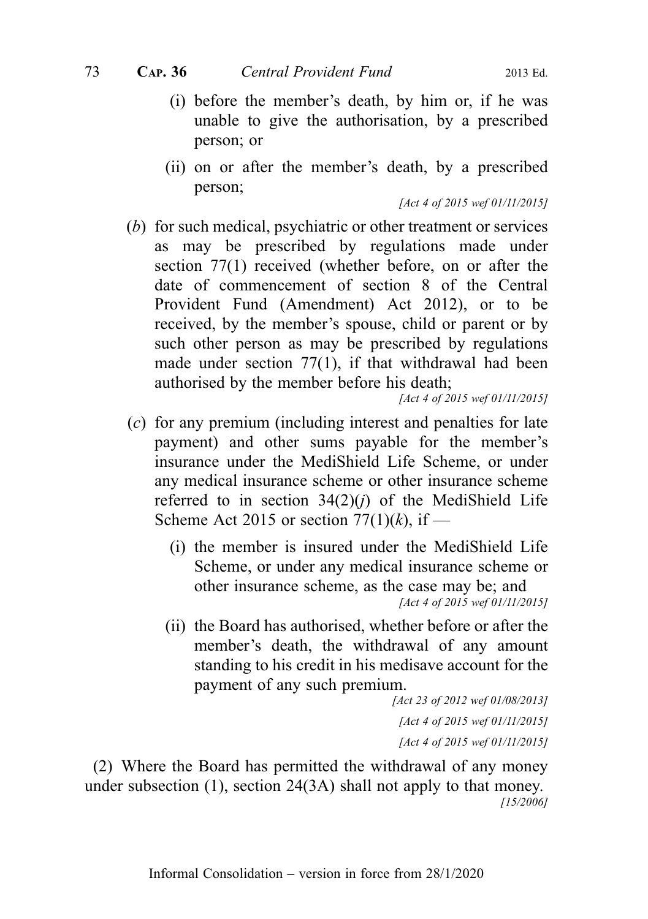(i) before the member's death, by him or, if he was unable to give the authorisation, by a prescribed person; or

(ii) on or after the member's death, by a prescribed person;

*[Act 4 of 2015 wef 01/11/2015]*

(*b*) for such medical, psychiatric or other treatment or services as may be prescribed by regulations made under section 77(1) received (whether before, on or after the date of commencement of section 8 of the Central Provident Fund (Amendment) Act 2012), or to be received, by the member's spouse, child or parent or by such other person as may be prescribed by regulations made under section 77(1), if that withdrawal had been authorised by the member before his death;

*[Act 4 of 2015 wef 01/11/2015]*

(*c*) for any premium (including interest and penalties for late payment) and other sums payable for the member's insurance under the MediShield Life Scheme, or under any medical insurance scheme or other insurance scheme referred to in section 34(2)(*j*) of the MediShield Life Scheme Act 2015 or section 77(1)(*k*), if —

(i) the member is insured under the MediShield Life Scheme, or under any medical insurance scheme or other insurance scheme, as the case may be; and

*[Act 4 of 2015 wef 01/11/2015]*

(ii) the Board has authorised, whether before or after the member's death, the withdrawal of any amount standing to his credit in his medisave account for the payment of any such premium.

*[Act 23 of 2012 wef 01/08/2013]*

*[Act 4 of 2015 wef 01/11/2015]*

*[Act 4 of 2015 wef 01/11/2015]*

(2) Where the Board has permitted the withdrawal of any money under subsection (1), section 24(3A) shall not apply to that money.

*[15/2006]*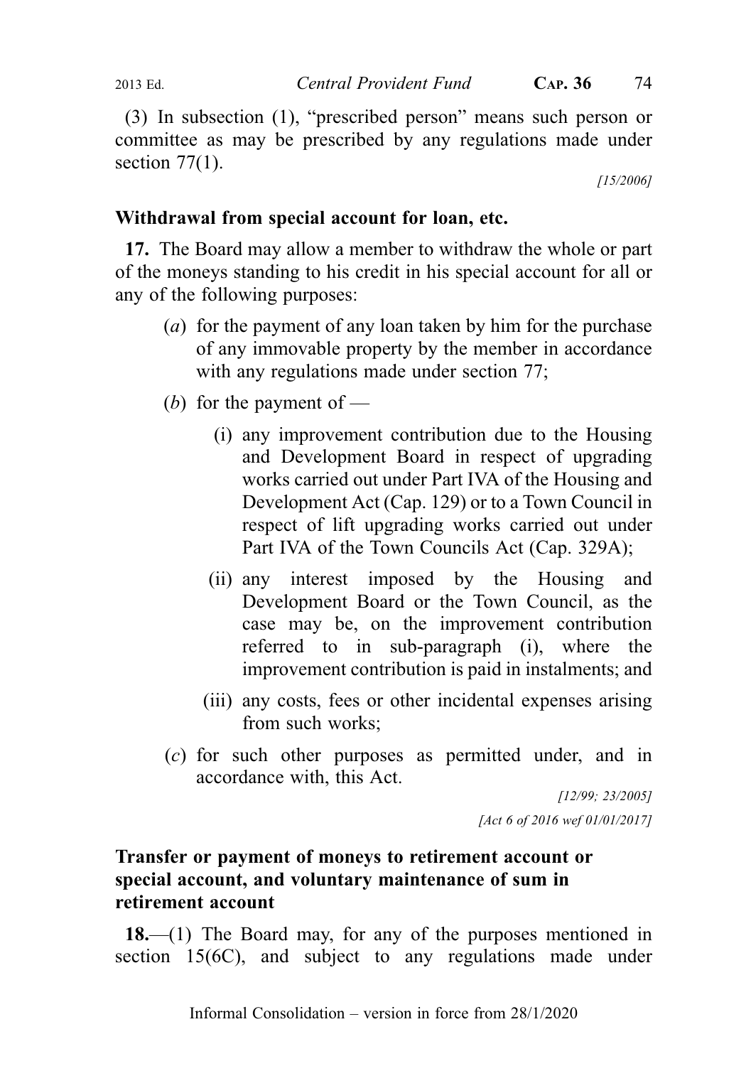(3) In subsection (1), "prescribed person" means such person or committee as may be prescribed by any regulations made under section 77(1).

[15/2006]

### Withdrawal from special account for loan, etc.

**17.** The Board may allow a member to withdraw the whole or part of the moneys standing to his credit in his special account for all or any of the following purposes:

(*a*) for the payment of any loan taken by him for the purchase of any immovable property by the member in accordance with any regulations made under section 77;

(*b*) for the payment of —

(i) any improvement contribution due to the Housing and Development Board in respect of upgrading works carried out under Part IVA of the Housing and Development Act (Cap. 129) or to a Town Council in respect of lift upgrading works carried out under Part IVA of the Town Councils Act (Cap. 329A);

(ii) any interest imposed by the Housing and Development Board or the Town Council, as the case may be, on the improvement contribution referred to in sub-paragraph (i), where the improvement contribution is paid in instalments; and

(iii) any costs, fees or other incidental expenses arising from such works;

(*c*) for such other purposes as permitted under, and in accordance with, this Act.

[12/99; 23/2005]

[Act 6 of 2016 wef 01/01/2017]

### Transfer or payment of moneys to retirement account or special account, and voluntary maintenance of sum in retirement account

**18.**—(1) The Board may, for any of the purposes mentioned in section 15(6C), and subject to any regulations made under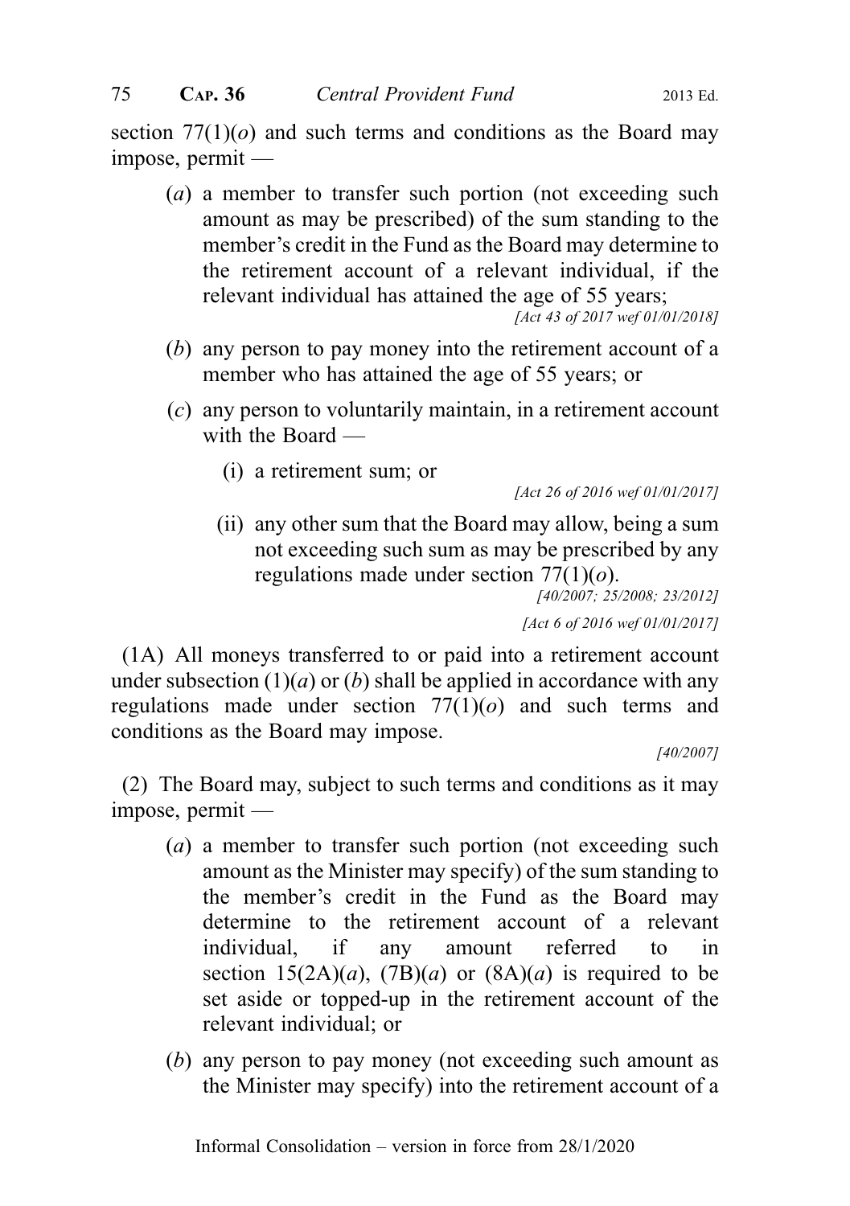section 77(1)(*o*) and such terms and conditions as the Board may impose, permit —

(*a*) a member to transfer such portion (not exceeding such amount as may be prescribed) of the sum standing to the member's credit in the Fund as the Board may determine to the retirement account of a relevant individual, if the relevant individual has attained the age of 55 years;

*[Act 43 of 2017 wef 01/01/2018]*

(*b*) any person to pay money into the retirement account of a member who has attained the age of 55 years; or

(*c*) any person to voluntarily maintain, in a retirement account with the Board —

(i) a retirement sum; or

*[Act 26 of 2016 wef 01/01/2017]*

(ii) any other sum that the Board may allow, being a sum not exceeding such sum as may be prescribed by any regulations made under section 77(1)(*o*).

*[40/2007; 25/2008; 23/2012]*

*[Act 6 of 2016 wef 01/01/2017]*

(1A) All moneys transferred to or paid into a retirement account under subsection (1)(*a*) or (*b*) shall be applied in accordance with any regulations made under section 77(1)(*o*) and such terms and conditions as the Board may impose.

*[40/2007]*

(2) The Board may, subject to such terms and conditions as it may impose, permit —

(*a*) a member to transfer such portion (not exceeding such amount as the Minister may specify) of the sum standing to the member's credit in the Fund as the Board may determine to the retirement account of a relevant individual, if any amount referred to in section 15(2A)(*a*), (7B)(*a*) or (8A)(*a*) is required to be set aside or topped-up in the retirement account of the relevant individual; or

(*b*) any person to pay money (not exceeding such amount as the Minister may specify) into the retirement account of a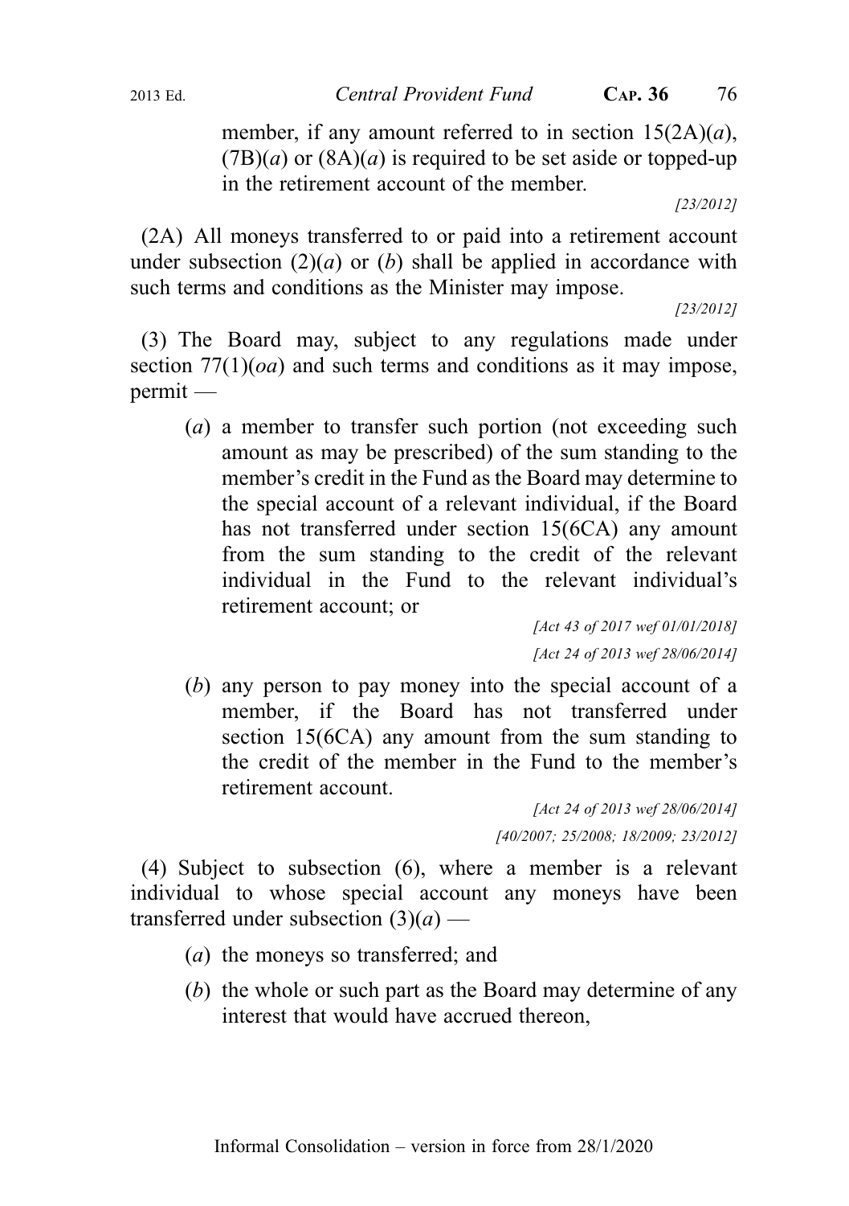member, if any amount referred to in section 15(2A)(*a*), (7B)(*a*) or (8A)(*a*) is required to be set aside or topped-up in the retirement account of the member.

*[23/2012]*

(2A) All moneys transferred to or paid into a retirement account under subsection (2)(*a*) or (*b*) shall be applied in accordance with such terms and conditions as the Minister may impose.

*[23/2012]*

(3) The Board may, subject to any regulations made under section 77(1)(*oa*) and such terms and conditions as it may impose, permit —

(*a*) a member to transfer such portion (not exceeding such amount as may be prescribed) of the sum standing to the member's credit in the Fund as the Board may determine to the special account of a relevant individual, if the Board has not transferred under section 15(6CA) any amount from the sum standing to the credit of the relevant individual in the Fund to the relevant individual's retirement account; or

*[Act 43 of 2017 wef 01/01/2018]*

*[Act 24 of 2013 wef 28/06/2014]*

(*b*) any person to pay money into the special account of a member, if the Board has not transferred under section 15(6CA) any amount from the sum standing to the credit of the member in the Fund to the member's retirement account.

*[Act 24 of 2013 wef 28/06/2014]*

*[40/2007; 25/2008; 18/2009; 23/2012]*

(4) Subject to subsection (6), where a member is a relevant individual to whose special account any moneys have been transferred under subsection (3)(*a*) —

(*a*) the moneys so transferred; and

(*b*) the whole or such part as the Board may determine of any interest that would have accrued thereon,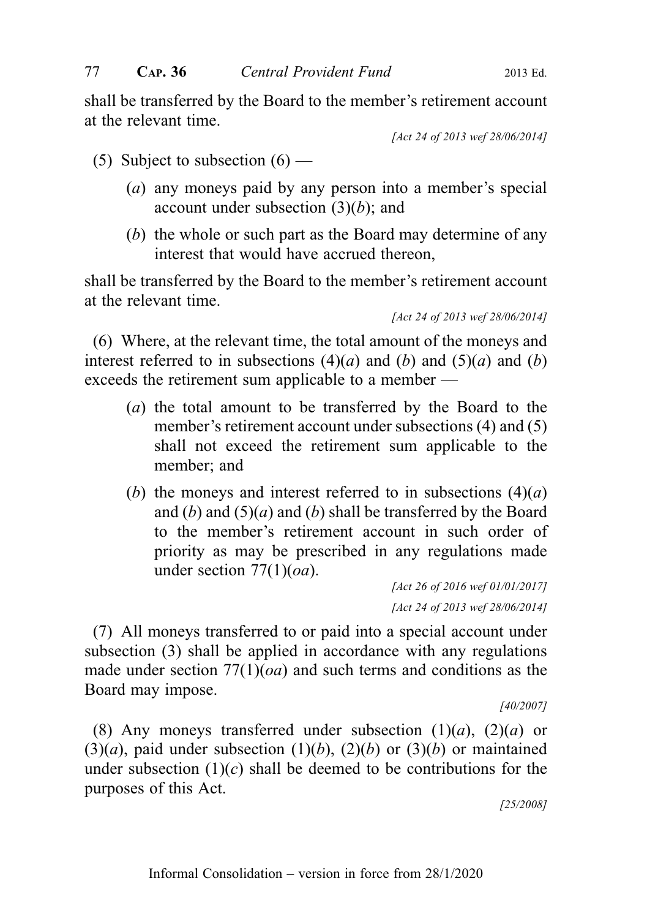shall be transferred by the Board to the member's retirement account at the relevant time.

*[Act 24 of 2013 wef 28/06/2014]*

(5) Subject to subsection (6) —

(*a*) any moneys paid by any person into a member's special account under subsection (3)(*b*); and

(*b*) the whole or such part as the Board may determine of any interest that would have accrued thereon,

shall be transferred by the Board to the member's retirement account at the relevant time.

*[Act 24 of 2013 wef 28/06/2014]*

(6) Where, at the relevant time, the total amount of the moneys and interest referred to in subsections (4)(*a*) and (*b*) and (5)(*a*) and (*b*) exceeds the retirement sum applicable to a member —

(*a*) the total amount to be transferred by the Board to the member's retirement account under subsections (4) and (5) shall not exceed the retirement sum applicable to the member; and

(*b*) the moneys and interest referred to in subsections (4)(*a*) and (*b*) and (5)(*a*) and (*b*) shall be transferred by the Board to the member's retirement account in such order of priority as may be prescribed in any regulations made under section 77(1)(*oa*).

*[Act 26 of 2016 wef 01/01/2017]*

*[Act 24 of 2013 wef 28/06/2014]*

(7) All moneys transferred to or paid into a special account under subsection (3) shall be applied in accordance with any regulations made under section 77(1)(*oa*) and such terms and conditions as the Board may impose.

*[40/2007]*

(8) Any moneys transferred under subsection (1)(*a*), (2)(*a*) or (3)(*a*), paid under subsection (1)(*b*), (2)(*b*) or (3)(*b*) or maintained under subsection (1)(*c*) shall be deemed to be contributions for the purposes of this Act.

*[25/2008]*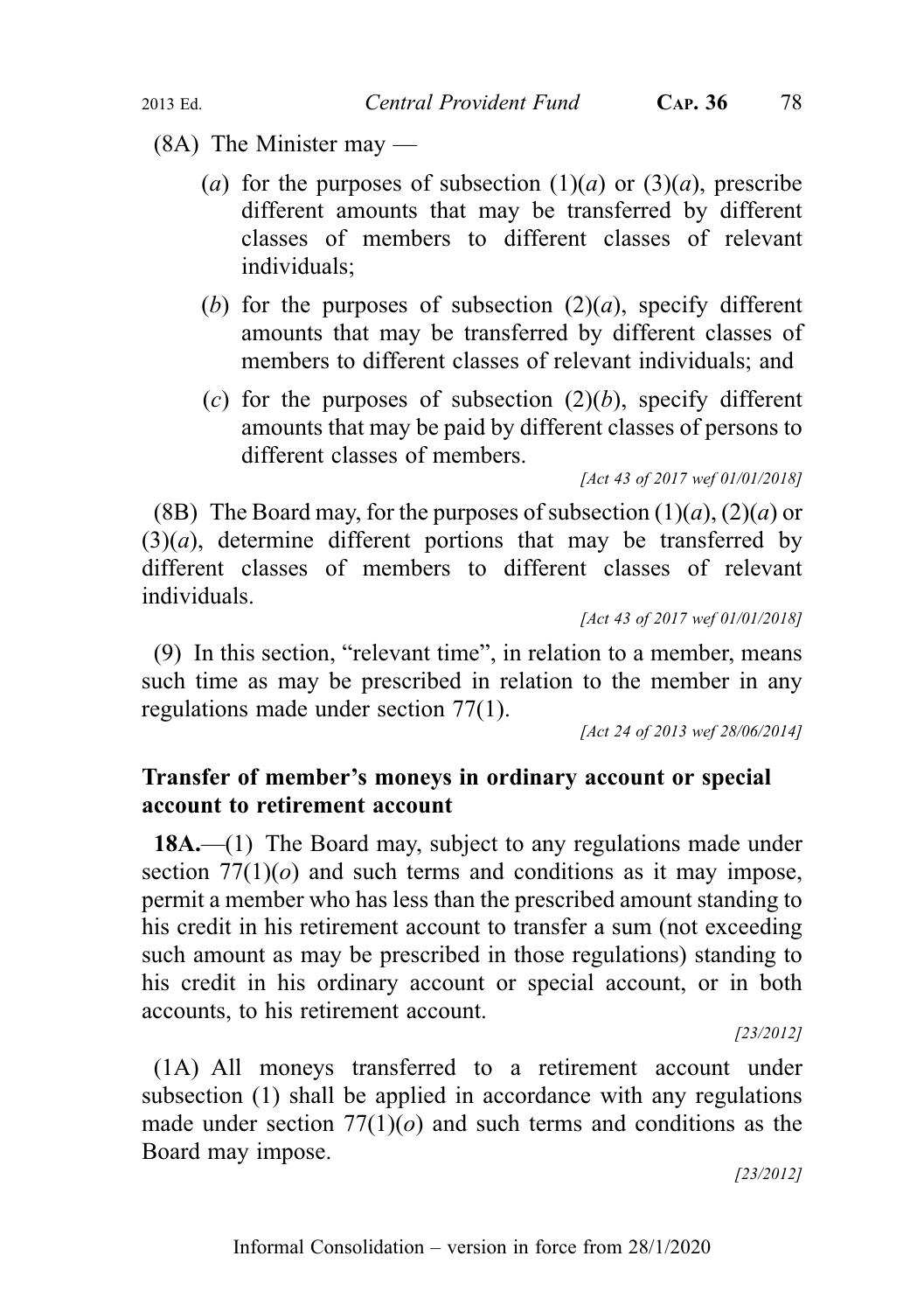(8A) The Minister may —

(*a*) for the purposes of subsection (1)(*a*) or (3)(*a*), prescribe different amounts that may be transferred by different classes of members to different classes of relevant individuals;

(*b*) for the purposes of subsection (2)(*a*), specify different amounts that may be transferred by different classes of members to different classes of relevant individuals; and

(*c*) for the purposes of subsection (2)(*b*), specify different amounts that may be paid by different classes of persons to different classes of members.

*[Act 43 of 2017 wef 01/01/2018]*

(8B) The Board may, for the purposes of subsection (1)(*a*), (2)(*a*) or (3)(*a*), determine different portions that may be transferred by different classes of members to different classes of relevant individuals.

*[Act 43 of 2017 wef 01/01/2018]*

(9) In this section, "relevant time", in relation to a member, means such time as may be prescribed in relation to the member in any regulations made under section 77(1).

*[Act 24 of 2013 wef 28/06/2014]*

**Transfer of member's moneys in ordinary account or special account to retirement account**

**18A.**—(1) The Board may, subject to any regulations made under section 77(1)(*o*) and such terms and conditions as it may impose, permit a member who has less than the prescribed amount standing to his credit in his retirement account to transfer a sum (not exceeding such amount as may be prescribed in those regulations) standing to his credit in his ordinary account or special account, or in both accounts, to his retirement account.

*[23/2012]*

(1A) All moneys transferred to a retirement account under subsection (1) shall be applied in accordance with any regulations made under section 77(1)(*o*) and such terms and conditions as the Board may impose.

*[23/2012]*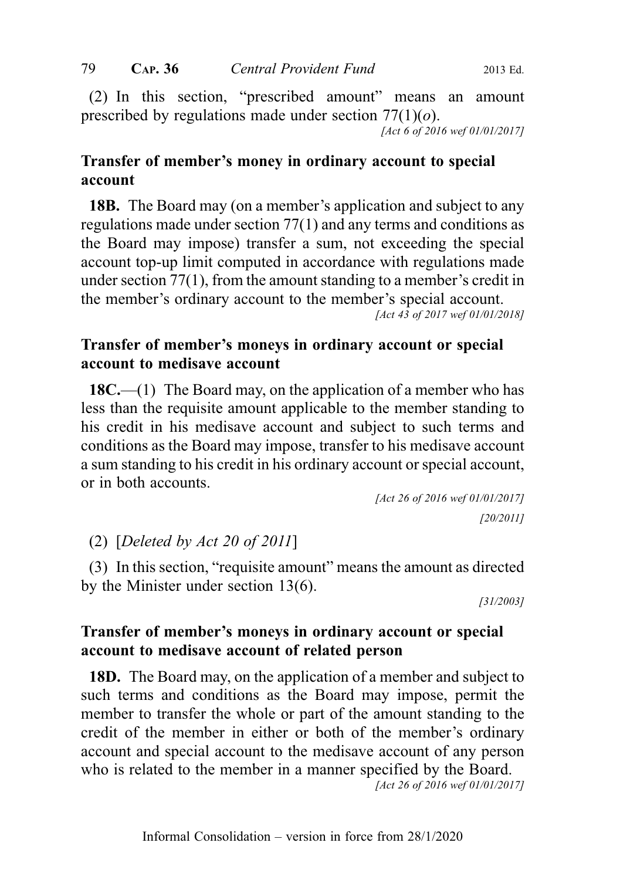(2) In this section, "prescribed amount" means an amount prescribed by regulations made under section 77(1)(*o*).

*[Act 6 of 2016 wef 01/01/2017]*

### Transfer of member's money in ordinary account to special account

**18B.** The Board may (on a member's application and subject to any regulations made under section 77(1) and any terms and conditions as the Board may impose) transfer a sum, not exceeding the special account top-up limit computed in accordance with regulations made under section 77(1), from the amount standing to a member's credit in the member's ordinary account to the member's special account.

*[Act 43 of 2017 wef 01/01/2018]*

### Transfer of member's moneys in ordinary account or special account to medisave account

**18C.**—(1) The Board may, on the application of a member who has less than the requisite amount applicable to the member standing to his credit in his medisave account and subject to such terms and conditions as the Board may impose, transfer to his medisave account a sum standing to his credit in his ordinary account or special account, or in both accounts.

*[Act 26 of 2016 wef 01/01/2017]*

*[20/2011]*

(2) [*Deleted by Act 20 of 2011*]

(3) In this section, "requisite amount" means the amount as directed by the Minister under section 13(6).

*[31/2003]*

### Transfer of member's moneys in ordinary account or special account to medisave account of related person

**18D.** The Board may, on the application of a member and subject to such terms and conditions as the Board may impose, permit the member to transfer the whole or part of the amount standing to the credit of the member in either or both of the member's ordinary account and special account to the medisave account of any person who is related to the member in a manner specified by the Board.

*[Act 26 of 2016 wef 01/01/2017]*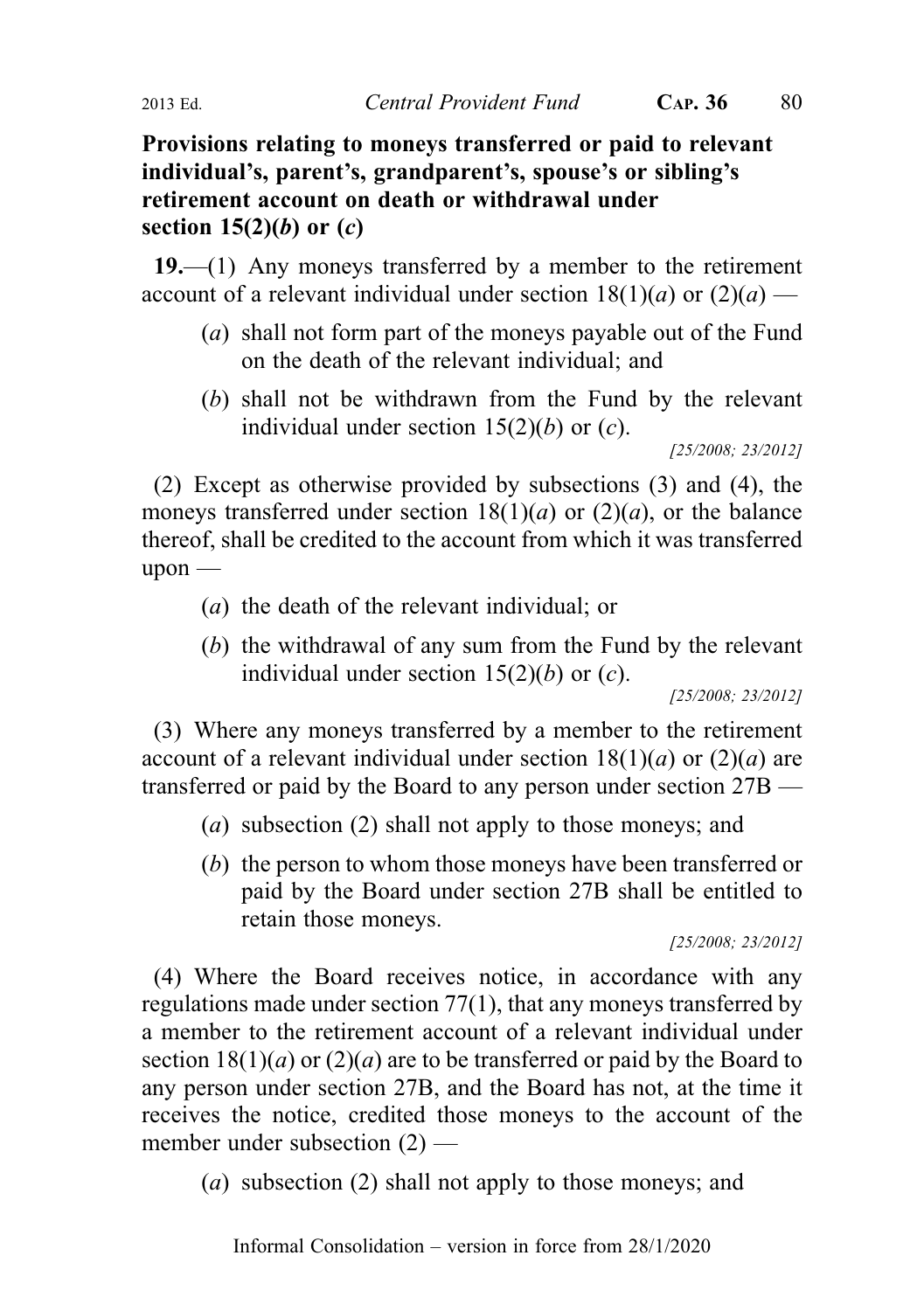**Provisions relating to moneys transferred or paid to relevant individual's, parent's, grandparent's, spouse's or sibling's retirement account on death or withdrawal under section 15(2)(*b*) or (*c*)**

**19.**—(1) Any moneys transferred by a member to the retirement account of a relevant individual under section 18(1)(*a*) or (2)(*a*) —

(*a*) shall not form part of the moneys payable out of the Fund on the death of the relevant individual; and

(*b*) shall not be withdrawn from the Fund by the relevant individual under section 15(2)(*b*) or (*c*).

*[25/2008; 23/2012]*

(2) Except as otherwise provided by subsections (3) and (4), the moneys transferred under section 18(1)(*a*) or (2)(*a*), or the balance thereof, shall be credited to the account from which it was transferred upon —

(*a*) the death of the relevant individual; or

(*b*) the withdrawal of any sum from the Fund by the relevant individual under section 15(2)(*b*) or (*c*).

*[25/2008; 23/2012]*

(3) Where any moneys transferred by a member to the retirement account of a relevant individual under section 18(1)(*a*) or (2)(*a*) are transferred or paid by the Board to any person under section 27B —

(*a*) subsection (2) shall not apply to those moneys; and

(*b*) the person to whom those moneys have been transferred or paid by the Board under section 27B shall be entitled to retain those moneys.

*[25/2008; 23/2012]*

(4) Where the Board receives notice, in accordance with any regulations made under section 77(1), that any moneys transferred by a member to the retirement account of a relevant individual under section 18(1)(*a*) or (2)(*a*) are to be transferred or paid by the Board to any person under section 27B, and the Board has not, at the time it receives the notice, credited those moneys to the account of the member under subsection (2) —

(*a*) subsection (2) shall not apply to those moneys; and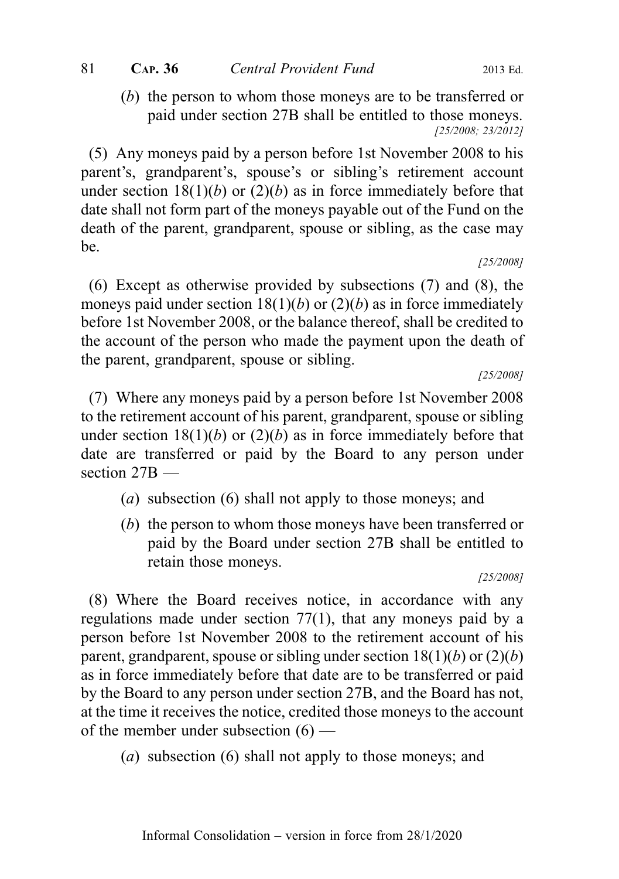(*b*) the person to whom those moneys are to be transferred or paid under section 27B shall be entitled to those moneys.

[25/2008; 23/2012]

(5) Any moneys paid by a person before 1st November 2008 to his parent's, grandparent's, spouse's or sibling's retirement account under section 18(1)(*b*) or (2)(*b*) as in force immediately before that date shall not form part of the moneys payable out of the Fund on the death of the parent, grandparent, spouse or sibling, as the case may be.

[25/2008]

(6) Except as otherwise provided by subsections (7) and (8), the moneys paid under section 18(1)(*b*) or (2)(*b*) as in force immediately before 1st November 2008, or the balance thereof, shall be credited to the account of the person who made the payment upon the death of the parent, grandparent, spouse or sibling.

[25/2008]

(7) Where any moneys paid by a person before 1st November 2008 to the retirement account of his parent, grandparent, spouse or sibling under section 18(1)(*b*) or (2)(*b*) as in force immediately before that date are transferred or paid by the Board to any person under section 27B —

(*a*) subsection (6) shall not apply to those moneys; and

(*b*) the person to whom those moneys have been transferred or paid by the Board under section 27B shall be entitled to retain those moneys.

[25/2008]

(8) Where the Board receives notice, in accordance with any regulations made under section 77(1), that any moneys paid by a person before 1st November 2008 to the retirement account of his parent, grandparent, spouse or sibling under section 18(1)(*b*) or (2)(*b*) as in force immediately before that date are to be transferred or paid by the Board to any person under section 27B, and the Board has not, at the time it receives the notice, credited those moneys to the account of the member under subsection (6) —

(*a*) subsection (6) shall not apply to those moneys; and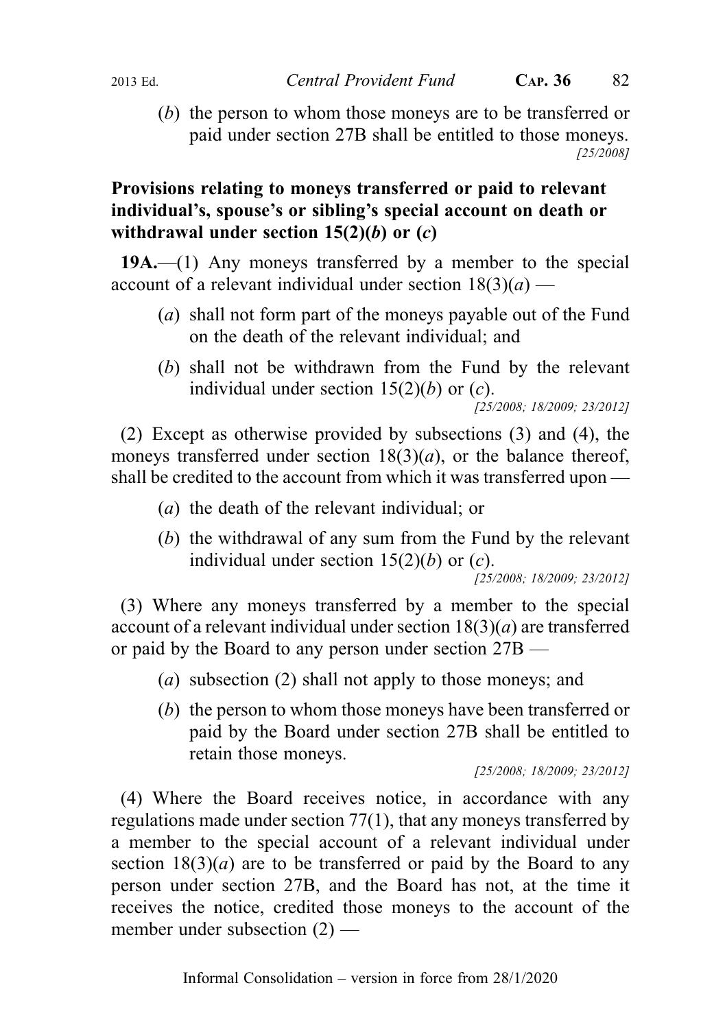(*b*) the person to whom those moneys are to be transferred or paid under section 27B shall be entitled to those moneys.

[25/2008]

**Provisions relating to moneys transferred or paid to relevant individual's, spouse's or sibling's special account on death or withdrawal under section 15(2)(*b*) or (*c*)**

**19A.**—(1) Any moneys transferred by a member to the special account of a relevant individual under section 18(3)(*a*) —

(*a*) shall not form part of the moneys payable out of the Fund on the death of the relevant individual; and

(*b*) shall not be withdrawn from the Fund by the relevant individual under section 15(2)(*b*) or (*c*).

[25/2008; 18/2009; 23/2012]

(2) Except as otherwise provided by subsections (3) and (4), the moneys transferred under section 18(3)(*a*), or the balance thereof, shall be credited to the account from which it was transferred upon —

(*a*) the death of the relevant individual; or

(*b*) the withdrawal of any sum from the Fund by the relevant individual under section 15(2)(*b*) or (*c*).

[25/2008; 18/2009; 23/2012]

(3) Where any moneys transferred by a member to the special account of a relevant individual under section 18(3)(*a*) are transferred or paid by the Board to any person under section 27B —

(*a*) subsection (2) shall not apply to those moneys; and

(*b*) the person to whom those moneys have been transferred or paid by the Board under section 27B shall be entitled to retain those moneys.

[25/2008; 18/2009; 23/2012]

(4) Where the Board receives notice, in accordance with any regulations made under section 77(1), that any moneys transferred by a member to the special account of a relevant individual under section 18(3)(*a*) are to be transferred or paid by the Board to any person under section 27B, and the Board has not, at the time it receives the notice, credited those moneys to the account of the member under subsection (2) —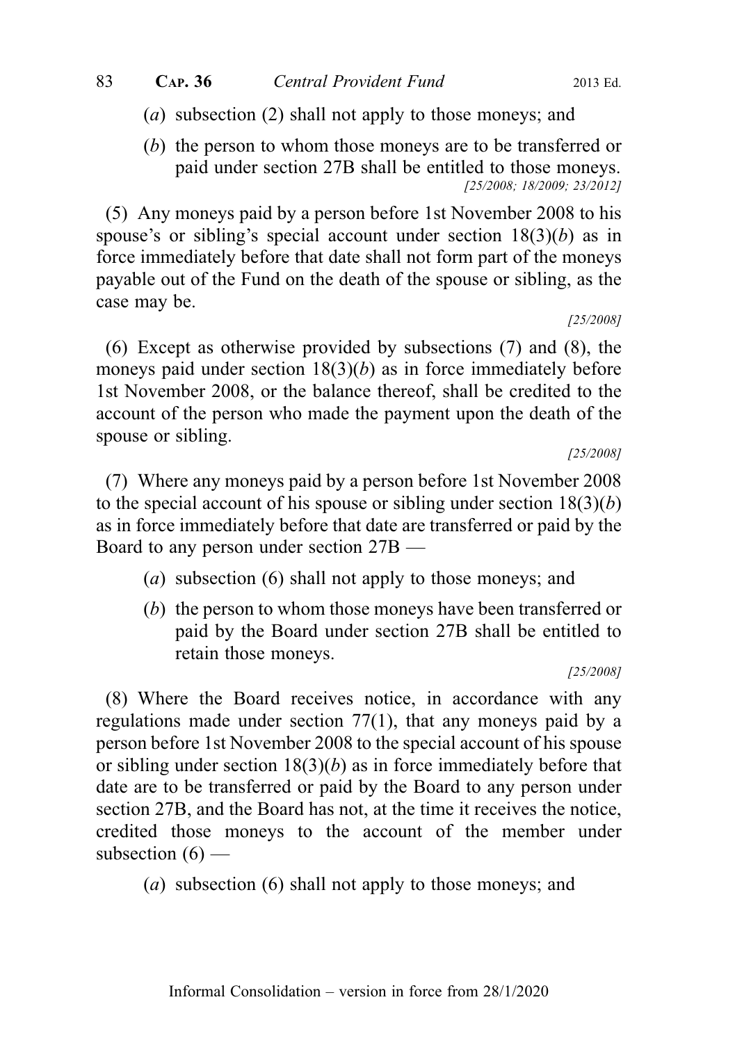(*a*) subsection (2) shall not apply to those moneys; and

(*b*) the person to whom those moneys are to be transferred or paid under section 27B shall be entitled to those moneys.

[25/2008; 18/2009; 23/2012]

(5) Any moneys paid by a person before 1st November 2008 to his spouse's or sibling's special account under section 18(3)(*b*) as in force immediately before that date shall not form part of the moneys payable out of the Fund on the death of the spouse or sibling, as the case may be.

[25/2008]

(6) Except as otherwise provided by subsections (7) and (8), the moneys paid under section 18(3)(*b*) as in force immediately before 1st November 2008, or the balance thereof, shall be credited to the account of the person who made the payment upon the death of the spouse or sibling.

[25/2008]

(7) Where any moneys paid by a person before 1st November 2008 to the special account of his spouse or sibling under section 18(3)(*b*) as in force immediately before that date are transferred or paid by the Board to any person under section 27B —

(*a*) subsection (6) shall not apply to those moneys; and

(*b*) the person to whom those moneys have been transferred or paid by the Board under section 27B shall be entitled to retain those moneys.

[25/2008]

(8) Where the Board receives notice, in accordance with any regulations made under section 77(1), that any moneys paid by a person before 1st November 2008 to the special account of his spouse or sibling under section 18(3)(*b*) as in force immediately before that date are to be transferred or paid by the Board to any person under section 27B, and the Board has not, at the time it receives the notice, credited those moneys to the account of the member under subsection (6) —

(*a*) subsection (6) shall not apply to those moneys; and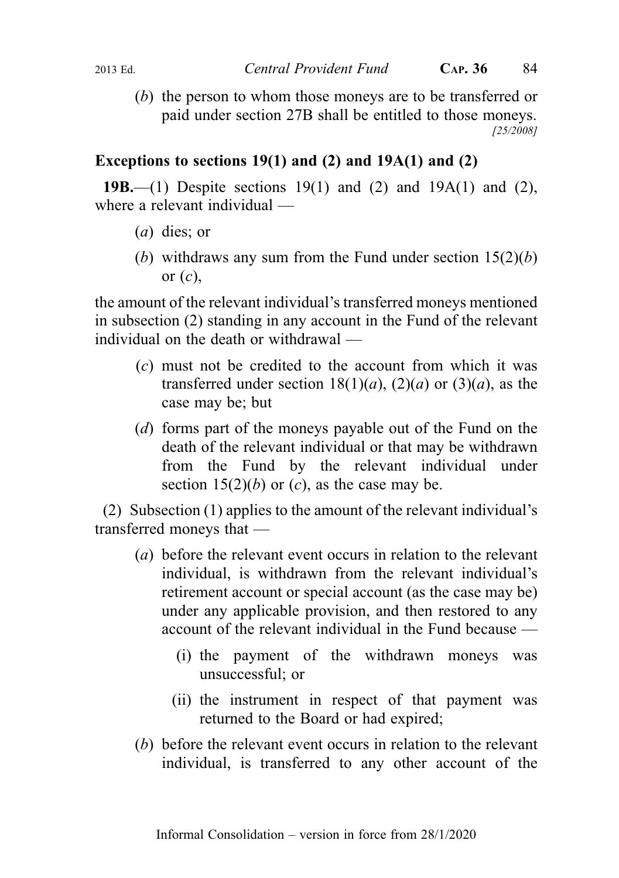(*b*) the person to whom those moneys are to be transferred or paid under section 27B shall be entitled to those moneys.
[25/2008]

### Exceptions to sections 19(1) and (2) and 19A(1) and (2)

**19B.**—(1) Despite sections 19(1) and (2) and 19A(1) and (2), where a relevant individual —

(*a*) dies; or

(*b*) withdraws any sum from the Fund under section 15(2)(*b*) or (*c*),

the amount of the relevant individual's transferred moneys mentioned in subsection (2) standing in any account in the Fund of the relevant individual on the death or withdrawal —

(*c*) must not be credited to the account from which it was transferred under section 18(1)(*a*), (2)(*a*) or (3)(*a*), as the case may be; but

(*d*) forms part of the moneys payable out of the Fund on the death of the relevant individual or that may be withdrawn from the Fund by the relevant individual under section 15(2)(*b*) or (*c*), as the case may be.

(2) Subsection (1) applies to the amount of the relevant individual's transferred moneys that —

(*a*) before the relevant event occurs in relation to the relevant individual, is withdrawn from the relevant individual's retirement account or special account (as the case may be) under any applicable provision, and then restored to any account of the relevant individual in the Fund because —

(i) the payment of the withdrawn moneys was unsuccessful; or

(ii) the instrument in respect of that payment was returned to the Board or had expired;

(*b*) before the relevant event occurs in relation to the relevant individual, is transferred to any other account of the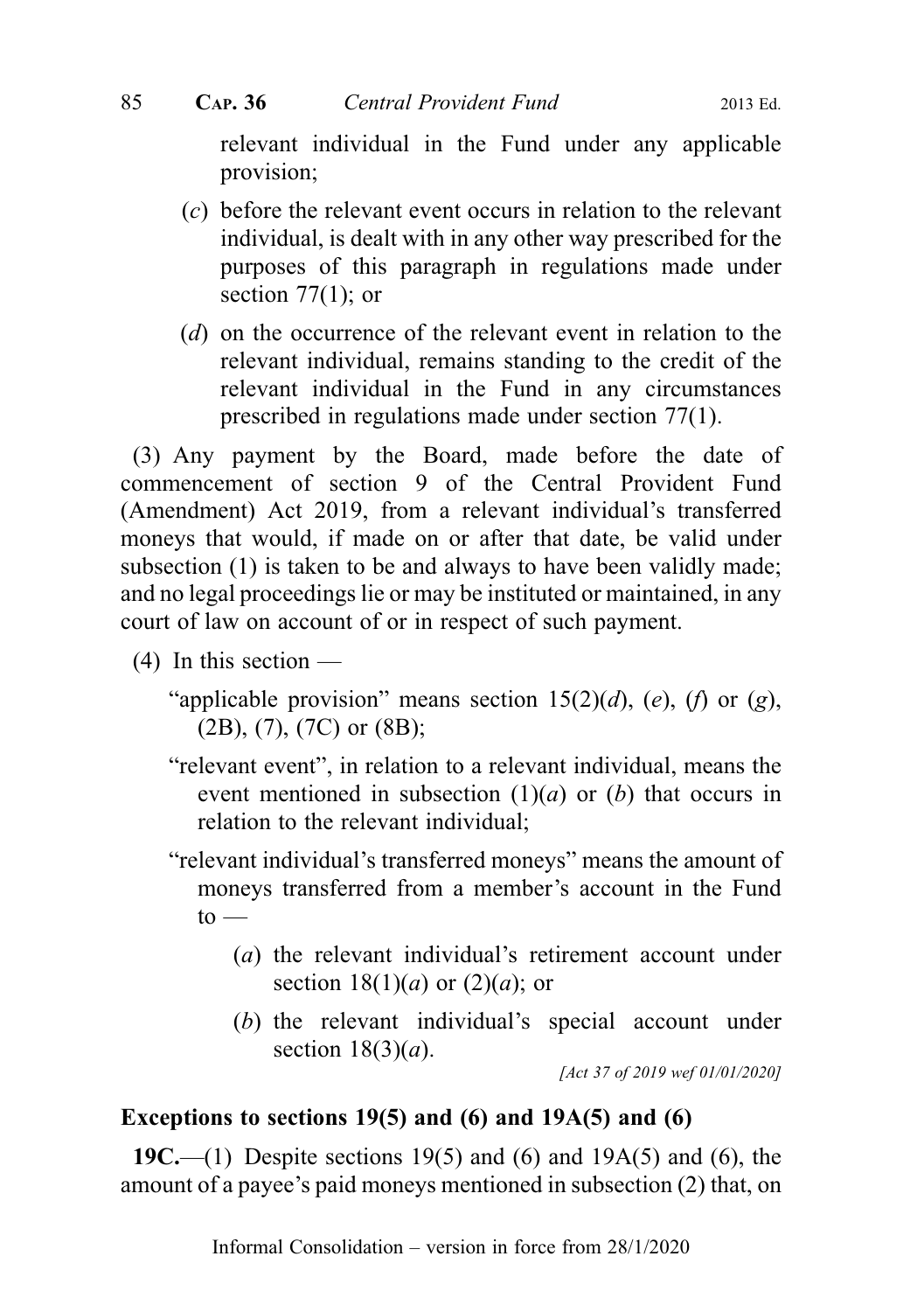relevant individual in the Fund under any applicable provision;

(*c*) before the relevant event occurs in relation to the relevant individual, is dealt with in any other way prescribed for the purposes of this paragraph in regulations made under section 77(1); or

(*d*) on the occurrence of the relevant event in relation to the relevant individual, remains standing to the credit of the relevant individual in the Fund in any circumstances prescribed in regulations made under section 77(1).

(3) Any payment by the Board, made before the date of commencement of section 9 of the Central Provident Fund (Amendment) Act 2019, from a relevant individual's transferred moneys that would, if made on or after that date, be valid under subsection (1) is taken to be and always to have been validly made; and no legal proceedings lie or may be instituted or maintained, in any court of law on account of or in respect of such payment.

(4) In this section —

"applicable provision" means section 15(2)(*d*), (*e*), (*f*) or (*g*), (2B), (7), (7C) or (8B);

"relevant event", in relation to a relevant individual, means the event mentioned in subsection (1)(*a*) or (*b*) that occurs in relation to the relevant individual;

"relevant individual's transferred moneys" means the amount of moneys transferred from a member's account in the Fund to —

(*a*) the relevant individual's retirement account under section 18(1)(*a*) or (2)(*a*); or

(*b*) the relevant individual's special account under section 18(3)(*a*).

*[Act 37 of 2019 wef 01/01/2020]*

### Exceptions to sections 19(5) and (6) and 19A(5) and (6)

**19C.**—(1) Despite sections 19(5) and (6) and 19A(5) and (6), the amount of a payee's paid moneys mentioned in subsection (2) that, on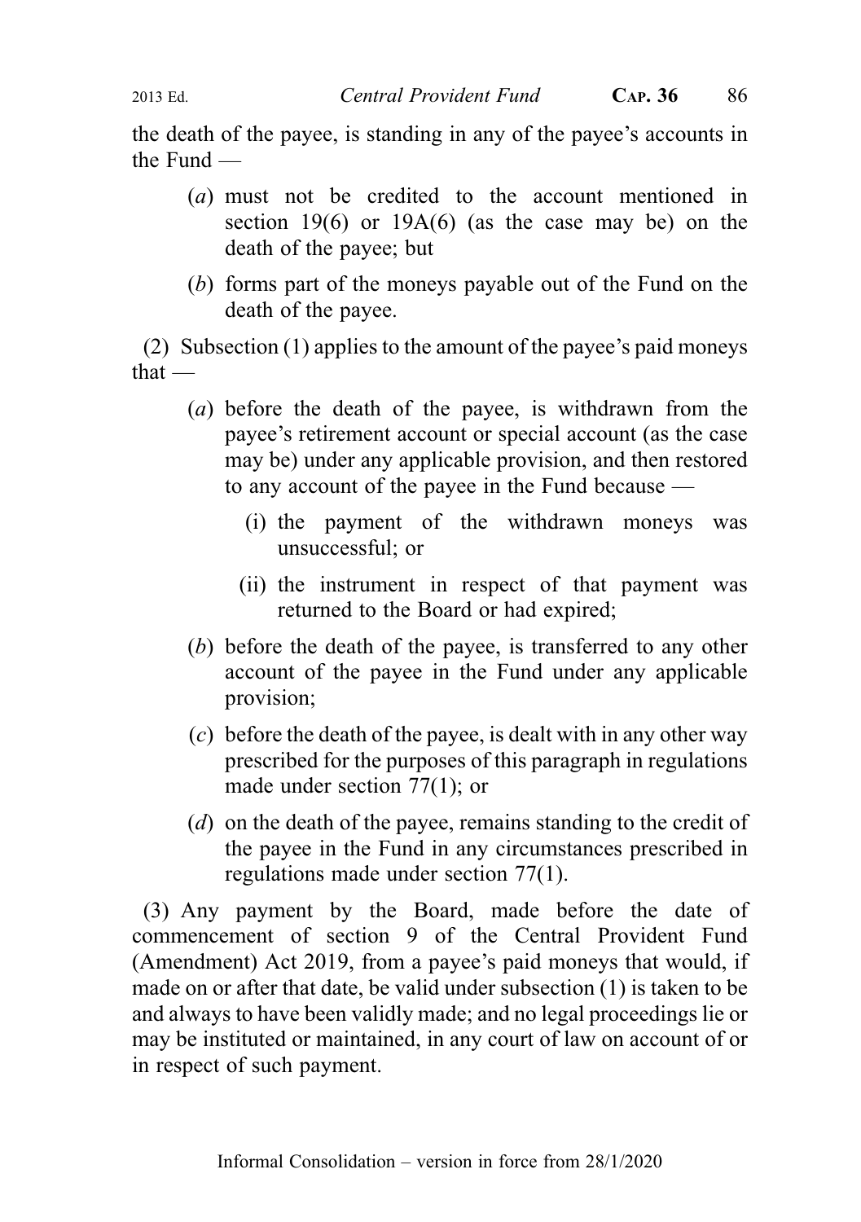the death of the payee, is standing in any of the payee's accounts in the Fund —

(*a*) must not be credited to the account mentioned in section 19(6) or 19A(6) (as the case may be) on the death of the payee; but

(*b*) forms part of the moneys payable out of the Fund on the death of the payee.

(2) Subsection (1) applies to the amount of the payee's paid moneys that —

(*a*) before the death of the payee, is withdrawn from the payee's retirement account or special account (as the case may be) under any applicable provision, and then restored to any account of the payee in the Fund because —

(i) the payment of the withdrawn moneys was unsuccessful; or

(ii) the instrument in respect of that payment was returned to the Board or had expired;

(*b*) before the death of the payee, is transferred to any other account of the payee in the Fund under any applicable provision;

(*c*) before the death of the payee, is dealt with in any other way prescribed for the purposes of this paragraph in regulations made under section 77(1); or

(*d*) on the death of the payee, remains standing to the credit of the payee in the Fund in any circumstances prescribed in regulations made under section 77(1).

(3) Any payment by the Board, made before the date of commencement of section 9 of the Central Provident Fund (Amendment) Act 2019, from a payee's paid moneys that would, if made on or after that date, be valid under subsection (1) is taken to be and always to have been validly made; and no legal proceedings lie or may be instituted or maintained, in any court of law on account of or in respect of such payment.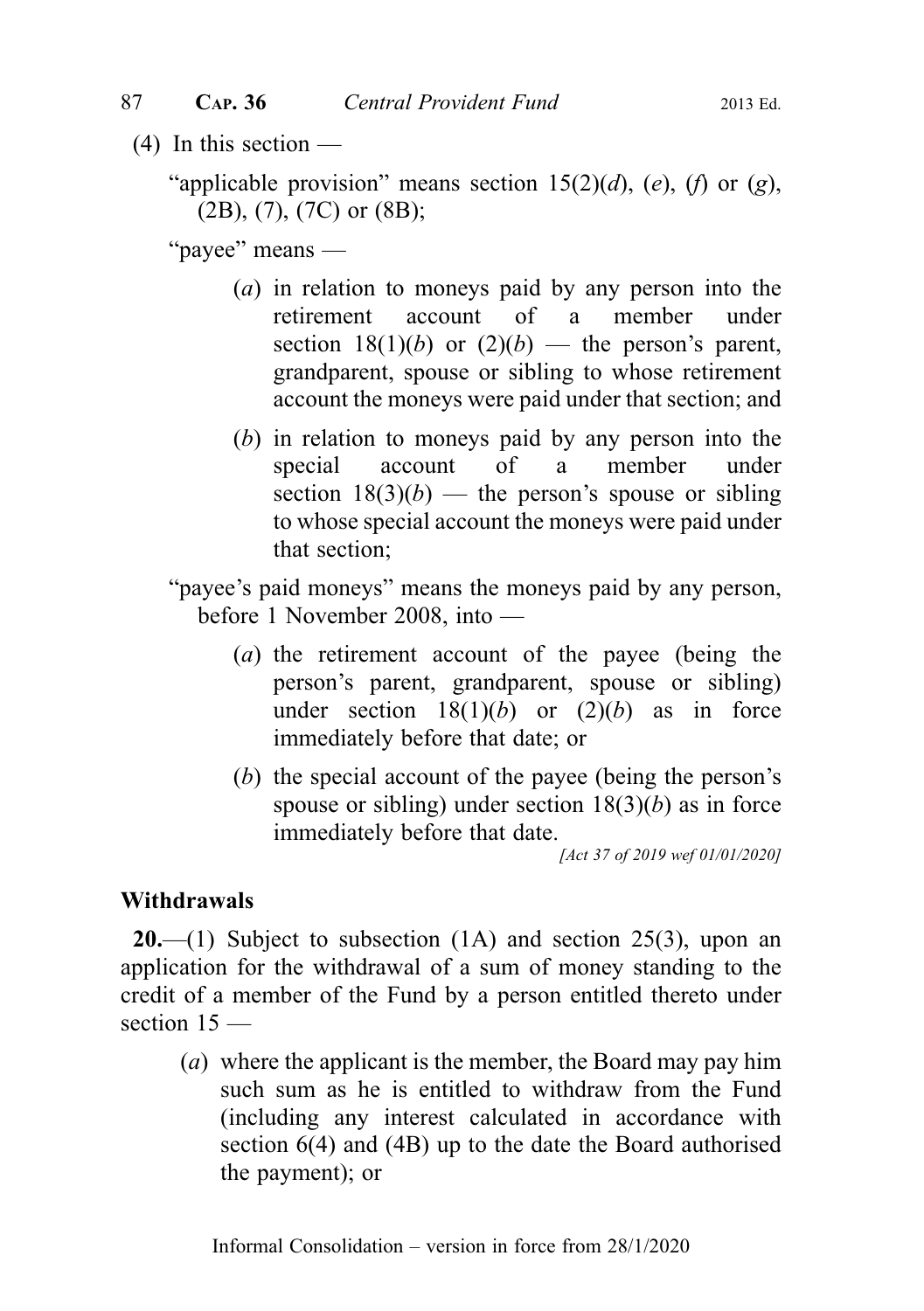(4) In this section —

"applicable provision" means section 15(2)(*d*), (*e*), (*f*) or (*g*), (2B), (7), (7C) or (8B);

"payee" means —

(*a*) in relation to moneys paid by any person into the retirement account of a member under section 18(1)(*b*) or (2)(*b*) — the person's parent, grandparent, spouse or sibling to whose retirement account the moneys were paid under that section; and

(*b*) in relation to moneys paid by any person into the special account of a member under section 18(3)(*b*) — the person's spouse or sibling to whose special account the moneys were paid under that section;

"payee's paid moneys" means the moneys paid by any person, before 1 November 2008, into —

(*a*) the retirement account of the payee (being the person's parent, grandparent, spouse or sibling) under section 18(1)(*b*) or (2)(*b*) as in force immediately before that date; or

(*b*) the special account of the payee (being the person's spouse or sibling) under section 18(3)(*b*) as in force immediately before that date.

*[Act 37 of 2019 wef 01/01/2020]*

## Withdrawals

**20.**—(1) Subject to subsection (1A) and section 25(3), upon an application for the withdrawal of a sum of money standing to the credit of a member of the Fund by a person entitled thereto under section 15 —

(*a*) where the applicant is the member, the Board may pay him such sum as he is entitled to withdraw from the Fund (including any interest calculated in accordance with section 6(4) and (4B) up to the date the Board authorised the payment); or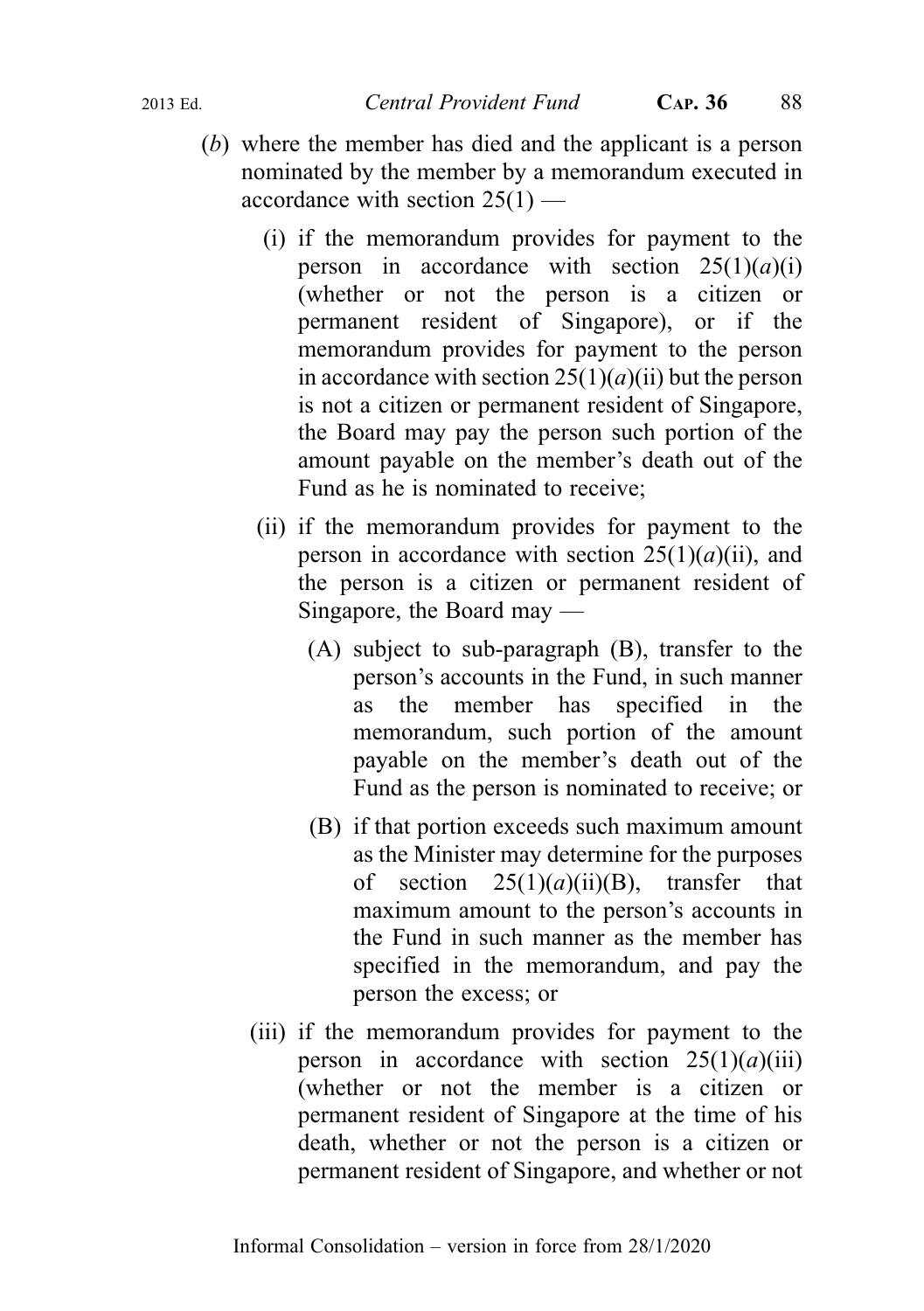(*b*) where the member has died and the applicant is a person nominated by the member by a memorandum executed in accordance with section 25(1) —

(i) if the memorandum provides for payment to the person in accordance with section 25(1)(*a*)(i) (whether or not the person is a citizen or permanent resident of Singapore), or if the memorandum provides for payment to the person in accordance with section 25(1)(*a*)(ii) but the person is not a citizen or permanent resident of Singapore, the Board may pay the person such portion of the amount payable on the member's death out of the Fund as he is nominated to receive;

(ii) if the memorandum provides for payment to the person in accordance with section 25(1)(*a*)(ii), and the person is a citizen or permanent resident of Singapore, the Board may —

(A) subject to sub-paragraph (B), transfer to the person's accounts in the Fund, in such manner as the member has specified in the memorandum, such portion of the amount payable on the member's death out of the Fund as the person is nominated to receive; or

(B) if that portion exceeds such maximum amount as the Minister may determine for the purposes of section 25(1)(*a*)(ii)(B), transfer that maximum amount to the person's accounts in the Fund in such manner as the member has specified in the memorandum, and pay the person the excess; or

(iii) if the memorandum provides for payment to the person in accordance with section 25(1)(*a*)(iii) (whether or not the member is a citizen or permanent resident of Singapore at the time of his death, whether or not the person is a citizen or permanent resident of Singapore, and whether or not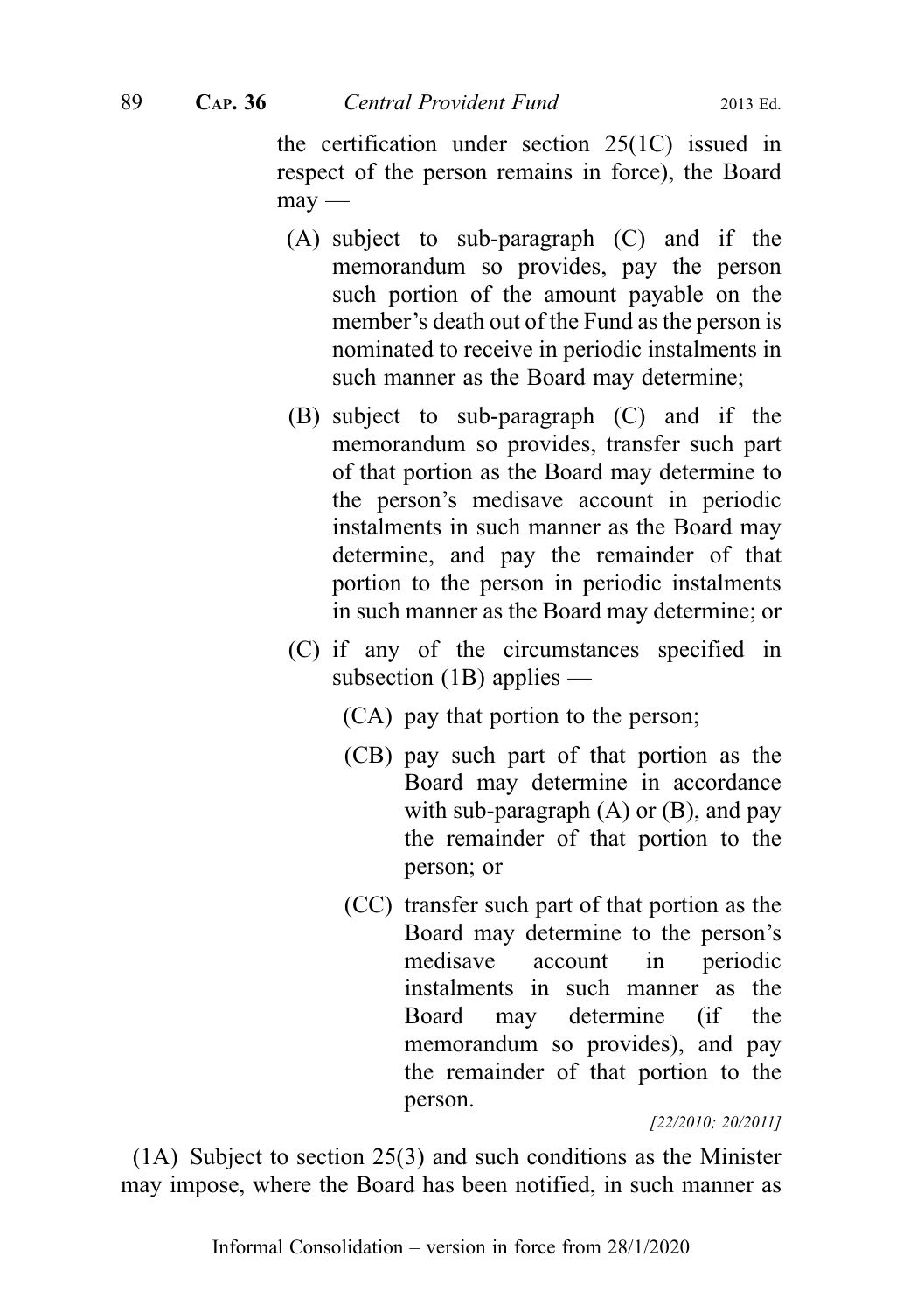the certification under section 25(1C) issued in respect of the person remains in force), the Board may —

(A) subject to sub-paragraph (C) and if the memorandum so provides, pay the person such portion of the amount payable on the member's death out of the Fund as the person is nominated to receive in periodic instalments in such manner as the Board may determine;

(B) subject to sub-paragraph (C) and if the memorandum so provides, transfer such part of that portion as the Board may determine to the person's medisave account in periodic instalments in such manner as the Board may determine, and pay the remainder of that portion to the person in periodic instalments in such manner as the Board may determine; or

(C) if any of the circumstances specified in subsection (1B) applies —

(CA) pay that portion to the person;

(CB) pay such part of that portion as the Board may determine in accordance with sub-paragraph (A) or (B), and pay the remainder of that portion to the person; or

(CC) transfer such part of that portion as the Board may determine to the person's medisave account in periodic instalments in such manner as the Board may determine (if the memorandum so provides), and pay the remainder of that portion to the person.

*[22/2010; 20/2011]*

(1A) Subject to section 25(3) and such conditions as the Minister may impose, where the Board has been notified, in such manner as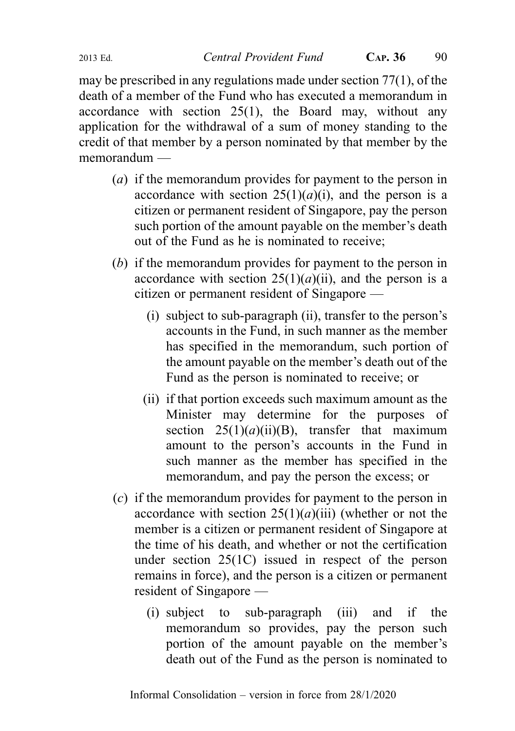may be prescribed in any regulations made under section 77(1), of the death of a member of the Fund who has executed a memorandum in accordance with section 25(1), the Board may, without any application for the withdrawal of a sum of money standing to the credit of that member by a person nominated by that member by the memorandum —

(*a*) if the memorandum provides for payment to the person in accordance with section 25(1)(*a*)(i), and the person is a citizen or permanent resident of Singapore, pay the person such portion of the amount payable on the member's death out of the Fund as he is nominated to receive;

(*b*) if the memorandum provides for payment to the person in accordance with section 25(1)(*a*)(ii), and the person is a citizen or permanent resident of Singapore —

(i) subject to sub-paragraph (ii), transfer to the person's accounts in the Fund, in such manner as the member has specified in the memorandum, such portion of the amount payable on the member's death out of the Fund as the person is nominated to receive; or

(ii) if that portion exceeds such maximum amount as the Minister may determine for the purposes of section 25(1)(*a*)(ii)(B), transfer that maximum amount to the person's accounts in the Fund in such manner as the member has specified in the memorandum, and pay the person the excess; or

(*c*) if the memorandum provides for payment to the person in accordance with section 25(1)(*a*)(iii) (whether or not the member is a citizen or permanent resident of Singapore at the time of his death, and whether or not the certification under section 25(1C) issued in respect of the person remains in force), and the person is a citizen or permanent resident of Singapore —

(i) subject to sub-paragraph (iii) and if the memorandum so provides, pay the person such portion of the amount payable on the member's death out of the Fund as the person is nominated to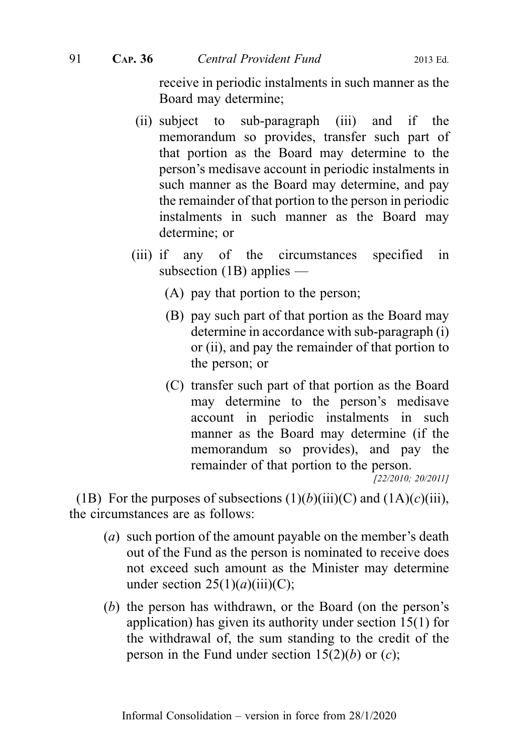receive in periodic instalments in such manner as the Board may determine;

(ii) subject to sub-paragraph (iii) and if the memorandum so provides, transfer such part of that portion as the Board may determine to the person's medisave account in periodic instalments in such manner as the Board may determine, and pay the remainder of that portion to the person in periodic instalments in such manner as the Board may determine; or

(iii) if any of the circumstances specified in subsection (1B) applies —

(A) pay that portion to the person;

(B) pay such part of that portion as the Board may determine in accordance with sub-paragraph (i) or (ii), and pay the remainder of that portion to the person; or

(C) transfer such part of that portion as the Board may determine to the person's medisave account in periodic instalments in such manner as the Board may determine (if the memorandum so provides), and pay the remainder of that portion to the person.

*[22/2010; 20/2011]*

(1B) For the purposes of subsections (1)(*b*)(iii)(C) and (1A)(*c*)(iii), the circumstances are as follows:

(*a*) such portion of the amount payable on the member's death out of the Fund as the person is nominated to receive does not exceed such amount as the Minister may determine under section 25(1)(*a*)(iii)(C);

(*b*) the person has withdrawn, or the Board (on the person's application) has given its authority under section 15(1) for the withdrawal of, the sum standing to the credit of the person in the Fund under section 15(2)(*b*) or (*c*);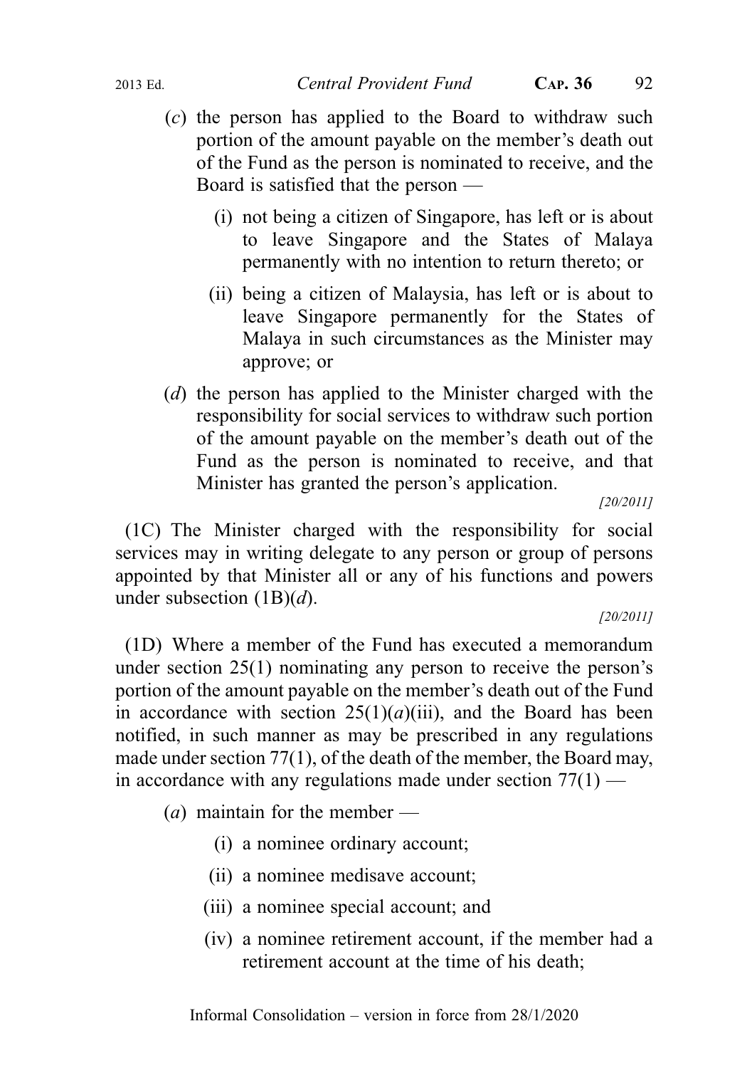(*c*) the person has applied to the Board to withdraw such portion of the amount payable on the member's death out of the Fund as the person is nominated to receive, and the Board is satisfied that the person —

(i) not being a citizen of Singapore, has left or is about to leave Singapore and the States of Malaya permanently with no intention to return thereto; or

(ii) being a citizen of Malaysia, has left or is about to leave Singapore permanently for the States of Malaya in such circumstances as the Minister may approve; or

(*d*) the person has applied to the Minister charged with the responsibility for social services to withdraw such portion of the amount payable on the member's death out of the Fund as the person is nominated to receive, and that Minister has granted the person's application.

*[20/2011]*

(1C) The Minister charged with the responsibility for social services may in writing delegate to any person or group of persons appointed by that Minister all or any of his functions and powers under subsection (1B)(*d*).

*[20/2011]*

(1D) Where a member of the Fund has executed a memorandum under section 25(1) nominating any person to receive the person's portion of the amount payable on the member's death out of the Fund in accordance with section 25(1)(*a*)(iii), and the Board has been notified, in such manner as may be prescribed in any regulations made under section 77(1), of the death of the member, the Board may, in accordance with any regulations made under section 77(1) —

(*a*) maintain for the member —

(i) a nominee ordinary account;

(ii) a nominee medisave account;

(iii) a nominee special account; and

(iv) a nominee retirement account, if the member had a retirement account at the time of his death;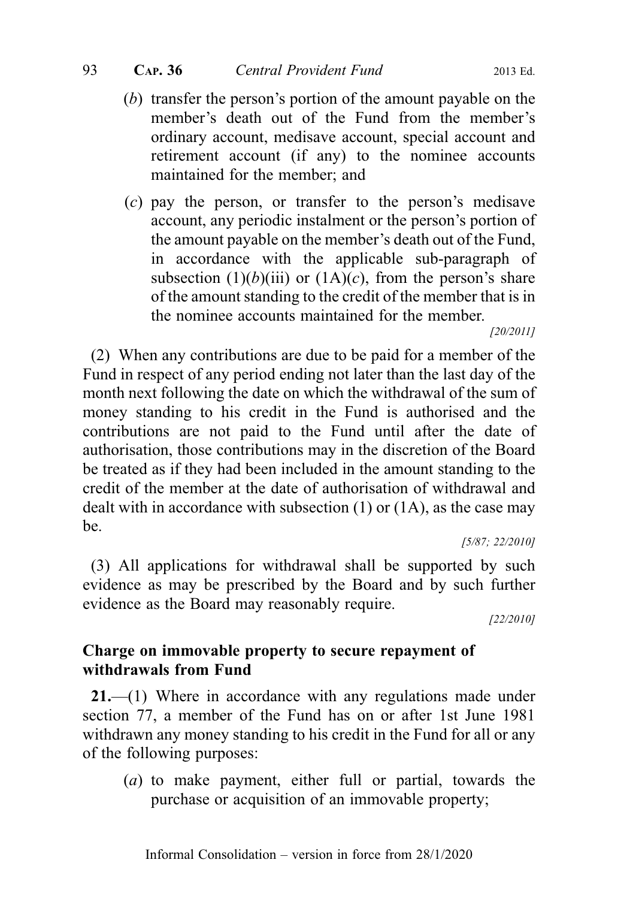(b) transfer the person's portion of the amount payable on the member's death out of the Fund from the member's ordinary account, medisave account, special account and retirement account (if any) to the nominee accounts maintained for the member; and

(c) pay the person, or transfer to the person's medisave account, any periodic instalment or the person's portion of the amount payable on the member's death out of the Fund, in accordance with the applicable sub-paragraph of subsection (1)(b)(iii) or (1A)(c), from the person's share of the amount standing to the credit of the member that is in the nominee accounts maintained for the member.

[20/2011]

(2) When any contributions are due to be paid for a member of the Fund in respect of any period ending not later than the last day of the month next following the date on which the withdrawal of the sum of money standing to his credit in the Fund is authorised and the contributions are not paid to the Fund until after the date of authorisation, those contributions may in the discretion of the Board be treated as if they had been included in the amount standing to the credit of the member at the date of authorisation of withdrawal and dealt with in accordance with subsection (1) or (1A), as the case may be.

[5/87; 22/2010]

(3) All applications for withdrawal shall be supported by such evidence as may be prescribed by the Board and by such further evidence as the Board may reasonably require.

[22/2010]

## Charge on immovable property to secure repayment of withdrawals from Fund

**21.**—(1) Where in accordance with any regulations made under section 77, a member of the Fund has on or after 1st June 1981 withdrawn any money standing to his credit in the Fund for all or any of the following purposes:

(a) to make payment, either full or partial, towards the purchase or acquisition of an immovable property;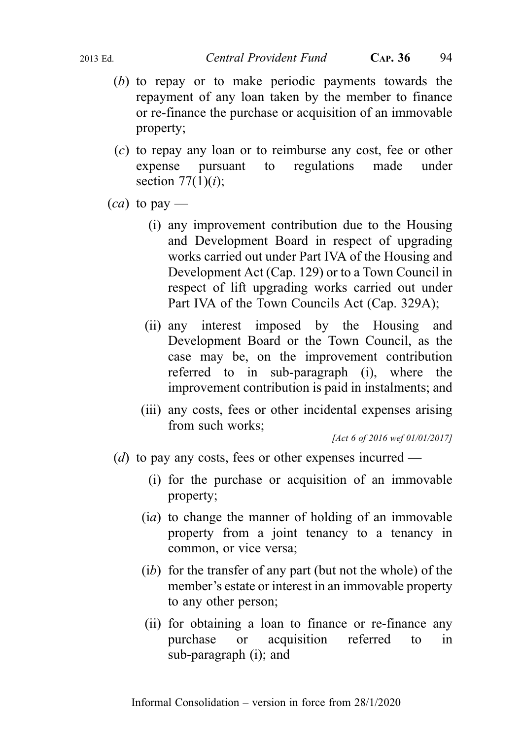(*b*) to repay or to make periodic payments towards the repayment of any loan taken by the member to finance or re-finance the purchase or acquisition of an immovable property;

(*c*) to repay any loan or to reimburse any cost, fee or other expense pursuant to regulations made under section 77(1)(*i*);

(*ca*) to pay —

(i) any improvement contribution due to the Housing and Development Board in respect of upgrading works carried out under Part IVA of the Housing and Development Act (Cap. 129) or to a Town Council in respect of lift upgrading works carried out under Part IVA of the Town Councils Act (Cap. 329A);

(ii) any interest imposed by the Housing and Development Board or the Town Council, as the case may be, on the improvement contribution referred to in sub-paragraph (i), where the improvement contribution is paid in instalments; and

(iii) any costs, fees or other incidental expenses arising from such works;

*[Act 6 of 2016 wef 01/01/2017]*

(*d*) to pay any costs, fees or other expenses incurred —

(i) for the purchase or acquisition of an immovable property;

(i*a*) to change the manner of holding of an immovable property from a joint tenancy to a tenancy in common, or vice versa;

(i*b*) for the transfer of any part (but not the whole) of the member's estate or interest in an immovable property to any other person;

(ii) for obtaining a loan to finance or re-finance any purchase or acquisition referred to in sub-paragraph (i); and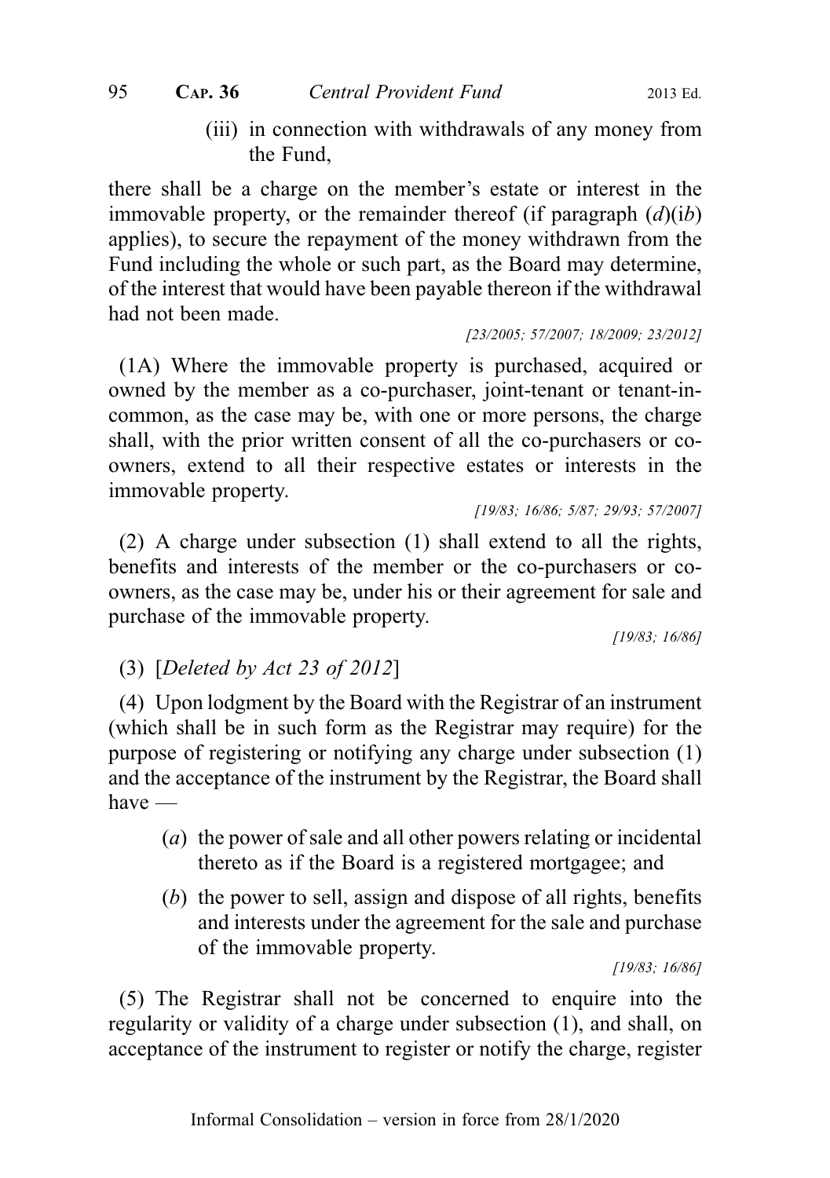(iii) in connection with withdrawals of any money from the Fund,

there shall be a charge on the member's estate or interest in the immovable property, or the remainder thereof (if paragraph (*d*)(i*b*) applies), to secure the repayment of the money withdrawn from the Fund including the whole or such part, as the Board may determine, of the interest that would have been payable thereon if the withdrawal had not been made.

*[23/2005; 57/2007; 18/2009; 23/2012]*

(1A) Where the immovable property is purchased, acquired or owned by the member as a co-purchaser, joint-tenant or tenant-in-common, as the case may be, with one or more persons, the charge shall, with the prior written consent of all the co-purchasers or co-owners, extend to all their respective estates or interests in the immovable property.

*[19/83; 16/86; 5/87; 29/93; 57/2007]*

(2) A charge under subsection (1) shall extend to all the rights, benefits and interests of the member or the co-purchasers or co-owners, as the case may be, under his or their agreement for sale and purchase of the immovable property.

*[19/83; 16/86]*

(3) [*Deleted by Act 23 of 2012*]

(4) Upon lodgment by the Board with the Registrar of an instrument (which shall be in such form as the Registrar may require) for the purpose of registering or notifying any charge under subsection (1) and the acceptance of the instrument by the Registrar, the Board shall have —

(*a*) the power of sale and all other powers relating or incidental thereto as if the Board is a registered mortgagee; and

(*b*) the power to sell, assign and dispose of all rights, benefits and interests under the agreement for the sale and purchase of the immovable property.

*[19/83; 16/86]*

(5) The Registrar shall not be concerned to enquire into the regularity or validity of a charge under subsection (1), and shall, on acceptance of the instrument to register or notify the charge, register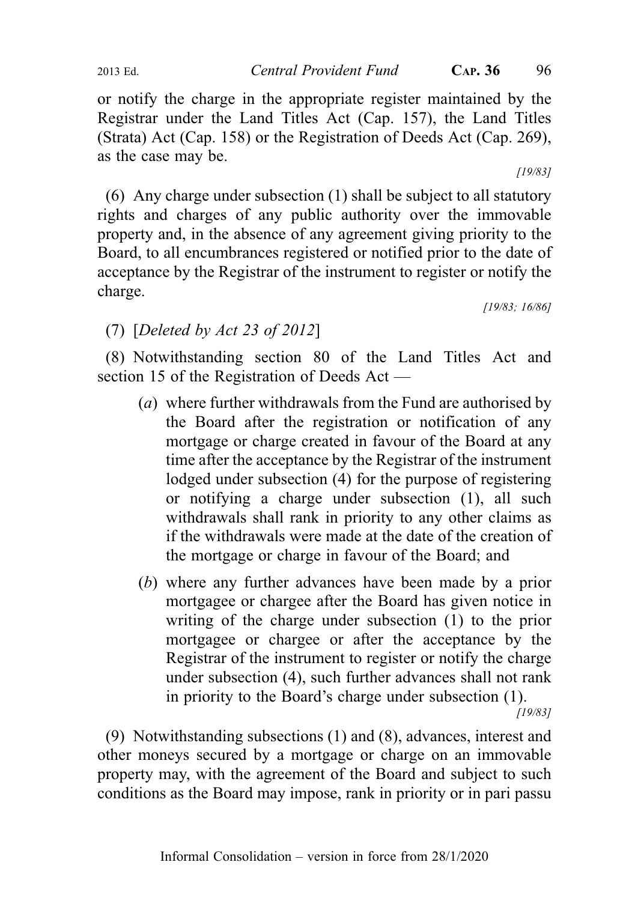or notify the charge in the appropriate register maintained by the Registrar under the Land Titles Act (Cap. 157), the Land Titles (Strata) Act (Cap. 158) or the Registration of Deeds Act (Cap. 269), as the case may be.

*[19/83]*

(6) Any charge under subsection (1) shall be subject to all statutory rights and charges of any public authority over the immovable property and, in the absence of any agreement giving priority to the Board, to all encumbrances registered or notified prior to the date of acceptance by the Registrar of the instrument to register or notify the charge.

*[19/83; 16/86]*

(7) [*Deleted by Act 23 of 2012*]

(8) Notwithstanding section 80 of the Land Titles Act and section 15 of the Registration of Deeds Act —

(*a*) where further withdrawals from the Fund are authorised by the Board after the registration or notification of any mortgage or charge created in favour of the Board at any time after the acceptance by the Registrar of the instrument lodged under subsection (4) for the purpose of registering or notifying a charge under subsection (1), all such withdrawals shall rank in priority to any other claims as if the withdrawals were made at the date of the creation of the mortgage or charge in favour of the Board; and

(*b*) where any further advances have been made by a prior mortgagee or chargee after the Board has given notice in writing of the charge under subsection (1) to the prior mortgagee or chargee or after the acceptance by the Registrar of the instrument to register or notify the charge under subsection (4), such further advances shall not rank in priority to the Board's charge under subsection (1).

*[19/83]*

(9) Notwithstanding subsections (1) and (8), advances, interest and other moneys secured by a mortgage or charge on an immovable property may, with the agreement of the Board and subject to such conditions as the Board may impose, rank in priority or in pari passu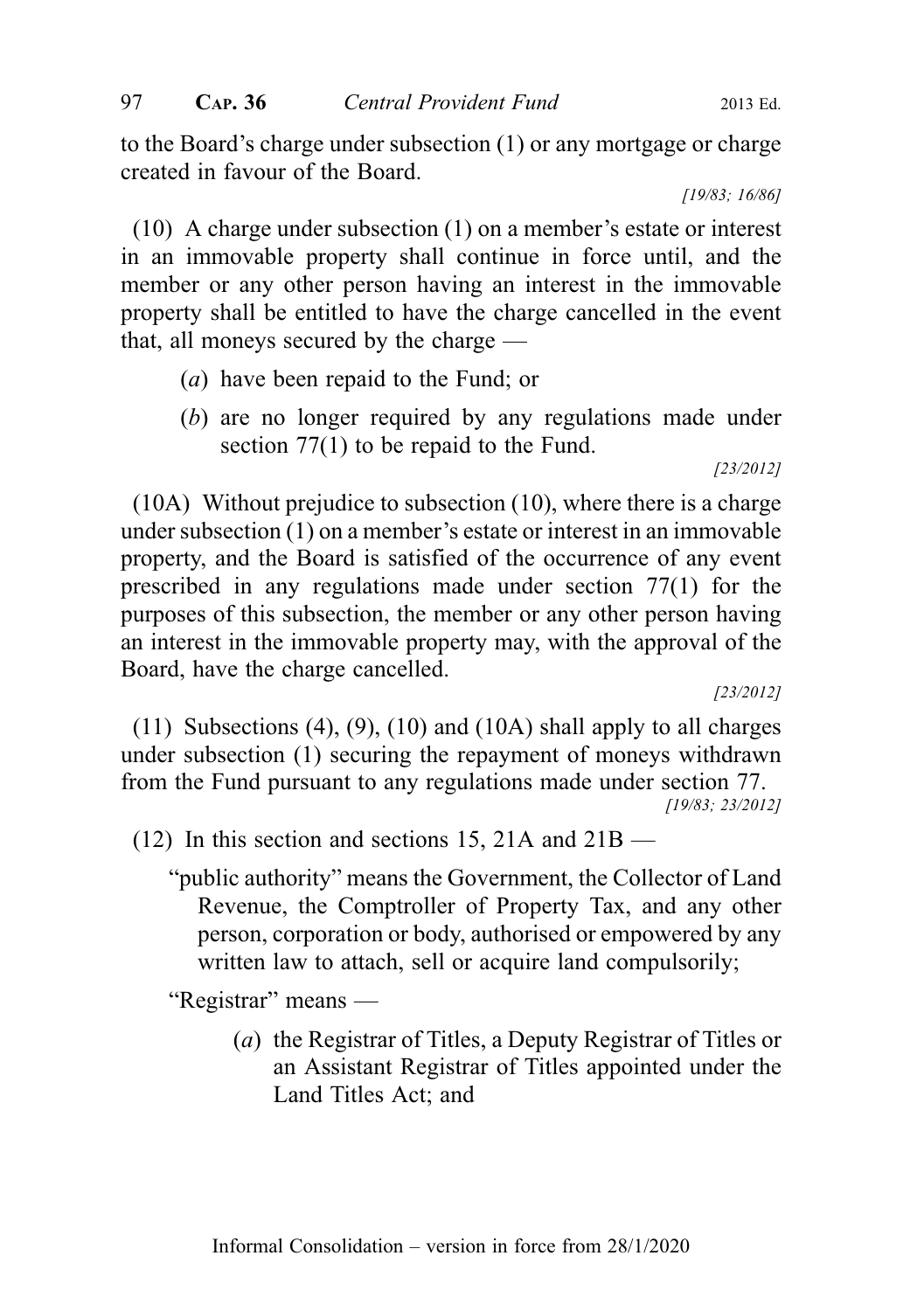to the Board's charge under subsection (1) or any mortgage or charge created in favour of the Board.

[19/83; 16/86]

(10) A charge under subsection (1) on a member's estate or interest in an immovable property shall continue in force until, and the member or any other person having an interest in the immovable property shall be entitled to have the charge cancelled in the event that, all moneys secured by the charge —

(*a*) have been repaid to the Fund; or

(*b*) are no longer required by any regulations made under section 77(1) to be repaid to the Fund.

[23/2012]

(10A) Without prejudice to subsection (10), where there is a charge under subsection (1) on a member's estate or interest in an immovable property, and the Board is satisfied of the occurrence of any event prescribed in any regulations made under section 77(1) for the purposes of this subsection, the member or any other person having an interest in the immovable property may, with the approval of the Board, have the charge cancelled.

[23/2012]

(11) Subsections (4), (9), (10) and (10A) shall apply to all charges under subsection (1) securing the repayment of moneys withdrawn from the Fund pursuant to any regulations made under section 77.

[19/83; 23/2012]

(12) In this section and sections 15, 21A and 21B —

"public authority" means the Government, the Collector of Land Revenue, the Comptroller of Property Tax, and any other person, corporation or body, authorised or empowered by any written law to attach, sell or acquire land compulsorily;

"Registrar" means —

(*a*) the Registrar of Titles, a Deputy Registrar of Titles or an Assistant Registrar of Titles appointed under the Land Titles Act; and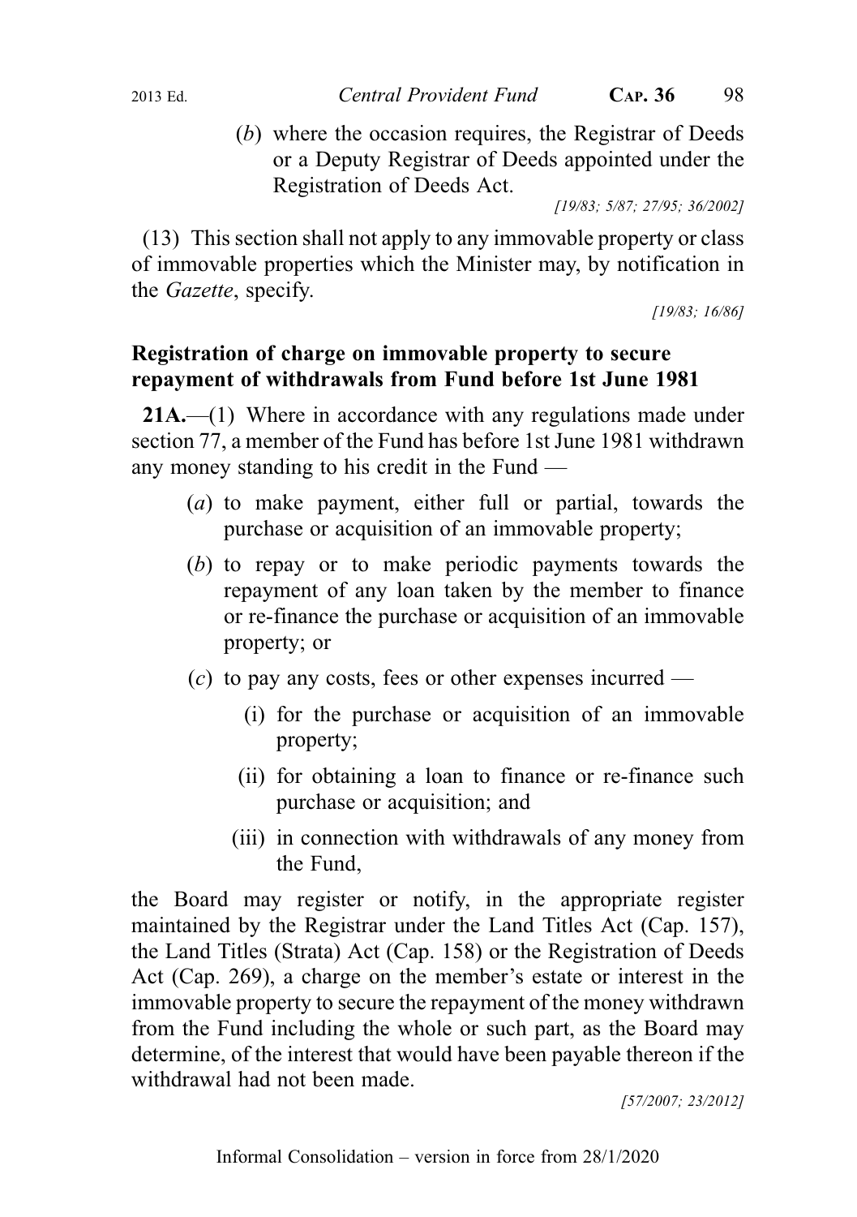(*b*) where the occasion requires, the Registrar of Deeds or a Deputy Registrar of Deeds appointed under the Registration of Deeds Act.

[19/83; 5/87; 27/95; 36/2002]

(13) This section shall not apply to any immovable property or class of immovable properties which the Minister may, by notification in the *Gazette*, specify.

[19/83; 16/86]

**Registration of charge on immovable property to secure repayment of withdrawals from Fund before 1st June 1981**

**21A.**—(1) Where in accordance with any regulations made under section 77, a member of the Fund has before 1st June 1981 withdrawn any money standing to his credit in the Fund —

(*a*) to make payment, either full or partial, towards the purchase or acquisition of an immovable property;

(*b*) to repay or to make periodic payments towards the repayment of any loan taken by the member to finance or re-finance the purchase or acquisition of an immovable property; or

(*c*) to pay any costs, fees or other expenses incurred —

(i) for the purchase or acquisition of an immovable property;

(ii) for obtaining a loan to finance or re-finance such purchase or acquisition; and

(iii) in connection with withdrawals of any money from the Fund,

the Board may register or notify, in the appropriate register maintained by the Registrar under the Land Titles Act (Cap. 157), the Land Titles (Strata) Act (Cap. 158) or the Registration of Deeds Act (Cap. 269), a charge on the member's estate or interest in the immovable property to secure the repayment of the money withdrawn from the Fund including the whole or such part, as the Board may determine, of the interest that would have been payable thereon if the withdrawal had not been made.

[57/2007; 23/2012]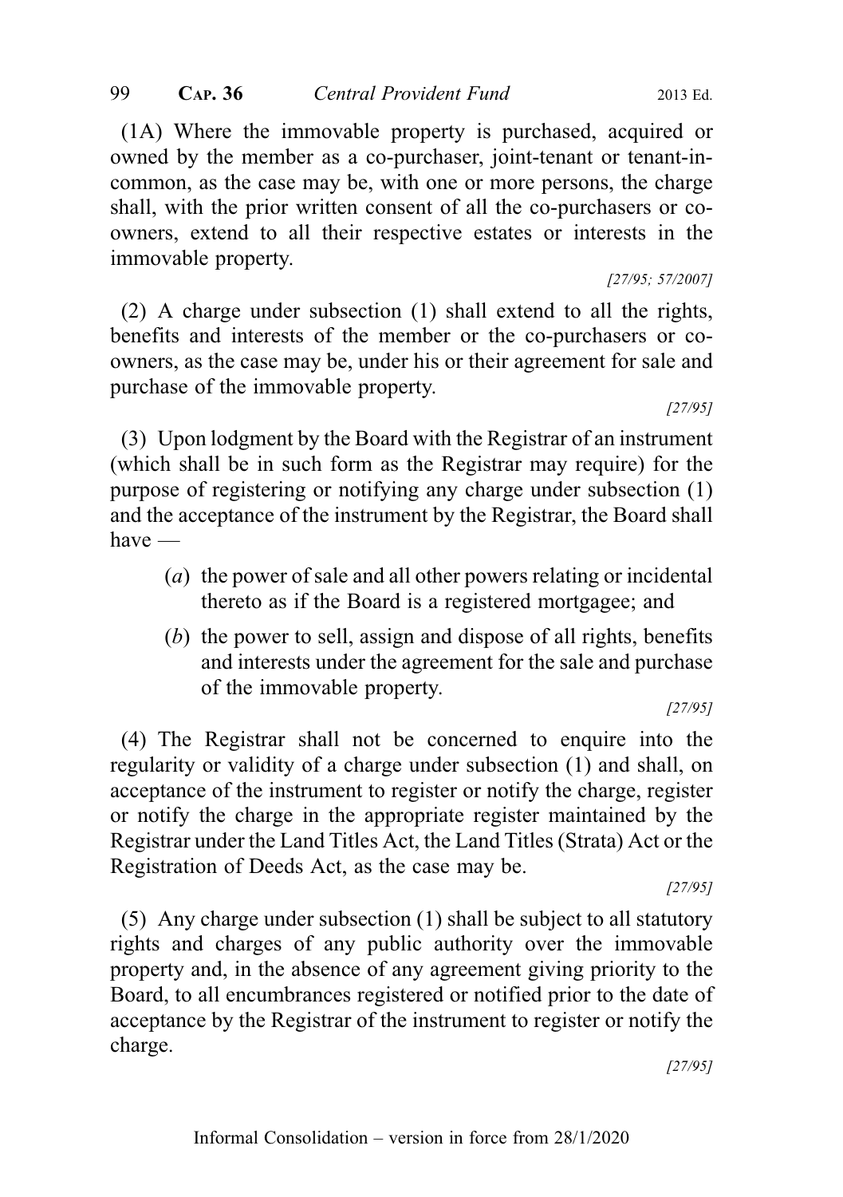(1A) Where the immovable property is purchased, acquired or owned by the member as a co-purchaser, joint-tenant or tenant-in-common, as the case may be, with one or more persons, the charge shall, with the prior written consent of all the co-purchasers or co-owners, extend to all their respective estates or interests in the immovable property.

[27/95; 57/2007]

(2) A charge under subsection (1) shall extend to all the rights, benefits and interests of the member or the co-purchasers or co-owners, as the case may be, under his or their agreement for sale and purchase of the immovable property.

[27/95]

(3) Upon lodgment by the Board with the Registrar of an instrument (which shall be in such form as the Registrar may require) for the purpose of registering or notifying any charge under subsection (1) and the acceptance of the instrument by the Registrar, the Board shall have —

(*a*) the power of sale and all other powers relating or incidental thereto as if the Board is a registered mortgagee; and

(*b*) the power to sell, assign and dispose of all rights, benefits and interests under the agreement for the sale and purchase of the immovable property.

[27/95]

(4) The Registrar shall not be concerned to enquire into the regularity or validity of a charge under subsection (1) and shall, on acceptance of the instrument to register or notify the charge, register or notify the charge in the appropriate register maintained by the Registrar under the Land Titles Act, the Land Titles (Strata) Act or the Registration of Deeds Act, as the case may be.

[27/95]

(5) Any charge under subsection (1) shall be subject to all statutory rights and charges of any public authority over the immovable property and, in the absence of any agreement giving priority to the Board, to all encumbrances registered or notified prior to the date of acceptance by the Registrar of the instrument to register or notify the charge.

[27/95]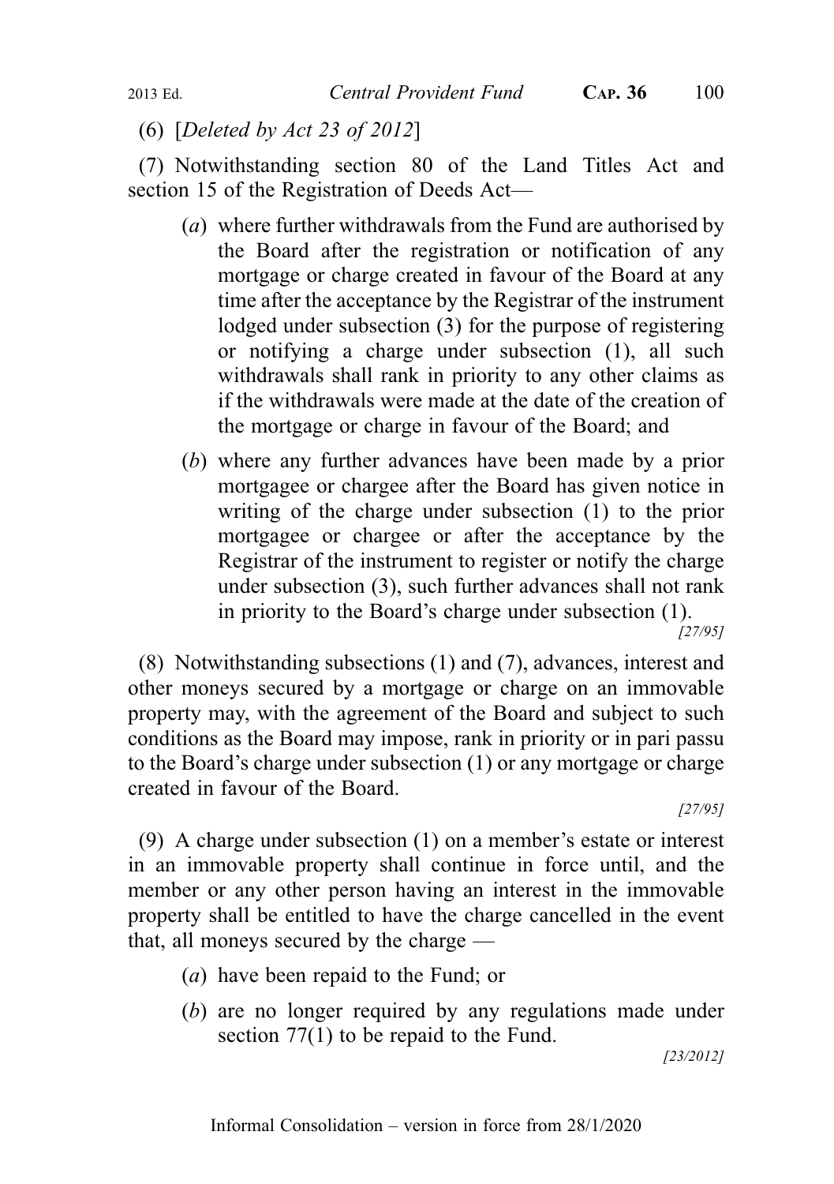(6) [*Deleted by Act 23 of 2012*]

(7) Notwithstanding section 80 of the Land Titles Act and section 15 of the Registration of Deeds Act—

(*a*) where further withdrawals from the Fund are authorised by the Board after the registration or notification of any mortgage or charge created in favour of the Board at any time after the acceptance by the Registrar of the instrument lodged under subsection (3) for the purpose of registering or notifying a charge under subsection (1), all such withdrawals shall rank in priority to any other claims as if the withdrawals were made at the date of the creation of the mortgage or charge in favour of the Board; and

(*b*) where any further advances have been made by a prior mortgagee or chargee after the Board has given notice in writing of the charge under subsection (1) to the prior mortgagee or chargee or after the acceptance by the Registrar of the instrument to register or notify the charge under subsection (3), such further advances shall not rank in priority to the Board's charge under subsection (1).

*[27/95]*

(8) Notwithstanding subsections (1) and (7), advances, interest and other moneys secured by a mortgage or charge on an immovable property may, with the agreement of the Board and subject to such conditions as the Board may impose, rank in priority or in pari passu to the Board's charge under subsection (1) or any mortgage or charge created in favour of the Board.

*[27/95]*

(9) A charge under subsection (1) on a member's estate or interest in an immovable property shall continue in force until, and the member or any other person having an interest in the immovable property shall be entitled to have the charge cancelled in the event that, all moneys secured by the charge —

(*a*) have been repaid to the Fund; or

(*b*) are no longer required by any regulations made under section 77(1) to be repaid to the Fund.

*[23/2012]*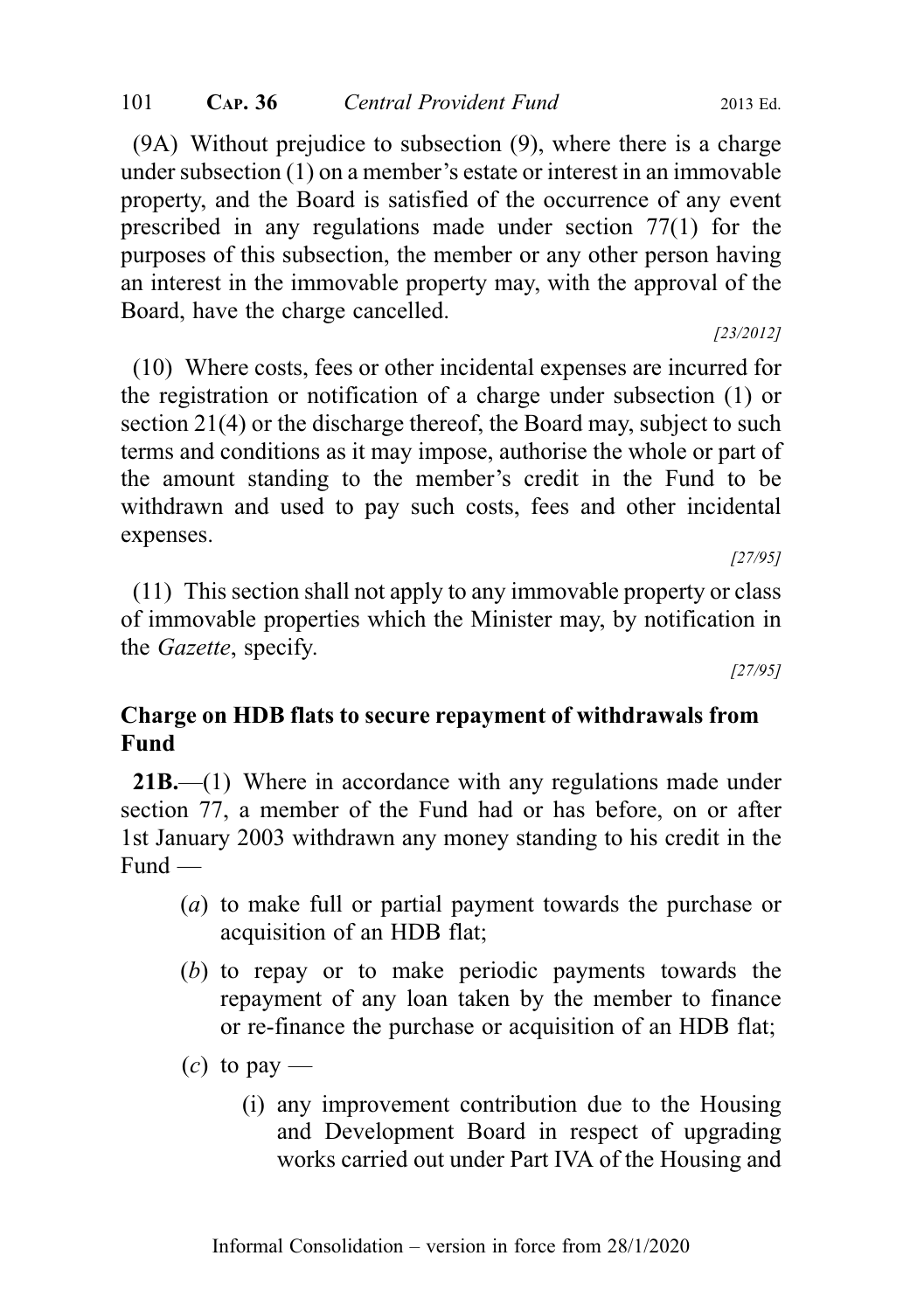(9A) Without prejudice to subsection (9), where there is a charge under subsection (1) on a member's estate or interest in an immovable property, and the Board is satisfied of the occurrence of any event prescribed in any regulations made under section 77(1) for the purposes of this subsection, the member or any other person having an interest in the immovable property may, with the approval of the Board, have the charge cancelled.

*[23/2012]*

(10) Where costs, fees or other incidental expenses are incurred for the registration or notification of a charge under subsection (1) or section 21(4) or the discharge thereof, the Board may, subject to such terms and conditions as it may impose, authorise the whole or part of the amount standing to the member's credit in the Fund to be withdrawn and used to pay such costs, fees and other incidental expenses.

*[27/95]*

(11) This section shall not apply to any immovable property or class of immovable properties which the Minister may, by notification in the *Gazette*, specify.

*[27/95]*

**Charge on HDB flats to secure repayment of withdrawals from Fund**

**21B.**—(1) Where in accordance with any regulations made under section 77, a member of the Fund had or has before, on or after 1st January 2003 withdrawn any money standing to his credit in the Fund —

- (*a*) to make full or partial payment towards the purchase or acquisition of an HDB flat;
- (*b*) to repay or to make periodic payments towards the repayment of any loan taken by the member to finance or re-finance the purchase or acquisition of an HDB flat;
- (*c*) to pay —
  - (i) any improvement contribution due to the Housing and Development Board in respect of upgrading works carried out under Part IVA of the Housing and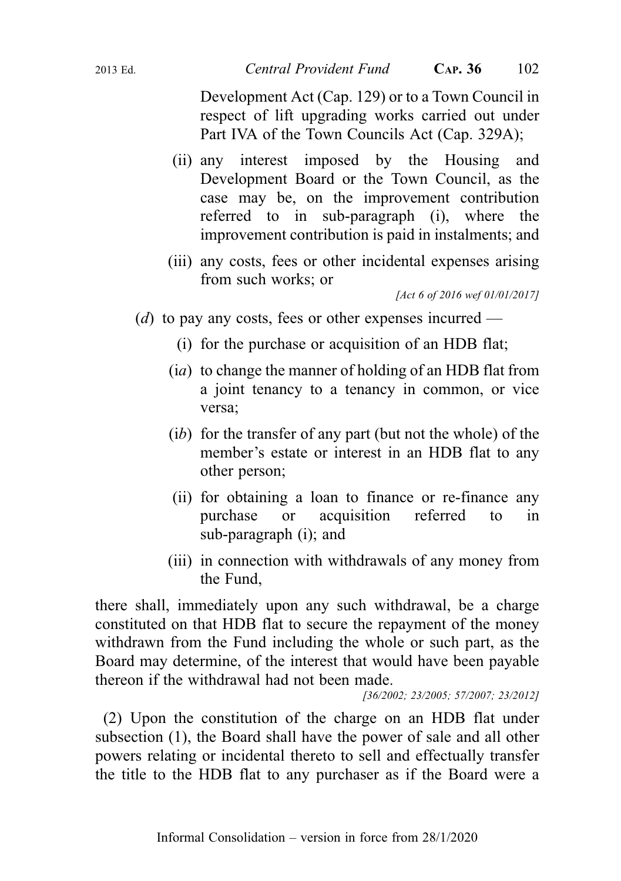Development Act (Cap. 129) or to a Town Council in respect of lift upgrading works carried out under Part IVA of the Town Councils Act (Cap. 329A);

(ii) any interest imposed by the Housing and Development Board or the Town Council, as the case may be, on the improvement contribution referred to in sub-paragraph (i), where the improvement contribution is paid in instalments; and

(iii) any costs, fees or other incidental expenses arising from such works; or

*[Act 6 of 2016 wef 01/01/2017]*

(*d*) to pay any costs, fees or other expenses incurred —

(i) for the purchase or acquisition of an HDB flat;

(*ia*) to change the manner of holding of an HDB flat from a joint tenancy to a tenancy in common, or vice versa;

(*ib*) for the transfer of any part (but not the whole) of the member's estate or interest in an HDB flat to any other person;

(ii) for obtaining a loan to finance or re-finance any purchase or acquisition referred to in sub-paragraph (i); and

(iii) in connection with withdrawals of any money from the Fund,

there shall, immediately upon any such withdrawal, be a charge constituted on that HDB flat to secure the repayment of the money withdrawn from the Fund including the whole or such part, as the Board may determine, of the interest that would have been payable thereon if the withdrawal had not been made.

*[36/2002; 23/2005; 57/2007; 23/2012]*

(2) Upon the constitution of the charge on an HDB flat under subsection (1), the Board shall have the power of sale and all other powers relating or incidental thereto to sell and effectually transfer the title to the HDB flat to any purchaser as if the Board were a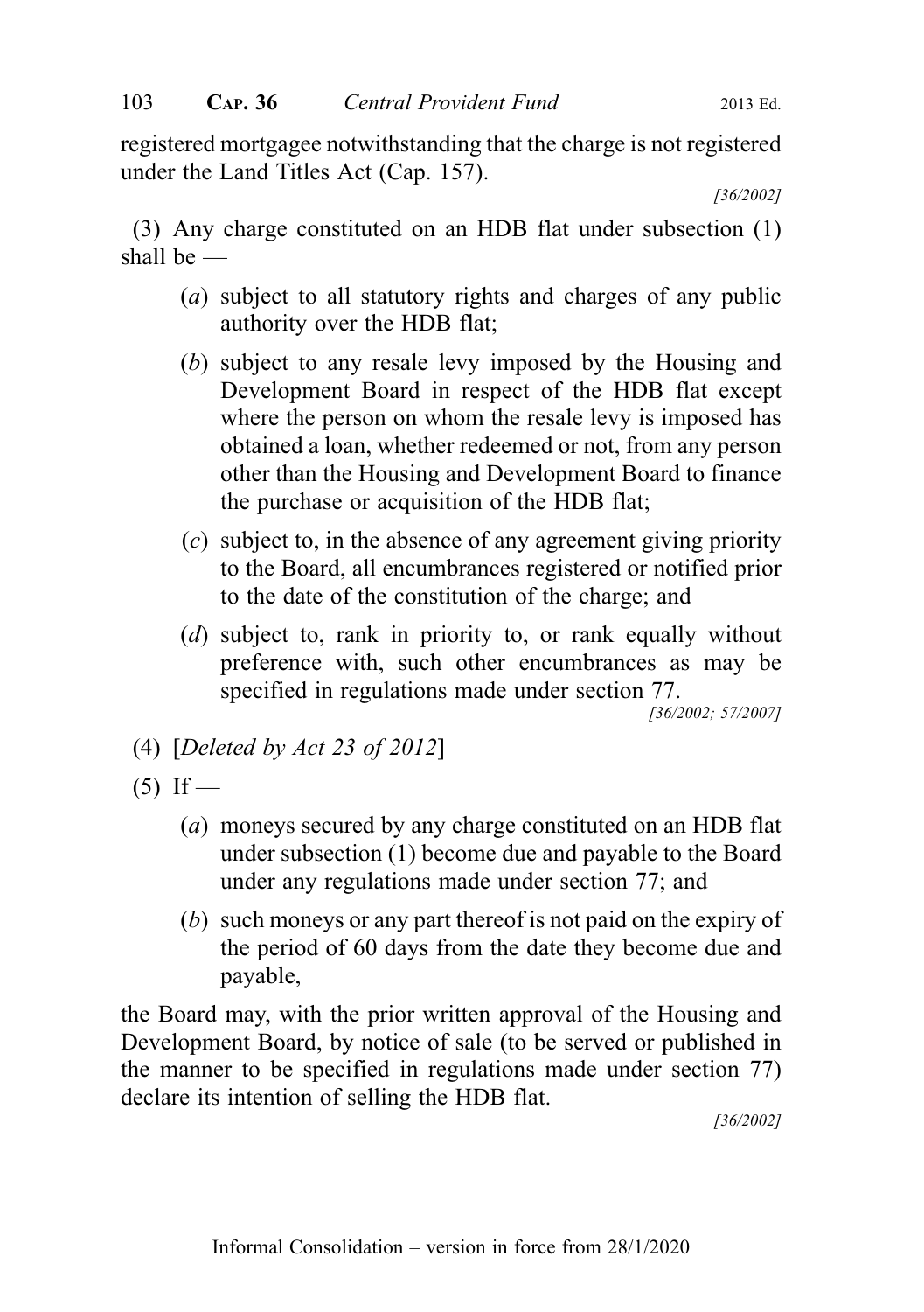registered mortgagee notwithstanding that the charge is not registered under the Land Titles Act (Cap. 157).

[36/2002]

(3) Any charge constituted on an HDB flat under subsection (1) shall be —

(*a*) subject to all statutory rights and charges of any public authority over the HDB flat;

(*b*) subject to any resale levy imposed by the Housing and Development Board in respect of the HDB flat except where the person on whom the resale levy is imposed has obtained a loan, whether redeemed or not, from any person other than the Housing and Development Board to finance the purchase or acquisition of the HDB flat;

(*c*) subject to, in the absence of any agreement giving priority to the Board, all encumbrances registered or notified prior to the date of the constitution of the charge; and

(*d*) subject to, rank in priority to, or rank equally without preference with, such other encumbrances as may be specified in regulations made under section 77.

[36/2002; 57/2007]

(4) [*Deleted by Act 23 of 2012*]

(5) If —

(*a*) moneys secured by any charge constituted on an HDB flat under subsection (1) become due and payable to the Board under any regulations made under section 77; and

(*b*) such moneys or any part thereof is not paid on the expiry of the period of 60 days from the date they become due and payable,

the Board may, with the prior written approval of the Housing and Development Board, by notice of sale (to be served or published in the manner to be specified in regulations made under section 77) declare its intention of selling the HDB flat.

[36/2002]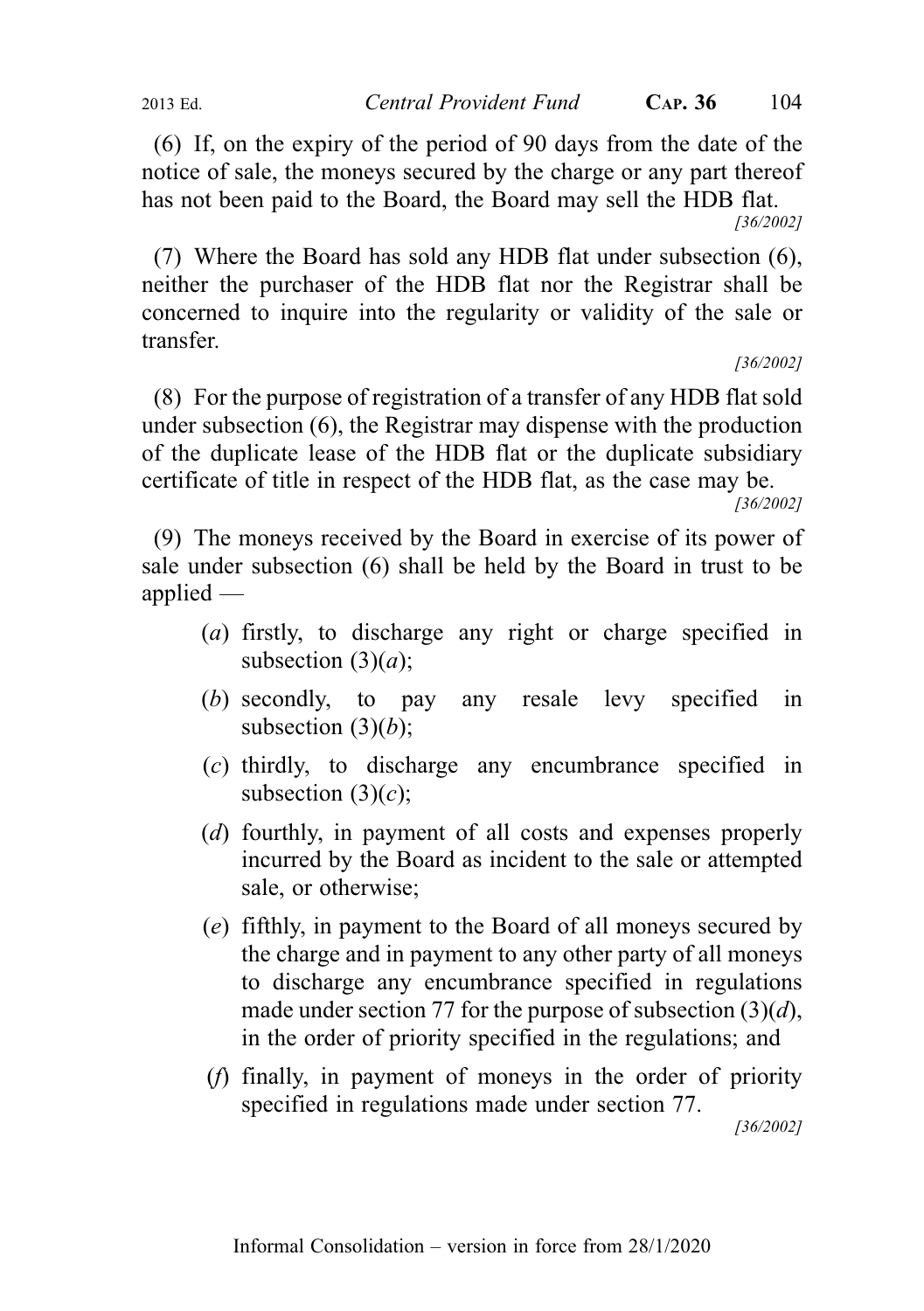(6) If, on the expiry of the period of 90 days from the date of the notice of sale, the moneys secured by the charge or any part thereof has not been paid to the Board, the Board may sell the HDB flat.

[36/2002]

(7) Where the Board has sold any HDB flat under subsection (6), neither the purchaser of the HDB flat nor the Registrar shall be concerned to inquire into the regularity or validity of the sale or transfer.

[36/2002]

(8) For the purpose of registration of a transfer of any HDB flat sold under subsection (6), the Registrar may dispense with the production of the duplicate lease of the HDB flat or the duplicate subsidiary certificate of title in respect of the HDB flat, as the case may be.

[36/2002]

(9) The moneys received by the Board in exercise of its power of sale under subsection (6) shall be held by the Board in trust to be applied —

(*a*) firstly, to discharge any right or charge specified in subsection (3)(*a*);

(*b*) secondly, to pay any resale levy specified in subsection (3)(*b*);

(*c*) thirdly, to discharge any encumbrance specified in subsection (3)(*c*);

(*d*) fourthly, in payment of all costs and expenses properly incurred by the Board as incident to the sale or attempted sale, or otherwise;

(*e*) fifthly, in payment to the Board of all moneys secured by the charge and in payment to any other party of all moneys to discharge any encumbrance specified in regulations made under section 77 for the purpose of subsection (3)(*d*), in the order of priority specified in the regulations; and

(*f*) finally, in payment of moneys in the order of priority specified in regulations made under section 77.

[36/2002]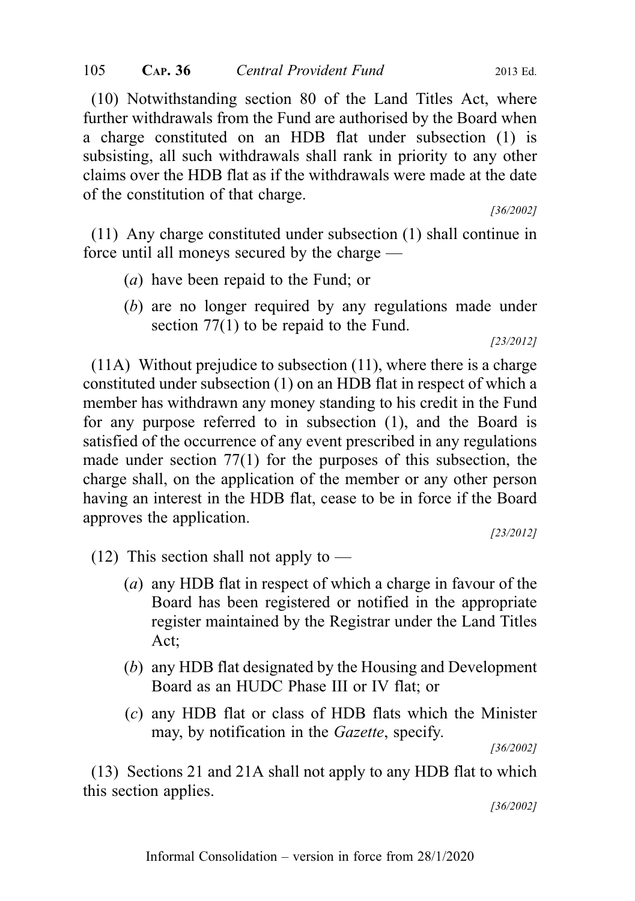(10) Notwithstanding section 80 of the Land Titles Act, where further withdrawals from the Fund are authorised by the Board when a charge constituted on an HDB flat under subsection (1) is subsisting, all such withdrawals shall rank in priority to any other claims over the HDB flat as if the withdrawals were made at the date of the constitution of that charge.

*[36/2002]*

(11) Any charge constituted under subsection (1) shall continue in force until all moneys secured by the charge —

(*a*) have been repaid to the Fund; or

(*b*) are no longer required by any regulations made under section 77(1) to be repaid to the Fund.

*[23/2012]*

(11A) Without prejudice to subsection (11), where there is a charge constituted under subsection (1) on an HDB flat in respect of which a member has withdrawn any money standing to his credit in the Fund for any purpose referred to in subsection (1), and the Board is satisfied of the occurrence of any event prescribed in any regulations made under section 77(1) for the purposes of this subsection, the charge shall, on the application of the member or any other person having an interest in the HDB flat, cease to be in force if the Board approves the application.

*[23/2012]*

(12) This section shall not apply to —

(*a*) any HDB flat in respect of which a charge in favour of the Board has been registered or notified in the appropriate register maintained by the Registrar under the Land Titles Act;

(*b*) any HDB flat designated by the Housing and Development Board as an HUDC Phase III or IV flat; or

(*c*) any HDB flat or class of HDB flats which the Minister may, by notification in the *Gazette*, specify.

*[36/2002]*

(13) Sections 21 and 21A shall not apply to any HDB flat to which this section applies.

*[36/2002]*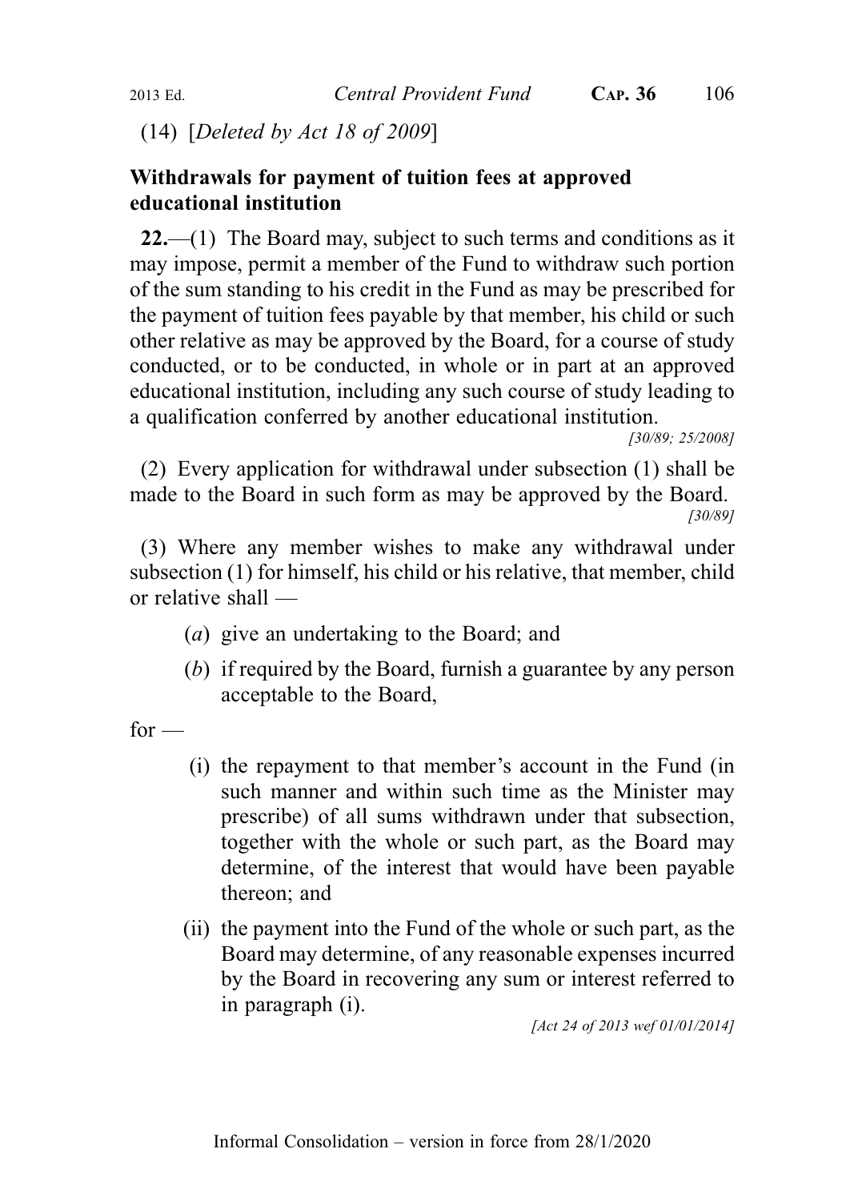(14) [*Deleted by Act 18 of 2009*]

**Withdrawals for payment of tuition fees at approved educational institution**

**22.**—(1) The Board may, subject to such terms and conditions as it may impose, permit a member of the Fund to withdraw such portion of the sum standing to his credit in the Fund as may be prescribed for the payment of tuition fees payable by that member, his child or such other relative as may be approved by the Board, for a course of study conducted, or to be conducted, in whole or in part at an approved educational institution, including any such course of study leading to a qualification conferred by another educational institution.

*[30/89; 25/2008]*

(2) Every application for withdrawal under subsection (1) shall be made to the Board in such form as may be approved by the Board.

*[30/89]*

(3) Where any member wishes to make any withdrawal under subsection (1) for himself, his child or his relative, that member, child or relative shall —

- (*a*) give an undertaking to the Board; and
- (*b*) if required by the Board, furnish a guarantee by any person acceptable to the Board,

for —

- (i) the repayment to that member's account in the Fund (in such manner and within such time as the Minister may prescribe) of all sums withdrawn under that subsection, together with the whole or such part, as the Board may determine, of the interest that would have been payable thereon; and
- (ii) the payment into the Fund of the whole or such part, as the Board may determine, of any reasonable expenses incurred by the Board in recovering any sum or interest referred to in paragraph (i).

*[Act 24 of 2013 wef 01/01/2014]*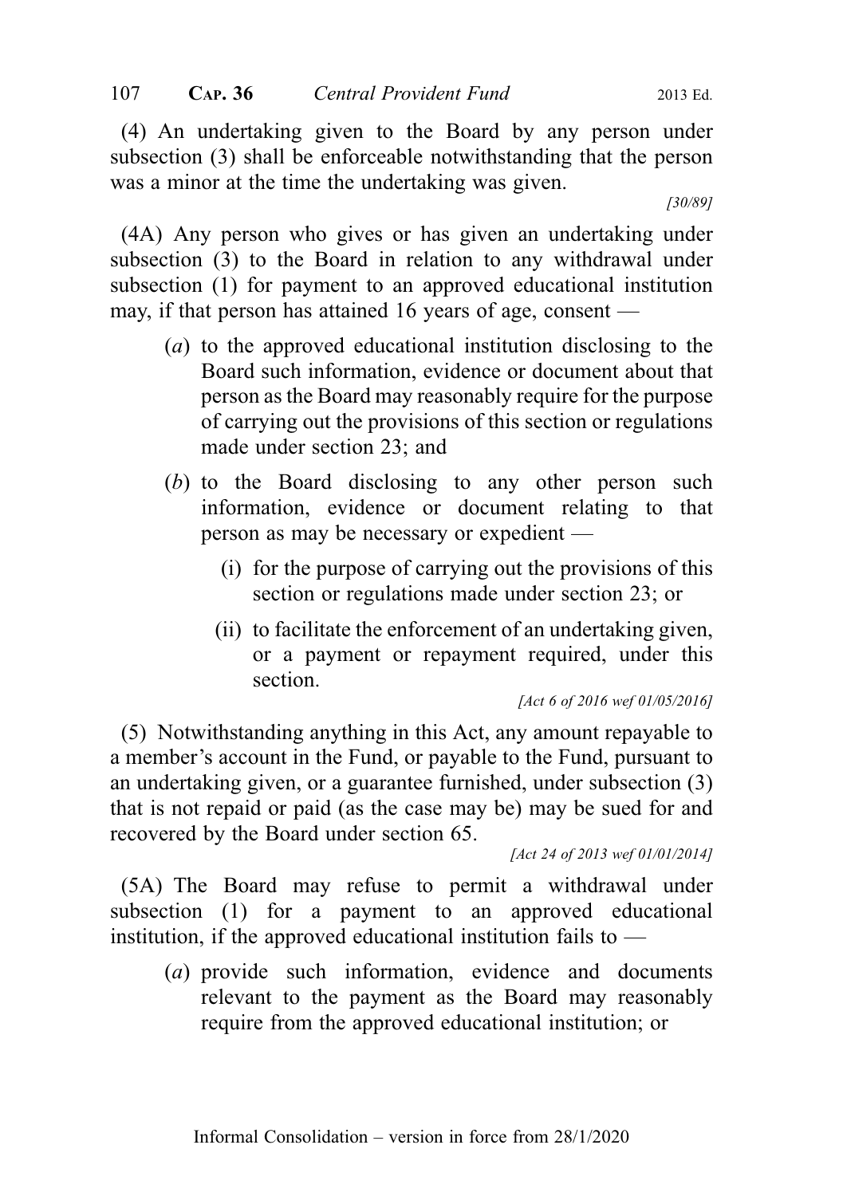(4) An undertaking given to the Board by any person under subsection (3) shall be enforceable notwithstanding that the person was a minor at the time the undertaking was given.

[30/89]

(4A) Any person who gives or has given an undertaking under subsection (3) to the Board in relation to any withdrawal under subsection (1) for payment to an approved educational institution may, if that person has attained 16 years of age, consent —

(*a*) to the approved educational institution disclosing to the Board such information, evidence or document about that person as the Board may reasonably require for the purpose of carrying out the provisions of this section or regulations made under section 23; and

(*b*) to the Board disclosing to any other person such information, evidence or document relating to that person as may be necessary or expedient —

(i) for the purpose of carrying out the provisions of this section or regulations made under section 23; or

(ii) to facilitate the enforcement of an undertaking given, or a payment or repayment required, under this section.

[Act 6 of 2016 wef 01/05/2016]

(5) Notwithstanding anything in this Act, any amount repayable to a member's account in the Fund, or payable to the Fund, pursuant to an undertaking given, or a guarantee furnished, under subsection (3) that is not repaid or paid (as the case may be) may be sued for and recovered by the Board under section 65.

[Act 24 of 2013 wef 01/01/2014]

(5A) The Board may refuse to permit a withdrawal under subsection (1) for a payment to an approved educational institution, if the approved educational institution fails to —

(*a*) provide such information, evidence and documents relevant to the payment as the Board may reasonably require from the approved educational institution; or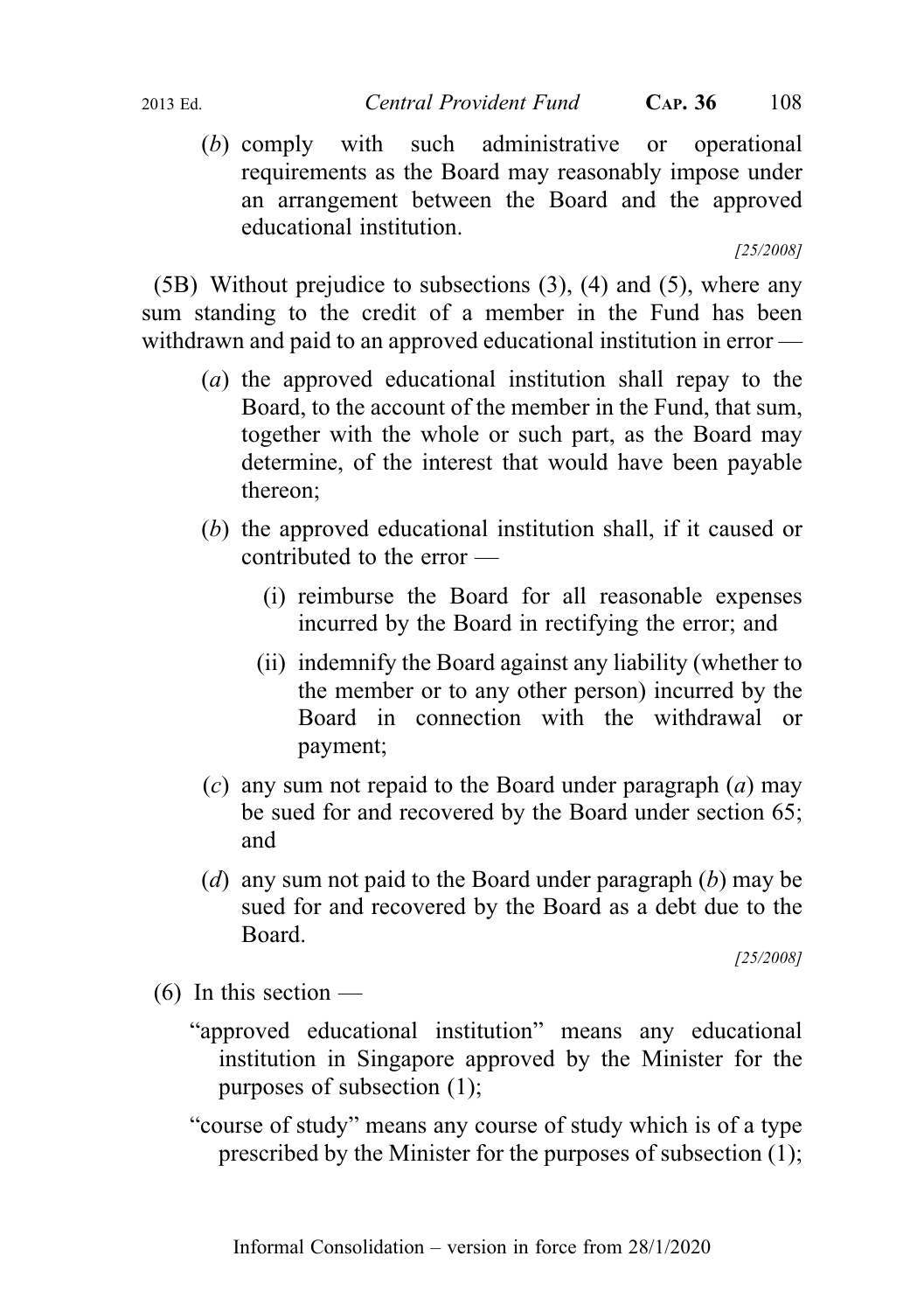(*b*) comply with such administrative or operational requirements as the Board may reasonably impose under an arrangement between the Board and the approved educational institution.

[25/2008]

(5B) Without prejudice to subsections (3), (4) and (5), where any sum standing to the credit of a member in the Fund has been withdrawn and paid to an approved educational institution in error —

(*a*) the approved educational institution shall repay to the Board, to the account of the member in the Fund, that sum, together with the whole or such part, as the Board may determine, of the interest that would have been payable thereon;

(*b*) the approved educational institution shall, if it caused or contributed to the error —

(i) reimburse the Board for all reasonable expenses incurred by the Board in rectifying the error; and

(ii) indemnify the Board against any liability (whether to the member or to any other person) incurred by the Board in connection with the withdrawal or payment;

(*c*) any sum not repaid to the Board under paragraph (*a*) may be sued for and recovered by the Board under section 65; and

(*d*) any sum not paid to the Board under paragraph (*b*) may be sued for and recovered by the Board as a debt due to the Board.

[25/2008]

(6) In this section —

"approved educational institution" means any educational institution in Singapore approved by the Minister for the purposes of subsection (1);

"course of study" means any course of study which is of a type prescribed by the Minister for the purposes of subsection (1);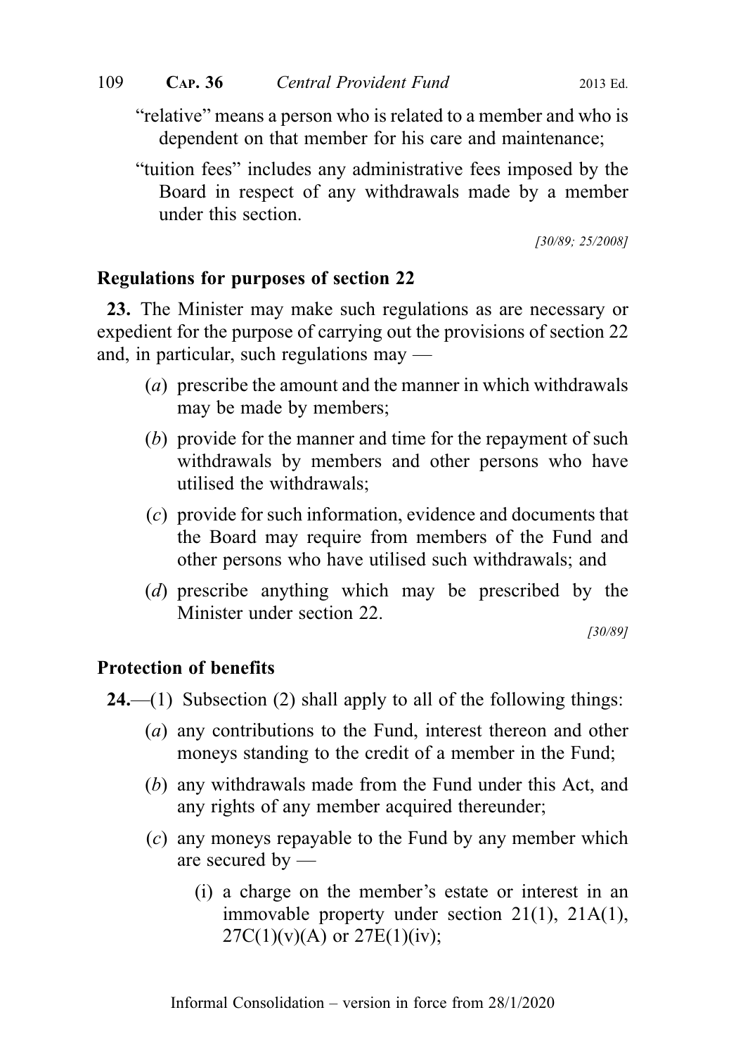"relative" means a person who is related to a member and who is dependent on that member for his care and maintenance;

"tuition fees" includes any administrative fees imposed by the Board in respect of any withdrawals made by a member under this section.

[30/89; 25/2008]

### Regulations for purposes of section 22

**23.** The Minister may make such regulations as are necessary or expedient for the purpose of carrying out the provisions of section 22 and, in particular, such regulations may —

(*a*) prescribe the amount and the manner in which withdrawals may be made by members;

(*b*) provide for the manner and time for the repayment of such withdrawals by members and other persons who have utilised the withdrawals;

(*c*) provide for such information, evidence and documents that the Board may require from members of the Fund and other persons who have utilised such withdrawals; and

(*d*) prescribe anything which may be prescribed by the Minister under section 22.

[30/89]

### Protection of benefits

**24.**—(1) Subsection (2) shall apply to all of the following things:

(*a*) any contributions to the Fund, interest thereon and other moneys standing to the credit of a member in the Fund;

(*b*) any withdrawals made from the Fund under this Act, and any rights of any member acquired thereunder;

(*c*) any moneys repayable to the Fund by any member which are secured by —

(i) a charge on the member's estate or interest in an immovable property under section 21(1), 21A(1), 27C(1)(v)(A) or 27E(1)(iv);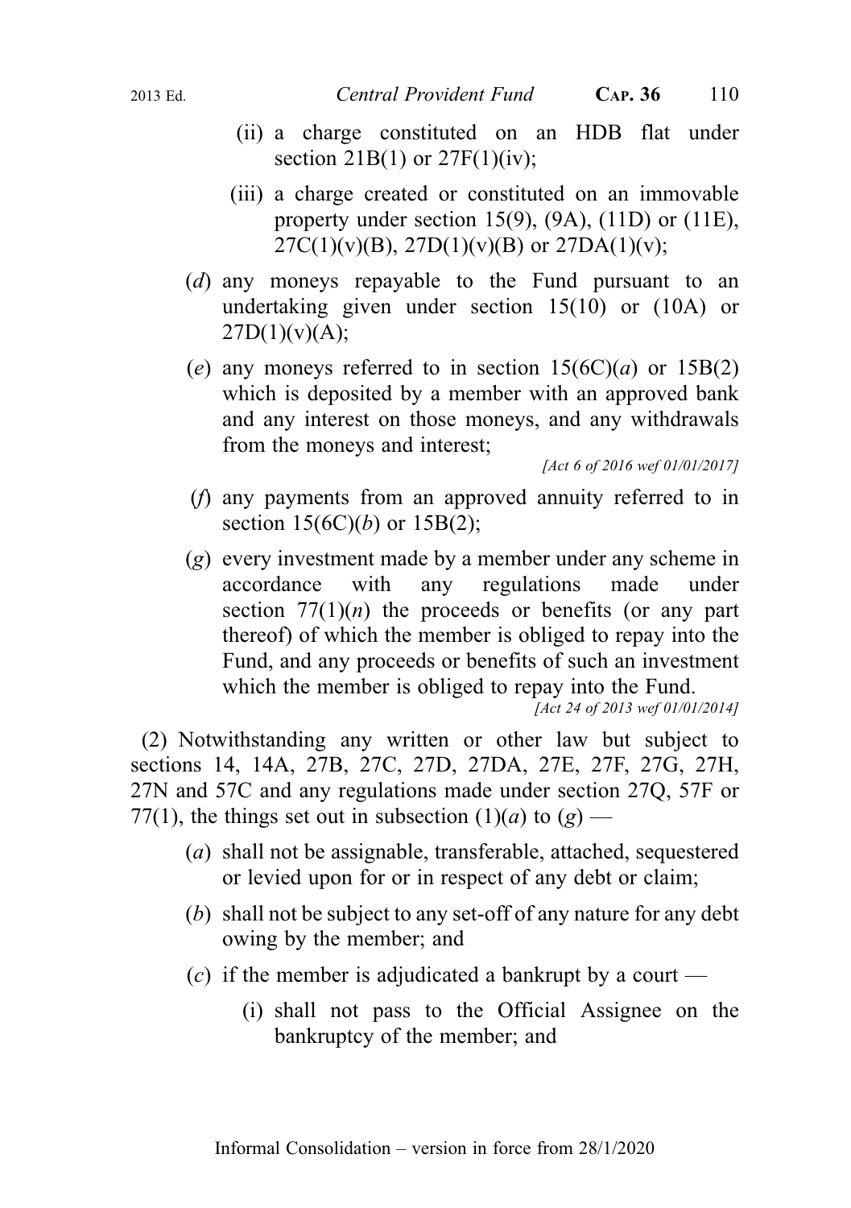(ii) a charge constituted on an HDB flat under section 21B(1) or 27F(1)(iv);

(iii) a charge created or constituted on an immovable property under section 15(9), (9A), (11D) or (11E), 27C(1)(v)(B), 27D(1)(v)(B) or 27DA(1)(v);

(*d*) any moneys repayable to the Fund pursuant to an undertaking given under section 15(10) or (10A) or 27D(1)(v)(A);

(*e*) any moneys referred to in section 15(6C)(*a*) or 15B(2) which is deposited by a member with an approved bank and any interest on those moneys, and any withdrawals from the moneys and interest;

*[Act 6 of 2016 wef 01/01/2017]*

(*f*) any payments from an approved annuity referred to in section 15(6C)(*b*) or 15B(2);

(*g*) every investment made by a member under any scheme in accordance with any regulations made under section 77(1)(*n*) the proceeds or benefits (or any part thereof) of which the member is obliged to repay into the Fund, and any proceeds or benefits of such an investment which the member is obliged to repay into the Fund.

*[Act 24 of 2013 wef 01/01/2014]*

(2) Notwithstanding any written or other law but subject to sections 14, 14A, 27B, 27C, 27D, 27DA, 27E, 27F, 27G, 27H, 27N and 57C and any regulations made under section 27Q, 57F or 77(1), the things set out in subsection (1)(*a*) to (*g*) —

(*a*) shall not be assignable, transferable, attached, sequestered or levied upon for or in respect of any debt or claim;

(*b*) shall not be subject to any set-off of any nature for any debt owing by the member; and

(*c*) if the member is adjudicated a bankrupt by a court —

(i) shall not pass to the Official Assignee on the bankruptcy of the member; and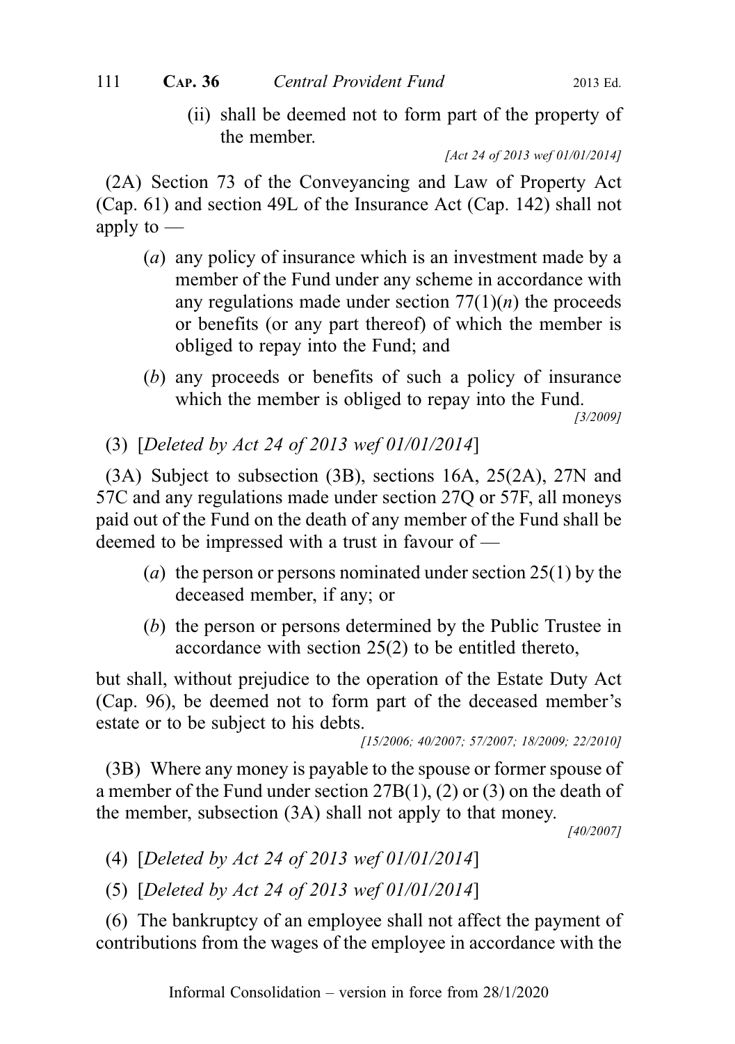(ii) shall be deemed not to form part of the property of the member.

*[Act 24 of 2013 wef 01/01/2014]*

(2A) Section 73 of the Conveyancing and Law of Property Act (Cap. 61) and section 49L of the Insurance Act (Cap. 142) shall not apply to —

(*a*) any policy of insurance which is an investment made by a member of the Fund under any scheme in accordance with any regulations made under section 77(1)(*n*) the proceeds or benefits (or any part thereof) of which the member is obliged to repay into the Fund; and

(*b*) any proceeds or benefits of such a policy of insurance which the member is obliged to repay into the Fund.

*[3/2009]*

(3) [*Deleted by Act 24 of 2013 wef 01/01/2014*]

(3A) Subject to subsection (3B), sections 16A, 25(2A), 27N and 57C and any regulations made under section 27Q or 57F, all moneys paid out of the Fund on the death of any member of the Fund shall be deemed to be impressed with a trust in favour of —

(*a*) the person or persons nominated under section 25(1) by the deceased member, if any; or

(*b*) the person or persons determined by the Public Trustee in accordance with section 25(2) to be entitled thereto,

but shall, without prejudice to the operation of the Estate Duty Act (Cap. 96), be deemed not to form part of the deceased member's estate or to be subject to his debts.

*[15/2006; 40/2007; 57/2007; 18/2009; 22/2010]*

(3B) Where any money is payable to the spouse or former spouse of a member of the Fund under section 27B(1), (2) or (3) on the death of the member, subsection (3A) shall not apply to that money.

*[40/2007]*

(4) [*Deleted by Act 24 of 2013 wef 01/01/2014*]

(5) [*Deleted by Act 24 of 2013 wef 01/01/2014*]

(6) The bankruptcy of an employee shall not affect the payment of contributions from the wages of the employee in accordance with the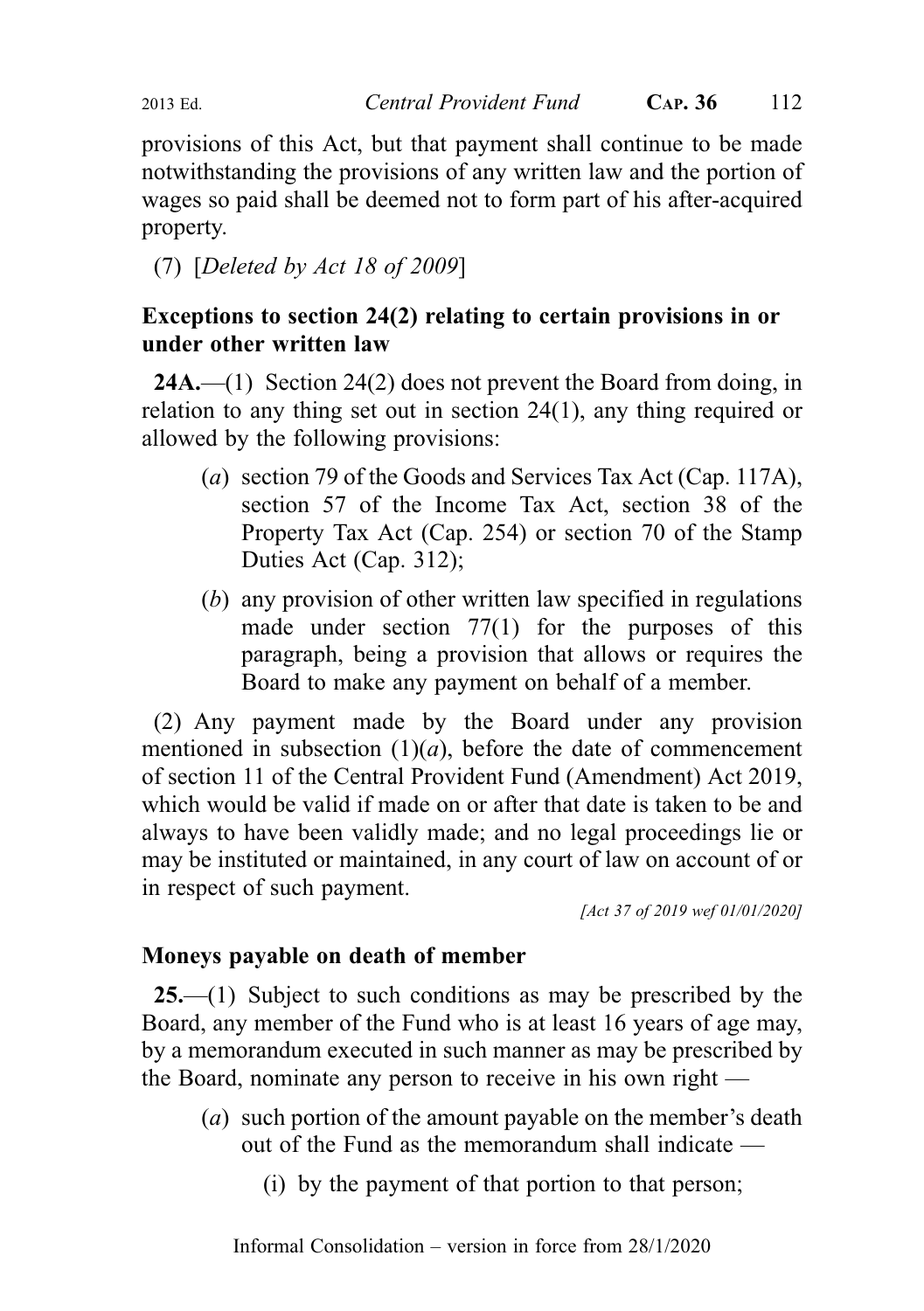provisions of this Act, but that payment shall continue to be made notwithstanding the provisions of any written law and the portion of wages so paid shall be deemed not to form part of his after-acquired property.

(7) [*Deleted by Act 18 of 2009*]

**Exceptions to section 24(2) relating to certain provisions in or under other written law**

**24A.**—(1) Section 24(2) does not prevent the Board from doing, in relation to any thing set out in section 24(1), any thing required or allowed by the following provisions:

(*a*) section 79 of the Goods and Services Tax Act (Cap. 117A), section 57 of the Income Tax Act, section 38 of the Property Tax Act (Cap. 254) or section 70 of the Stamp Duties Act (Cap. 312);

(*b*) any provision of other written law specified in regulations made under section 77(1) for the purposes of this paragraph, being a provision that allows or requires the Board to make any payment on behalf of a member.

(2) Any payment made by the Board under any provision mentioned in subsection (1)(*a*), before the date of commencement of section 11 of the Central Provident Fund (Amendment) Act 2019, which would be valid if made on or after that date is taken to be and always to have been validly made; and no legal proceedings lie or may be instituted or maintained, in any court of law on account of or in respect of such payment.

*[Act 37 of 2019 wef 01/01/2020]*

**Moneys payable on death of member**

**25.**—(1) Subject to such conditions as may be prescribed by the Board, any member of the Fund who is at least 16 years of age may, by a memorandum executed in such manner as may be prescribed by the Board, nominate any person to receive in his own right —

(*a*) such portion of the amount payable on the member's death out of the Fund as the memorandum shall indicate —

(i) by the payment of that portion to that person;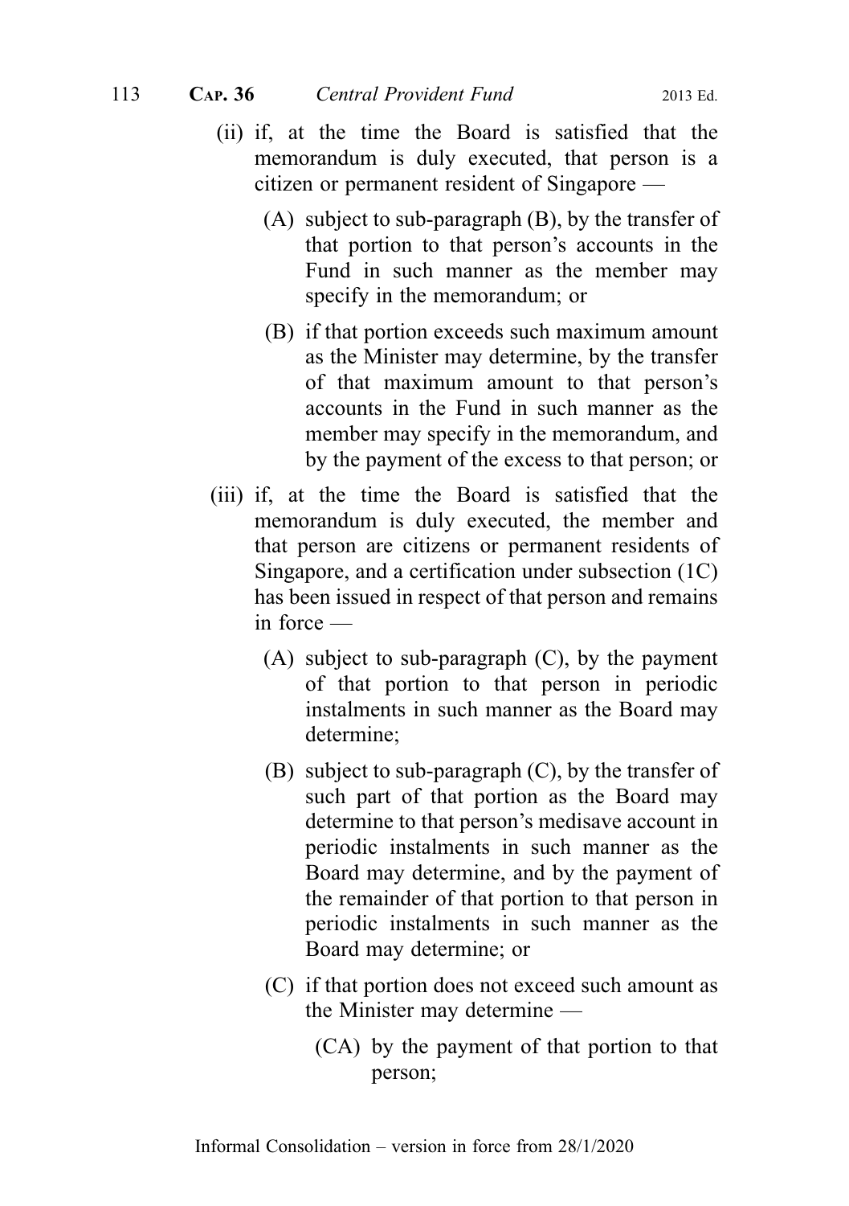(ii) if, at the time the Board is satisfied that the memorandum is duly executed, that person is a citizen or permanent resident of Singapore —

(A) subject to sub-paragraph (B), by the transfer of that portion to that person's accounts in the Fund in such manner as the member may specify in the memorandum; or

(B) if that portion exceeds such maximum amount as the Minister may determine, by the transfer of that maximum amount to that person's accounts in the Fund in such manner as the member may specify in the memorandum, and by the payment of the excess to that person; or

(iii) if, at the time the Board is satisfied that the memorandum is duly executed, the member and that person are citizens or permanent residents of Singapore, and a certification under subsection (1C) has been issued in respect of that person and remains in force —

(A) subject to sub-paragraph (C), by the payment of that portion to that person in periodic instalments in such manner as the Board may determine;

(B) subject to sub-paragraph (C), by the transfer of such part of that portion as the Board may determine to that person's medisave account in periodic instalments in such manner as the Board may determine, and by the payment of the remainder of that portion to that person in periodic instalments in such manner as the Board may determine; or

(C) if that portion does not exceed such amount as the Minister may determine —

(CA) by the payment of that portion to that person;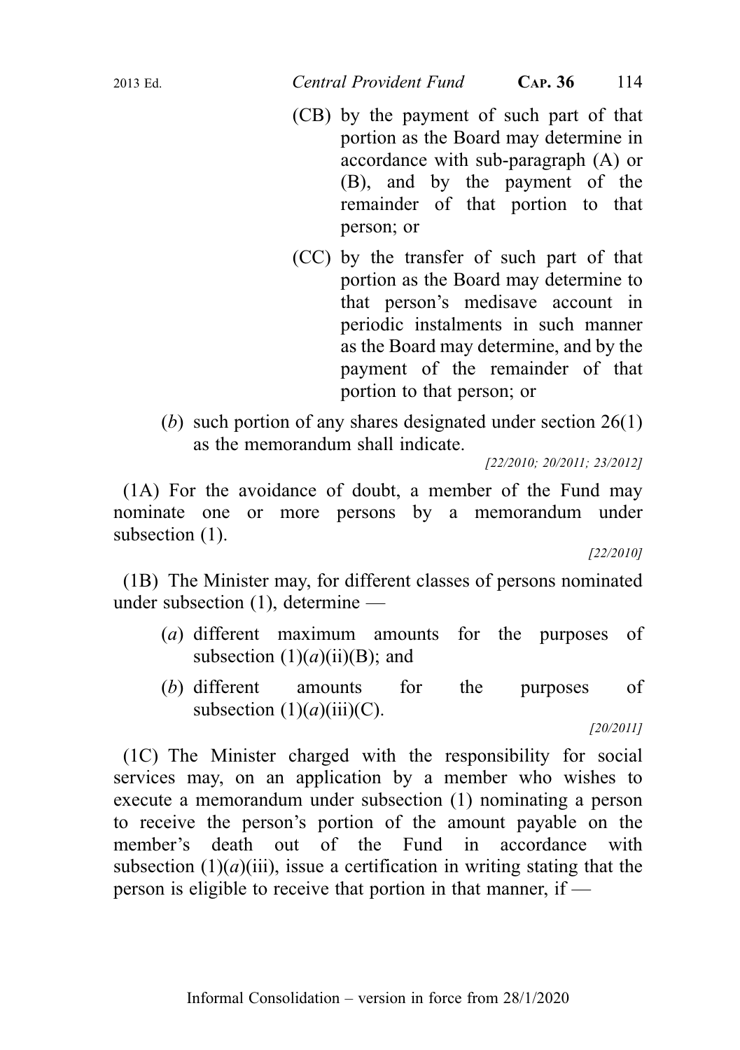(CB) by the payment of such part of that portion as the Board may determine in accordance with sub-paragraph (A) or (B), and by the payment of the remainder of that portion to that person; or

(CC) by the transfer of such part of that portion as the Board may determine to that person's medisave account in periodic instalments in such manner as the Board may determine, and by the payment of the remainder of that portion to that person; or

(*b*) such portion of any shares designated under section 26(1) as the memorandum shall indicate.

*[22/2010; 20/2011; 23/2012]*

(1A) For the avoidance of doubt, a member of the Fund may nominate one or more persons by a memorandum under subsection (1).

*[22/2010]*

(1B) The Minister may, for different classes of persons nominated under subsection (1), determine —

(*a*) different maximum amounts for the purposes of subsection (1)(*a*)(ii)(B); and

(*b*) different amounts for the purposes of subsection (1)(*a*)(iii)(C).

*[20/2011]*

(1C) The Minister charged with the responsibility for social services may, on an application by a member who wishes to execute a memorandum under subsection (1) nominating a person to receive the person's portion of the amount payable on the member's death out of the Fund in accordance with subsection (1)(*a*)(iii), issue a certification in writing stating that the person is eligible to receive that portion in that manner, if —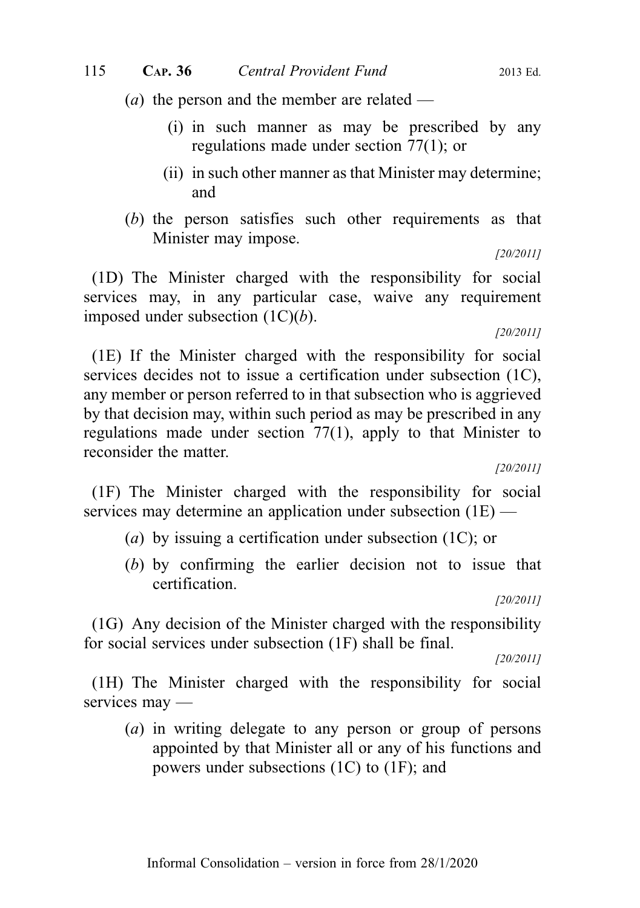(*a*) the person and the member are related —

(i) in such manner as may be prescribed by any regulations made under section 77(1); or

(ii) in such other manner as that Minister may determine; and

(*b*) the person satisfies such other requirements as that Minister may impose.

[20/2011]

(1D) The Minister charged with the responsibility for social services may, in any particular case, waive any requirement imposed under subsection (1C)(*b*).

[20/2011]

(1E) If the Minister charged with the responsibility for social services decides not to issue a certification under subsection (1C), any member or person referred to in that subsection who is aggrieved by that decision may, within such period as may be prescribed in any regulations made under section 77(1), apply to that Minister to reconsider the matter.

[20/2011]

(1F) The Minister charged with the responsibility for social services may determine an application under subsection (1E) —

(*a*) by issuing a certification under subsection (1C); or

(*b*) by confirming the earlier decision not to issue that certification.

[20/2011]

(1G) Any decision of the Minister charged with the responsibility for social services under subsection (1F) shall be final.

[20/2011]

(1H) The Minister charged with the responsibility for social services may —

(*a*) in writing delegate to any person or group of persons appointed by that Minister all or any of his functions and powers under subsections (1C) to (1F); and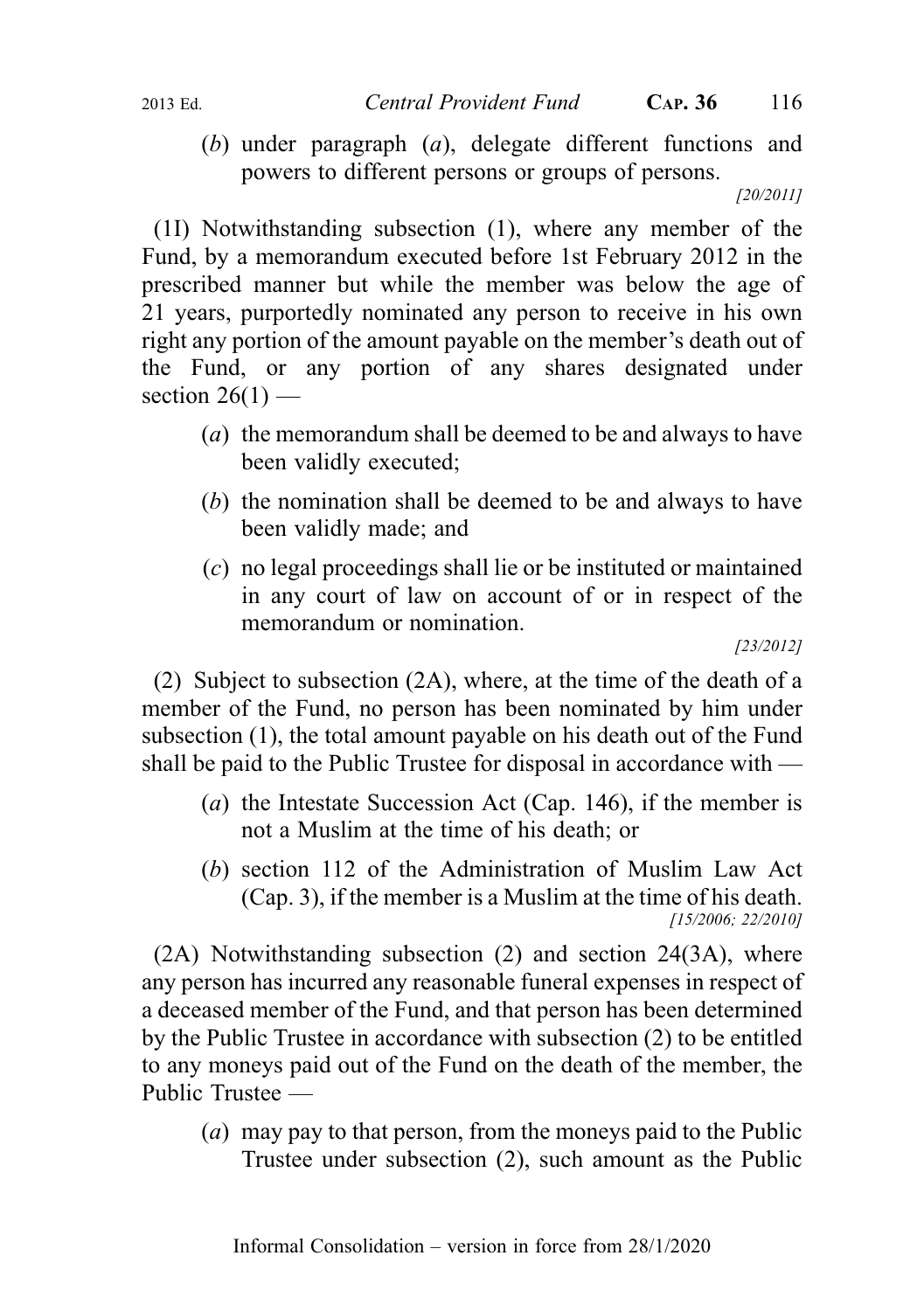(*b*) under paragraph (*a*), delegate different functions and powers to different persons or groups of persons.

[20/2011]

(1I) Notwithstanding subsection (1), where any member of the Fund, by a memorandum executed before 1st February 2012 in the prescribed manner but while the member was below the age of 21 years, purportedly nominated any person to receive in his own right any portion of the amount payable on the member's death out of the Fund, or any portion of any shares designated under section 26(1) —

(*a*) the memorandum shall be deemed to be and always to have been validly executed;

(*b*) the nomination shall be deemed to be and always to have been validly made; and

(*c*) no legal proceedings shall lie or be instituted or maintained in any court of law on account of or in respect of the memorandum or nomination.

[23/2012]

(2) Subject to subsection (2A), where, at the time of the death of a member of the Fund, no person has been nominated by him under subsection (1), the total amount payable on his death out of the Fund shall be paid to the Public Trustee for disposal in accordance with —

(*a*) the Intestate Succession Act (Cap. 146), if the member is not a Muslim at the time of his death; or

(*b*) section 112 of the Administration of Muslim Law Act (Cap. 3), if the member is a Muslim at the time of his death.

[15/2006; 22/2010]

(2A) Notwithstanding subsection (2) and section 24(3A), where any person has incurred any reasonable funeral expenses in respect of a deceased member of the Fund, and that person has been determined by the Public Trustee in accordance with subsection (2) to be entitled to any moneys paid out of the Fund on the death of the member, the Public Trustee —

(*a*) may pay to that person, from the moneys paid to the Public Trustee under subsection (2), such amount as the Public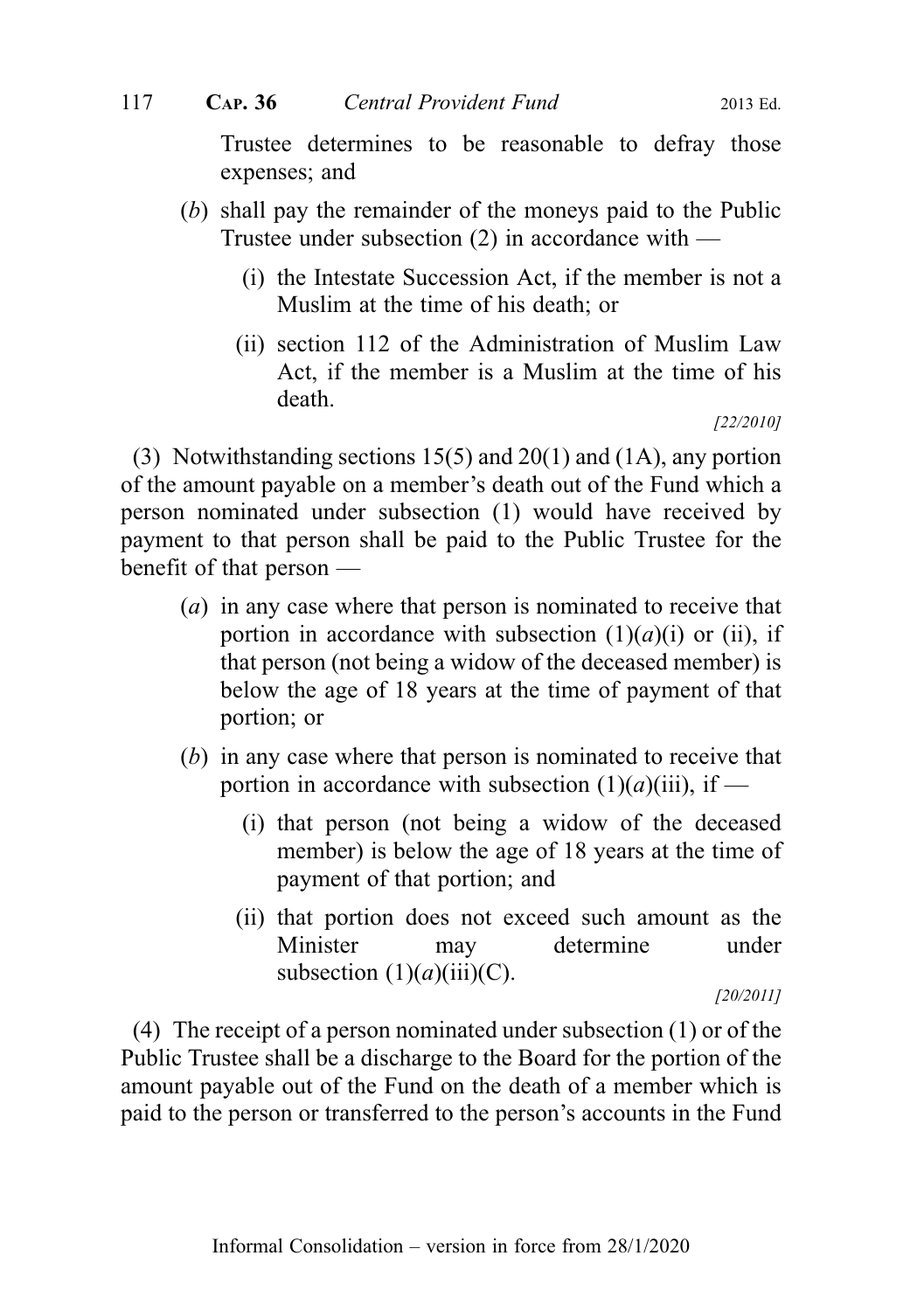Trustee determines to be reasonable to defray those expenses; and

(*b*) shall pay the remainder of the moneys paid to the Public Trustee under subsection (2) in accordance with —

(i) the Intestate Succession Act, if the member is not a Muslim at the time of his death; or

(ii) section 112 of the Administration of Muslim Law Act, if the member is a Muslim at the time of his death.

*[22/2010]*

(3) Notwithstanding sections 15(5) and 20(1) and (1A), any portion of the amount payable on a member's death out of the Fund which a person nominated under subsection (1) would have received by payment to that person shall be paid to the Public Trustee for the benefit of that person —

(*a*) in any case where that person is nominated to receive that portion in accordance with subsection (1)(*a*)(i) or (ii), if that person (not being a widow of the deceased member) is below the age of 18 years at the time of payment of that portion; or

(*b*) in any case where that person is nominated to receive that portion in accordance with subsection (1)(*a*)(iii), if —

(i) that person (not being a widow of the deceased member) is below the age of 18 years at the time of payment of that portion; and

(ii) that portion does not exceed such amount as the Minister may determine under subsection (1)(*a*)(iii)(C).

*[20/2011]*

(4) The receipt of a person nominated under subsection (1) or of the Public Trustee shall be a discharge to the Board for the portion of the amount payable out of the Fund on the death of a member which is paid to the person or transferred to the person's accounts in the Fund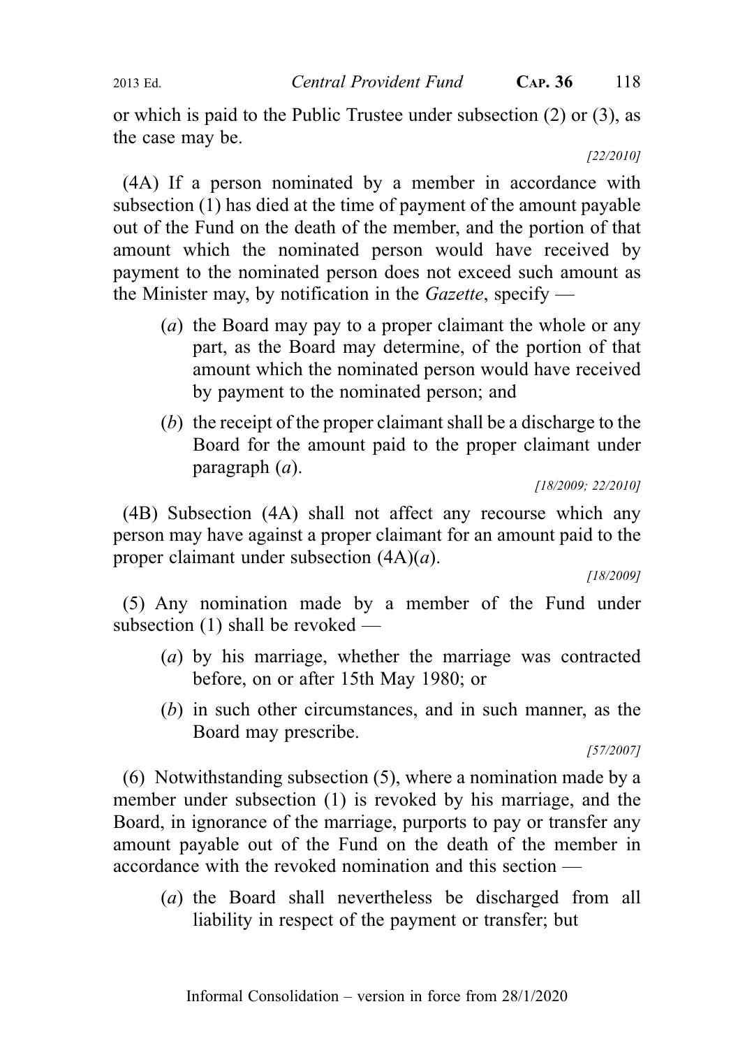or which is paid to the Public Trustee under subsection (2) or (3), as the case may be.

[22/2010]

(4A) If a person nominated by a member in accordance with subsection (1) has died at the time of payment of the amount payable out of the Fund on the death of the member, and the portion of that amount which the nominated person would have received by payment to the nominated person does not exceed such amount as the Minister may, by notification in the *Gazette*, specify —

- (*a*) the Board may pay to a proper claimant the whole or any part, as the Board may determine, of the portion of that amount which the nominated person would have received by payment to the nominated person; and
- (*b*) the receipt of the proper claimant shall be a discharge to the Board for the amount paid to the proper claimant under paragraph (*a*).

[18/2009; 22/2010]

(4B) Subsection (4A) shall not affect any recourse which any person may have against a proper claimant for an amount paid to the proper claimant under subsection (4A)(*a*).

[18/2009]

(5) Any nomination made by a member of the Fund under subsection (1) shall be revoked —

- (*a*) by his marriage, whether the marriage was contracted before, on or after 15th May 1980; or
- (*b*) in such other circumstances, and in such manner, as the Board may prescribe.

[57/2007]

(6) Notwithstanding subsection (5), where a nomination made by a member under subsection (1) is revoked by his marriage, and the Board, in ignorance of the marriage, purports to pay or transfer any amount payable out of the Fund on the death of the member in accordance with the revoked nomination and this section —

- (*a*) the Board shall nevertheless be discharged from all liability in respect of the payment or transfer; but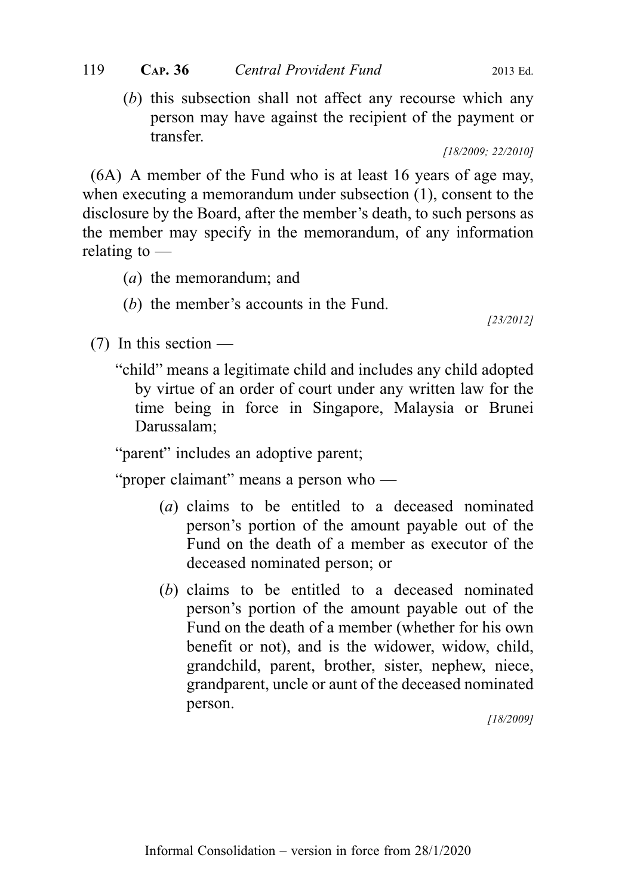(*b*) this subsection shall not affect any recourse which any person may have against the recipient of the payment or transfer.

*[18/2009; 22/2010]*

(6A) A member of the Fund who is at least 16 years of age may, when executing a memorandum under subsection (1), consent to the disclosure by the Board, after the member's death, to such persons as the member may specify in the memorandum, of any information relating to —

(*a*) the memorandum; and

(*b*) the member's accounts in the Fund.

*[23/2012]*

(7) In this section —

"child" means a legitimate child and includes any child adopted by virtue of an order of court under any written law for the time being in force in Singapore, Malaysia or Brunei Darussalam;

"parent" includes an adoptive parent;

"proper claimant" means a person who —

(*a*) claims to be entitled to a deceased nominated person's portion of the amount payable out of the Fund on the death of a member as executor of the deceased nominated person; or

(*b*) claims to be entitled to a deceased nominated person's portion of the amount payable out of the Fund on the death of a member (whether for his own benefit or not), and is the widower, widow, child, grandchild, parent, brother, sister, nephew, niece, grandparent, uncle or aunt of the deceased nominated person.

*[18/2009]*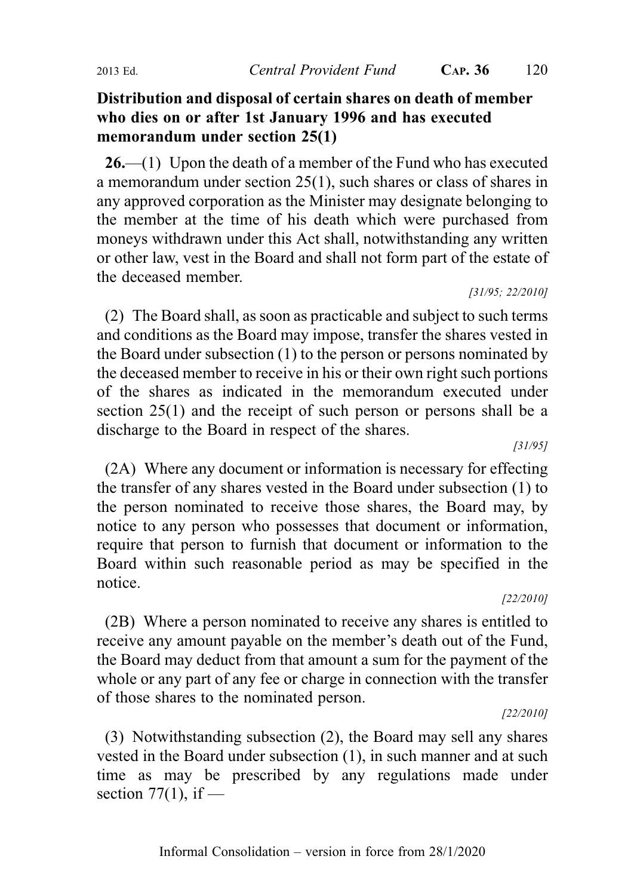**Distribution and disposal of certain shares on death of member who dies on or after 1st January 1996 and has executed memorandum under section 25(1)**

**26.**—(1) Upon the death of a member of the Fund who has executed a memorandum under section 25(1), such shares or class of shares in any approved corporation as the Minister may designate belonging to the member at the time of his death which were purchased from moneys withdrawn under this Act shall, notwithstanding any written or other law, vest in the Board and shall not form part of the estate of the deceased member.

*[31/95; 22/2010]*

(2) The Board shall, as soon as practicable and subject to such terms and conditions as the Board may impose, transfer the shares vested in the Board under subsection (1) to the person or persons nominated by the deceased member to receive in his or their own right such portions of the shares as indicated in the memorandum executed under section 25(1) and the receipt of such person or persons shall be a discharge to the Board in respect of the shares.

*[31/95]*

(2A) Where any document or information is necessary for effecting the transfer of any shares vested in the Board under subsection (1) to the person nominated to receive those shares, the Board may, by notice to any person who possesses that document or information, require that person to furnish that document or information to the Board within such reasonable period as may be specified in the notice.

*[22/2010]*

(2B) Where a person nominated to receive any shares is entitled to receive any amount payable on the member's death out of the Fund, the Board may deduct from that amount a sum for the payment of the whole or any part of any fee or charge in connection with the transfer of those shares to the nominated person.

*[22/2010]*

(3) Notwithstanding subsection (2), the Board may sell any shares vested in the Board under subsection (1), in such manner and at such time as may be prescribed by any regulations made under section 77(1), if —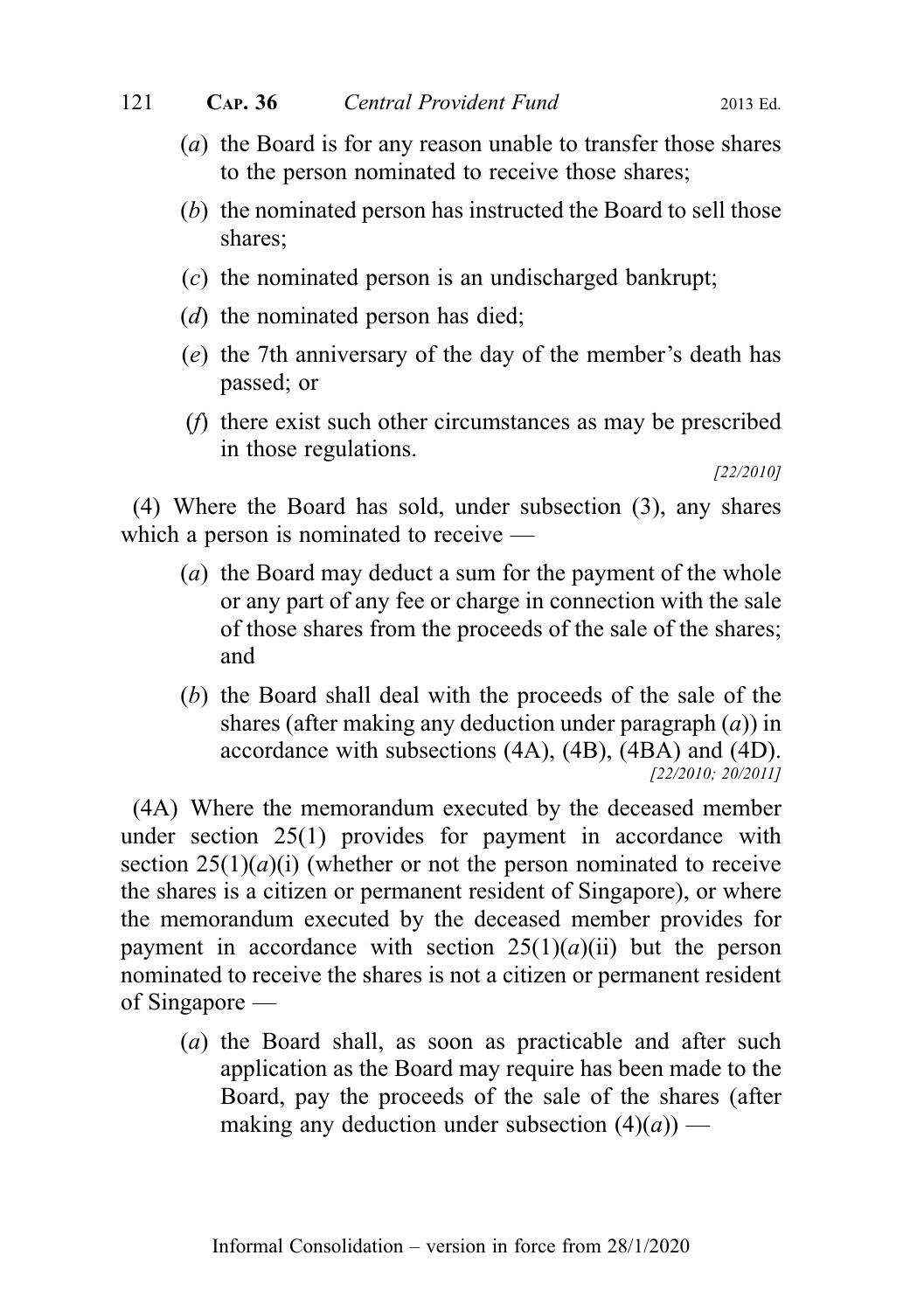(*a*) the Board is for any reason unable to transfer those shares to the person nominated to receive those shares;

(*b*) the nominated person has instructed the Board to sell those shares;

(*c*) the nominated person is an undischarged bankrupt;

(*d*) the nominated person has died;

(*e*) the 7th anniversary of the day of the member's death has passed; or

(*f*) there exist such other circumstances as may be prescribed in those regulations.

*[22/2010]*

(4) Where the Board has sold, under subsection (3), any shares which a person is nominated to receive —

(*a*) the Board may deduct a sum for the payment of the whole or any part of any fee or charge in connection with the sale of those shares from the proceeds of the sale of the shares; and

(*b*) the Board shall deal with the proceeds of the sale of the shares (after making any deduction under paragraph (*a*)) in accordance with subsections (4A), (4B), (4BA) and (4D).

*[22/2010; 20/2011]*

(4A) Where the memorandum executed by the deceased member under section 25(1) provides for payment in accordance with section 25(1)(*a*)(i) (whether or not the person nominated to receive the shares is a citizen or permanent resident of Singapore), or where the memorandum executed by the deceased member provides for payment in accordance with section 25(1)(*a*)(ii) but the person nominated to receive the shares is not a citizen or permanent resident of Singapore —

(*a*) the Board shall, as soon as practicable and after such application as the Board may require has been made to the Board, pay the proceeds of the sale of the shares (after making any deduction under subsection (4)(*a*)) —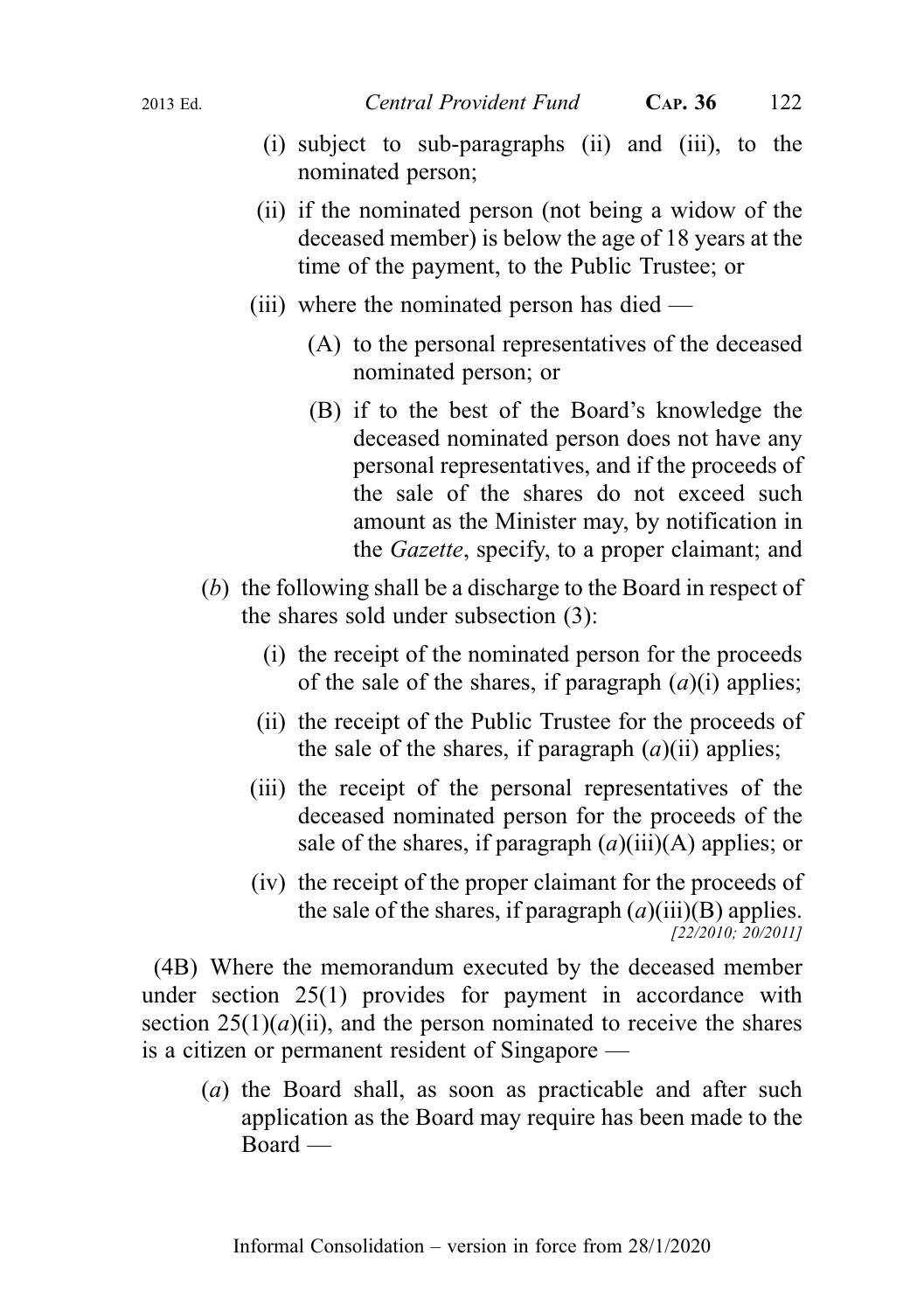(i) subject to sub-paragraphs (ii) and (iii), to the nominated person;

(ii) if the nominated person (not being a widow of the deceased member) is below the age of 18 years at the time of the payment, to the Public Trustee; or

(iii) where the nominated person has died —

(A) to the personal representatives of the deceased nominated person; or

(B) if to the best of the Board's knowledge the deceased nominated person does not have any personal representatives, and if the proceeds of the sale of the shares do not exceed such amount as the Minister may, by notification in the *Gazette*, specify, to a proper claimant; and

(*b*) the following shall be a discharge to the Board in respect of the shares sold under subsection (3):

(i) the receipt of the nominated person for the proceeds of the sale of the shares, if paragraph (*a*)(i) applies;

(ii) the receipt of the Public Trustee for the proceeds of the sale of the shares, if paragraph (*a*)(ii) applies;

(iii) the receipt of the personal representatives of the deceased nominated person for the proceeds of the sale of the shares, if paragraph (*a*)(iii)(A) applies; or

(iv) the receipt of the proper claimant for the proceeds of the sale of the shares, if paragraph (*a*)(iii)(B) applies.
*[22/2010; 20/2011]*

(4B) Where the memorandum executed by the deceased member under section 25(1) provides for payment in accordance with section 25(1)(*a*)(ii), and the person nominated to receive the shares is a citizen or permanent resident of Singapore —

(*a*) the Board shall, as soon as practicable and after such application as the Board may require has been made to the Board —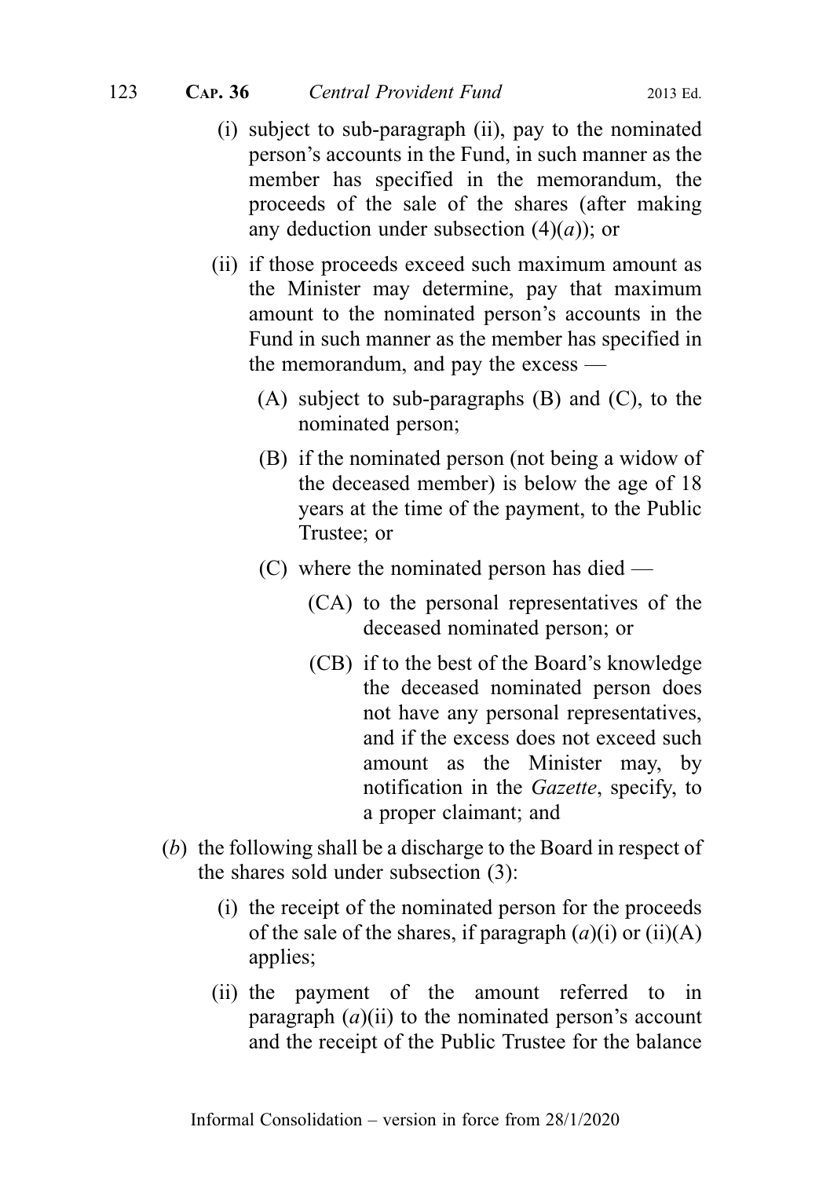(i) subject to sub-paragraph (ii), pay to the nominated person's accounts in the Fund, in such manner as the member has specified in the memorandum, the proceeds of the sale of the shares (after making any deduction under subsection (4)(*a*)); or

(ii) if those proceeds exceed such maximum amount as the Minister may determine, pay that maximum amount to the nominated person's accounts in the Fund in such manner as the member has specified in the memorandum, and pay the excess —

(A) subject to sub-paragraphs (B) and (C), to the nominated person;

(B) if the nominated person (not being a widow of the deceased member) is below the age of 18 years at the time of the payment, to the Public Trustee; or

(C) where the nominated person has died —

(CA) to the personal representatives of the deceased nominated person; or

(CB) if to the best of the Board's knowledge the deceased nominated person does not have any personal representatives, and if the excess does not exceed such amount as the Minister may, by notification in the *Gazette*, specify, to a proper claimant; and

(*b*) the following shall be a discharge to the Board in respect of the shares sold under subsection (3):

(i) the receipt of the nominated person for the proceeds of the sale of the shares, if paragraph (*a*)(i) or (ii)(A) applies;

(ii) the payment of the amount referred to in paragraph (*a*)(ii) to the nominated person's account and the receipt of the Public Trustee for the balance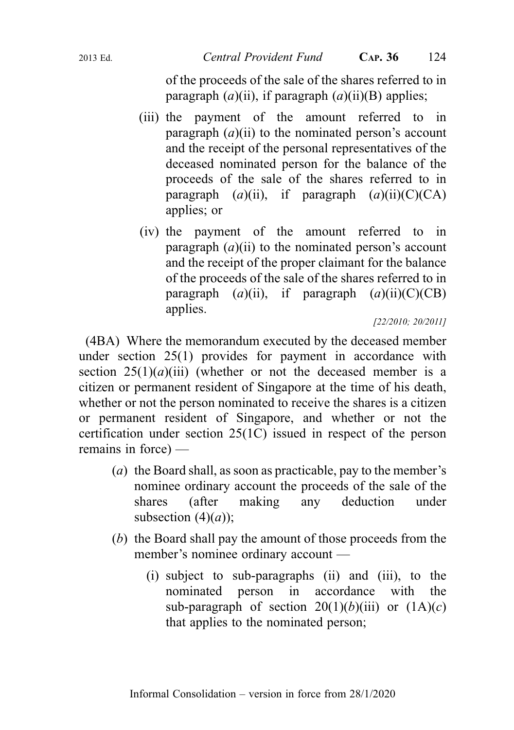of the proceeds of the sale of the shares referred to in paragraph (*a*)(ii), if paragraph (*a*)(ii)(B) applies;

(iii) the payment of the amount referred to in paragraph (*a*)(ii) to the nominated person's account and the receipt of the personal representatives of the deceased nominated person for the balance of the proceeds of the sale of the shares referred to in paragraph (*a*)(ii), if paragraph (*a*)(ii)(C)(CA) applies; or

(iv) the payment of the amount referred to in paragraph (*a*)(ii) to the nominated person's account and the receipt of the proper claimant for the balance of the proceeds of the sale of the shares referred to in paragraph (*a*)(ii), if paragraph (*a*)(ii)(C)(CB) applies.

*[22/2010; 20/2011]*

(4BA) Where the memorandum executed by the deceased member under section 25(1) provides for payment in accordance with section 25(1)(*a*)(iii) (whether or not the deceased member is a citizen or permanent resident of Singapore at the time of his death, whether or not the person nominated to receive the shares is a citizen or permanent resident of Singapore, and whether or not the certification under section 25(1C) issued in respect of the person remains in force) —

(*a*) the Board shall, as soon as practicable, pay to the member's nominee ordinary account the proceeds of the sale of the shares (after making any deduction under subsection (4)(*a*));

(*b*) the Board shall pay the amount of those proceeds from the member's nominee ordinary account —

(i) subject to sub-paragraphs (ii) and (iii), to the nominated person in accordance with the sub-paragraph of section 20(1)(*b*)(iii) or (1A)(*c*) that applies to the nominated person;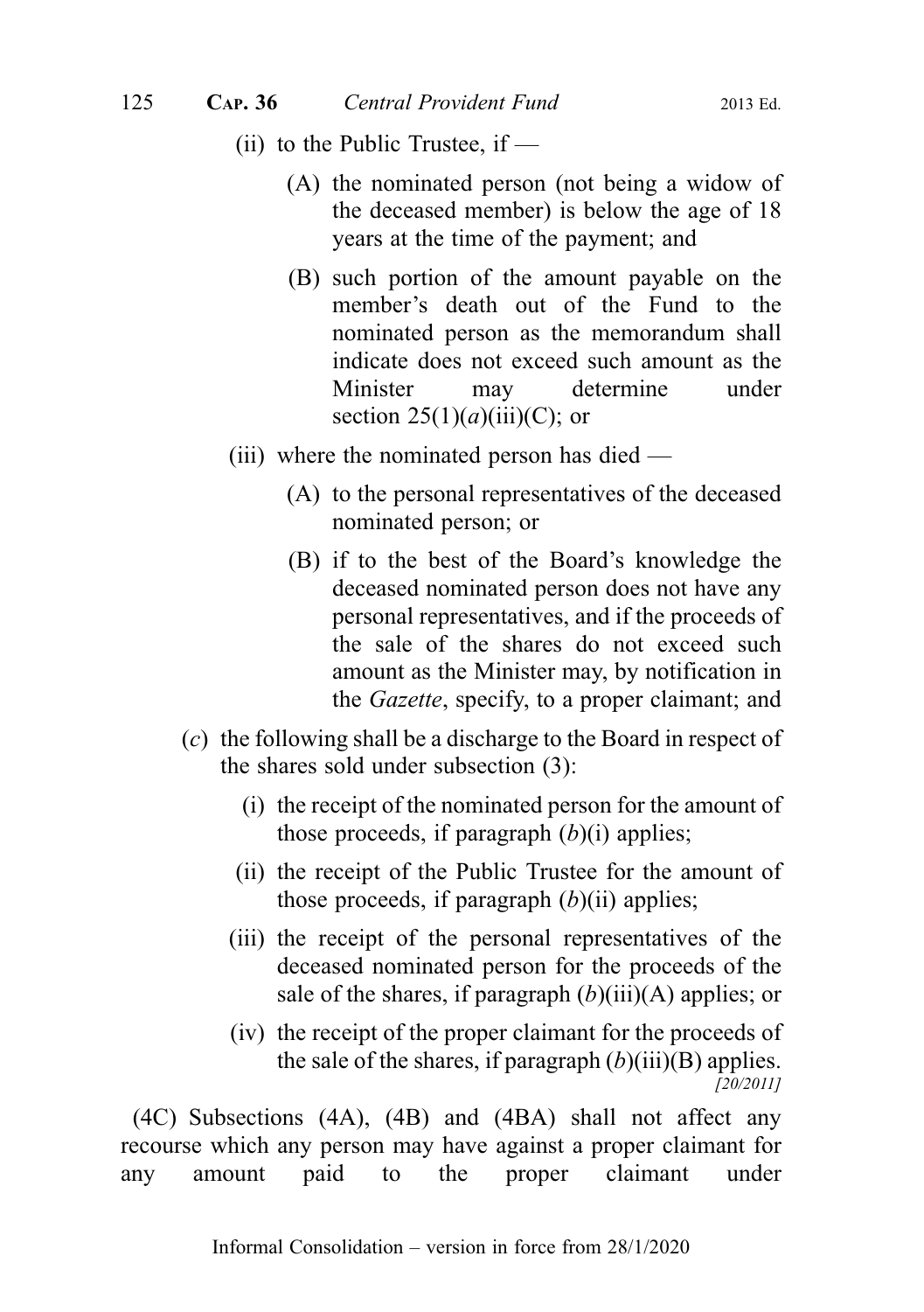(ii) to the Public Trustee, if —

(A) the nominated person (not being a widow of the deceased member) is below the age of 18 years at the time of the payment; and

(B) such portion of the amount payable on the member's death out of the Fund to the nominated person as the memorandum shall indicate does not exceed such amount as the Minister may determine under section 25(1)(*a*)(iii)(C); or

(iii) where the nominated person has died —

(A) to the personal representatives of the deceased nominated person; or

(B) if to the best of the Board's knowledge the deceased nominated person does not have any personal representatives, and if the proceeds of the sale of the shares do not exceed such amount as the Minister may, by notification in the *Gazette*, specify, to a proper claimant; and

(*c*) the following shall be a discharge to the Board in respect of the shares sold under subsection (3):

(i) the receipt of the nominated person for the amount of those proceeds, if paragraph (*b*)(i) applies;

(ii) the receipt of the Public Trustee for the amount of those proceeds, if paragraph (*b*)(ii) applies;

(iii) the receipt of the personal representatives of the deceased nominated person for the proceeds of the sale of the shares, if paragraph (*b*)(iii)(A) applies; or

(iv) the receipt of the proper claimant for the proceeds of the sale of the shares, if paragraph (*b*)(iii)(B) applies.
*[20/2011]*

(4C) Subsections (4A), (4B) and (4BA) shall not affect any recourse which any person may have against a proper claimant for any amount paid to the proper claimant under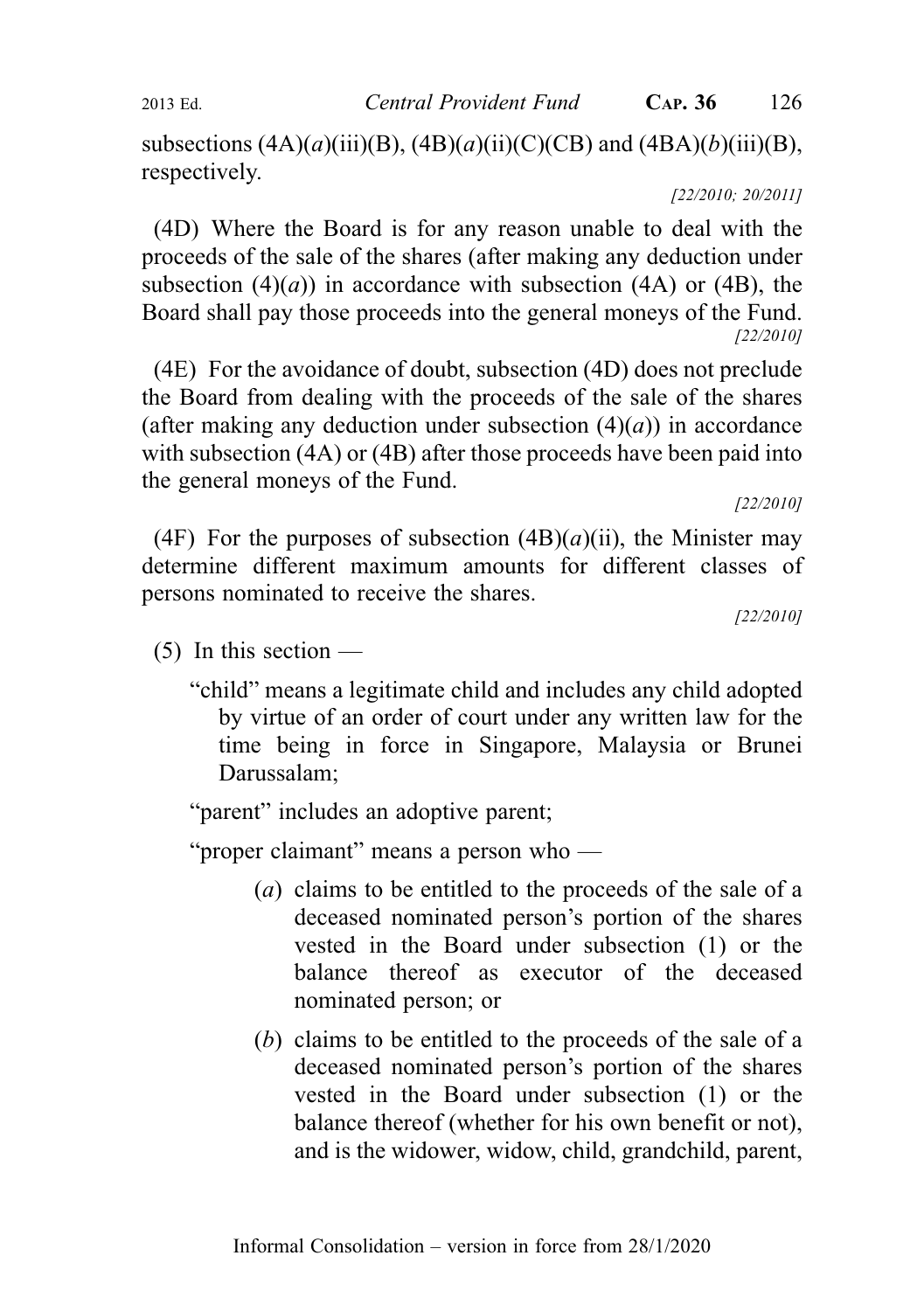subsections (4A)(*a*)(iii)(B), (4B)(*a*)(ii)(C)(CB) and (4BA)(*b*)(iii)(B), respectively.

*[22/2010; 20/2011]*

(4D) Where the Board is for any reason unable to deal with the proceeds of the sale of the shares (after making any deduction under subsection (4)(*a*)) in accordance with subsection (4A) or (4B), the Board shall pay those proceeds into the general moneys of the Fund.

*[22/2010]*

(4E) For the avoidance of doubt, subsection (4D) does not preclude the Board from dealing with the proceeds of the sale of the shares (after making any deduction under subsection (4)(*a*)) in accordance with subsection (4A) or (4B) after those proceeds have been paid into the general moneys of the Fund.

*[22/2010]*

(4F) For the purposes of subsection (4B)(*a*)(ii), the Minister may determine different maximum amounts for different classes of persons nominated to receive the shares.

*[22/2010]*

(5) In this section —

"child" means a legitimate child and includes any child adopted by virtue of an order of court under any written law for the time being in force in Singapore, Malaysia or Brunei Darussalam;

"parent" includes an adoptive parent;

"proper claimant" means a person who —

(*a*) claims to be entitled to the proceeds of the sale of a deceased nominated person's portion of the shares vested in the Board under subsection (1) or the balance thereof as executor of the deceased nominated person; or

(*b*) claims to be entitled to the proceeds of the sale of a deceased nominated person's portion of the shares vested in the Board under subsection (1) or the balance thereof (whether for his own benefit or not), and is the widower, widow, child, grandchild, parent,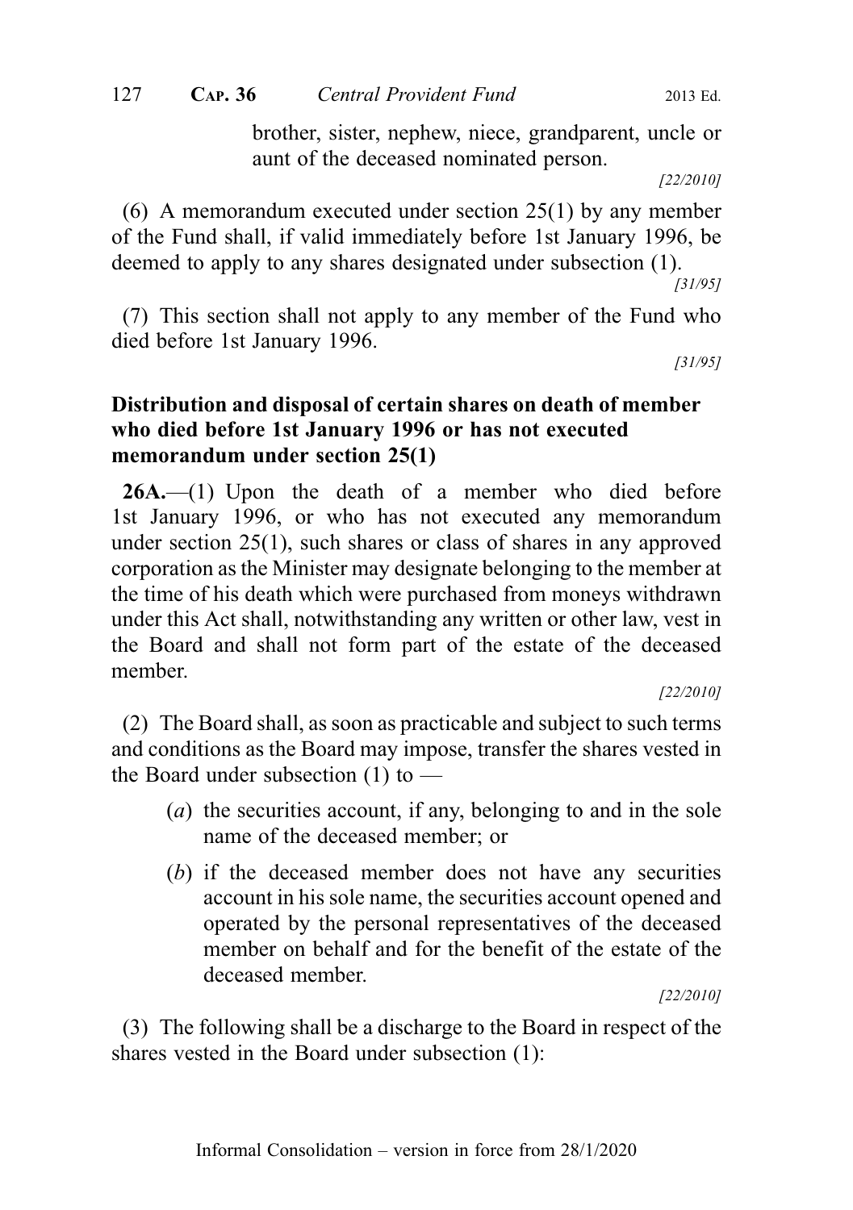brother, sister, nephew, niece, grandparent, uncle or aunt of the deceased nominated person.

*[22/2010]*

(6) A memorandum executed under section 25(1) by any member of the Fund shall, if valid immediately before 1st January 1996, be deemed to apply to any shares designated under subsection (1).

*[31/95]*

(7) This section shall not apply to any member of the Fund who died before 1st January 1996.

*[31/95]*

**Distribution and disposal of certain shares on death of member who died before 1st January 1996 or has not executed memorandum under section 25(1)**

**26A.**—(1) Upon the death of a member who died before 1st January 1996, or who has not executed any memorandum under section 25(1), such shares or class of shares in any approved corporation as the Minister may designate belonging to the member at the time of his death which were purchased from moneys withdrawn under this Act shall, notwithstanding any written or other law, vest in the Board and shall not form part of the estate of the deceased member.

*[22/2010]*

(2) The Board shall, as soon as practicable and subject to such terms and conditions as the Board may impose, transfer the shares vested in the Board under subsection (1) to —

(*a*) the securities account, if any, belonging to and in the sole name of the deceased member; or

(*b*) if the deceased member does not have any securities account in his sole name, the securities account opened and operated by the personal representatives of the deceased member on behalf and for the benefit of the estate of the deceased member.

*[22/2010]*

(3) The following shall be a discharge to the Board in respect of the shares vested in the Board under subsection (1):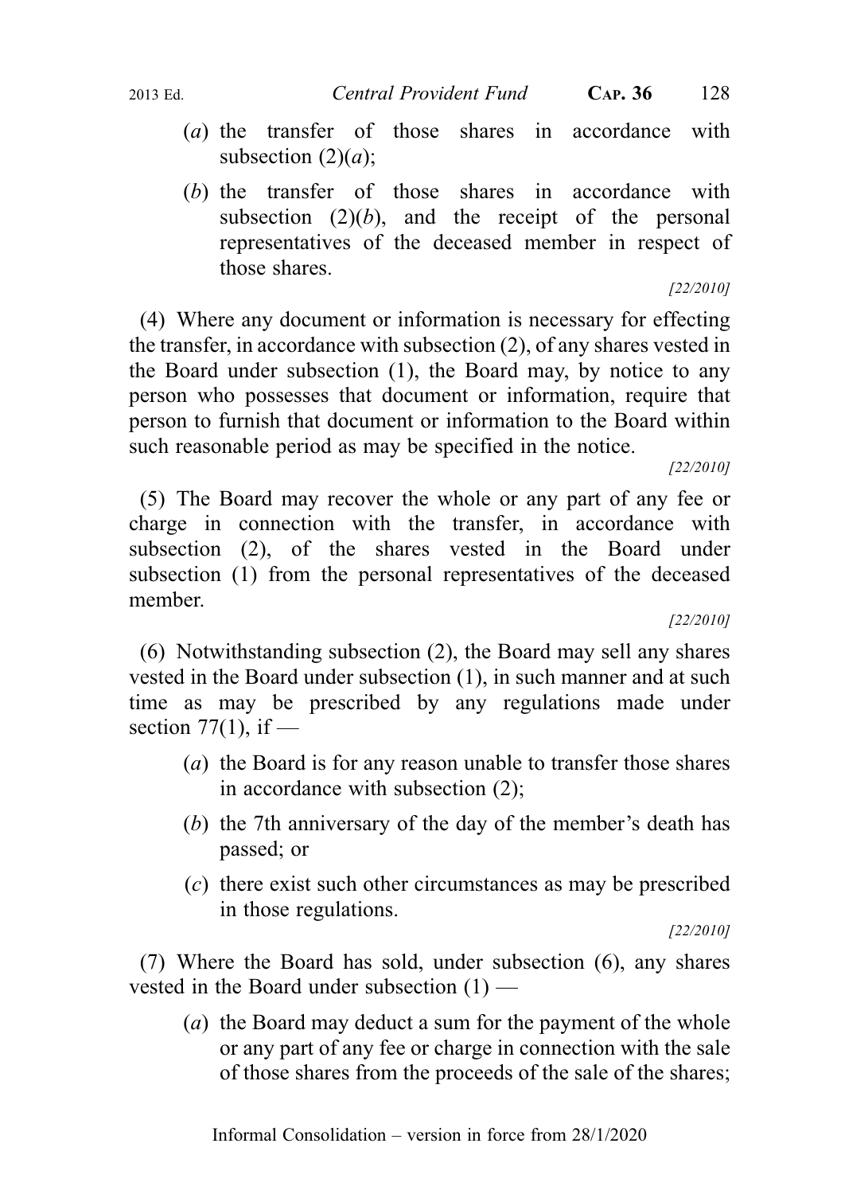(a) the transfer of those shares in accordance with subsection (2)(a);

(b) the transfer of those shares in accordance with subsection (2)(b), and the receipt of the personal representatives of the deceased member in respect of those shares.

[22/2010]

(4) Where any document or information is necessary for effecting the transfer, in accordance with subsection (2), of any shares vested in the Board under subsection (1), the Board may, by notice to any person who possesses that document or information, require that person to furnish that document or information to the Board within such reasonable period as may be specified in the notice.

[22/2010]

(5) The Board may recover the whole or any part of any fee or charge in connection with the transfer, in accordance with subsection (2), of the shares vested in the Board under subsection (1) from the personal representatives of the deceased member.

[22/2010]

(6) Notwithstanding subsection (2), the Board may sell any shares vested in the Board under subsection (1), in such manner and at such time as may be prescribed by any regulations made under section 77(1), if —

(a) the Board is for any reason unable to transfer those shares in accordance with subsection (2);

(b) the 7th anniversary of the day of the member's death has passed; or

(c) there exist such other circumstances as may be prescribed in those regulations.

[22/2010]

(7) Where the Board has sold, under subsection (6), any shares vested in the Board under subsection (1) —

(a) the Board may deduct a sum for the payment of the whole or any part of any fee or charge in connection with the sale of those shares from the proceeds of the sale of the shares;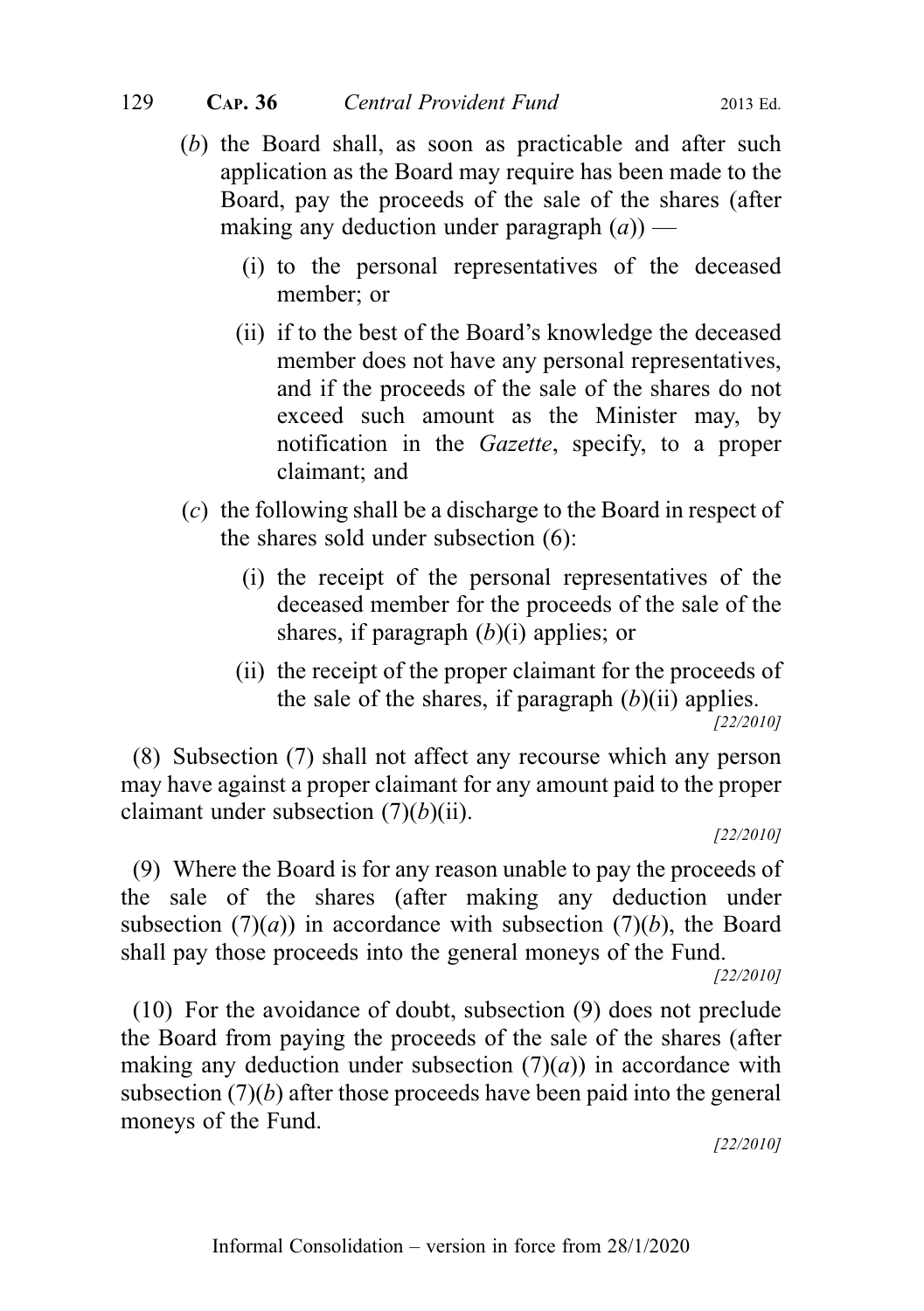(*b*) the Board shall, as soon as practicable and after such application as the Board may require has been made to the Board, pay the proceeds of the sale of the shares (after making any deduction under paragraph (*a*)) —

(i) to the personal representatives of the deceased member; or

(ii) if to the best of the Board's knowledge the deceased member does not have any personal representatives, and if the proceeds of the sale of the shares do not exceed such amount as the Minister may, by notification in the *Gazette*, specify, to a proper claimant; and

(*c*) the following shall be a discharge to the Board in respect of the shares sold under subsection (6):

(i) the receipt of the personal representatives of the deceased member for the proceeds of the sale of the shares, if paragraph (*b*)(i) applies; or

(ii) the receipt of the proper claimant for the proceeds of the sale of the shares, if paragraph (*b*)(ii) applies.

*[22/2010]*

(8) Subsection (7) shall not affect any recourse which any person may have against a proper claimant for any amount paid to the proper claimant under subsection (7)(*b*)(ii).

*[22/2010]*

(9) Where the Board is for any reason unable to pay the proceeds of the sale of the shares (after making any deduction under subsection (7)(*a*)) in accordance with subsection (7)(*b*), the Board shall pay those proceeds into the general moneys of the Fund.

*[22/2010]*

(10) For the avoidance of doubt, subsection (9) does not preclude the Board from paying the proceeds of the sale of the shares (after making any deduction under subsection (7)(*a*)) in accordance with subsection (7)(*b*) after those proceeds have been paid into the general moneys of the Fund.

*[22/2010]*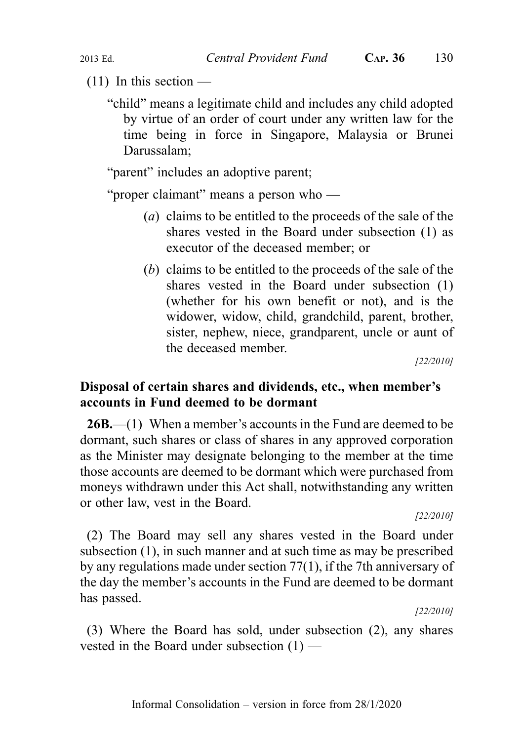(11) In this section —

"child" means a legitimate child and includes any child adopted by virtue of an order of court under any written law for the time being in force in Singapore, Malaysia or Brunei Darussalam;

"parent" includes an adoptive parent;

"proper claimant" means a person who —

(*a*) claims to be entitled to the proceeds of the sale of the shares vested in the Board under subsection (1) as executor of the deceased member; or

(*b*) claims to be entitled to the proceeds of the sale of the shares vested in the Board under subsection (1) (whether for his own benefit or not), and is the widower, widow, child, grandchild, parent, brother, sister, nephew, niece, grandparent, uncle or aunt of the deceased member.

*[22/2010]*

**Disposal of certain shares and dividends, etc., when member's accounts in Fund deemed to be dormant**

**26B.**—(1) When a member's accounts in the Fund are deemed to be dormant, such shares or class of shares in any approved corporation as the Minister may designate belonging to the member at the time those accounts are deemed to be dormant which were purchased from moneys withdrawn under this Act shall, notwithstanding any written or other law, vest in the Board.

*[22/2010]*

(2) The Board may sell any shares vested in the Board under subsection (1), in such manner and at such time as may be prescribed by any regulations made under section 77(1), if the 7th anniversary of the day the member's accounts in the Fund are deemed to be dormant has passed.

*[22/2010]*

(3) Where the Board has sold, under subsection (2), any shares vested in the Board under subsection (1) —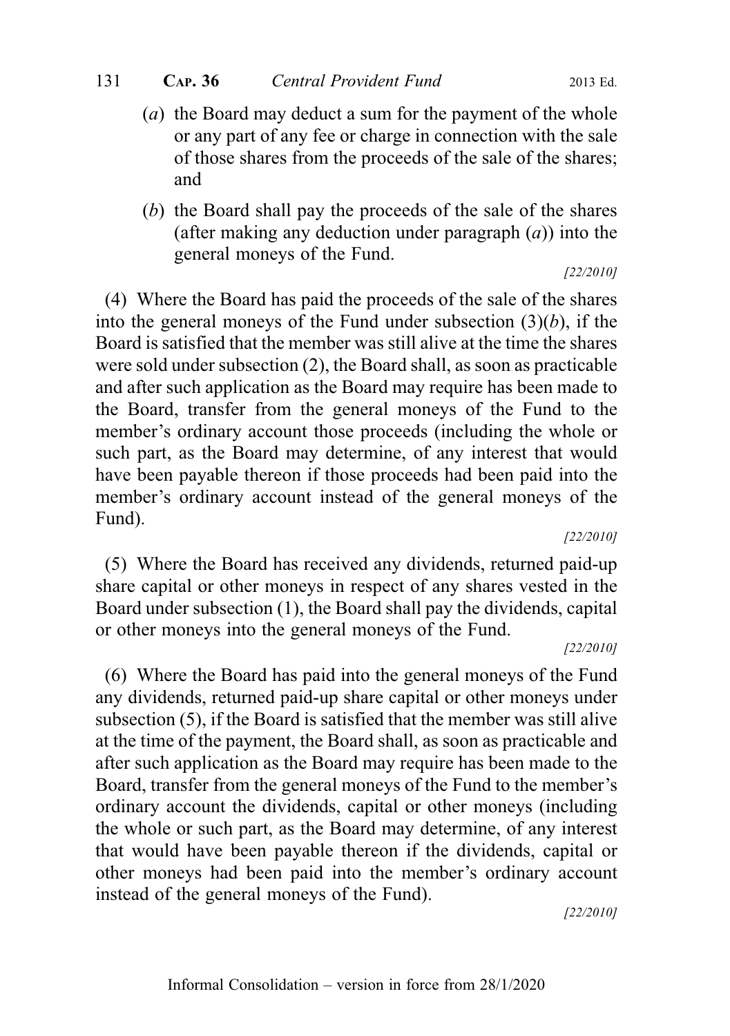(*a*) the Board may deduct a sum for the payment of the whole or any part of any fee or charge in connection with the sale of those shares from the proceeds of the sale of the shares; and

(*b*) the Board shall pay the proceeds of the sale of the shares (after making any deduction under paragraph (*a*)) into the general moneys of the Fund.

*[22/2010]*

(4) Where the Board has paid the proceeds of the sale of the shares into the general moneys of the Fund under subsection (3)(*b*), if the Board is satisfied that the member was still alive at the time the shares were sold under subsection (2), the Board shall, as soon as practicable and after such application as the Board may require has been made to the Board, transfer from the general moneys of the Fund to the member's ordinary account those proceeds (including the whole or such part, as the Board may determine, of any interest that would have been payable thereon if those proceeds had been paid into the member's ordinary account instead of the general moneys of the Fund).

*[22/2010]*

(5) Where the Board has received any dividends, returned paid-up share capital or other moneys in respect of any shares vested in the Board under subsection (1), the Board shall pay the dividends, capital or other moneys into the general moneys of the Fund.

*[22/2010]*

(6) Where the Board has paid into the general moneys of the Fund any dividends, returned paid-up share capital or other moneys under subsection (5), if the Board is satisfied that the member was still alive at the time of the payment, the Board shall, as soon as practicable and after such application as the Board may require has been made to the Board, transfer from the general moneys of the Fund to the member's ordinary account the dividends, capital or other moneys (including the whole or such part, as the Board may determine, of any interest that would have been payable thereon if the dividends, capital or other moneys had been paid into the member's ordinary account instead of the general moneys of the Fund).

*[22/2010]*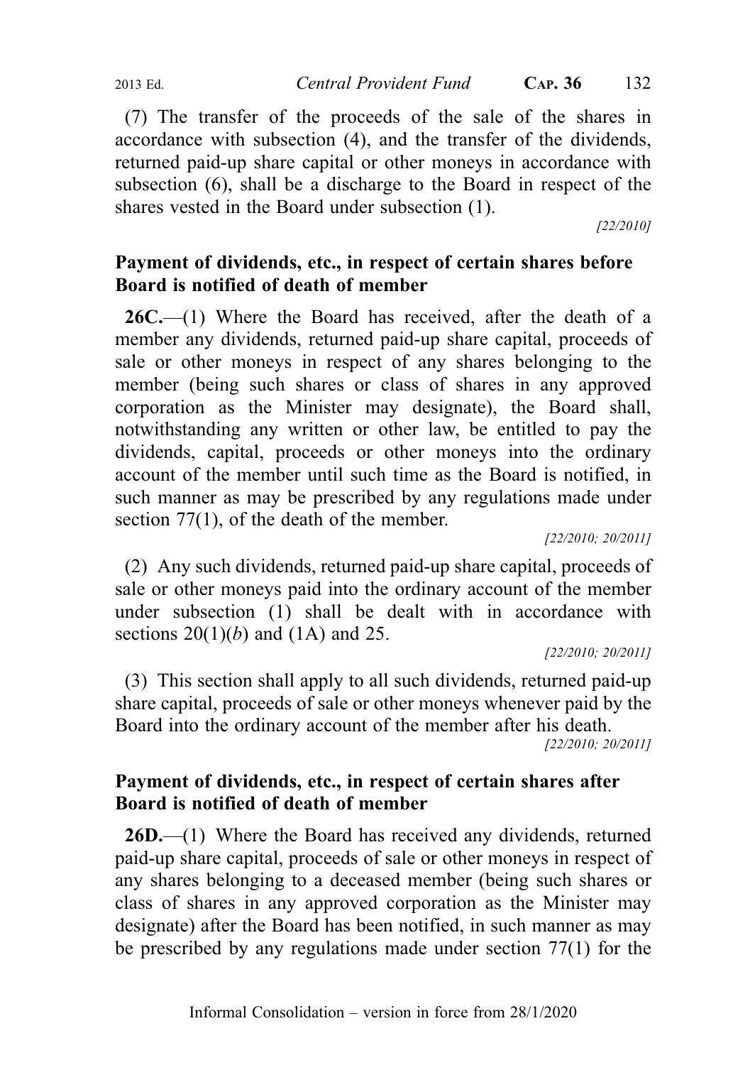(7) The transfer of the proceeds of the sale of the shares in accordance with subsection (4), and the transfer of the dividends, returned paid-up share capital or other moneys in accordance with subsection (6), shall be a discharge to the Board in respect of the shares vested in the Board under subsection (1).

*[22/2010]*

**Payment of dividends, etc., in respect of certain shares before Board is notified of death of member**

**26C.**—(1) Where the Board has received, after the death of a member any dividends, returned paid-up share capital, proceeds of sale or other moneys in respect of any shares belonging to the member (being such shares or class of shares in any approved corporation as the Minister may designate), the Board shall, notwithstanding any written or other law, be entitled to pay the dividends, capital, proceeds or other moneys into the ordinary account of the member until such time as the Board is notified, in such manner as may be prescribed by any regulations made under section 77(1), of the death of the member.

*[22/2010; 20/2011]*

(2) Any such dividends, returned paid-up share capital, proceeds of sale or other moneys paid into the ordinary account of the member under subsection (1) shall be dealt with in accordance with sections 20(1)(*b*) and (1A) and 25.

*[22/2010; 20/2011]*

(3) This section shall apply to all such dividends, returned paid-up share capital, proceeds of sale or other moneys whenever paid by the Board into the ordinary account of the member after his death.

*[22/2010; 20/2011]*

**Payment of dividends, etc., in respect of certain shares after Board is notified of death of member**

**26D.**—(1) Where the Board has received any dividends, returned paid-up share capital, proceeds of sale or other moneys in respect of any shares belonging to a deceased member (being such shares or class of shares in any approved corporation as the Minister may designate) after the Board has been notified, in such manner as may be prescribed by any regulations made under section 77(1) for the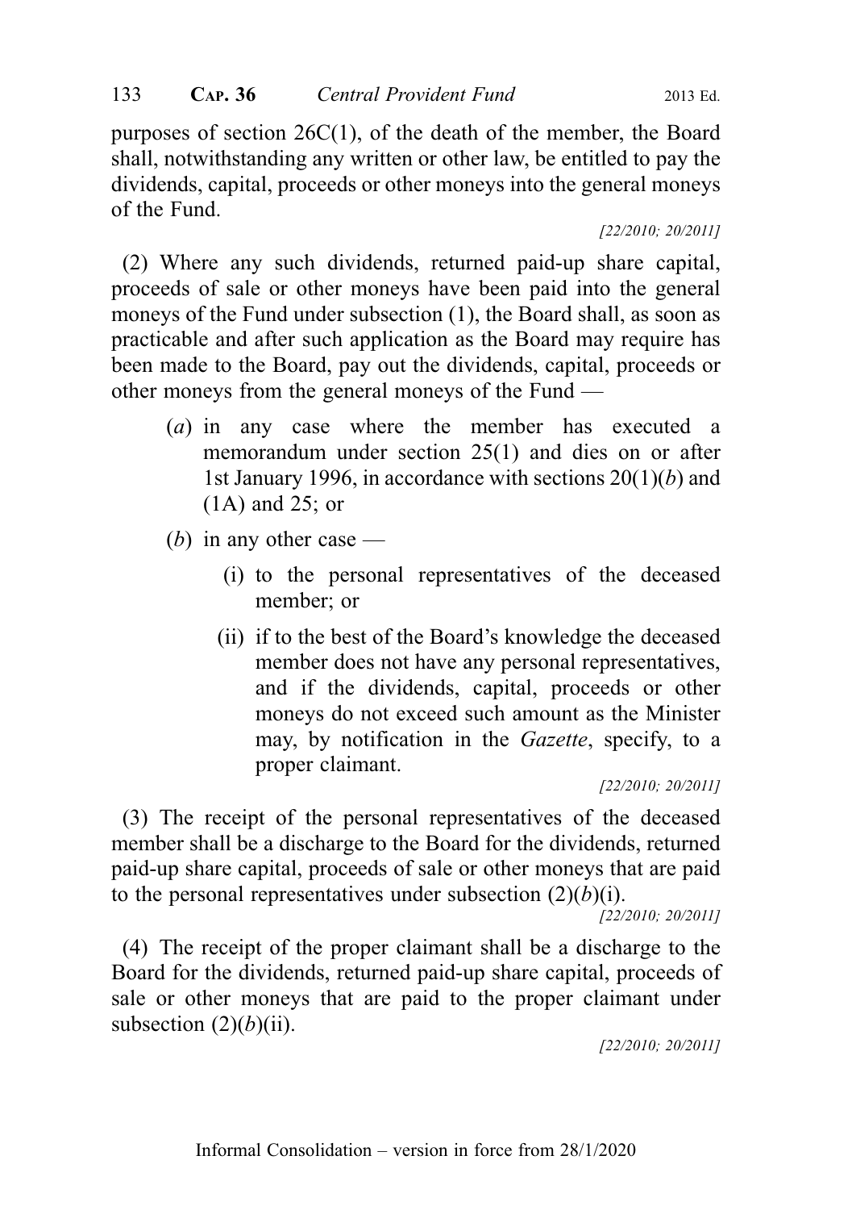purposes of section 26C(1), of the death of the member, the Board shall, notwithstanding any written or other law, be entitled to pay the dividends, capital, proceeds or other moneys into the general moneys of the Fund.

[22/2010; 20/2011]

(2) Where any such dividends, returned paid-up share capital, proceeds of sale or other moneys have been paid into the general moneys of the Fund under subsection (1), the Board shall, as soon as practicable and after such application as the Board may require has been made to the Board, pay out the dividends, capital, proceeds or other moneys from the general moneys of the Fund —

(*a*) in any case where the member has executed a memorandum under section 25(1) and dies on or after 1st January 1996, in accordance with sections 20(1)(*b*) and (1A) and 25; or

(*b*) in any other case —

(i) to the personal representatives of the deceased member; or

(ii) if to the best of the Board's knowledge the deceased member does not have any personal representatives, and if the dividends, capital, proceeds or other moneys do not exceed such amount as the Minister may, by notification in the *Gazette*, specify, to a proper claimant.

[22/2010; 20/2011]

(3) The receipt of the personal representatives of the deceased member shall be a discharge to the Board for the dividends, returned paid-up share capital, proceeds of sale or other moneys that are paid to the personal representatives under subsection (2)(*b*)(i).

[22/2010; 20/2011]

(4) The receipt of the proper claimant shall be a discharge to the Board for the dividends, returned paid-up share capital, proceeds of sale or other moneys that are paid to the proper claimant under subsection (2)(*b*)(ii).

[22/2010; 20/2011]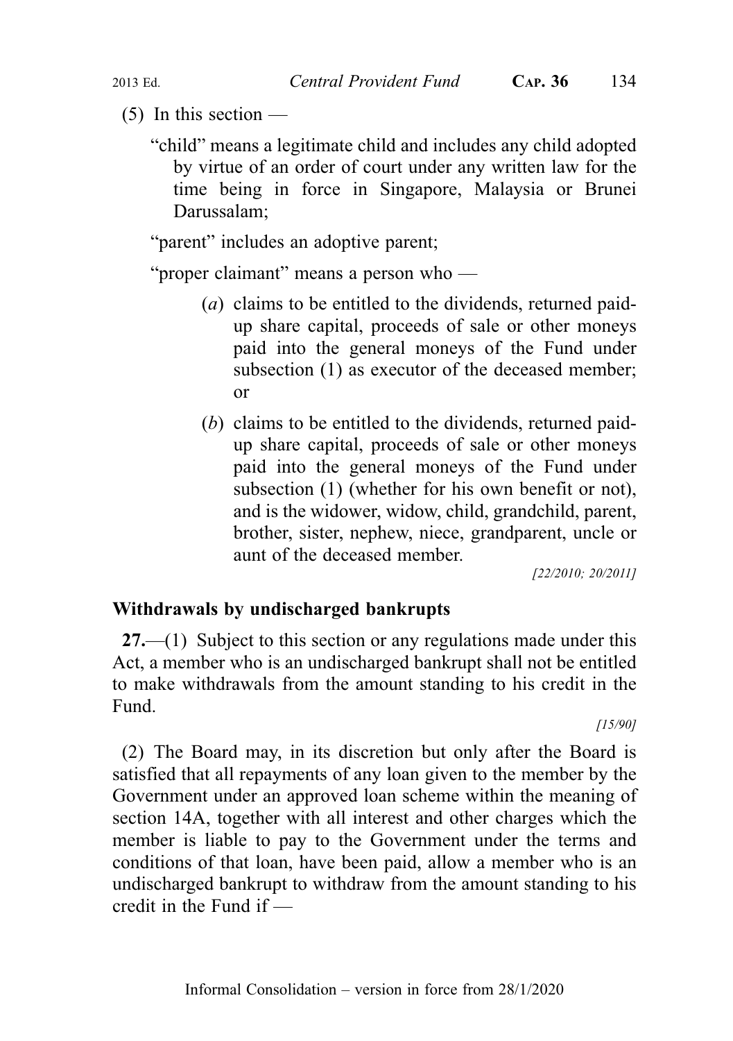(5) In this section —

"child" means a legitimate child and includes any child adopted by virtue of an order of court under any written law for the time being in force in Singapore, Malaysia or Brunei Darussalam;

"parent" includes an adoptive parent;

"proper claimant" means a person who —

(*a*) claims to be entitled to the dividends, returned paid-up share capital, proceeds of sale or other moneys paid into the general moneys of the Fund under subsection (1) as executor of the deceased member; or

(*b*) claims to be entitled to the dividends, returned paid-up share capital, proceeds of sale or other moneys paid into the general moneys of the Fund under subsection (1) (whether for his own benefit or not), and is the widower, widow, child, grandchild, parent, brother, sister, nephew, niece, grandparent, uncle or aunt of the deceased member.

*[22/2010; 20/2011]*

**Withdrawals by undischarged bankrupts**

**27.**—(1) Subject to this section or any regulations made under this Act, a member who is an undischarged bankrupt shall not be entitled to make withdrawals from the amount standing to his credit in the Fund.

*[15/90]*

(2) The Board may, in its discretion but only after the Board is satisfied that all repayments of any loan given to the member by the Government under an approved loan scheme within the meaning of section 14A, together with all interest and other charges which the member is liable to pay to the Government under the terms and conditions of that loan, have been paid, allow a member who is an undischarged bankrupt to withdraw from the amount standing to his credit in the Fund if —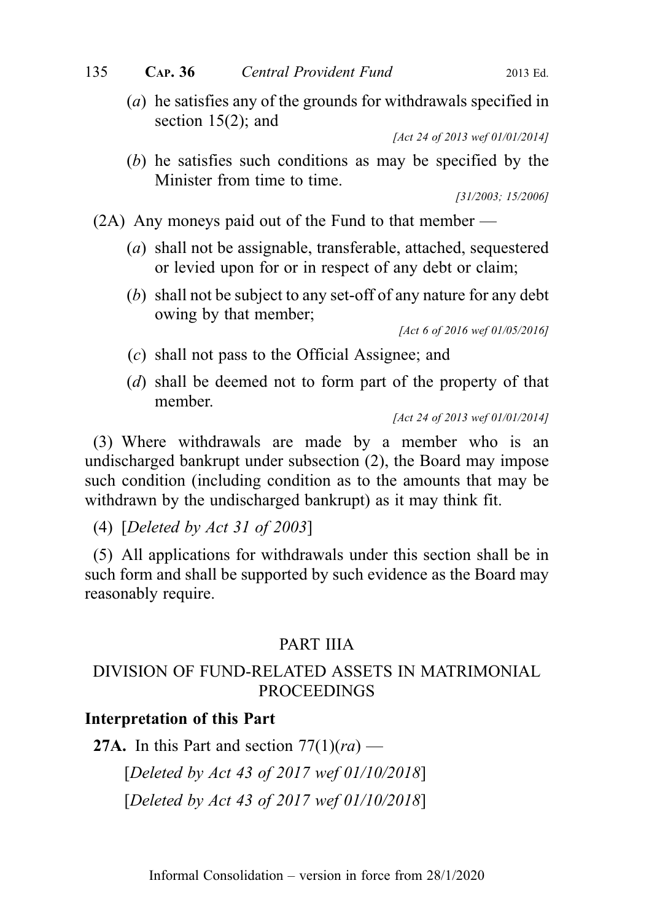(*a*) he satisfies any of the grounds for withdrawals specified in section 15(2); and

[Act 24 of 2013 wef 01/01/2014]

(*b*) he satisfies such conditions as may be specified by the Minister from time to time.

[31/2003; 15/2006]

(2A) Any moneys paid out of the Fund to that member —

(*a*) shall not be assignable, transferable, attached, sequestered or levied upon for or in respect of any debt or claim;

(*b*) shall not be subject to any set-off of any nature for any debt owing by that member;

[Act 6 of 2016 wef 01/05/2016]

(*c*) shall not pass to the Official Assignee; and

(*d*) shall be deemed not to form part of the property of that member.

[Act 24 of 2013 wef 01/01/2014]

(3) Where withdrawals are made by a member who is an undischarged bankrupt under subsection (2), the Board may impose such condition (including condition as to the amounts that may be withdrawn by the undischarged bankrupt) as it may think fit.

(4) [*Deleted by Act 31 of 2003*]

(5) All applications for withdrawals under this section shall be in such form and shall be supported by such evidence as the Board may reasonably require.

## PART IIIA

## DIVISION OF FUND-RELATED ASSETS IN MATRIMONIAL PROCEEDINGS

### Interpretation of this Part

**27A.** In this Part and section 77(1)(*ra*) —

[*Deleted by Act 43 of 2017 wef 01/10/2018*]

[*Deleted by Act 43 of 2017 wef 01/10/2018*]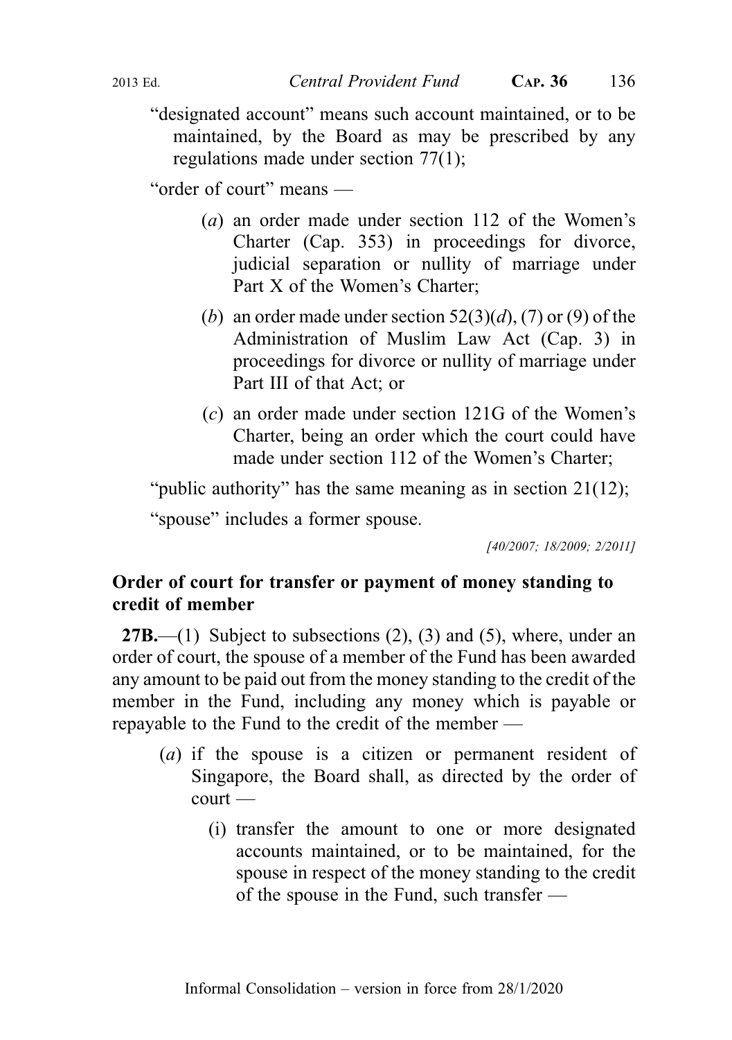"designated account" means such account maintained, or to be maintained, by the Board as may be prescribed by any regulations made under section 77(1);

"order of court" means —

(*a*) an order made under section 112 of the Women's Charter (Cap. 353) in proceedings for divorce, judicial separation or nullity of marriage under Part X of the Women's Charter;

(*b*) an order made under section 52(3)(*d*), (7) or (9) of the Administration of Muslim Law Act (Cap. 3) in proceedings for divorce or nullity of marriage under Part III of that Act; or

(*c*) an order made under section 121G of the Women's Charter, being an order which the court could have made under section 112 of the Women's Charter;

"public authority" has the same meaning as in section 21(12);

"spouse" includes a former spouse.

*[40/2007; 18/2009; 2/2011]*

**Order of court for transfer or payment of money standing to credit of member**

**27B.**—(1) Subject to subsections (2), (3) and (5), where, under an order of court, the spouse of a member of the Fund has been awarded any amount to be paid out from the money standing to the credit of the member in the Fund, including any money which is payable or repayable to the Fund to the credit of the member —

(*a*) if the spouse is a citizen or permanent resident of Singapore, the Board shall, as directed by the order of court —

(i) transfer the amount to one or more designated accounts maintained, or to be maintained, for the spouse in respect of the money standing to the credit of the spouse in the Fund, such transfer —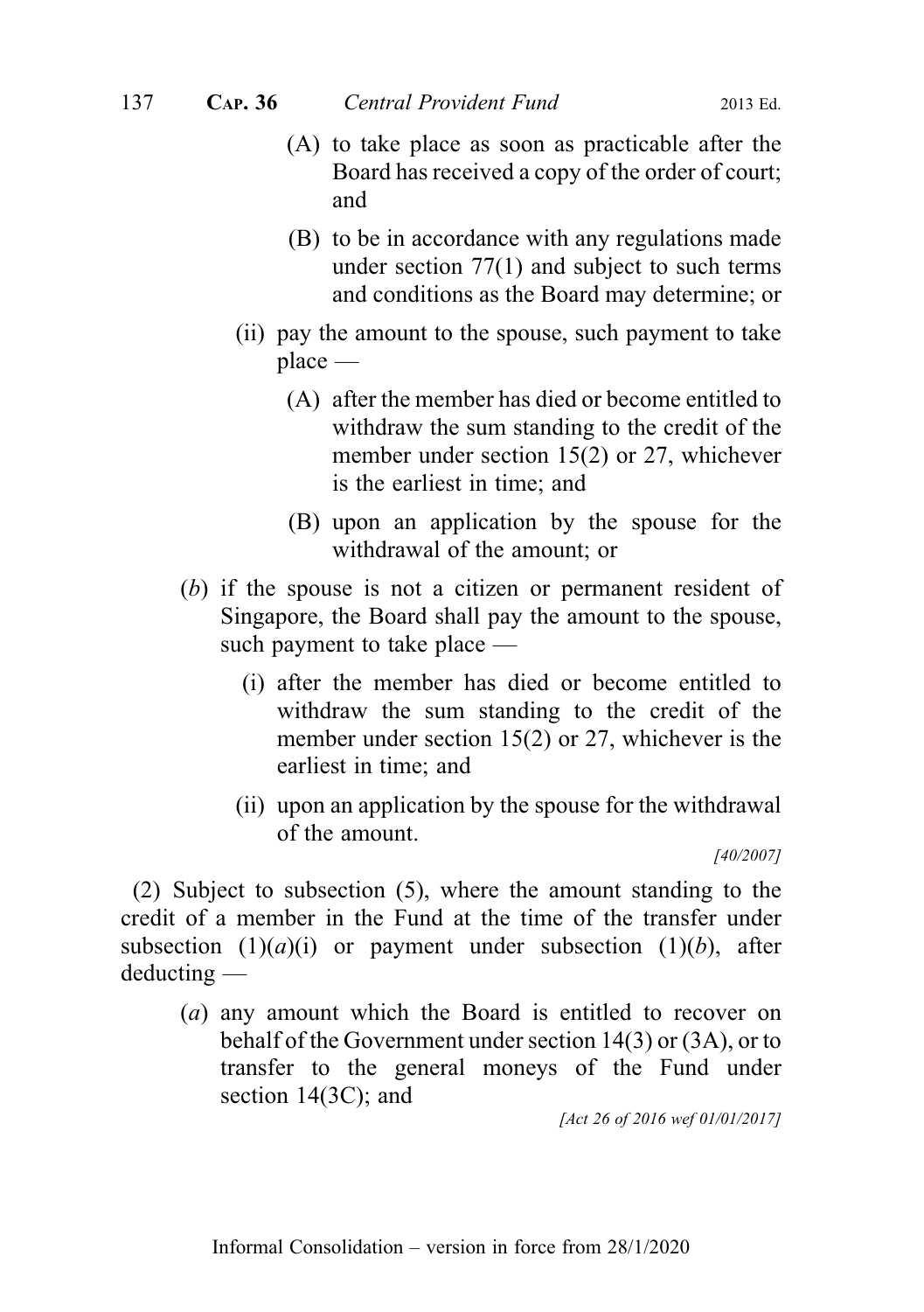(A) to take place as soon as practicable after the Board has received a copy of the order of court; and

(B) to be in accordance with any regulations made under section 77(1) and subject to such terms and conditions as the Board may determine; or

(ii) pay the amount to the spouse, such payment to take place —

(A) after the member has died or become entitled to withdraw the sum standing to the credit of the member under section 15(2) or 27, whichever is the earliest in time; and

(B) upon an application by the spouse for the withdrawal of the amount; or

(*b*) if the spouse is not a citizen or permanent resident of Singapore, the Board shall pay the amount to the spouse, such payment to take place —

(i) after the member has died or become entitled to withdraw the sum standing to the credit of the member under section 15(2) or 27, whichever is the earliest in time; and

(ii) upon an application by the spouse for the withdrawal of the amount.

*[40/2007]*

(2) Subject to subsection (5), where the amount standing to the credit of a member in the Fund at the time of the transfer under subsection (1)(*a*)(i) or payment under subsection (1)(*b*), after deducting —

(*a*) any amount which the Board is entitled to recover on behalf of the Government under section 14(3) or (3A), or to transfer to the general moneys of the Fund under section 14(3C); and

*[Act 26 of 2016 wef 01/01/2017]*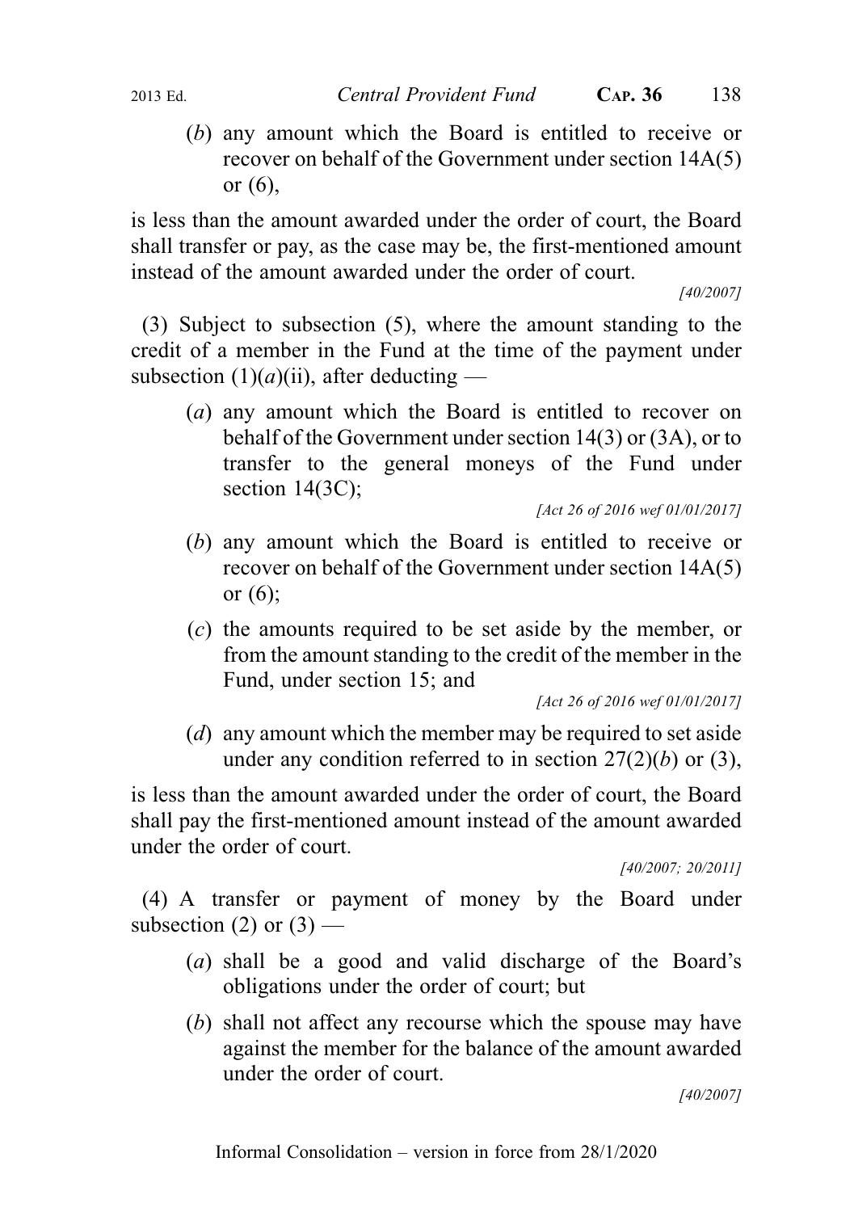(*b*) any amount which the Board is entitled to receive or recover on behalf of the Government under section 14A(5) or (6),

is less than the amount awarded under the order of court, the Board shall transfer or pay, as the case may be, the first-mentioned amount instead of the amount awarded under the order of court.

*[40/2007]*

(3) Subject to subsection (5), where the amount standing to the credit of a member in the Fund at the time of the payment under subsection (1)(*a*)(ii), after deducting —

(*a*) any amount which the Board is entitled to recover on behalf of the Government under section 14(3) or (3A), or to transfer to the general moneys of the Fund under section 14(3C);

*[Act 26 of 2016 wef 01/01/2017]*

(*b*) any amount which the Board is entitled to receive or recover on behalf of the Government under section 14A(5) or (6);

(*c*) the amounts required to be set aside by the member, or from the amount standing to the credit of the member in the Fund, under section 15; and

*[Act 26 of 2016 wef 01/01/2017]*

(*d*) any amount which the member may be required to set aside under any condition referred to in section 27(2)(*b*) or (3),

is less than the amount awarded under the order of court, the Board shall pay the first-mentioned amount instead of the amount awarded under the order of court.

*[40/2007; 20/2011]*

(4) A transfer or payment of money by the Board under subsection (2) or (3) —

(*a*) shall be a good and valid discharge of the Board's obligations under the order of court; but

(*b*) shall not affect any recourse which the spouse may have against the member for the balance of the amount awarded under the order of court.

*[40/2007]*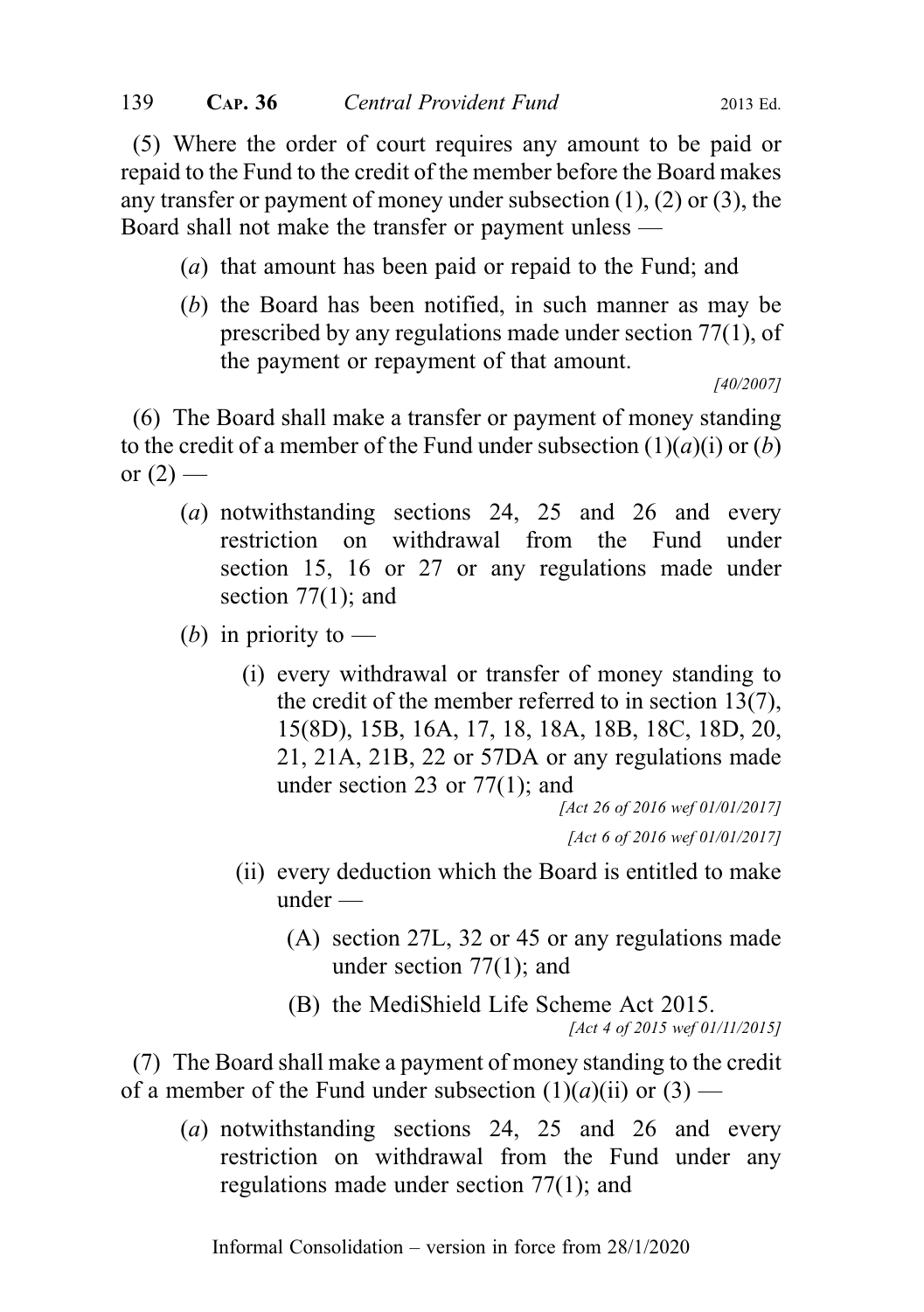(5) Where the order of court requires any amount to be paid or repaid to the Fund to the credit of the member before the Board makes any transfer or payment of money under subsection (1), (2) or (3), the Board shall not make the transfer or payment unless —

- (*a*) that amount has been paid or repaid to the Fund; and
- (*b*) the Board has been notified, in such manner as may be prescribed by any regulations made under section 77(1), of the payment or repayment of that amount.

*[40/2007]*

(6) The Board shall make a transfer or payment of money standing to the credit of a member of the Fund under subsection (1)(*a*)(i) or (*b*) or (2) —

- (*a*) notwithstanding sections 24, 25 and 26 and every restriction on withdrawal from the Fund under section 15, 16 or 27 or any regulations made under section 77(1); and
- (*b*) in priority to —
  - (i) every withdrawal or transfer of money standing to the credit of the member referred to in section 13(7), 15(8D), 15B, 16A, 17, 18, 18A, 18B, 18C, 18D, 20, 21, 21A, 21B, 22 or 57DA or any regulations made under section 23 or 77(1); and

    *[Act 26 of 2016 wef 01/01/2017]*

    *[Act 6 of 2016 wef 01/01/2017]*
  - (ii) every deduction which the Board is entitled to make under —
    - (A) section 27L, 32 or 45 or any regulations made under section 77(1); and
    - (B) the MediShield Life Scheme Act 2015.

      *[Act 4 of 2015 wef 01/11/2015]*

(7) The Board shall make a payment of money standing to the credit of a member of the Fund under subsection (1)(*a*)(ii) or (3) —

- (*a*) notwithstanding sections 24, 25 and 26 and every restriction on withdrawal from the Fund under any regulations made under section 77(1); and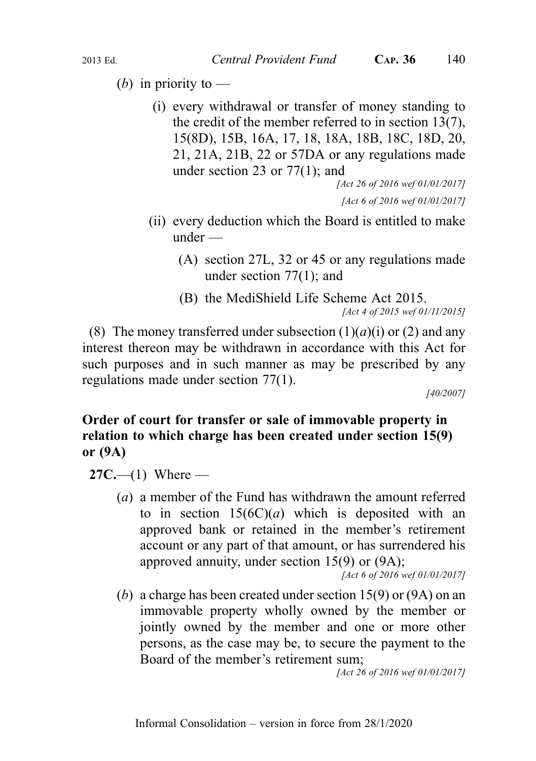(*b*) in priority to —

(i) every withdrawal or transfer of money standing to the credit of the member referred to in section 13(7), 15(8D), 15B, 16A, 17, 18, 18A, 18B, 18C, 18D, 20, 21, 21A, 21B, 22 or 57DA or any regulations made under section 23 or 77(1); and

*[Act 26 of 2016 wef 01/01/2017]*

*[Act 6 of 2016 wef 01/01/2017]*

(ii) every deduction which the Board is entitled to make under —

(A) section 27L, 32 or 45 or any regulations made under section 77(1); and

(B) the MediShield Life Scheme Act 2015.

*[Act 4 of 2015 wef 01/11/2015]*

(8) The money transferred under subsection (1)(*a*)(i) or (2) and any interest thereon may be withdrawn in accordance with this Act for such purposes and in such manner as may be prescribed by any regulations made under section 77(1).

*[40/2007]*

**Order of court for transfer or sale of immovable property in relation to which charge has been created under section 15(9) or (9A)**

**27C.**—(1) Where —

(*a*) a member of the Fund has withdrawn the amount referred to in section 15(6C)(*a*) which is deposited with an approved bank or retained in the member's retirement account or any part of that amount, or has surrendered his approved annuity, under section 15(9) or (9A);

*[Act 6 of 2016 wef 01/01/2017]*

(*b*) a charge has been created under section 15(9) or (9A) on an immovable property wholly owned by the member or jointly owned by the member and one or more other persons, as the case may be, to secure the payment to the Board of the member's retirement sum;

*[Act 26 of 2016 wef 01/01/2017]*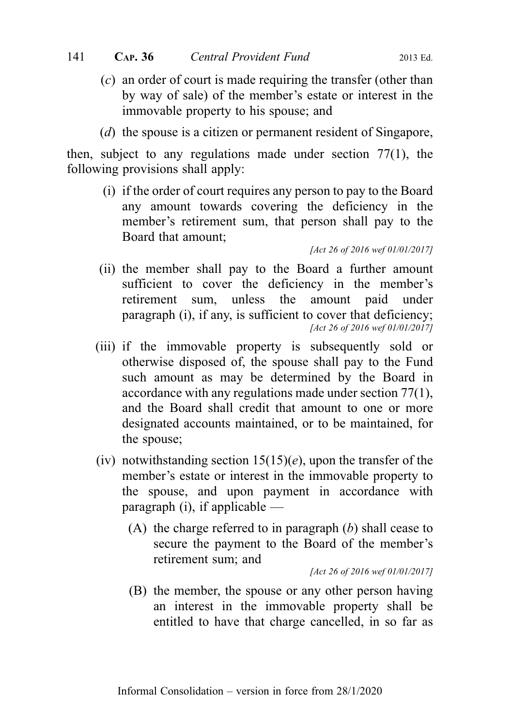(*c*) an order of court is made requiring the transfer (other than by way of sale) of the member's estate or interest in the immovable property to his spouse; and

(*d*) the spouse is a citizen or permanent resident of Singapore,

then, subject to any regulations made under section 77(1), the following provisions shall apply:

(i) if the order of court requires any person to pay to the Board any amount towards covering the deficiency in the member's retirement sum, that person shall pay to the Board that amount;

*[Act 26 of 2016 wef 01/01/2017]*

(ii) the member shall pay to the Board a further amount sufficient to cover the deficiency in the member's retirement sum, unless the amount paid under paragraph (i), if any, is sufficient to cover that deficiency;

*[Act 26 of 2016 wef 01/01/2017]*

(iii) if the immovable property is subsequently sold or otherwise disposed of, the spouse shall pay to the Fund such amount as may be determined by the Board in accordance with any regulations made under section 77(1), and the Board shall credit that amount to one or more designated accounts maintained, or to be maintained, for the spouse;

(iv) notwithstanding section 15(15)(*e*), upon the transfer of the member's estate or interest in the immovable property to the spouse, and upon payment in accordance with paragraph (i), if applicable —

(A) the charge referred to in paragraph (*b*) shall cease to secure the payment to the Board of the member's retirement sum; and

*[Act 26 of 2016 wef 01/01/2017]*

(B) the member, the spouse or any other person having an interest in the immovable property shall be entitled to have that charge cancelled, in so far as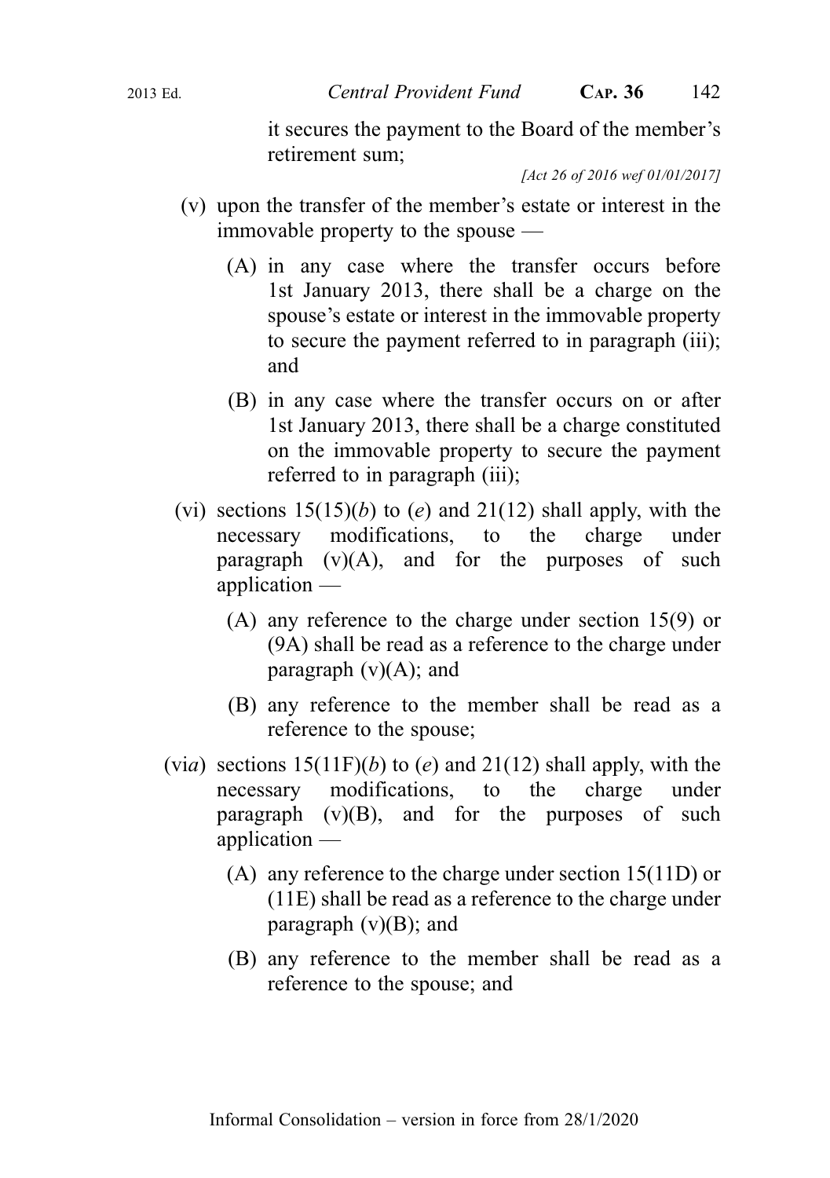it secures the payment to the Board of the member's retirement sum;

*[Act 26 of 2016 wef 01/01/2017]*

(v) upon the transfer of the member's estate or interest in the immovable property to the spouse —

(A) in any case where the transfer occurs before 1st January 2013, there shall be a charge on the spouse's estate or interest in the immovable property to secure the payment referred to in paragraph (iii); and

(B) in any case where the transfer occurs on or after 1st January 2013, there shall be a charge constituted on the immovable property to secure the payment referred to in paragraph (iii);

(vi) sections 15(15)(*b*) to (*e*) and 21(12) shall apply, with the necessary modifications, to the charge under paragraph (v)(A), and for the purposes of such application —

(A) any reference to the charge under section 15(9) or (9A) shall be read as a reference to the charge under paragraph (v)(A); and

(B) any reference to the member shall be read as a reference to the spouse;

(vi*a*) sections 15(11F)(*b*) to (*e*) and 21(12) shall apply, with the necessary modifications, to the charge under paragraph (v)(B), and for the purposes of such application —

(A) any reference to the charge under section 15(11D) or (11E) shall be read as a reference to the charge under paragraph (v)(B); and

(B) any reference to the member shall be read as a reference to the spouse; and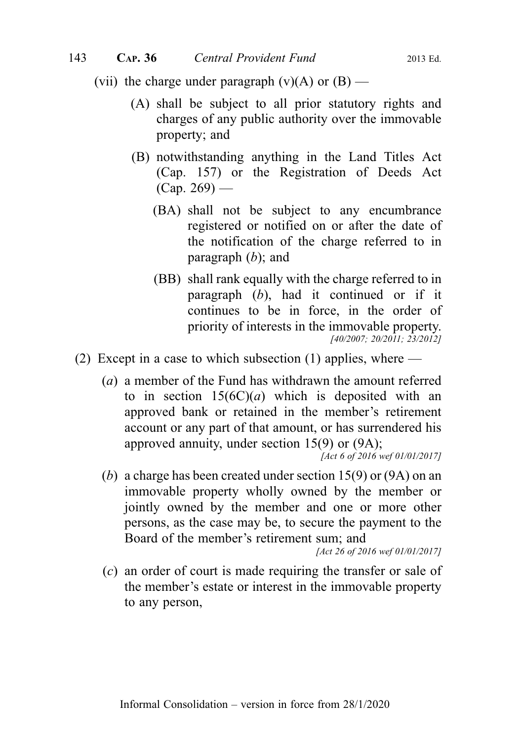(vii) the charge under paragraph (v)(A) or (B) —

(A) shall be subject to all prior statutory rights and charges of any public authority over the immovable property; and

(B) notwithstanding anything in the Land Titles Act (Cap. 157) or the Registration of Deeds Act (Cap. 269) —

(BA) shall not be subject to any encumbrance registered or notified on or after the date of the notification of the charge referred to in paragraph (*b*); and

(BB) shall rank equally with the charge referred to in paragraph (*b*), had it continued or if it continues to be in force, in the order of priority of interests in the immovable property.

*[40/2007; 20/2011; 23/2012]*

(2) Except in a case to which subsection (1) applies, where —

(*a*) a member of the Fund has withdrawn the amount referred to in section 15(6C)(*a*) which is deposited with an approved bank or retained in the member's retirement account or any part of that amount, or has surrendered his approved annuity, under section 15(9) or (9A);

*[Act 6 of 2016 wef 01/01/2017]*

(*b*) a charge has been created under section 15(9) or (9A) on an immovable property wholly owned by the member or jointly owned by the member and one or more other persons, as the case may be, to secure the payment to the Board of the member's retirement sum; and

*[Act 26 of 2016 wef 01/01/2017]*

(*c*) an order of court is made requiring the transfer or sale of the member's estate or interest in the immovable property to any person,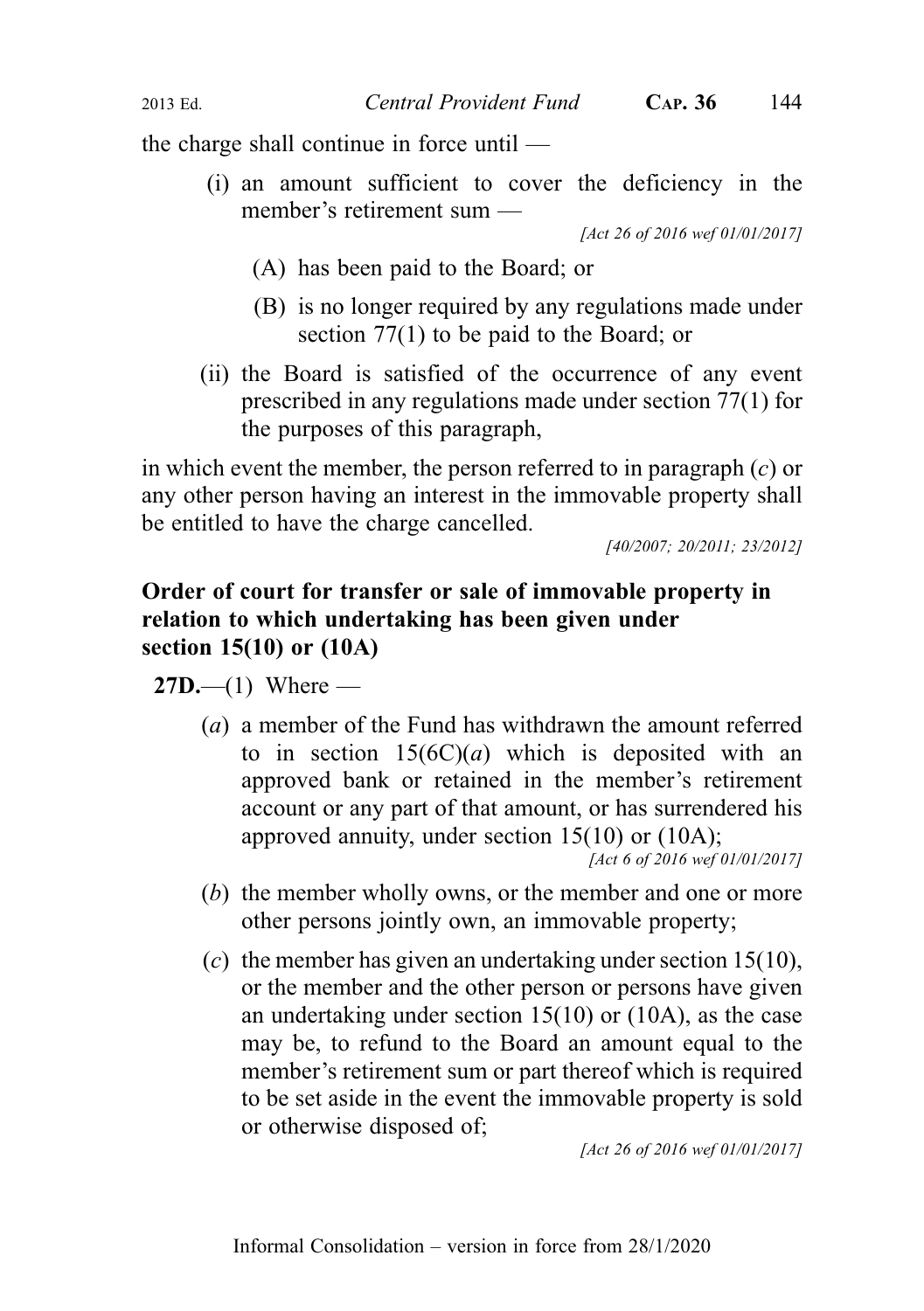the charge shall continue in force until —

(i) an amount sufficient to cover the deficiency in the member's retirement sum —

*[Act 26 of 2016 wef 01/01/2017]*

(A) has been paid to the Board; or

(B) is no longer required by any regulations made under section 77(1) to be paid to the Board; or

(ii) the Board is satisfied of the occurrence of any event prescribed in any regulations made under section 77(1) for the purposes of this paragraph,

in which event the member, the person referred to in paragraph (*c*) or any other person having an interest in the immovable property shall be entitled to have the charge cancelled.

*[40/2007; 20/2011; 23/2012]*

**Order of court for transfer or sale of immovable property in relation to which undertaking has been given under section 15(10) or (10A)**

**27D.**—(1) Where —

(*a*) a member of the Fund has withdrawn the amount referred to in section 15(6C)(*a*) which is deposited with an approved bank or retained in the member's retirement account or any part of that amount, or has surrendered his approved annuity, under section 15(10) or (10A);

*[Act 6 of 2016 wef 01/01/2017]*

(*b*) the member wholly owns, or the member and one or more other persons jointly own, an immovable property;

(*c*) the member has given an undertaking under section 15(10), or the member and the other person or persons have given an undertaking under section 15(10) or (10A), as the case may be, to refund to the Board an amount equal to the member's retirement sum or part thereof which is required to be set aside in the event the immovable property is sold or otherwise disposed of;

*[Act 26 of 2016 wef 01/01/2017]*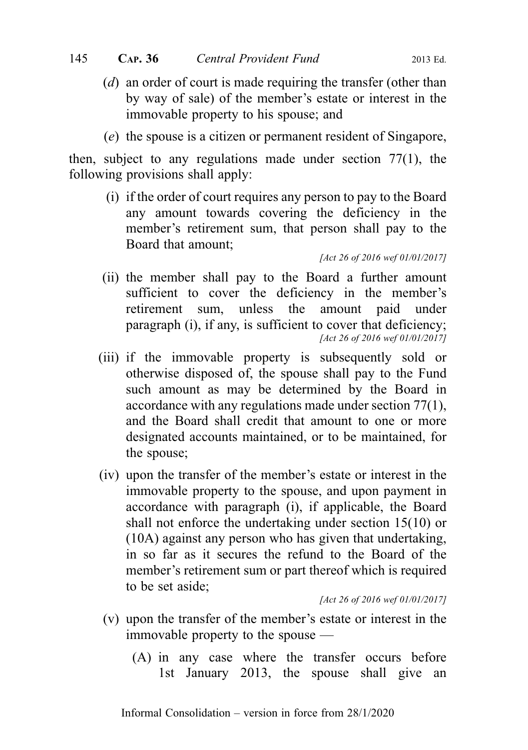(*d*) an order of court is made requiring the transfer (other than by way of sale) of the member's estate or interest in the immovable property to his spouse; and

(*e*) the spouse is a citizen or permanent resident of Singapore,

then, subject to any regulations made under section 77(1), the following provisions shall apply:

(i) if the order of court requires any person to pay to the Board any amount towards covering the deficiency in the member's retirement sum, that person shall pay to the Board that amount;

*[Act 26 of 2016 wef 01/01/2017]*

(ii) the member shall pay to the Board a further amount sufficient to cover the deficiency in the member's retirement sum, unless the amount paid under paragraph (i), if any, is sufficient to cover that deficiency;

*[Act 26 of 2016 wef 01/01/2017]*

(iii) if the immovable property is subsequently sold or otherwise disposed of, the spouse shall pay to the Fund such amount as may be determined by the Board in accordance with any regulations made under section 77(1), and the Board shall credit that amount to one or more designated accounts maintained, or to be maintained, for the spouse;

(iv) upon the transfer of the member's estate or interest in the immovable property to the spouse, and upon payment in accordance with paragraph (i), if applicable, the Board shall not enforce the undertaking under section 15(10) or (10A) against any person who has given that undertaking, in so far as it secures the refund to the Board of the member's retirement sum or part thereof which is required to be set aside;

*[Act 26 of 2016 wef 01/01/2017]*

(v) upon the transfer of the member's estate or interest in the immovable property to the spouse —

(A) in any case where the transfer occurs before 1st January 2013, the spouse shall give an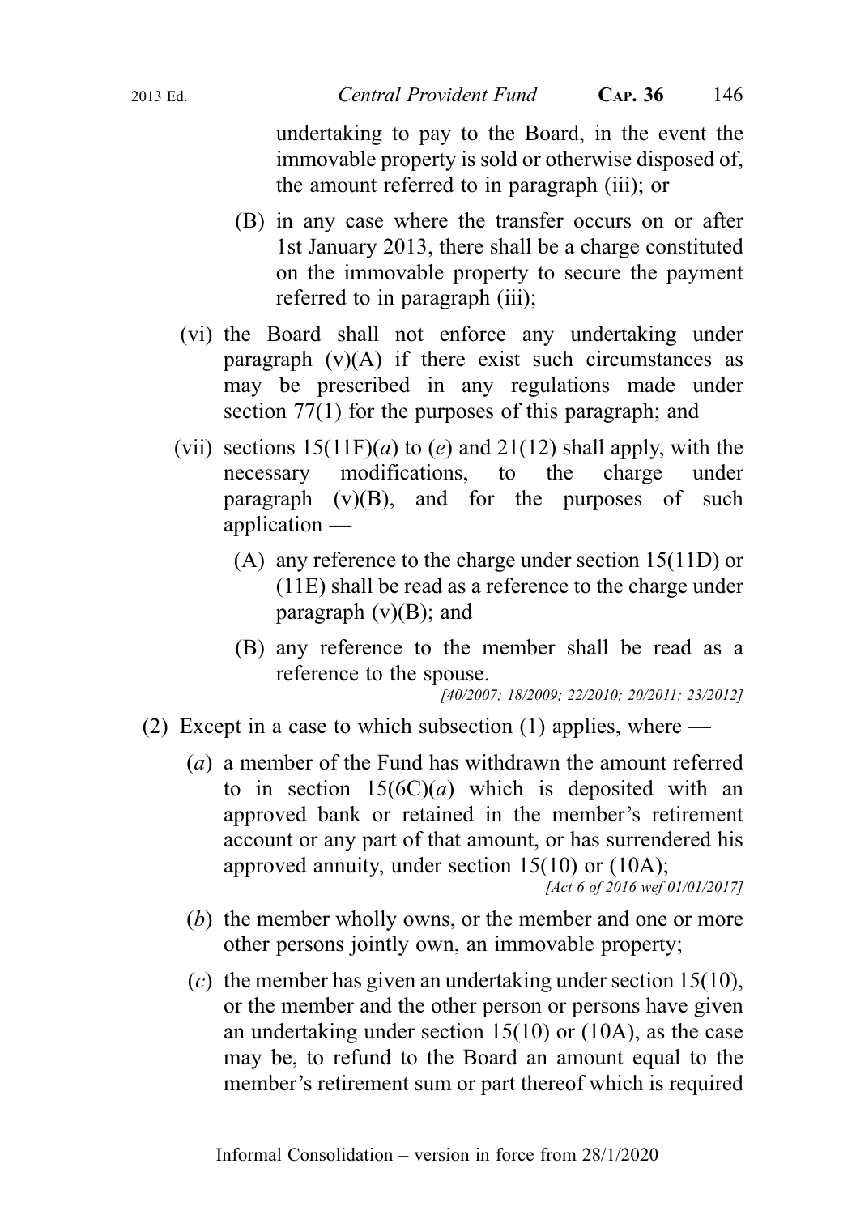undertaking to pay to the Board, in the event the immovable property is sold or otherwise disposed of, the amount referred to in paragraph (iii); or

(B) in any case where the transfer occurs on or after 1st January 2013, there shall be a charge constituted on the immovable property to secure the payment referred to in paragraph (iii);

(vi) the Board shall not enforce any undertaking under paragraph (v)(A) if there exist such circumstances as may be prescribed in any regulations made under section 77(1) for the purposes of this paragraph; and

(vii) sections 15(11F)(*a*) to (*e*) and 21(12) shall apply, with the necessary modifications, to the charge under paragraph (v)(B), and for the purposes of such application —

(A) any reference to the charge under section 15(11D) or (11E) shall be read as a reference to the charge under paragraph (v)(B); and

(B) any reference to the member shall be read as a reference to the spouse.

*[40/2007; 18/2009; 22/2010; 20/2011; 23/2012]*

(2) Except in a case to which subsection (1) applies, where —

(*a*) a member of the Fund has withdrawn the amount referred to in section 15(6C)(*a*) which is deposited with an approved bank or retained in the member's retirement account or any part of that amount, or has surrendered his approved annuity, under section 15(10) or (10A);

*[Act 6 of 2016 wef 01/01/2017]*

(*b*) the member wholly owns, or the member and one or more other persons jointly own, an immovable property;

(*c*) the member has given an undertaking under section 15(10), or the member and the other person or persons have given an undertaking under section 15(10) or (10A), as the case may be, to refund to the Board an amount equal to the member's retirement sum or part thereof which is required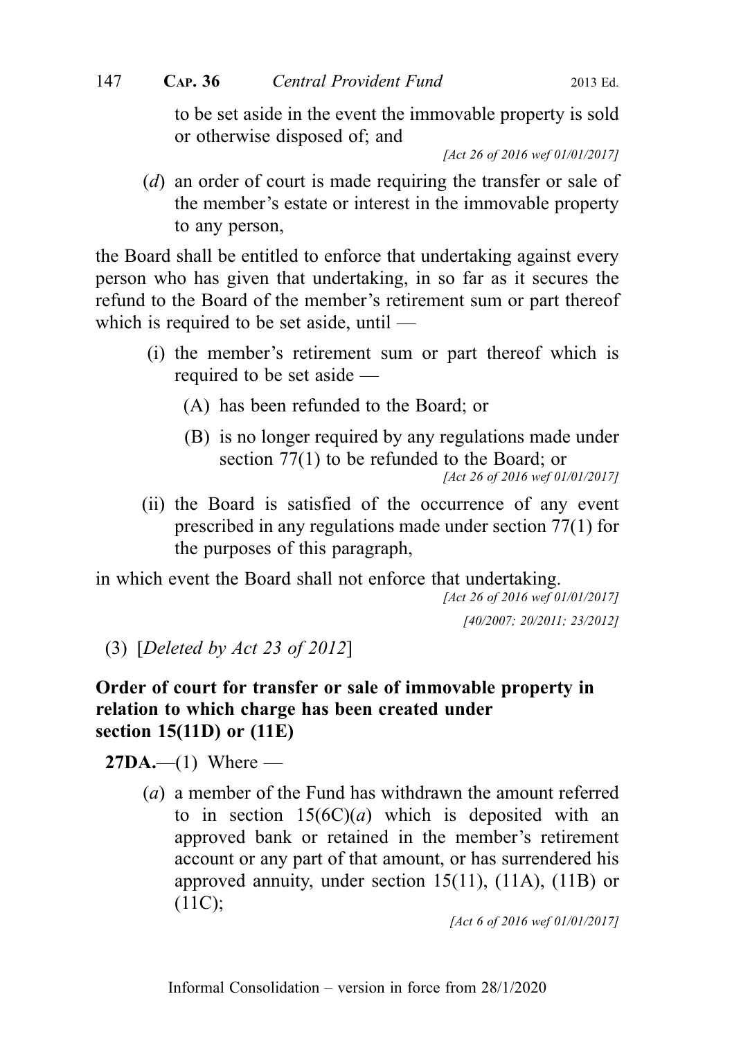to be set aside in the event the immovable property is sold or otherwise disposed of; and

[Act 26 of 2016 wef 01/01/2017]

(*d*) an order of court is made requiring the transfer or sale of the member's estate or interest in the immovable property to any person,

the Board shall be entitled to enforce that undertaking against every person who has given that undertaking, in so far as it secures the refund to the Board of the member's retirement sum or part thereof which is required to be set aside, until —

(i) the member's retirement sum or part thereof which is required to be set aside —

(A) has been refunded to the Board; or

(B) is no longer required by any regulations made under section 77(1) to be refunded to the Board; or

[Act 26 of 2016 wef 01/01/2017]

(ii) the Board is satisfied of the occurrence of any event prescribed in any regulations made under section 77(1) for the purposes of this paragraph,

in which event the Board shall not enforce that undertaking.

[Act 26 of 2016 wef 01/01/2017]

[40/2007; 20/2011; 23/2012]

(3) [*Deleted by Act 23 of 2012*]

**Order of court for transfer or sale of immovable property in relation to which charge has been created under section 15(11D) or (11E)**

**27DA.**—(1) Where —

(*a*) a member of the Fund has withdrawn the amount referred to in section 15(6C)(*a*) which is deposited with an approved bank or retained in the member's retirement account or any part of that amount, or has surrendered his approved annuity, under section 15(11), (11A), (11B) or (11C);

[Act 6 of 2016 wef 01/01/2017]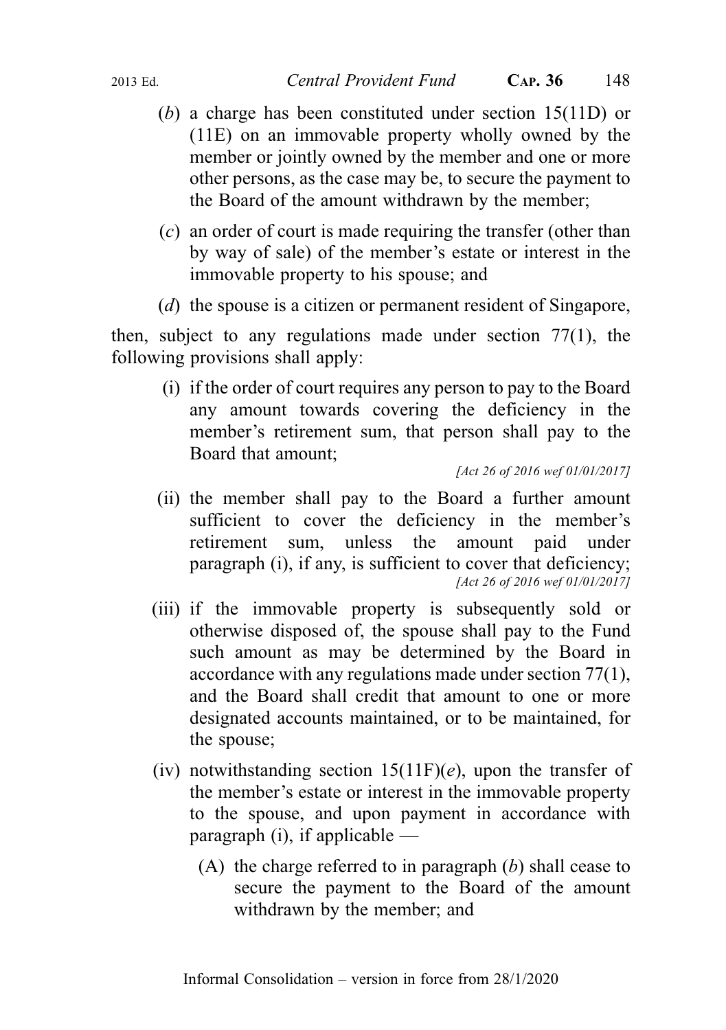(*b*) a charge has been constituted under section 15(11D) or (11E) on an immovable property wholly owned by the member or jointly owned by the member and one or more other persons, as the case may be, to secure the payment to the Board of the amount withdrawn by the member;

(*c*) an order of court is made requiring the transfer (other than by way of sale) of the member's estate or interest in the immovable property to his spouse; and

(*d*) the spouse is a citizen or permanent resident of Singapore,

then, subject to any regulations made under section 77(1), the following provisions shall apply:

(i) if the order of court requires any person to pay to the Board any amount towards covering the deficiency in the member's retirement sum, that person shall pay to the Board that amount;

*[Act 26 of 2016 wef 01/01/2017]*

(ii) the member shall pay to the Board a further amount sufficient to cover the deficiency in the member's retirement sum, unless the amount paid under paragraph (i), if any, is sufficient to cover that deficiency;

*[Act 26 of 2016 wef 01/01/2017]*

(iii) if the immovable property is subsequently sold or otherwise disposed of, the spouse shall pay to the Fund such amount as may be determined by the Board in accordance with any regulations made under section 77(1), and the Board shall credit that amount to one or more designated accounts maintained, or to be maintained, for the spouse;

(iv) notwithstanding section 15(11F)(*e*), upon the transfer of the member's estate or interest in the immovable property to the spouse, and upon payment in accordance with paragraph (i), if applicable —

(A) the charge referred to in paragraph (*b*) shall cease to secure the payment to the Board of the amount withdrawn by the member; and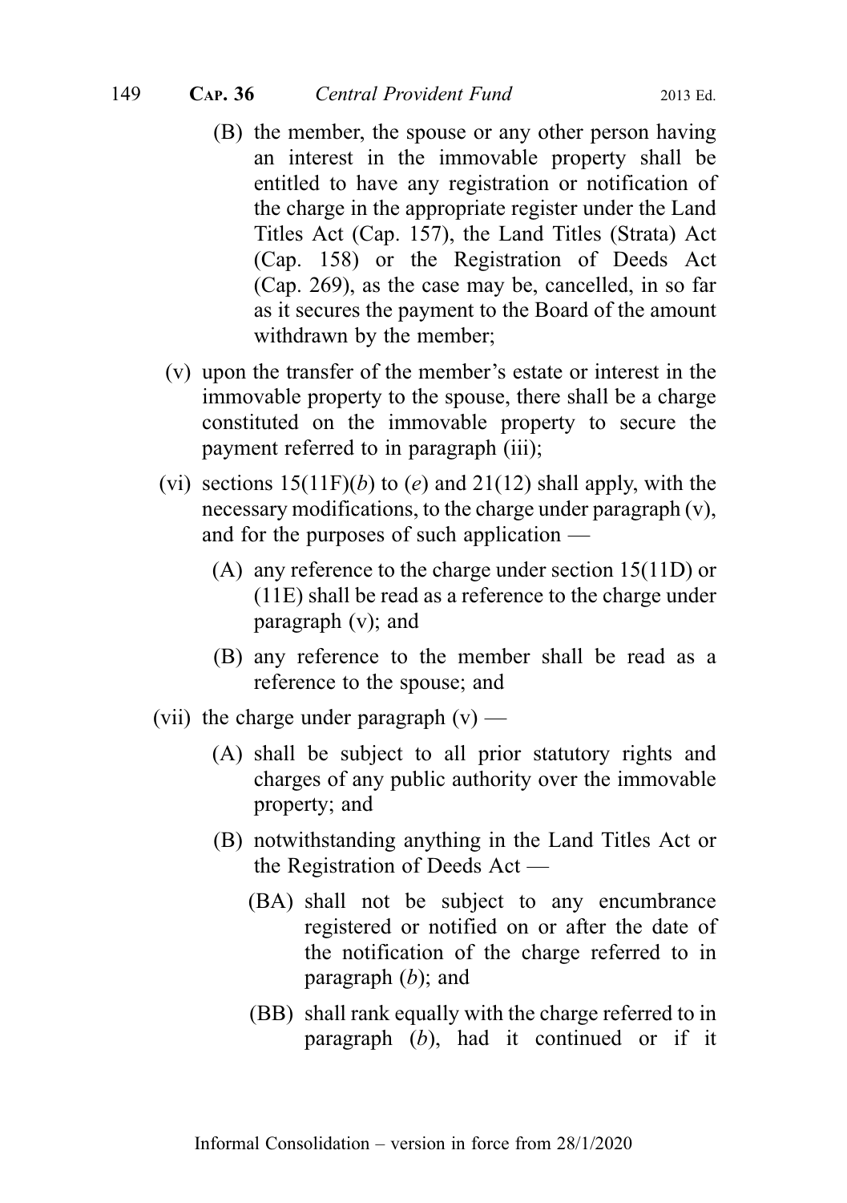(B) the member, the spouse or any other person having an interest in the immovable property shall be entitled to have any registration or notification of the charge in the appropriate register under the Land Titles Act (Cap. 157), the Land Titles (Strata) Act (Cap. 158) or the Registration of Deeds Act (Cap. 269), as the case may be, cancelled, in so far as it secures the payment to the Board of the amount withdrawn by the member;

(v) upon the transfer of the member's estate or interest in the immovable property to the spouse, there shall be a charge constituted on the immovable property to secure the payment referred to in paragraph (iii);

(vi) sections 15(11F)(*b*) to (*e*) and 21(12) shall apply, with the necessary modifications, to the charge under paragraph (v), and for the purposes of such application —

(A) any reference to the charge under section 15(11D) or (11E) shall be read as a reference to the charge under paragraph (v); and

(B) any reference to the member shall be read as a reference to the spouse; and

(vii) the charge under paragraph (v) —

(A) shall be subject to all prior statutory rights and charges of any public authority over the immovable property; and

(B) notwithstanding anything in the Land Titles Act or the Registration of Deeds Act —

(BA) shall not be subject to any encumbrance registered or notified on or after the date of the notification of the charge referred to in paragraph (*b*); and

(BB) shall rank equally with the charge referred to in paragraph (*b*), had it continued or if it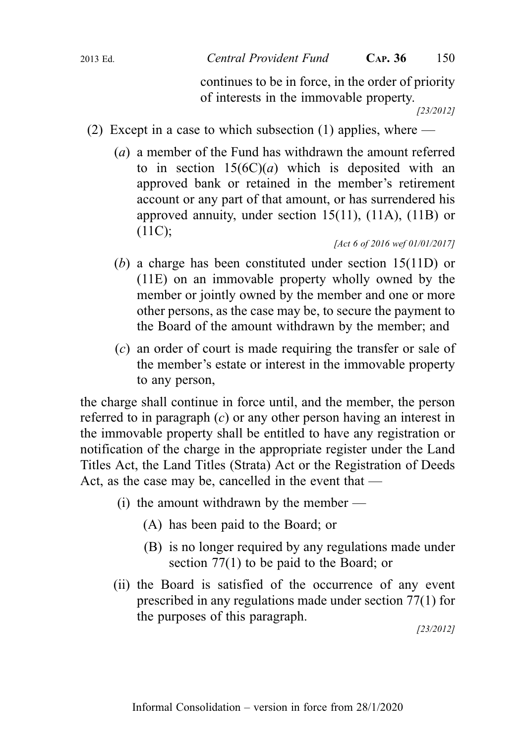continues to be in force, in the order of priority of interests in the immovable property.

[23/2012]

(2) Except in a case to which subsection (1) applies, where —

(*a*) a member of the Fund has withdrawn the amount referred to in section 15(6C)(*a*) which is deposited with an approved bank or retained in the member's retirement account or any part of that amount, or has surrendered his approved annuity, under section 15(11), (11A), (11B) or (11C);

[Act 6 of 2016 wef 01/01/2017]

(*b*) a charge has been constituted under section 15(11D) or (11E) on an immovable property wholly owned by the member or jointly owned by the member and one or more other persons, as the case may be, to secure the payment to the Board of the amount withdrawn by the member; and

(*c*) an order of court is made requiring the transfer or sale of the member's estate or interest in the immovable property to any person,

the charge shall continue in force until, and the member, the person referred to in paragraph (*c*) or any other person having an interest in the immovable property shall be entitled to have any registration or notification of the charge in the appropriate register under the Land Titles Act, the Land Titles (Strata) Act or the Registration of Deeds Act, as the case may be, cancelled in the event that —

(i) the amount withdrawn by the member —

(A) has been paid to the Board; or

(B) is no longer required by any regulations made under section 77(1) to be paid to the Board; or

(ii) the Board is satisfied of the occurrence of any event prescribed in any regulations made under section 77(1) for the purposes of this paragraph.

[23/2012]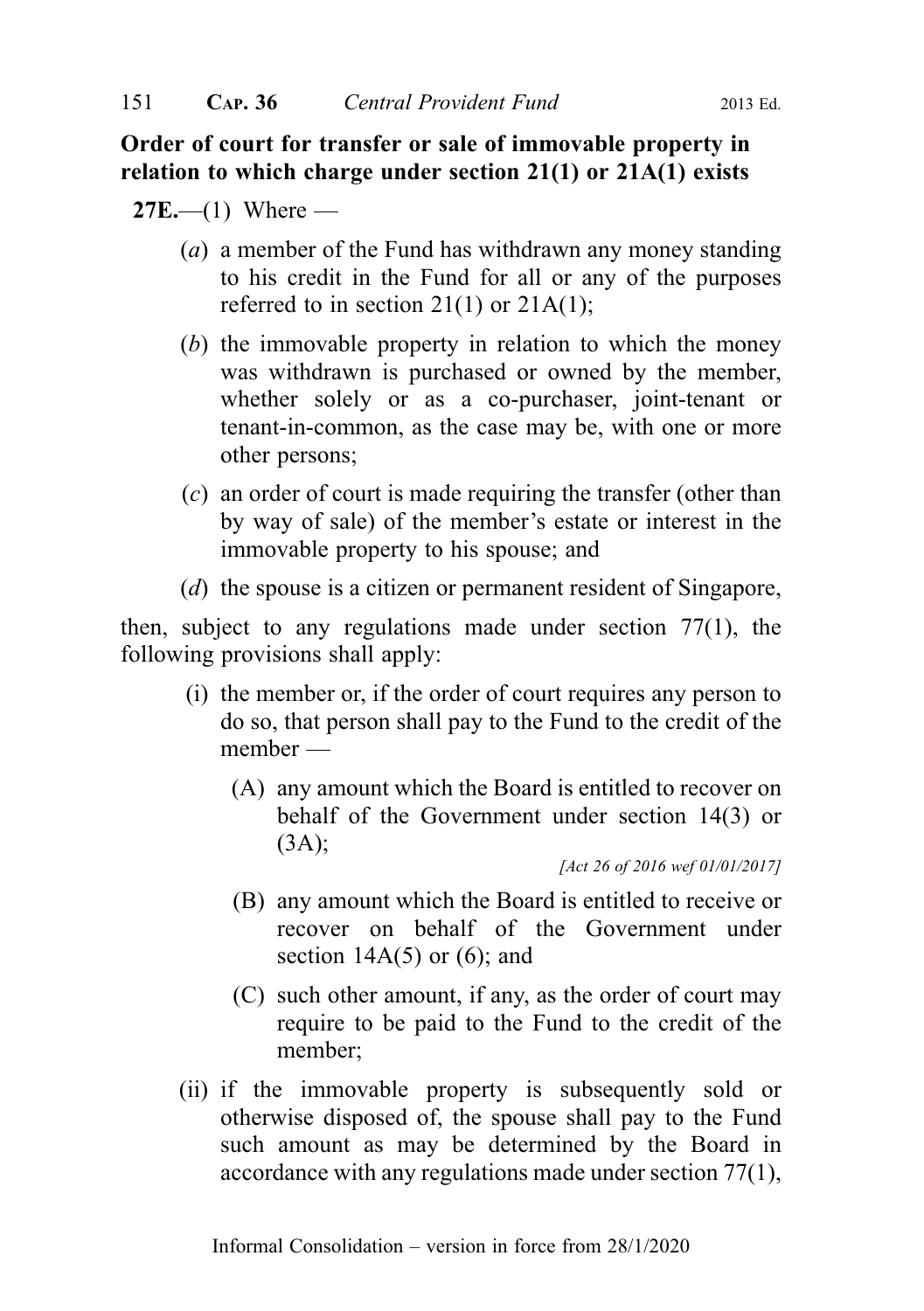**Order of court for transfer or sale of immovable property in relation to which charge under section 21(1) or 21A(1) exists**

**27E.**—(1) Where —

(*a*) a member of the Fund has withdrawn any money standing to his credit in the Fund for all or any of the purposes referred to in section 21(1) or 21A(1);

(*b*) the immovable property in relation to which the money was withdrawn is purchased or owned by the member, whether solely or as a co-purchaser, joint-tenant or tenant-in-common, as the case may be, with one or more other persons;

(*c*) an order of court is made requiring the transfer (other than by way of sale) of the member's estate or interest in the immovable property to his spouse; and

(*d*) the spouse is a citizen or permanent resident of Singapore,

then, subject to any regulations made under section 77(1), the following provisions shall apply:

(i) the member or, if the order of court requires any person to do so, that person shall pay to the Fund to the credit of the member —

(A) any amount which the Board is entitled to recover on behalf of the Government under section 14(3) or (3A);

*[Act 26 of 2016 wef 01/01/2017]*

(B) any amount which the Board is entitled to receive or recover on behalf of the Government under section 14A(5) or (6); and

(C) such other amount, if any, as the order of court may require to be paid to the Fund to the credit of the member;

(ii) if the immovable property is subsequently sold or otherwise disposed of, the spouse shall pay to the Fund such amount as may be determined by the Board in accordance with any regulations made under section 77(1),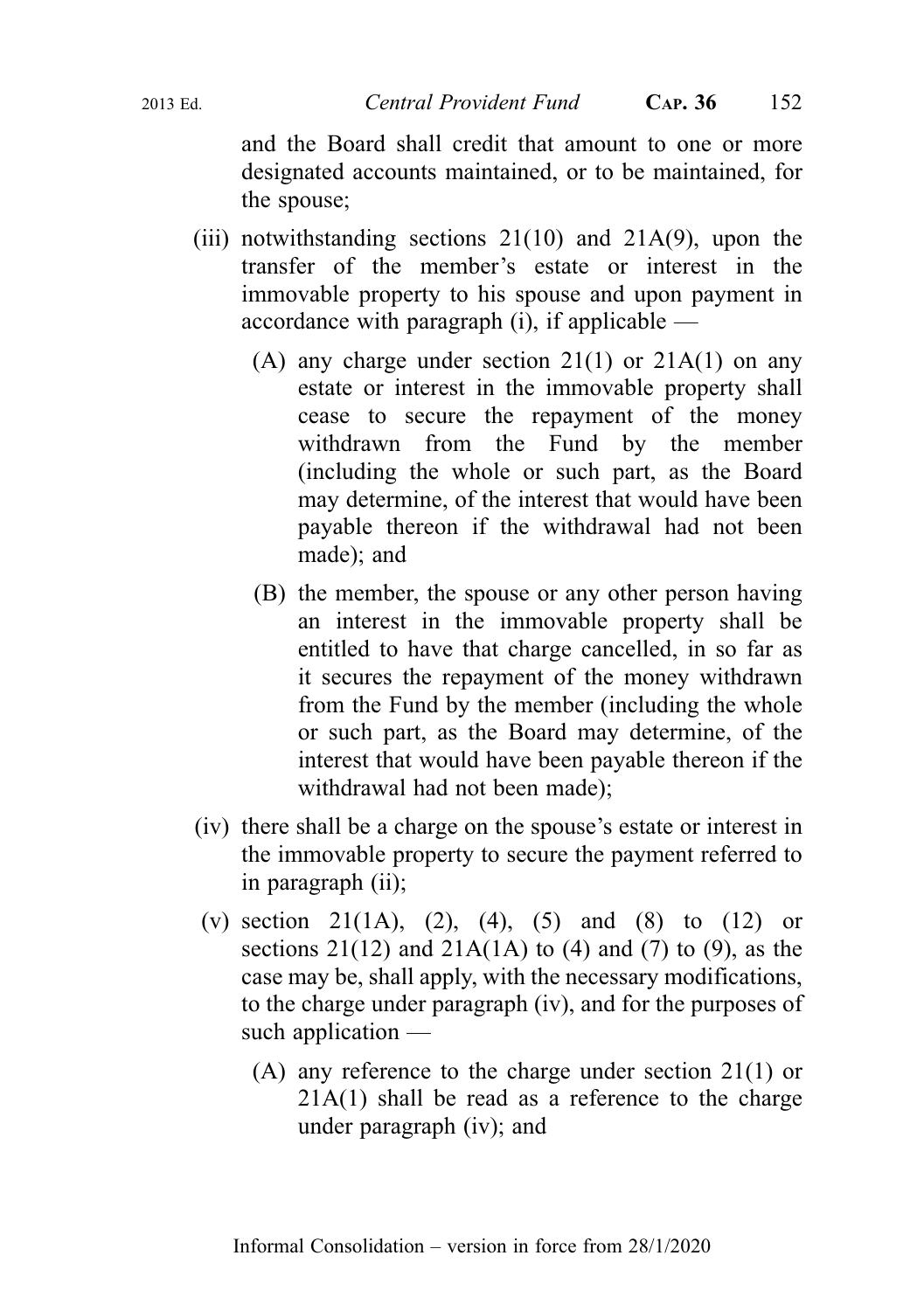and the Board shall credit that amount to one or more designated accounts maintained, or to be maintained, for the spouse;

(iii) notwithstanding sections 21(10) and 21A(9), upon the transfer of the member's estate or interest in the immovable property to his spouse and upon payment in accordance with paragraph (i), if applicable —

(A) any charge under section 21(1) or 21A(1) on any estate or interest in the immovable property shall cease to secure the repayment of the money withdrawn from the Fund by the member (including the whole or such part, as the Board may determine, of the interest that would have been payable thereon if the withdrawal had not been made); and

(B) the member, the spouse or any other person having an interest in the immovable property shall be entitled to have that charge cancelled, in so far as it secures the repayment of the money withdrawn from the Fund by the member (including the whole or such part, as the Board may determine, of the interest that would have been payable thereon if the withdrawal had not been made);

(iv) there shall be a charge on the spouse's estate or interest in the immovable property to secure the payment referred to in paragraph (ii);

(v) section 21(1A), (2), (4), (5) and (8) to (12) or sections 21(12) and 21A(1A) to (4) and (7) to (9), as the case may be, shall apply, with the necessary modifications, to the charge under paragraph (iv), and for the purposes of such application —

(A) any reference to the charge under section 21(1) or 21A(1) shall be read as a reference to the charge under paragraph (iv); and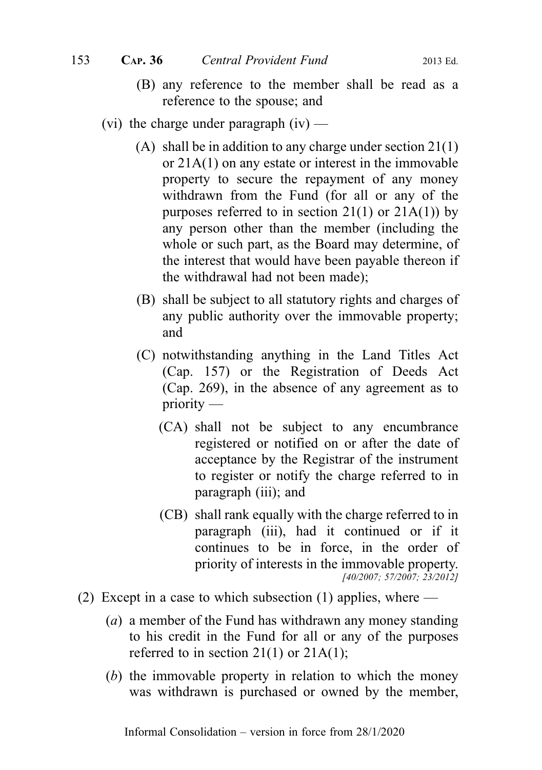(B) any reference to the member shall be read as a reference to the spouse; and

(vi) the charge under paragraph (iv) —

(A) shall be in addition to any charge under section 21(1) or 21A(1) on any estate or interest in the immovable property to secure the repayment of any money withdrawn from the Fund (for all or any of the purposes referred to in section 21(1) or 21A(1)) by any person other than the member (including the whole or such part, as the Board may determine, of the interest that would have been payable thereon if the withdrawal had not been made);

(B) shall be subject to all statutory rights and charges of any public authority over the immovable property; and

(C) notwithstanding anything in the Land Titles Act (Cap. 157) or the Registration of Deeds Act (Cap. 269), in the absence of any agreement as to priority —

(CA) shall not be subject to any encumbrance registered or notified on or after the date of acceptance by the Registrar of the instrument to register or notify the charge referred to in paragraph (iii); and

(CB) shall rank equally with the charge referred to in paragraph (iii), had it continued or if it continues to be in force, in the order of priority of interests in the immovable property.

*[40/2007; 57/2007; 23/2012]*

(2) Except in a case to which subsection (1) applies, where —

(*a*) a member of the Fund has withdrawn any money standing to his credit in the Fund for all or any of the purposes referred to in section 21(1) or 21A(1);

(*b*) the immovable property in relation to which the money was withdrawn is purchased or owned by the member,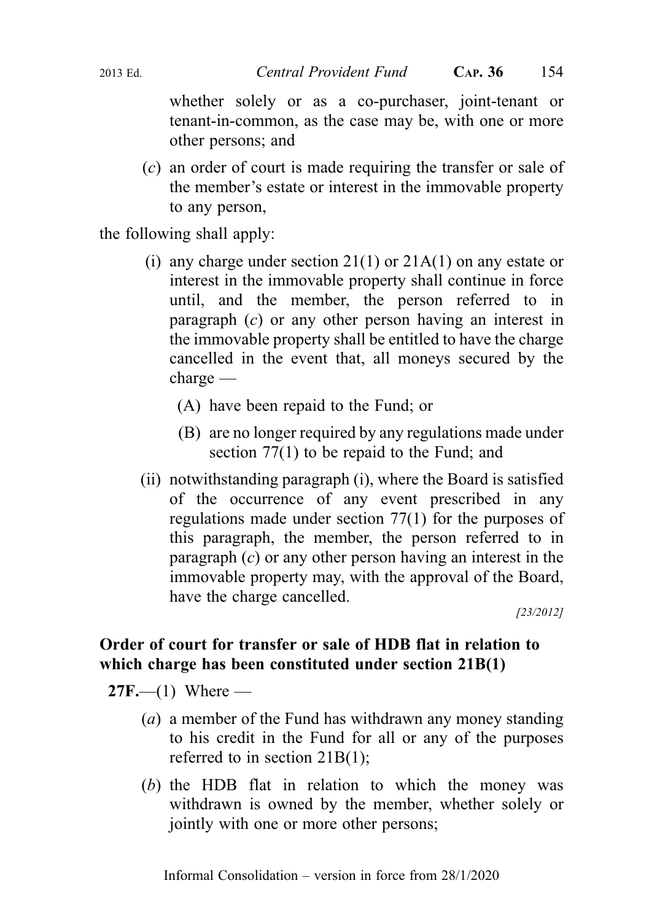whether solely or as a co-purchaser, joint-tenant or tenant-in-common, as the case may be, with one or more other persons; and

(*c*) an order of court is made requiring the transfer or sale of the member's estate or interest in the immovable property to any person,

the following shall apply:

(i) any charge under section 21(1) or 21A(1) on any estate or interest in the immovable property shall continue in force until, and the member, the person referred to in paragraph (*c*) or any other person having an interest in the immovable property shall be entitled to have the charge cancelled in the event that, all moneys secured by the charge —

(A) have been repaid to the Fund; or

(B) are no longer required by any regulations made under section 77(1) to be repaid to the Fund; and

(ii) notwithstanding paragraph (i), where the Board is satisfied of the occurrence of any event prescribed in any regulations made under section 77(1) for the purposes of this paragraph, the member, the person referred to in paragraph (*c*) or any other person having an interest in the immovable property may, with the approval of the Board, have the charge cancelled.

*[23/2012]*

**Order of court for transfer or sale of HDB flat in relation to which charge has been constituted under section 21B(1)**

**27F.**—(1) Where —

(*a*) a member of the Fund has withdrawn any money standing to his credit in the Fund for all or any of the purposes referred to in section 21B(1);

(*b*) the HDB flat in relation to which the money was withdrawn is owned by the member, whether solely or jointly with one or more other persons;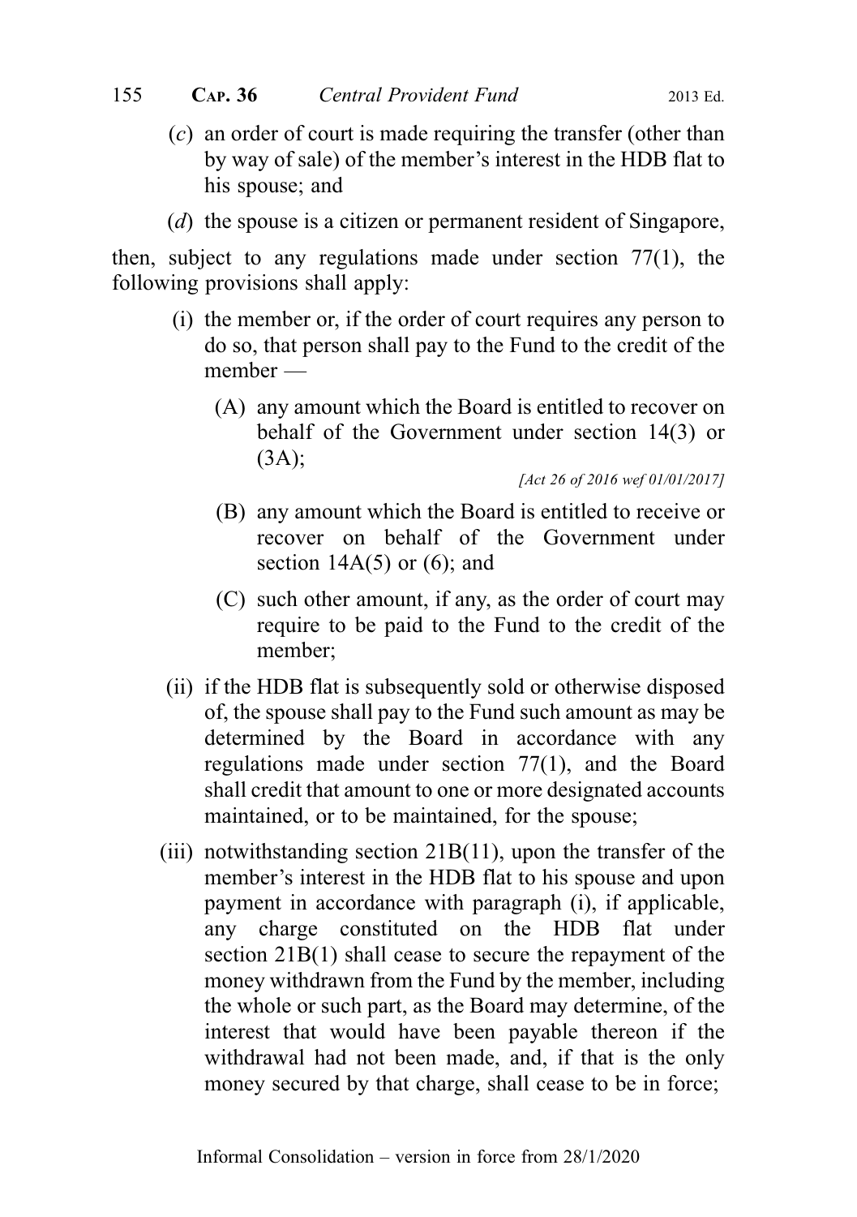(*c*) an order of court is made requiring the transfer (other than by way of sale) of the member's interest in the HDB flat to his spouse; and

(*d*) the spouse is a citizen or permanent resident of Singapore,

then, subject to any regulations made under section 77(1), the following provisions shall apply:

(i) the member or, if the order of court requires any person to do so, that person shall pay to the Fund to the credit of the member —

(A) any amount which the Board is entitled to recover on behalf of the Government under section 14(3) or (3A);

*[Act 26 of 2016 wef 01/01/2017]*

(B) any amount which the Board is entitled to receive or recover on behalf of the Government under section 14A(5) or (6); and

(C) such other amount, if any, as the order of court may require to be paid to the Fund to the credit of the member;

(ii) if the HDB flat is subsequently sold or otherwise disposed of, the spouse shall pay to the Fund such amount as may be determined by the Board in accordance with any regulations made under section 77(1), and the Board shall credit that amount to one or more designated accounts maintained, or to be maintained, for the spouse;

(iii) notwithstanding section 21B(11), upon the transfer of the member's interest in the HDB flat to his spouse and upon payment in accordance with paragraph (i), if applicable, any charge constituted on the HDB flat under section 21B(1) shall cease to secure the repayment of the money withdrawn from the Fund by the member, including the whole or such part, as the Board may determine, of the interest that would have been payable thereon if the withdrawal had not been made, and, if that is the only money secured by that charge, shall cease to be in force;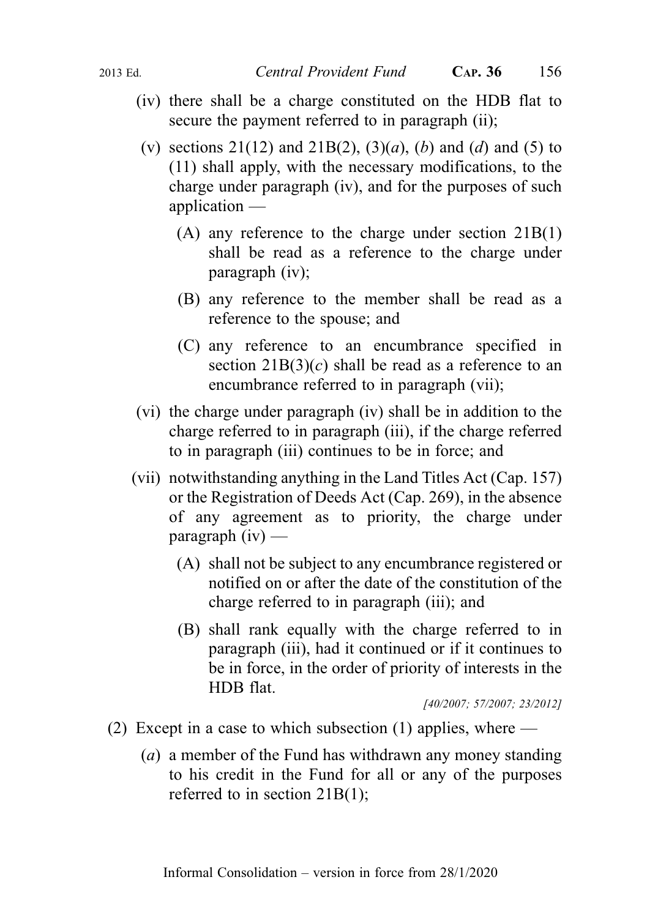(iv) there shall be a charge constituted on the HDB flat to secure the payment referred to in paragraph (ii);

(v) sections 21(12) and 21B(2), (3)(*a*), (*b*) and (*d*) and (5) to (11) shall apply, with the necessary modifications, to the charge under paragraph (iv), and for the purposes of such application —

(A) any reference to the charge under section 21B(1) shall be read as a reference to the charge under paragraph (iv);

(B) any reference to the member shall be read as a reference to the spouse; and

(C) any reference to an encumbrance specified in section 21B(3)(*c*) shall be read as a reference to an encumbrance referred to in paragraph (vii);

(vi) the charge under paragraph (iv) shall be in addition to the charge referred to in paragraph (iii), if the charge referred to in paragraph (iii) continues to be in force; and

(vii) notwithstanding anything in the Land Titles Act (Cap. 157) or the Registration of Deeds Act (Cap. 269), in the absence of any agreement as to priority, the charge under paragraph (iv) —

(A) shall not be subject to any encumbrance registered or notified on or after the date of the constitution of the charge referred to in paragraph (iii); and

(B) shall rank equally with the charge referred to in paragraph (iii), had it continued or if it continues to be in force, in the order of priority of interests in the HDB flat.

*[40/2007; 57/2007; 23/2012]*

(2) Except in a case to which subsection (1) applies, where —

(*a*) a member of the Fund has withdrawn any money standing to his credit in the Fund for all or any of the purposes referred to in section 21B(1);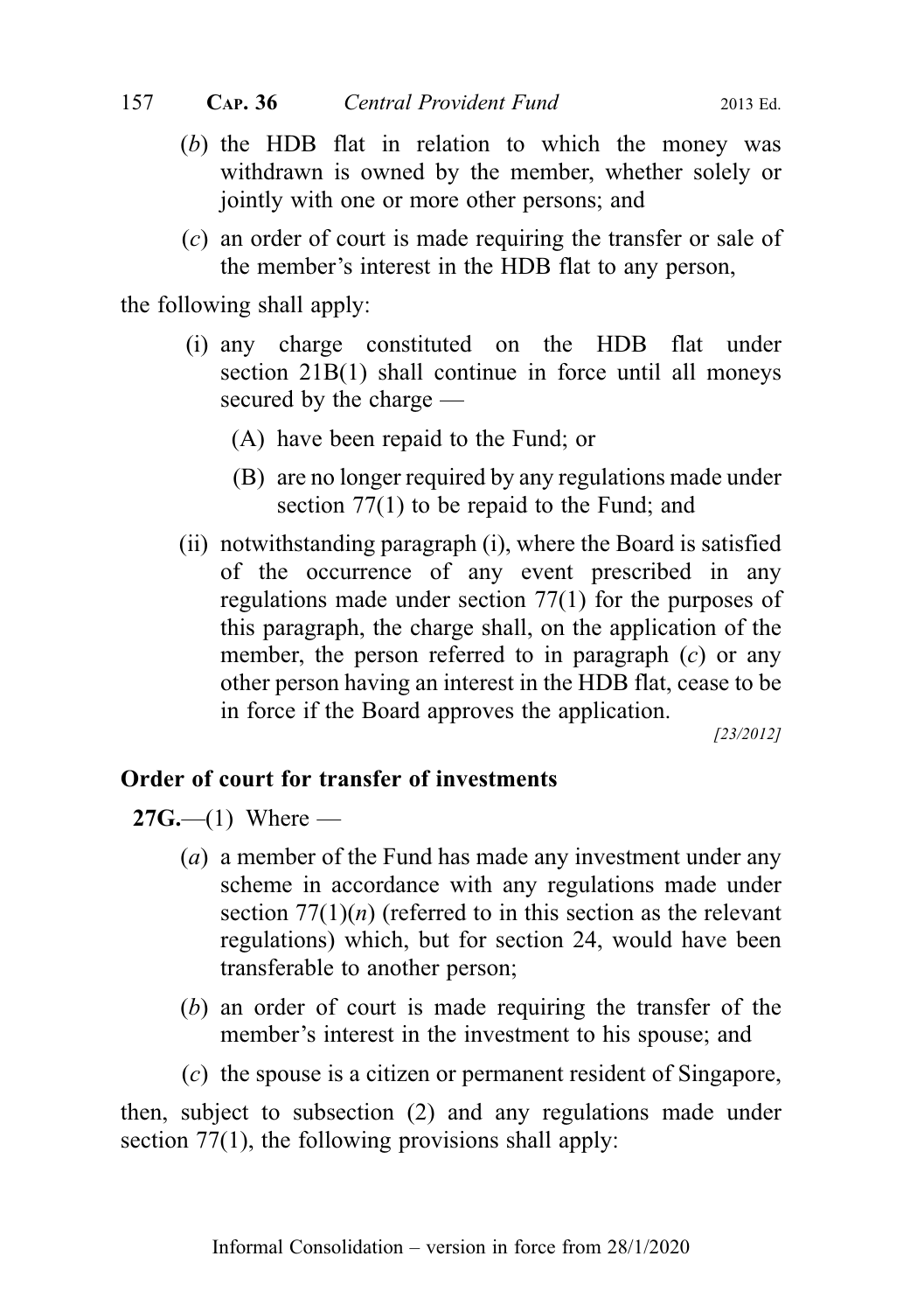(*b*) the HDB flat in relation to which the money was withdrawn is owned by the member, whether solely or jointly with one or more other persons; and

(*c*) an order of court is made requiring the transfer or sale of the member's interest in the HDB flat to any person,

the following shall apply:

(i) any charge constituted on the HDB flat under section 21B(1) shall continue in force until all moneys secured by the charge —

(A) have been repaid to the Fund; or

(B) are no longer required by any regulations made under section 77(1) to be repaid to the Fund; and

(ii) notwithstanding paragraph (i), where the Board is satisfied of the occurrence of any event prescribed in any regulations made under section 77(1) for the purposes of this paragraph, the charge shall, on the application of the member, the person referred to in paragraph (*c*) or any other person having an interest in the HDB flat, cease to be in force if the Board approves the application.

[23/2012]

**Order of court for transfer of investments**

**27G.**—(1) Where —

(*a*) a member of the Fund has made any investment under any scheme in accordance with any regulations made under section 77(1)(*n*) (referred to in this section as the relevant regulations) which, but for section 24, would have been transferable to another person;

(*b*) an order of court is made requiring the transfer of the member's interest in the investment to his spouse; and

(*c*) the spouse is a citizen or permanent resident of Singapore,

then, subject to subsection (2) and any regulations made under section 77(1), the following provisions shall apply: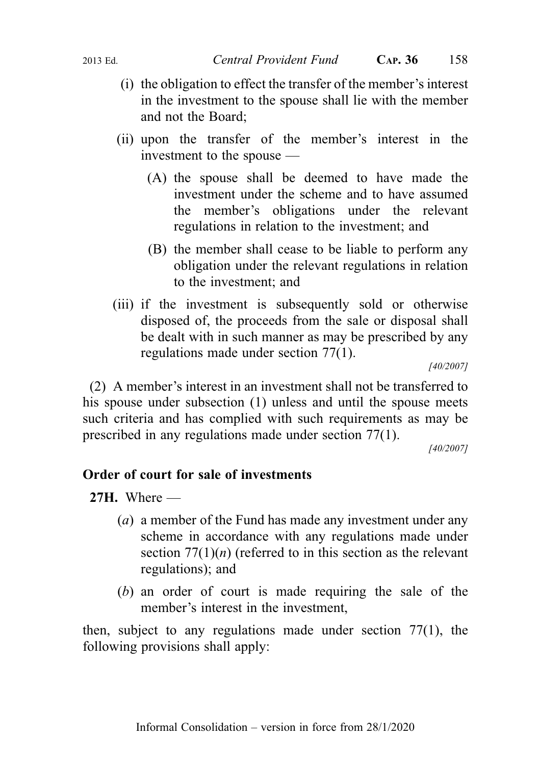(i) the obligation to effect the transfer of the member's interest in the investment to the spouse shall lie with the member and not the Board;

(ii) upon the transfer of the member's interest in the investment to the spouse —

(A) the spouse shall be deemed to have made the investment under the scheme and to have assumed the member's obligations under the relevant regulations in relation to the investment; and

(B) the member shall cease to be liable to perform any obligation under the relevant regulations in relation to the investment; and

(iii) if the investment is subsequently sold or otherwise disposed of, the proceeds from the sale or disposal shall be dealt with in such manner as may be prescribed by any regulations made under section 77(1).

[40/2007]

(2) A member's interest in an investment shall not be transferred to his spouse under subsection (1) unless and until the spouse meets such criteria and has complied with such requirements as may be prescribed in any regulations made under section 77(1).

[40/2007]

**Order of court for sale of investments**

**27H.** Where —

(*a*) a member of the Fund has made any investment under any scheme in accordance with any regulations made under section 77(1)(*n*) (referred to in this section as the relevant regulations); and

(*b*) an order of court is made requiring the sale of the member's interest in the investment,

then, subject to any regulations made under section 77(1), the following provisions shall apply: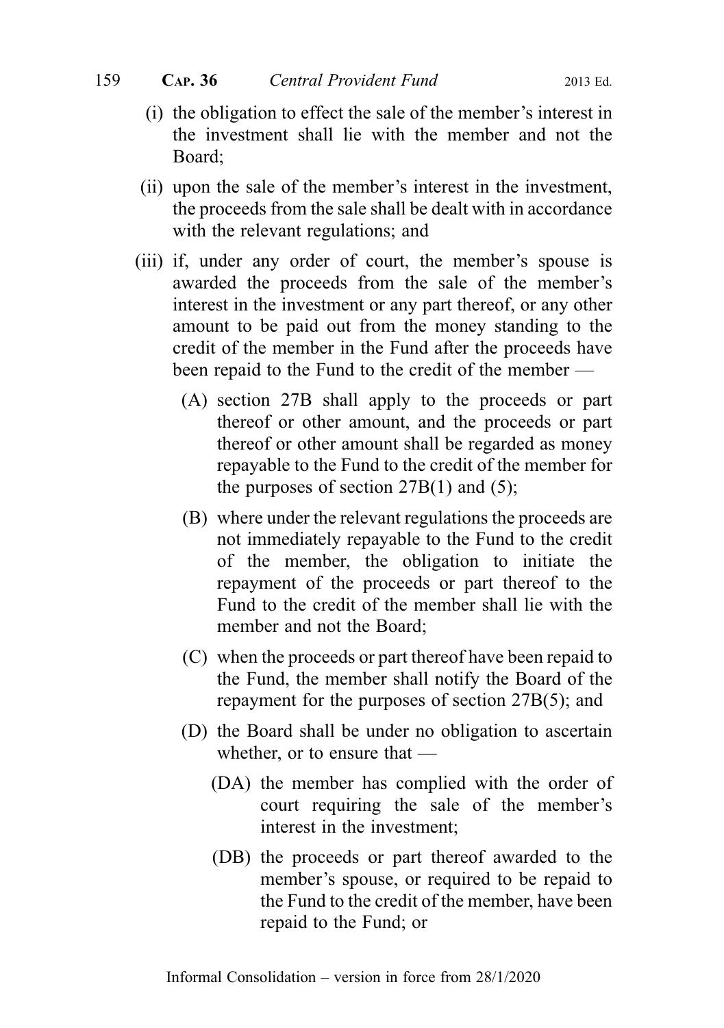(i) the obligation to effect the sale of the member's interest in the investment shall lie with the member and not the Board;

(ii) upon the sale of the member's interest in the investment, the proceeds from the sale shall be dealt with in accordance with the relevant regulations; and

(iii) if, under any order of court, the member's spouse is awarded the proceeds from the sale of the member's interest in the investment or any part thereof, or any other amount to be paid out from the money standing to the credit of the member in the Fund after the proceeds have been repaid to the Fund to the credit of the member —

(A) section 27B shall apply to the proceeds or part thereof or other amount, and the proceeds or part thereof or other amount shall be regarded as money repayable to the Fund to the credit of the member for the purposes of section 27B(1) and (5);

(B) where under the relevant regulations the proceeds are not immediately repayable to the Fund to the credit of the member, the obligation to initiate the repayment of the proceeds or part thereof to the Fund to the credit of the member shall lie with the member and not the Board;

(C) when the proceeds or part thereof have been repaid to the Fund, the member shall notify the Board of the repayment for the purposes of section 27B(5); and

(D) the Board shall be under no obligation to ascertain whether, or to ensure that —

(DA) the member has complied with the order of court requiring the sale of the member's interest in the investment;

(DB) the proceeds or part thereof awarded to the member's spouse, or required to be repaid to the Fund to the credit of the member, have been repaid to the Fund; or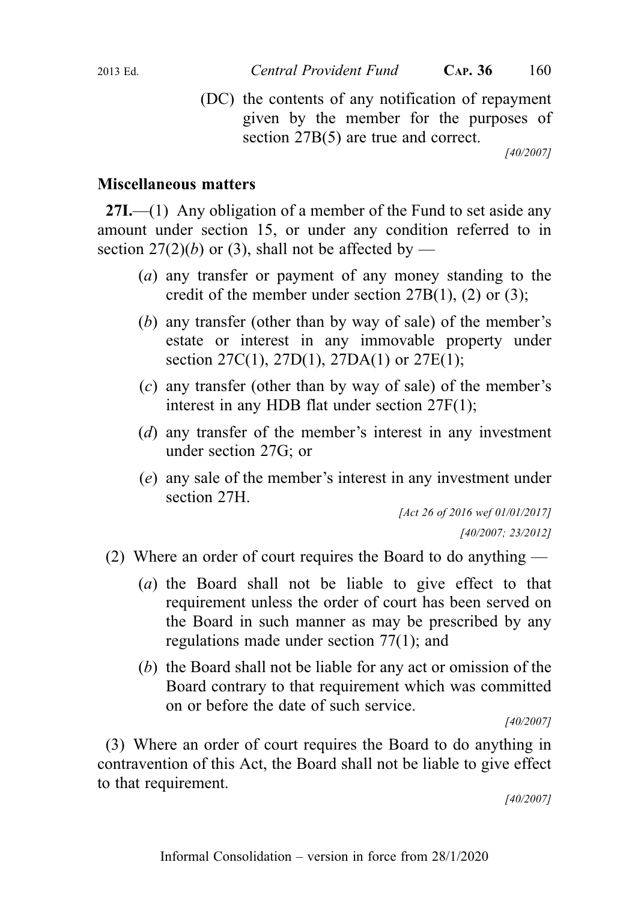(DC) the contents of any notification of repayment given by the member for the purposes of section 27B(5) are true and correct.

[40/2007]

## Miscellaneous matters

**27I.**—(1) Any obligation of a member of the Fund to set aside any amount under section 15, or under any condition referred to in section 27(2)(*b*) or (3), shall not be affected by —

(*a*) any transfer or payment of any money standing to the credit of the member under section 27B(1), (2) or (3);

(*b*) any transfer (other than by way of sale) of the member's estate or interest in any immovable property under section 27C(1), 27D(1), 27DA(1) or 27E(1);

(*c*) any transfer (other than by way of sale) of the member's interest in any HDB flat under section 27F(1);

(*d*) any transfer of the member's interest in any investment under section 27G; or

(*e*) any sale of the member's interest in any investment under section 27H.

*[Act 26 of 2016 wef 01/01/2017]*

*[40/2007; 23/2012]*

(2) Where an order of court requires the Board to do anything —

(*a*) the Board shall not be liable to give effect to that requirement unless the order of court has been served on the Board in such manner as may be prescribed by any regulations made under section 77(1); and

(*b*) the Board shall not be liable for any act or omission of the Board contrary to that requirement which was committed on or before the date of such service.

*[40/2007]*

(3) Where an order of court requires the Board to do anything in contravention of this Act, the Board shall not be liable to give effect to that requirement.

*[40/2007]*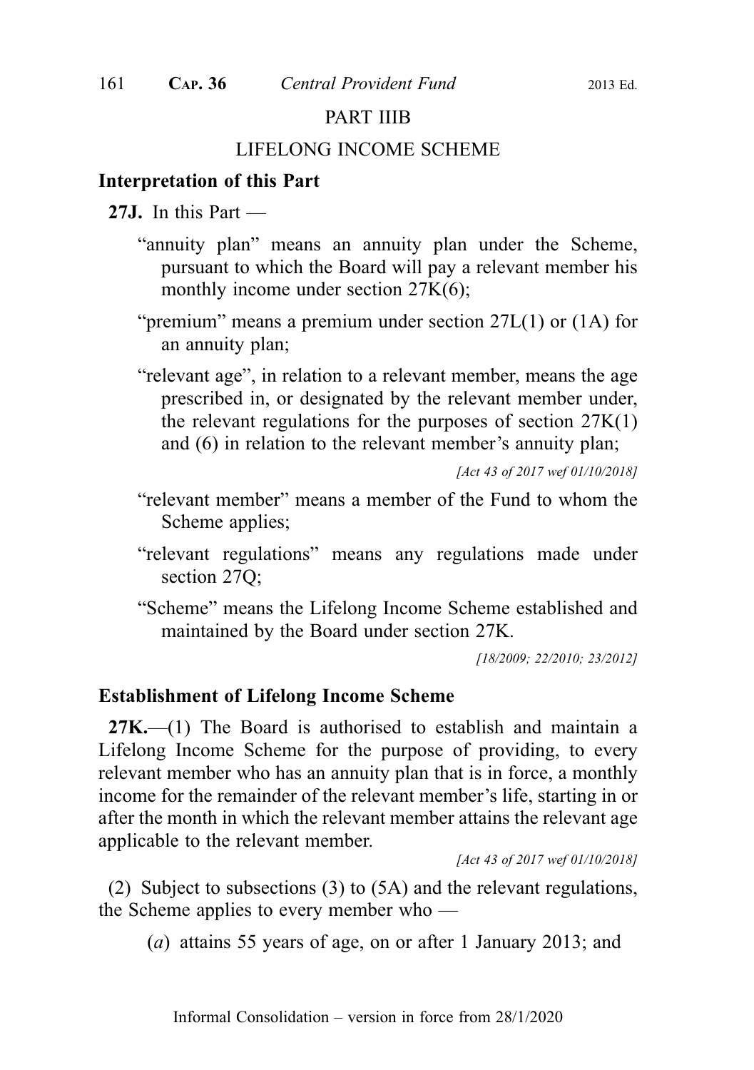## PART IIIB

## LIFELONG INCOME SCHEME

### Interpretation of this Part

**27J.** In this Part —

"annuity plan" means an annuity plan under the Scheme, pursuant to which the Board will pay a relevant member his monthly income under section 27K(6);

"premium" means a premium under section 27L(1) or (1A) for an annuity plan;

"relevant age", in relation to a relevant member, means the age prescribed in, or designated by the relevant member under, the relevant regulations for the purposes of section 27K(1) and (6) in relation to the relevant member's annuity plan;

*[Act 43 of 2017 wef 01/10/2018]*

"relevant member" means a member of the Fund to whom the Scheme applies;

"relevant regulations" means any regulations made under section 27Q;

"Scheme" means the Lifelong Income Scheme established and maintained by the Board under section 27K.

*[18/2009; 22/2010; 23/2012]*

### Establishment of Lifelong Income Scheme

**27K.**—(1) The Board is authorised to establish and maintain a Lifelong Income Scheme for the purpose of providing, to every relevant member who has an annuity plan that is in force, a monthly income for the remainder of the relevant member's life, starting in or after the month in which the relevant member attains the relevant age applicable to the relevant member.

*[Act 43 of 2017 wef 01/10/2018]*

(2) Subject to subsections (3) to (5A) and the relevant regulations, the Scheme applies to every member who —

(*a*) attains 55 years of age, on or after 1 January 2013; and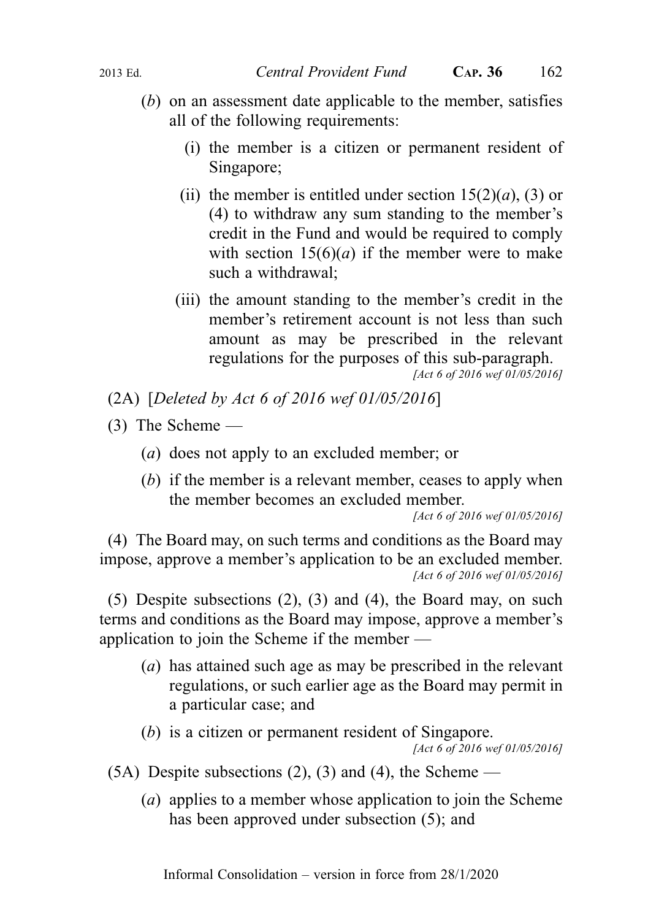(*b*) on an assessment date applicable to the member, satisfies all of the following requirements:

(i) the member is a citizen or permanent resident of Singapore;

(ii) the member is entitled under section 15(2)(*a*), (3) or (4) to withdraw any sum standing to the member's credit in the Fund and would be required to comply with section 15(6)(*a*) if the member were to make such a withdrawal;

(iii) the amount standing to the member's credit in the member's retirement account is not less than such amount as may be prescribed in the relevant regulations for the purposes of this sub-paragraph.

*[Act 6 of 2016 wef 01/05/2016]*

(2A) [*Deleted by Act 6 of 2016 wef 01/05/2016*]

(3) The Scheme —

(*a*) does not apply to an excluded member; or

(*b*) if the member is a relevant member, ceases to apply when the member becomes an excluded member.

*[Act 6 of 2016 wef 01/05/2016]*

(4) The Board may, on such terms and conditions as the Board may impose, approve a member's application to be an excluded member.

*[Act 6 of 2016 wef 01/05/2016]*

(5) Despite subsections (2), (3) and (4), the Board may, on such terms and conditions as the Board may impose, approve a member's application to join the Scheme if the member —

(*a*) has attained such age as may be prescribed in the relevant regulations, or such earlier age as the Board may permit in a particular case; and

(*b*) is a citizen or permanent resident of Singapore.

*[Act 6 of 2016 wef 01/05/2016]*

(5A) Despite subsections (2), (3) and (4), the Scheme —

(*a*) applies to a member whose application to join the Scheme has been approved under subsection (5); and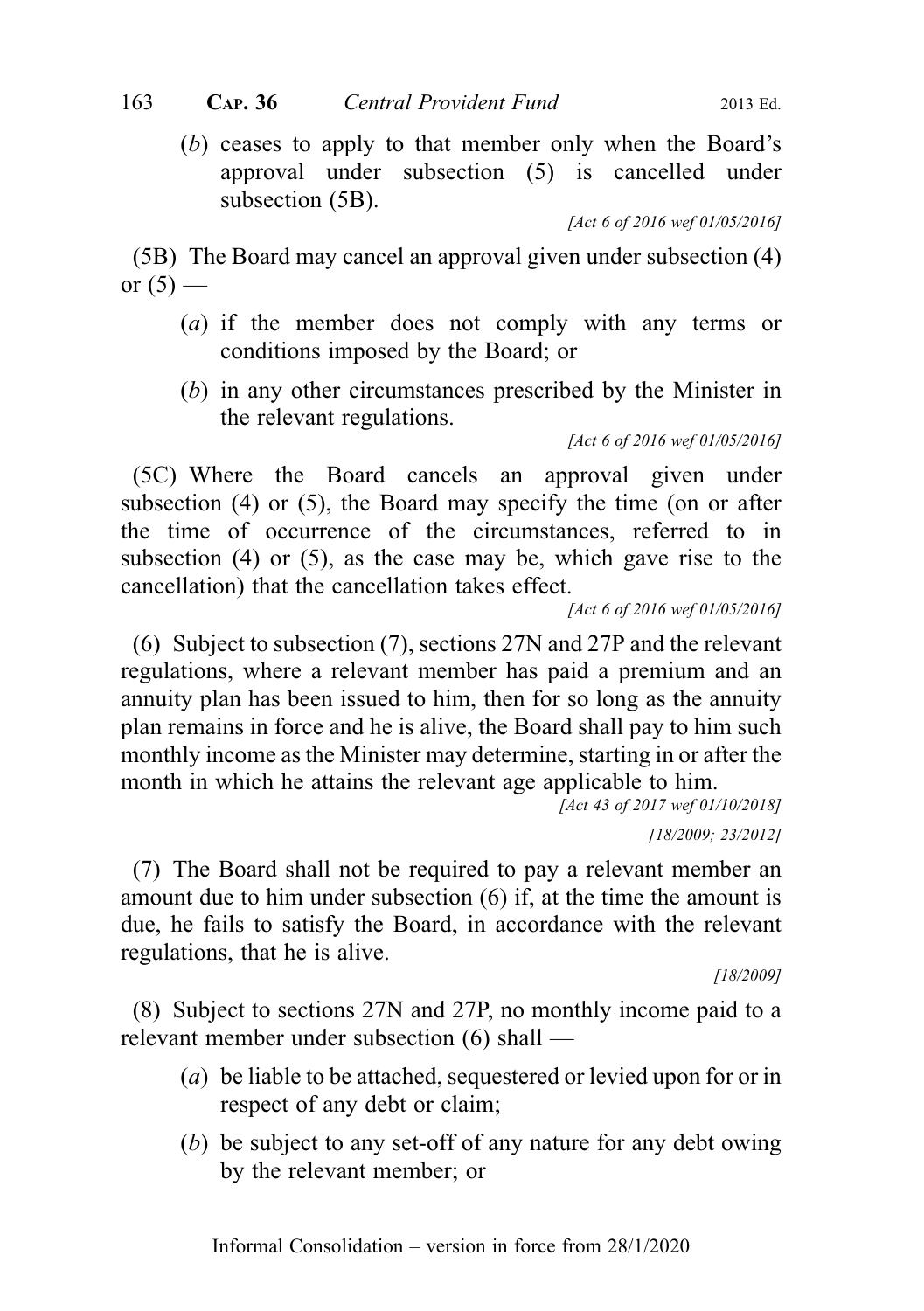(*b*) ceases to apply to that member only when the Board's approval under subsection (5) is cancelled under subsection (5B).

[Act 6 of 2016 wef 01/05/2016]

(5B) The Board may cancel an approval given under subsection (4) or (5) —

(*a*) if the member does not comply with any terms or conditions imposed by the Board; or

(*b*) in any other circumstances prescribed by the Minister in the relevant regulations.

[Act 6 of 2016 wef 01/05/2016]

(5C) Where the Board cancels an approval given under subsection (4) or (5), the Board may specify the time (on or after the time of occurrence of the circumstances, referred to in subsection (4) or (5), as the case may be, which gave rise to the cancellation) that the cancellation takes effect.

[Act 6 of 2016 wef 01/05/2016]

(6) Subject to subsection (7), sections 27N and 27P and the relevant regulations, where a relevant member has paid a premium and an annuity plan has been issued to him, then for so long as the annuity plan remains in force and he is alive, the Board shall pay to him such monthly income as the Minister may determine, starting in or after the month in which he attains the relevant age applicable to him.

[Act 43 of 2017 wef 01/10/2018]

[18/2009; 23/2012]

(7) The Board shall not be required to pay a relevant member an amount due to him under subsection (6) if, at the time the amount is due, he fails to satisfy the Board, in accordance with the relevant regulations, that he is alive.

[18/2009]

(8) Subject to sections 27N and 27P, no monthly income paid to a relevant member under subsection (6) shall —

(*a*) be liable to be attached, sequestered or levied upon for or in respect of any debt or claim;

(*b*) be subject to any set-off of any nature for any debt owing by the relevant member; or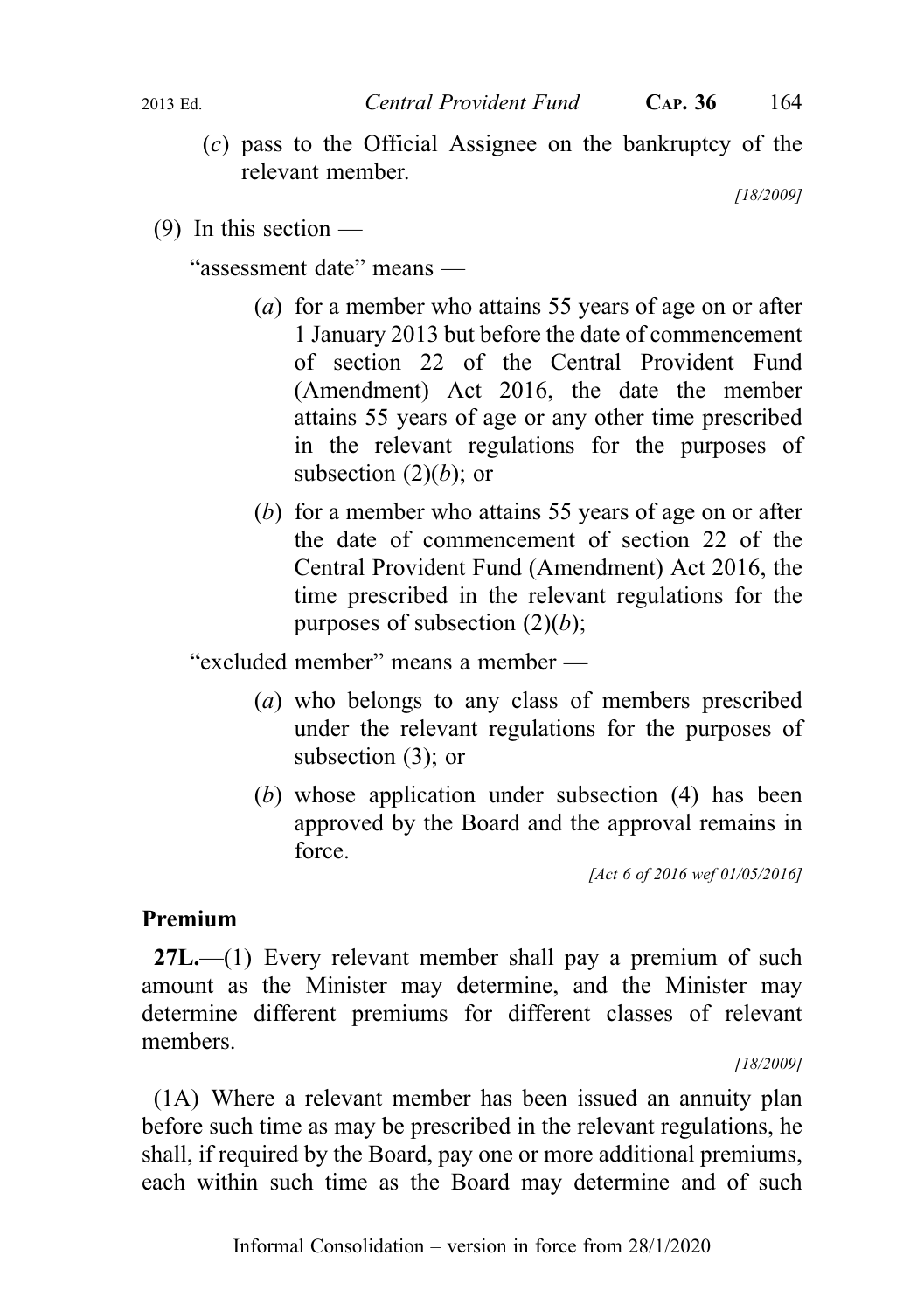(c) pass to the Official Assignee on the bankruptcy of the relevant member.

[18/2009]

(9) In this section —

"assessment date" means —

(a) for a member who attains 55 years of age on or after 1 January 2013 but before the date of commencement of section 22 of the Central Provident Fund (Amendment) Act 2016, the date the member attains 55 years of age or any other time prescribed in the relevant regulations for the purposes of subsection (2)(b); or

(b) for a member who attains 55 years of age on or after the date of commencement of section 22 of the Central Provident Fund (Amendment) Act 2016, the time prescribed in the relevant regulations for the purposes of subsection (2)(b);

"excluded member" means a member —

(a) who belongs to any class of members prescribed under the relevant regulations for the purposes of subsection (3); or

(b) whose application under subsection (4) has been approved by the Board and the approval remains in force.

[Act 6 of 2016 wef 01/05/2016]

**Premium**

**27L.**—(1) Every relevant member shall pay a premium of such amount as the Minister may determine, and the Minister may determine different premiums for different classes of relevant members.

[18/2009]

(1A) Where a relevant member has been issued an annuity plan before such time as may be prescribed in the relevant regulations, he shall, if required by the Board, pay one or more additional premiums, each within such time as the Board may determine and of such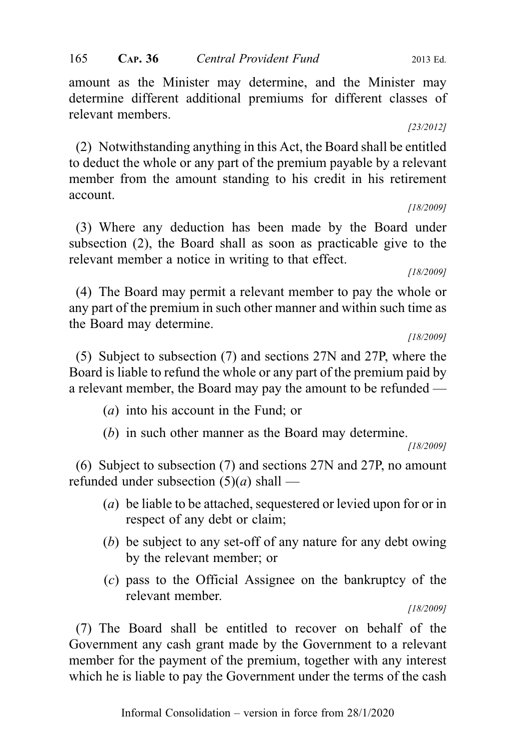amount as the Minister may determine, and the Minister may determine different additional premiums for different classes of relevant members.

[23/2012]

(2) Notwithstanding anything in this Act, the Board shall be entitled to deduct the whole or any part of the premium payable by a relevant member from the amount standing to his credit in his retirement account.

[18/2009]

(3) Where any deduction has been made by the Board under subsection (2), the Board shall as soon as practicable give to the relevant member a notice in writing to that effect.

[18/2009]

(4) The Board may permit a relevant member to pay the whole or any part of the premium in such other manner and within such time as the Board may determine.

[18/2009]

(5) Subject to subsection (7) and sections 27N and 27P, where the Board is liable to refund the whole or any part of the premium paid by a relevant member, the Board may pay the amount to be refunded —

(*a*) into his account in the Fund; or

(*b*) in such other manner as the Board may determine.

[18/2009]

(6) Subject to subsection (7) and sections 27N and 27P, no amount refunded under subsection (5)(*a*) shall —

(*a*) be liable to be attached, sequestered or levied upon for or in respect of any debt or claim;

(*b*) be subject to any set-off of any nature for any debt owing by the relevant member; or

(*c*) pass to the Official Assignee on the bankruptcy of the relevant member.

[18/2009]

(7) The Board shall be entitled to recover on behalf of the Government any cash grant made by the Government to a relevant member for the payment of the premium, together with any interest which he is liable to pay the Government under the terms of the cash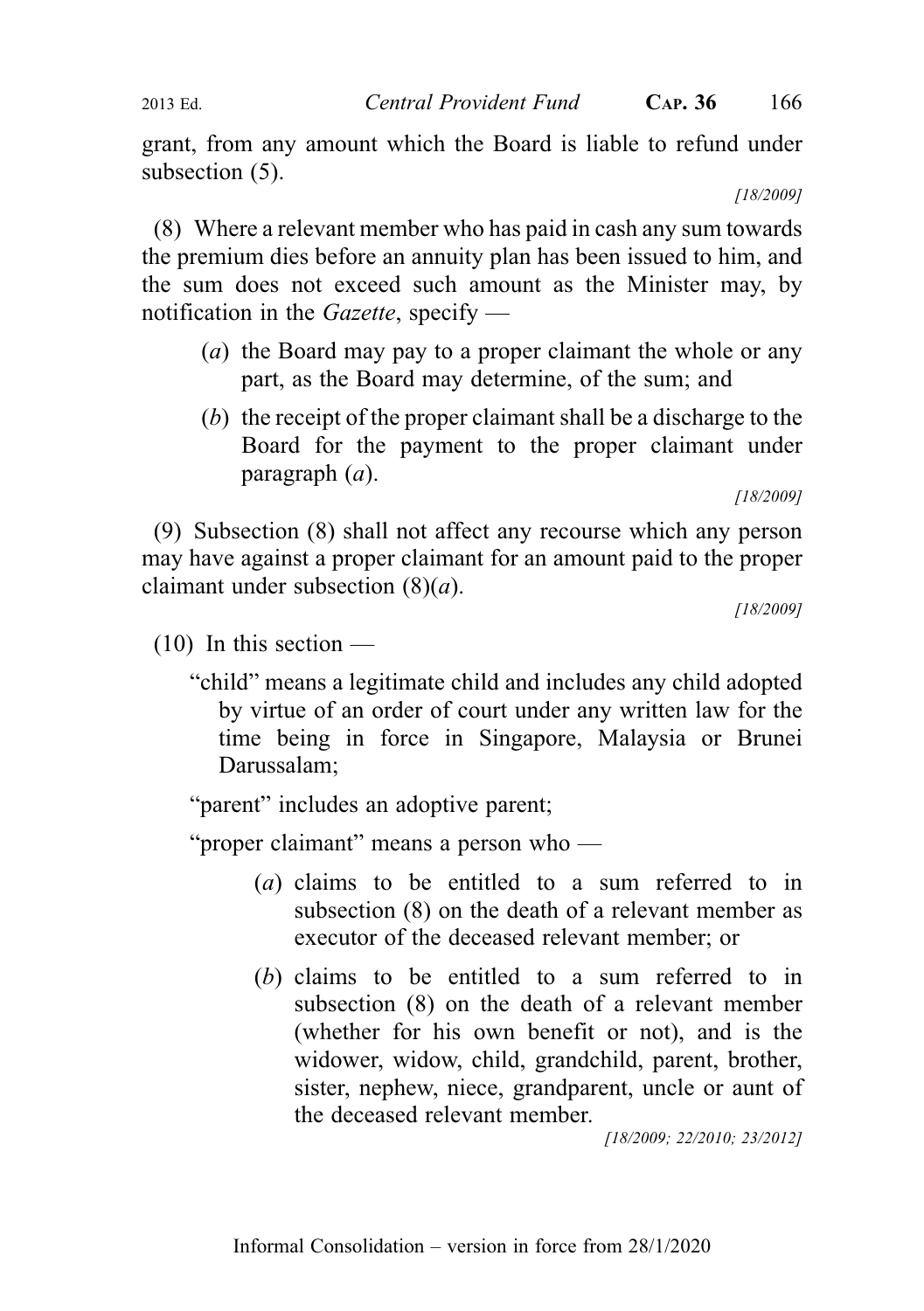grant, from any amount which the Board is liable to refund under subsection (5).

[18/2009]

(8) Where a relevant member who has paid in cash any sum towards the premium dies before an annuity plan has been issued to him, and the sum does not exceed such amount as the Minister may, by notification in the *Gazette*, specify —

(*a*) the Board may pay to a proper claimant the whole or any part, as the Board may determine, of the sum; and

(*b*) the receipt of the proper claimant shall be a discharge to the Board for the payment to the proper claimant under paragraph (*a*).

[18/2009]

(9) Subsection (8) shall not affect any recourse which any person may have against a proper claimant for an amount paid to the proper claimant under subsection (8)(*a*).

[18/2009]

(10) In this section —

"child" means a legitimate child and includes any child adopted by virtue of an order of court under any written law for the time being in force in Singapore, Malaysia or Brunei Darussalam;

"parent" includes an adoptive parent;

"proper claimant" means a person who —

(*a*) claims to be entitled to a sum referred to in subsection (8) on the death of a relevant member as executor of the deceased relevant member; or

(*b*) claims to be entitled to a sum referred to in subsection (8) on the death of a relevant member (whether for his own benefit or not), and is the widower, widow, child, grandchild, parent, brother, sister, nephew, niece, grandparent, uncle or aunt of the deceased relevant member.

[18/2009; 22/2010; 23/2012]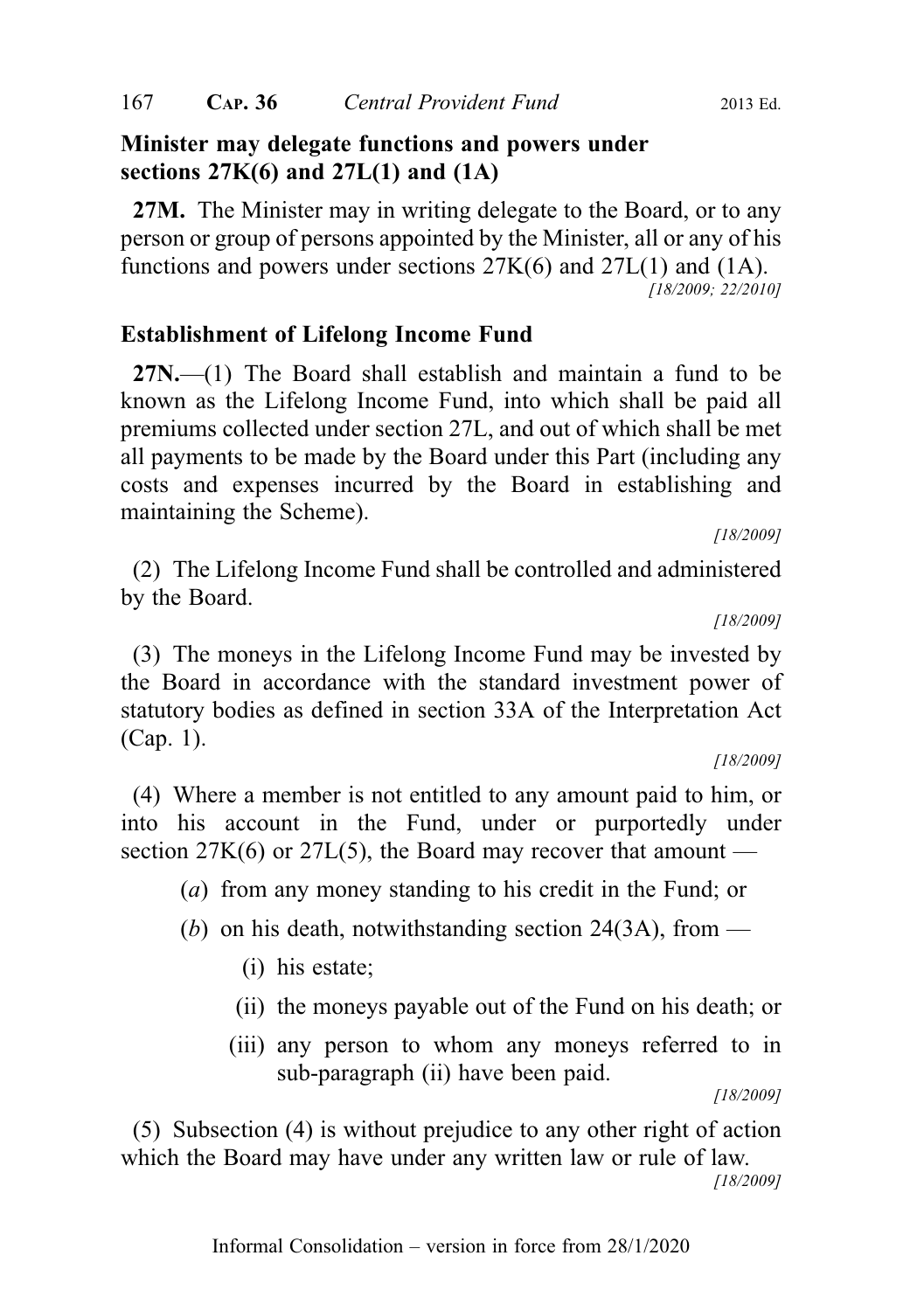**Minister may delegate functions and powers under sections 27K(6) and 27L(1) and (1A)**

**27M.** The Minister may in writing delegate to the Board, or to any person or group of persons appointed by the Minister, all or any of his functions and powers under sections 27K(6) and 27L(1) and (1A).

*[18/2009; 22/2010]*

**Establishment of Lifelong Income Fund**

**27N.**—(1) The Board shall establish and maintain a fund to be known as the Lifelong Income Fund, into which shall be paid all premiums collected under section 27L, and out of which shall be met all payments to be made by the Board under this Part (including any costs and expenses incurred by the Board in establishing and maintaining the Scheme).

*[18/2009]*

(2) The Lifelong Income Fund shall be controlled and administered by the Board.

*[18/2009]*

(3) The moneys in the Lifelong Income Fund may be invested by the Board in accordance with the standard investment power of statutory bodies as defined in section 33A of the Interpretation Act (Cap. 1).

*[18/2009]*

(4) Where a member is not entitled to any amount paid to him, or into his account in the Fund, under or purportedly under section 27K(6) or 27L(5), the Board may recover that amount —

- (*a*) from any money standing to his credit in the Fund; or
- (*b*) on his death, notwithstanding section 24(3A), from —
  - (i) his estate;
  - (ii) the moneys payable out of the Fund on his death; or
  - (iii) any person to whom any moneys referred to in sub-paragraph (ii) have been paid.

*[18/2009]*

(5) Subsection (4) is without prejudice to any other right of action which the Board may have under any written law or rule of law.

*[18/2009]*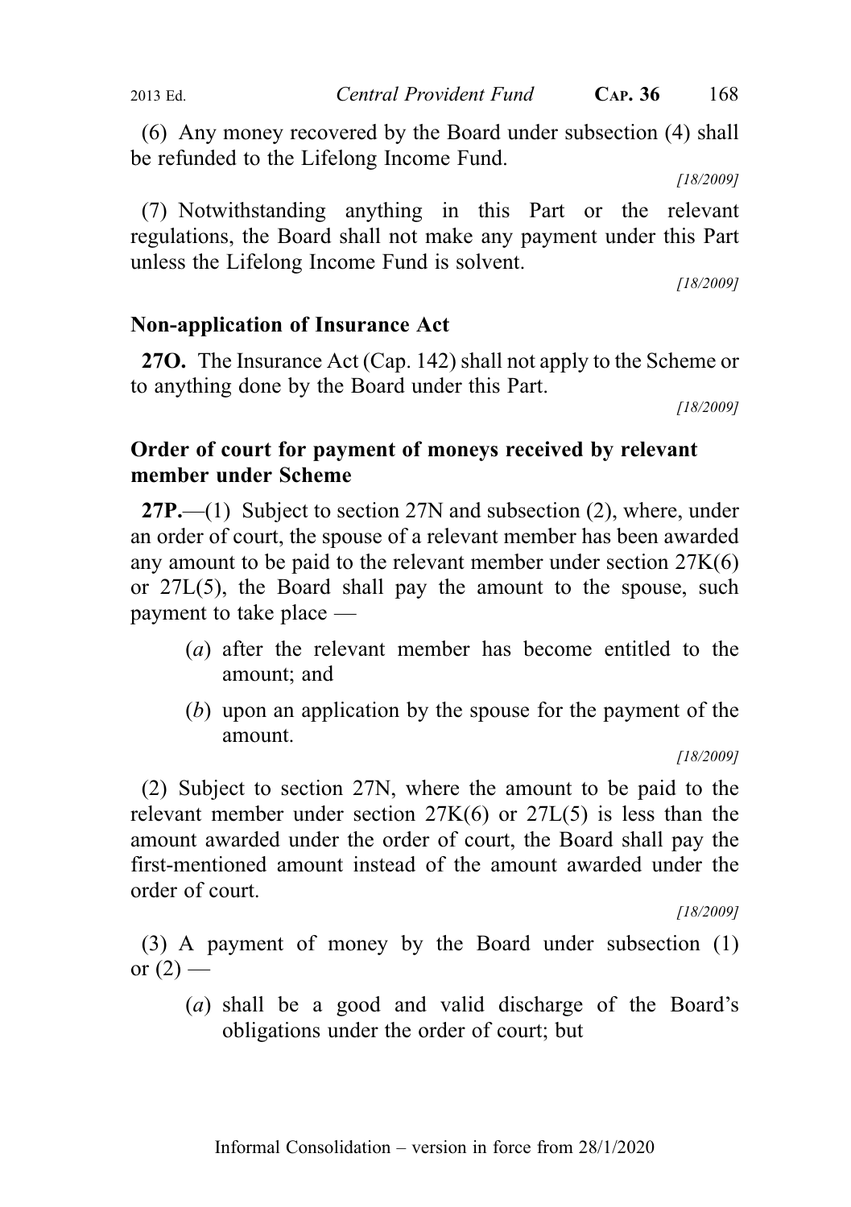(6) Any money recovered by the Board under subsection (4) shall be refunded to the Lifelong Income Fund.

[18/2009]

(7) Notwithstanding anything in this Part or the relevant regulations, the Board shall not make any payment under this Part unless the Lifelong Income Fund is solvent.

[18/2009]

**Non-application of Insurance Act**

**27O.** The Insurance Act (Cap. 142) shall not apply to the Scheme or to anything done by the Board under this Part.

[18/2009]

**Order of court for payment of moneys received by relevant member under Scheme**

**27P.**—(1) Subject to section 27N and subsection (2), where, under an order of court, the spouse of a relevant member has been awarded any amount to be paid to the relevant member under section 27K(6) or 27L(5), the Board shall pay the amount to the spouse, such payment to take place —

(*a*) after the relevant member has become entitled to the amount; and

(*b*) upon an application by the spouse for the payment of the amount.

[18/2009]

(2) Subject to section 27N, where the amount to be paid to the relevant member under section 27K(6) or 27L(5) is less than the amount awarded under the order of court, the Board shall pay the first-mentioned amount instead of the amount awarded under the order of court.

[18/2009]

(3) A payment of money by the Board under subsection (1) or (2) —

(*a*) shall be a good and valid discharge of the Board's obligations under the order of court; but

Informal Consolidation – version in force from 28/1/2020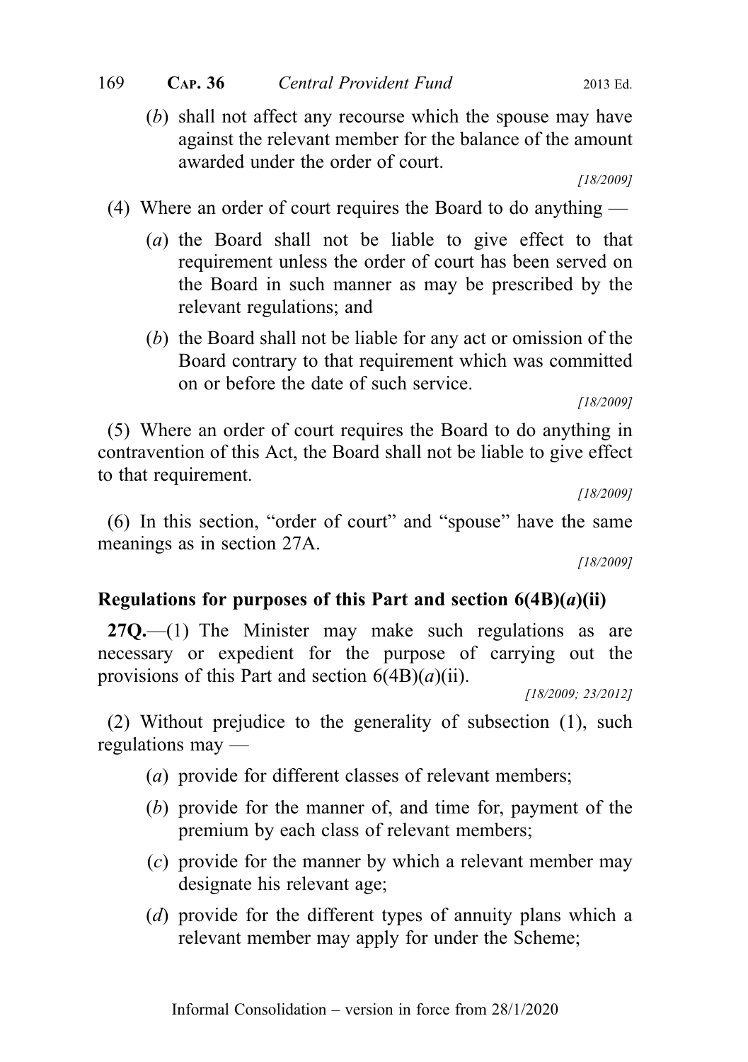(*b*) shall not affect any recourse which the spouse may have against the relevant member for the balance of the amount awarded under the order of court.

[18/2009]

(4) Where an order of court requires the Board to do anything —

(*a*) the Board shall not be liable to give effect to that requirement unless the order of court has been served on the Board in such manner as may be prescribed by the relevant regulations; and

(*b*) the Board shall not be liable for any act or omission of the Board contrary to that requirement which was committed on or before the date of such service.

[18/2009]

(5) Where an order of court requires the Board to do anything in contravention of this Act, the Board shall not be liable to give effect to that requirement.

[18/2009]

(6) In this section, "order of court" and "spouse" have the same meanings as in section 27A.

[18/2009]

### Regulations for purposes of this Part and section 6(4B)(*a*)(ii)

**27Q.**—(1) The Minister may make such regulations as are necessary or expedient for the purpose of carrying out the provisions of this Part and section 6(4B)(*a*)(ii).

[18/2009; 23/2012]

(2) Without prejudice to the generality of subsection (1), such regulations may —

(*a*) provide for different classes of relevant members;

(*b*) provide for the manner of, and time for, payment of the premium by each class of relevant members;

(*c*) provide for the manner by which a relevant member may designate his relevant age;

(*d*) provide for the different types of annuity plans which a relevant member may apply for under the Scheme;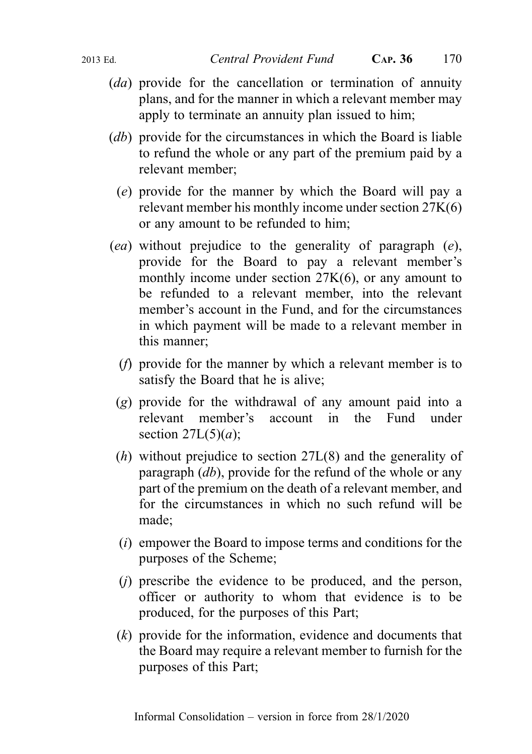(*da*) provide for the cancellation or termination of annuity plans, and for the manner in which a relevant member may apply to terminate an annuity plan issued to him;

(*db*) provide for the circumstances in which the Board is liable to refund the whole or any part of the premium paid by a relevant member;

(*e*) provide for the manner by which the Board will pay a relevant member his monthly income under section 27K(6) or any amount to be refunded to him;

(*ea*) without prejudice to the generality of paragraph (*e*), provide for the Board to pay a relevant member's monthly income under section 27K(6), or any amount to be refunded to a relevant member, into the relevant member's account in the Fund, and for the circumstances in which payment will be made to a relevant member in this manner;

(*f*) provide for the manner by which a relevant member is to satisfy the Board that he is alive;

(*g*) provide for the withdrawal of any amount paid into a relevant member's account in the Fund under section 27L(5)(*a*);

(*h*) without prejudice to section 27L(8) and the generality of paragraph (*db*), provide for the refund of the whole or any part of the premium on the death of a relevant member, and for the circumstances in which no such refund will be made;

(*i*) empower the Board to impose terms and conditions for the purposes of the Scheme;

(*j*) prescribe the evidence to be produced, and the person, officer or authority to whom that evidence is to be produced, for the purposes of this Part;

(*k*) provide for the information, evidence and documents that the Board may require a relevant member to furnish for the purposes of this Part;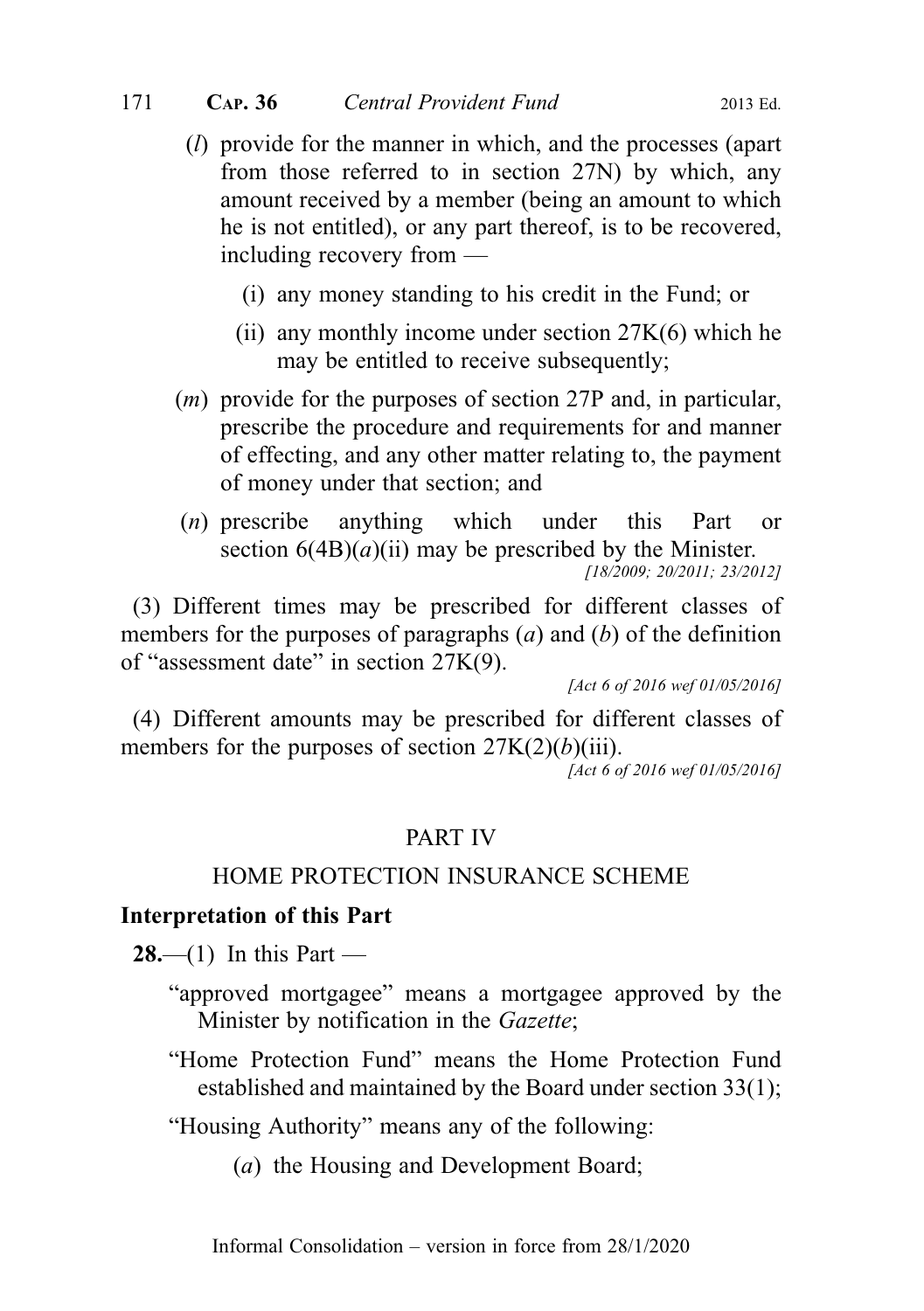(*l*) provide for the manner in which, and the processes (apart from those referred to in section 27N) by which, any amount received by a member (being an amount to which he is not entitled), or any part thereof, is to be recovered, including recovery from —

(i) any money standing to his credit in the Fund; or

(ii) any monthly income under section 27K(6) which he may be entitled to receive subsequently;

(*m*) provide for the purposes of section 27P and, in particular, prescribe the procedure and requirements for and manner of effecting, and any other matter relating to, the payment of money under that section; and

(*n*) prescribe anything which under this Part or section 6(4B)(*a*)(ii) may be prescribed by the Minister.

*[18/2009; 20/2011; 23/2012]*

(3) Different times may be prescribed for different classes of members for the purposes of paragraphs (*a*) and (*b*) of the definition of "assessment date" in section 27K(9).

*[Act 6 of 2016 wef 01/05/2016]*

(4) Different amounts may be prescribed for different classes of members for the purposes of section 27K(2)(*b*)(iii).

*[Act 6 of 2016 wef 01/05/2016]*

## PART IV

## HOME PROTECTION INSURANCE SCHEME

### Interpretation of this Part

**28.**—(1) In this Part —

"approved mortgagee" means a mortgagee approved by the Minister by notification in the *Gazette*;

"Home Protection Fund" means the Home Protection Fund established and maintained by the Board under section 33(1);

"Housing Authority" means any of the following:

(*a*) the Housing and Development Board;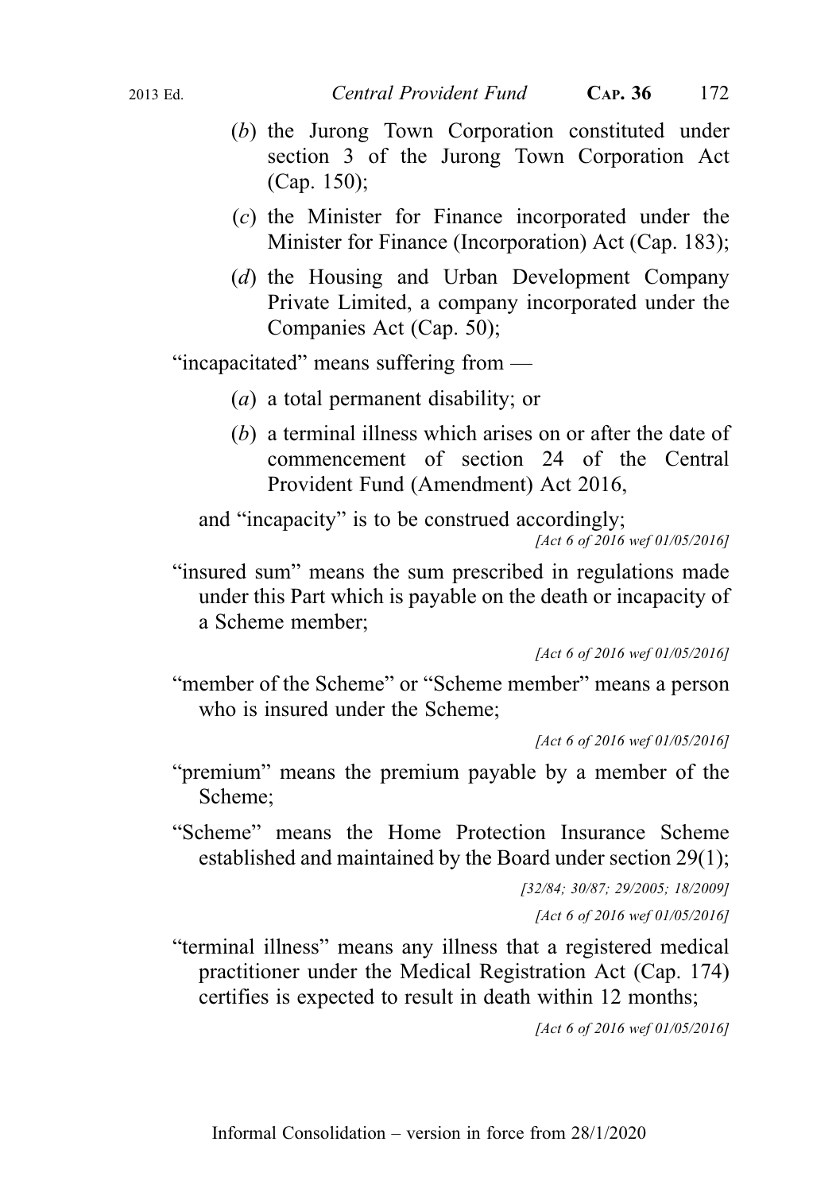(*b*) the Jurong Town Corporation constituted under section 3 of the Jurong Town Corporation Act (Cap. 150);

(*c*) the Minister for Finance incorporated under the Minister for Finance (Incorporation) Act (Cap. 183);

(*d*) the Housing and Urban Development Company Private Limited, a company incorporated under the Companies Act (Cap. 50);

"incapacitated" means suffering from —

(*a*) a total permanent disability; or

(*b*) a terminal illness which arises on or after the date of commencement of section 24 of the Central Provident Fund (Amendment) Act 2016,

and "incapacity" is to be construed accordingly;

*[Act 6 of 2016 wef 01/05/2016]*

"insured sum" means the sum prescribed in regulations made under this Part which is payable on the death or incapacity of a Scheme member;

*[Act 6 of 2016 wef 01/05/2016]*

"member of the Scheme" or "Scheme member" means a person who is insured under the Scheme;

*[Act 6 of 2016 wef 01/05/2016]*

"premium" means the premium payable by a member of the Scheme;

"Scheme" means the Home Protection Insurance Scheme established and maintained by the Board under section 29(1);

*[32/84; 30/87; 29/2005; 18/2009]*

*[Act 6 of 2016 wef 01/05/2016]*

"terminal illness" means any illness that a registered medical practitioner under the Medical Registration Act (Cap. 174) certifies is expected to result in death within 12 months;

*[Act 6 of 2016 wef 01/05/2016]*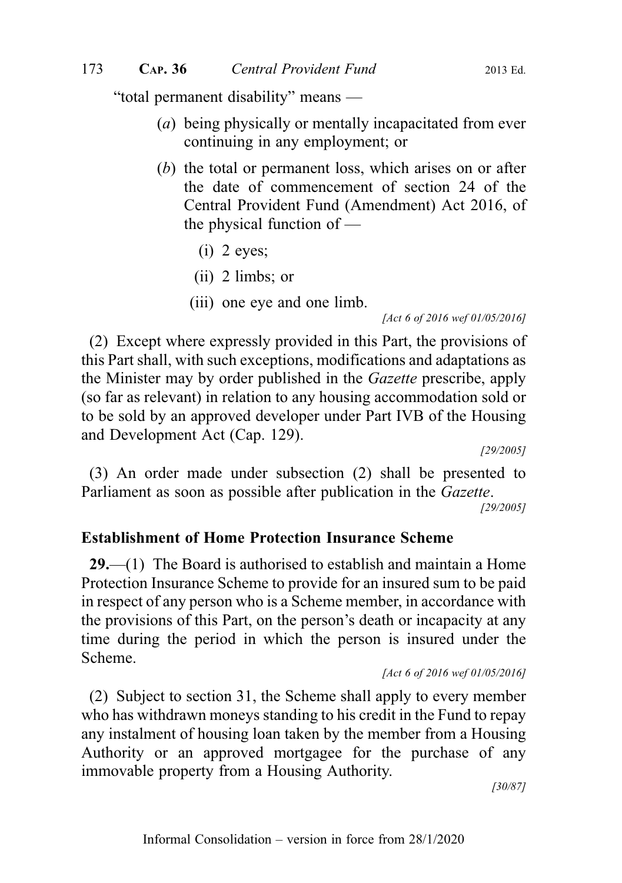"total permanent disability" means —

- (*a*) being physically or mentally incapacitated from ever continuing in any employment; or
- (*b*) the total or permanent loss, which arises on or after the date of commencement of section 24 of the Central Provident Fund (Amendment) Act 2016, of the physical function of —
  - (i) 2 eyes;
  - (ii) 2 limbs; or
  - (iii) one eye and one limb.

[Act 6 of 2016 wef 01/05/2016]

(2) Except where expressly provided in this Part, the provisions of this Part shall, with such exceptions, modifications and adaptations as the Minister may by order published in the *Gazette* prescribe, apply (so far as relevant) in relation to any housing accommodation sold or to be sold by an approved developer under Part IVB of the Housing and Development Act (Cap. 129).

[29/2005]

(3) An order made under subsection (2) shall be presented to Parliament as soon as possible after publication in the *Gazette*.

[29/2005]

### Establishment of Home Protection Insurance Scheme

**29.**—(1) The Board is authorised to establish and maintain a Home Protection Insurance Scheme to provide for an insured sum to be paid in respect of any person who is a Scheme member, in accordance with the provisions of this Part, on the person's death or incapacity at any time during the period in which the person is insured under the Scheme.

[Act 6 of 2016 wef 01/05/2016]

(2) Subject to section 31, the Scheme shall apply to every member who has withdrawn moneys standing to his credit in the Fund to repay any instalment of housing loan taken by the member from a Housing Authority or an approved mortgagee for the purchase of any immovable property from a Housing Authority.

[30/87]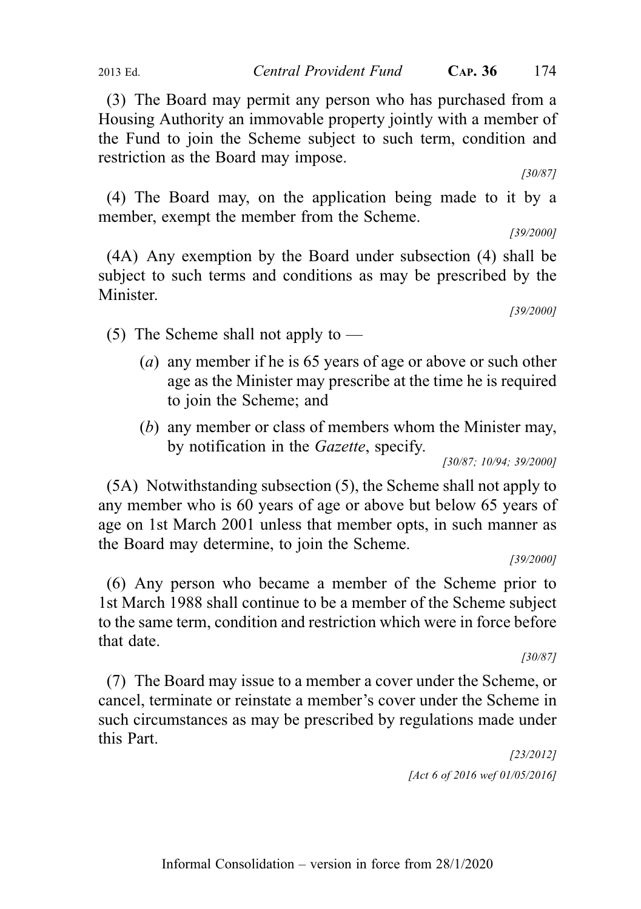(3) The Board may permit any person who has purchased from a Housing Authority an immovable property jointly with a member of the Fund to join the Scheme subject to such term, condition and restriction as the Board may impose.

[30/87]

(4) The Board may, on the application being made to it by a member, exempt the member from the Scheme.

[39/2000]

(4A) Any exemption by the Board under subsection (4) shall be subject to such terms and conditions as may be prescribed by the Minister.

[39/2000]

(5) The Scheme shall not apply to —

(*a*) any member if he is 65 years of age or above or such other age as the Minister may prescribe at the time he is required to join the Scheme; and

(*b*) any member or class of members whom the Minister may, by notification in the *Gazette*, specify.

[30/87; 10/94; 39/2000]

(5A) Notwithstanding subsection (5), the Scheme shall not apply to any member who is 60 years of age or above but below 65 years of age on 1st March 2001 unless that member opts, in such manner as the Board may determine, to join the Scheme.

[39/2000]

(6) Any person who became a member of the Scheme prior to 1st March 1988 shall continue to be a member of the Scheme subject to the same term, condition and restriction which were in force before that date.

[30/87]

(7) The Board may issue to a member a cover under the Scheme, or cancel, terminate or reinstate a member's cover under the Scheme in such circumstances as may be prescribed by regulations made under this Part.

[23/2012]

*[Act 6 of 2016 wef 01/05/2016]*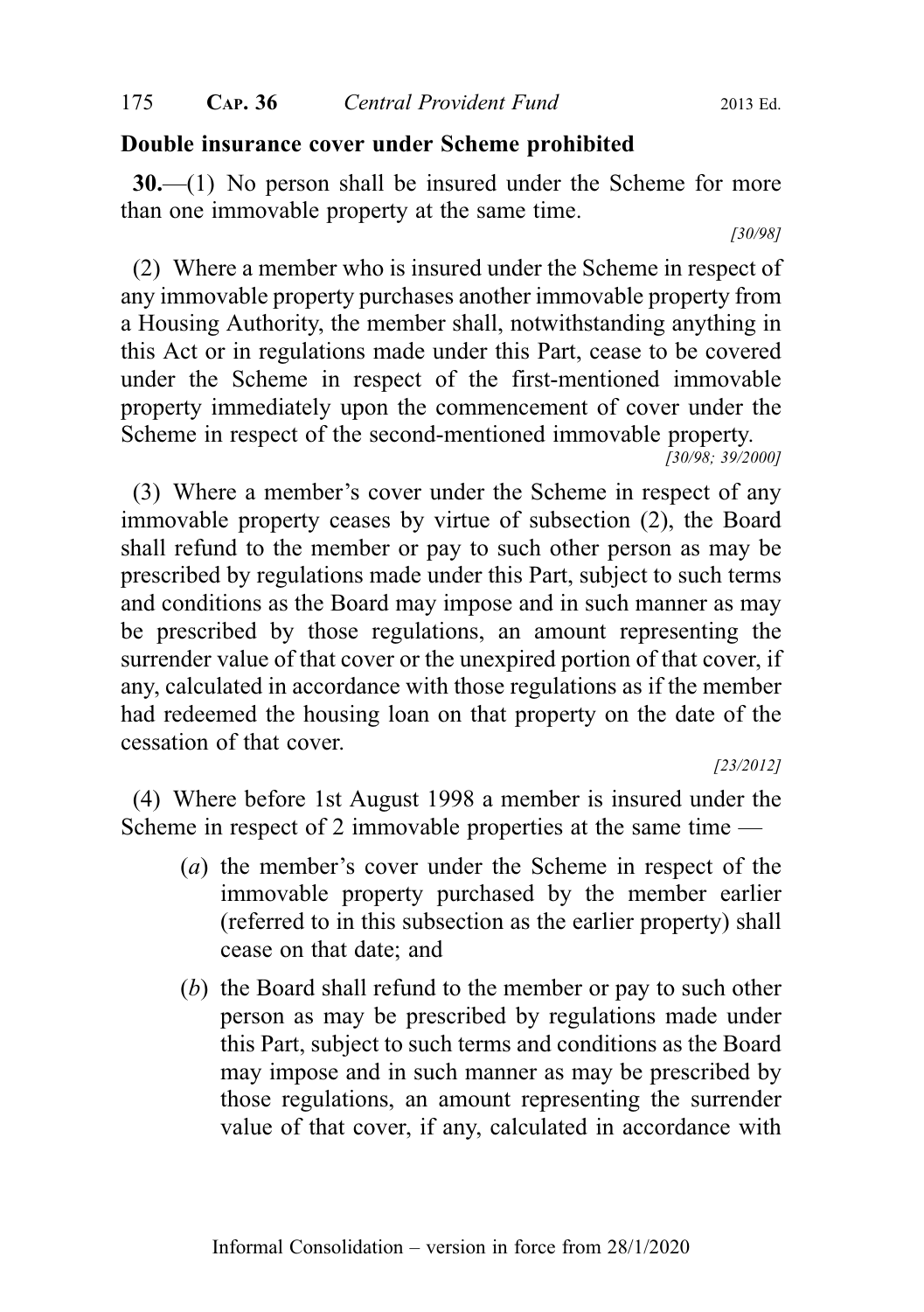**Double insurance cover under Scheme prohibited**

**30.**—(1) No person shall be insured under the Scheme for more than one immovable property at the same time.

*[30/98]*

(2) Where a member who is insured under the Scheme in respect of any immovable property purchases another immovable property from a Housing Authority, the member shall, notwithstanding anything in this Act or in regulations made under this Part, cease to be covered under the Scheme in respect of the first-mentioned immovable property immediately upon the commencement of cover under the Scheme in respect of the second-mentioned immovable property.

*[30/98; 39/2000]*

(3) Where a member's cover under the Scheme in respect of any immovable property ceases by virtue of subsection (2), the Board shall refund to the member or pay to such other person as may be prescribed by regulations made under this Part, subject to such terms and conditions as the Board may impose and in such manner as may be prescribed by those regulations, an amount representing the surrender value of that cover or the unexpired portion of that cover, if any, calculated in accordance with those regulations as if the member had redeemed the housing loan on that property on the date of the cessation of that cover.

*[23/2012]*

(4) Where before 1st August 1998 a member is insured under the Scheme in respect of 2 immovable properties at the same time —

- (*a*) the member's cover under the Scheme in respect of the immovable property purchased by the member earlier (referred to in this subsection as the earlier property) shall cease on that date; and
- (*b*) the Board shall refund to the member or pay to such other person as may be prescribed by regulations made under this Part, subject to such terms and conditions as the Board may impose and in such manner as may be prescribed by those regulations, an amount representing the surrender value of that cover, if any, calculated in accordance with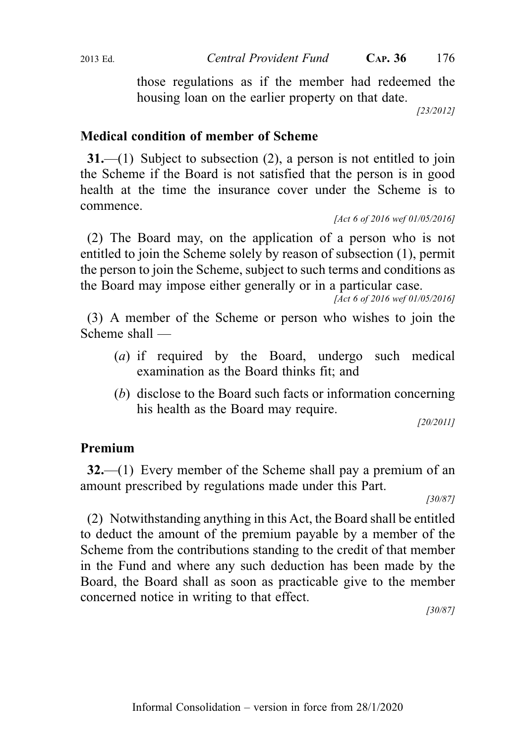those regulations as if the member had redeemed the housing loan on the earlier property on that date.

[23/2012]

**Medical condition of member of Scheme**

**31.**—(1) Subject to subsection (2), a person is not entitled to join the Scheme if the Board is not satisfied that the person is in good health at the time the insurance cover under the Scheme is to commence.

*[Act 6 of 2016 wef 01/05/2016]*

(2) The Board may, on the application of a person who is not entitled to join the Scheme solely by reason of subsection (1), permit the person to join the Scheme, subject to such terms and conditions as the Board may impose either generally or in a particular case.

*[Act 6 of 2016 wef 01/05/2016]*

(3) A member of the Scheme or person who wishes to join the Scheme shall —

- (*a*) if required by the Board, undergo such medical examination as the Board thinks fit; and
- (*b*) disclose to the Board such facts or information concerning his health as the Board may require.

[20/2011]

**Premium**

**32.**—(1) Every member of the Scheme shall pay a premium of an amount prescribed by regulations made under this Part.

[30/87]

(2) Notwithstanding anything in this Act, the Board shall be entitled to deduct the amount of the premium payable by a member of the Scheme from the contributions standing to the credit of that member in the Fund and where any such deduction has been made by the Board, the Board shall as soon as practicable give to the member concerned notice in writing to that effect.

[30/87]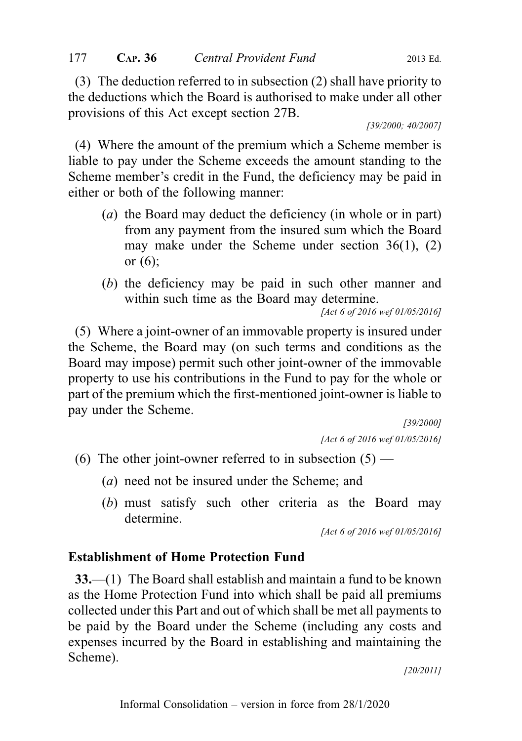(3) The deduction referred to in subsection (2) shall have priority to the deductions which the Board is authorised to make under all other provisions of this Act except section 27B.

[39/2000; 40/2007]

(4) Where the amount of the premium which a Scheme member is liable to pay under the Scheme exceeds the amount standing to the Scheme member's credit in the Fund, the deficiency may be paid in either or both of the following manner:

(*a*) the Board may deduct the deficiency (in whole or in part) from any payment from the insured sum which the Board may make under the Scheme under section 36(1), (2) or (6);

(*b*) the deficiency may be paid in such other manner and within such time as the Board may determine.

[Act 6 of 2016 wef 01/05/2016]

(5) Where a joint-owner of an immovable property is insured under the Scheme, the Board may (on such terms and conditions as the Board may impose) permit such other joint-owner of the immovable property to use his contributions in the Fund to pay for the whole or part of the premium which the first-mentioned joint-owner is liable to pay under the Scheme.

[39/2000]

[Act 6 of 2016 wef 01/05/2016]

(6) The other joint-owner referred to in subsection (5) —

(*a*) need not be insured under the Scheme; and

(*b*) must satisfy such other criteria as the Board may determine.

[Act 6 of 2016 wef 01/05/2016]

### Establishment of Home Protection Fund

**33.**—(1) The Board shall establish and maintain a fund to be known as the Home Protection Fund into which shall be paid all premiums collected under this Part and out of which shall be met all payments to be paid by the Board under the Scheme (including any costs and expenses incurred by the Board in establishing and maintaining the Scheme).

[20/2011]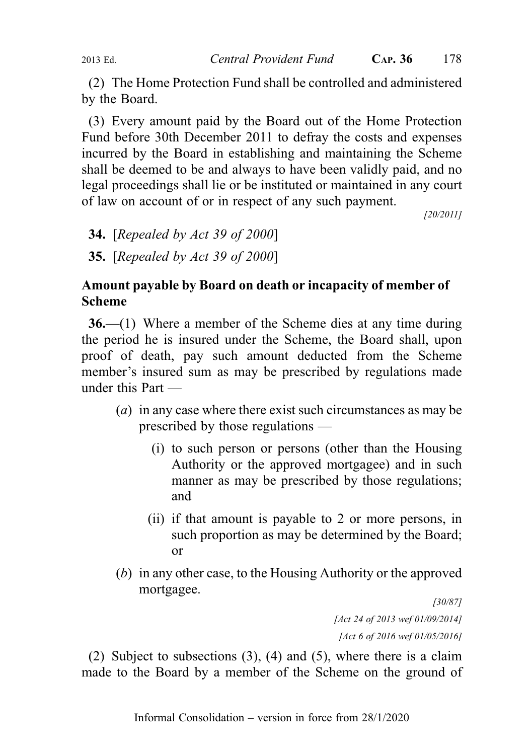(2) The Home Protection Fund shall be controlled and administered by the Board.

(3) Every amount paid by the Board out of the Home Protection Fund before 30th December 2011 to defray the costs and expenses incurred by the Board in establishing and maintaining the Scheme shall be deemed to be and always to have been validly paid, and no legal proceedings shall lie or be instituted or maintained in any court of law on account of or in respect of any such payment.

*[20/2011]*

**34.** [*Repealed by Act 39 of 2000*]

**35.** [*Repealed by Act 39 of 2000*]

**Amount payable by Board on death or incapacity of member of Scheme**

**36.**—(1) Where a member of the Scheme dies at any time during the period he is insured under the Scheme, the Board shall, upon proof of death, pay such amount deducted from the Scheme member's insured sum as may be prescribed by regulations made under this Part —

(*a*) in any case where there exist such circumstances as may be prescribed by those regulations —

(i) to such person or persons (other than the Housing Authority or the approved mortgagee) and in such manner as may be prescribed by those regulations; and

(ii) if that amount is payable to 2 or more persons, in such proportion as may be determined by the Board; or

(*b*) in any other case, to the Housing Authority or the approved mortgagee.

*[30/87]*

*[Act 24 of 2013 wef 01/09/2014]*

*[Act 6 of 2016 wef 01/05/2016]*

(2) Subject to subsections (3), (4) and (5), where there is a claim made to the Board by a member of the Scheme on the ground of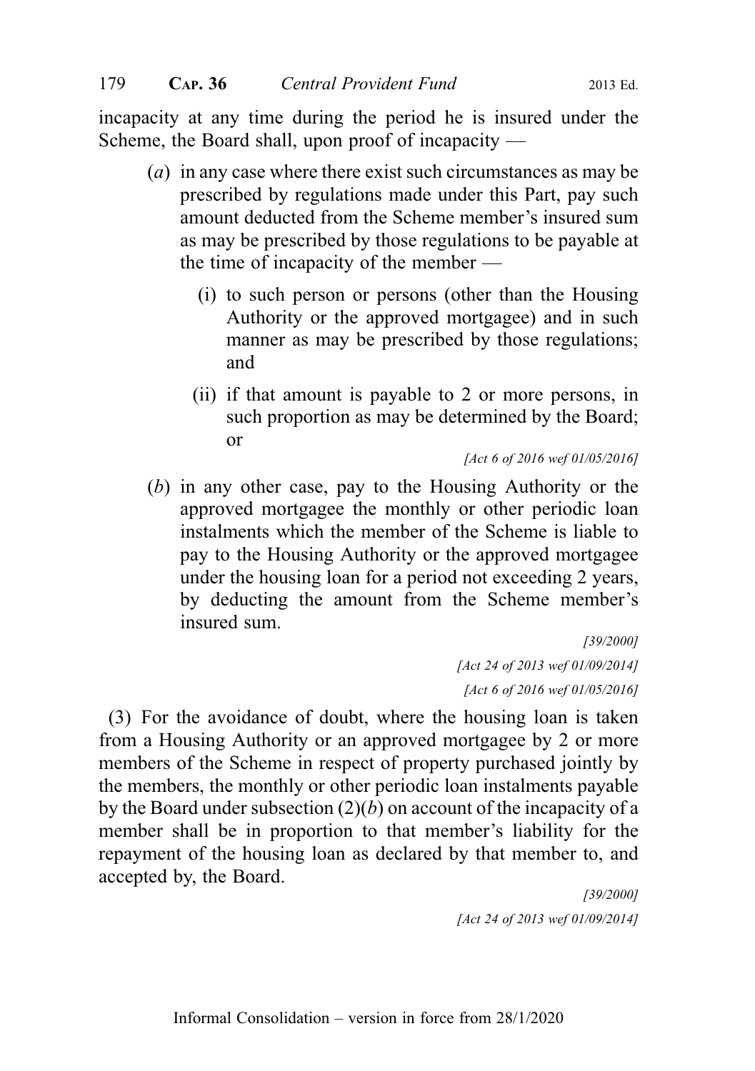incapacity at any time during the period he is insured under the Scheme, the Board shall, upon proof of incapacity —

(*a*) in any case where there exist such circumstances as may be prescribed by regulations made under this Part, pay such amount deducted from the Scheme member's insured sum as may be prescribed by those regulations to be payable at the time of incapacity of the member —

(i) to such person or persons (other than the Housing Authority or the approved mortgagee) and in such manner as may be prescribed by those regulations; and

(ii) if that amount is payable to 2 or more persons, in such proportion as may be determined by the Board; or

*[Act 6 of 2016 wef 01/05/2016]*

(*b*) in any other case, pay to the Housing Authority or the approved mortgagee the monthly or other periodic loan instalments which the member of the Scheme is liable to pay to the Housing Authority or the approved mortgagee under the housing loan for a period not exceeding 2 years, by deducting the amount from the Scheme member's insured sum.

*[39/2000]*

*[Act 24 of 2013 wef 01/09/2014]*

*[Act 6 of 2016 wef 01/05/2016]*

(3) For the avoidance of doubt, where the housing loan is taken from a Housing Authority or an approved mortgagee by 2 or more members of the Scheme in respect of property purchased jointly by the members, the monthly or other periodic loan instalments payable by the Board under subsection (2)(*b*) on account of the incapacity of a member shall be in proportion to that member's liability for the repayment of the housing loan as declared by that member to, and accepted by, the Board.

*[39/2000]*

*[Act 24 of 2013 wef 01/09/2014]*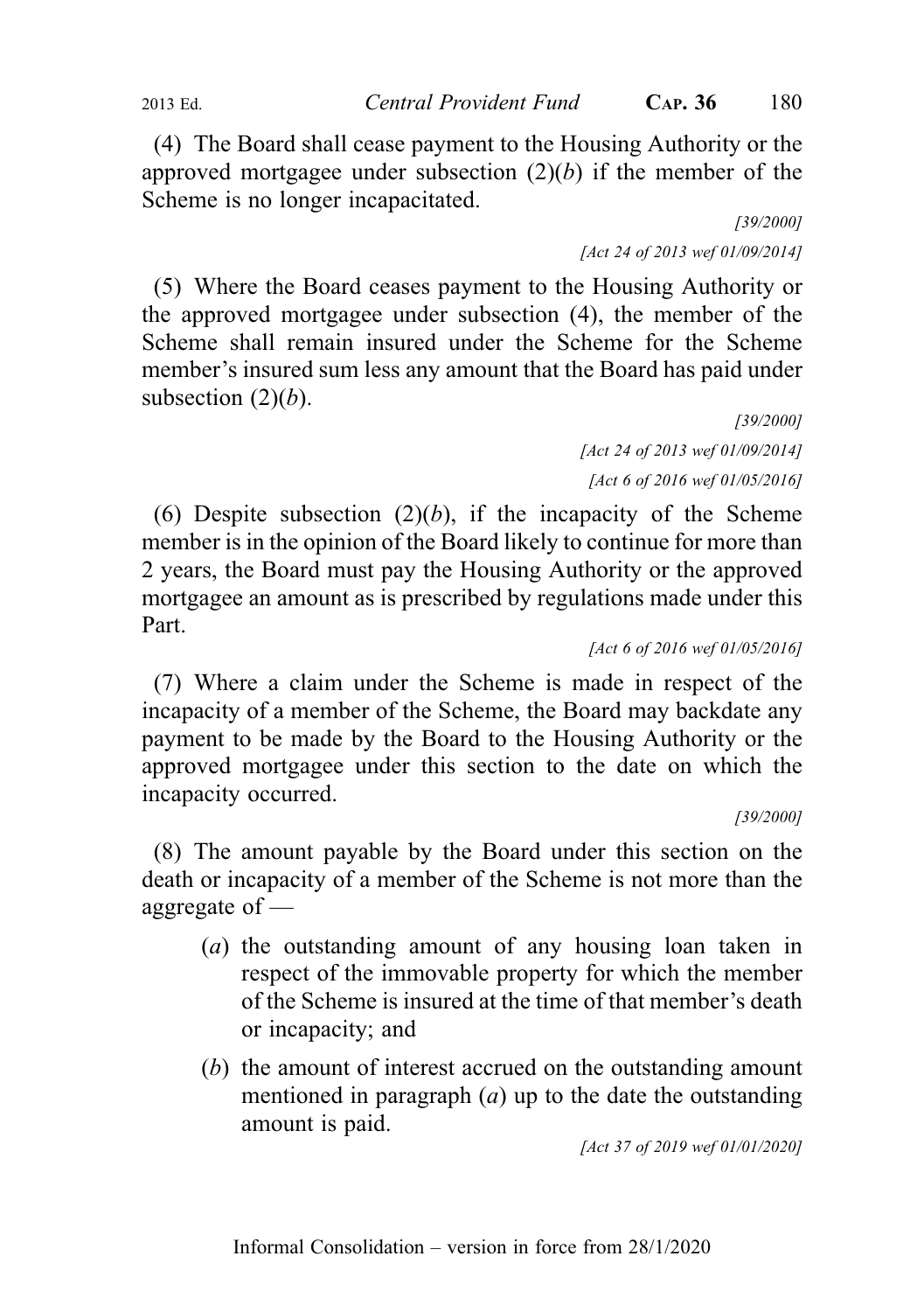(4) The Board shall cease payment to the Housing Authority or the approved mortgagee under subsection (2)(*b*) if the member of the Scheme is no longer incapacitated.

*[39/2000]*

*[Act 24 of 2013 wef 01/09/2014]*

(5) Where the Board ceases payment to the Housing Authority or the approved mortgagee under subsection (4), the member of the Scheme shall remain insured under the Scheme for the Scheme member's insured sum less any amount that the Board has paid under subsection (2)(*b*).

*[39/2000]*

*[Act 24 of 2013 wef 01/09/2014]*

*[Act 6 of 2016 wef 01/05/2016]*

(6) Despite subsection (2)(*b*), if the incapacity of the Scheme member is in the opinion of the Board likely to continue for more than 2 years, the Board must pay the Housing Authority or the approved mortgagee an amount as is prescribed by regulations made under this Part.

*[Act 6 of 2016 wef 01/05/2016]*

(7) Where a claim under the Scheme is made in respect of the incapacity of a member of the Scheme, the Board may backdate any payment to be made by the Board to the Housing Authority or the approved mortgagee under this section to the date on which the incapacity occurred.

*[39/2000]*

(8) The amount payable by the Board under this section on the death or incapacity of a member of the Scheme is not more than the aggregate of —

(*a*) the outstanding amount of any housing loan taken in respect of the immovable property for which the member of the Scheme is insured at the time of that member's death or incapacity; and

(*b*) the amount of interest accrued on the outstanding amount mentioned in paragraph (*a*) up to the date the outstanding amount is paid.

*[Act 37 of 2019 wef 01/01/2020]*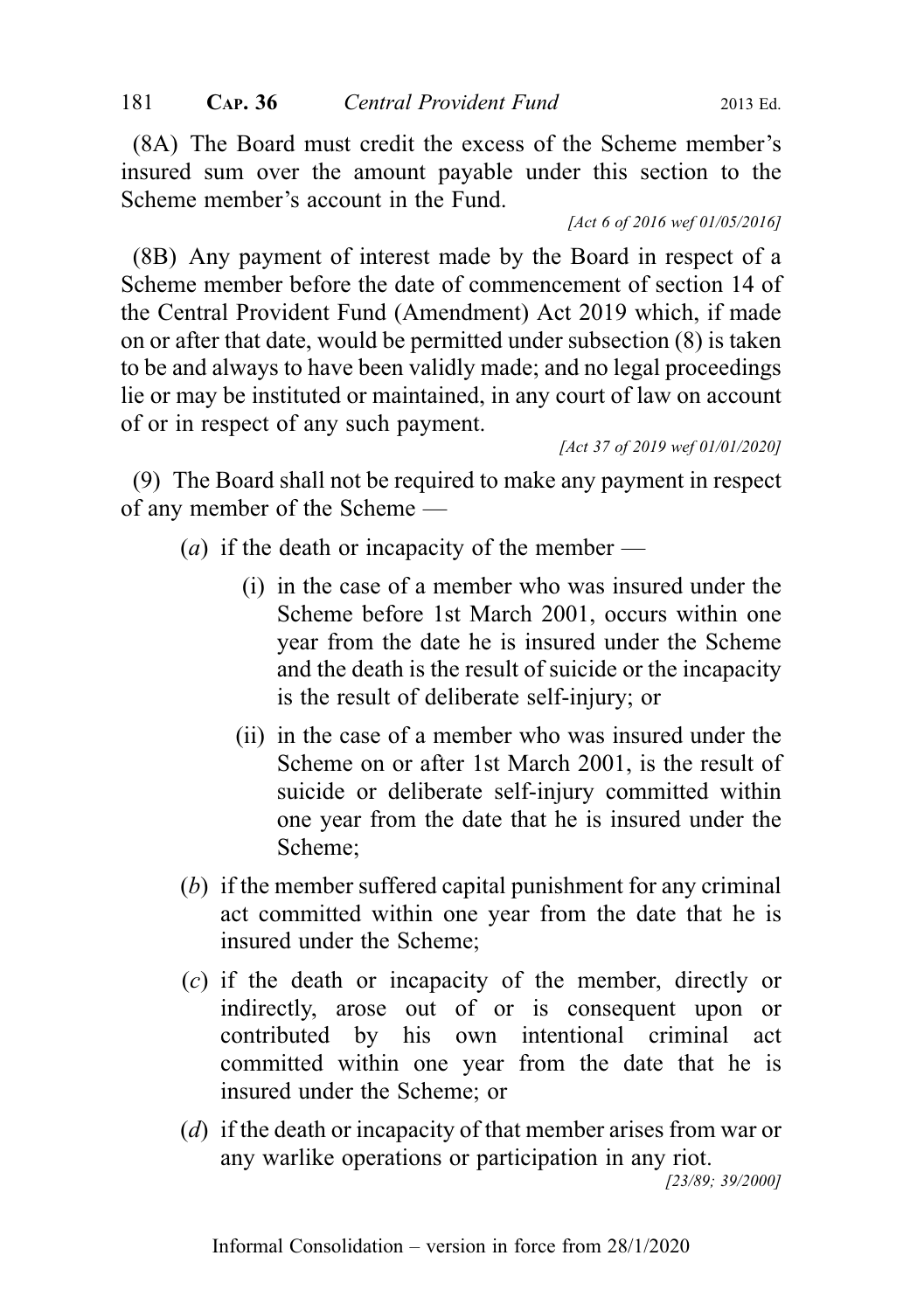(8A) The Board must credit the excess of the Scheme member's insured sum over the amount payable under this section to the Scheme member's account in the Fund.

*[Act 6 of 2016 wef 01/05/2016]*

(8B) Any payment of interest made by the Board in respect of a Scheme member before the date of commencement of section 14 of the Central Provident Fund (Amendment) Act 2019 which, if made on or after that date, would be permitted under subsection (8) is taken to be and always to have been validly made; and no legal proceedings lie or may be instituted or maintained, in any court of law on account of or in respect of any such payment.

*[Act 37 of 2019 wef 01/01/2020]*

(9) The Board shall not be required to make any payment in respect of any member of the Scheme —

- (*a*) if the death or incapacity of the member —
  - (i) in the case of a member who was insured under the Scheme before 1st March 2001, occurs within one year from the date he is insured under the Scheme and the death is the result of suicide or the incapacity is the result of deliberate self-injury; or
  - (ii) in the case of a member who was insured under the Scheme on or after 1st March 2001, is the result of suicide or deliberate self-injury committed within one year from the date that he is insured under the Scheme;
- (*b*) if the member suffered capital punishment for any criminal act committed within one year from the date that he is insured under the Scheme;
- (*c*) if the death or incapacity of the member, directly or indirectly, arose out of or is consequent upon or contributed by his own intentional criminal act committed within one year from the date that he is insured under the Scheme; or
- (*d*) if the death or incapacity of that member arises from war or any warlike operations or participation in any riot.

*[23/89; 39/2000]*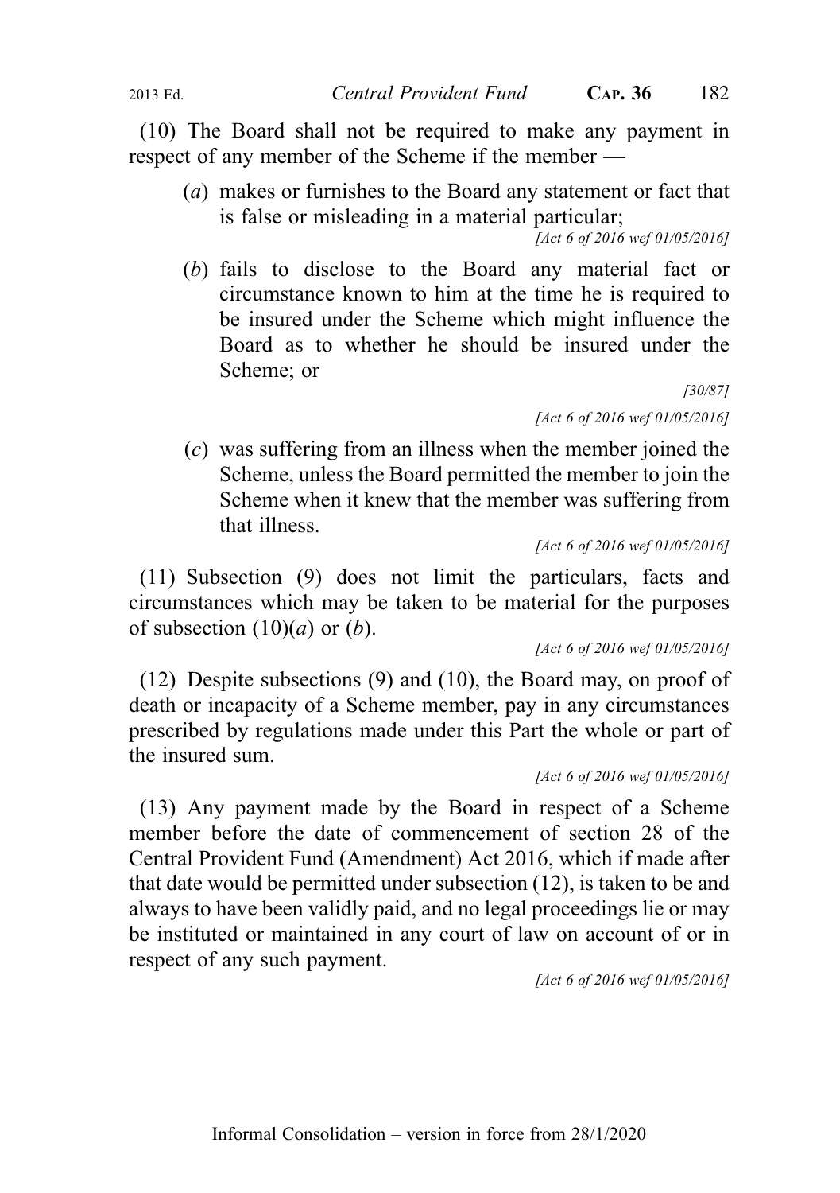(10) The Board shall not be required to make any payment in respect of any member of the Scheme if the member —

(*a*) makes or furnishes to the Board any statement or fact that is false or misleading in a material particular;

*[Act 6 of 2016 wef 01/05/2016]*

(*b*) fails to disclose to the Board any material fact or circumstance known to him at the time he is required to be insured under the Scheme which might influence the Board as to whether he should be insured under the Scheme; or

*[30/87]*

*[Act 6 of 2016 wef 01/05/2016]*

(*c*) was suffering from an illness when the member joined the Scheme, unless the Board permitted the member to join the Scheme when it knew that the member was suffering from that illness.

*[Act 6 of 2016 wef 01/05/2016]*

(11) Subsection (9) does not limit the particulars, facts and circumstances which may be taken to be material for the purposes of subsection (10)(*a*) or (*b*).

*[Act 6 of 2016 wef 01/05/2016]*

(12) Despite subsections (9) and (10), the Board may, on proof of death or incapacity of a Scheme member, pay in any circumstances prescribed by regulations made under this Part the whole or part of the insured sum.

*[Act 6 of 2016 wef 01/05/2016]*

(13) Any payment made by the Board in respect of a Scheme member before the date of commencement of section 28 of the Central Provident Fund (Amendment) Act 2016, which if made after that date would be permitted under subsection (12), is taken to be and always to have been validly paid, and no legal proceedings lie or may be instituted or maintained in any court of law on account of or in respect of any such payment.

*[Act 6 of 2016 wef 01/05/2016]*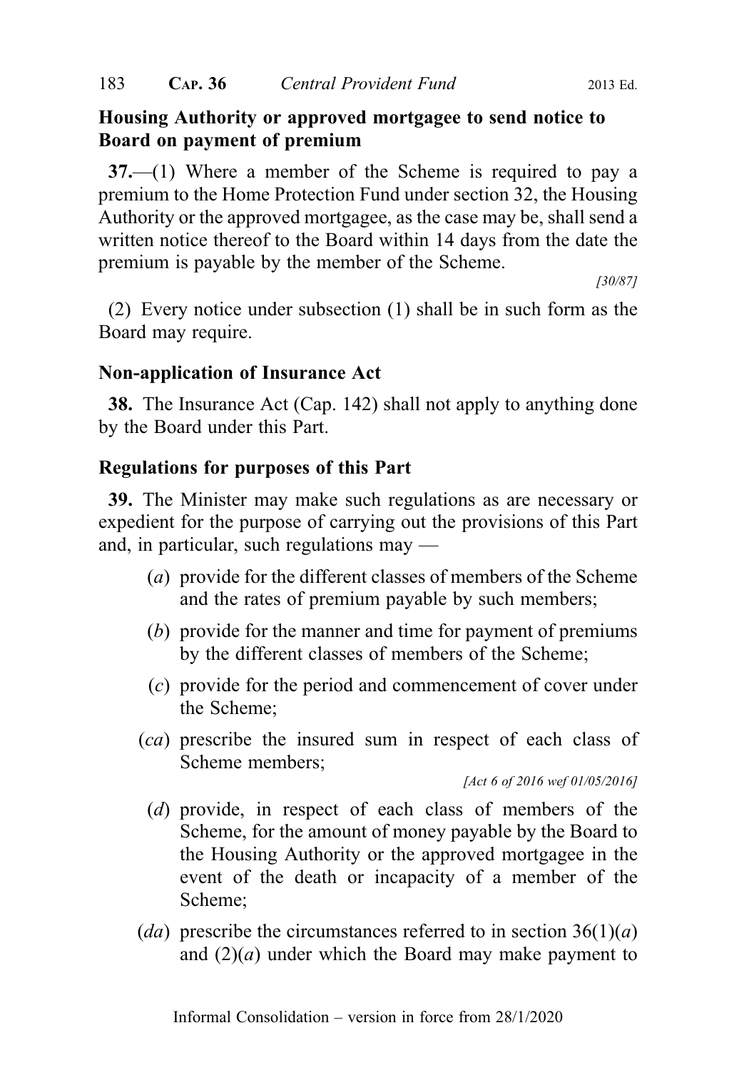**Housing Authority or approved mortgagee to send notice to Board on payment of premium**

**37.**—(1) Where a member of the Scheme is required to pay a premium to the Home Protection Fund under section 32, the Housing Authority or the approved mortgagee, as the case may be, shall send a written notice thereof to the Board within 14 days from the date the premium is payable by the member of the Scheme.

*[30/87]*

(2) Every notice under subsection (1) shall be in such form as the Board may require.

**Non-application of Insurance Act**

**38.** The Insurance Act (Cap. 142) shall not apply to anything done by the Board under this Part.

**Regulations for purposes of this Part**

**39.** The Minister may make such regulations as are necessary or expedient for the purpose of carrying out the provisions of this Part and, in particular, such regulations may —

(*a*) provide for the different classes of members of the Scheme and the rates of premium payable by such members;

(*b*) provide for the manner and time for payment of premiums by the different classes of members of the Scheme;

(*c*) provide for the period and commencement of cover under the Scheme;

(*ca*) prescribe the insured sum in respect of each class of Scheme members;

*[Act 6 of 2016 wef 01/05/2016]*

(*d*) provide, in respect of each class of members of the Scheme, for the amount of money payable by the Board to the Housing Authority or the approved mortgagee in the event of the death or incapacity of a member of the Scheme;

(*da*) prescribe the circumstances referred to in section 36(1)(*a*) and (2)(*a*) under which the Board may make payment to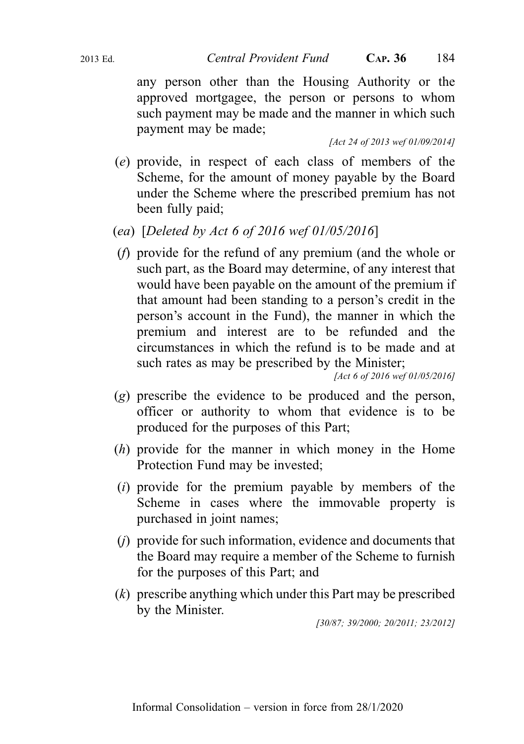any person other than the Housing Authority or the approved mortgagee, the person or persons to whom such payment may be made and the manner in which such payment may be made;

*[Act 24 of 2013 wef 01/09/2014]*

(*e*) provide, in respect of each class of members of the Scheme, for the amount of money payable by the Board under the Scheme where the prescribed premium has not been fully paid;

(*ea*) [*Deleted by Act 6 of 2016 wef 01/05/2016*]

(*f*) provide for the refund of any premium (and the whole or such part, as the Board may determine, of any interest that would have been payable on the amount of the premium if that amount had been standing to a person's credit in the person's account in the Fund), the manner in which the premium and interest are to be refunded and the circumstances in which the refund is to be made and at such rates as may be prescribed by the Minister;

*[Act 6 of 2016 wef 01/05/2016]*

(*g*) prescribe the evidence to be produced and the person, officer or authority to whom that evidence is to be produced for the purposes of this Part;

(*h*) provide for the manner in which money in the Home Protection Fund may be invested;

(*i*) provide for the premium payable by members of the Scheme in cases where the immovable property is purchased in joint names;

(*j*) provide for such information, evidence and documents that the Board may require a member of the Scheme to furnish for the purposes of this Part; and

(*k*) prescribe anything which under this Part may be prescribed by the Minister.

*[30/87; 39/2000; 20/2011; 23/2012]*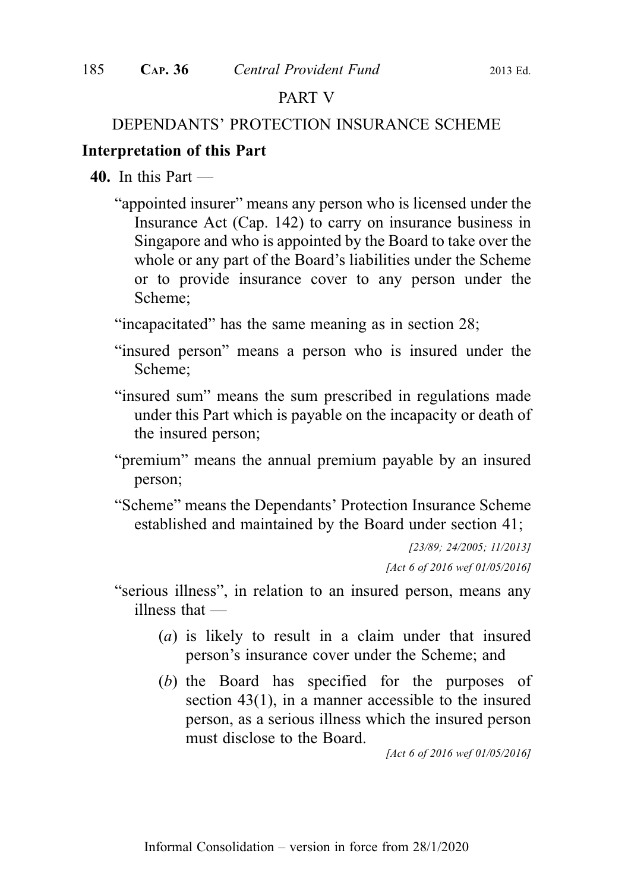PART V

DEPENDANTS' PROTECTION INSURANCE SCHEME

**Interpretation of this Part**

**40.** In this Part —

"appointed insurer" means any person who is licensed under the Insurance Act (Cap. 142) to carry on insurance business in Singapore and who is appointed by the Board to take over the whole or any part of the Board's liabilities under the Scheme or to provide insurance cover to any person under the Scheme;

"incapacitated" has the same meaning as in section 28;

"insured person" means a person who is insured under the Scheme;

"insured sum" means the sum prescribed in regulations made under this Part which is payable on the incapacity or death of the insured person;

"premium" means the annual premium payable by an insured person;

"Scheme" means the Dependants' Protection Insurance Scheme established and maintained by the Board under section 41;

*[23/89; 24/2005; 11/2013]*

*[Act 6 of 2016 wef 01/05/2016]*

"serious illness", in relation to an insured person, means any illness that —

(*a*) is likely to result in a claim under that insured person's insurance cover under the Scheme; and

(*b*) the Board has specified for the purposes of section 43(1), in a manner accessible to the insured person, as a serious illness which the insured person must disclose to the Board.

*[Act 6 of 2016 wef 01/05/2016]*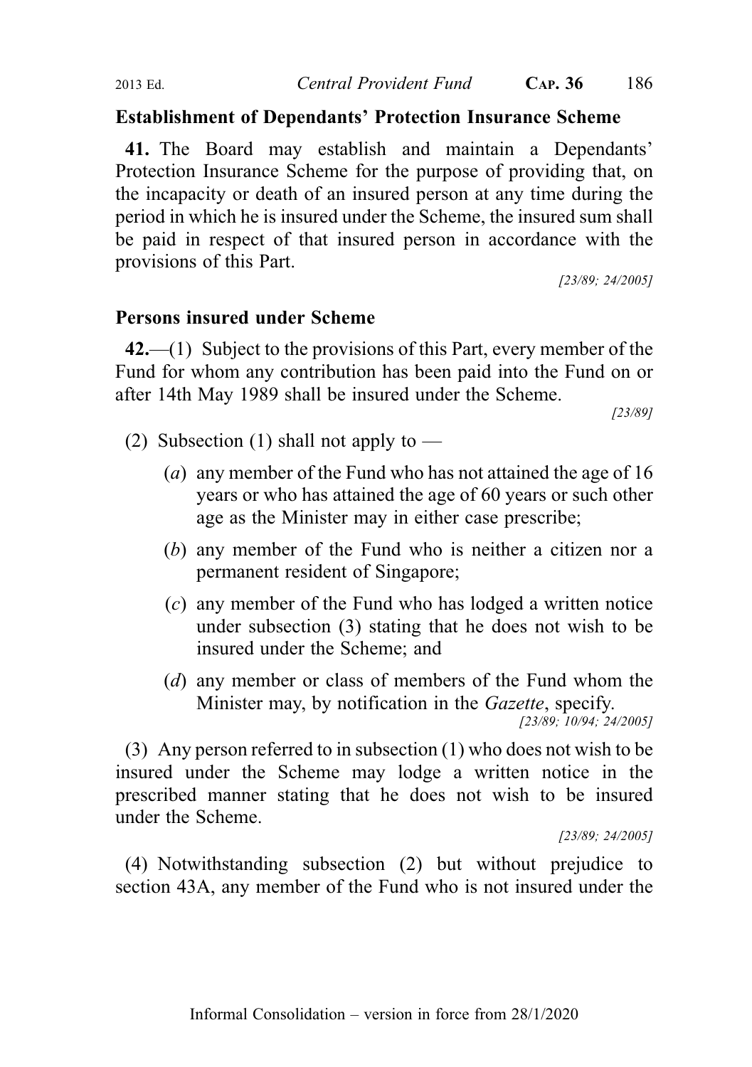**Establishment of Dependants' Protection Insurance Scheme**

**41.** The Board may establish and maintain a Dependants' Protection Insurance Scheme for the purpose of providing that, on the incapacity or death of an insured person at any time during the period in which he is insured under the Scheme, the insured sum shall be paid in respect of that insured person in accordance with the provisions of this Part.

*[23/89; 24/2005]*

**Persons insured under Scheme**

**42.**—(1) Subject to the provisions of this Part, every member of the Fund for whom any contribution has been paid into the Fund on or after 14th May 1989 shall be insured under the Scheme.

*[23/89]*

(2) Subsection (1) shall not apply to —

(*a*) any member of the Fund who has not attained the age of 16 years or who has attained the age of 60 years or such other age as the Minister may in either case prescribe;

(*b*) any member of the Fund who is neither a citizen nor a permanent resident of Singapore;

(*c*) any member of the Fund who has lodged a written notice under subsection (3) stating that he does not wish to be insured under the Scheme; and

(*d*) any member or class of members of the Fund whom the Minister may, by notification in the *Gazette*, specify.

*[23/89; 10/94; 24/2005]*

(3) Any person referred to in subsection (1) who does not wish to be insured under the Scheme may lodge a written notice in the prescribed manner stating that he does not wish to be insured under the Scheme.

*[23/89; 24/2005]*

(4) Notwithstanding subsection (2) but without prejudice to section 43A, any member of the Fund who is not insured under the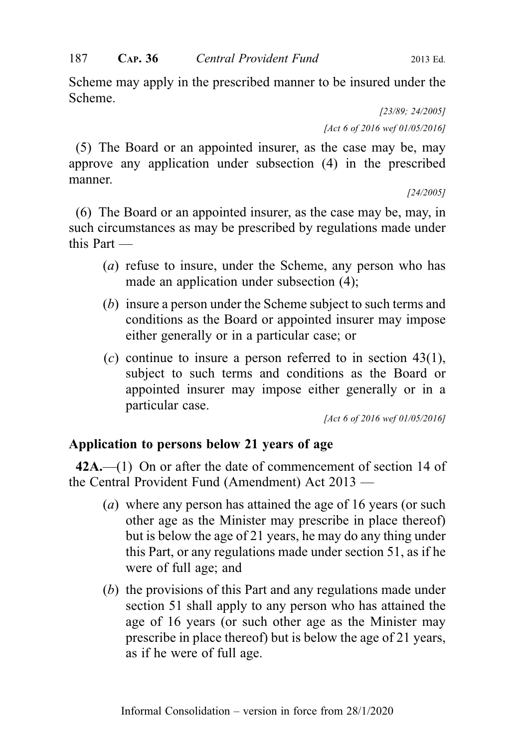Scheme may apply in the prescribed manner to be insured under the Scheme.

[23/89; 24/2005]

[Act 6 of 2016 wef 01/05/2016]

(5) The Board or an appointed insurer, as the case may be, may approve any application under subsection (4) in the prescribed manner.

[24/2005]

(6) The Board or an appointed insurer, as the case may be, may, in such circumstances as may be prescribed by regulations made under this Part —

(*a*) refuse to insure, under the Scheme, any person who has made an application under subsection (4);

(*b*) insure a person under the Scheme subject to such terms and conditions as the Board or appointed insurer may impose either generally or in a particular case; or

(*c*) continue to insure a person referred to in section 43(1), subject to such terms and conditions as the Board or appointed insurer may impose either generally or in a particular case.

[Act 6 of 2016 wef 01/05/2016]

### Application to persons below 21 years of age

**42A.**—(1) On or after the date of commencement of section 14 of the Central Provident Fund (Amendment) Act 2013 —

(*a*) where any person has attained the age of 16 years (or such other age as the Minister may prescribe in place thereof) but is below the age of 21 years, he may do any thing under this Part, or any regulations made under section 51, as if he were of full age; and

(*b*) the provisions of this Part and any regulations made under section 51 shall apply to any person who has attained the age of 16 years (or such other age as the Minister may prescribe in place thereof) but is below the age of 21 years, as if he were of full age.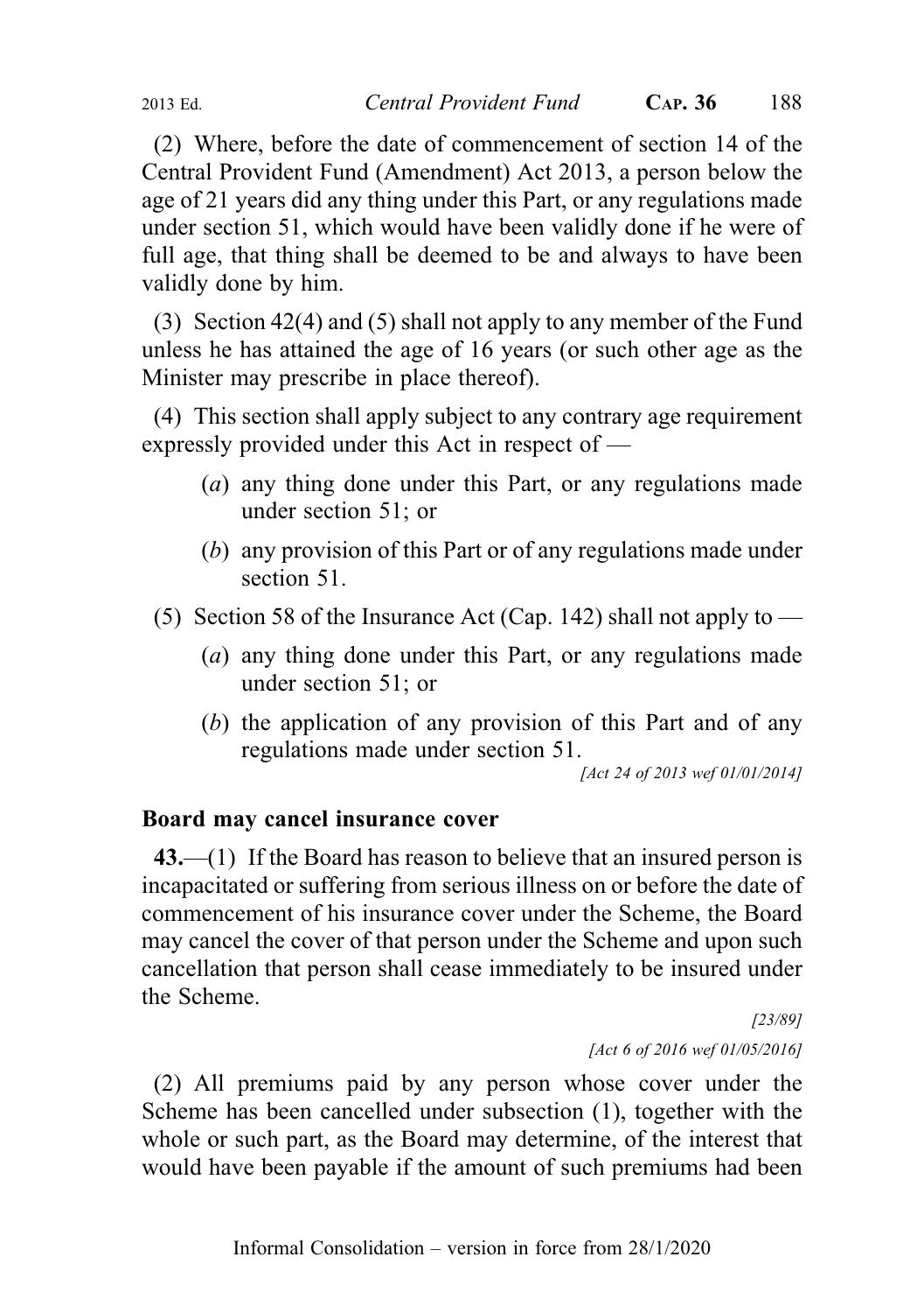(2) Where, before the date of commencement of section 14 of the Central Provident Fund (Amendment) Act 2013, a person below the age of 21 years did any thing under this Part, or any regulations made under section 51, which would have been validly done if he were of full age, that thing shall be deemed to be and always to have been validly done by him.

(3) Section 42(4) and (5) shall not apply to any member of the Fund unless he has attained the age of 16 years (or such other age as the Minister may prescribe in place thereof).

(4) This section shall apply subject to any contrary age requirement expressly provided under this Act in respect of —

(*a*) any thing done under this Part, or any regulations made under section 51; or

(*b*) any provision of this Part or of any regulations made under section 51.

(5) Section 58 of the Insurance Act (Cap. 142) shall not apply to —

(*a*) any thing done under this Part, or any regulations made under section 51; or

(*b*) the application of any provision of this Part and of any regulations made under section 51.

*[Act 24 of 2013 wef 01/01/2014]*

**Board may cancel insurance cover**

**43.**—(1) If the Board has reason to believe that an insured person is incapacitated or suffering from serious illness on or before the date of commencement of his insurance cover under the Scheme, the Board may cancel the cover of that person under the Scheme and upon such cancellation that person shall cease immediately to be insured under the Scheme.

*[23/89]*

*[Act 6 of 2016 wef 01/05/2016]*

(2) All premiums paid by any person whose cover under the Scheme has been cancelled under subsection (1), together with the whole or such part, as the Board may determine, of the interest that would have been payable if the amount of such premiums had been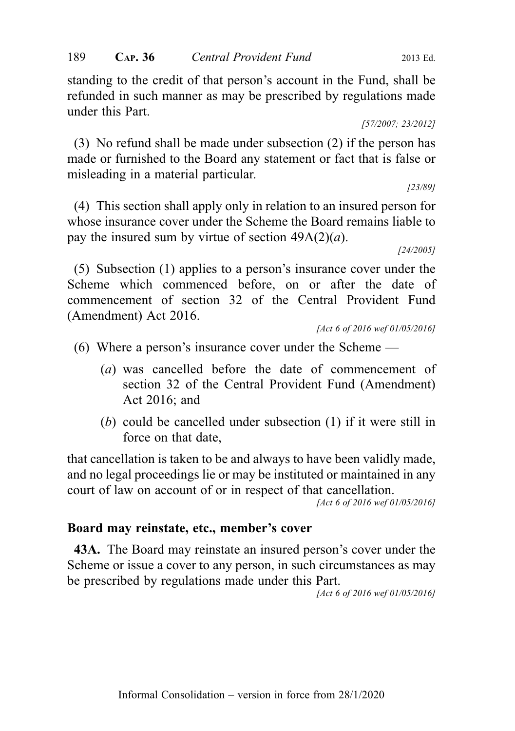standing to the credit of that person's account in the Fund, shall be refunded in such manner as may be prescribed by regulations made under this Part.

[57/2007; 23/2012]

(3) No refund shall be made under subsection (2) if the person has made or furnished to the Board any statement or fact that is false or misleading in a material particular.

[23/89]

(4) This section shall apply only in relation to an insured person for whose insurance cover under the Scheme the Board remains liable to pay the insured sum by virtue of section 49A(2)(*a*).

[24/2005]

(5) Subsection (1) applies to a person's insurance cover under the Scheme which commenced before, on or after the date of commencement of section 32 of the Central Provident Fund (Amendment) Act 2016.

[Act 6 of 2016 wef 01/05/2016]

(6) Where a person's insurance cover under the Scheme —

(*a*) was cancelled before the date of commencement of section 32 of the Central Provident Fund (Amendment) Act 2016; and

(*b*) could be cancelled under subsection (1) if it were still in force on that date,

that cancellation is taken to be and always to have been validly made, and no legal proceedings lie or may be instituted or maintained in any court of law on account of or in respect of that cancellation.

[Act 6 of 2016 wef 01/05/2016]

### Board may reinstate, etc., member's cover

**43A.** The Board may reinstate an insured person's cover under the Scheme or issue a cover to any person, in such circumstances as may be prescribed by regulations made under this Part.

[Act 6 of 2016 wef 01/05/2016]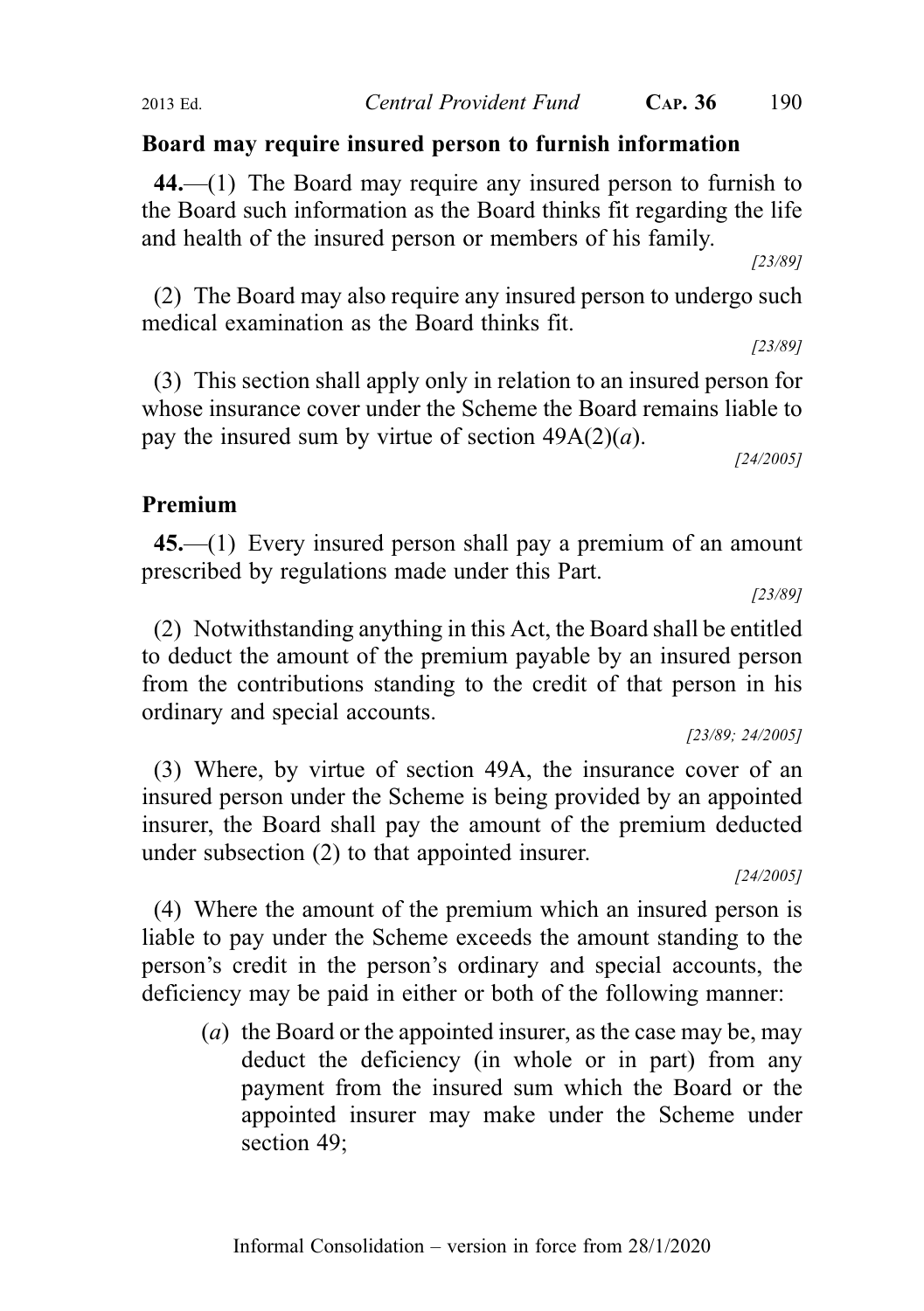**Board may require insured person to furnish information**

**44.**—(1) The Board may require any insured person to furnish to the Board such information as the Board thinks fit regarding the life and health of the insured person or members of his family.

*[23/89]*

(2) The Board may also require any insured person to undergo such medical examination as the Board thinks fit.

*[23/89]*

(3) This section shall apply only in relation to an insured person for whose insurance cover under the Scheme the Board remains liable to pay the insured sum by virtue of section 49A(2)(*a*).

*[24/2005]*

**Premium**

**45.**—(1) Every insured person shall pay a premium of an amount prescribed by regulations made under this Part.

*[23/89]*

(2) Notwithstanding anything in this Act, the Board shall be entitled to deduct the amount of the premium payable by an insured person from the contributions standing to the credit of that person in his ordinary and special accounts.

*[23/89; 24/2005]*

(3) Where, by virtue of section 49A, the insurance cover of an insured person under the Scheme is being provided by an appointed insurer, the Board shall pay the amount of the premium deducted under subsection (2) to that appointed insurer.

*[24/2005]*

(4) Where the amount of the premium which an insured person is liable to pay under the Scheme exceeds the amount standing to the person's credit in the person's ordinary and special accounts, the deficiency may be paid in either or both of the following manner:

(*a*) the Board or the appointed insurer, as the case may be, may deduct the deficiency (in whole or in part) from any payment from the insured sum which the Board or the appointed insurer may make under the Scheme under section 49;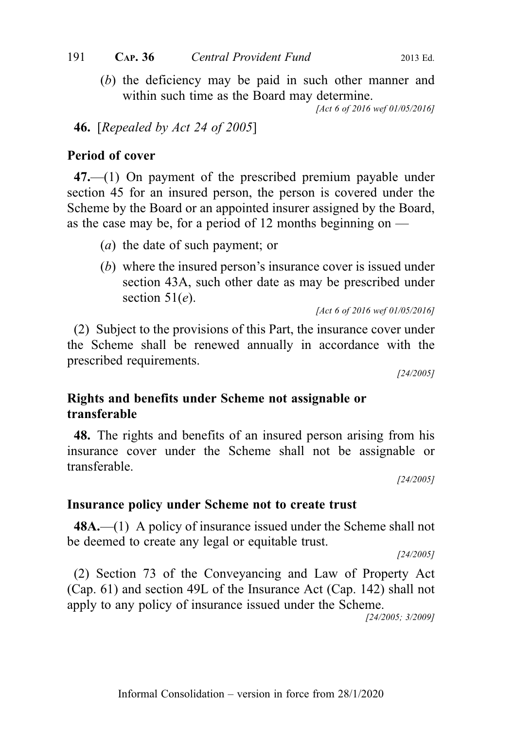(*b*) the deficiency may be paid in such other manner and within such time as the Board may determine.

[Act 6 of 2016 wef 01/05/2016]

**46.** [*Repealed by Act 24 of 2005*]

**Period of cover**

**47.**—(1) On payment of the prescribed premium payable under section 45 for an insured person, the person is covered under the Scheme by the Board or an appointed insurer assigned by the Board, as the case may be, for a period of 12 months beginning on —

(*a*) the date of such payment; or

(*b*) where the insured person's insurance cover is issued under section 43A, such other date as may be prescribed under section 51(*e*).

[Act 6 of 2016 wef 01/05/2016]

(2) Subject to the provisions of this Part, the insurance cover under the Scheme shall be renewed annually in accordance with the prescribed requirements.

[24/2005]

**Rights and benefits under Scheme not assignable or transferable**

**48.** The rights and benefits of an insured person arising from his insurance cover under the Scheme shall not be assignable or transferable.

[24/2005]

**Insurance policy under Scheme not to create trust**

**48A.**—(1) A policy of insurance issued under the Scheme shall not be deemed to create any legal or equitable trust.

[24/2005]

(2) Section 73 of the Conveyancing and Law of Property Act (Cap. 61) and section 49L of the Insurance Act (Cap. 142) shall not apply to any policy of insurance issued under the Scheme.

[24/2005; 3/2009]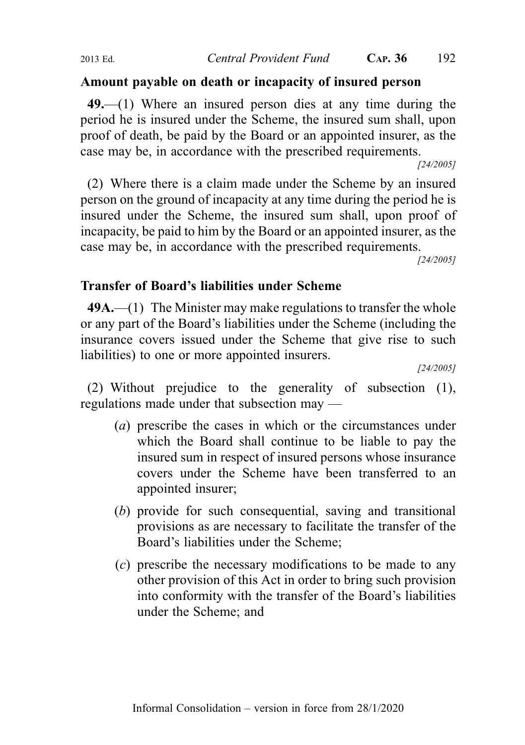**Amount payable on death or incapacity of insured person**

**49.**—(1) Where an insured person dies at any time during the period he is insured under the Scheme, the insured sum shall, upon proof of death, be paid by the Board or an appointed insurer, as the case may be, in accordance with the prescribed requirements.

*[24/2005]*

(2) Where there is a claim made under the Scheme by an insured person on the ground of incapacity at any time during the period he is insured under the Scheme, the insured sum shall, upon proof of incapacity, be paid to him by the Board or an appointed insurer, as the case may be, in accordance with the prescribed requirements.

*[24/2005]*

**Transfer of Board's liabilities under Scheme**

**49A.**—(1) The Minister may make regulations to transfer the whole or any part of the Board's liabilities under the Scheme (including the insurance covers issued under the Scheme that give rise to such liabilities) to one or more appointed insurers.

*[24/2005]*

(2) Without prejudice to the generality of subsection (1), regulations made under that subsection may —

(*a*) prescribe the cases in which or the circumstances under which the Board shall continue to be liable to pay the insured sum in respect of insured persons whose insurance covers under the Scheme have been transferred to an appointed insurer;

(*b*) provide for such consequential, saving and transitional provisions as are necessary to facilitate the transfer of the Board's liabilities under the Scheme;

(*c*) prescribe the necessary modifications to be made to any other provision of this Act in order to bring such provision into conformity with the transfer of the Board's liabilities under the Scheme; and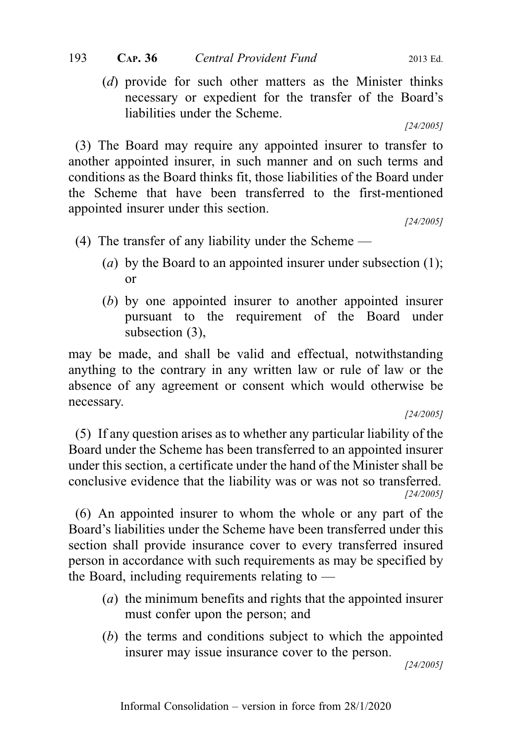(*d*) provide for such other matters as the Minister thinks necessary or expedient for the transfer of the Board's liabilities under the Scheme.

*[24/2005]*

(3) The Board may require any appointed insurer to transfer to another appointed insurer, in such manner and on such terms and conditions as the Board thinks fit, those liabilities of the Board under the Scheme that have been transferred to the first-mentioned appointed insurer under this section.

*[24/2005]*

(4) The transfer of any liability under the Scheme —

(*a*) by the Board to an appointed insurer under subsection (1); or

(*b*) by one appointed insurer to another appointed insurer pursuant to the requirement of the Board under subsection (3),

may be made, and shall be valid and effectual, notwithstanding anything to the contrary in any written law or rule of law or the absence of any agreement or consent which would otherwise be necessary.

*[24/2005]*

(5) If any question arises as to whether any particular liability of the Board under the Scheme has been transferred to an appointed insurer under this section, a certificate under the hand of the Minister shall be conclusive evidence that the liability was or was not so transferred.

*[24/2005]*

(6) An appointed insurer to whom the whole or any part of the Board's liabilities under the Scheme have been transferred under this section shall provide insurance cover to every transferred insured person in accordance with such requirements as may be specified by the Board, including requirements relating to —

(*a*) the minimum benefits and rights that the appointed insurer must confer upon the person; and

(*b*) the terms and conditions subject to which the appointed insurer may issue insurance cover to the person.

*[24/2005]*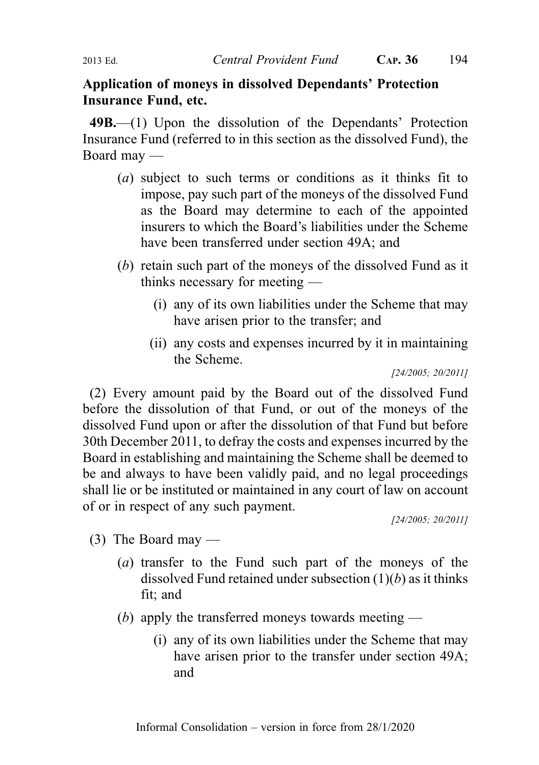**Application of moneys in dissolved Dependants' Protection Insurance Fund, etc.**

**49B.**—(1) Upon the dissolution of the Dependants' Protection Insurance Fund (referred to in this section as the dissolved Fund), the Board may —

(*a*) subject to such terms or conditions as it thinks fit to impose, pay such part of the moneys of the dissolved Fund as the Board may determine to each of the appointed insurers to which the Board's liabilities under the Scheme have been transferred under section 49A; and

(*b*) retain such part of the moneys of the dissolved Fund as it thinks necessary for meeting —

(i) any of its own liabilities under the Scheme that may have arisen prior to the transfer; and

(ii) any costs and expenses incurred by it in maintaining the Scheme.

*[24/2005; 20/2011]*

(2) Every amount paid by the Board out of the dissolved Fund before the dissolution of that Fund, or out of the moneys of the dissolved Fund upon or after the dissolution of that Fund but before 30th December 2011, to defray the costs and expenses incurred by the Board in establishing and maintaining the Scheme shall be deemed to be and always to have been validly paid, and no legal proceedings shall lie or be instituted or maintained in any court of law on account of or in respect of any such payment.

*[24/2005; 20/2011]*

(3) The Board may —

(*a*) transfer to the Fund such part of the moneys of the dissolved Fund retained under subsection (1)(*b*) as it thinks fit; and

(*b*) apply the transferred moneys towards meeting —

(i) any of its own liabilities under the Scheme that may have arisen prior to the transfer under section 49A; and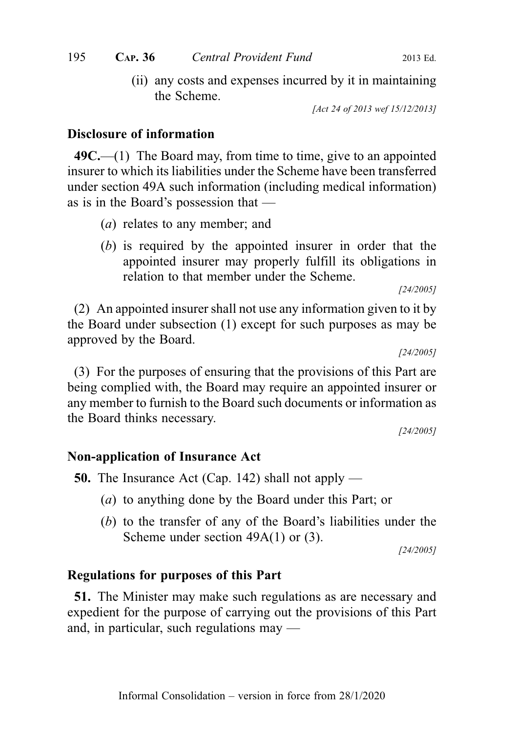(ii) any costs and expenses incurred by it in maintaining the Scheme.

[Act 24 of 2013 wef 15/12/2013]

### Disclosure of information

**49C.**—(1) The Board may, from time to time, give to an appointed insurer to which its liabilities under the Scheme have been transferred under section 49A such information (including medical information) as is in the Board's possession that —

(*a*) relates to any member; and

(*b*) is required by the appointed insurer in order that the appointed insurer may properly fulfill its obligations in relation to that member under the Scheme.

[24/2005]

(2) An appointed insurer shall not use any information given to it by the Board under subsection (1) except for such purposes as may be approved by the Board.

[24/2005]

(3) For the purposes of ensuring that the provisions of this Part are being complied with, the Board may require an appointed insurer or any member to furnish to the Board such documents or information as the Board thinks necessary.

[24/2005]

### Non-application of Insurance Act

**50.** The Insurance Act (Cap. 142) shall not apply —

(*a*) to anything done by the Board under this Part; or

(*b*) to the transfer of any of the Board's liabilities under the Scheme under section 49A(1) or (3).

[24/2005]

### Regulations for purposes of this Part

**51.** The Minister may make such regulations as are necessary and expedient for the purpose of carrying out the provisions of this Part and, in particular, such regulations may —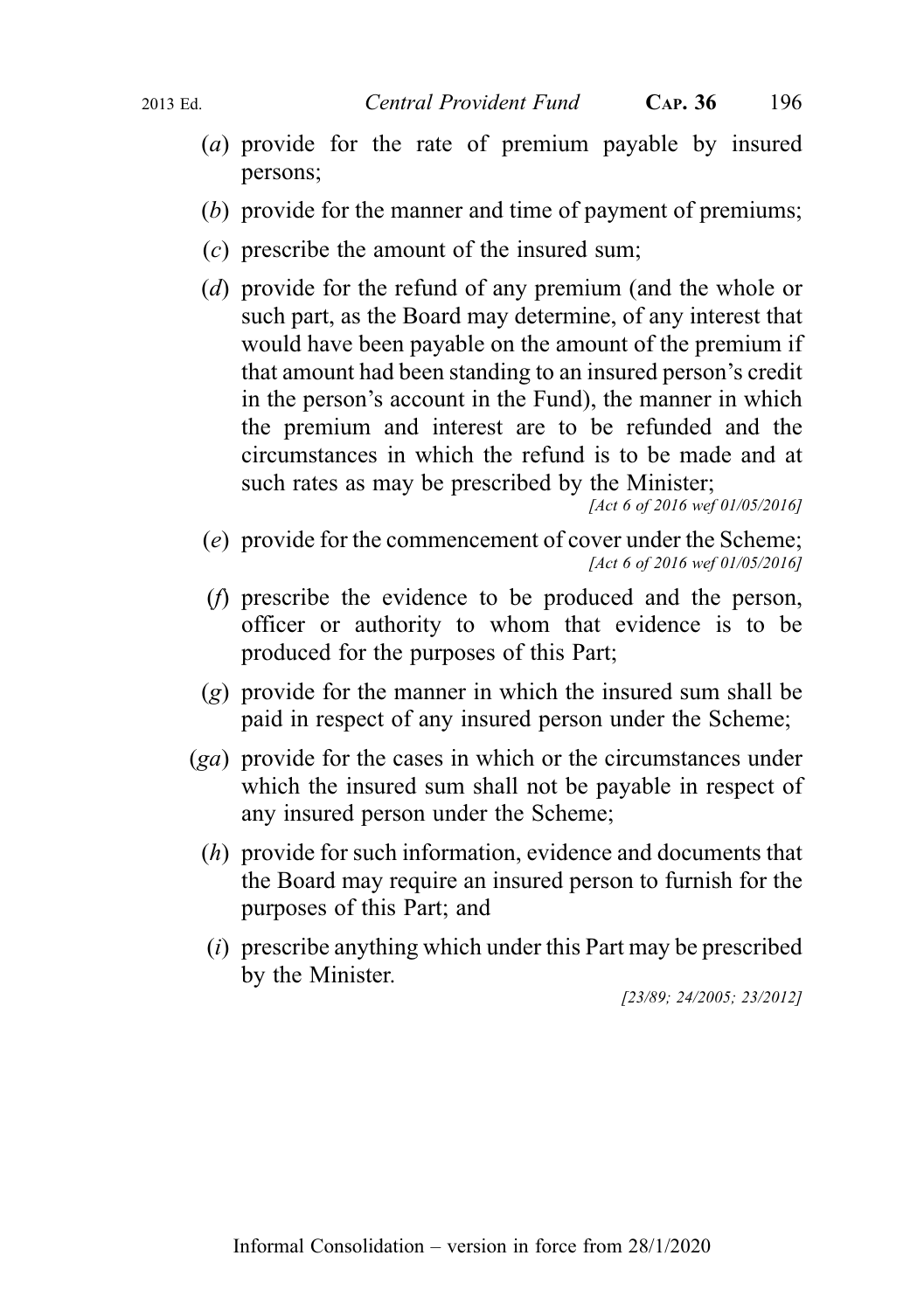(*a*) provide for the rate of premium payable by insured persons;

(*b*) provide for the manner and time of payment of premiums;

(*c*) prescribe the amount of the insured sum;

(*d*) provide for the refund of any premium (and the whole or such part, as the Board may determine, of any interest that would have been payable on the amount of the premium if that amount had been standing to an insured person's credit in the person's account in the Fund), the manner in which the premium and interest are to be refunded and the circumstances in which the refund is to be made and at such rates as may be prescribed by the Minister;
*[Act 6 of 2016 wef 01/05/2016]*

(*e*) provide for the commencement of cover under the Scheme;
*[Act 6 of 2016 wef 01/05/2016]*

(*f*) prescribe the evidence to be produced and the person, officer or authority to whom that evidence is to be produced for the purposes of this Part;

(*g*) provide for the manner in which the insured sum shall be paid in respect of any insured person under the Scheme;

(*ga*) provide for the cases in which or the circumstances under which the insured sum shall not be payable in respect of any insured person under the Scheme;

(*h*) provide for such information, evidence and documents that the Board may require an insured person to furnish for the purposes of this Part; and

(*i*) prescribe anything which under this Part may be prescribed by the Minister.
*[23/89; 24/2005; 23/2012]*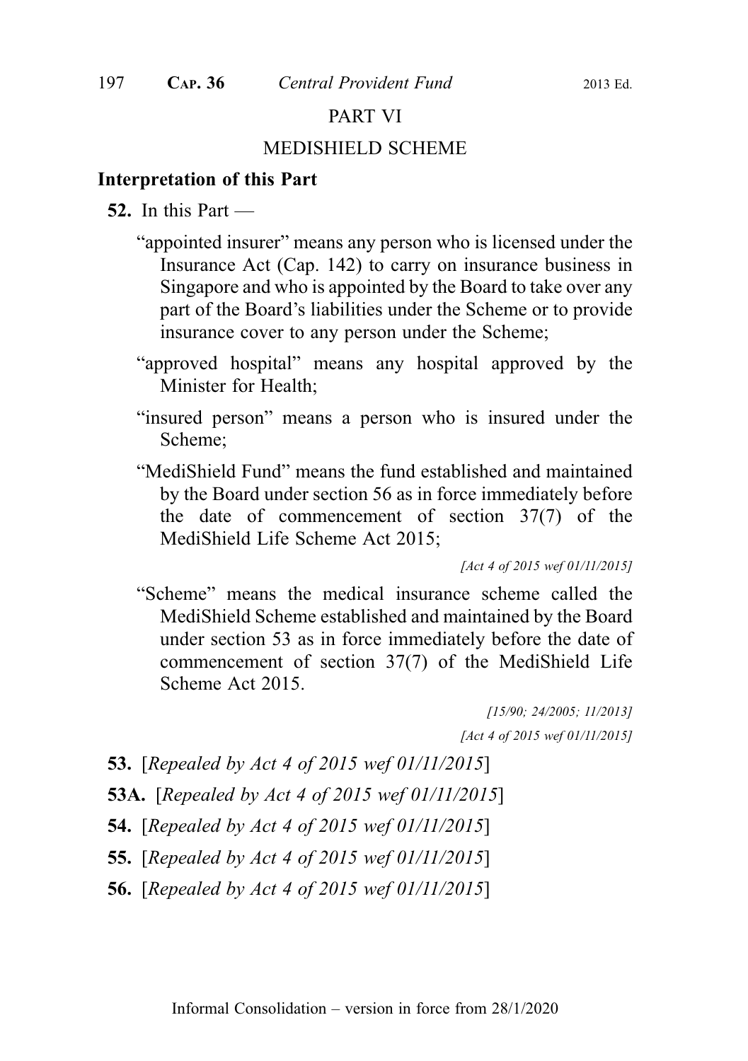## PART VI

## MEDISHIELD SCHEME

### Interpretation of this Part

**52.** In this Part —

"appointed insurer" means any person who is licensed under the Insurance Act (Cap. 142) to carry on insurance business in Singapore and who is appointed by the Board to take over any part of the Board's liabilities under the Scheme or to provide insurance cover to any person under the Scheme;

"approved hospital" means any hospital approved by the Minister for Health;

"insured person" means a person who is insured under the Scheme;

"MediShield Fund" means the fund established and maintained by the Board under section 56 as in force immediately before the date of commencement of section 37(7) of the MediShield Life Scheme Act 2015;

*[Act 4 of 2015 wef 01/11/2015]*

"Scheme" means the medical insurance scheme called the MediShield Scheme established and maintained by the Board under section 53 as in force immediately before the date of commencement of section 37(7) of the MediShield Life Scheme Act 2015.

*[15/90; 24/2005; 11/2013]*

*[Act 4 of 2015 wef 01/11/2015]*

**53.** [*Repealed by Act 4 of 2015 wef 01/11/2015*]

**53A.** [*Repealed by Act 4 of 2015 wef 01/11/2015*]

**54.** [*Repealed by Act 4 of 2015 wef 01/11/2015*]

**55.** [*Repealed by Act 4 of 2015 wef 01/11/2015*]

**56.** [*Repealed by Act 4 of 2015 wef 01/11/2015*]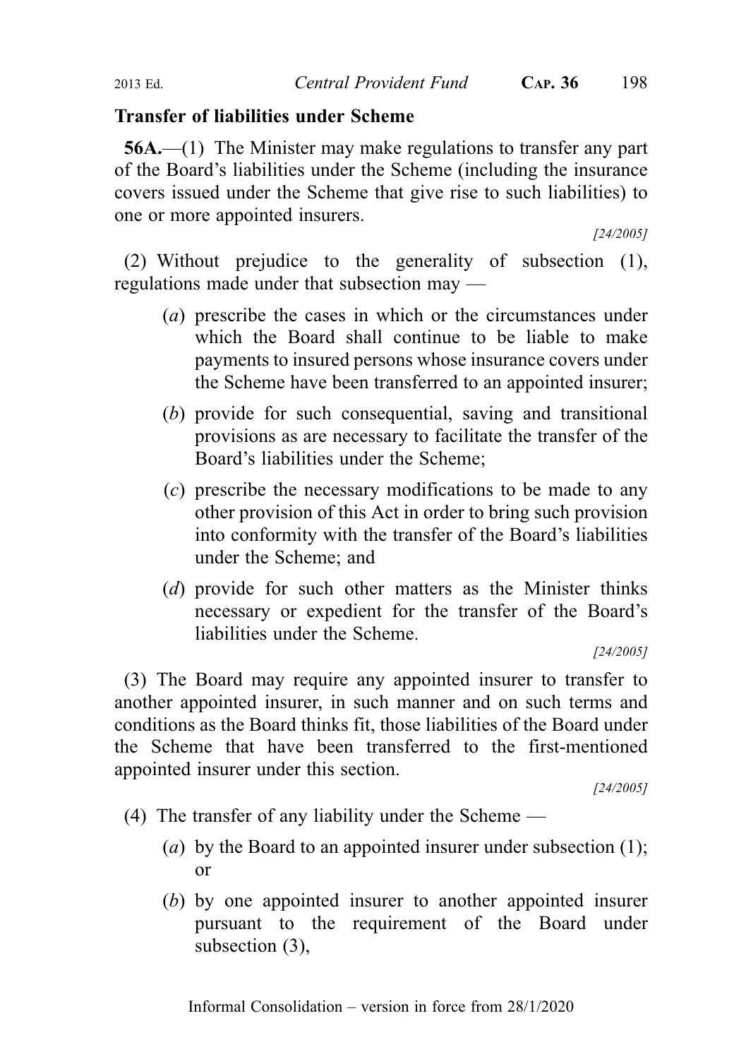**Transfer of liabilities under Scheme**

**56A.**—(1) The Minister may make regulations to transfer any part of the Board's liabilities under the Scheme (including the insurance covers issued under the Scheme that give rise to such liabilities) to one or more appointed insurers.

[24/2005]

(2) Without prejudice to the generality of subsection (1), regulations made under that subsection may —

- (*a*) prescribe the cases in which or the circumstances under which the Board shall continue to be liable to make payments to insured persons whose insurance covers under the Scheme have been transferred to an appointed insurer;
- (*b*) provide for such consequential, saving and transitional provisions as are necessary to facilitate the transfer of the Board's liabilities under the Scheme;
- (*c*) prescribe the necessary modifications to be made to any other provision of this Act in order to bring such provision into conformity with the transfer of the Board's liabilities under the Scheme; and
- (*d*) provide for such other matters as the Minister thinks necessary or expedient for the transfer of the Board's liabilities under the Scheme.

[24/2005]

(3) The Board may require any appointed insurer to transfer to another appointed insurer, in such manner and on such terms and conditions as the Board thinks fit, those liabilities of the Board under the Scheme that have been transferred to the first-mentioned appointed insurer under this section.

[24/2005]

(4) The transfer of any liability under the Scheme —

- (*a*) by the Board to an appointed insurer under subsection (1); or
- (*b*) by one appointed insurer to another appointed insurer pursuant to the requirement of the Board under subsection (3),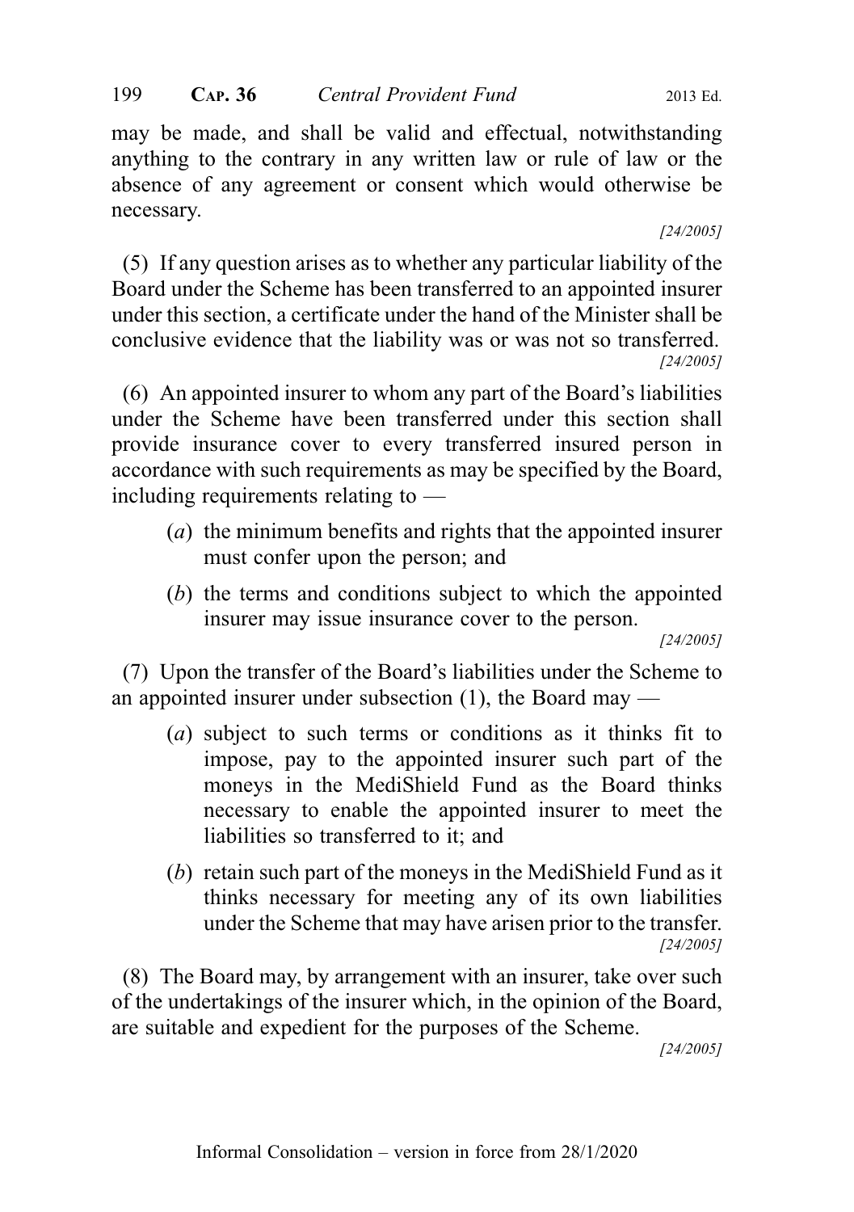may be made, and shall be valid and effectual, notwithstanding anything to the contrary in any written law or rule of law or the absence of any agreement or consent which would otherwise be necessary.

[24/2005]

(5) If any question arises as to whether any particular liability of the Board under the Scheme has been transferred to an appointed insurer under this section, a certificate under the hand of the Minister shall be conclusive evidence that the liability was or was not so transferred.

[24/2005]

(6) An appointed insurer to whom any part of the Board's liabilities under the Scheme have been transferred under this section shall provide insurance cover to every transferred insured person in accordance with such requirements as may be specified by the Board, including requirements relating to —

(*a*) the minimum benefits and rights that the appointed insurer must confer upon the person; and

(*b*) the terms and conditions subject to which the appointed insurer may issue insurance cover to the person.

[24/2005]

(7) Upon the transfer of the Board's liabilities under the Scheme to an appointed insurer under subsection (1), the Board may —

(*a*) subject to such terms or conditions as it thinks fit to impose, pay to the appointed insurer such part of the moneys in the MediShield Fund as the Board thinks necessary to enable the appointed insurer to meet the liabilities so transferred to it; and

(*b*) retain such part of the moneys in the MediShield Fund as it thinks necessary for meeting any of its own liabilities under the Scheme that may have arisen prior to the transfer.

[24/2005]

(8) The Board may, by arrangement with an insurer, take over such of the undertakings of the insurer which, in the opinion of the Board, are suitable and expedient for the purposes of the Scheme.

[24/2005]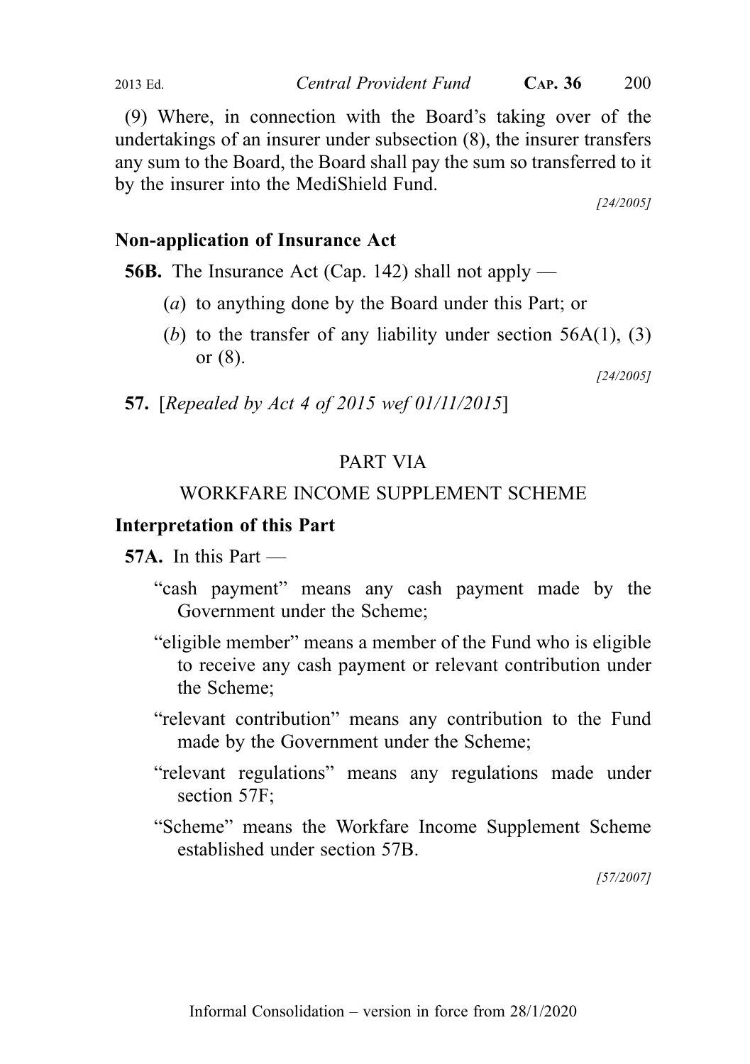(9) Where, in connection with the Board's taking over of the undertakings of an insurer under subsection (8), the insurer transfers any sum to the Board, the Board shall pay the sum so transferred to it by the insurer into the MediShield Fund.

[24/2005]

**Non-application of Insurance Act**

**56B.** The Insurance Act (Cap. 142) shall not apply —

(*a*) to anything done by the Board under this Part; or

(*b*) to the transfer of any liability under section 56A(1), (3) or (8).

[24/2005]

**57.** [*Repealed by Act 4 of 2015 wef 01/11/2015*]

## PART VIA

## WORKFARE INCOME SUPPLEMENT SCHEME

**Interpretation of this Part**

**57A.** In this Part —

"cash payment" means any cash payment made by the Government under the Scheme;

"eligible member" means a member of the Fund who is eligible to receive any cash payment or relevant contribution under the Scheme;

"relevant contribution" means any contribution to the Fund made by the Government under the Scheme;

"relevant regulations" means any regulations made under section 57F;

"Scheme" means the Workfare Income Supplement Scheme established under section 57B.

[57/2007]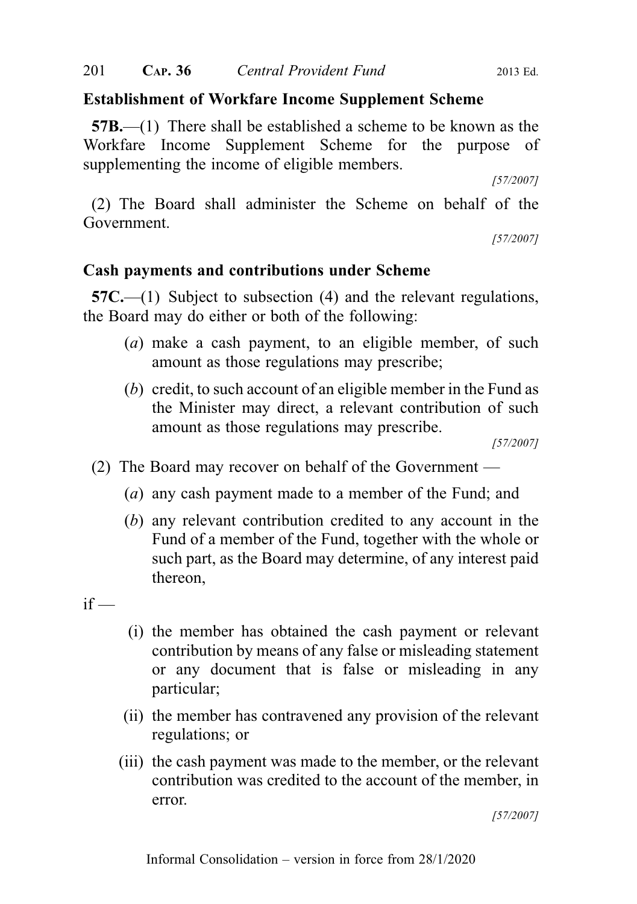**Establishment of Workfare Income Supplement Scheme**

**57B.**—(1) There shall be established a scheme to be known as the Workfare Income Supplement Scheme for the purpose of supplementing the income of eligible members.

[57/2007]

(2) The Board shall administer the Scheme on behalf of the Government.

[57/2007]

**Cash payments and contributions under Scheme**

**57C.**—(1) Subject to subsection (4) and the relevant regulations, the Board may do either or both of the following:

(*a*) make a cash payment, to an eligible member, of such amount as those regulations may prescribe;

(*b*) credit, to such account of an eligible member in the Fund as the Minister may direct, a relevant contribution of such amount as those regulations may prescribe.

[57/2007]

(2) The Board may recover on behalf of the Government —

(*a*) any cash payment made to a member of the Fund; and

(*b*) any relevant contribution credited to any account in the Fund of a member of the Fund, together with the whole or such part, as the Board may determine, of any interest paid thereon,

if —

(i) the member has obtained the cash payment or relevant contribution by means of any false or misleading statement or any document that is false or misleading in any particular;

(ii) the member has contravened any provision of the relevant regulations; or

(iii) the cash payment was made to the member, or the relevant contribution was credited to the account of the member, in error.

[57/2007]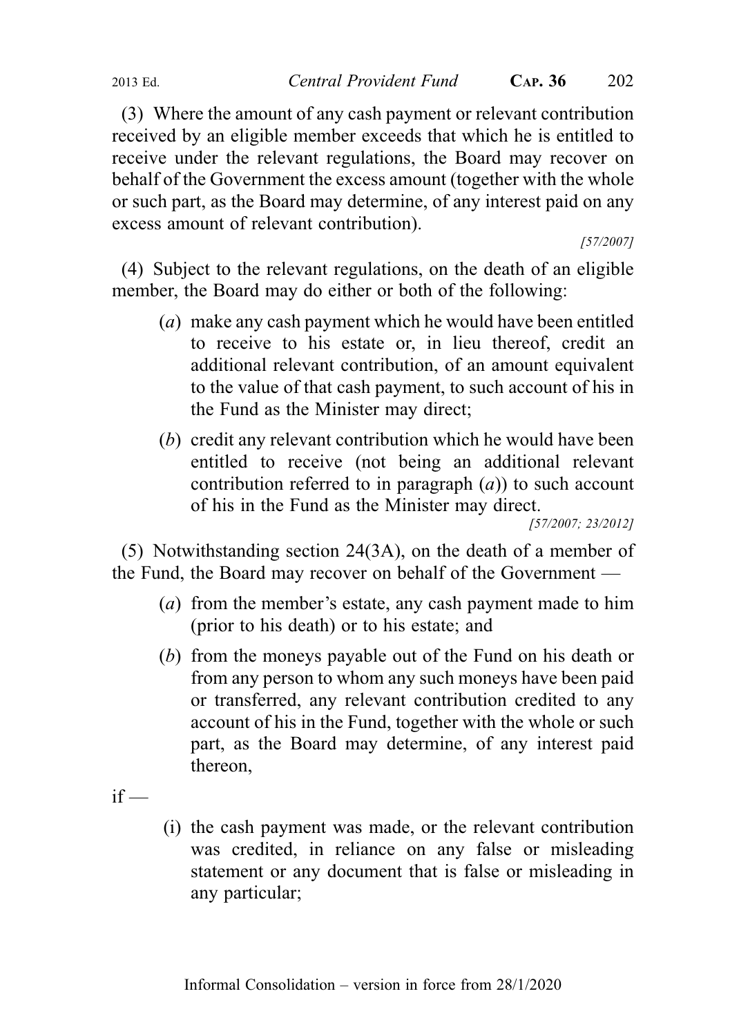(3) Where the amount of any cash payment or relevant contribution received by an eligible member exceeds that which he is entitled to receive under the relevant regulations, the Board may recover on behalf of the Government the excess amount (together with the whole or such part, as the Board may determine, of any interest paid on any excess amount of relevant contribution).

*[57/2007]*

(4) Subject to the relevant regulations, on the death of an eligible member, the Board may do either or both of the following:

- (*a*) make any cash payment which he would have been entitled to receive to his estate or, in lieu thereof, credit an additional relevant contribution, of an amount equivalent to the value of that cash payment, to such account of his in the Fund as the Minister may direct;
- (*b*) credit any relevant contribution which he would have been entitled to receive (not being an additional relevant contribution referred to in paragraph (*a*)) to such account of his in the Fund as the Minister may direct.

*[57/2007; 23/2012]*

(5) Notwithstanding section 24(3A), on the death of a member of the Fund, the Board may recover on behalf of the Government —

- (*a*) from the member's estate, any cash payment made to him (prior to his death) or to his estate; and
- (*b*) from the moneys payable out of the Fund on his death or from any person to whom any such moneys have been paid or transferred, any relevant contribution credited to any account of his in the Fund, together with the whole or such part, as the Board may determine, of any interest paid thereon,

if —

- (i) the cash payment was made, or the relevant contribution was credited, in reliance on any false or misleading statement or any document that is false or misleading in any particular;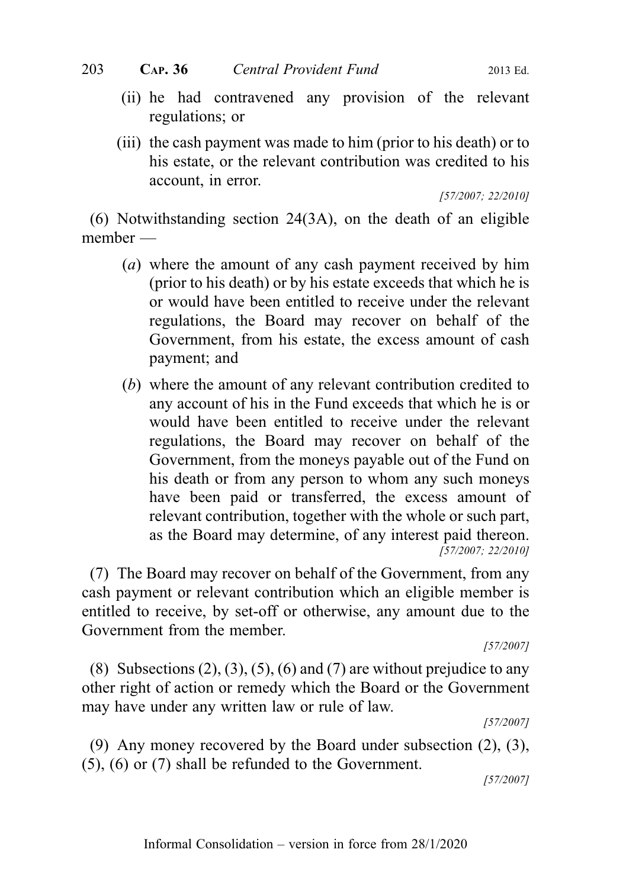(ii) he had contravened any provision of the relevant regulations; or

(iii) the cash payment was made to him (prior to his death) or to his estate, or the relevant contribution was credited to his account, in error.

[57/2007; 22/2010]

(6) Notwithstanding section 24(3A), on the death of an eligible member —

(*a*) where the amount of any cash payment received by him (prior to his death) or by his estate exceeds that which he is or would have been entitled to receive under the relevant regulations, the Board may recover on behalf of the Government, from his estate, the excess amount of cash payment; and

(*b*) where the amount of any relevant contribution credited to any account of his in the Fund exceeds that which he is or would have been entitled to receive under the relevant regulations, the Board may recover on behalf of the Government, from the moneys payable out of the Fund on his death or from any person to whom any such moneys have been paid or transferred, the excess amount of relevant contribution, together with the whole or such part, as the Board may determine, of any interest paid thereon.

[57/2007; 22/2010]

(7) The Board may recover on behalf of the Government, from any cash payment or relevant contribution which an eligible member is entitled to receive, by set-off or otherwise, any amount due to the Government from the member.

[57/2007]

(8) Subsections (2), (3), (5), (6) and (7) are without prejudice to any other right of action or remedy which the Board or the Government may have under any written law or rule of law.

[57/2007]

(9) Any money recovered by the Board under subsection (2), (3), (5), (6) or (7) shall be refunded to the Government.

[57/2007]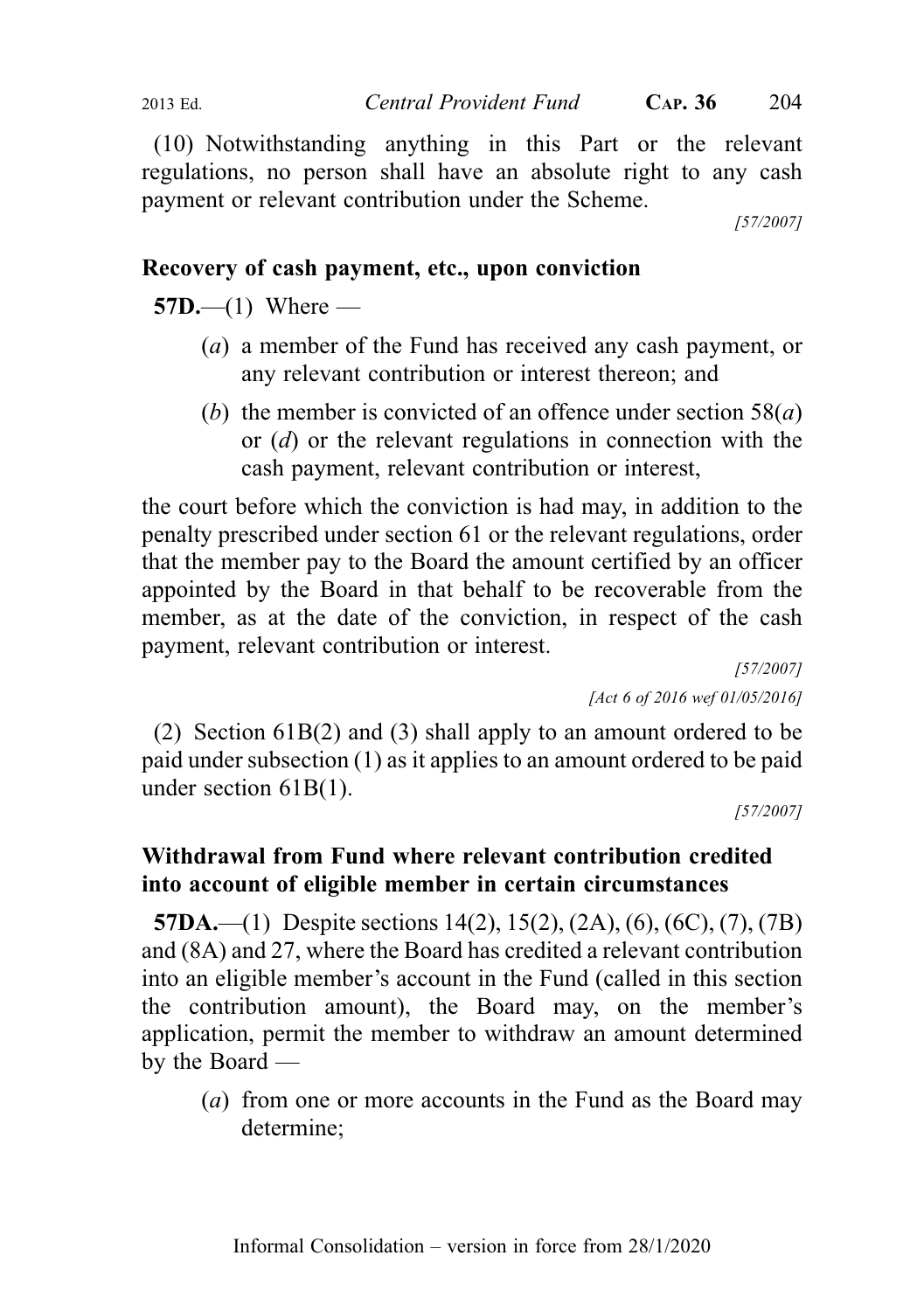(10) Notwithstanding anything in this Part or the relevant regulations, no person shall have an absolute right to any cash payment or relevant contribution under the Scheme.

[57/2007]

### Recovery of cash payment, etc., upon conviction

**57D.**—(1) Where —

(*a*) a member of the Fund has received any cash payment, or any relevant contribution or interest thereon; and

(*b*) the member is convicted of an offence under section 58(*a*) or (*d*) or the relevant regulations in connection with the cash payment, relevant contribution or interest,

the court before which the conviction is had may, in addition to the penalty prescribed under section 61 or the relevant regulations, order that the member pay to the Board the amount certified by an officer appointed by the Board in that behalf to be recoverable from the member, as at the date of the conviction, in respect of the cash payment, relevant contribution or interest.

[57/2007]

[Act 6 of 2016 wef 01/05/2016]

(2) Section 61B(2) and (3) shall apply to an amount ordered to be paid under subsection (1) as it applies to an amount ordered to be paid under section 61B(1).

[57/2007]

### Withdrawal from Fund where relevant contribution credited into account of eligible member in certain circumstances

**57DA.**—(1) Despite sections 14(2), 15(2), (2A), (6), (6C), (7), (7B) and (8A) and 27, where the Board has credited a relevant contribution into an eligible member's account in the Fund (called in this section the contribution amount), the Board may, on the member's application, permit the member to withdraw an amount determined by the Board —

(*a*) from one or more accounts in the Fund as the Board may determine;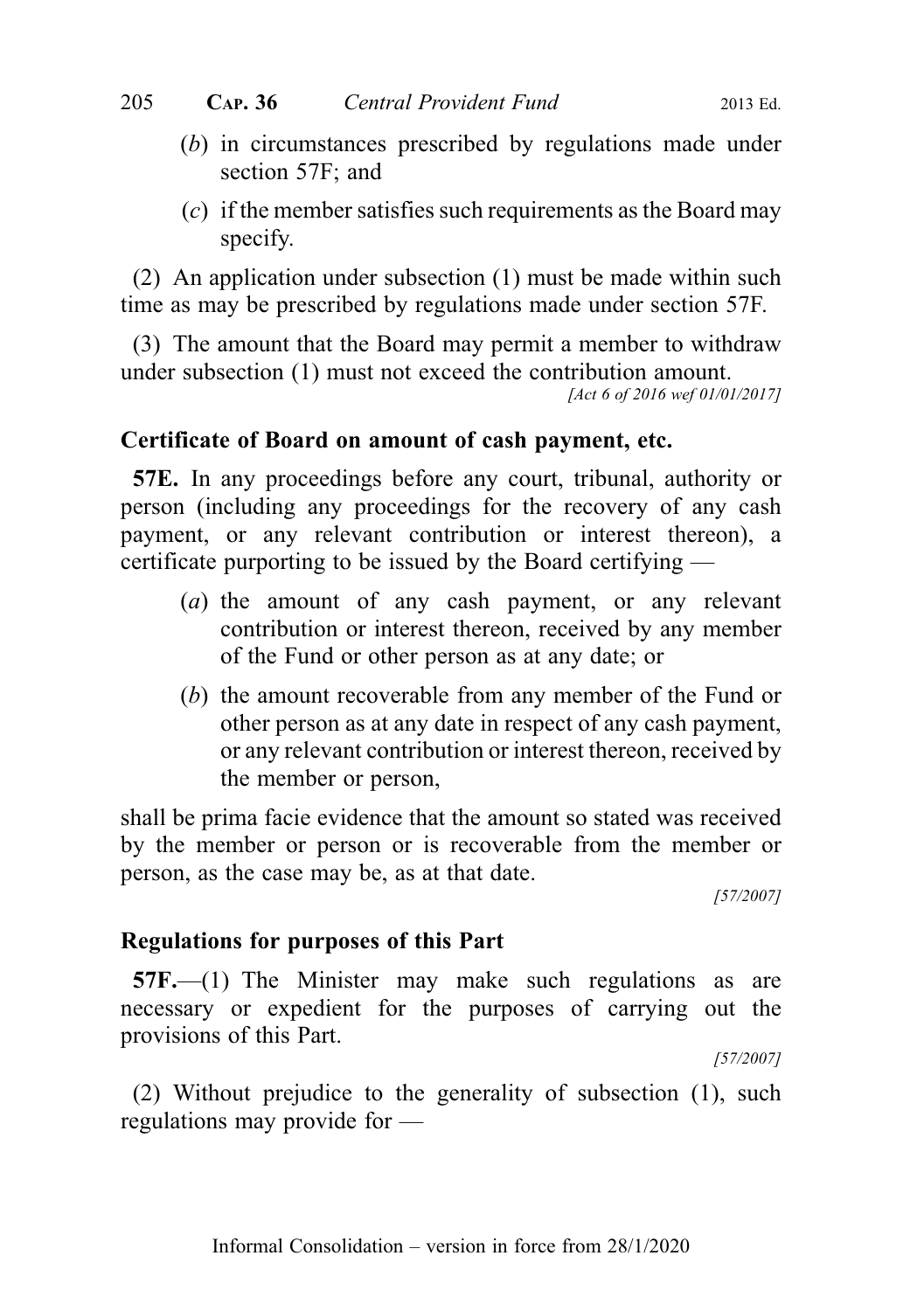(*b*) in circumstances prescribed by regulations made under section 57F; and

(*c*) if the member satisfies such requirements as the Board may specify.

(2) An application under subsection (1) must be made within such time as may be prescribed by regulations made under section 57F.

(3) The amount that the Board may permit a member to withdraw under subsection (1) must not exceed the contribution amount.

*[Act 6 of 2016 wef 01/01/2017]*

### Certificate of Board on amount of cash payment, etc.

**57E.** In any proceedings before any court, tribunal, authority or person (including any proceedings for the recovery of any cash payment, or any relevant contribution or interest thereon), a certificate purporting to be issued by the Board certifying —

(*a*) the amount of any cash payment, or any relevant contribution or interest thereon, received by any member of the Fund or other person as at any date; or

(*b*) the amount recoverable from any member of the Fund or other person as at any date in respect of any cash payment, or any relevant contribution or interest thereon, received by the member or person,

shall be prima facie evidence that the amount so stated was received by the member or person or is recoverable from the member or person, as the case may be, as at that date.

*[57/2007]*

### Regulations for purposes of this Part

**57F.**—(1) The Minister may make such regulations as are necessary or expedient for the purposes of carrying out the provisions of this Part.

*[57/2007]*

(2) Without prejudice to the generality of subsection (1), such regulations may provide for —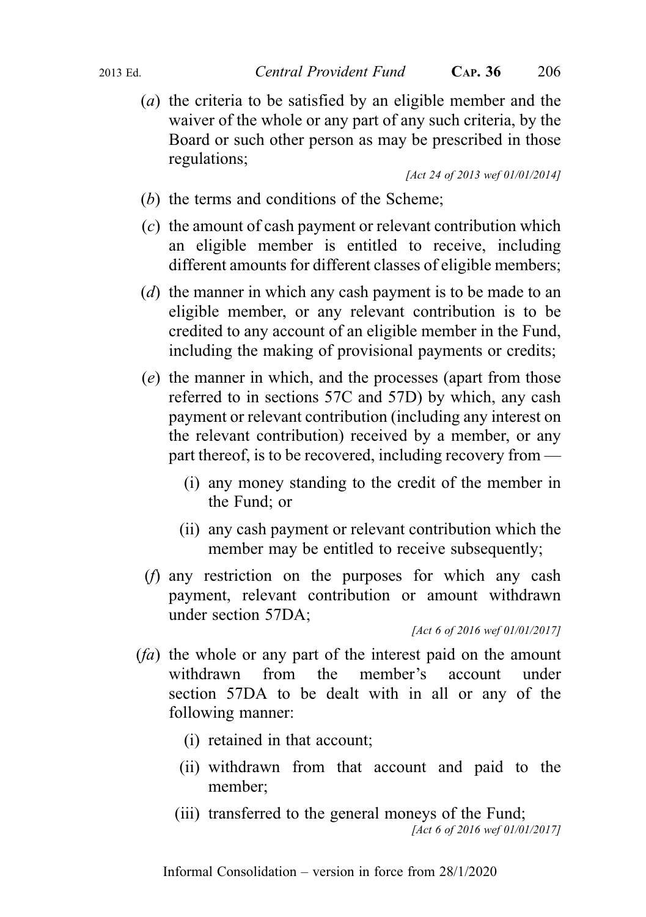(*a*) the criteria to be satisfied by an eligible member and the waiver of the whole or any part of any such criteria, by the Board or such other person as may be prescribed in those regulations;

*[Act 24 of 2013 wef 01/01/2014]*

(*b*) the terms and conditions of the Scheme;

(*c*) the amount of cash payment or relevant contribution which an eligible member is entitled to receive, including different amounts for different classes of eligible members;

(*d*) the manner in which any cash payment is to be made to an eligible member, or any relevant contribution is to be credited to any account of an eligible member in the Fund, including the making of provisional payments or credits;

(*e*) the manner in which, and the processes (apart from those referred to in sections 57C and 57D) by which, any cash payment or relevant contribution (including any interest on the relevant contribution) received by a member, or any part thereof, is to be recovered, including recovery from —

(i) any money standing to the credit of the member in the Fund; or

(ii) any cash payment or relevant contribution which the member may be entitled to receive subsequently;

(*f*) any restriction on the purposes for which any cash payment, relevant contribution or amount withdrawn under section 57DA;

*[Act 6 of 2016 wef 01/01/2017]*

(*fa*) the whole or any part of the interest paid on the amount withdrawn from the member's account under section 57DA to be dealt with in all or any of the following manner:

(i) retained in that account;

(ii) withdrawn from that account and paid to the member;

(iii) transferred to the general moneys of the Fund;

*[Act 6 of 2016 wef 01/01/2017]*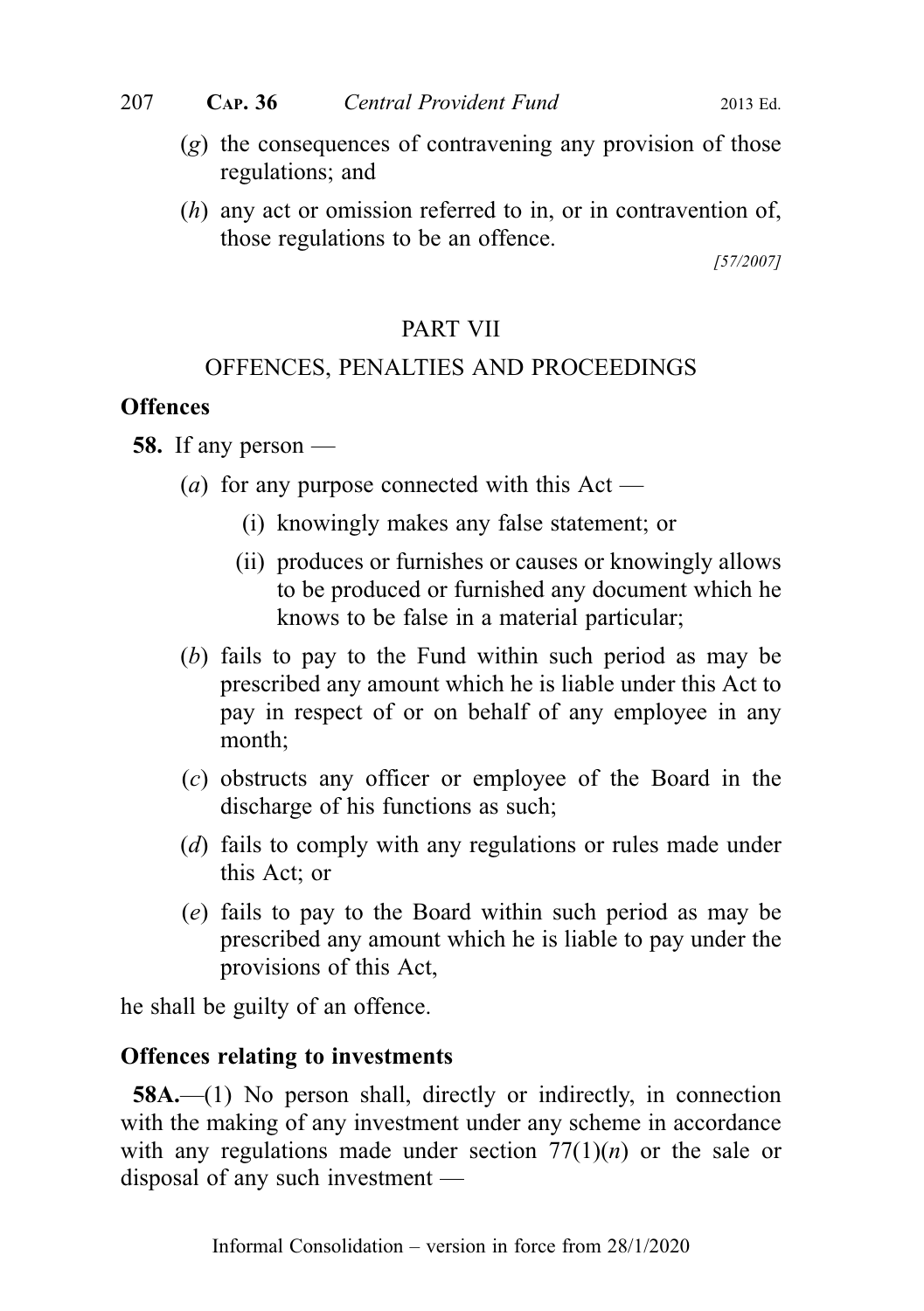(*g*) the consequences of contravening any provision of those regulations; and

(*h*) any act or omission referred to in, or in contravention of, those regulations to be an offence.

[57/2007]

## PART VII

## OFFENCES, PENALTIES AND PROCEEDINGS

**Offences**

**58.** If any person —

(*a*) for any purpose connected with this Act —

(i) knowingly makes any false statement; or

(ii) produces or furnishes or causes or knowingly allows to be produced or furnished any document which he knows to be false in a material particular;

(*b*) fails to pay to the Fund within such period as may be prescribed any amount which he is liable under this Act to pay in respect of or on behalf of any employee in any month;

(*c*) obstructs any officer or employee of the Board in the discharge of his functions as such;

(*d*) fails to comply with any regulations or rules made under this Act; or

(*e*) fails to pay to the Board within such period as may be prescribed any amount which he is liable to pay under the provisions of this Act,

he shall be guilty of an offence.

**Offences relating to investments**

**58A.**—(1) No person shall, directly or indirectly, in connection with the making of any investment under any scheme in accordance with any regulations made under section 77(1)(*n*) or the sale or disposal of any such investment —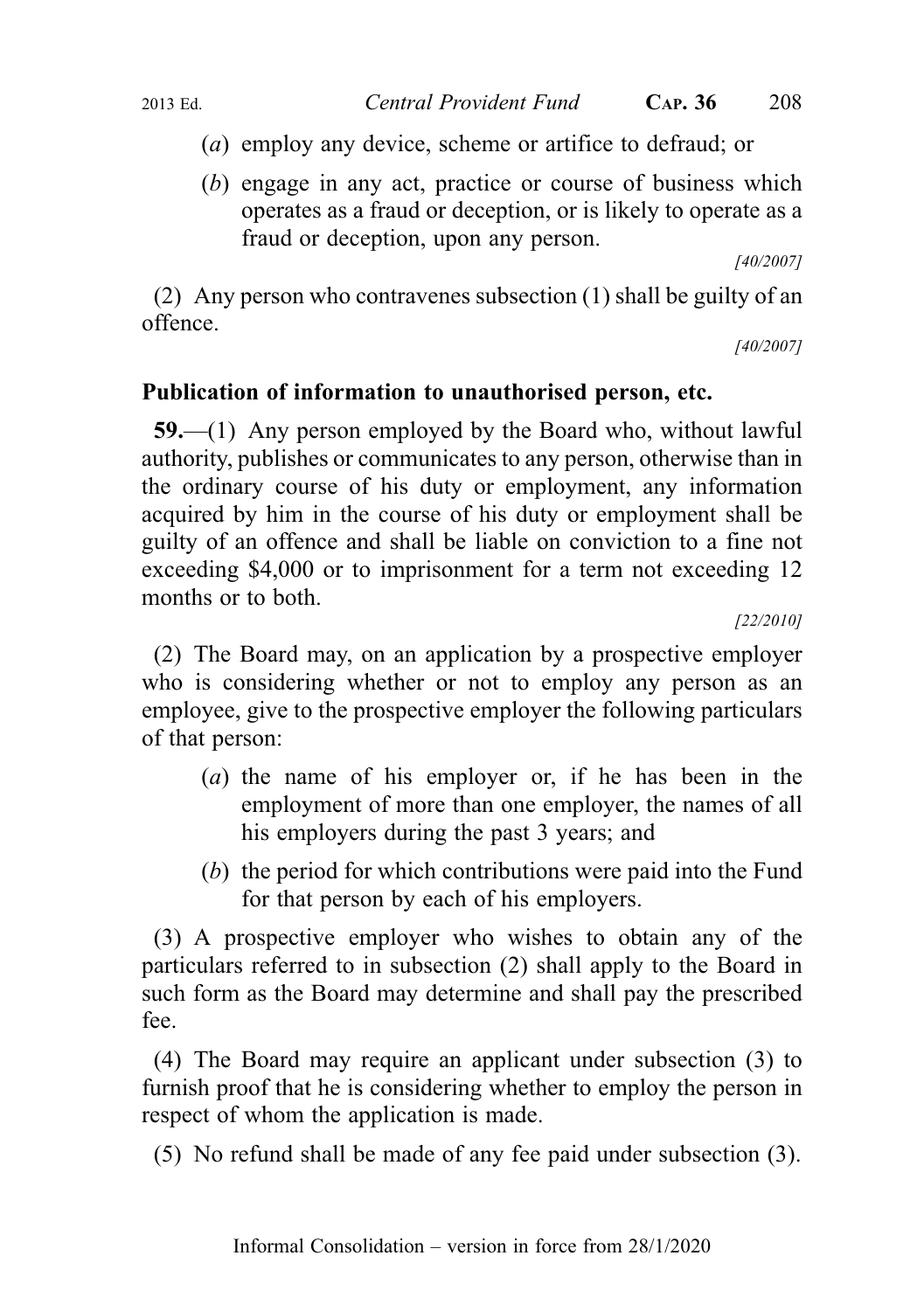(*a*) employ any device, scheme or artifice to defraud; or

(*b*) engage in any act, practice or course of business which operates as a fraud or deception, or is likely to operate as a fraud or deception, upon any person.

*[40/2007]*

(2) Any person who contravenes subsection (1) shall be guilty of an offence.

*[40/2007]*

### Publication of information to unauthorised person, etc.

**59.**—(1) Any person employed by the Board who, without lawful authority, publishes or communicates to any person, otherwise than in the ordinary course of his duty or employment, any information acquired by him in the course of his duty or employment shall be guilty of an offence and shall be liable on conviction to a fine not exceeding $4,000 or to imprisonment for a term not exceeding 12 months or to both.

*[22/2010]*

(2) The Board may, on an application by a prospective employer who is considering whether or not to employ any person as an employee, give to the prospective employer the following particulars of that person:

(*a*) the name of his employer or, if he has been in the employment of more than one employer, the names of all his employers during the past 3 years; and

(*b*) the period for which contributions were paid into the Fund for that person by each of his employers.

(3) A prospective employer who wishes to obtain any of the particulars referred to in subsection (2) shall apply to the Board in such form as the Board may determine and shall pay the prescribed fee.

(4) The Board may require an applicant under subsection (3) to furnish proof that he is considering whether to employ the person in respect of whom the application is made.

(5) No refund shall be made of any fee paid under subsection (3).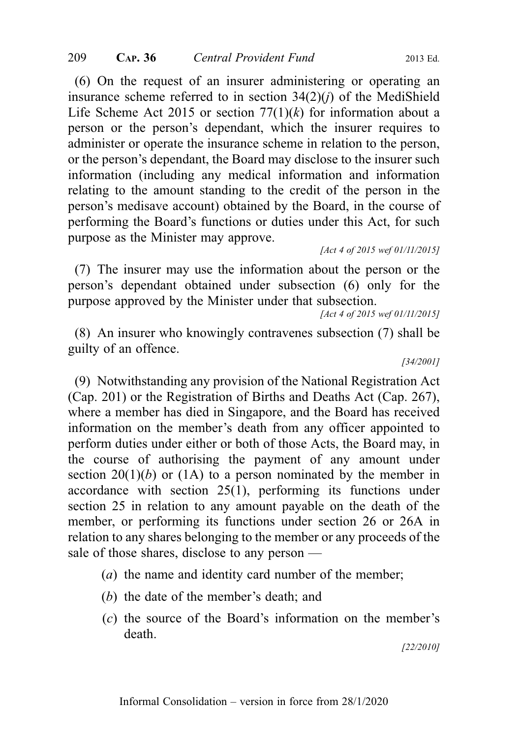(6) On the request of an insurer administering or operating an insurance scheme referred to in section 34(2)(*j*) of the MediShield Life Scheme Act 2015 or section 77(1)(*k*) for information about a person or the person's dependant, which the insurer requires to administer or operate the insurance scheme in relation to the person, or the person's dependant, the Board may disclose to the insurer such information (including any medical information and information relating to the amount standing to the credit of the person in the person's medisave account) obtained by the Board, in the course of performing the Board's functions or duties under this Act, for such purpose as the Minister may approve.

*[Act 4 of 2015 wef 01/11/2015]*

(7) The insurer may use the information about the person or the person's dependant obtained under subsection (6) only for the purpose approved by the Minister under that subsection.

*[Act 4 of 2015 wef 01/11/2015]*

(8) An insurer who knowingly contravenes subsection (7) shall be guilty of an offence.

*[34/2001]*

(9) Notwithstanding any provision of the National Registration Act (Cap. 201) or the Registration of Births and Deaths Act (Cap. 267), where a member has died in Singapore, and the Board has received information on the member's death from any officer appointed to perform duties under either or both of those Acts, the Board may, in the course of authorising the payment of any amount under section 20(1)(*b*) or (1A) to a person nominated by the member in accordance with section 25(1), performing its functions under section 25 in relation to any amount payable on the death of the member, or performing its functions under section 26 or 26A in relation to any shares belonging to the member or any proceeds of the sale of those shares, disclose to any person —

- (*a*) the name and identity card number of the member;
- (*b*) the date of the member's death; and
- (*c*) the source of the Board's information on the member's death.

*[22/2010]*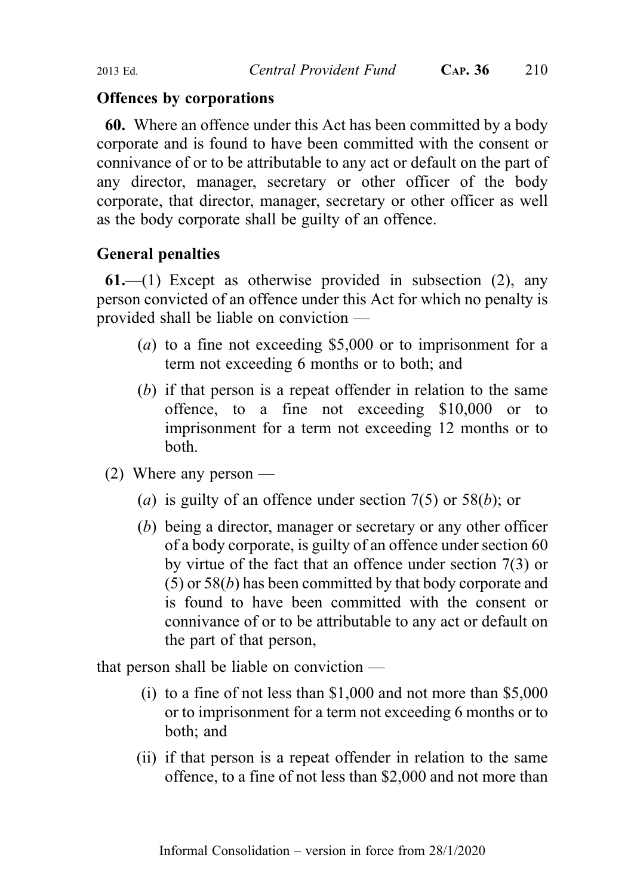**Offences by corporations**

**60.** Where an offence under this Act has been committed by a body corporate and is found to have been committed with the consent or connivance of or to be attributable to any act or default on the part of any director, manager, secretary or other officer of the body corporate, that director, manager, secretary or other officer as well as the body corporate shall be guilty of an offence.

**General penalties**

**61.**—(1) Except as otherwise provided in subsection (2), any person convicted of an offence under this Act for which no penalty is provided shall be liable on conviction —

(*a*) to a fine not exceeding $5,000 or to imprisonment for a term not exceeding 6 months or to both; and

(*b*) if that person is a repeat offender in relation to the same offence, to a fine not exceeding $10,000 or to imprisonment for a term not exceeding 12 months or to both.

(2) Where any person —

(*a*) is guilty of an offence under section 7(5) or 58(*b*); or

(*b*) being a director, manager or secretary or any other officer of a body corporate, is guilty of an offence under section 60 by virtue of the fact that an offence under section 7(3) or (5) or 58(*b*) has been committed by that body corporate and is found to have been committed with the consent or connivance of or to be attributable to any act or default on the part of that person,

that person shall be liable on conviction —

(i) to a fine of not less than $1,000 and not more than $5,000 or to imprisonment for a term not exceeding 6 months or to both; and

(ii) if that person is a repeat offender in relation to the same offence, to a fine of not less than $2,000 and not more than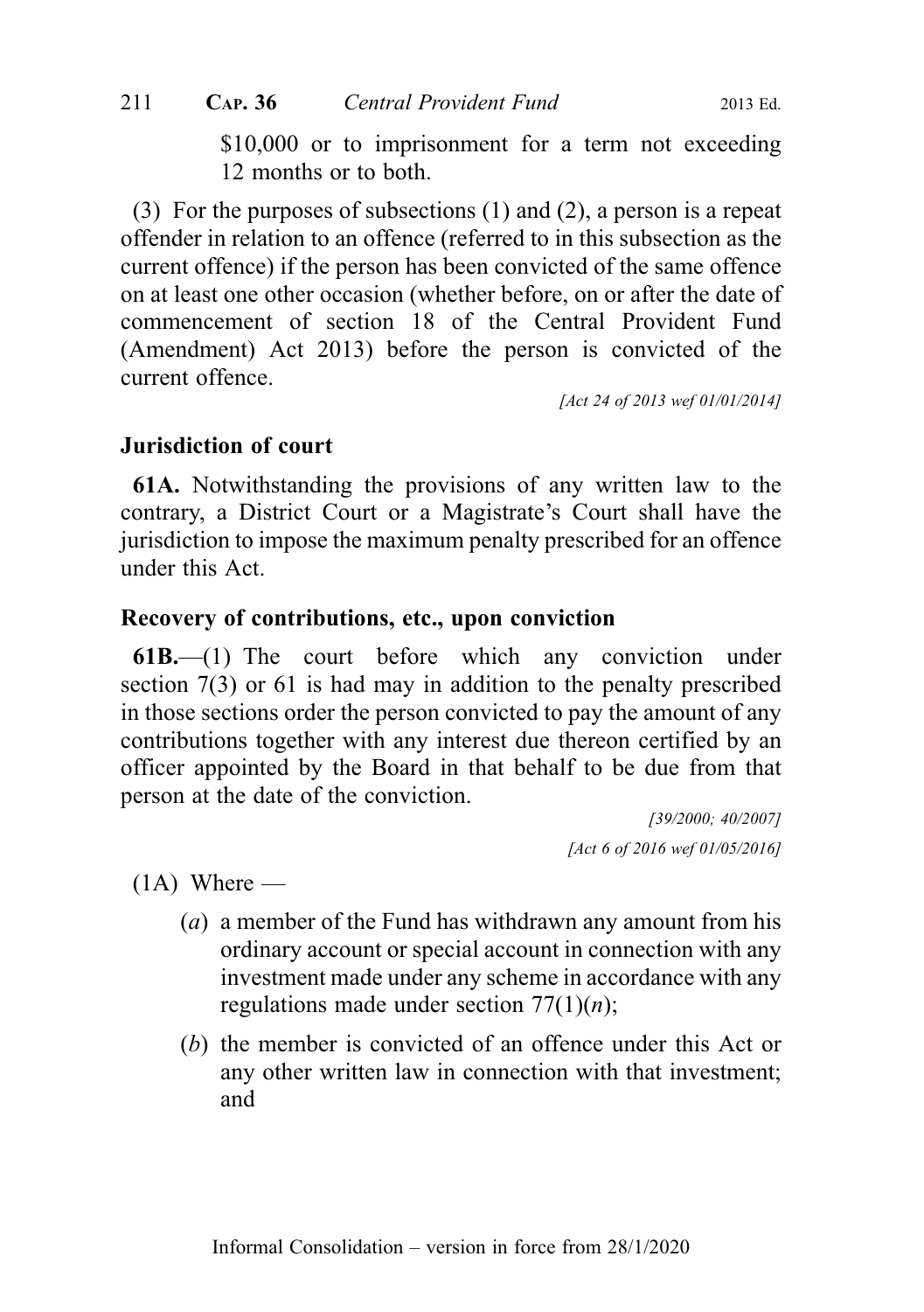\$10,000 or to imprisonment for a term not exceeding 12 months or to both.

(3) For the purposes of subsections (1) and (2), a person is a repeat offender in relation to an offence (referred to in this subsection as the current offence) if the person has been convicted of the same offence on at least one other occasion (whether before, on or after the date of commencement of section 18 of the Central Provident Fund (Amendment) Act 2013) before the person is convicted of the current offence.

[Act 24 of 2013 wef 01/01/2014]

### Jurisdiction of court

**61A.** Notwithstanding the provisions of any written law to the contrary, a District Court or a Magistrate's Court shall have the jurisdiction to impose the maximum penalty prescribed for an offence under this Act.

### Recovery of contributions, etc., upon conviction

**61B.**—(1) The court before which any conviction under section 7(3) or 61 is had may in addition to the penalty prescribed in those sections order the person convicted to pay the amount of any contributions together with any interest due thereon certified by an officer appointed by the Board in that behalf to be due from that person at the date of the conviction.

[39/2000; 40/2007]

[Act 6 of 2016 wef 01/05/2016]

(1A) Where —

(*a*) a member of the Fund has withdrawn any amount from his ordinary account or special account in connection with any investment made under any scheme in accordance with any regulations made under section 77(1)(*n*);

(*b*) the member is convicted of an offence under this Act or any other written law in connection with that investment; and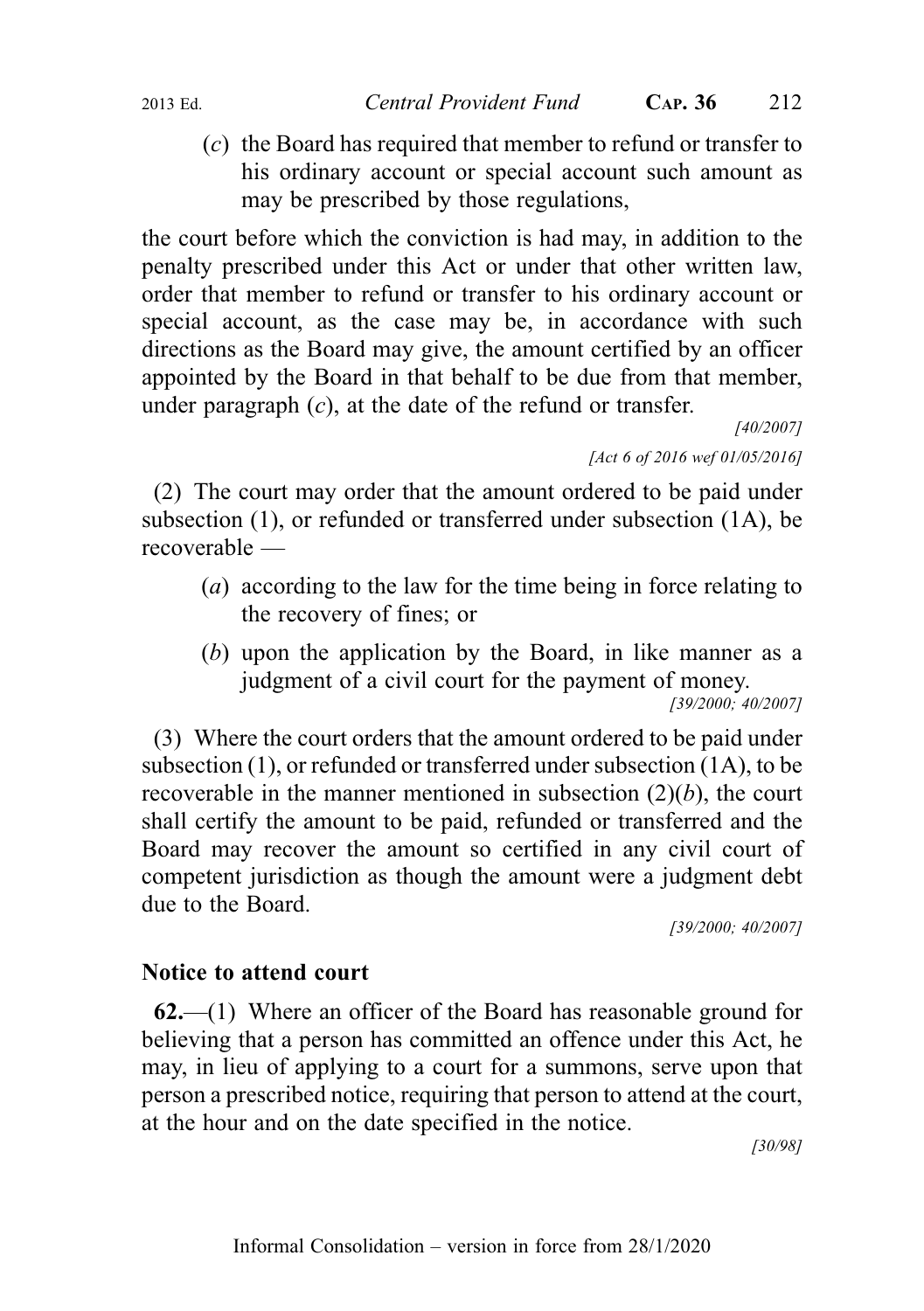(*c*) the Board has required that member to refund or transfer to his ordinary account or special account such amount as may be prescribed by those regulations,

the court before which the conviction is had may, in addition to the penalty prescribed under this Act or under that other written law, order that member to refund or transfer to his ordinary account or special account, as the case may be, in accordance with such directions as the Board may give, the amount certified by an officer appointed by the Board in that behalf to be due from that member, under paragraph (*c*), at the date of the refund or transfer.

*[40/2007]*

*[Act 6 of 2016 wef 01/05/2016]*

(2) The court may order that the amount ordered to be paid under subsection (1), or refunded or transferred under subsection (1A), be recoverable —

(*a*) according to the law for the time being in force relating to the recovery of fines; or

(*b*) upon the application by the Board, in like manner as a judgment of a civil court for the payment of money.

*[39/2000; 40/2007]*

(3) Where the court orders that the amount ordered to be paid under subsection (1), or refunded or transferred under subsection (1A), to be recoverable in the manner mentioned in subsection (2)(*b*), the court shall certify the amount to be paid, refunded or transferred and the Board may recover the amount so certified in any civil court of competent jurisdiction as though the amount were a judgment debt due to the Board.

*[39/2000; 40/2007]*

**Notice to attend court**

**62.**—(1) Where an officer of the Board has reasonable ground for believing that a person has committed an offence under this Act, he may, in lieu of applying to a court for a summons, serve upon that person a prescribed notice, requiring that person to attend at the court, at the hour and on the date specified in the notice.

*[30/98]*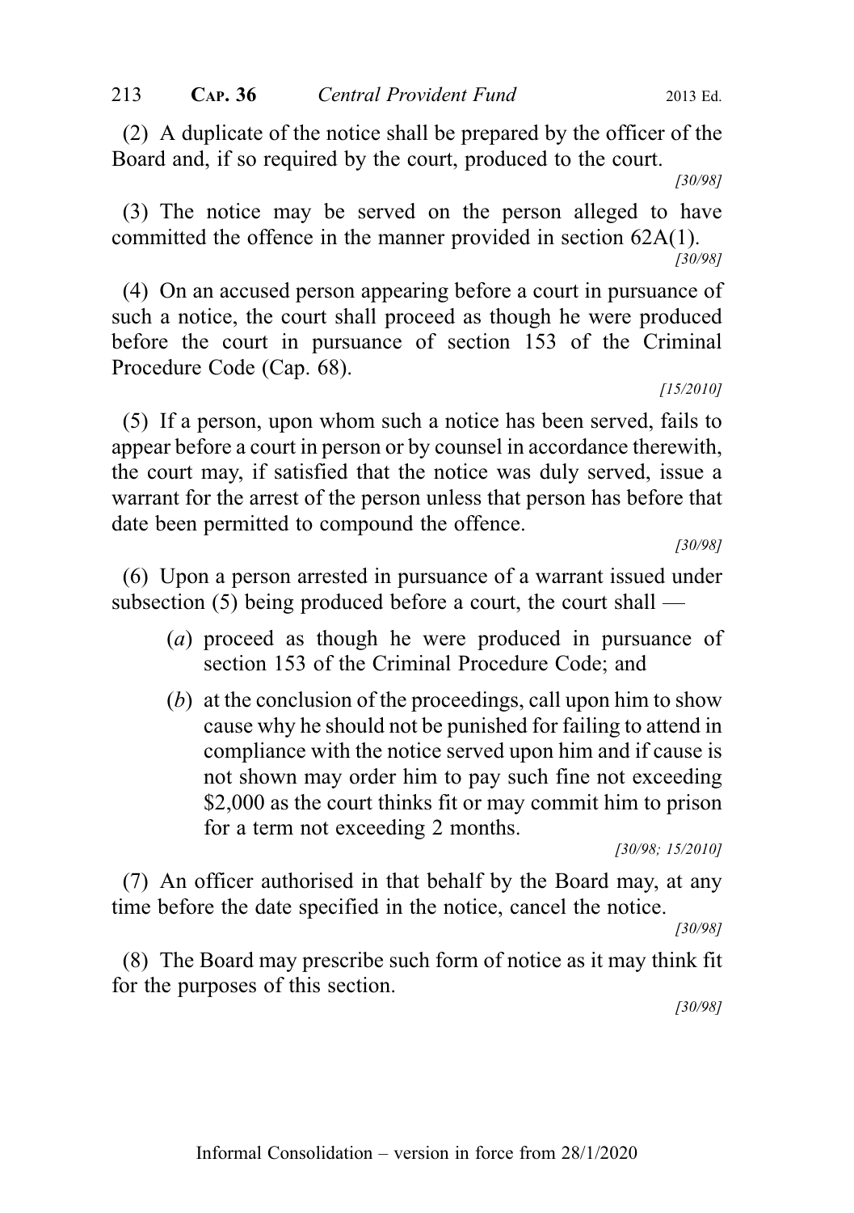(2) A duplicate of the notice shall be prepared by the officer of the Board and, if so required by the court, produced to the court.

[30/98]

(3) The notice may be served on the person alleged to have committed the offence in the manner provided in section 62A(1).

[30/98]

(4) On an accused person appearing before a court in pursuance of such a notice, the court shall proceed as though he were produced before the court in pursuance of section 153 of the Criminal Procedure Code (Cap. 68).

[15/2010]

(5) If a person, upon whom such a notice has been served, fails to appear before a court in person or by counsel in accordance therewith, the court may, if satisfied that the notice was duly served, issue a warrant for the arrest of the person unless that person has before that date been permitted to compound the offence.

[30/98]

(6) Upon a person arrested in pursuance of a warrant issued under subsection (5) being produced before a court, the court shall —

- (*a*) proceed as though he were produced in pursuance of section 153 of the Criminal Procedure Code; and
- (*b*) at the conclusion of the proceedings, call upon him to show cause why he should not be punished for failing to attend in compliance with the notice served upon him and if cause is not shown may order him to pay such fine not exceeding $2,000 as the court thinks fit or may commit him to prison for a term not exceeding 2 months.

[30/98; 15/2010]

(7) An officer authorised in that behalf by the Board may, at any time before the date specified in the notice, cancel the notice.

[30/98]

(8) The Board may prescribe such form of notice as it may think fit for the purposes of this section.

[30/98]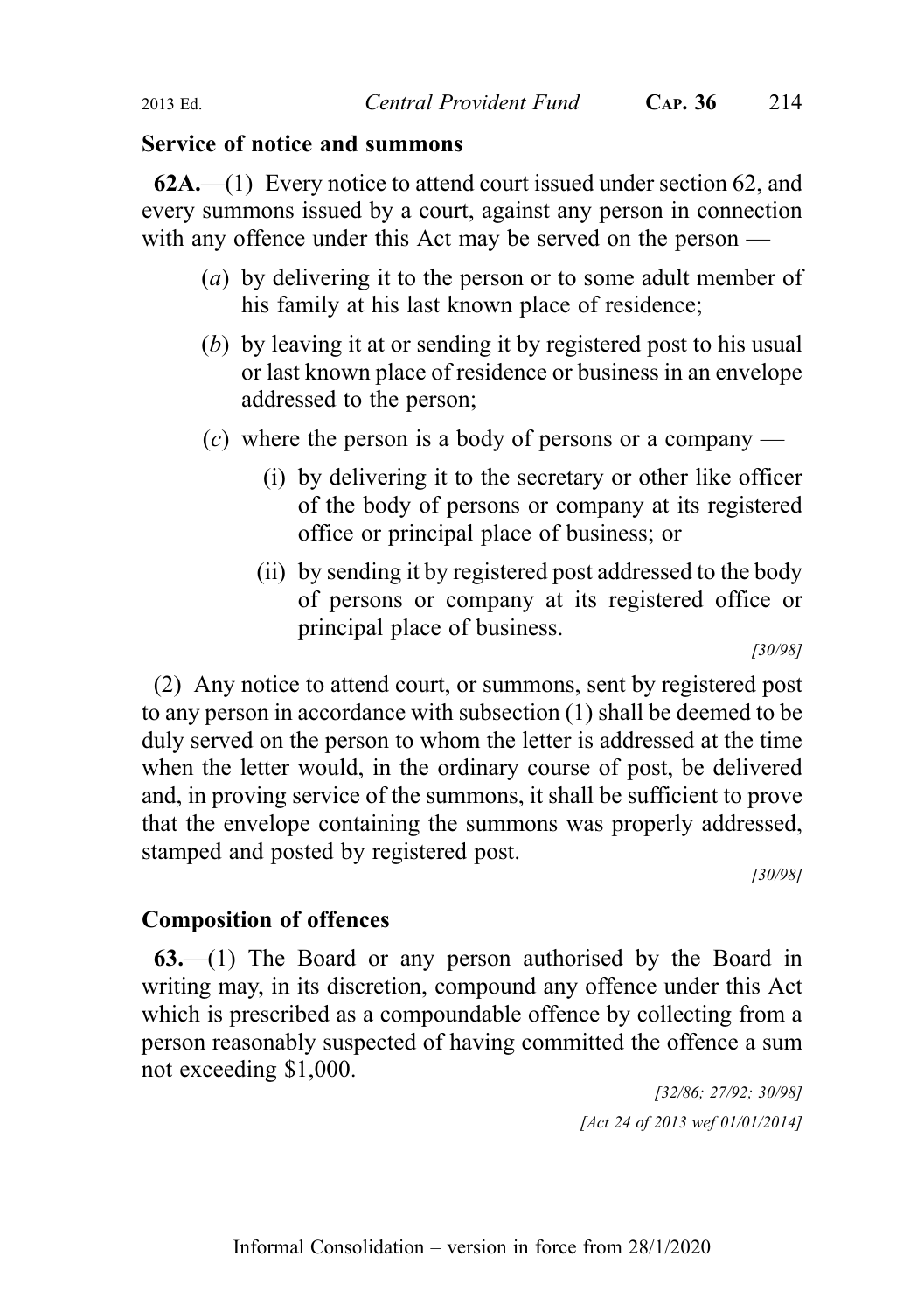**Service of notice and summons**

**62A.**—(1) Every notice to attend court issued under section 62, and every summons issued by a court, against any person in connection with any offence under this Act may be served on the person —

(*a*) by delivering it to the person or to some adult member of his family at his last known place of residence;

(*b*) by leaving it at or sending it by registered post to his usual or last known place of residence or business in an envelope addressed to the person;

(*c*) where the person is a body of persons or a company —

(i) by delivering it to the secretary or other like officer of the body of persons or company at its registered office or principal place of business; or

(ii) by sending it by registered post addressed to the body of persons or company at its registered office or principal place of business.

*[30/98]*

(2) Any notice to attend court, or summons, sent by registered post to any person in accordance with subsection (1) shall be deemed to be duly served on the person to whom the letter is addressed at the time when the letter would, in the ordinary course of post, be delivered and, in proving service of the summons, it shall be sufficient to prove that the envelope containing the summons was properly addressed, stamped and posted by registered post.

*[30/98]*

**Composition of offences**

**63.**—(1) The Board or any person authorised by the Board in writing may, in its discretion, compound any offence under this Act which is prescribed as a compoundable offence by collecting from a person reasonably suspected of having committed the offence a sum not exceeding $1,000.

*[32/86; 27/92; 30/98]*

*[Act 24 of 2013 wef 01/01/2014]*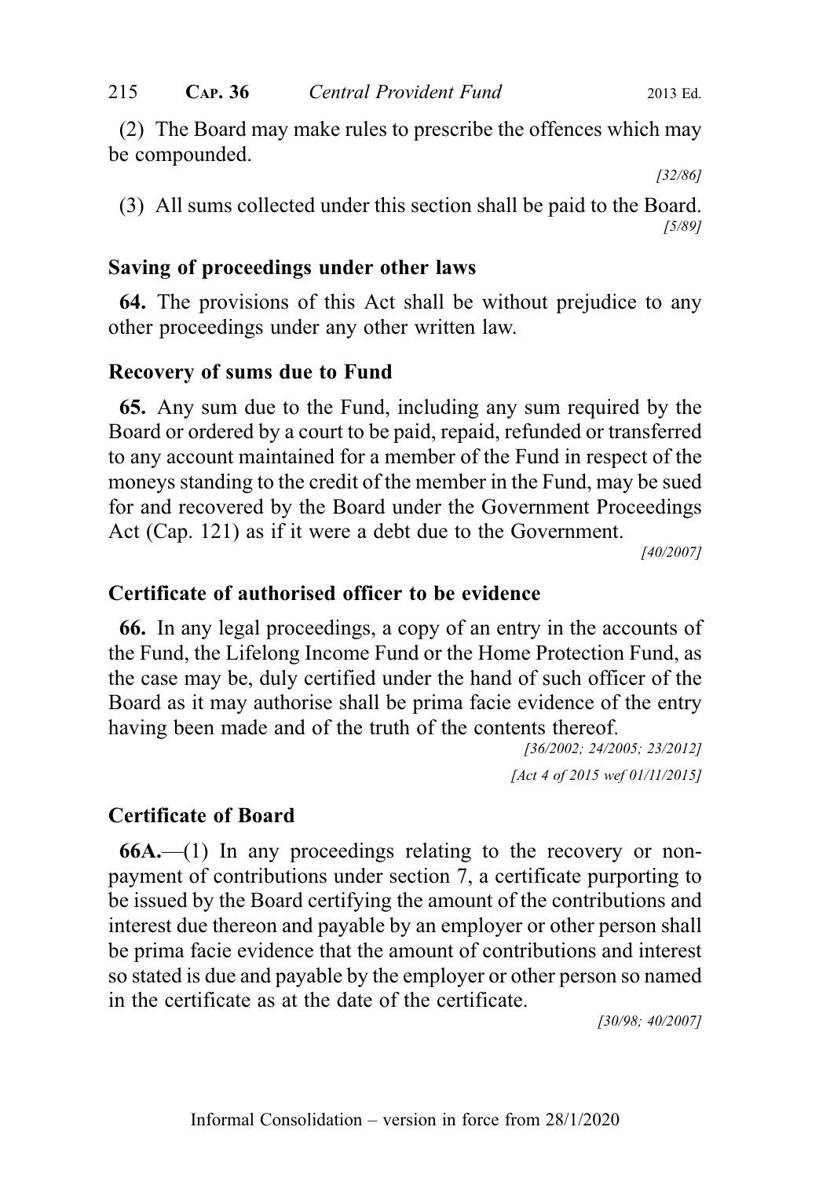(2) The Board may make rules to prescribe the offences which may be compounded.

[32/86]

(3) All sums collected under this section shall be paid to the Board.

[5/89]

**Saving of proceedings under other laws**

**64.** The provisions of this Act shall be without prejudice to any other proceedings under any other written law.

**Recovery of sums due to Fund**

**65.** Any sum due to the Fund, including any sum required by the Board or ordered by a court to be paid, repaid, refunded or transferred to any account maintained for a member of the Fund in respect of the moneys standing to the credit of the member in the Fund, may be sued for and recovered by the Board under the Government Proceedings Act (Cap. 121) as if it were a debt due to the Government.

[40/2007]

**Certificate of authorised officer to be evidence**

**66.** In any legal proceedings, a copy of an entry in the accounts of the Fund, the Lifelong Income Fund or the Home Protection Fund, as the case may be, duly certified under the hand of such officer of the Board as it may authorise shall be prima facie evidence of the entry having been made and of the truth of the contents thereof.

[36/2002; 24/2005; 23/2012]

[Act 4 of 2015 wef 01/11/2015]

**Certificate of Board**

**66A.**—(1) In any proceedings relating to the recovery or non-payment of contributions under section 7, a certificate purporting to be issued by the Board certifying the amount of the contributions and interest due thereon and payable by an employer or other person shall be prima facie evidence that the amount of contributions and interest so stated is due and payable by the employer or other person so named in the certificate as at the date of the certificate.

[30/98; 40/2007]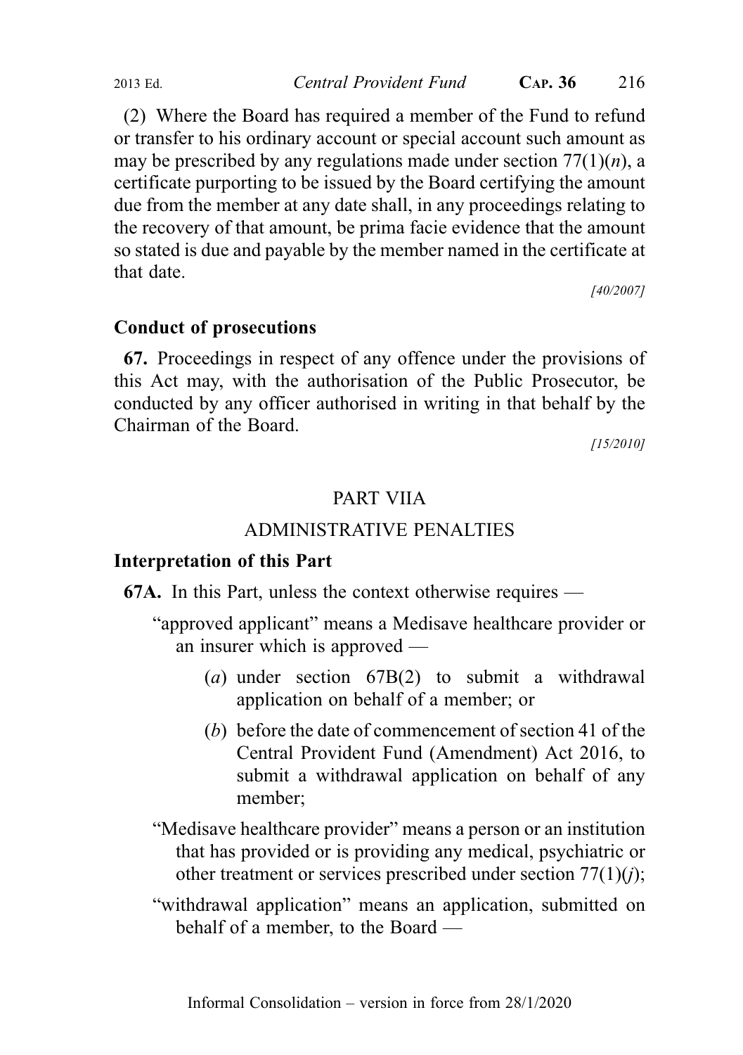(2) Where the Board has required a member of the Fund to refund or transfer to his ordinary account or special account such amount as may be prescribed by any regulations made under section 77(1)(*n*), a certificate purporting to be issued by the Board certifying the amount due from the member at any date shall, in any proceedings relating to the recovery of that amount, be prima facie evidence that the amount so stated is due and payable by the member named in the certificate at that date.

[40/2007]

**Conduct of prosecutions**

**67.** Proceedings in respect of any offence under the provisions of this Act may, with the authorisation of the Public Prosecutor, be conducted by any officer authorised in writing in that behalf by the Chairman of the Board.

[15/2010]

## PART VIIA

## ADMINISTRATIVE PENALTIES

**Interpretation of this Part**

**67A.** In this Part, unless the context otherwise requires —

"approved applicant" means a Medisave healthcare provider or an insurer which is approved —

(*a*) under section 67B(2) to submit a withdrawal application on behalf of a member; or

(*b*) before the date of commencement of section 41 of the Central Provident Fund (Amendment) Act 2016, to submit a withdrawal application on behalf of any member;

"Medisave healthcare provider" means a person or an institution that has provided or is providing any medical, psychiatric or other treatment or services prescribed under section 77(1)(*j*);

"withdrawal application" means an application, submitted on behalf of a member, to the Board —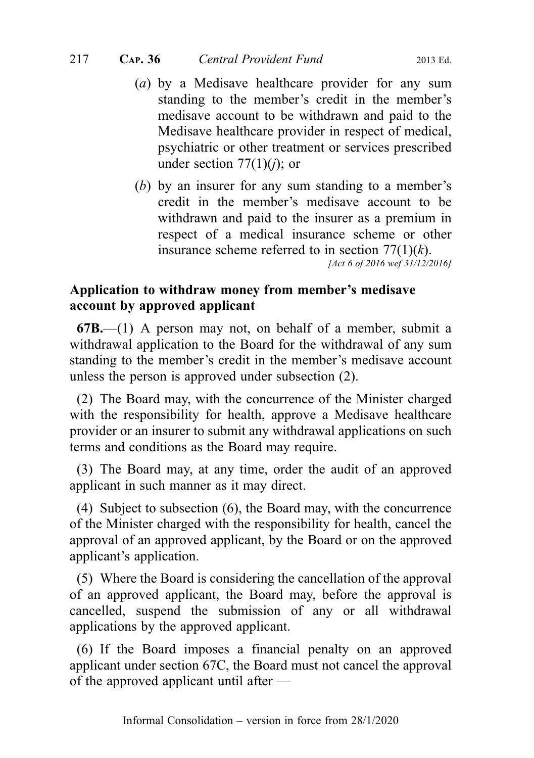(*a*) by a Medisave healthcare provider for any sum standing to the member's credit in the member's medisave account to be withdrawn and paid to the Medisave healthcare provider in respect of medical, psychiatric or other treatment or services prescribed under section 77(1)(*j*); or

(*b*) by an insurer for any sum standing to a member's credit in the member's medisave account to be withdrawn and paid to the insurer as a premium in respect of a medical insurance scheme or other insurance scheme referred to in section 77(1)(*k*).

*[Act 6 of 2016 wef 31/12/2016]*

**Application to withdraw money from member's medisave account by approved applicant**

**67B.**—(1) A person may not, on behalf of a member, submit a withdrawal application to the Board for the withdrawal of any sum standing to the member's credit in the member's medisave account unless the person is approved under subsection (2).

(2) The Board may, with the concurrence of the Minister charged with the responsibility for health, approve a Medisave healthcare provider or an insurer to submit any withdrawal applications on such terms and conditions as the Board may require.

(3) The Board may, at any time, order the audit of an approved applicant in such manner as it may direct.

(4) Subject to subsection (6), the Board may, with the concurrence of the Minister charged with the responsibility for health, cancel the approval of an approved applicant, by the Board or on the approved applicant's application.

(5) Where the Board is considering the cancellation of the approval of an approved applicant, the Board may, before the approval is cancelled, suspend the submission of any or all withdrawal applications by the approved applicant.

(6) If the Board imposes a financial penalty on an approved applicant under section 67C, the Board must not cancel the approval of the approved applicant until after —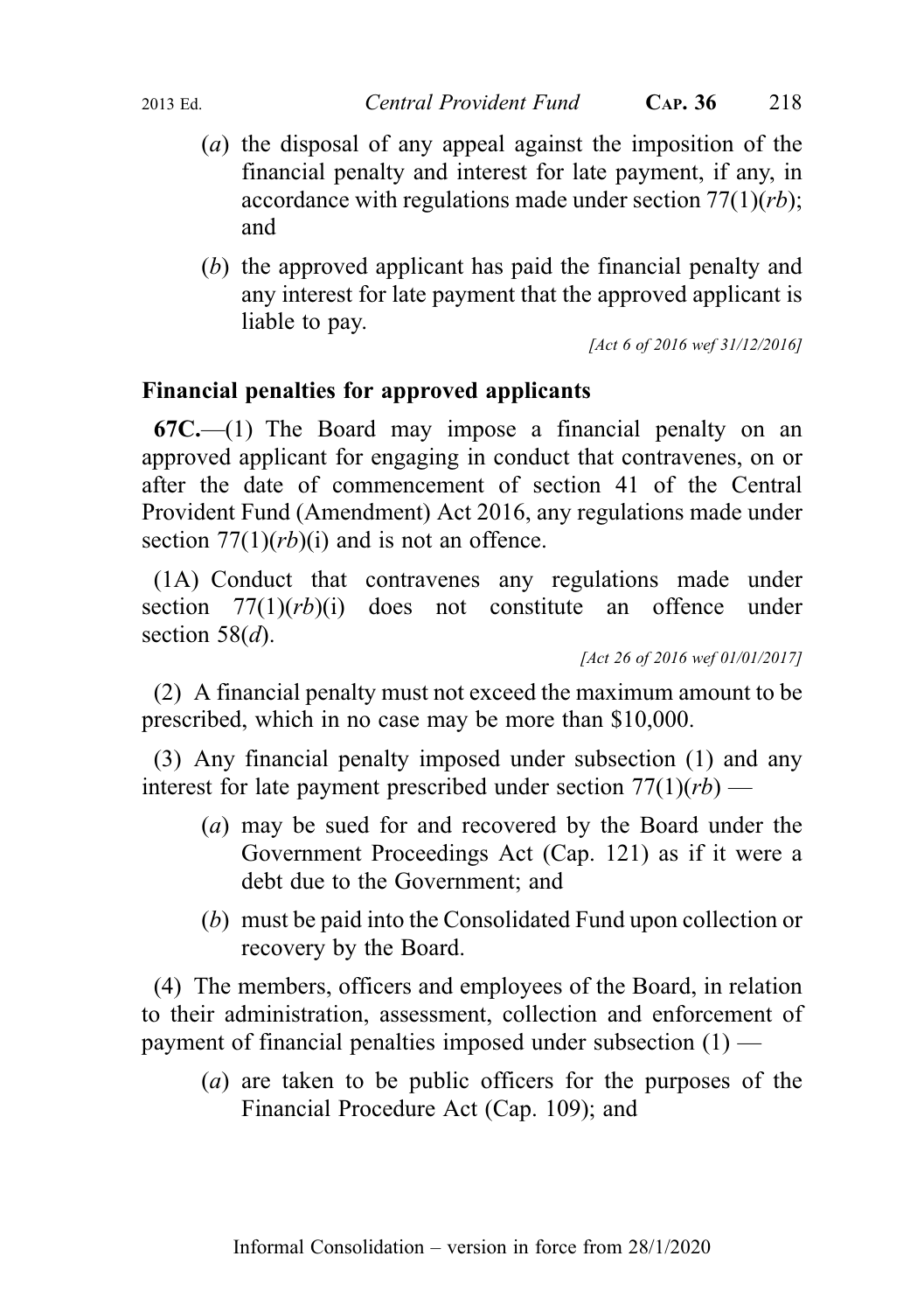(*a*) the disposal of any appeal against the imposition of the financial penalty and interest for late payment, if any, in accordance with regulations made under section 77(1)(*rb*); and

(*b*) the approved applicant has paid the financial penalty and any interest for late payment that the approved applicant is liable to pay.

[Act 6 of 2016 wef 31/12/2016]

**Financial penalties for approved applicants**

**67C.**—(1) The Board may impose a financial penalty on an approved applicant for engaging in conduct that contravenes, on or after the date of commencement of section 41 of the Central Provident Fund (Amendment) Act 2016, any regulations made under section 77(1)(*rb*)(i) and is not an offence.

(1A) Conduct that contravenes any regulations made under section 77(1)(*rb*)(i) does not constitute an offence under section 58(*d*).

[Act 26 of 2016 wef 01/01/2017]

(2) A financial penalty must not exceed the maximum amount to be prescribed, which in no case may be more than $10,000.

(3) Any financial penalty imposed under subsection (1) and any interest for late payment prescribed under section 77(1)(*rb*) —

(*a*) may be sued for and recovered by the Board under the Government Proceedings Act (Cap. 121) as if it were a debt due to the Government; and

(*b*) must be paid into the Consolidated Fund upon collection or recovery by the Board.

(4) The members, officers and employees of the Board, in relation to their administration, assessment, collection and enforcement of payment of financial penalties imposed under subsection (1) —

(*a*) are taken to be public officers for the purposes of the Financial Procedure Act (Cap. 109); and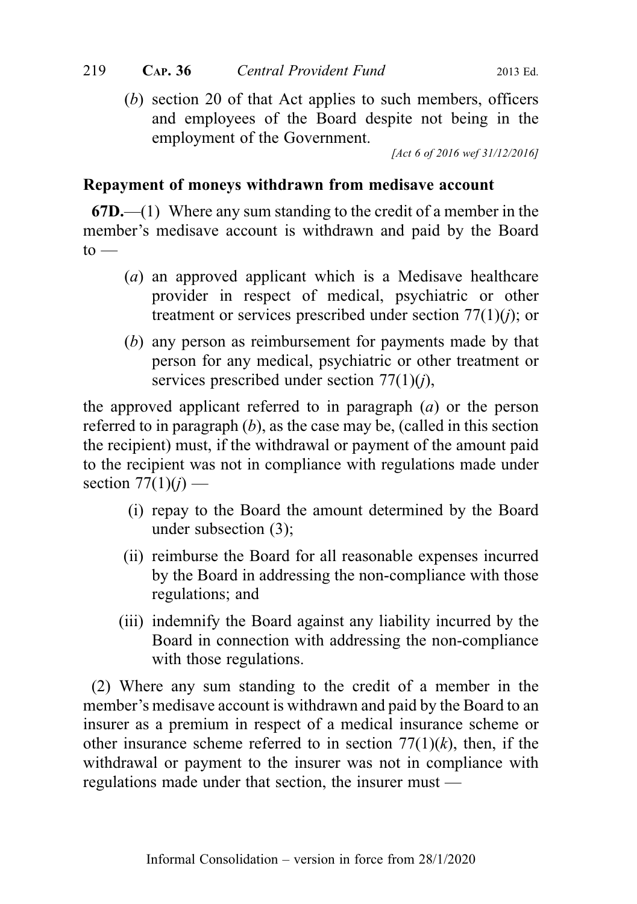(*b*) section 20 of that Act applies to such members, officers and employees of the Board despite not being in the employment of the Government.

[Act 6 of 2016 wef 31/12/2016]

**Repayment of moneys withdrawn from medisave account**

**67D.**—(1) Where any sum standing to the credit of a member in the member's medisave account is withdrawn and paid by the Board to —

(*a*) an approved applicant which is a Medisave healthcare provider in respect of medical, psychiatric or other treatment or services prescribed under section 77(1)(*j*); or

(*b*) any person as reimbursement for payments made by that person for any medical, psychiatric or other treatment or services prescribed under section 77(1)(*j*),

the approved applicant referred to in paragraph (*a*) or the person referred to in paragraph (*b*), as the case may be, (called in this section the recipient) must, if the withdrawal or payment of the amount paid to the recipient was not in compliance with regulations made under section 77(1)(*j*) —

(i) repay to the Board the amount determined by the Board under subsection (3);

(ii) reimburse the Board for all reasonable expenses incurred by the Board in addressing the non-compliance with those regulations; and

(iii) indemnify the Board against any liability incurred by the Board in connection with addressing the non-compliance with those regulations.

(2) Where any sum standing to the credit of a member in the member's medisave account is withdrawn and paid by the Board to an insurer as a premium in respect of a medical insurance scheme or other insurance scheme referred to in section 77(1)(*k*), then, if the withdrawal or payment to the insurer was not in compliance with regulations made under that section, the insurer must —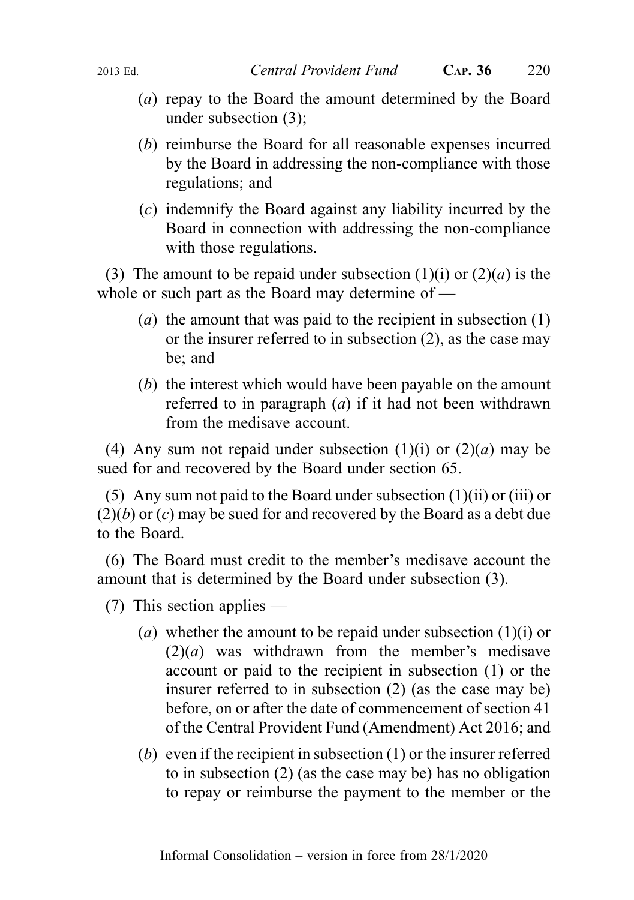(*a*) repay to the Board the amount determined by the Board under subsection (3);

(*b*) reimburse the Board for all reasonable expenses incurred by the Board in addressing the non-compliance with those regulations; and

(*c*) indemnify the Board against any liability incurred by the Board in connection with addressing the non-compliance with those regulations.

(3) The amount to be repaid under subsection (1)(i) or (2)(*a*) is the whole or such part as the Board may determine of —

(*a*) the amount that was paid to the recipient in subsection (1) or the insurer referred to in subsection (2), as the case may be; and

(*b*) the interest which would have been payable on the amount referred to in paragraph (*a*) if it had not been withdrawn from the medisave account.

(4) Any sum not repaid under subsection (1)(i) or (2)(*a*) may be sued for and recovered by the Board under section 65.

(5) Any sum not paid to the Board under subsection (1)(ii) or (iii) or (2)(*b*) or (*c*) may be sued for and recovered by the Board as a debt due to the Board.

(6) The Board must credit to the member's medisave account the amount that is determined by the Board under subsection (3).

(7) This section applies —

(*a*) whether the amount to be repaid under subsection (1)(i) or (2)(*a*) was withdrawn from the member's medisave account or paid to the recipient in subsection (1) or the insurer referred to in subsection (2) (as the case may be) before, on or after the date of commencement of section 41 of the Central Provident Fund (Amendment) Act 2016; and

(*b*) even if the recipient in subsection (1) or the insurer referred to in subsection (2) (as the case may be) has no obligation to repay or reimburse the payment to the member or the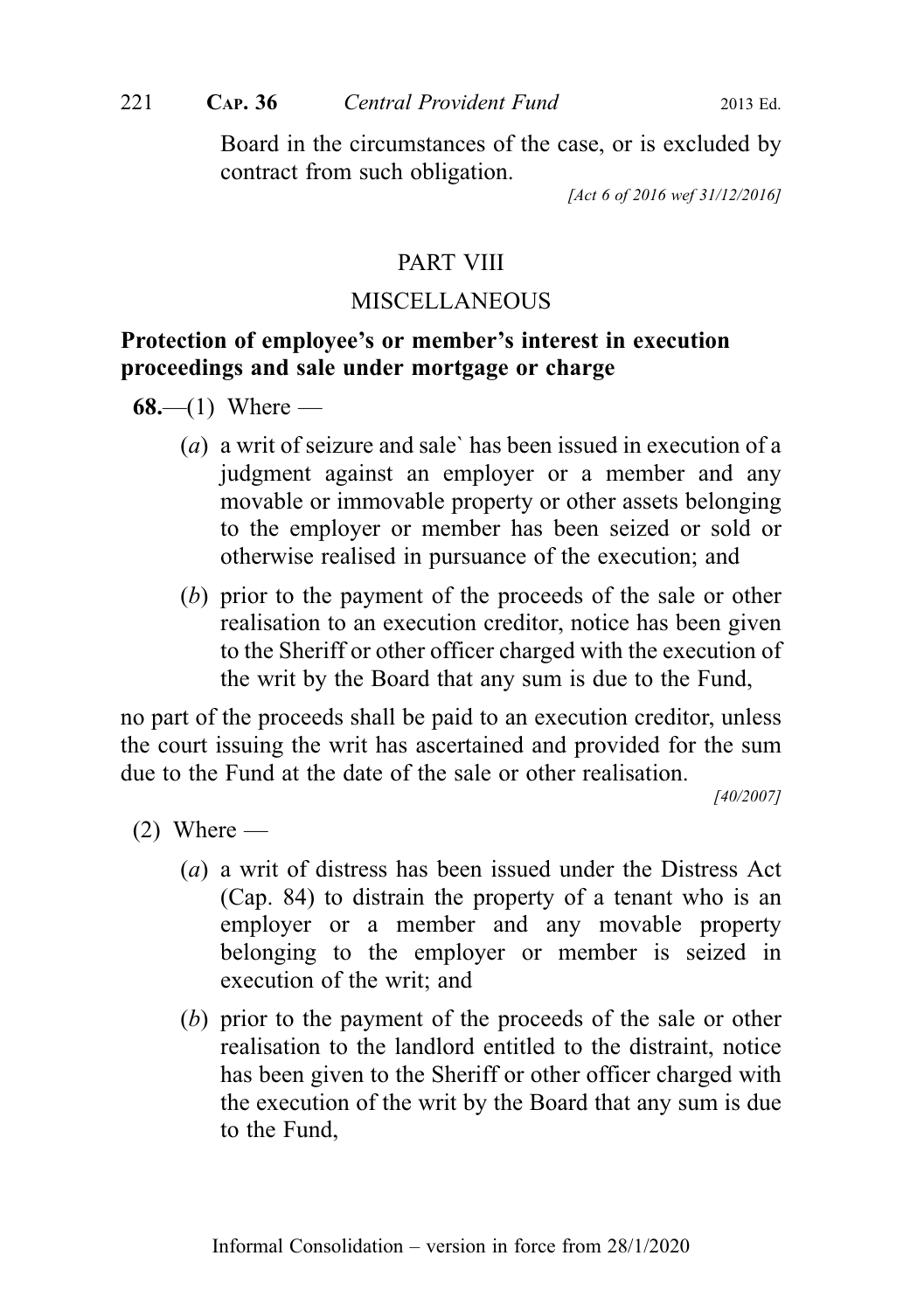Board in the circumstances of the case, or is excluded by contract from such obligation.

*[Act 6 of 2016 wef 31/12/2016]*

## PART VIII

## MISCELLANEOUS

**Protection of employee's or member's interest in execution proceedings and sale under mortgage or charge**

**68.**—(1) Where —

(*a*) a writ of seizure and sale` has been issued in execution of a judgment against an employer or a member and any movable or immovable property or other assets belonging to the employer or member has been seized or sold or otherwise realised in pursuance of the execution; and

(*b*) prior to the payment of the proceeds of the sale or other realisation to an execution creditor, notice has been given to the Sheriff or other officer charged with the execution of the writ by the Board that any sum is due to the Fund,

no part of the proceeds shall be paid to an execution creditor, unless the court issuing the writ has ascertained and provided for the sum due to the Fund at the date of the sale or other realisation.

*[40/2007]*

(2) Where —

(*a*) a writ of distress has been issued under the Distress Act (Cap. 84) to distrain the property of a tenant who is an employer or a member and any movable property belonging to the employer or member is seized in execution of the writ; and

(*b*) prior to the payment of the proceeds of the sale or other realisation to the landlord entitled to the distraint, notice has been given to the Sheriff or other officer charged with the execution of the writ by the Board that any sum is due to the Fund,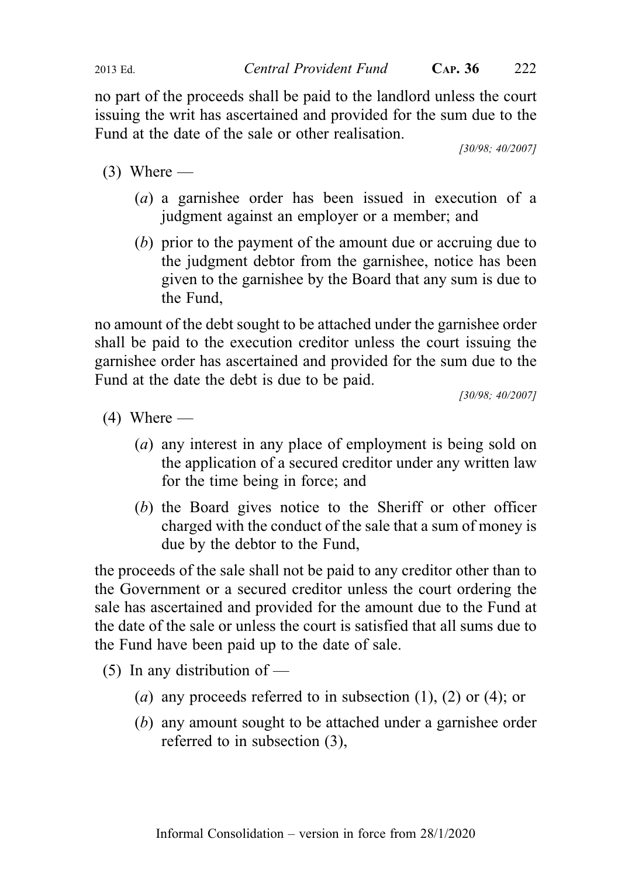no part of the proceeds shall be paid to the landlord unless the court issuing the writ has ascertained and provided for the sum due to the Fund at the date of the sale or other realisation.

[30/98; 40/2007]

(3) Where —

(*a*) a garnishee order has been issued in execution of a judgment against an employer or a member; and

(*b*) prior to the payment of the amount due or accruing due to the judgment debtor from the garnishee, notice has been given to the garnishee by the Board that any sum is due to the Fund,

no amount of the debt sought to be attached under the garnishee order shall be paid to the execution creditor unless the court issuing the garnishee order has ascertained and provided for the sum due to the Fund at the date the debt is due to be paid.

[30/98; 40/2007]

(4) Where —

(*a*) any interest in any place of employment is being sold on the application of a secured creditor under any written law for the time being in force; and

(*b*) the Board gives notice to the Sheriff or other officer charged with the conduct of the sale that a sum of money is due by the debtor to the Fund,

the proceeds of the sale shall not be paid to any creditor other than to the Government or a secured creditor unless the court ordering the sale has ascertained and provided for the amount due to the Fund at the date of the sale or unless the court is satisfied that all sums due to the Fund have been paid up to the date of sale.

(5) In any distribution of —

(*a*) any proceeds referred to in subsection (1), (2) or (4); or

(*b*) any amount sought to be attached under a garnishee order referred to in subsection (3),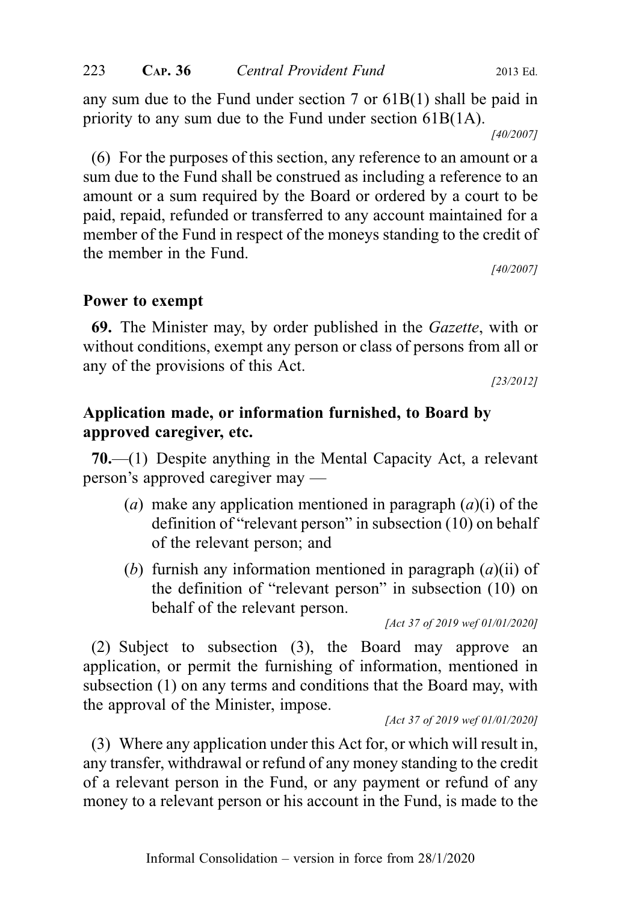any sum due to the Fund under section 7 or 61B(1) shall be paid in priority to any sum due to the Fund under section 61B(1A).

*[40/2007]*

(6) For the purposes of this section, any reference to an amount or a sum due to the Fund shall be construed as including a reference to an amount or a sum required by the Board or ordered by a court to be paid, repaid, refunded or transferred to any account maintained for a member of the Fund in respect of the moneys standing to the credit of the member in the Fund.

*[40/2007]*

### Power to exempt

**69.** The Minister may, by order published in the *Gazette*, with or without conditions, exempt any person or class of persons from all or any of the provisions of this Act.

*[23/2012]*

### Application made, or information furnished, to Board by approved caregiver, etc.

**70.**—(1) Despite anything in the Mental Capacity Act, a relevant person's approved caregiver may —

- (*a*) make any application mentioned in paragraph (*a*)(i) of the definition of "relevant person" in subsection (10) on behalf of the relevant person; and
- (*b*) furnish any information mentioned in paragraph (*a*)(ii) of the definition of "relevant person" in subsection (10) on behalf of the relevant person.

*[Act 37 of 2019 wef 01/01/2020]*

(2) Subject to subsection (3), the Board may approve an application, or permit the furnishing of information, mentioned in subsection (1) on any terms and conditions that the Board may, with the approval of the Minister, impose.

*[Act 37 of 2019 wef 01/01/2020]*

(3) Where any application under this Act for, or which will result in, any transfer, withdrawal or refund of any money standing to the credit of a relevant person in the Fund, or any payment or refund of any money to a relevant person or his account in the Fund, is made to the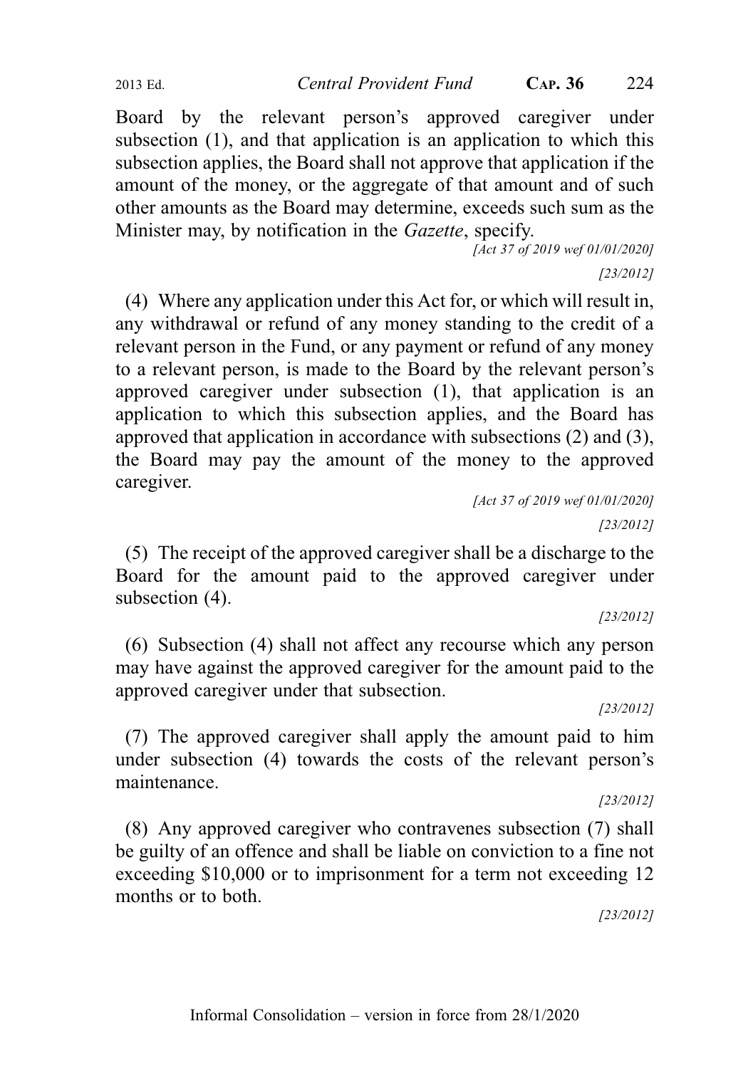Board by the relevant person's approved caregiver under subsection (1), and that application is an application to which this subsection applies, the Board shall not approve that application if the amount of the money, or the aggregate of that amount and of such other amounts as the Board may determine, exceeds such sum as the Minister may, by notification in the *Gazette*, specify.

*[Act 37 of 2019 wef 01/01/2020]*

*[23/2012]*

(4) Where any application under this Act for, or which will result in, any withdrawal or refund of any money standing to the credit of a relevant person in the Fund, or any payment or refund of any money to a relevant person, is made to the Board by the relevant person's approved caregiver under subsection (1), that application is an application to which this subsection applies, and the Board has approved that application in accordance with subsections (2) and (3), the Board may pay the amount of the money to the approved caregiver.

*[Act 37 of 2019 wef 01/01/2020]*

*[23/2012]*

(5) The receipt of the approved caregiver shall be a discharge to the Board for the amount paid to the approved caregiver under subsection (4).

*[23/2012]*

(6) Subsection (4) shall not affect any recourse which any person may have against the approved caregiver for the amount paid to the approved caregiver under that subsection.

*[23/2012]*

(7) The approved caregiver shall apply the amount paid to him under subsection (4) towards the costs of the relevant person's maintenance.

*[23/2012]*

(8) Any approved caregiver who contravenes subsection (7) shall be guilty of an offence and shall be liable on conviction to a fine not exceeding $10,000 or to imprisonment for a term not exceeding 12 months or to both.

*[23/2012]*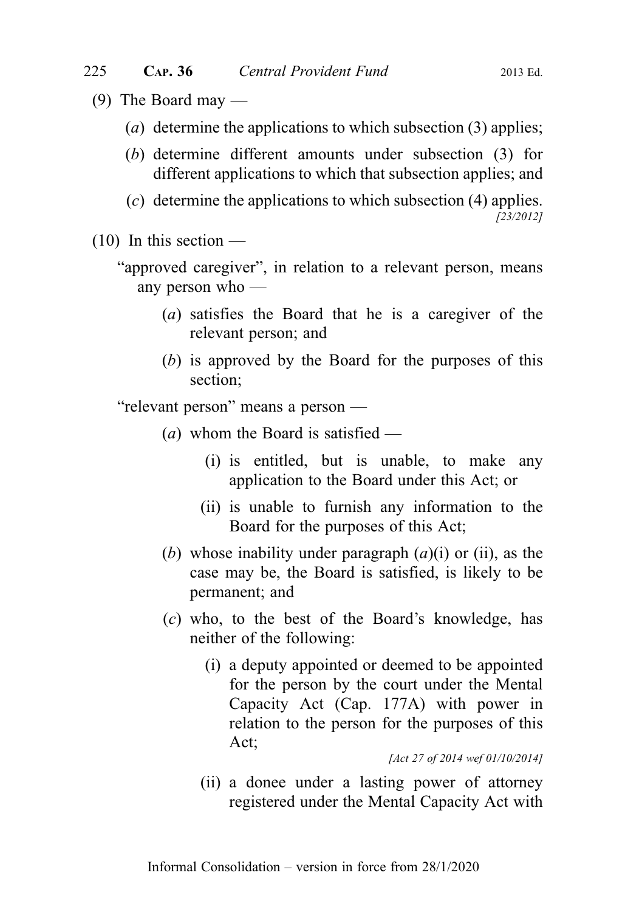(9) The Board may —

(*a*) determine the applications to which subsection (3) applies;

(*b*) determine different amounts under subsection (3) for different applications to which that subsection applies; and

(*c*) determine the applications to which subsection (4) applies.

*[23/2012]*

(10) In this section —

"approved caregiver", in relation to a relevant person, means any person who —

(*a*) satisfies the Board that he is a caregiver of the relevant person; and

(*b*) is approved by the Board for the purposes of this section;

"relevant person" means a person —

(*a*) whom the Board is satisfied —

(i) is entitled, but is unable, to make any application to the Board under this Act; or

(ii) is unable to furnish any information to the Board for the purposes of this Act;

(*b*) whose inability under paragraph (*a*)(i) or (ii), as the case may be, the Board is satisfied, is likely to be permanent; and

(*c*) who, to the best of the Board's knowledge, has neither of the following:

(i) a deputy appointed or deemed to be appointed for the person by the court under the Mental Capacity Act (Cap. 177A) with power in relation to the person for the purposes of this Act;

*[Act 27 of 2014 wef 01/10/2014]*

(ii) a donee under a lasting power of attorney registered under the Mental Capacity Act with

Informal Consolidation – version in force from 28/1/2020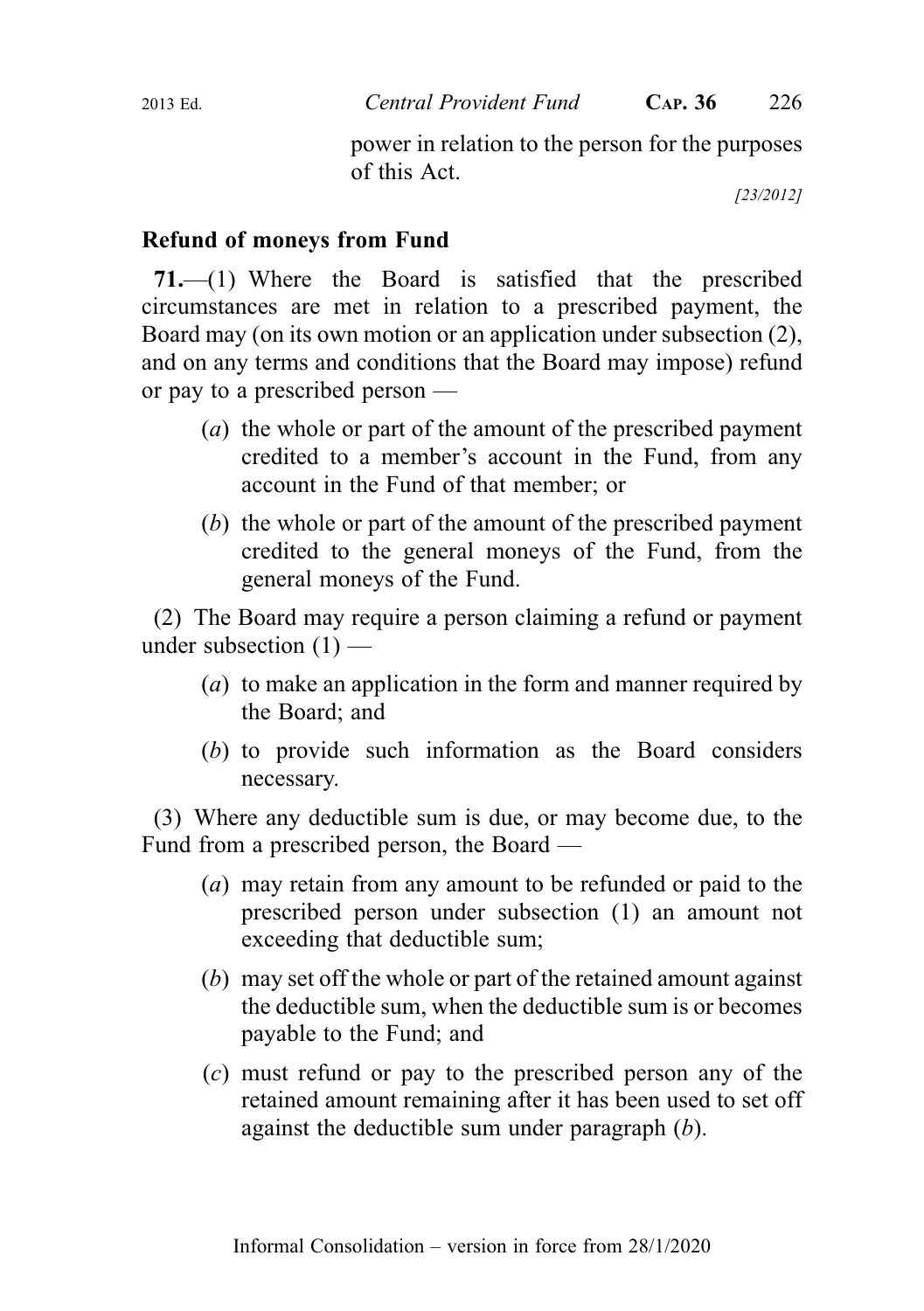power in relation to the person for the purposes of this Act.

[23/2012]

**Refund of moneys from Fund**

**71.**—(1) Where the Board is satisfied that the prescribed circumstances are met in relation to a prescribed payment, the Board may (on its own motion or an application under subsection (2), and on any terms and conditions that the Board may impose) refund or pay to a prescribed person —

(*a*) the whole or part of the amount of the prescribed payment credited to a member's account in the Fund, from any account in the Fund of that member; or

(*b*) the whole or part of the amount of the prescribed payment credited to the general moneys of the Fund, from the general moneys of the Fund.

(2) The Board may require a person claiming a refund or payment under subsection (1) —

(*a*) to make an application in the form and manner required by the Board; and

(*b*) to provide such information as the Board considers necessary.

(3) Where any deductible sum is due, or may become due, to the Fund from a prescribed person, the Board —

(*a*) may retain from any amount to be refunded or paid to the prescribed person under subsection (1) an amount not exceeding that deductible sum;

(*b*) may set off the whole or part of the retained amount against the deductible sum, when the deductible sum is or becomes payable to the Fund; and

(*c*) must refund or pay to the prescribed person any of the retained amount remaining after it has been used to set off against the deductible sum under paragraph (*b*).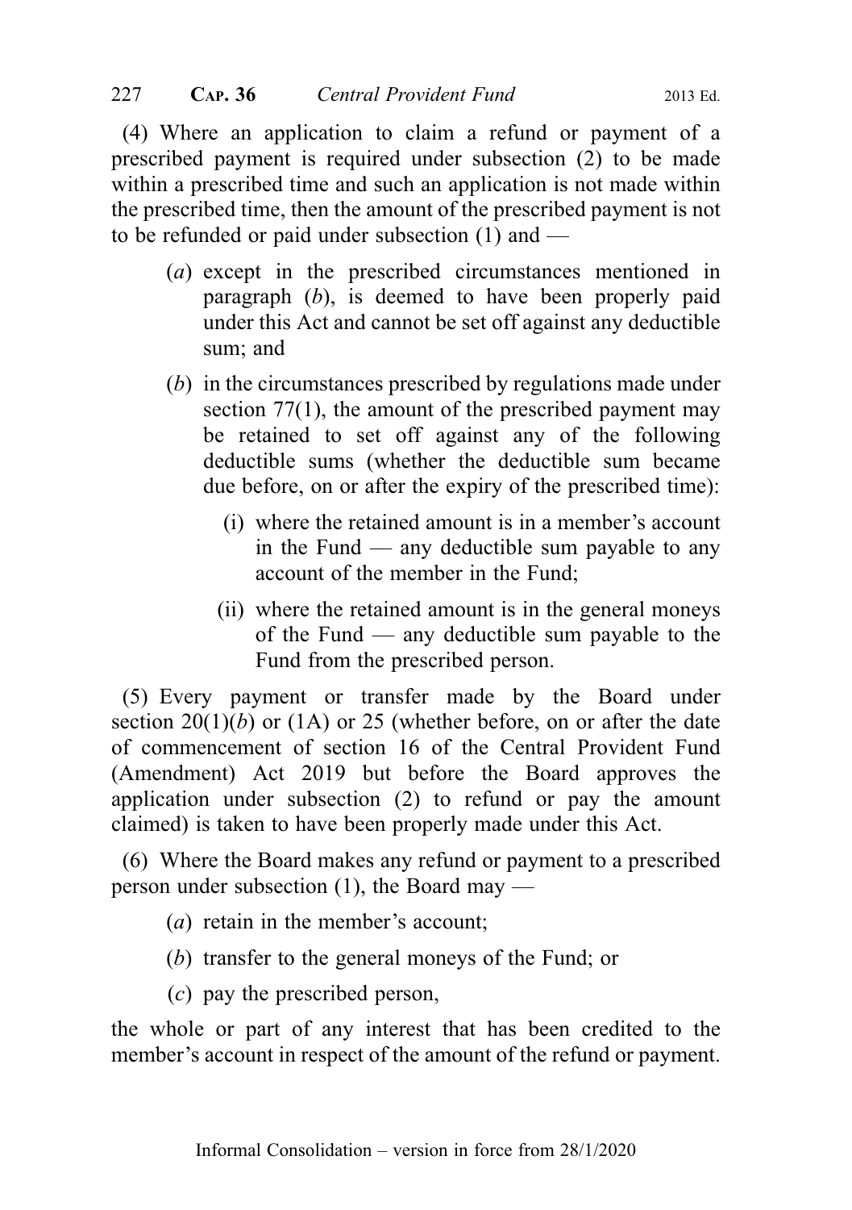(4) Where an application to claim a refund or payment of a prescribed payment is required under subsection (2) to be made within a prescribed time and such an application is not made within the prescribed time, then the amount of the prescribed payment is not to be refunded or paid under subsection (1) and —

(*a*) except in the prescribed circumstances mentioned in paragraph (*b*), is deemed to have been properly paid under this Act and cannot be set off against any deductible sum; and

(*b*) in the circumstances prescribed by regulations made under section 77(1), the amount of the prescribed payment may be retained to set off against any of the following deductible sums (whether the deductible sum became due before, on or after the expiry of the prescribed time):

(i) where the retained amount is in a member's account in the Fund — any deductible sum payable to any account of the member in the Fund;

(ii) where the retained amount is in the general moneys of the Fund — any deductible sum payable to the Fund from the prescribed person.

(5) Every payment or transfer made by the Board under section 20(1)(*b*) or (1A) or 25 (whether before, on or after the date of commencement of section 16 of the Central Provident Fund (Amendment) Act 2019 but before the Board approves the application under subsection (2) to refund or pay the amount claimed) is taken to have been properly made under this Act.

(6) Where the Board makes any refund or payment to a prescribed person under subsection (1), the Board may —

(*a*) retain in the member's account;

(*b*) transfer to the general moneys of the Fund; or

(*c*) pay the prescribed person,

the whole or part of any interest that has been credited to the member's account in respect of the amount of the refund or payment.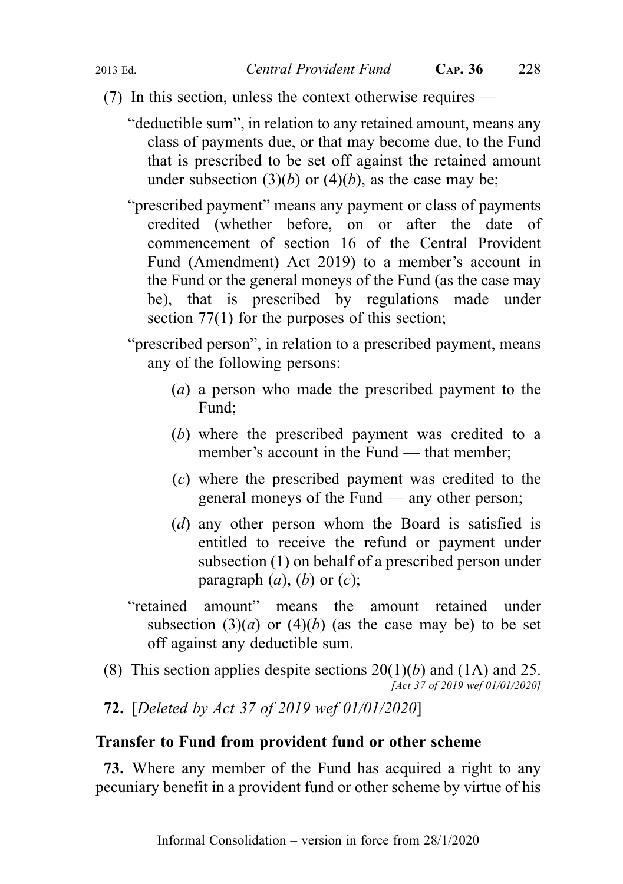(7) In this section, unless the context otherwise requires —

"deductible sum", in relation to any retained amount, means any class of payments due, or that may become due, to the Fund that is prescribed to be set off against the retained amount under subsection (3)(*b*) or (4)(*b*), as the case may be;

"prescribed payment" means any payment or class of payments credited (whether before, on or after the date of commencement of section 16 of the Central Provident Fund (Amendment) Act 2019) to a member's account in the Fund or the general moneys of the Fund (as the case may be), that is prescribed by regulations made under section 77(1) for the purposes of this section;

"prescribed person", in relation to a prescribed payment, means any of the following persons:

(*a*) a person who made the prescribed payment to the Fund;

(*b*) where the prescribed payment was credited to a member's account in the Fund — that member;

(*c*) where the prescribed payment was credited to the general moneys of the Fund — any other person;

(*d*) any other person whom the Board is satisfied is entitled to receive the refund or payment under subsection (1) on behalf of a prescribed person under paragraph (*a*), (*b*) or (*c*);

"retained amount" means the amount retained under subsection (3)(*a*) or (4)(*b*) (as the case may be) to be set off against any deductible sum.

(8) This section applies despite sections 20(1)(*b*) and (1A) and 25.
*[Act 37 of 2019 wef 01/01/2020]*

**72.** [*Deleted by Act 37 of 2019 wef 01/01/2020*]

**Transfer to Fund from provident fund or other scheme**

**73.** Where any member of the Fund has acquired a right to any pecuniary benefit in a provident fund or other scheme by virtue of his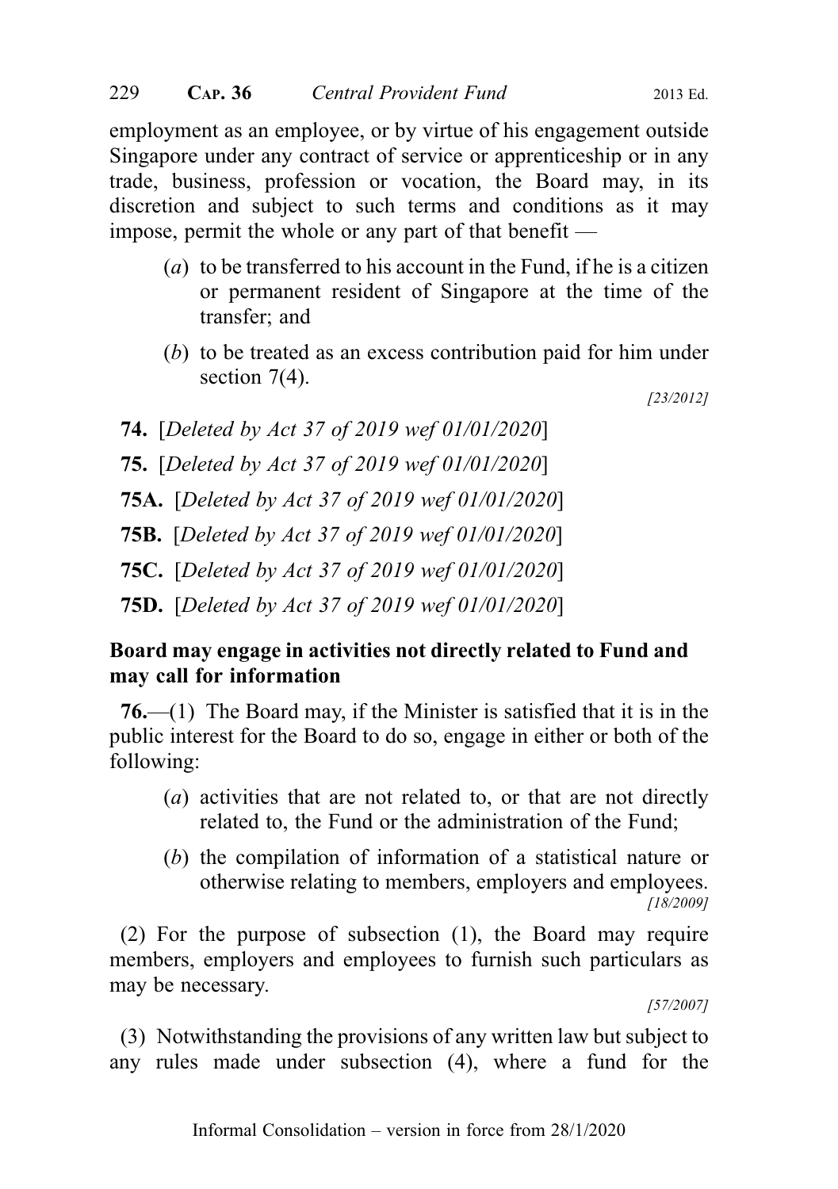employment as an employee, or by virtue of his engagement outside Singapore under any contract of service or apprenticeship or in any trade, business, profession or vocation, the Board may, in its discretion and subject to such terms and conditions as it may impose, permit the whole or any part of that benefit —

(*a*) to be transferred to his account in the Fund, if he is a citizen or permanent resident of Singapore at the time of the transfer; and

(*b*) to be treated as an excess contribution paid for him under section 7(4).

*[23/2012]*

**74.** [*Deleted by Act 37 of 2019 wef 01/01/2020*]

**75.** [*Deleted by Act 37 of 2019 wef 01/01/2020*]

**75A.** [*Deleted by Act 37 of 2019 wef 01/01/2020*]

**75B.** [*Deleted by Act 37 of 2019 wef 01/01/2020*]

**75C.** [*Deleted by Act 37 of 2019 wef 01/01/2020*]

**75D.** [*Deleted by Act 37 of 2019 wef 01/01/2020*]

**Board may engage in activities not directly related to Fund and may call for information**

**76.**—(1) The Board may, if the Minister is satisfied that it is in the public interest for the Board to do so, engage in either or both of the following:

(*a*) activities that are not related to, or that are not directly related to, the Fund or the administration of the Fund;

(*b*) the compilation of information of a statistical nature or otherwise relating to members, employers and employees.

*[18/2009]*

(2) For the purpose of subsection (1), the Board may require members, employers and employees to furnish such particulars as may be necessary.

*[57/2007]*

(3) Notwithstanding the provisions of any written law but subject to any rules made under subsection (4), where a fund for the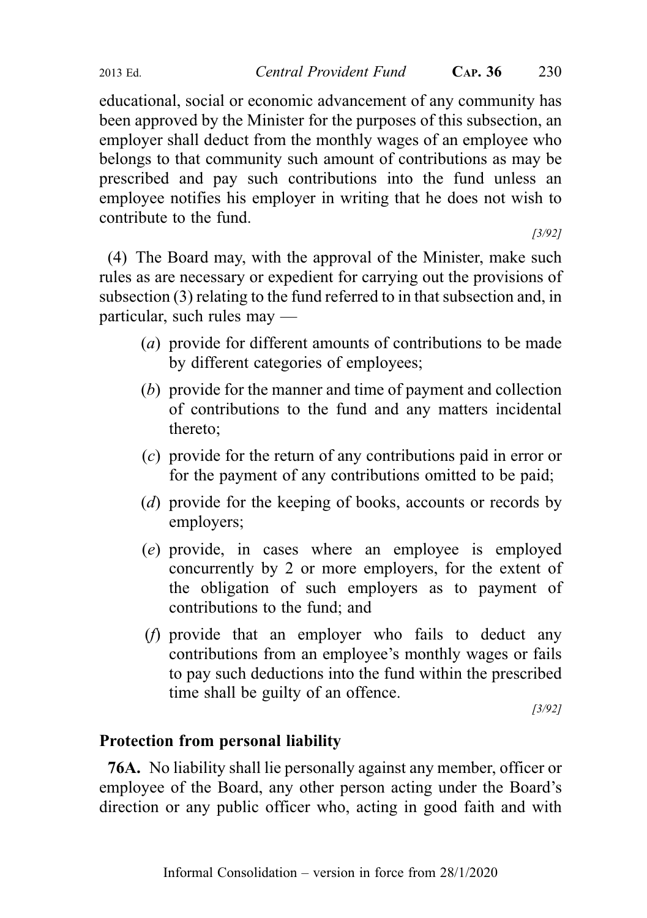educational, social or economic advancement of any community has been approved by the Minister for the purposes of this subsection, an employer shall deduct from the monthly wages of an employee who belongs to that community such amount of contributions as may be prescribed and pay such contributions into the fund unless an employee notifies his employer in writing that he does not wish to contribute to the fund.

*[3/92]*

(4) The Board may, with the approval of the Minister, make such rules as are necessary or expedient for carrying out the provisions of subsection (3) relating to the fund referred to in that subsection and, in particular, such rules may —

(*a*) provide for different amounts of contributions to be made by different categories of employees;

(*b*) provide for the manner and time of payment and collection of contributions to the fund and any matters incidental thereto;

(*c*) provide for the return of any contributions paid in error or for the payment of any contributions omitted to be paid;

(*d*) provide for the keeping of books, accounts or records by employers;

(*e*) provide, in cases where an employee is employed concurrently by 2 or more employers, for the extent of the obligation of such employers as to payment of contributions to the fund; and

(*f*) provide that an employer who fails to deduct any contributions from an employee's monthly wages or fails to pay such deductions into the fund within the prescribed time shall be guilty of an offence.

*[3/92]*

**Protection from personal liability**

**76A.** No liability shall lie personally against any member, officer or employee of the Board, any other person acting under the Board's direction or any public officer who, acting in good faith and with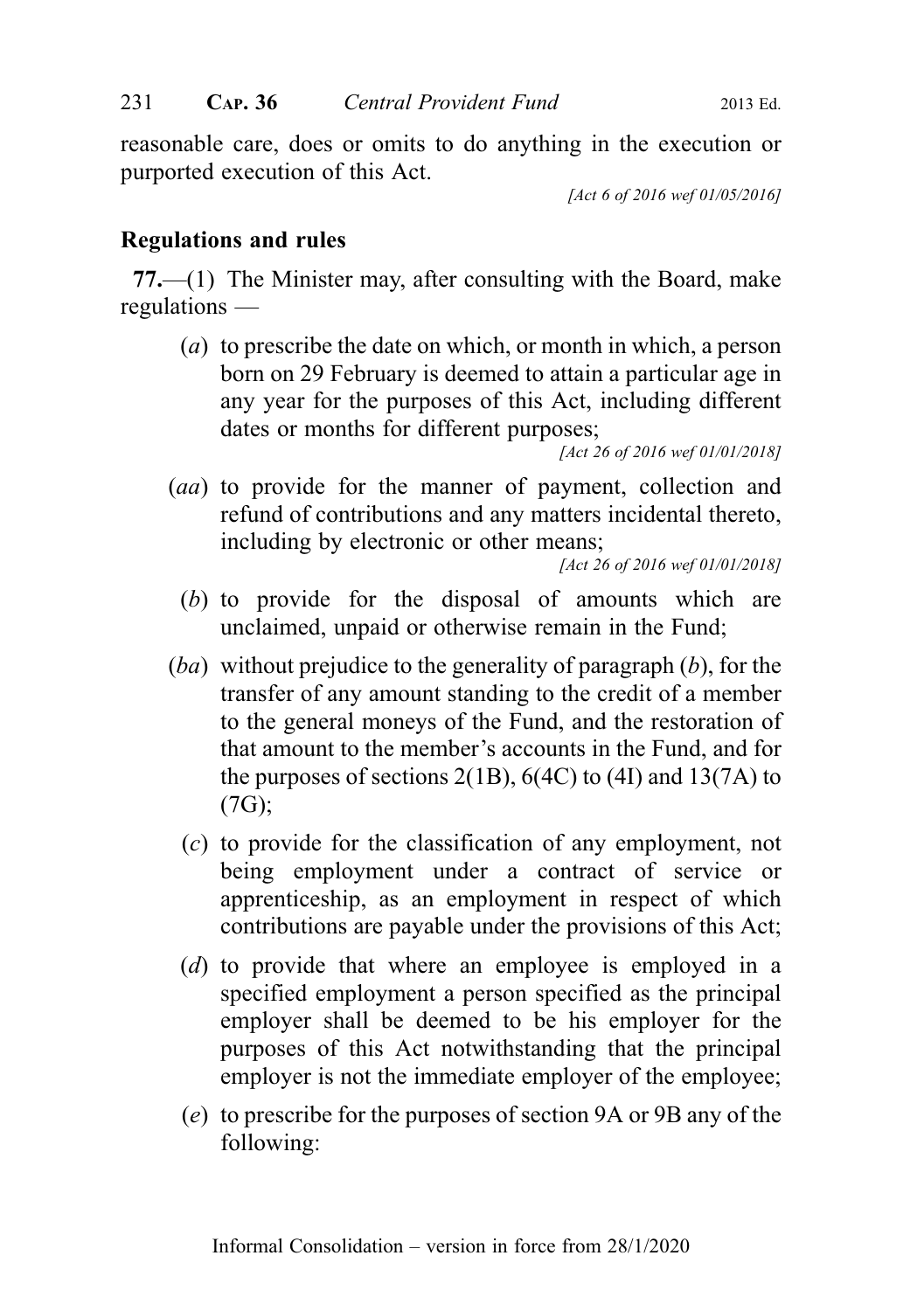reasonable care, does or omits to do anything in the execution or purported execution of this Act.

[Act 6 of 2016 wef 01/05/2016]

## Regulations and rules

**77.**—(1) The Minister may, after consulting with the Board, make regulations —

(*a*) to prescribe the date on which, or month in which, a person born on 29 February is deemed to attain a particular age in any year for the purposes of this Act, including different dates or months for different purposes;

[Act 26 of 2016 wef 01/01/2018]

(*aa*) to provide for the manner of payment, collection and refund of contributions and any matters incidental thereto, including by electronic or other means;

[Act 26 of 2016 wef 01/01/2018]

(*b*) to provide for the disposal of amounts which are unclaimed, unpaid or otherwise remain in the Fund;

(*ba*) without prejudice to the generality of paragraph (*b*), for the transfer of any amount standing to the credit of a member to the general moneys of the Fund, and the restoration of that amount to the member's accounts in the Fund, and for the purposes of sections 2(1B), 6(4C) to (4I) and 13(7A) to (7G);

(*c*) to provide for the classification of any employment, not being employment under a contract of service or apprenticeship, as an employment in respect of which contributions are payable under the provisions of this Act;

(*d*) to provide that where an employee is employed in a specified employment a person specified as the principal employer shall be deemed to be his employer for the purposes of this Act notwithstanding that the principal employer is not the immediate employer of the employee;

(*e*) to prescribe for the purposes of section 9A or 9B any of the following: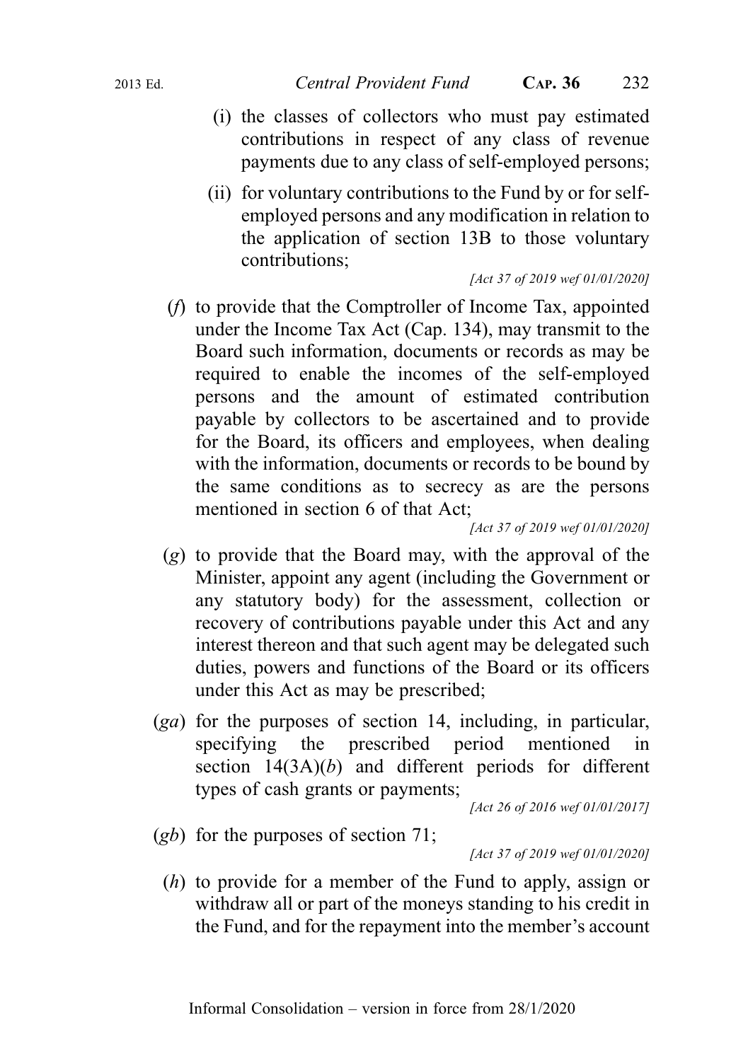(i) the classes of collectors who must pay estimated contributions in respect of any class of revenue payments due to any class of self-employed persons;

(ii) for voluntary contributions to the Fund by or for self-employed persons and any modification in relation to the application of section 13B to those voluntary contributions;

*[Act 37 of 2019 wef 01/01/2020]*

(*f*) to provide that the Comptroller of Income Tax, appointed under the Income Tax Act (Cap. 134), may transmit to the Board such information, documents or records as may be required to enable the incomes of the self-employed persons and the amount of estimated contribution payable by collectors to be ascertained and to provide for the Board, its officers and employees, when dealing with the information, documents or records to be bound by the same conditions as to secrecy as are the persons mentioned in section 6 of that Act;

*[Act 37 of 2019 wef 01/01/2020]*

(*g*) to provide that the Board may, with the approval of the Minister, appoint any agent (including the Government or any statutory body) for the assessment, collection or recovery of contributions payable under this Act and any interest thereon and that such agent may be delegated such duties, powers and functions of the Board or its officers under this Act as may be prescribed;

(*ga*) for the purposes of section 14, including, in particular, specifying the prescribed period mentioned in section 14(3A)(*b*) and different periods for different types of cash grants or payments;

*[Act 26 of 2016 wef 01/01/2017]*

(*gb*) for the purposes of section 71;

*[Act 37 of 2019 wef 01/01/2020]*

(*h*) to provide for a member of the Fund to apply, assign or withdraw all or part of the moneys standing to his credit in the Fund, and for the repayment into the member's account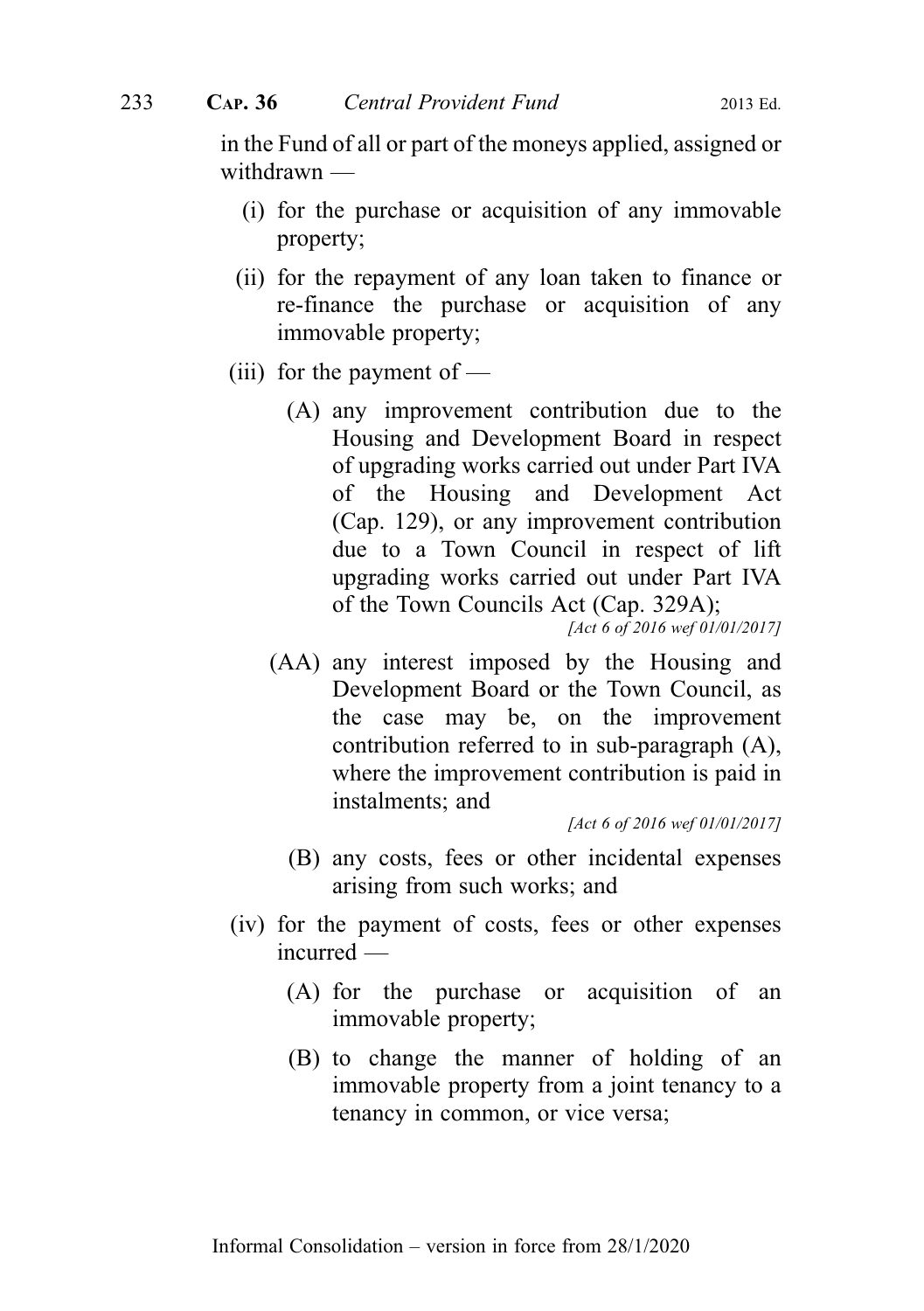in the Fund of all or part of the moneys applied, assigned or withdrawn —

- (i) for the purchase or acquisition of any immovable property;
- (ii) for the repayment of any loan taken to finance or re-finance the purchase or acquisition of any immovable property;
- (iii) for the payment of —
  - (A) any improvement contribution due to the Housing and Development Board in respect of upgrading works carried out under Part IVA of the Housing and Development Act (Cap. 129), or any improvement contribution due to a Town Council in respect of lift upgrading works carried out under Part IVA of the Town Councils Act (Cap. 329A);

    *[Act 6 of 2016 wef 01/01/2017]*
  - (AA) any interest imposed by the Housing and Development Board or the Town Council, as the case may be, on the improvement contribution referred to in sub-paragraph (A), where the improvement contribution is paid in instalments; and

    *[Act 6 of 2016 wef 01/01/2017]*
  - (B) any costs, fees or other incidental expenses arising from such works; and
- (iv) for the payment of costs, fees or other expenses incurred —
  - (A) for the purchase or acquisition of an immovable property;
  - (B) to change the manner of holding of an immovable property from a joint tenancy to a tenancy in common, or vice versa;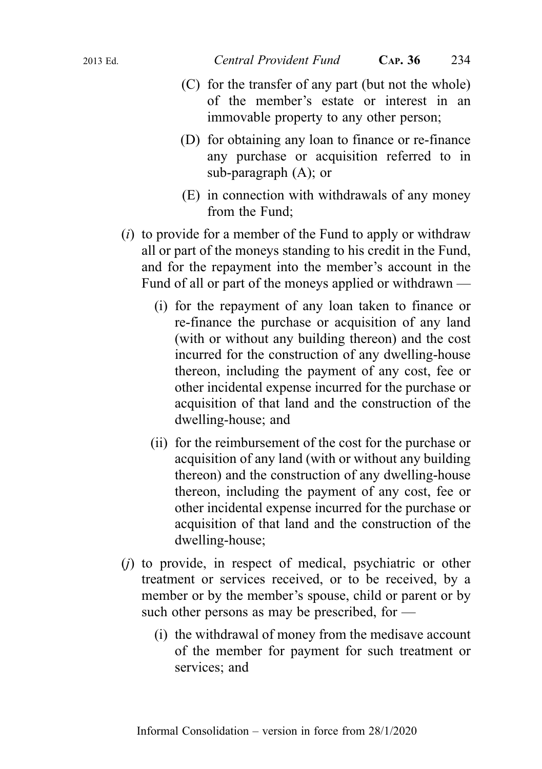(C) for the transfer of any part (but not the whole) of the member's estate or interest in an immovable property to any other person;

(D) for obtaining any loan to finance or re-finance any purchase or acquisition referred to in sub-paragraph (A); or

(E) in connection with withdrawals of any money from the Fund;

(*i*) to provide for a member of the Fund to apply or withdraw all or part of the moneys standing to his credit in the Fund, and for the repayment into the member's account in the Fund of all or part of the moneys applied or withdrawn —

(i) for the repayment of any loan taken to finance or re-finance the purchase or acquisition of any land (with or without any building thereon) and the cost incurred for the construction of any dwelling-house thereon, including the payment of any cost, fee or other incidental expense incurred for the purchase or acquisition of that land and the construction of the dwelling-house; and

(ii) for the reimbursement of the cost for the purchase or acquisition of any land (with or without any building thereon) and the construction of any dwelling-house thereon, including the payment of any cost, fee or other incidental expense incurred for the purchase or acquisition of that land and the construction of the dwelling-house;

(*j*) to provide, in respect of medical, psychiatric or other treatment or services received, or to be received, by a member or by the member's spouse, child or parent or by such other persons as may be prescribed, for —

(i) the withdrawal of money from the medisave account of the member for payment for such treatment or services; and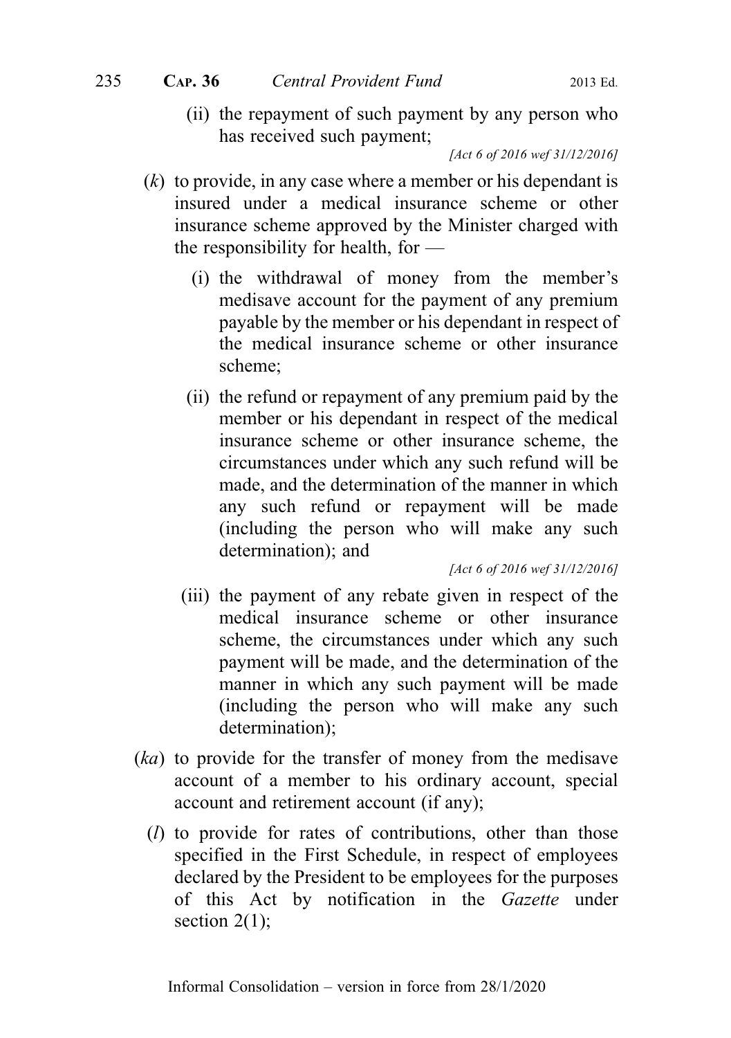(ii) the repayment of such payment by any person who has received such payment;

*[Act 6 of 2016 wef 31/12/2016]*

(*k*) to provide, in any case where a member or his dependant is insured under a medical insurance scheme or other insurance scheme approved by the Minister charged with the responsibility for health, for —

(i) the withdrawal of money from the member's medisave account for the payment of any premium payable by the member or his dependant in respect of the medical insurance scheme or other insurance scheme;

(ii) the refund or repayment of any premium paid by the member or his dependant in respect of the medical insurance scheme or other insurance scheme, the circumstances under which any such refund will be made, and the determination of the manner in which any such refund or repayment will be made (including the person who will make any such determination); and

*[Act 6 of 2016 wef 31/12/2016]*

(iii) the payment of any rebate given in respect of the medical insurance scheme or other insurance scheme, the circumstances under which any such payment will be made, and the determination of the manner in which any such payment will be made (including the person who will make any such determination);

(*ka*) to provide for the transfer of money from the medisave account of a member to his ordinary account, special account and retirement account (if any);

(*l*) to provide for rates of contributions, other than those specified in the First Schedule, in respect of employees declared by the President to be employees for the purposes of this Act by notification in the *Gazette* under section 2(1);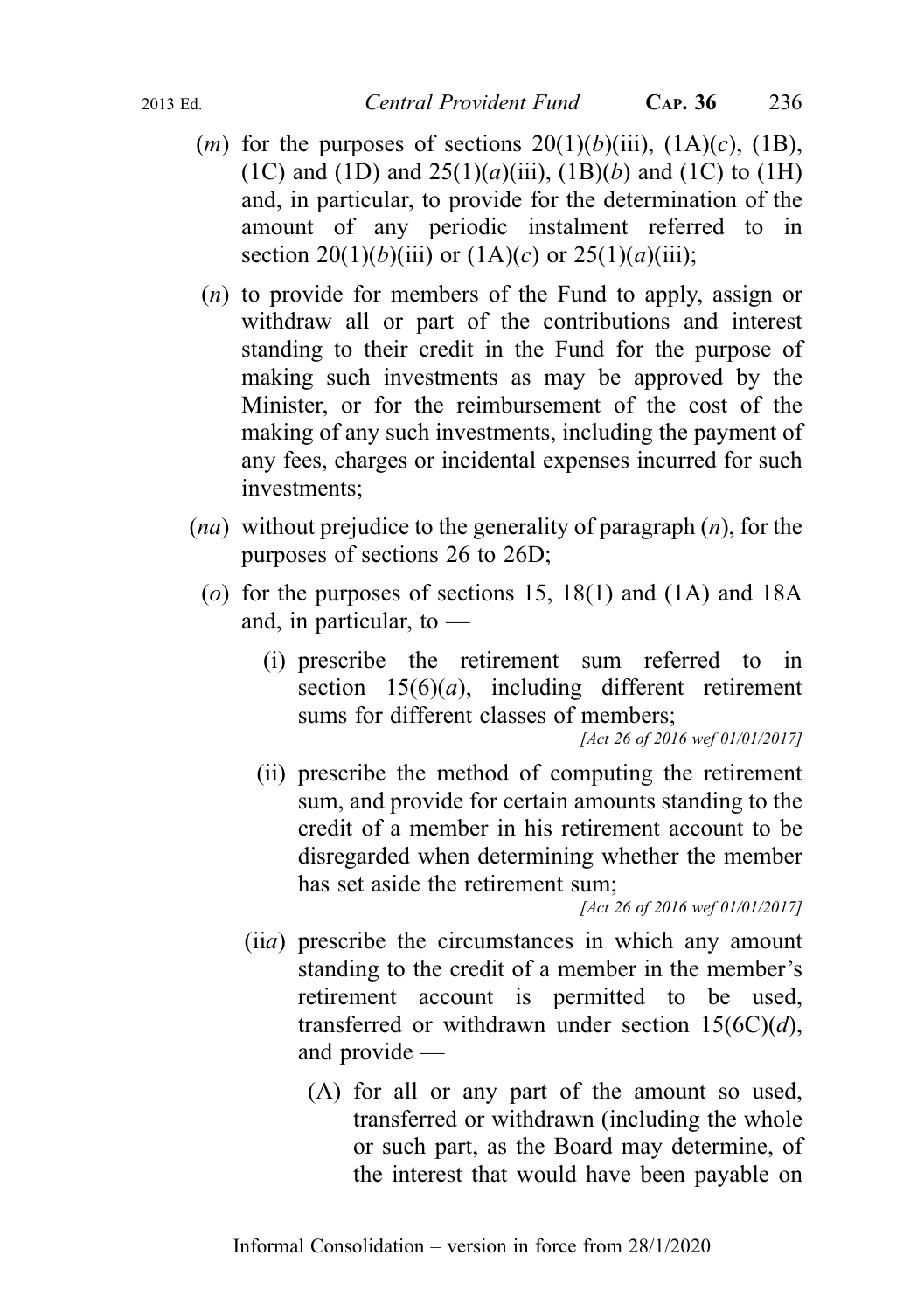(*m*) for the purposes of sections 20(1)(*b*)(iii), (1A)(*c*), (1B), (1C) and (1D) and 25(1)(*a*)(iii), (1B)(*b*) and (1C) to (1H) and, in particular, to provide for the determination of the amount of any periodic instalment referred to in section 20(1)(*b*)(iii) or (1A)(*c*) or 25(1)(*a*)(iii);

(*n*) to provide for members of the Fund to apply, assign or withdraw all or part of the contributions and interest standing to their credit in the Fund for the purpose of making such investments as may be approved by the Minister, or for the reimbursement of the cost of the making of any such investments, including the payment of any fees, charges or incidental expenses incurred for such investments;

(*na*) without prejudice to the generality of paragraph (*n*), for the purposes of sections 26 to 26D;

(*o*) for the purposes of sections 15, 18(1) and (1A) and 18A and, in particular, to —

(i) prescribe the retirement sum referred to in section 15(6)(*a*), including different retirement sums for different classes of members;

*[Act 26 of 2016 wef 01/01/2017]*

(ii) prescribe the method of computing the retirement sum, and provide for certain amounts standing to the credit of a member in his retirement account to be disregarded when determining whether the member has set aside the retirement sum;

*[Act 26 of 2016 wef 01/01/2017]*

(ii*a*) prescribe the circumstances in which any amount standing to the credit of a member in the member's retirement account is permitted to be used, transferred or withdrawn under section 15(6C)(*d*), and provide —

(A) for all or any part of the amount so used, transferred or withdrawn (including the whole or such part, as the Board may determine, of the interest that would have been payable on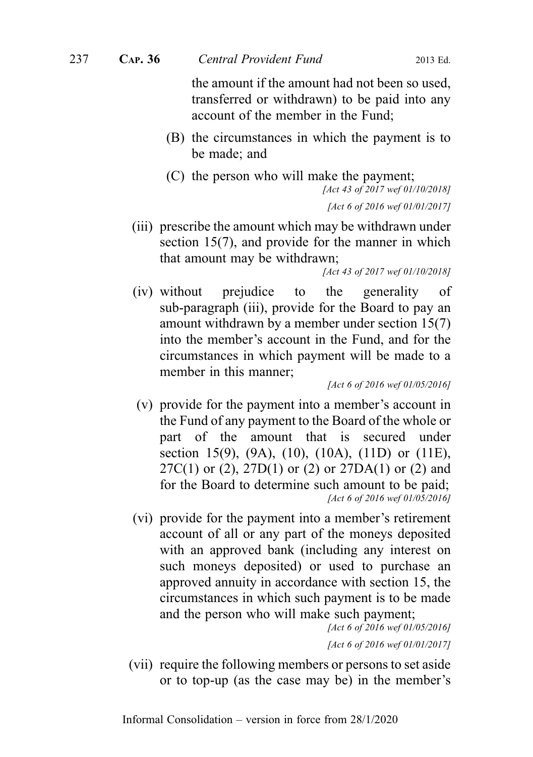the amount if the amount had not been so used, transferred or withdrawn) to be paid into any account of the member in the Fund;

(B) the circumstances in which the payment is to be made; and

(C) the person who will make the payment;

*[Act 43 of 2017 wef 01/10/2018]*

*[Act 6 of 2016 wef 01/01/2017]*

(iii) prescribe the amount which may be withdrawn under section 15(7), and provide for the manner in which that amount may be withdrawn;

*[Act 43 of 2017 wef 01/10/2018]*

(iv) without prejudice to the generality of sub-paragraph (iii), provide for the Board to pay an amount withdrawn by a member under section 15(7) into the member's account in the Fund, and for the circumstances in which payment will be made to a member in this manner;

*[Act 6 of 2016 wef 01/05/2016]*

(v) provide for the payment into a member's account in the Fund of any payment to the Board of the whole or part of the amount that is secured under section 15(9), (9A), (10), (10A), (11D) or (11E), 27C(1) or (2), 27D(1) or (2) or 27DA(1) or (2) and for the Board to determine such amount to be paid;

*[Act 6 of 2016 wef 01/05/2016]*

(vi) provide for the payment into a member's retirement account of all or any part of the moneys deposited with an approved bank (including any interest on such moneys deposited) or used to purchase an approved annuity in accordance with section 15, the circumstances in which such payment is to be made and the person who will make such payment;

*[Act 6 of 2016 wef 01/05/2016]*

*[Act 6 of 2016 wef 01/01/2017]*

(vii) require the following members or persons to set aside or to top-up (as the case may be) in the member's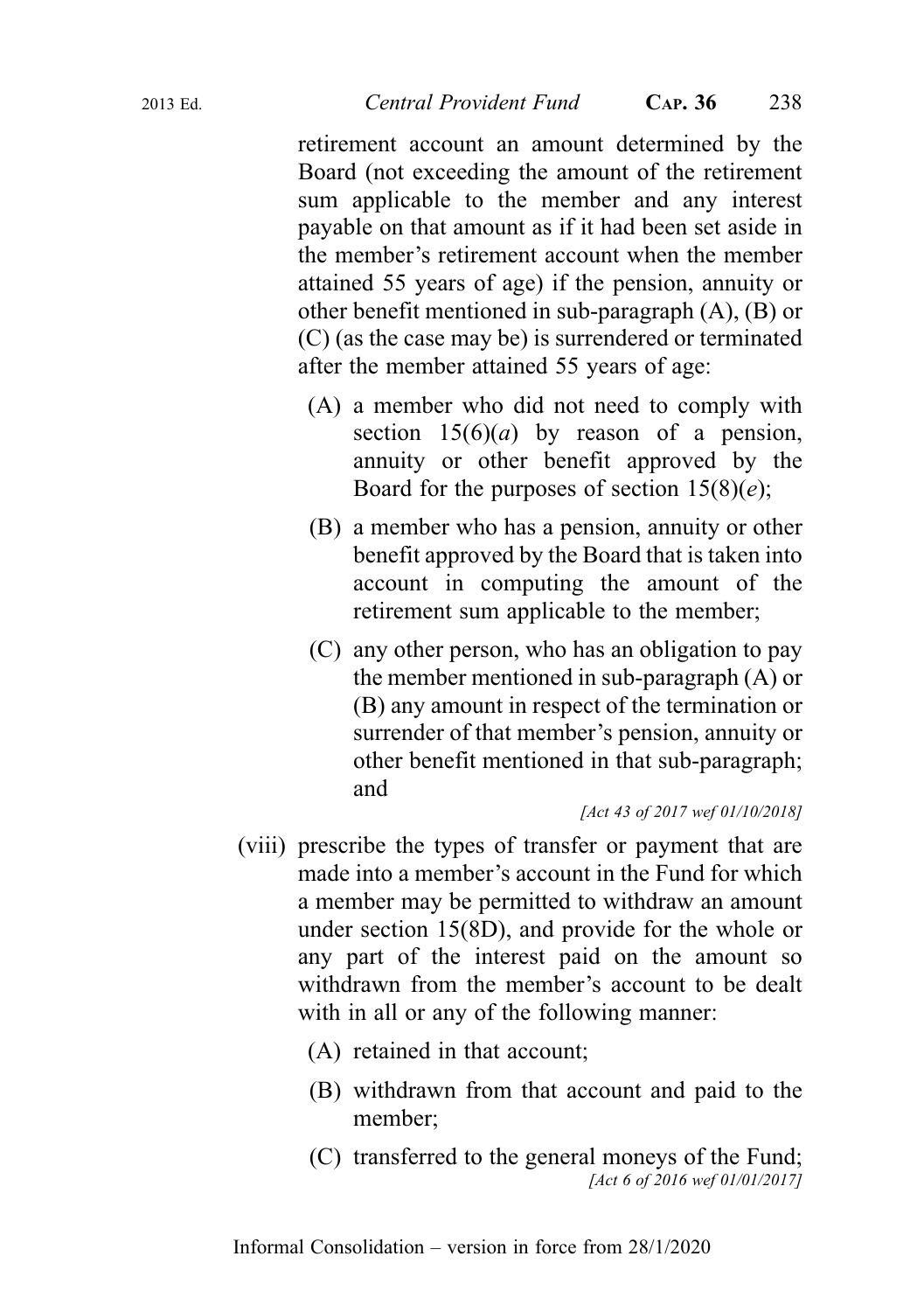retirement account an amount determined by the Board (not exceeding the amount of the retirement sum applicable to the member and any interest payable on that amount as if it had been set aside in the member's retirement account when the member attained 55 years of age) if the pension, annuity or other benefit mentioned in sub-paragraph (A), (B) or (C) (as the case may be) is surrendered or terminated after the member attained 55 years of age:

(A) a member who did not need to comply with section 15(6)(*a*) by reason of a pension, annuity or other benefit approved by the Board for the purposes of section 15(8)(*e*);

(B) a member who has a pension, annuity or other benefit approved by the Board that is taken into account in computing the amount of the retirement sum applicable to the member;

(C) any other person, who has an obligation to pay the member mentioned in sub-paragraph (A) or (B) any amount in respect of the termination or surrender of that member's pension, annuity or other benefit mentioned in that sub-paragraph; and

*[Act 43 of 2017 wef 01/10/2018]*

(viii) prescribe the types of transfer or payment that are made into a member's account in the Fund for which a member may be permitted to withdraw an amount under section 15(8D), and provide for the whole or any part of the interest paid on the amount so withdrawn from the member's account to be dealt with in all or any of the following manner:

(A) retained in that account;

(B) withdrawn from that account and paid to the member;

(C) transferred to the general moneys of the Fund;

*[Act 6 of 2016 wef 01/01/2017]*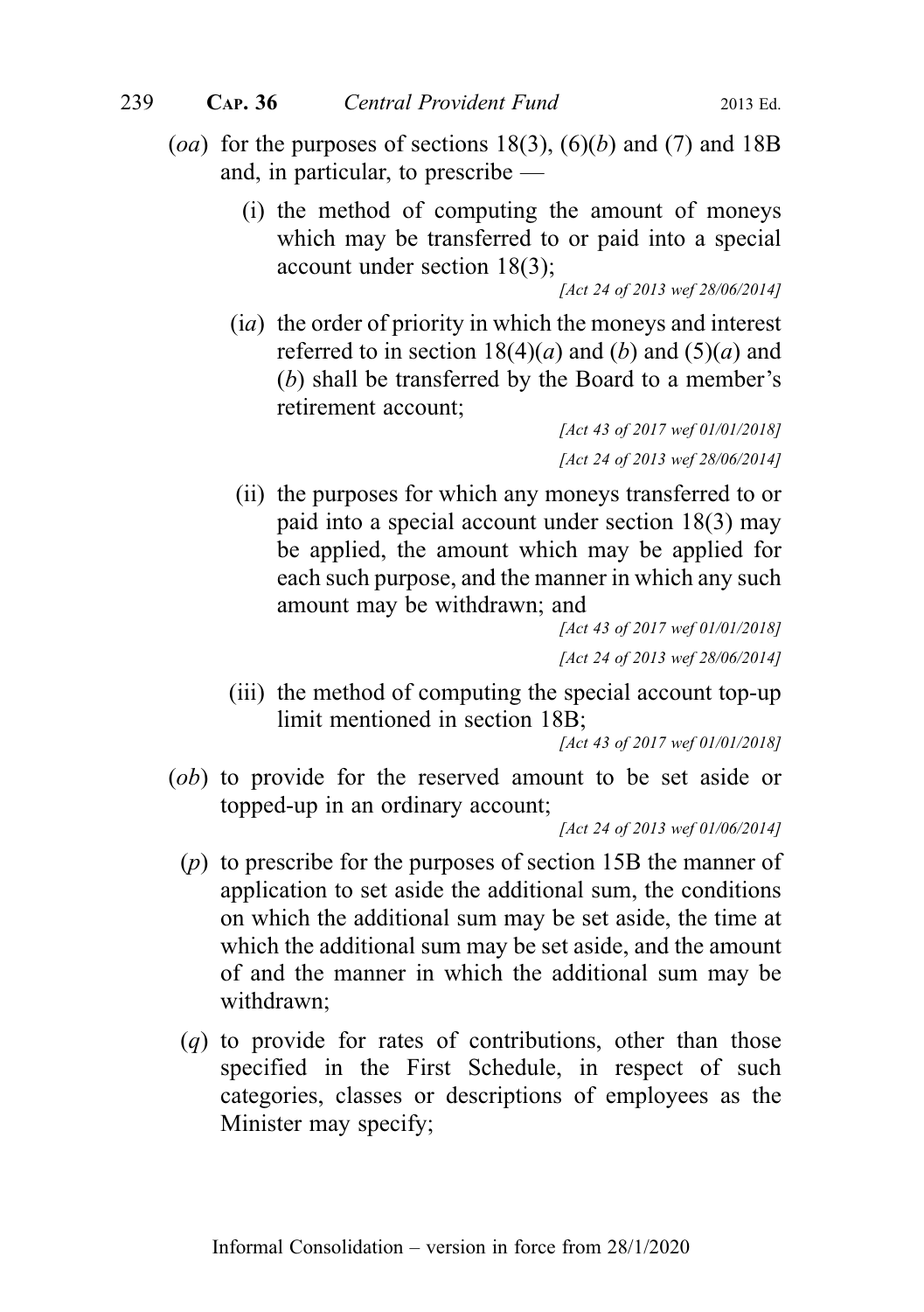(*oa*) for the purposes of sections 18(3), (6)(*b*) and (7) and 18B and, in particular, to prescribe —

(i) the method of computing the amount of moneys which may be transferred to or paid into a special account under section 18(3);

*[Act 24 of 2013 wef 28/06/2014]*

(*ia*) the order of priority in which the moneys and interest referred to in section 18(4)(*a*) and (*b*) and (5)(*a*) and (*b*) shall be transferred by the Board to a member's retirement account;

*[Act 43 of 2017 wef 01/01/2018]*

*[Act 24 of 2013 wef 28/06/2014]*

(ii) the purposes for which any moneys transferred to or paid into a special account under section 18(3) may be applied, the amount which may be applied for each such purpose, and the manner in which any such amount may be withdrawn; and

*[Act 43 of 2017 wef 01/01/2018]*

*[Act 24 of 2013 wef 28/06/2014]*

(iii) the method of computing the special account top-up limit mentioned in section 18B;

*[Act 43 of 2017 wef 01/01/2018]*

(*ob*) to provide for the reserved amount to be set aside or topped-up in an ordinary account;

*[Act 24 of 2013 wef 01/06/2014]*

(*p*) to prescribe for the purposes of section 15B the manner of application to set aside the additional sum, the conditions on which the additional sum may be set aside, the time at which the additional sum may be set aside, and the amount of and the manner in which the additional sum may be withdrawn;

(*q*) to provide for rates of contributions, other than those specified in the First Schedule, in respect of such categories, classes or descriptions of employees as the Minister may specify;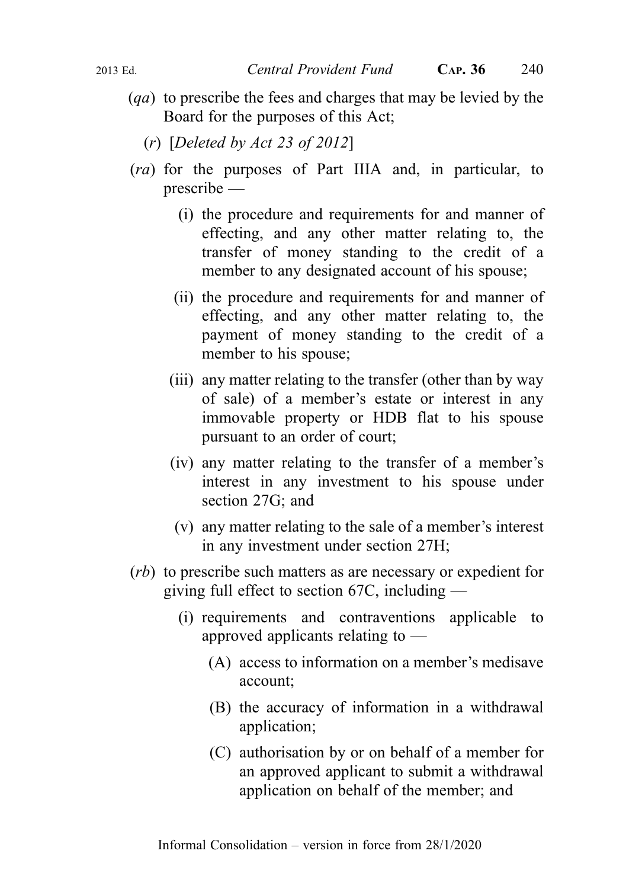(*qa*) to prescribe the fees and charges that may be levied by the Board for the purposes of this Act;

(*r*) [*Deleted by Act 23 of 2012*]

(*ra*) for the purposes of Part IIIA and, in particular, to prescribe —

(i) the procedure and requirements for and manner of effecting, and any other matter relating to, the transfer of money standing to the credit of a member to any designated account of his spouse;

(ii) the procedure and requirements for and manner of effecting, and any other matter relating to, the payment of money standing to the credit of a member to his spouse;

(iii) any matter relating to the transfer (other than by way of sale) of a member's estate or interest in any immovable property or HDB flat to his spouse pursuant to an order of court;

(iv) any matter relating to the transfer of a member's interest in any investment to his spouse under section 27G; and

(v) any matter relating to the sale of a member's interest in any investment under section 27H;

(*rb*) to prescribe such matters as are necessary or expedient for giving full effect to section 67C, including —

(i) requirements and contraventions applicable to approved applicants relating to —

(A) access to information on a member's medisave account;

(B) the accuracy of information in a withdrawal application;

(C) authorisation by or on behalf of a member for an approved applicant to submit a withdrawal application on behalf of the member; and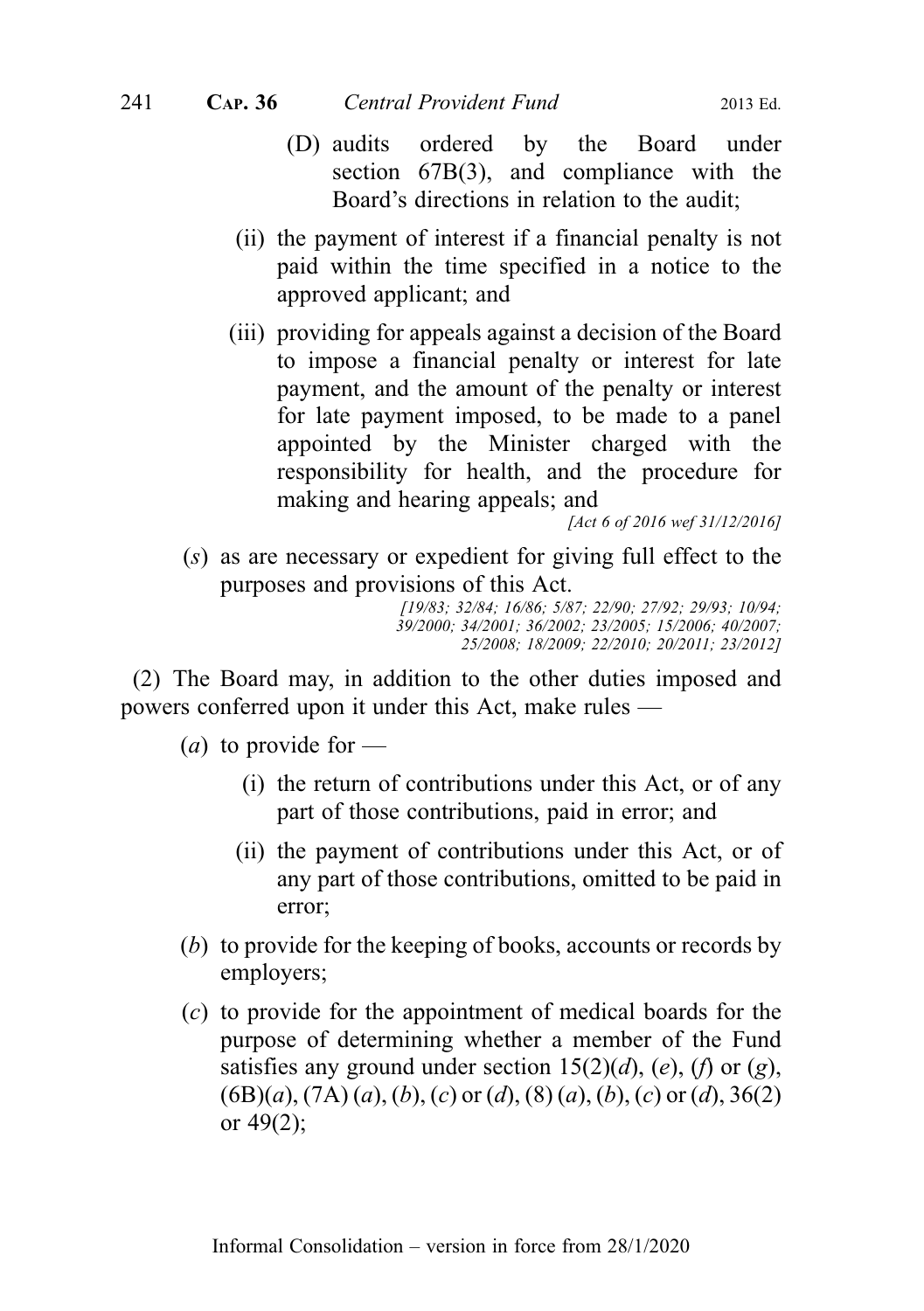(D) audits ordered by the Board under section 67B(3), and compliance with the Board's directions in relation to the audit;

(ii) the payment of interest if a financial penalty is not paid within the time specified in a notice to the approved applicant; and

(iii) providing for appeals against a decision of the Board to impose a financial penalty or interest for late payment, and the amount of the penalty or interest for late payment imposed, to be made to a panel appointed by the Minister charged with the responsibility for health, and the procedure for making and hearing appeals; and

*[Act 6 of 2016 wef 31/12/2016]*

(*s*) as are necessary or expedient for giving full effect to the purposes and provisions of this Act.

*[19/83; 32/84; 16/86; 5/87; 22/90; 27/92; 29/93; 10/94; 39/2000; 34/2001; 36/2002; 23/2005; 15/2006; 40/2007; 25/2008; 18/2009; 22/2010; 20/2011; 23/2012]*

(2) The Board may, in addition to the other duties imposed and powers conferred upon it under this Act, make rules —

(*a*) to provide for —

(i) the return of contributions under this Act, or of any part of those contributions, paid in error; and

(ii) the payment of contributions under this Act, or of any part of those contributions, omitted to be paid in error;

(*b*) to provide for the keeping of books, accounts or records by employers;

(*c*) to provide for the appointment of medical boards for the purpose of determining whether a member of the Fund satisfies any ground under section 15(2)(*d*), (*e*), (*f*) or (*g*), (6B)(*a*), (7A) (*a*), (*b*), (*c*) or (*d*), (8) (*a*), (*b*), (*c*) or (*d*), 36(2) or 49(2);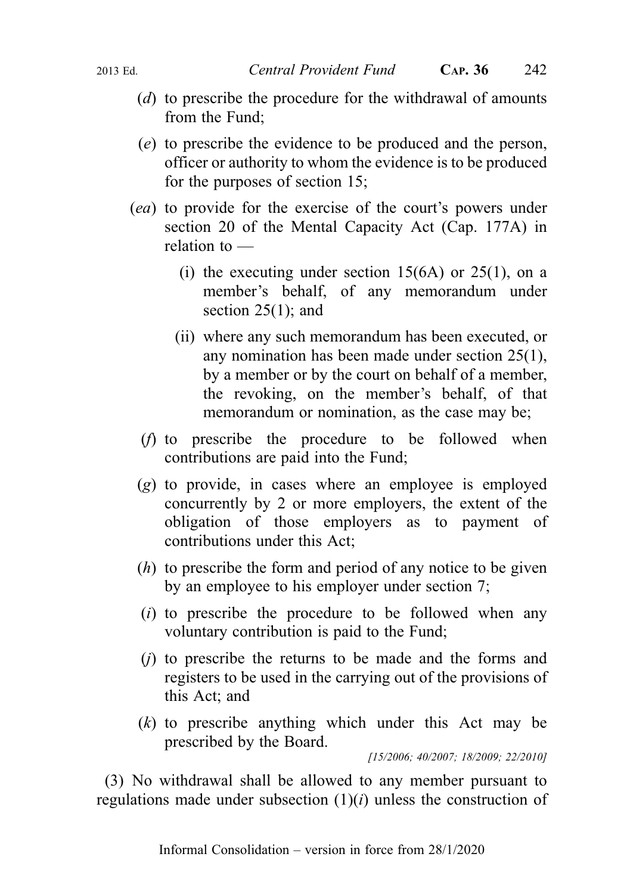(*d*) to prescribe the procedure for the withdrawal of amounts from the Fund;

(*e*) to prescribe the evidence to be produced and the person, officer or authority to whom the evidence is to be produced for the purposes of section 15;

(*ea*) to provide for the exercise of the court's powers under section 20 of the Mental Capacity Act (Cap. 177A) in relation to —

(i) the executing under section 15(6A) or 25(1), on a member's behalf, of any memorandum under section 25(1); and

(ii) where any such memorandum has been executed, or any nomination has been made under section 25(1), by a member or by the court on behalf of a member, the revoking, on the member's behalf, of that memorandum or nomination, as the case may be;

(*f*) to prescribe the procedure to be followed when contributions are paid into the Fund;

(*g*) to provide, in cases where an employee is employed concurrently by 2 or more employers, the extent of the obligation of those employers as to payment of contributions under this Act;

(*h*) to prescribe the form and period of any notice to be given by an employee to his employer under section 7;

(*i*) to prescribe the procedure to be followed when any voluntary contribution is paid to the Fund;

(*j*) to prescribe the returns to be made and the forms and registers to be used in the carrying out of the provisions of this Act; and

(*k*) to prescribe anything which under this Act may be prescribed by the Board.

*[15/2006; 40/2007; 18/2009; 22/2010]*

(3) No withdrawal shall be allowed to any member pursuant to regulations made under subsection (1)(*i*) unless the construction of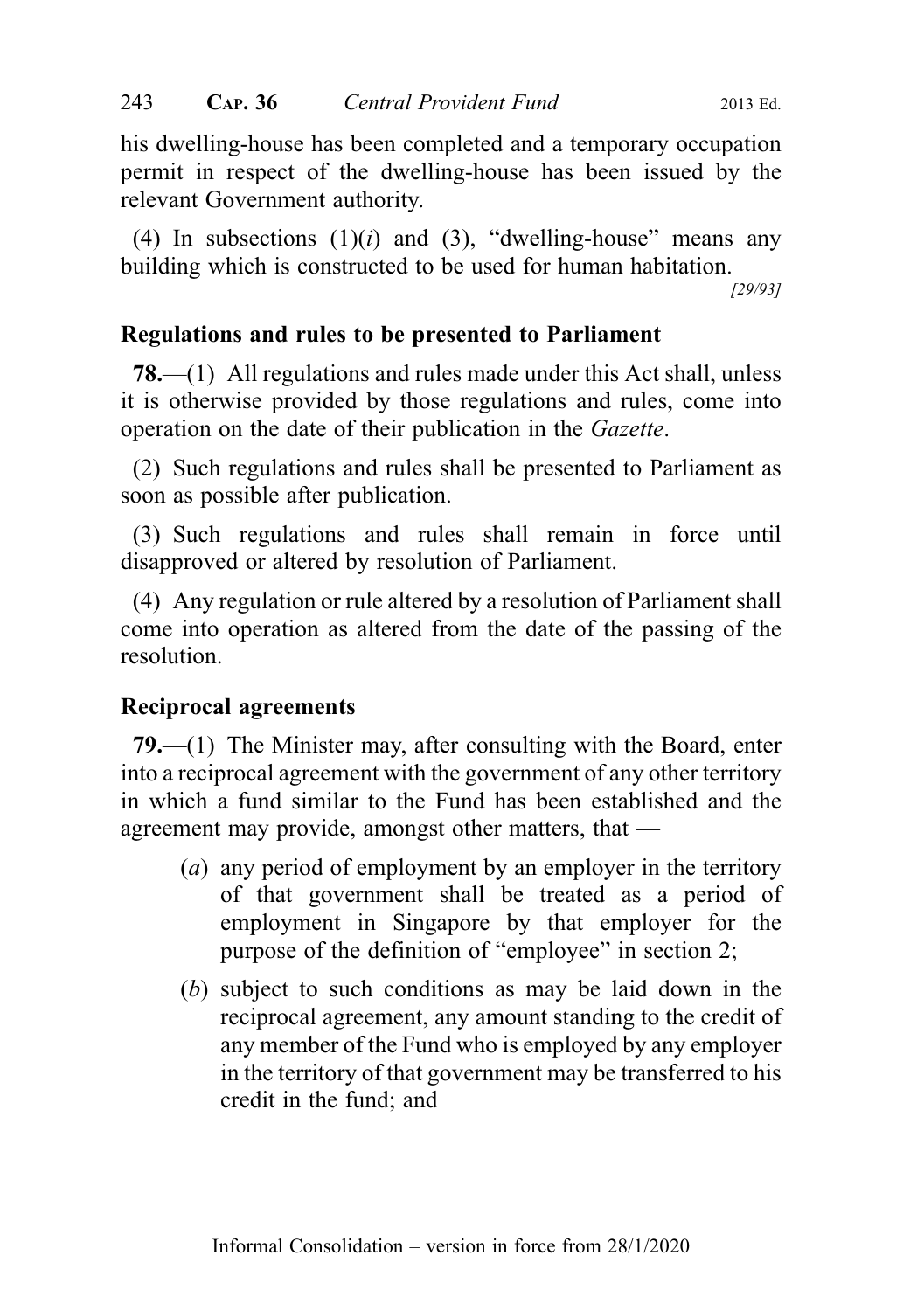his dwelling-house has been completed and a temporary occupation permit in respect of the dwelling-house has been issued by the relevant Government authority.

(4) In subsections (1)(*i*) and (3), "dwelling-house" means any building which is constructed to be used for human habitation.

*[29/93]*

### Regulations and rules to be presented to Parliament

**78.**—(1) All regulations and rules made under this Act shall, unless it is otherwise provided by those regulations and rules, come into operation on the date of their publication in the *Gazette*.

(2) Such regulations and rules shall be presented to Parliament as soon as possible after publication.

(3) Such regulations and rules shall remain in force until disapproved or altered by resolution of Parliament.

(4) Any regulation or rule altered by a resolution of Parliament shall come into operation as altered from the date of the passing of the resolution.

### Reciprocal agreements

**79.**—(1) The Minister may, after consulting with the Board, enter into a reciprocal agreement with the government of any other territory in which a fund similar to the Fund has been established and the agreement may provide, amongst other matters, that —

- (*a*) any period of employment by an employer in the territory of that government shall be treated as a period of employment in Singapore by that employer for the purpose of the definition of "employee" in section 2;
- (*b*) subject to such conditions as may be laid down in the reciprocal agreement, any amount standing to the credit of any member of the Fund who is employed by any employer in the territory of that government may be transferred to his credit in the fund; and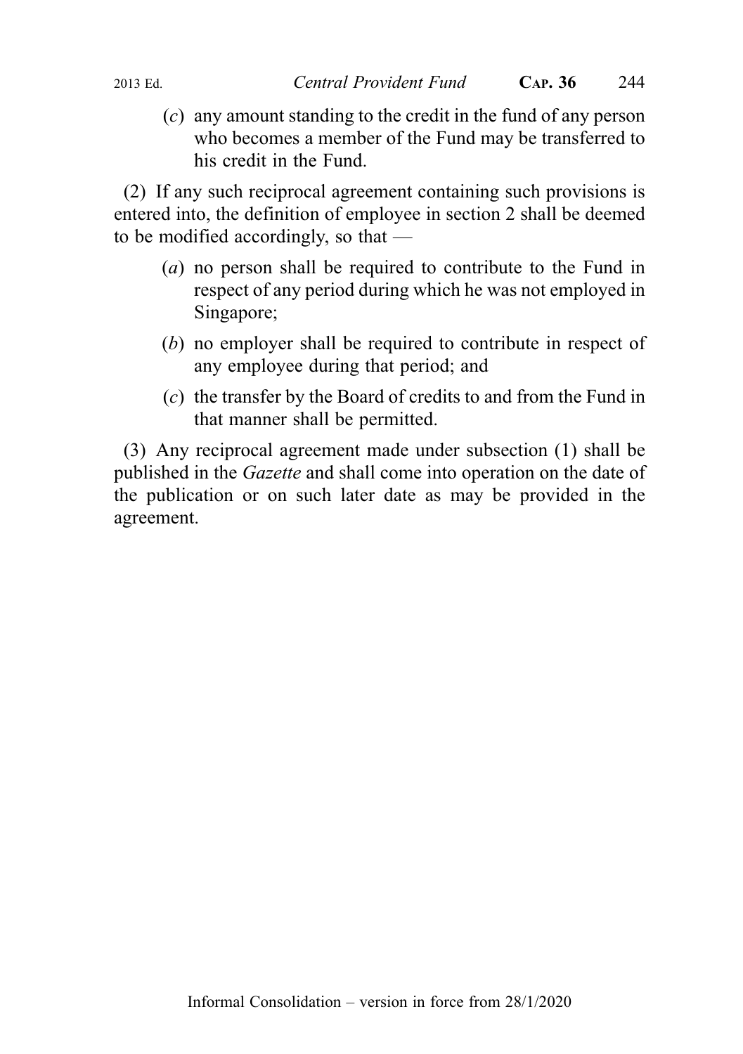(*c*) any amount standing to the credit in the fund of any person who becomes a member of the Fund may be transferred to his credit in the Fund.

(2) If any such reciprocal agreement containing such provisions is entered into, the definition of employee in section 2 shall be deemed to be modified accordingly, so that —

(*a*) no person shall be required to contribute to the Fund in respect of any period during which he was not employed in Singapore;

(*b*) no employer shall be required to contribute in respect of any employee during that period; and

(*c*) the transfer by the Board of credits to and from the Fund in that manner shall be permitted.

(3) Any reciprocal agreement made under subsection (1) shall be published in the *Gazette* and shall come into operation on the date of the publication or on such later date as may be provided in the agreement.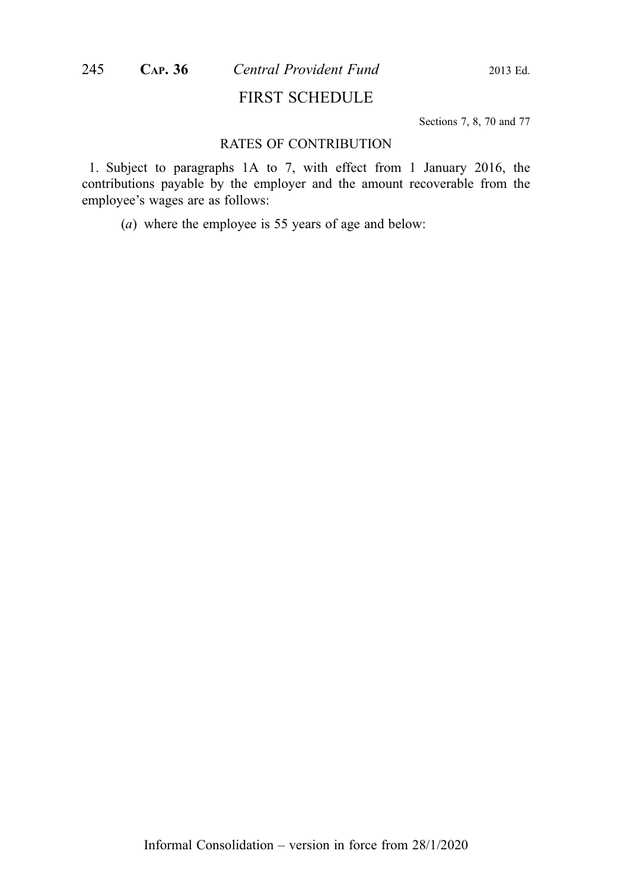# FIRST SCHEDULE

Sections 7, 8, 70 and 77

## RATES OF CONTRIBUTION

1. Subject to paragraphs 1A to 7, with effect from 1 January 2016, the contributions payable by the employer and the amount recoverable from the employee's wages are as follows:

(*a*) where the employee is 55 years of age and below: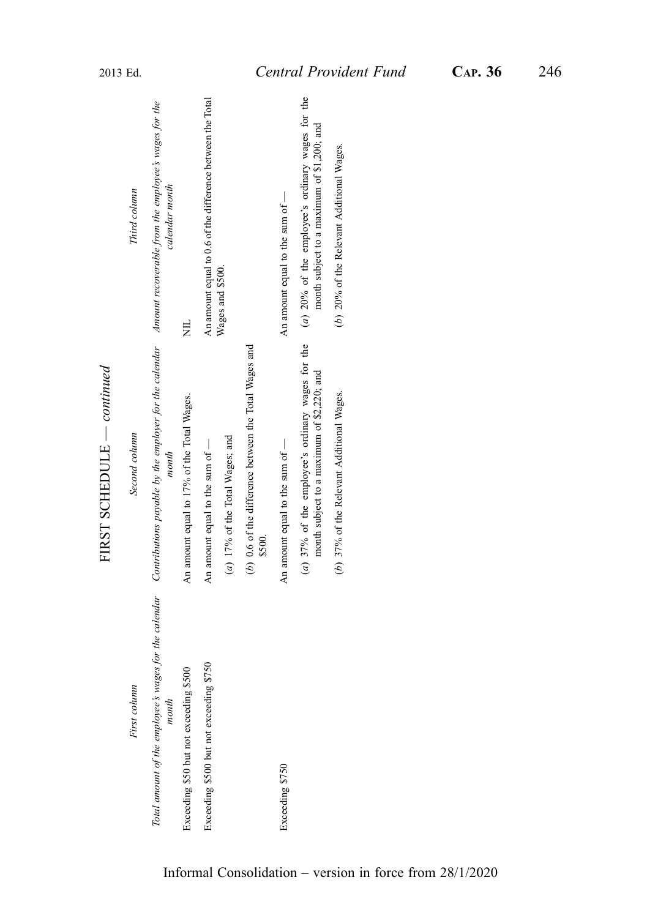## FIRST SCHEDULE — *continued*

| *First column* | *Second column* | *Third column* |
|---|---|---|
| *Total amount of the employee's wages for the calendar month* | *Contributions payable by the employer for the calendar month* | *Amount recoverable from the employee's wages for the calendar month* |
| Exceeding $50 but not exceeding $500 | An amount equal to 17% of the Total Wages. | NIL |
| Exceeding $500 but not exceeding $750 | An amount equal to the sum of —<br>(*a*) 17% of the Total Wages; and<br>(*b*) 0.6 of the difference between the Total Wages and $500. | An amount equal to 0.6 of the difference between the Total Wages and $500. |
| Exceeding $750 | An amount equal to the sum of —<br>(*a*) 37% of the employee's ordinary wages for the month subject to a maximum of $2,220; and<br>(*b*) 37% of the Relevant Additional Wages. | An amount equal to the sum of —<br>(*a*) 20% of the employee's ordinary wages for the month subject to a maximum of $1,200; and<br>(*b*) 20% of the Relevant Additional Wages. |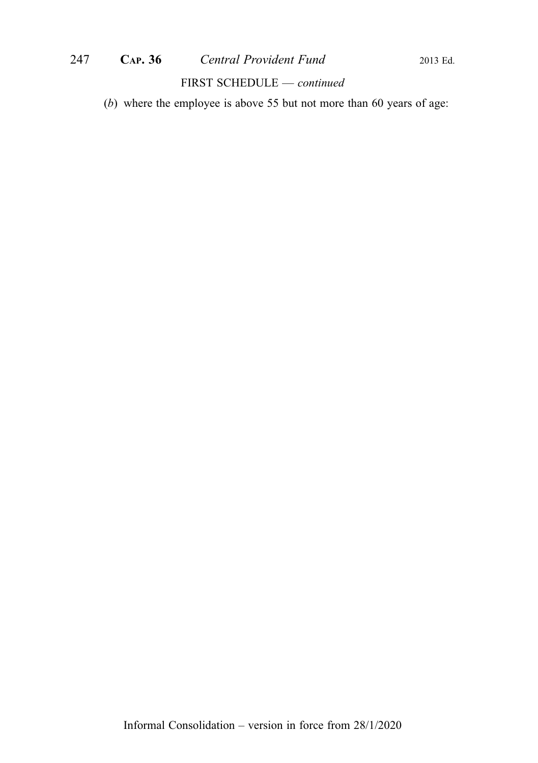FIRST SCHEDULE — *continued*

(*b*) where the employee is above 55 but not more than 60 years of age: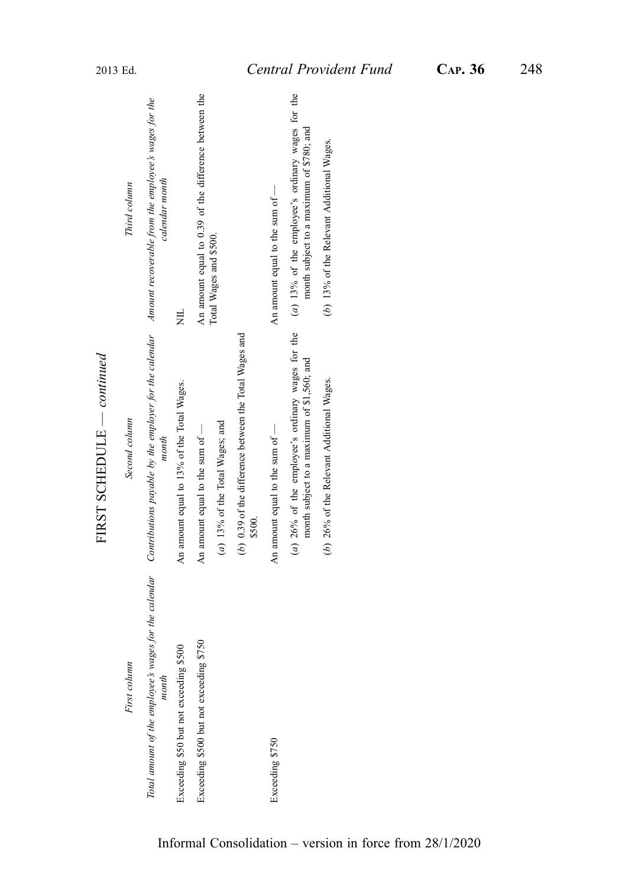## FIRST SCHEDULE — *continued*

| *First column* | *Second column* | *Third column* |
|---|---|---|
| *Total amount of the employee's wages for the calendar month* | *Contributions payable by the employer for the calendar month* | *Amount recoverable from the employee's wages for the calendar month* |
| Exceeding $50 but not exceeding $500 | An amount equal to 13% of the Total Wages. | NIL |
| Exceeding $500 but not exceeding $750 | An amount equal to the sum of — | An amount equal to 0.39 of the difference between the Total Wages and $500. |
| | (*a*) 13% of the Total Wages; and | |
| | (*b*) 0.39 of the difference between the Total Wages and $500. | |
| Exceeding $750 | An amount equal to the sum of — | An amount equal to the sum of — |
| | (*a*) 26% of the employee's ordinary wages for the month subject to a maximum of $1,560; and | (*a*) 13% of the employee's ordinary wages for the month subject to a maximum of $780; and |
| | (*b*) 26% of the Relevant Additional Wages. | (*b*) 13% of the Relevant Additional Wages. |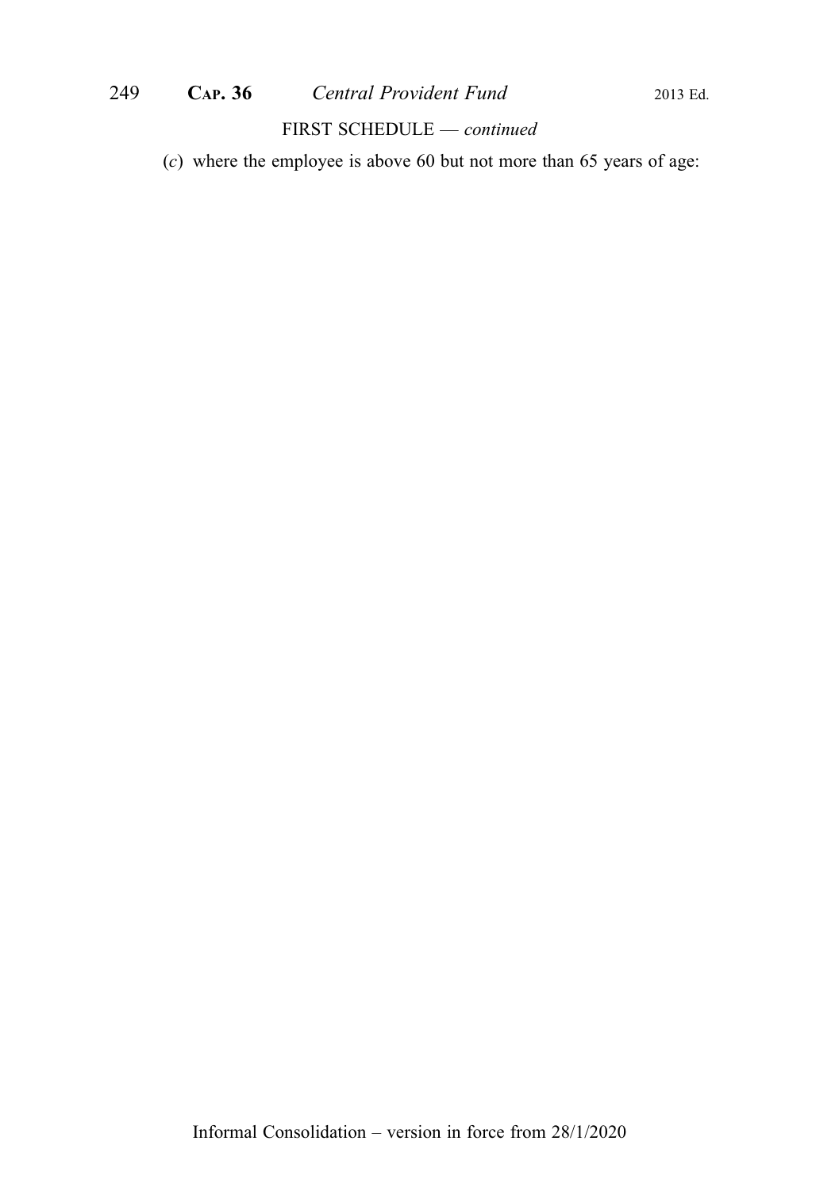FIRST SCHEDULE — *continued*

(*c*) where the employee is above 60 but not more than 65 years of age: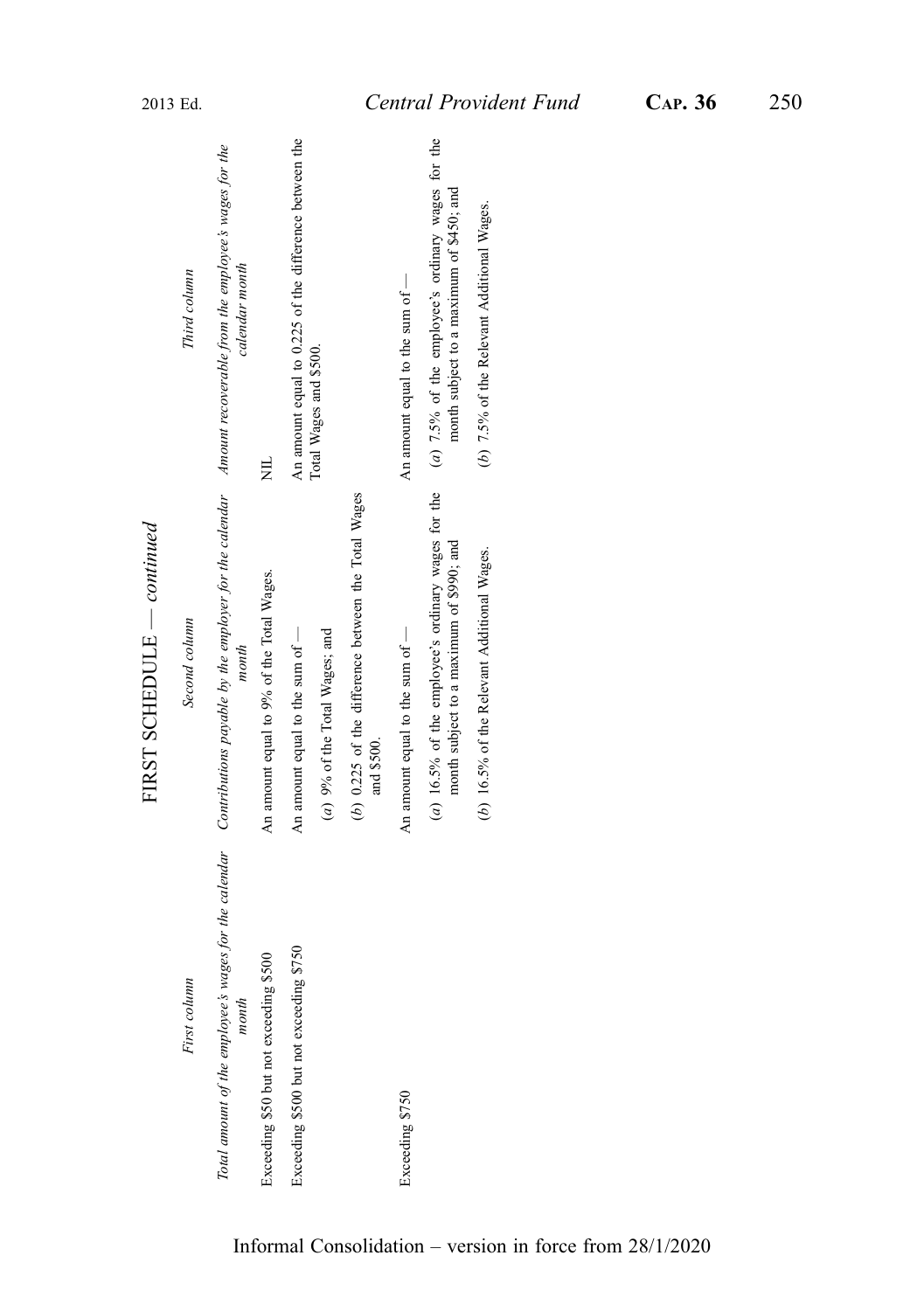FIRST SCHEDULE — *continued*

| *First column* | *Second column* | *Third column* |
|---|---|---|
| *Total amount of the employee's wages for the calendar month* | *Contributions payable by the employer for the calendar month* | *Amount recoverable from the employee's wages for the calendar month* |
| Exceeding $50 but not exceeding $500 | An amount equal to 9% of the Total Wages. | NIL |
| Exceeding $500 but not exceeding $750 | An amount equal to the sum of —<br>(*a*) 9% of the Total Wages; and<br>(*b*) 0.225 of the difference between the Total Wages and $500. | An amount equal to 0.225 of the difference between the Total Wages and $500. |
| Exceeding $750 | An amount equal to the sum of —<br>(*a*) 16.5% of the employee's ordinary wages for the month subject to a maximum of $990; and<br>(*b*) 16.5% of the Relevant Additional Wages. | An amount equal to the sum of —<br>(*a*) 7.5% of the employee's ordinary wages for the month subject to a maximum of $450; and<br>(*b*) 7.5% of the Relevant Additional Wages. |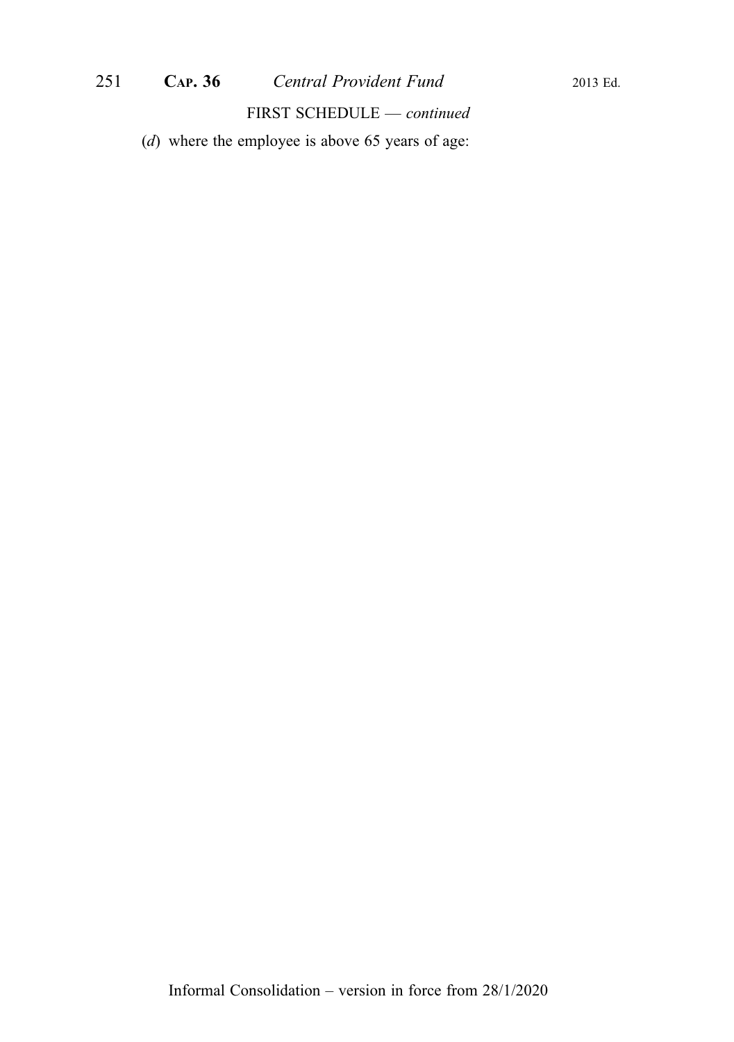FIRST SCHEDULE — *continued*

(*d*) where the employee is above 65 years of age: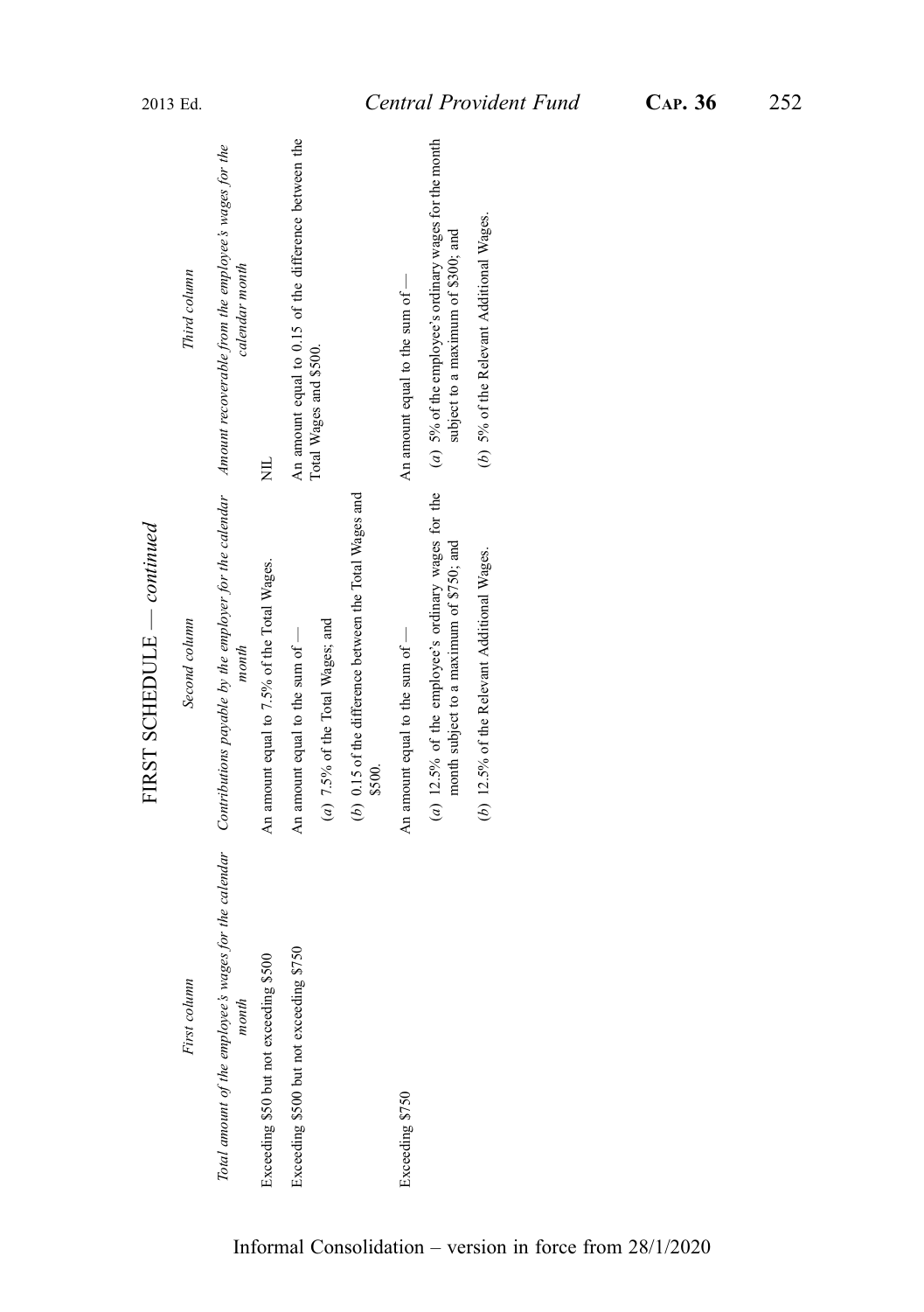## FIRST SCHEDULE — *continued*

| *First column* | *Second column* | *Third column* |
|---|---|---|
| *Total amount of the employee's wages for the calendar month* | *Contributions payable by the employer for the calendar month* | *Amount recoverable from the employee's wages for the calendar month* |
| Exceeding $50 but not exceeding $500 | An amount equal to 7.5% of the Total Wages. | NIL |
| Exceeding $500 but not exceeding $750 | An amount equal to the sum of —<br>(*a*) 7.5% of the Total Wages; and<br>(*b*) 0.15 of the difference between the Total Wages and $500. | An amount equal to 0.15 of the difference between the Total Wages and $500. |
| Exceeding $750 | An amount equal to the sum of —<br>(*a*) 12.5% of the employee's ordinary wages for the month subject to a maximum of $750; and<br>(*b*) 12.5% of the Relevant Additional Wages. | An amount equal to the sum of —<br>(*a*) 5% of the employee's ordinary wages for the month subject to a maximum of $300; and<br>(*b*) 5% of the Relevant Additional Wages. |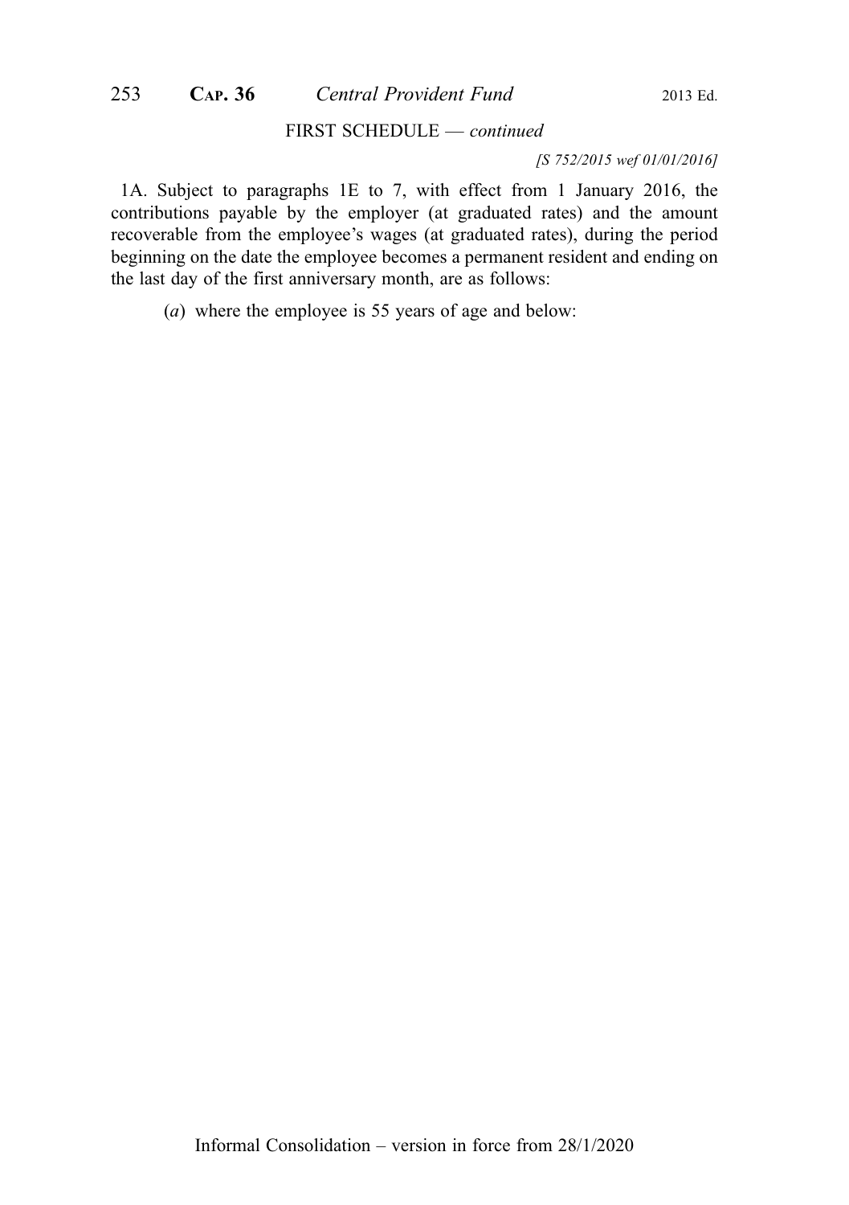FIRST SCHEDULE — *continued*

*[S 752/2015 wef 01/01/2016]*

1A. Subject to paragraphs 1E to 7, with effect from 1 January 2016, the contributions payable by the employer (at graduated rates) and the amount recoverable from the employee's wages (at graduated rates), during the period beginning on the date the employee becomes a permanent resident and ending on the last day of the first anniversary month, are as follows:

(*a*) where the employee is 55 years of age and below: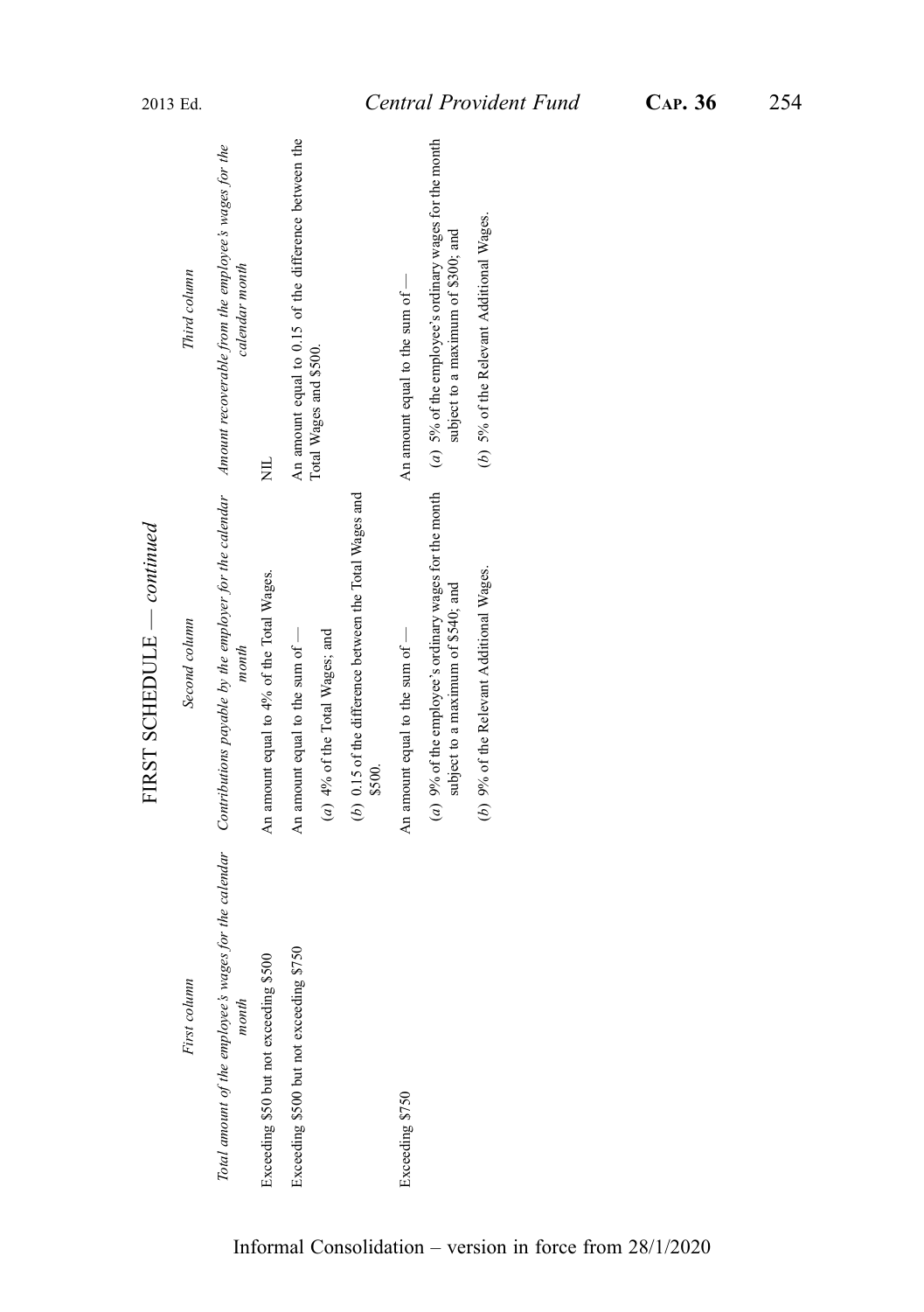## FIRST SCHEDULE — *continued*

| *First column* | *Second column* | *Third column* |
| --- | --- | --- |
| *Total amount of the employee's wages for the calendar month* | *Contributions payable by the employer for the calendar month* | *Amount recoverable from the employee's wages for the calendar month* |
| Exceeding $50 but not exceeding $500 | An amount equal to 4% of the Total Wages. | NIL |
| Exceeding $500 but not exceeding $750 | An amount equal to the sum of —<br>(*a*) 4% of the Total Wages; and<br>(*b*) 0.15 of the difference between the Total Wages and $500. | An amount equal to 0.15 of the difference between the Total Wages and $500. |
| Exceeding $750 | An amount equal to the sum of —<br>(*a*) 9% of the employee's ordinary wages for the month subject to a maximum of $540; and<br>(*b*) 9% of the Relevant Additional Wages. | An amount equal to the sum of —<br>(*a*) 5% of the employee's ordinary wages for the month subject to a maximum of $300; and<br>(*b*) 5% of the Relevant Additional Wages. |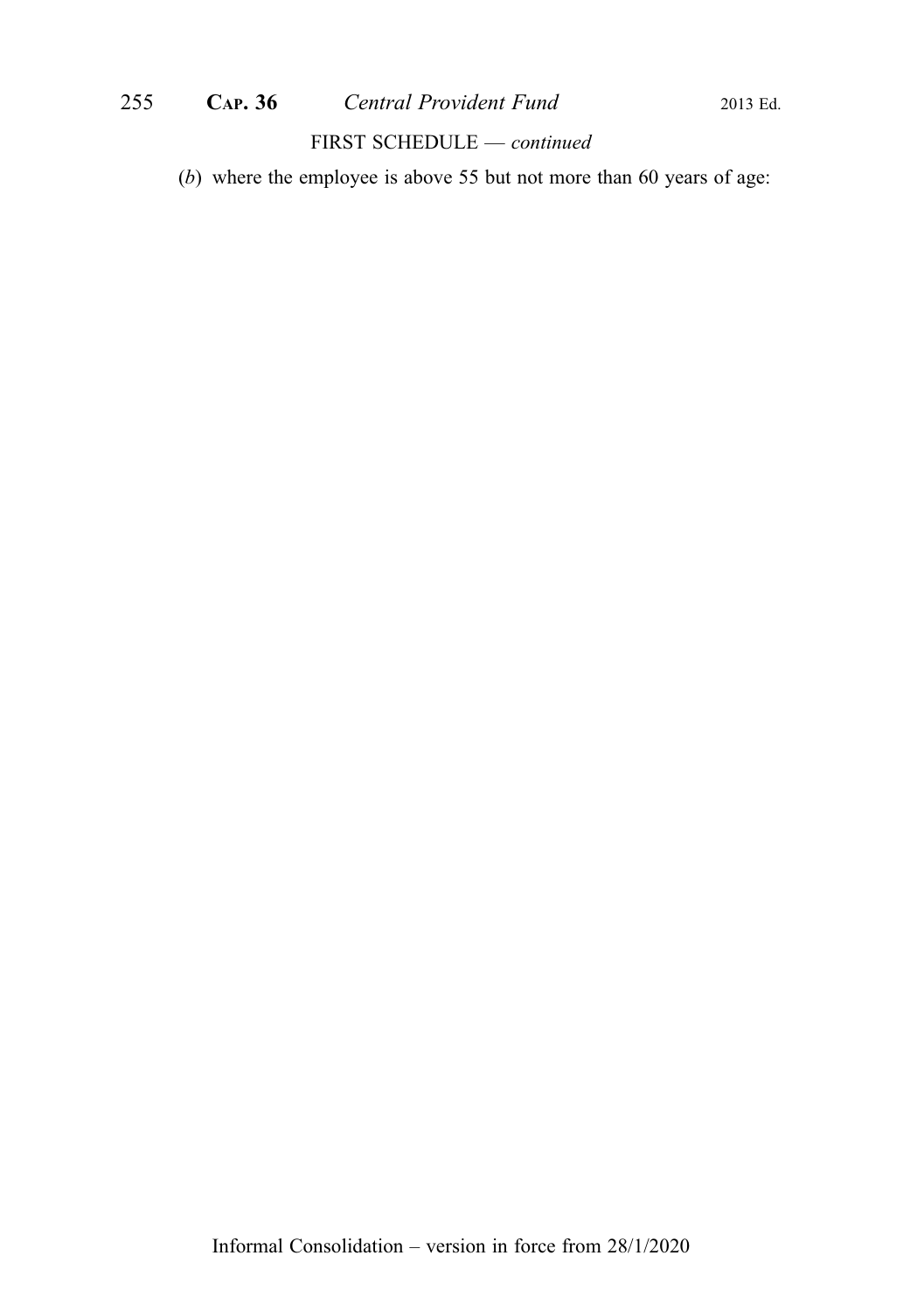FIRST SCHEDULE — *continued*

(*b*) where the employee is above 55 but not more than 60 years of age: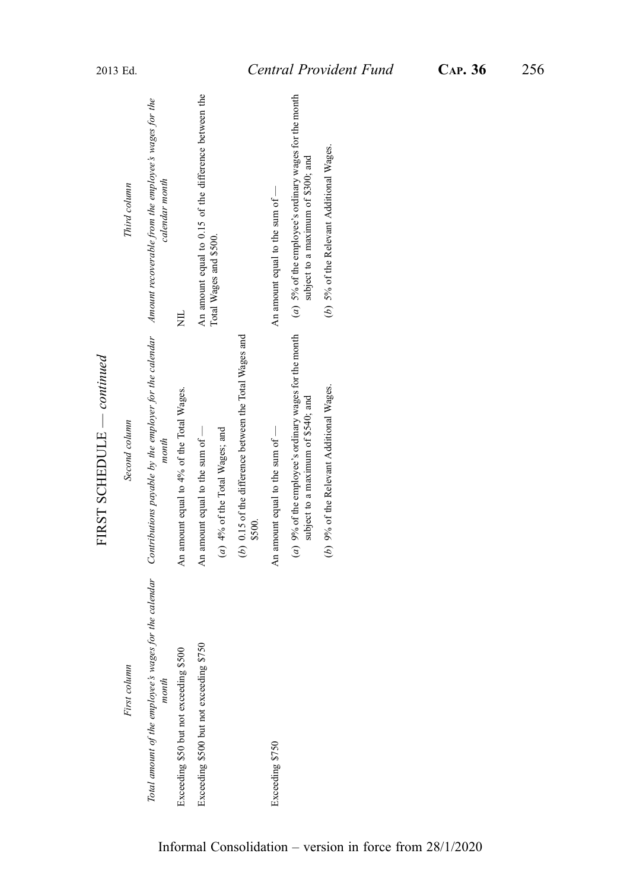## FIRST SCHEDULE — *continued*

| *First column* | *Second column* | *Third column* |
|---|---|---|
| *Total amount of the employee's wages for the calendar month* | *Contributions payable by the employer for the calendar month* | *Amount recoverable from the employee's wages for the calendar month* |
| Exceeding $50 but not exceeding $500 | An amount equal to 4% of the Total Wages. | NIL |
| Exceeding $500 but not exceeding $750 | An amount equal to the sum of —<br>(*a*) 4% of the Total Wages; and<br>(*b*) 0.15 of the difference between the Total Wages and $500. | An amount equal to 0.15 of the difference between the Total Wages and $500. |
| Exceeding $750 | An amount equal to the sum of —<br>(*a*) 9% of the employee's ordinary wages for the month subject to a maximum of $540; and<br>(*b*) 9% of the Relevant Additional Wages. | An amount equal to the sum of —<br>(*a*) 5% of the employee's ordinary wages for the month subject to a maximum of $300; and<br>(*b*) 5% of the Relevant Additional Wages. |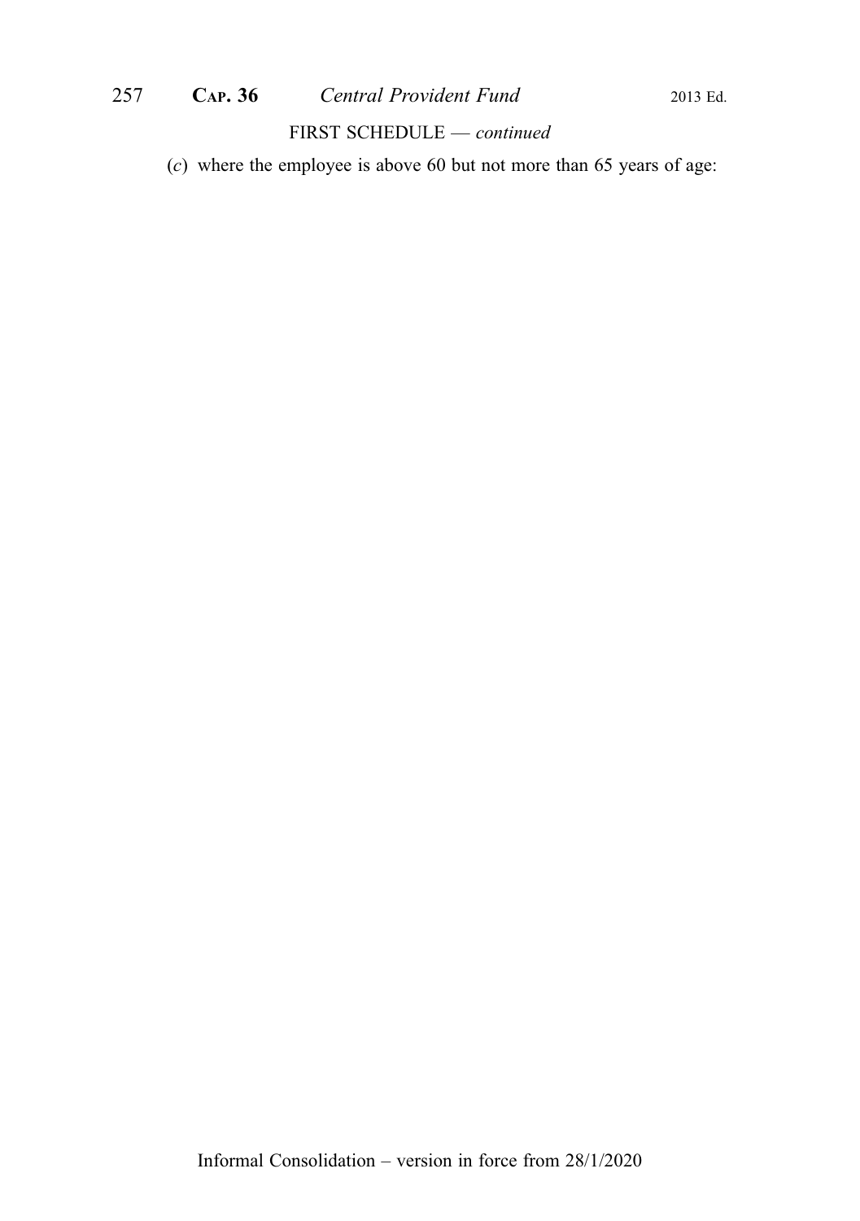FIRST SCHEDULE — *continued*

(*c*) where the employee is above 60 but not more than 65 years of age: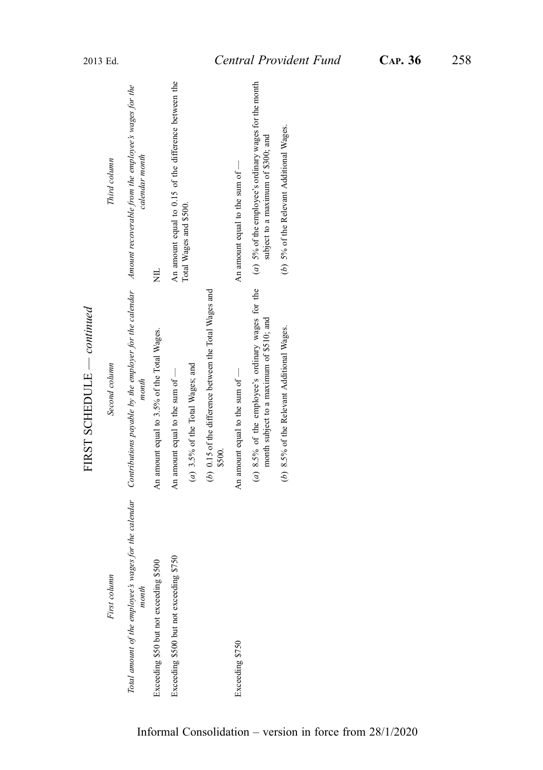## FIRST SCHEDULE — *continued*

| *First column* | *Second column* | *Third column* |
|---|---|---|
| *Total amount of the employee's wages for the calendar month* | *Contributions payable by the employer for the calendar month* | *Amount recoverable from the employee's wages for the calendar month* |
| Exceeding $50 but not exceeding $500 | An amount equal to 3.5% of the Total Wages. | NIL |
| Exceeding $500 but not exceeding $750 | An amount equal to the sum of —<br>(*a*) 3.5% of the Total Wages; and<br>(*b*) 0.15 of the difference between the Total Wages and $500. | An amount equal to 0.15 of the difference between the Total Wages and $500. |
| Exceeding $750 | An amount equal to the sum of —<br>(*a*) 8.5% of the employee's ordinary wages for the month subject to a maximum of $510; and<br>(*b*) 8.5% of the Relevant Additional Wages. | An amount equal to the sum of —<br>(*a*) 5% of the employee's ordinary wages for the month subject to a maximum of $300; and<br>(*b*) 5% of the Relevant Additional Wages. |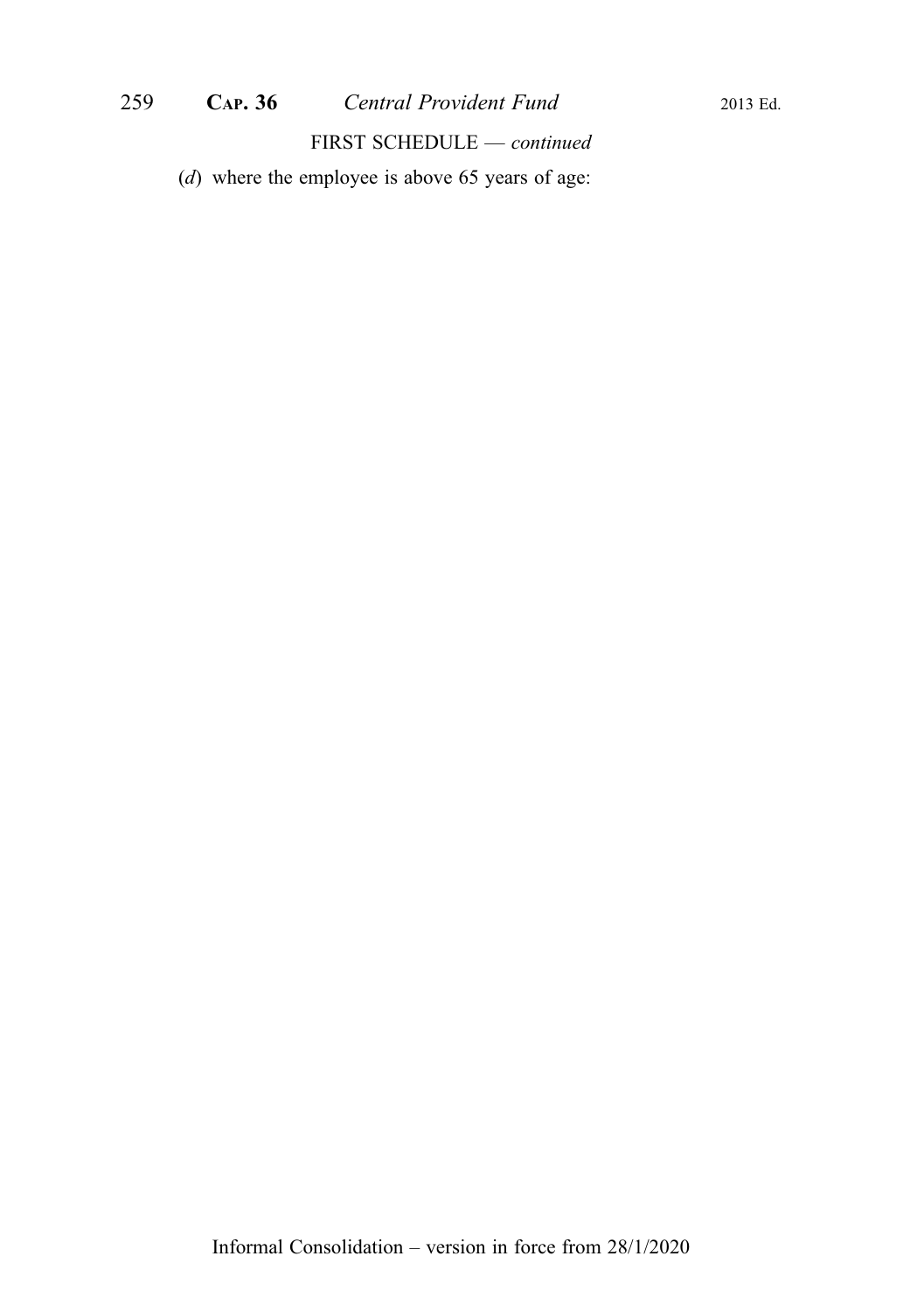FIRST SCHEDULE — *continued*

(*d*) where the employee is above 65 years of age: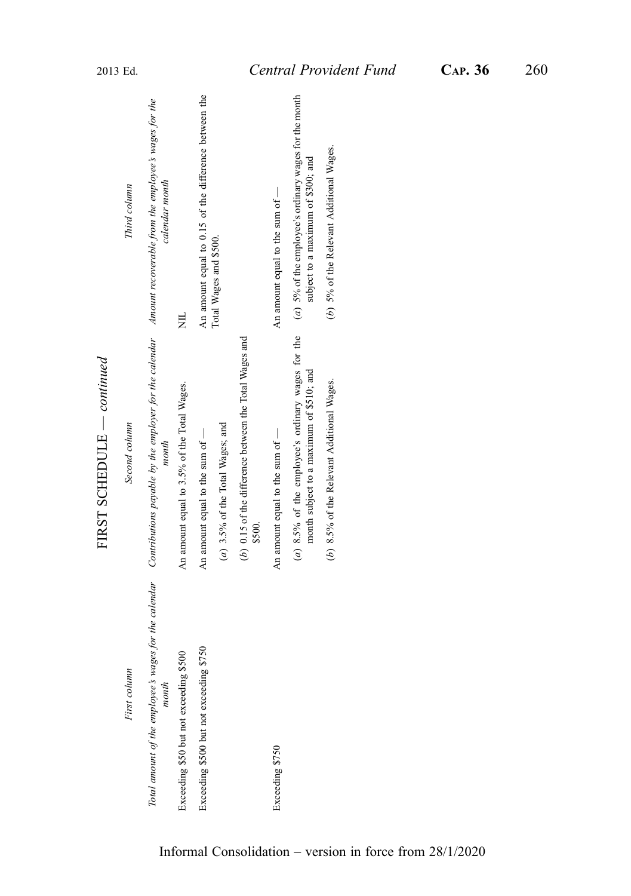## FIRST SCHEDULE — *continued*

| *First column* | *Second column* | *Third column* |
|---|---|---|
| *Total amount of the employee's wages for the calendar month* | *Contributions payable by the employer for the calendar month* | *Amount recoverable from the employee's wages for the calendar month* |
| Exceeding $50 but not exceeding $500 | An amount equal to 3.5% of the Total Wages. | NIL |
| Exceeding $500 but not exceeding $750 | An amount equal to the sum of —<br>(*a*) 3.5% of the Total Wages; and<br>(*b*) 0.15 of the difference between the Total Wages and $500. | An amount equal to 0.15 of the difference between the Total Wages and $500. |
| Exceeding $750 | An amount equal to the sum of —<br>(*a*) 8.5% of the employee's ordinary wages for the month subject to a maximum of $510; and<br>(*b*) 8.5% of the Relevant Additional Wages. | An amount equal to the sum of —<br>(*a*) 5% of the employee's ordinary wages for the month subject to a maximum of $300; and<br>(*b*) 5% of the Relevant Additional Wages. |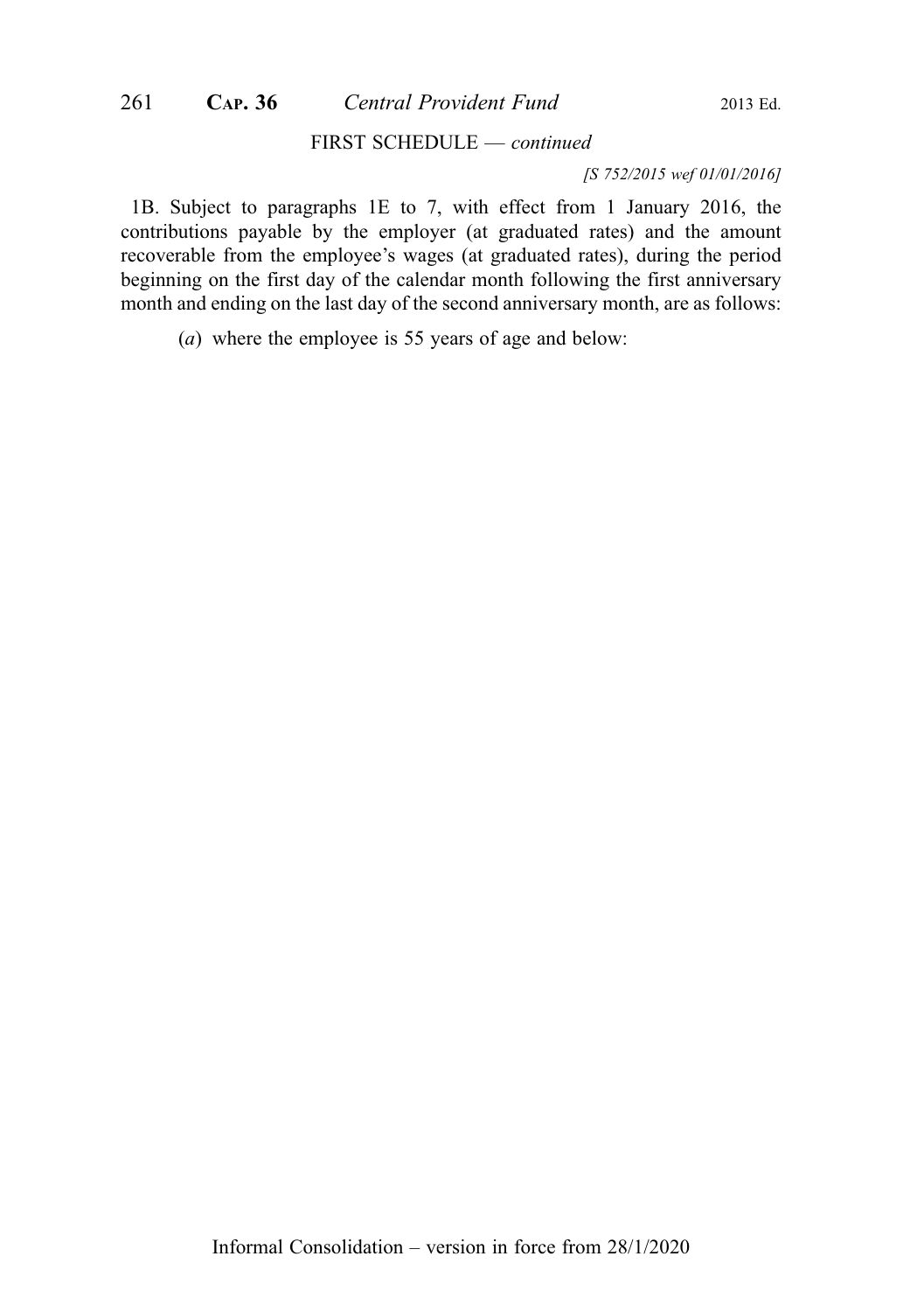FIRST SCHEDULE — *continued*

*[S 752/2015 wef 01/01/2016]*

1B. Subject to paragraphs 1E to 7, with effect from 1 January 2016, the contributions payable by the employer (at graduated rates) and the amount recoverable from the employee's wages (at graduated rates), during the period beginning on the first day of the calendar month following the first anniversary month and ending on the last day of the second anniversary month, are as follows:

(*a*) where the employee is 55 years of age and below: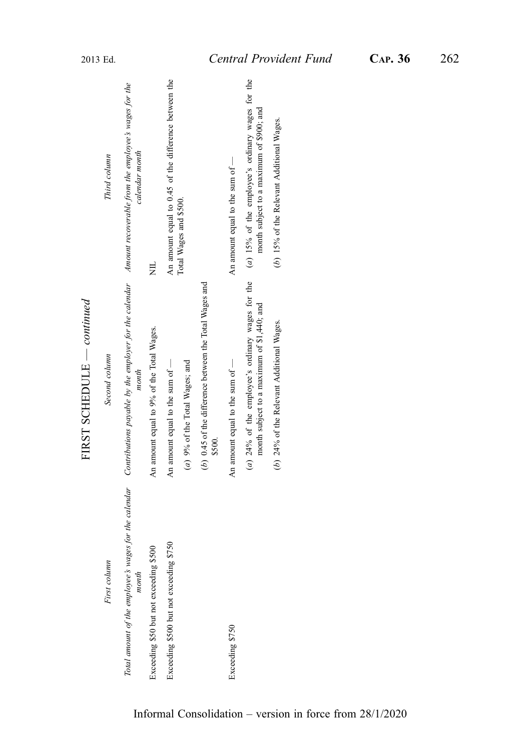## FIRST SCHEDULE — *continued*

| *First column* | *Second column* | *Third column* |
|---|---|---|
| *Total amount of the employee's wages for the calendar month* | *Contributions payable by the employer for the calendar month* | *Amount recoverable from the employee's wages for the calendar month* |
| Exceeding $50 but not exceeding $500 | An amount equal to 9% of the Total Wages. | NIL |
| Exceeding $500 but not exceeding $750 | An amount equal to the sum of — | An amount equal to 0.45 of the difference between the Total Wages and $500. |
| | (*a*) 9% of the Total Wages; and | |
| | (*b*) 0.45 of the difference between the Total Wages and $500. | |
| Exceeding $750 | An amount equal to the sum of — | An amount equal to the sum of — |
| | (*a*) 24% of the employee's ordinary wages for the month subject to a maximum of $1,440; and | (*a*) 15% of the employee's ordinary wages for the month subject to a maximum of $900; and |
| | (*b*) 24% of the Relevant Additional Wages. | (*b*) 15% of the Relevant Additional Wages. |

Informal Consolidation – version in force from 28/1/2020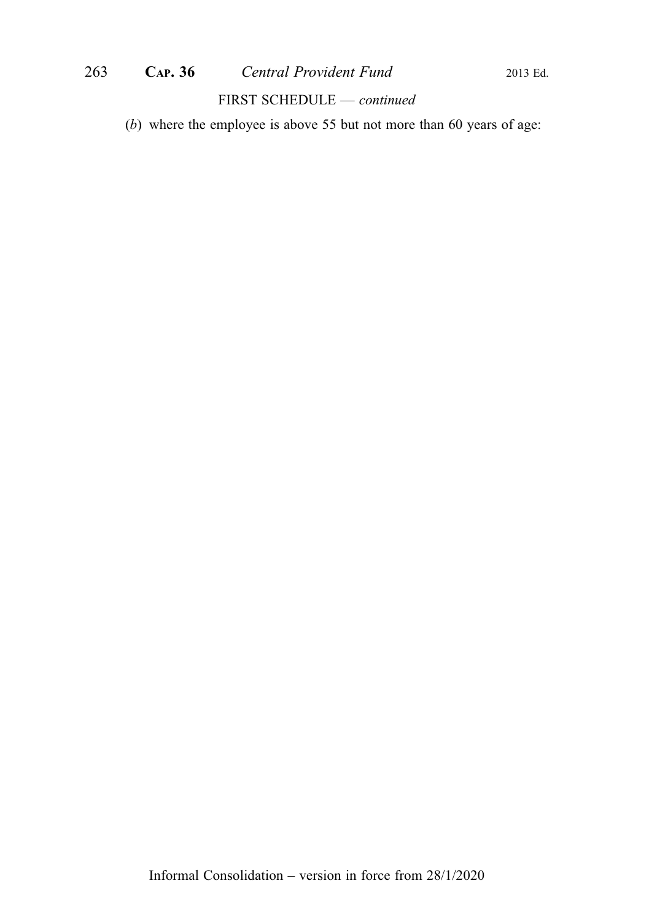FIRST SCHEDULE — *continued*

(*b*) where the employee is above 55 but not more than 60 years of age: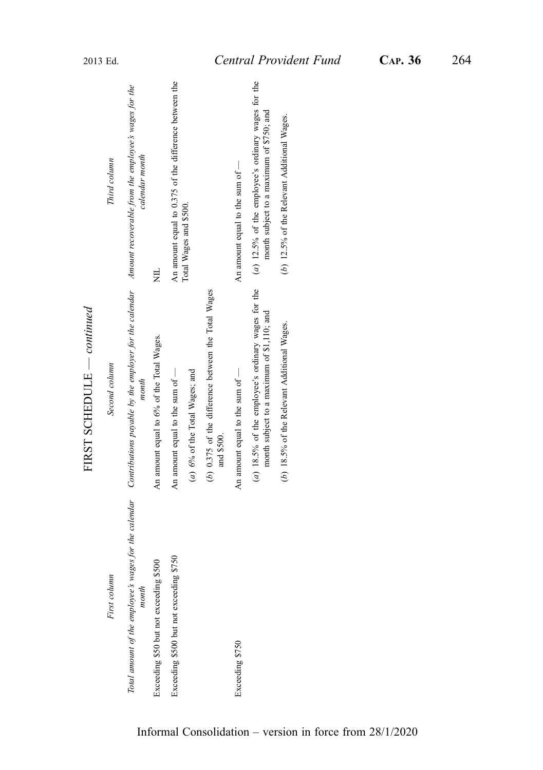## FIRST SCHEDULE — *continued*

| *First column* | *Second column* | *Third column* |
|---|---|---|
| *Total amount of the employee's wages for the calendar month* | *Contributions payable by the employer for the calendar month* | *Amount recoverable from the employee's wages for the calendar month* |
| Exceeding $50 but not exceeding $500 | An amount equal to 6% of the Total Wages. | NIL |
| Exceeding $500 but not exceeding $750 | An amount equal to the sum of — | An amount equal to 0.375 of the difference between the Total Wages and $500. |
| | (*a*) 6% of the Total Wages; and | |
| | (*b*) 0.375 of the difference between the Total Wages and $500. | |
| Exceeding $750 | An amount equal to the sum of — | An amount equal to the sum of — |
| | (*a*) 18.5% of the employee's ordinary wages for the month subject to a maximum of $1,110; and | (*a*) 12.5% of the employee's ordinary wages for the month subject to a maximum of $750; and |
| | (*b*) 18.5% of the Relevant Additional Wages. | (*b*) 12.5% of the Relevant Additional Wages. |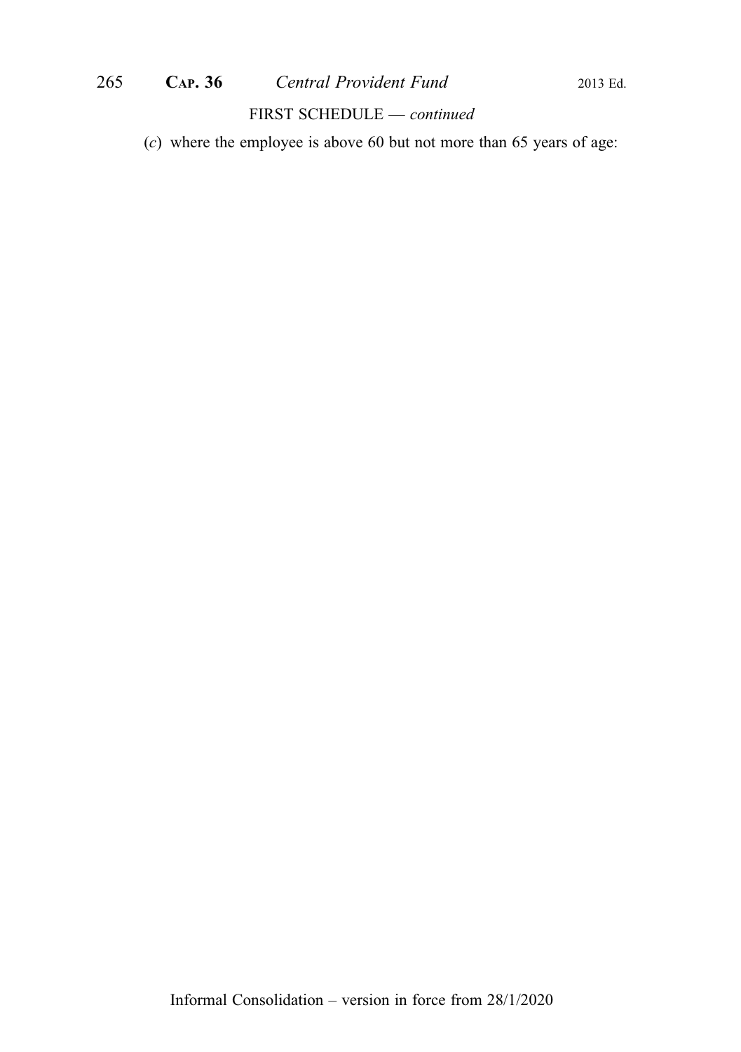FIRST SCHEDULE — *continued*

(*c*) where the employee is above 60 but not more than 65 years of age: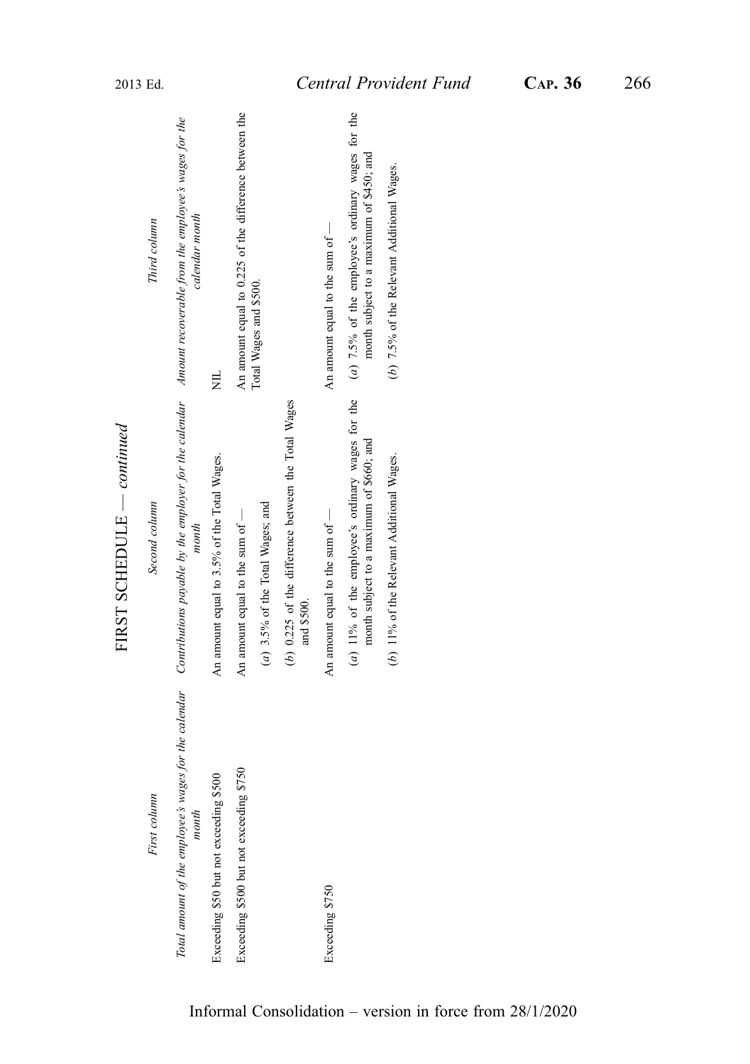FIRST SCHEDULE — *continued*

| *First column* | *Second column* | *Third column* |
|---|---|---|
| *Total amount of the employee's wages for the calendar month* | *Contributions payable by the employer for the calendar month* | *Amount recoverable from the employee's wages for the calendar month* |
| Exceeding $50 but not exceeding $500 | An amount equal to 3.5% of the Total Wages. | NIL |
| Exceeding $500 but not exceeding $750 | An amount equal to the sum of —<br>(*a*) 3.5% of the Total Wages; and<br>(*b*) 0.225 of the difference between the Total Wages and $500. | An amount equal to 0.225 of the difference between the Total Wages and $500. |
| Exceeding $750 | An amount equal to the sum of —<br>(*a*) 11% of the employee's ordinary wages for the month subject to a maximum of $660; and<br>(*b*) 11% of the Relevant Additional Wages. | An amount equal to the sum of —<br>(*a*) 7.5% of the employee's ordinary wages for the month subject to a maximum of $450; and<br>(*b*) 7.5% of the Relevant Additional Wages. |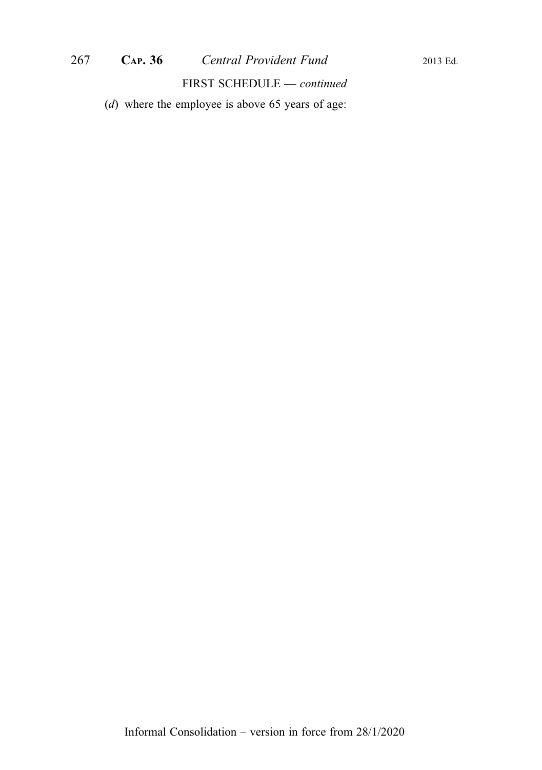FIRST SCHEDULE — *continued*

(*d*) where the employee is above 65 years of age: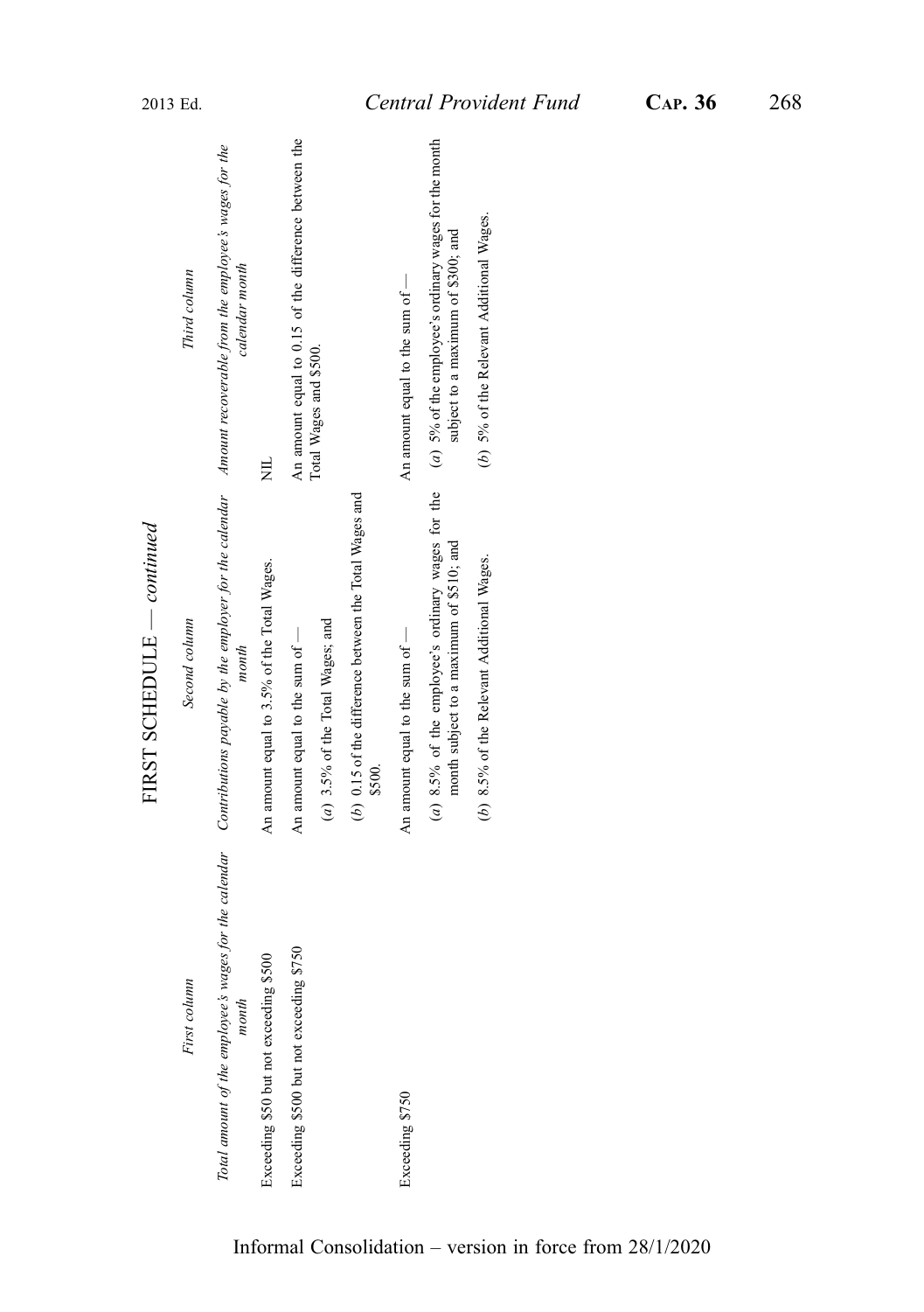## FIRST SCHEDULE — *continued*

| *First column* | *Second column* | *Third column* |
|---|---|---|
| *Total amount of the employee's wages for the calendar month* | *Contributions payable by the employer for the calendar month* | *Amount recoverable from the employee's wages for the calendar month* |
| Exceeding $50 but not exceeding $500 | An amount equal to 3.5% of the Total Wages. | NIL |
| Exceeding $500 but not exceeding $750 | An amount equal to the sum of — (*a*) 3.5% of the Total Wages; and (*b*) 0.15 of the difference between the Total Wages and $500. | An amount equal to 0.15 of the difference between the Total Wages and $500. |
| Exceeding $750 | An amount equal to the sum of — (*a*) 8.5% of the employee's ordinary wages for the month subject to a maximum of $510; and (*b*) 8.5% of the Relevant Additional Wages. | An amount equal to the sum of — (*a*) 5% of the employee's ordinary wages for the month subject to a maximum of $300; and (*b*) 5% of the Relevant Additional Wages. |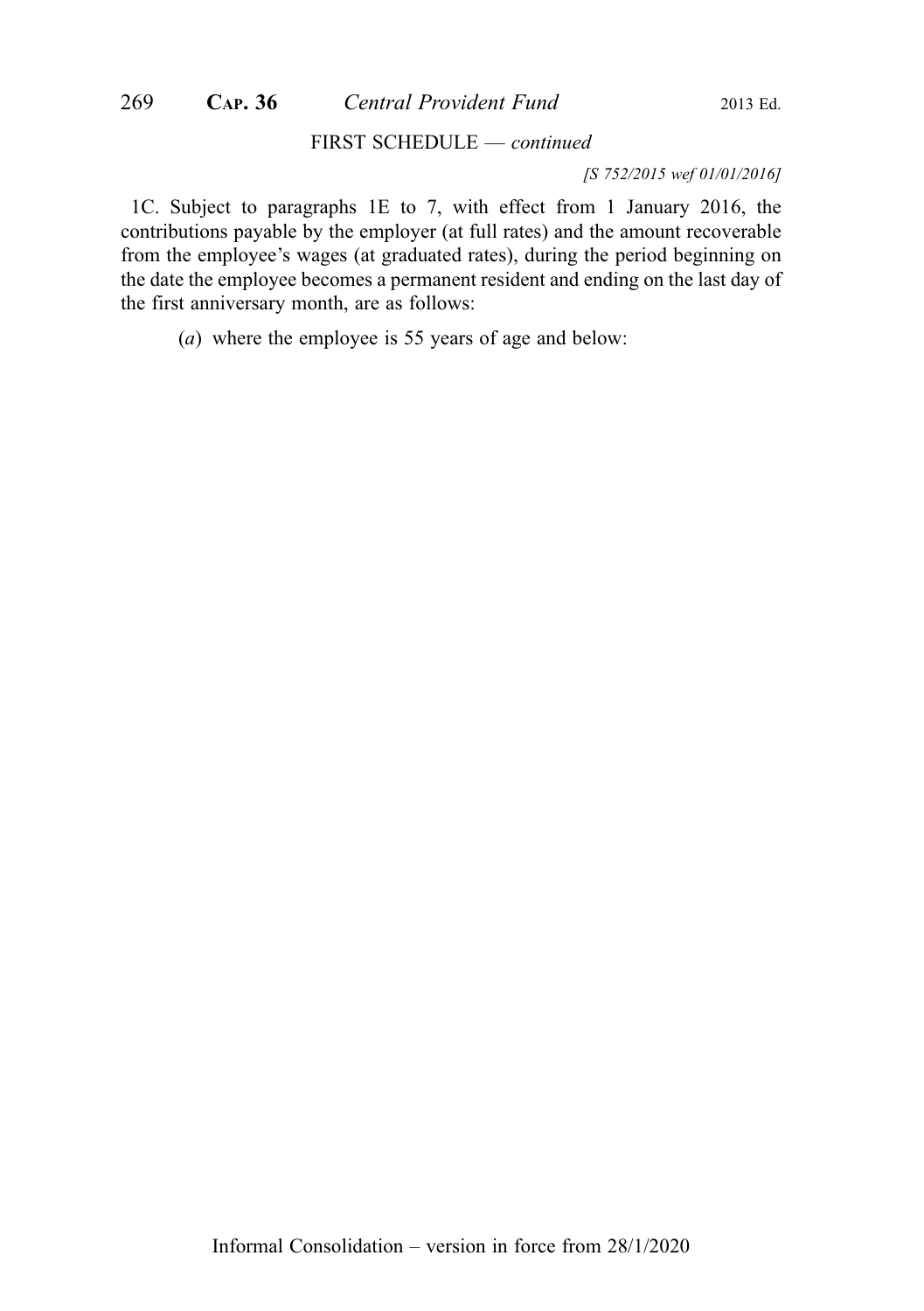FIRST SCHEDULE — *continued*

*[S 752/2015 wef 01/01/2016]*

1C. Subject to paragraphs 1E to 7, with effect from 1 January 2016, the contributions payable by the employer (at full rates) and the amount recoverable from the employee's wages (at graduated rates), during the period beginning on the date the employee becomes a permanent resident and ending on the last day of the first anniversary month, are as follows:

(*a*) where the employee is 55 years of age and below: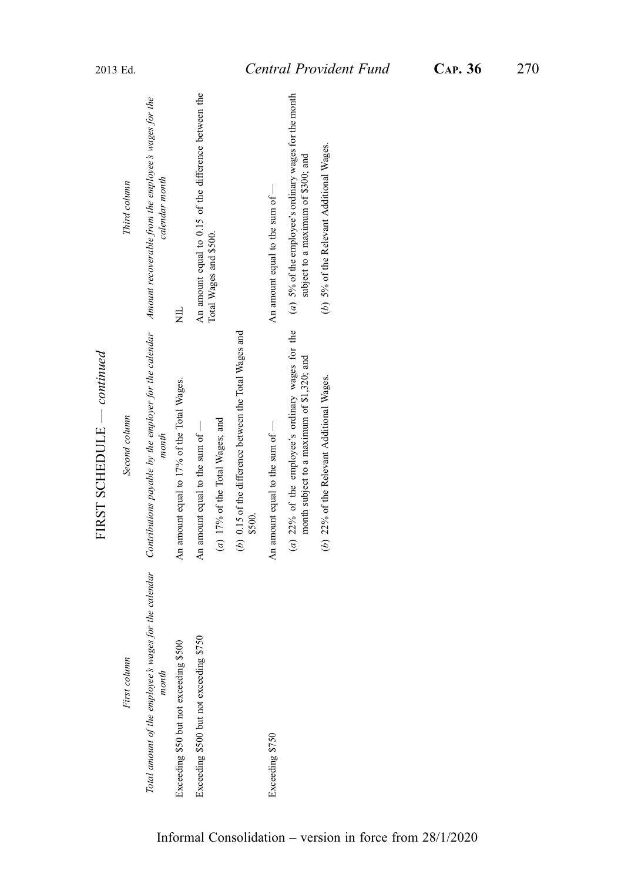## FIRST SCHEDULE — *continued*

| *First column* | *Second column* | *Third column* |
|---|---|---|
| *Total amount of the employee's wages for the calendar month* | *Contributions payable by the employer for the calendar month* | *Amount recoverable from the employee's wages for the calendar month* |
| Exceeding $50 but not exceeding $500 | An amount equal to 17% of the Total Wages. | NIL |
| Exceeding $500 but not exceeding $750 | An amount equal to the sum of —<br>(*a*) 17% of the Total Wages; and<br>(*b*) 0.15 of the difference between the Total Wages and $500. | An amount equal to 0.15 of the difference between the Total Wages and $500. |
| Exceeding $750 | An amount equal to the sum of —<br>(*a*) 22% of the employee's ordinary wages for the month subject to a maximum of $1,320; and<br>(*b*) 22% of the Relevant Additional Wages. | An amount equal to the sum of —<br>(*a*) 5% of the employee's ordinary wages for the month subject to a maximum of $300; and<br>(*b*) 5% of the Relevant Additional Wages. |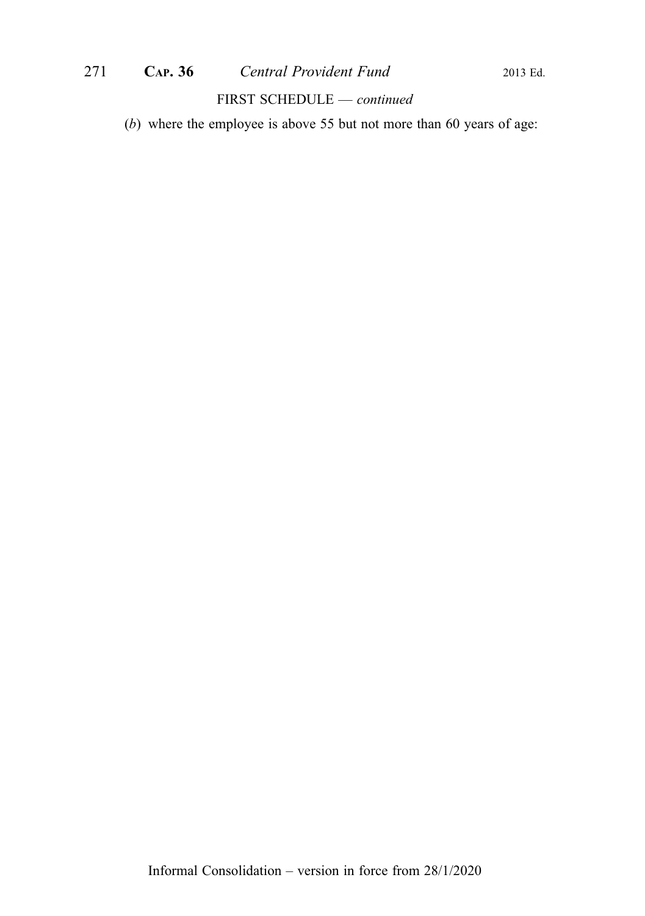FIRST SCHEDULE — *continued*

(*b*) where the employee is above 55 but not more than 60 years of age: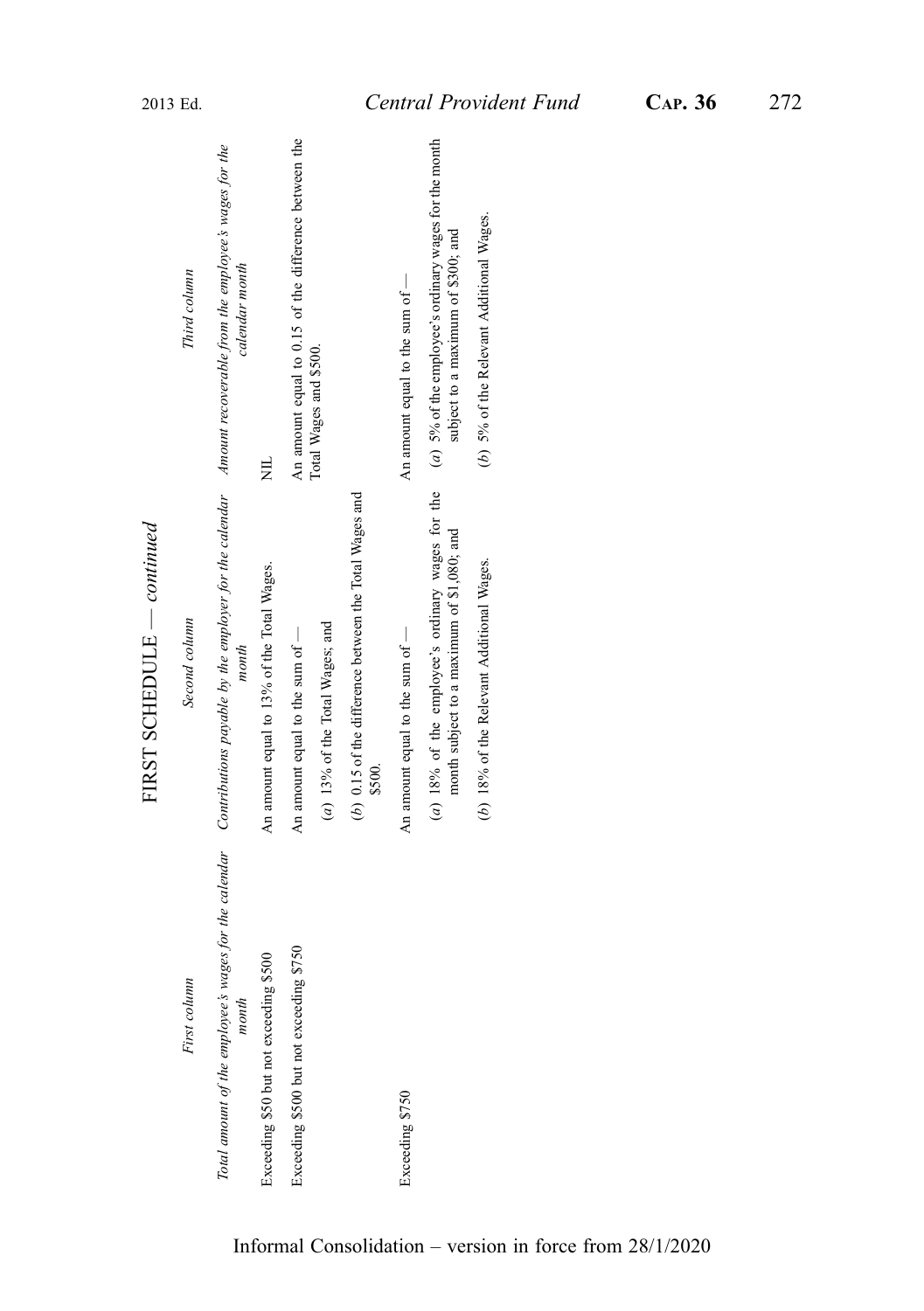FIRST SCHEDULE — *continued*

| *First column* | *Second column* | *Third column* |
|---|---|---|
| *Total amount of the employee's wages for the calendar month* | *Contributions payable by the employer for the calendar month* | *Amount recoverable from the employee's wages for the calendar month* |
| Exceeding $50 but not exceeding $500 | An amount equal to 13% of the Total Wages. | NIL |
| Exceeding $500 but not exceeding $750 | An amount equal to the sum of —<br>(*a*) 13% of the Total Wages; and<br>(*b*) 0.15 of the difference between the Total Wages and $500. | An amount equal to 0.15 of the difference between the Total Wages and $500. |
| Exceeding $750 | An amount equal to the sum of —<br>(*a*) 18% of the employee's ordinary wages for the month subject to a maximum of $1,080; and<br>(*b*) 18% of the Relevant Additional Wages. | An amount equal to the sum of —<br>(*a*) 5% of the employee's ordinary wages for the month subject to a maximum of $300; and<br>(*b*) 5% of the Relevant Additional Wages. |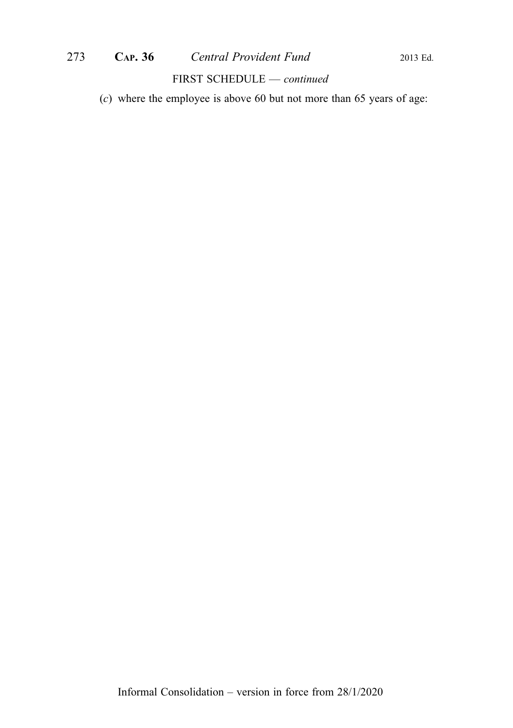FIRST SCHEDULE — *continued*

(*c*) where the employee is above 60 but not more than 65 years of age: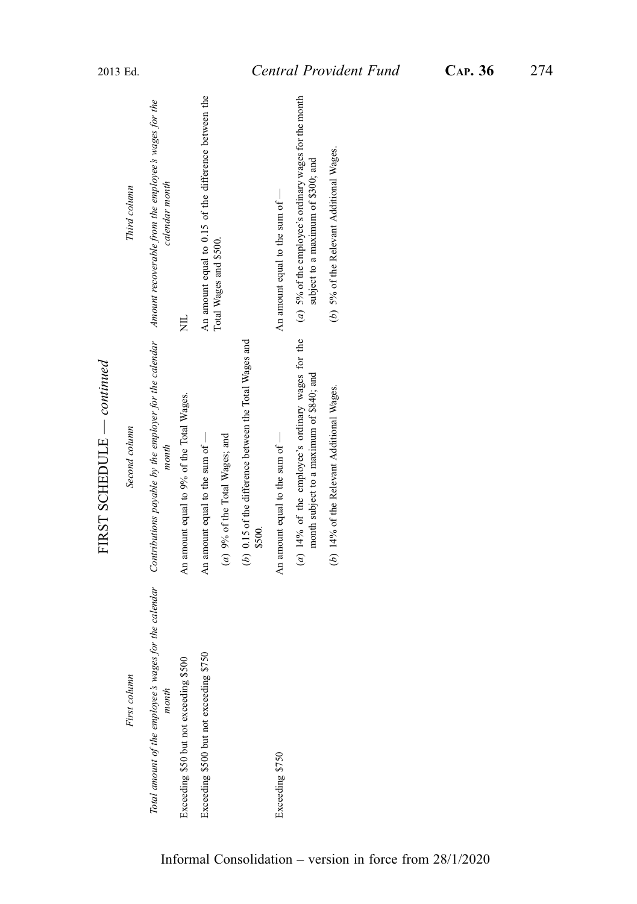## FIRST SCHEDULE — *continued*

| *First column* | *Second column* | *Third column* |
|---|---|---|
| *Total amount of the employee's wages for the calendar month* | *Contributions payable by the employer for the calendar month* | *Amount recoverable from the employee's wages for the calendar month* |
| Exceeding $50 but not exceeding $500 | An amount equal to 9% of the Total Wages. | NIL |
| Exceeding $500 but not exceeding $750 | An amount equal to the sum of —<br>(*a*) 9% of the Total Wages; and<br>(*b*) 0.15 of the difference between the Total Wages and $500. | An amount equal to 0.15 of the difference between the Total Wages and $500. |
| Exceeding $750 | An amount equal to the sum of —<br>(*a*) 14% of the employee's ordinary wages for the month subject to a maximum of $840; and<br>(*b*) 14% of the Relevant Additional Wages. | An amount equal to the sum of —<br>(*a*) 5% of the employee's ordinary wages for the month subject to a maximum of $300; and<br>(*b*) 5% of the Relevant Additional Wages. |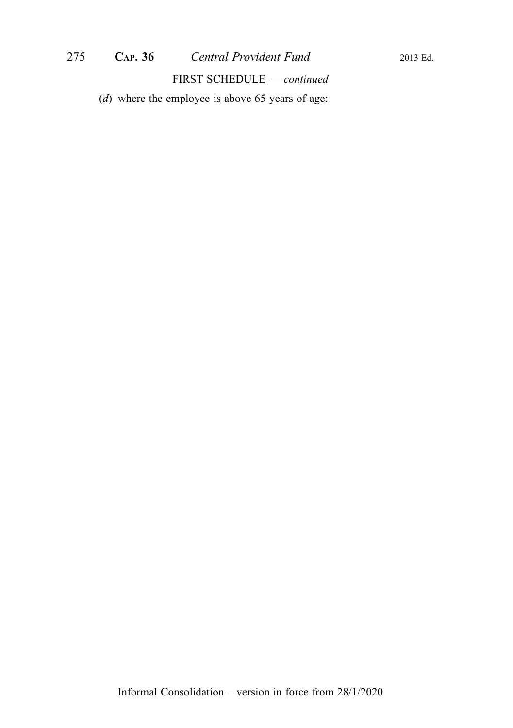FIRST SCHEDULE — *continued*

(*d*) where the employee is above 65 years of age: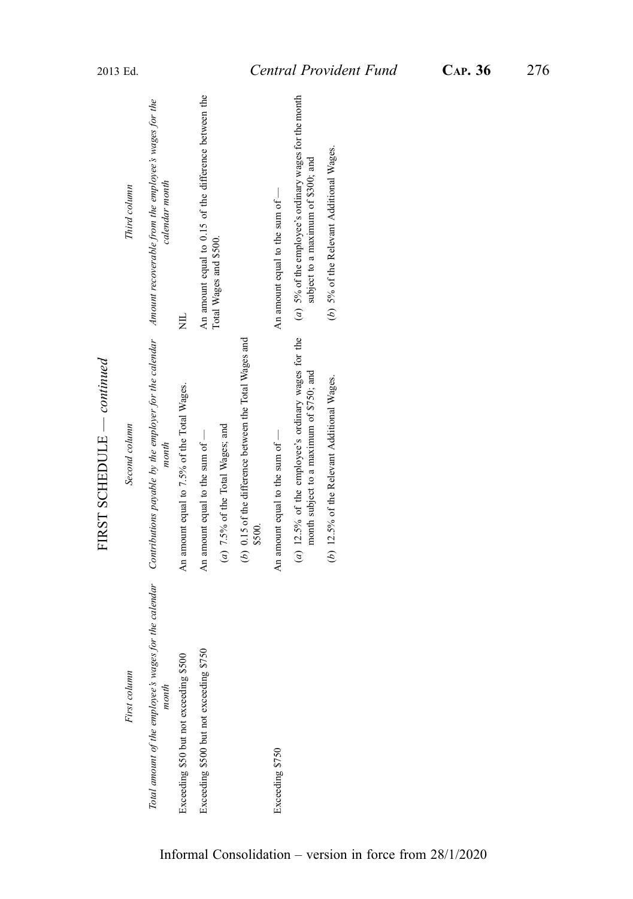FIRST SCHEDULE — *continued*

| *First column* | *Second column* | *Third column* |
|---|---|---|
| *Total amount of the employee's wages for the calendar month* | *Contributions payable by the employer for the calendar month* | *Amount recoverable from the employee's wages for the calendar month* |
| Exceeding $50 but not exceeding $500 | An amount equal to 7.5% of the Total Wages. | NIL |
| Exceeding $500 but not exceeding $750 | An amount equal to the sum of — <br>(*a*) 7.5% of the Total Wages; and <br>(*b*) 0.15 of the difference between the Total Wages and $500. | An amount equal to 0.15 of the difference between the Total Wages and $500. |
| Exceeding $750 | An amount equal to the sum of — <br>(*a*) 12.5% of the employee's ordinary wages for the month subject to a maximum of $750; and <br>(*b*) 12.5% of the Relevant Additional Wages. | An amount equal to the sum of — <br>(*a*) 5% of the employee's ordinary wages for the month subject to a maximum of $300; and <br>(*b*) 5% of the Relevant Additional Wages. |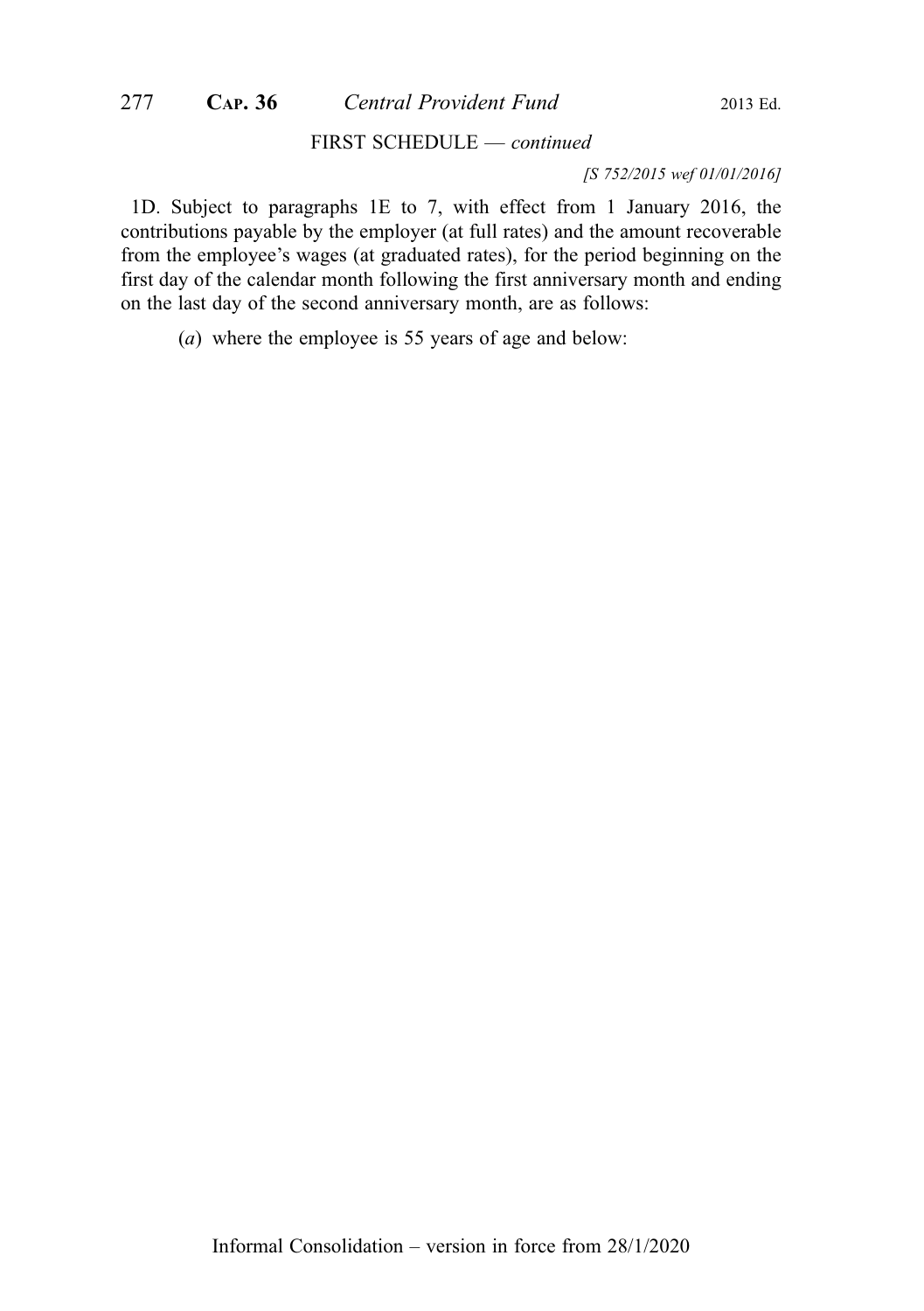FIRST SCHEDULE — *continued*

*[S 752/2015 wef 01/01/2016]*

1D. Subject to paragraphs 1E to 7, with effect from 1 January 2016, the contributions payable by the employer (at full rates) and the amount recoverable from the employee's wages (at graduated rates), for the period beginning on the first day of the calendar month following the first anniversary month and ending on the last day of the second anniversary month, are as follows:

(*a*) where the employee is 55 years of age and below: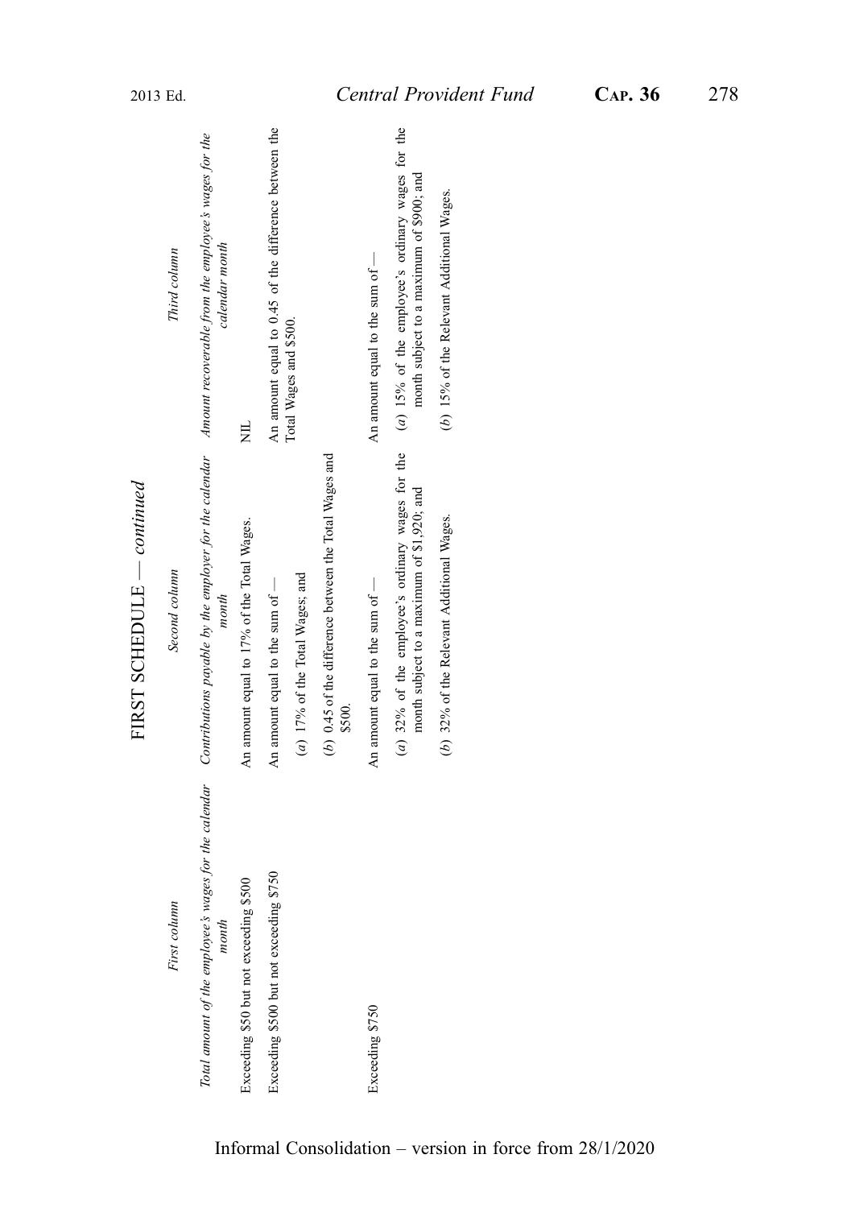## FIRST SCHEDULE — *continued*

| *First column* | *Second column* | *Third column* |
|---|---|---|
| *Total amount of the employee's wages for the calendar month* | *Contributions payable by the employer for the calendar month* | *Amount recoverable from the employee's wages for the calendar month* |
| Exceeding $50 but not exceeding $500 | An amount equal to 17% of the Total Wages. | NIL |
| Exceeding $500 but not exceeding $750 | An amount equal to the sum of — | An amount equal to 0.45 of the difference between the Total Wages and $500. |
| | (*a*) 17% of the Total Wages; and | |
| | (*b*) 0.45 of the difference between the Total Wages and $500. | |
| Exceeding $750 | An amount equal to the sum of — | An amount equal to the sum of — |
| | (*a*) 32% of the employee's ordinary wages for the month subject to a maximum of $1,920; and | (*a*) 15% of the employee's ordinary wages for the month subject to a maximum of $900; and |
| | (*b*) 32% of the Relevant Additional Wages. | (*b*) 15% of the Relevant Additional Wages. |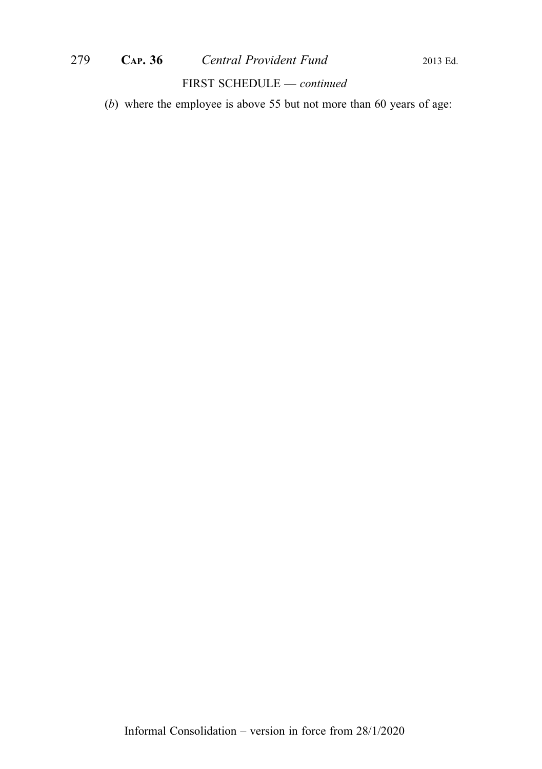FIRST SCHEDULE — *continued*

(*b*) where the employee is above 55 but not more than 60 years of age: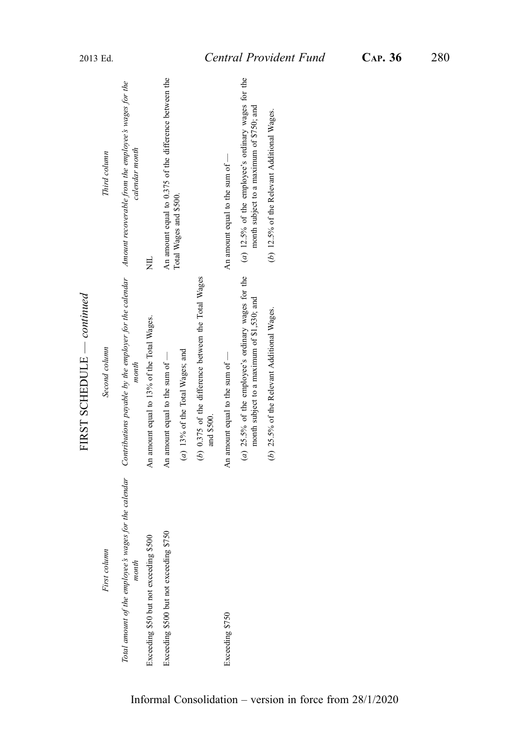## FIRST SCHEDULE — *continued*

| *First column* | *Second column* | *Third column* |
|---|---|---|
| *Total amount of the employee's wages for the calendar month* | *Contributions payable by the employer for the calendar month* | *Amount recoverable from the employee's wages for the calendar month* |
| Exceeding $50 but not exceeding $500 | An amount equal to 13% of the Total Wages. | NIL |
| Exceeding $500 but not exceeding $750 | An amount equal to the sum of —<br>(*a*) 13% of the Total Wages; and<br>(*b*) 0.375 of the difference between the Total Wages and $500. | An amount equal to 0.375 of the difference between the Total Wages and $500. |
| Exceeding $750 | An amount equal to the sum of —<br>(*a*) 25.5% of the employee's ordinary wages for the month subject to a maximum of $1,530; and<br>(*b*) 25.5% of the Relevant Additional Wages. | An amount equal to the sum of —<br>(*a*) 12.5% of the employee's ordinary wages for the month subject to a maximum of $750; and<br>(*b*) 12.5% of the Relevant Additional Wages. |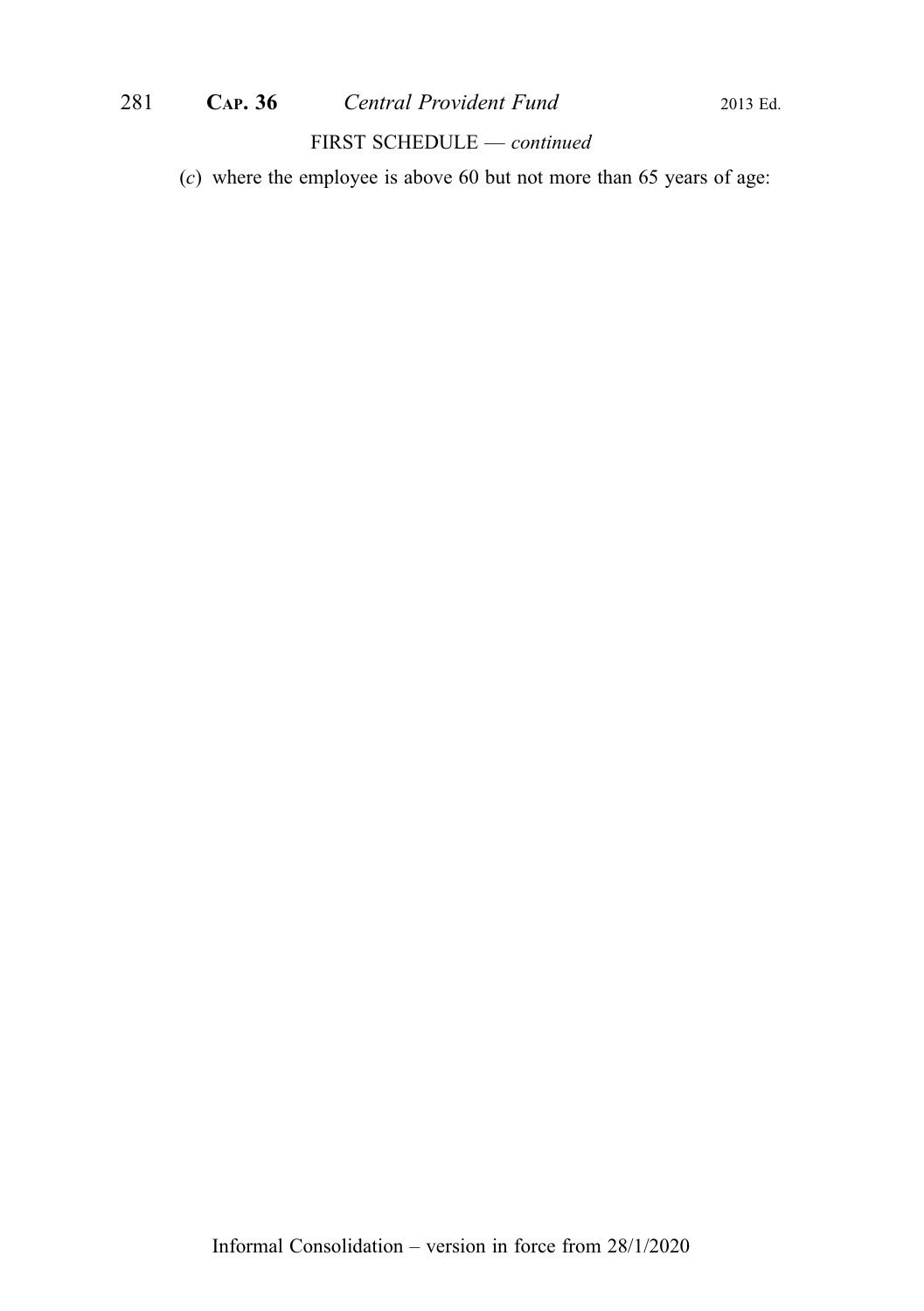FIRST SCHEDULE — *continued*

(*c*) where the employee is above 60 but not more than 65 years of age: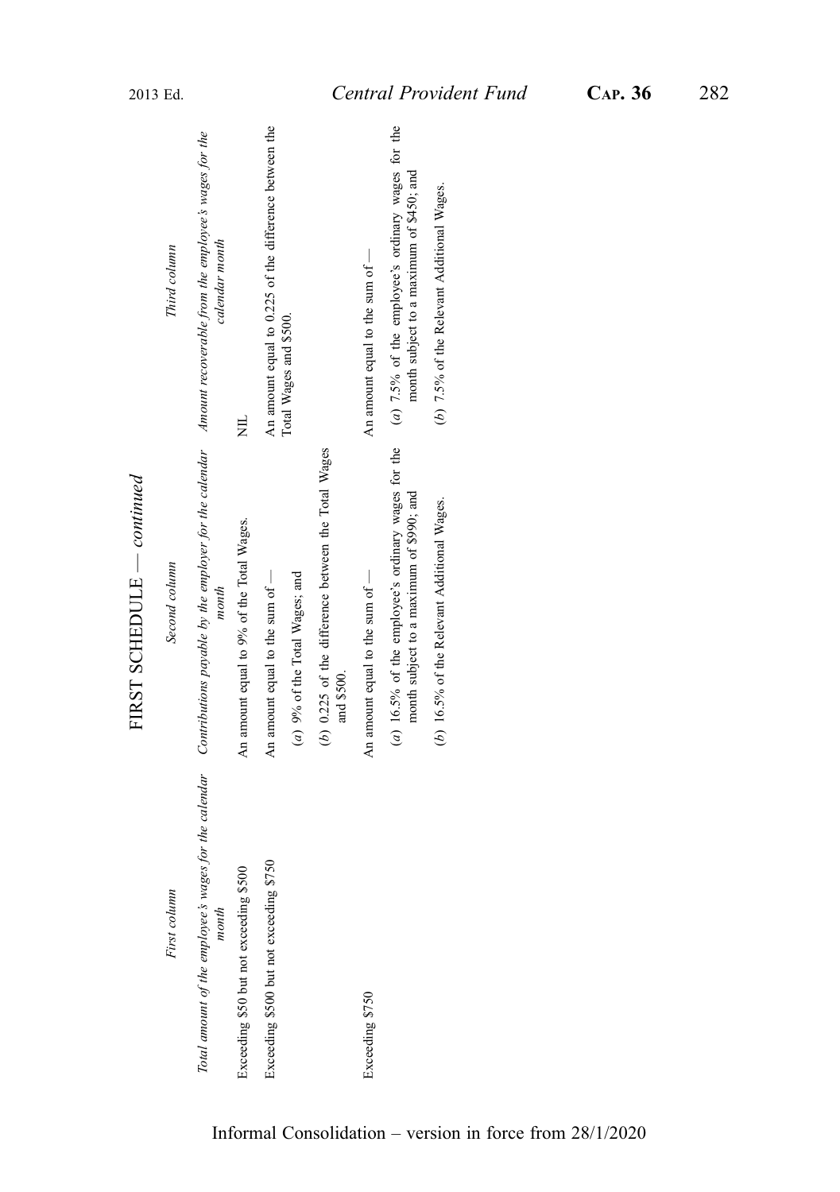## FIRST SCHEDULE — *continued*

| *First column* | *Second column* | *Third column* |
|---|---|---|
| *Total amount of the employee's wages for the calendar month* | *Contributions payable by the employer for the calendar month* | *Amount recoverable from the employee's wages for the calendar month* |
| Exceeding $50 but not exceeding $500 | An amount equal to 9% of the Total Wages. | NIL |
| Exceeding $500 but not exceeding $750 | An amount equal to the sum of —<br>(*a*) 9% of the Total Wages; and<br>(*b*) 0.225 of the difference between the Total Wages and $500. | An amount equal to 0.225 of the difference between the Total Wages and $500. |
| Exceeding $750 | An amount equal to the sum of —<br>(*a*) 16.5% of the employee's ordinary wages for the month subject to a maximum of $990; and<br>(*b*) 16.5% of the Relevant Additional Wages. | An amount equal to the sum of —<br>(*a*) 7.5% of the employee's ordinary wages for the month subject to a maximum of $450; and<br>(*b*) 7.5% of the Relevant Additional Wages. |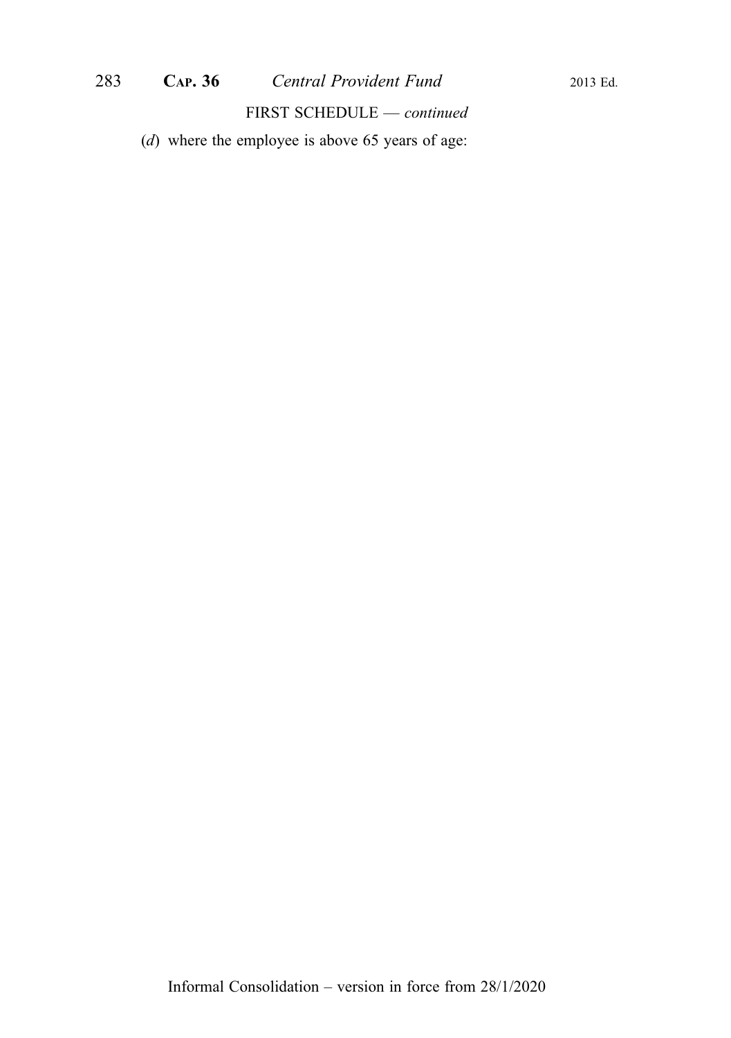FIRST SCHEDULE — *continued*

(*d*) where the employee is above 65 years of age: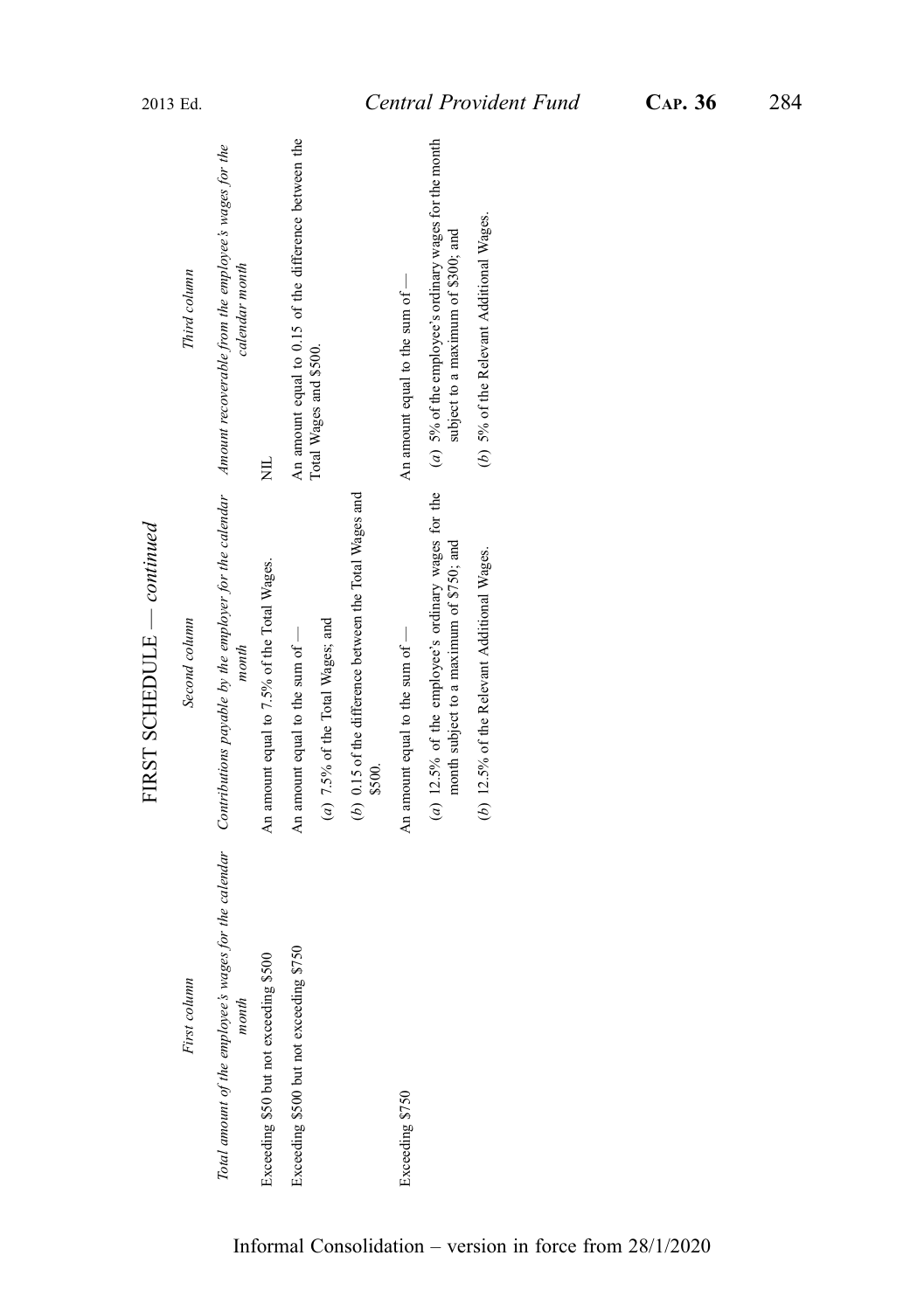FIRST SCHEDULE — *continued*

| *First column* | *Second column* | *Third column* |
|---|---|---|
| *Total amount of the employee's wages for the calendar month* | *Contributions payable by the employer for the calendar month* | *Amount recoverable from the employee's wages for the calendar month* |
| Exceeding $50 but not exceeding $500 | An amount equal to 7.5% of the Total Wages. | NIL |
| Exceeding $500 but not exceeding $750 | An amount equal to the sum of — (*a*) 7.5% of the Total Wages; and (*b*) 0.15 of the difference between the Total Wages and $500. | An amount equal to 0.15 of the difference between the Total Wages and $500. |
| Exceeding $750 | An amount equal to the sum of — (*a*) 12.5% of the employee's ordinary wages for the month subject to a maximum of $750; and (*b*) 12.5% of the Relevant Additional Wages. | An amount equal to the sum of — (*a*) 5% of the employee's ordinary wages for the month subject to a maximum of $300; and (*b*) 5% of the Relevant Additional Wages. |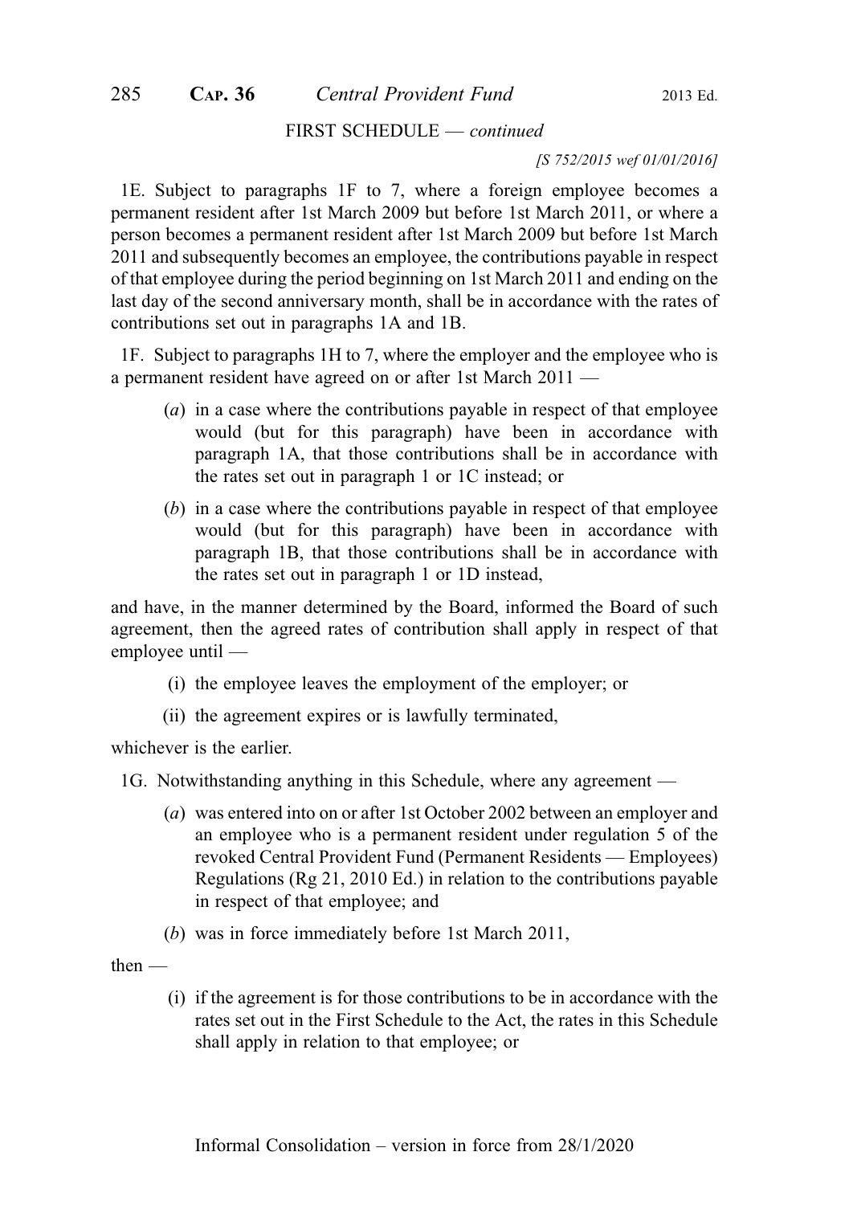FIRST SCHEDULE — *continued*

*[S 752/2015 wef 01/01/2016]*

1E. Subject to paragraphs 1F to 7, where a foreign employee becomes a permanent resident after 1st March 2009 but before 1st March 2011, or where a person becomes a permanent resident after 1st March 2009 but before 1st March 2011 and subsequently becomes an employee, the contributions payable in respect of that employee during the period beginning on 1st March 2011 and ending on the last day of the second anniversary month, shall be in accordance with the rates of contributions set out in paragraphs 1A and 1B.

1F. Subject to paragraphs 1H to 7, where the employer and the employee who is a permanent resident have agreed on or after 1st March 2011 —

(*a*) in a case where the contributions payable in respect of that employee would (but for this paragraph) have been in accordance with paragraph 1A, that those contributions shall be in accordance with the rates set out in paragraph 1 or 1C instead; or

(*b*) in a case where the contributions payable in respect of that employee would (but for this paragraph) have been in accordance with paragraph 1B, that those contributions shall be in accordance with the rates set out in paragraph 1 or 1D instead,

and have, in the manner determined by the Board, informed the Board of such agreement, then the agreed rates of contribution shall apply in respect of that employee until —

(i) the employee leaves the employment of the employer; or

(ii) the agreement expires or is lawfully terminated,

whichever is the earlier.

1G. Notwithstanding anything in this Schedule, where any agreement —

(*a*) was entered into on or after 1st October 2002 between an employer and an employee who is a permanent resident under regulation 5 of the revoked Central Provident Fund (Permanent Residents — Employees) Regulations (Rg 21, 2010 Ed.) in relation to the contributions payable in respect of that employee; and

(*b*) was in force immediately before 1st March 2011,

then —

(i) if the agreement is for those contributions to be in accordance with the rates set out in the First Schedule to the Act, the rates in this Schedule shall apply in relation to that employee; or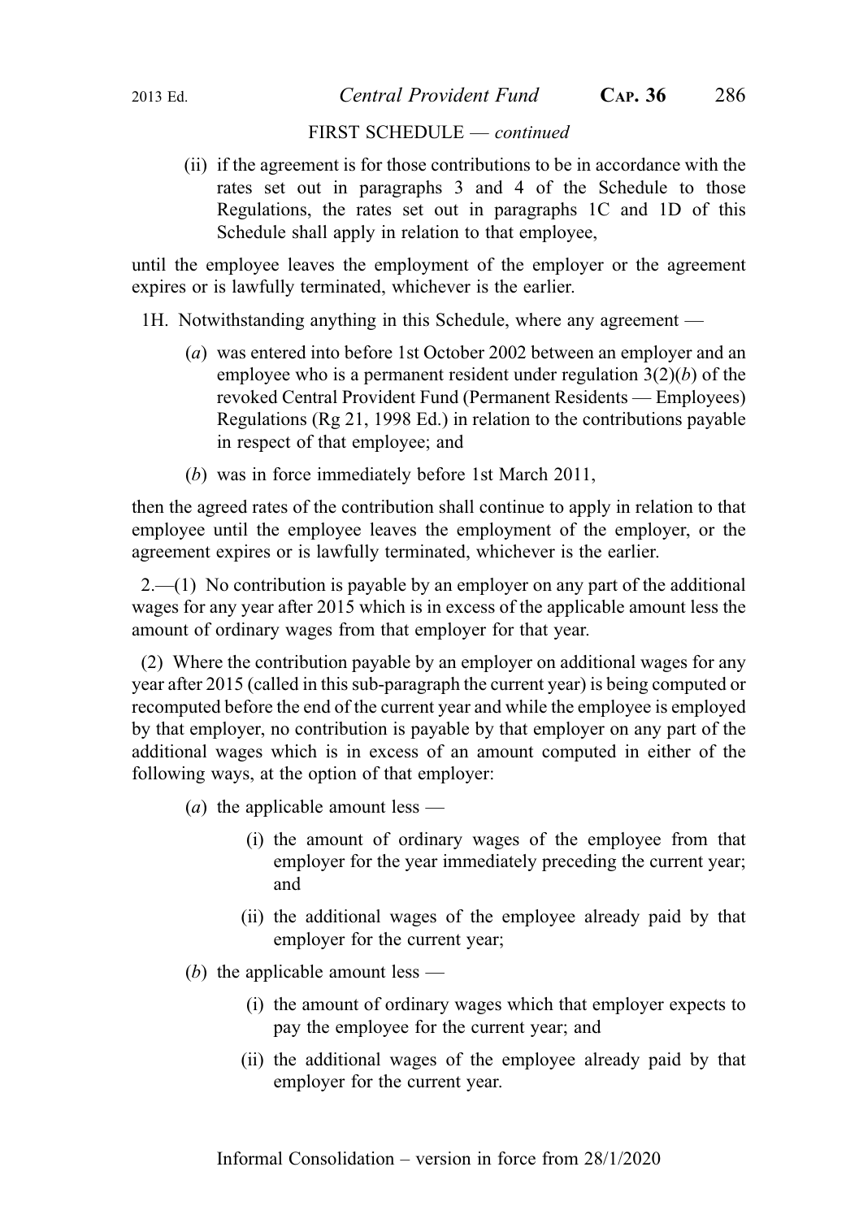FIRST SCHEDULE — *continued*

(ii) if the agreement is for those contributions to be in accordance with the rates set out in paragraphs 3 and 4 of the Schedule to those Regulations, the rates set out in paragraphs 1C and 1D of this Schedule shall apply in relation to that employee,

until the employee leaves the employment of the employer or the agreement expires or is lawfully terminated, whichever is the earlier.

1H. Notwithstanding anything in this Schedule, where any agreement —

(*a*) was entered into before 1st October 2002 between an employer and an employee who is a permanent resident under regulation 3(2)(*b*) of the revoked Central Provident Fund (Permanent Residents — Employees) Regulations (Rg 21, 1998 Ed.) in relation to the contributions payable in respect of that employee; and

(*b*) was in force immediately before 1st March 2011,

then the agreed rates of the contribution shall continue to apply in relation to that employee until the employee leaves the employment of the employer, or the agreement expires or is lawfully terminated, whichever is the earlier.

2.—(1) No contribution is payable by an employer on any part of the additional wages for any year after 2015 which is in excess of the applicable amount less the amount of ordinary wages from that employer for that year.

(2) Where the contribution payable by an employer on additional wages for any year after 2015 (called in this sub-paragraph the current year) is being computed or recomputed before the end of the current year and while the employee is employed by that employer, no contribution is payable by that employer on any part of the additional wages which is in excess of an amount computed in either of the following ways, at the option of that employer:

(*a*) the applicable amount less —

(i) the amount of ordinary wages of the employee from that employer for the year immediately preceding the current year; and

(ii) the additional wages of the employee already paid by that employer for the current year;

(*b*) the applicable amount less —

(i) the amount of ordinary wages which that employer expects to pay the employee for the current year; and

(ii) the additional wages of the employee already paid by that employer for the current year.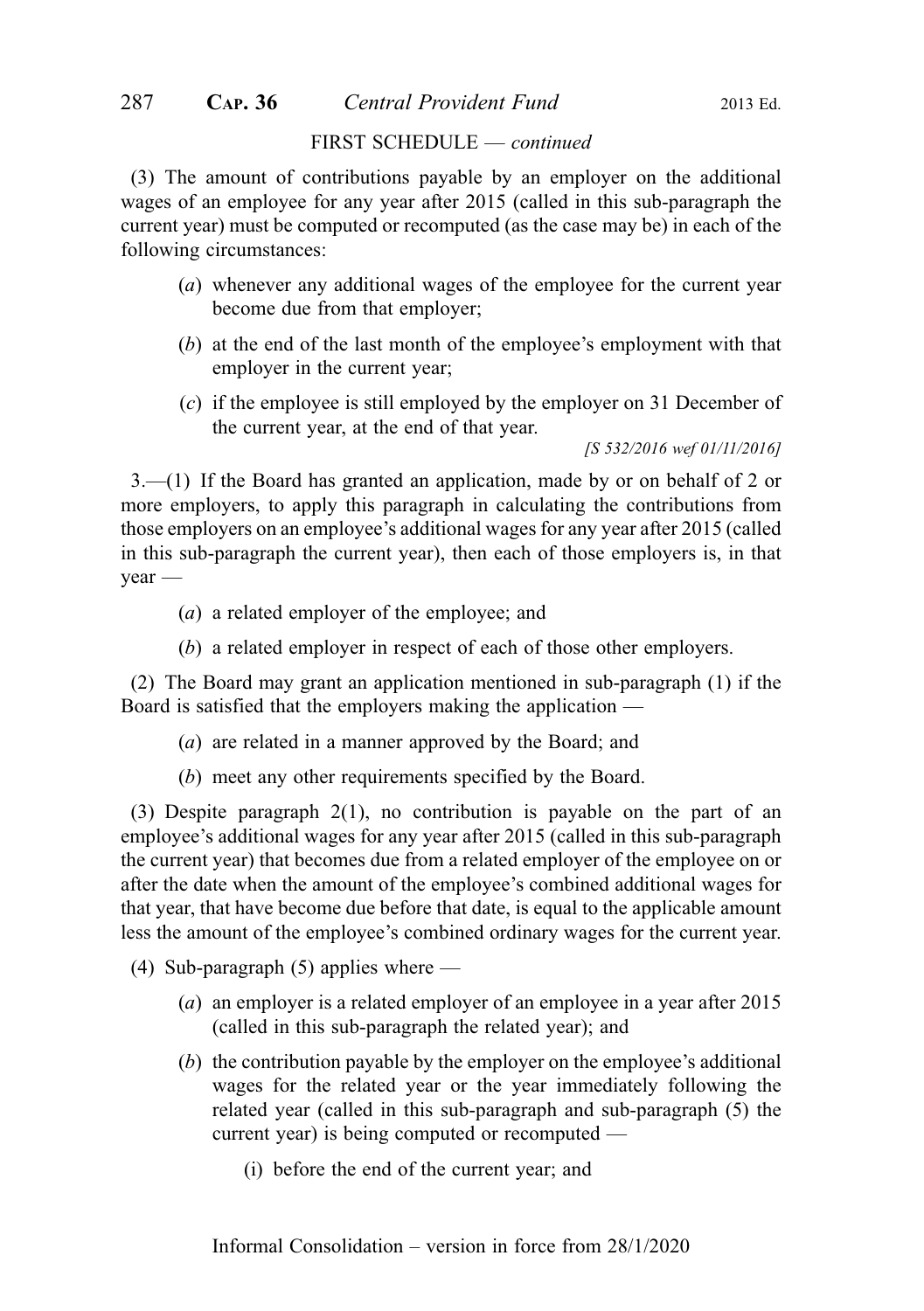FIRST SCHEDULE — *continued*

(3) The amount of contributions payable by an employer on the additional wages of an employee for any year after 2015 (called in this sub-paragraph the current year) must be computed or recomputed (as the case may be) in each of the following circumstances:

(*a*) whenever any additional wages of the employee for the current year become due from that employer;

(*b*) at the end of the last month of the employee's employment with that employer in the current year;

(*c*) if the employee is still employed by the employer on 31 December of the current year, at the end of that year.

*[S 532/2016 wef 01/11/2016]*

3.—(1) If the Board has granted an application, made by or on behalf of 2 or more employers, to apply this paragraph in calculating the contributions from those employers on an employee's additional wages for any year after 2015 (called in this sub-paragraph the current year), then each of those employers is, in that year —

(*a*) a related employer of the employee; and

(*b*) a related employer in respect of each of those other employers.

(2) The Board may grant an application mentioned in sub-paragraph (1) if the Board is satisfied that the employers making the application —

(*a*) are related in a manner approved by the Board; and

(*b*) meet any other requirements specified by the Board.

(3) Despite paragraph 2(1), no contribution is payable on the part of an employee's additional wages for any year after 2015 (called in this sub-paragraph the current year) that becomes due from a related employer of the employee on or after the date when the amount of the employee's combined additional wages for that year, that have become due before that date, is equal to the applicable amount less the amount of the employee's combined ordinary wages for the current year.

(4) Sub-paragraph (5) applies where —

(*a*) an employer is a related employer of an employee in a year after 2015 (called in this sub-paragraph the related year); and

(*b*) the contribution payable by the employer on the employee's additional wages for the related year or the year immediately following the related year (called in this sub-paragraph and sub-paragraph (5) the current year) is being computed or recomputed —

(i) before the end of the current year; and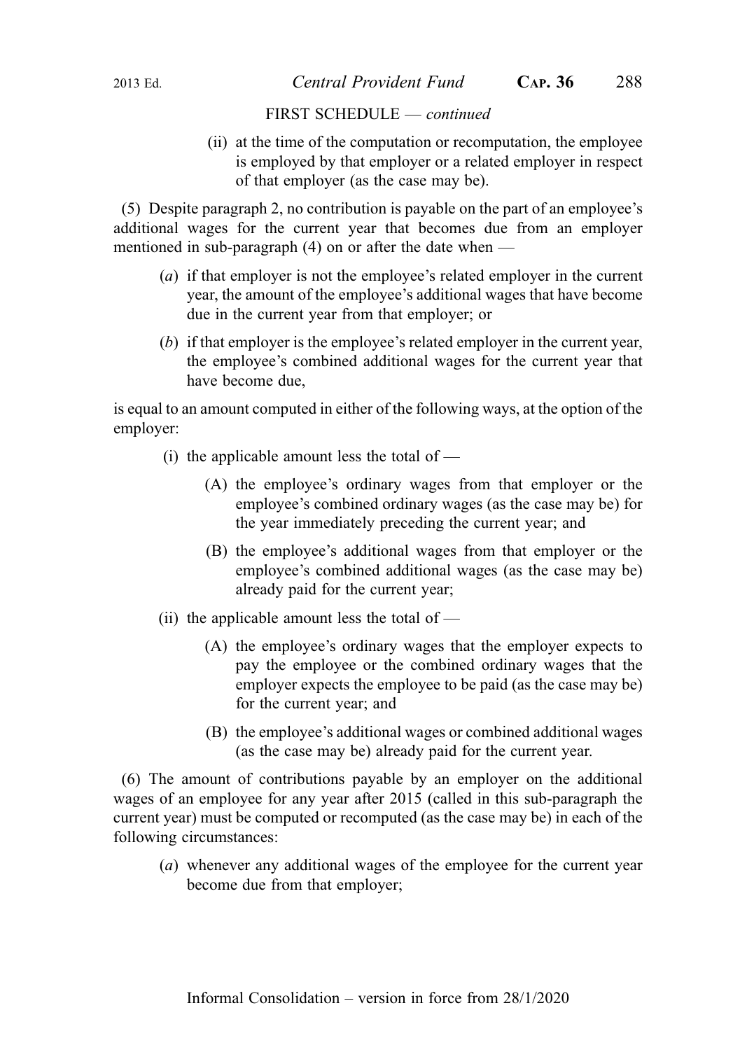FIRST SCHEDULE — *continued*

(ii) at the time of the computation or recomputation, the employee is employed by that employer or a related employer in respect of that employer (as the case may be).

(5) Despite paragraph 2, no contribution is payable on the part of an employee's additional wages for the current year that becomes due from an employer mentioned in sub-paragraph (4) on or after the date when —

(*a*) if that employer is not the employee's related employer in the current year, the amount of the employee's additional wages that have become due in the current year from that employer; or

(*b*) if that employer is the employee's related employer in the current year, the employee's combined additional wages for the current year that have become due,

is equal to an amount computed in either of the following ways, at the option of the employer:

(i) the applicable amount less the total of —

(A) the employee's ordinary wages from that employer or the employee's combined ordinary wages (as the case may be) for the year immediately preceding the current year; and

(B) the employee's additional wages from that employer or the employee's combined additional wages (as the case may be) already paid for the current year;

(ii) the applicable amount less the total of —

(A) the employee's ordinary wages that the employer expects to pay the employee or the combined ordinary wages that the employer expects the employee to be paid (as the case may be) for the current year; and

(B) the employee's additional wages or combined additional wages (as the case may be) already paid for the current year.

(6) The amount of contributions payable by an employer on the additional wages of an employee for any year after 2015 (called in this sub-paragraph the current year) must be computed or recomputed (as the case may be) in each of the following circumstances:

(*a*) whenever any additional wages of the employee for the current year become due from that employer;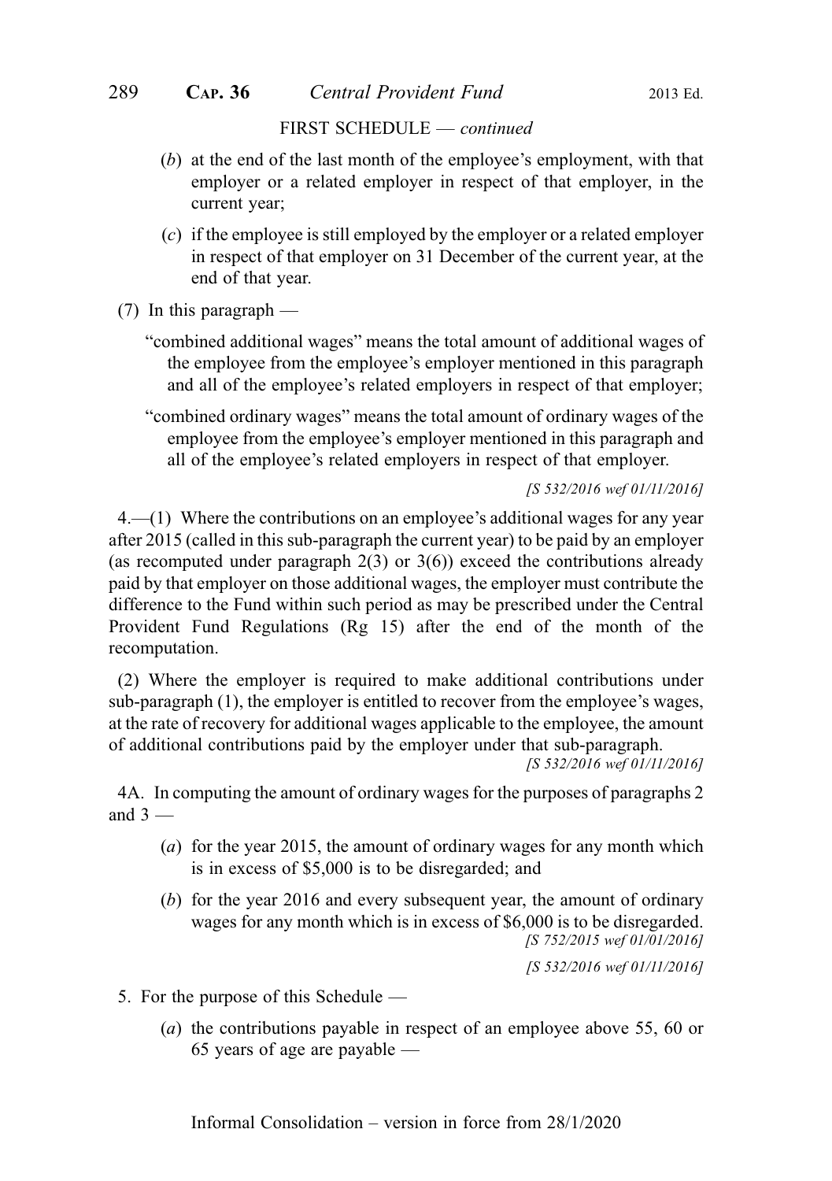FIRST SCHEDULE — *continued*

(*b*) at the end of the last month of the employee's employment, with that employer or a related employer in respect of that employer, in the current year;

(*c*) if the employee is still employed by the employer or a related employer in respect of that employer on 31 December of the current year, at the end of that year.

(7) In this paragraph —

"combined additional wages" means the total amount of additional wages of the employee from the employee's employer mentioned in this paragraph and all of the employee's related employers in respect of that employer;

"combined ordinary wages" means the total amount of ordinary wages of the employee from the employee's employer mentioned in this paragraph and all of the employee's related employers in respect of that employer.

*[S 532/2016 wef 01/11/2016]*

4.—(1) Where the contributions on an employee's additional wages for any year after 2015 (called in this sub-paragraph the current year) to be paid by an employer (as recomputed under paragraph 2(3) or 3(6)) exceed the contributions already paid by that employer on those additional wages, the employer must contribute the difference to the Fund within such period as may be prescribed under the Central Provident Fund Regulations (Rg 15) after the end of the month of the recomputation.

(2) Where the employer is required to make additional contributions under sub-paragraph (1), the employer is entitled to recover from the employee's wages, at the rate of recovery for additional wages applicable to the employee, the amount of additional contributions paid by the employer under that sub-paragraph.

*[S 532/2016 wef 01/11/2016]*

4A. In computing the amount of ordinary wages for the purposes of paragraphs 2 and 3 —

(*a*) for the year 2015, the amount of ordinary wages for any month which is in excess of $5,000 is to be disregarded; and

(*b*) for the year 2016 and every subsequent year, the amount of ordinary wages for any month which is in excess of $6,000 is to be disregarded.

*[S 752/2015 wef 01/01/2016]*

*[S 532/2016 wef 01/11/2016]*

5. For the purpose of this Schedule —

(*a*) the contributions payable in respect of an employee above 55, 60 or 65 years of age are payable —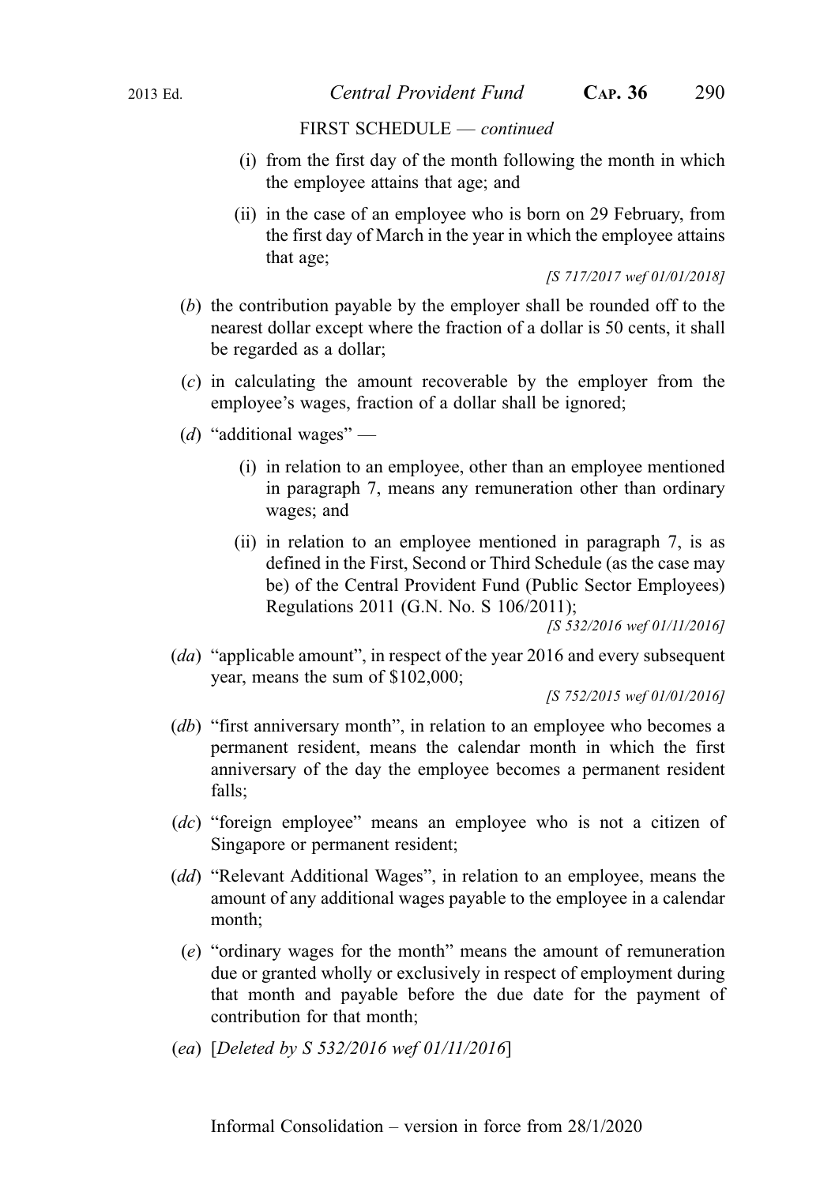FIRST SCHEDULE — *continued*

(i) from the first day of the month following the month in which the employee attains that age; and

(ii) in the case of an employee who is born on 29 February, from the first day of March in the year in which the employee attains that age;

*[S 717/2017 wef 01/01/2018]*

(*b*) the contribution payable by the employer shall be rounded off to the nearest dollar except where the fraction of a dollar is 50 cents, it shall be regarded as a dollar;

(*c*) in calculating the amount recoverable by the employer from the employee's wages, fraction of a dollar shall be ignored;

(*d*) "additional wages" —

(i) in relation to an employee, other than an employee mentioned in paragraph 7, means any remuneration other than ordinary wages; and

(ii) in relation to an employee mentioned in paragraph 7, is as defined in the First, Second or Third Schedule (as the case may be) of the Central Provident Fund (Public Sector Employees) Regulations 2011 (G.N. No. S 106/2011);

*[S 532/2016 wef 01/11/2016]*

(*da*) "applicable amount", in respect of the year 2016 and every subsequent year, means the sum of $102,000;

*[S 752/2015 wef 01/01/2016]*

(*db*) "first anniversary month", in relation to an employee who becomes a permanent resident, means the calendar month in which the first anniversary of the day the employee becomes a permanent resident falls;

(*dc*) "foreign employee" means an employee who is not a citizen of Singapore or permanent resident;

(*dd*) "Relevant Additional Wages", in relation to an employee, means the amount of any additional wages payable to the employee in a calendar month;

(*e*) "ordinary wages for the month" means the amount of remuneration due or granted wholly or exclusively in respect of employment during that month and payable before the due date for the payment of contribution for that month;

(*ea*) [*Deleted by S 532/2016 wef 01/11/2016*]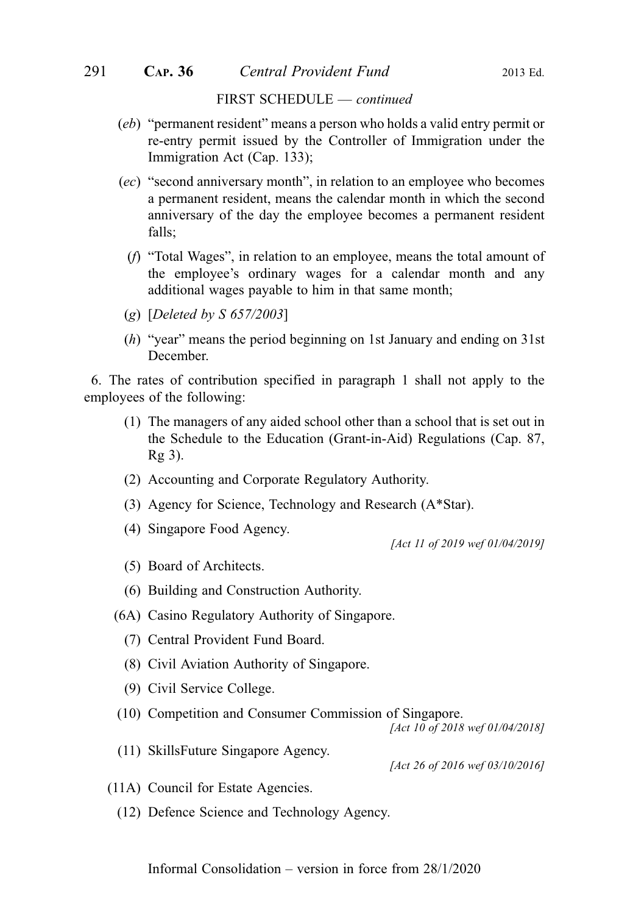FIRST SCHEDULE — *continued*

(*eb*) “permanent resident” means a person who holds a valid entry permit or re-entry permit issued by the Controller of Immigration under the Immigration Act (Cap. 133);

(*ec*) “second anniversary month”, in relation to an employee who becomes a permanent resident, means the calendar month in which the second anniversary of the day the employee becomes a permanent resident falls;

(*f*) “Total Wages”, in relation to an employee, means the total amount of the employee’s ordinary wages for a calendar month and any additional wages payable to him in that same month;

(*g*) [*Deleted by S 657/2003*]

(*h*) “year” means the period beginning on 1st January and ending on 31st December.

6. The rates of contribution specified in paragraph 1 shall not apply to the employees of the following:

(1) The managers of any aided school other than a school that is set out in the Schedule to the Education (Grant-in-Aid) Regulations (Cap. 87, Rg 3).

(2) Accounting and Corporate Regulatory Authority.

(3) Agency for Science, Technology and Research (A*Star).

(4) Singapore Food Agency.

*[Act 11 of 2019 wef 01/04/2019]*

(5) Board of Architects.

(6) Building and Construction Authority.

(6A) Casino Regulatory Authority of Singapore.

(7) Central Provident Fund Board.

(8) Civil Aviation Authority of Singapore.

(9) Civil Service College.

(10) Competition and Consumer Commission of Singapore.

*[Act 10 of 2018 wef 01/04/2018]*

(11) SkillsFuture Singapore Agency.

*[Act 26 of 2016 wef 03/10/2016]*

(11A) Council for Estate Agencies.

(12) Defence Science and Technology Agency.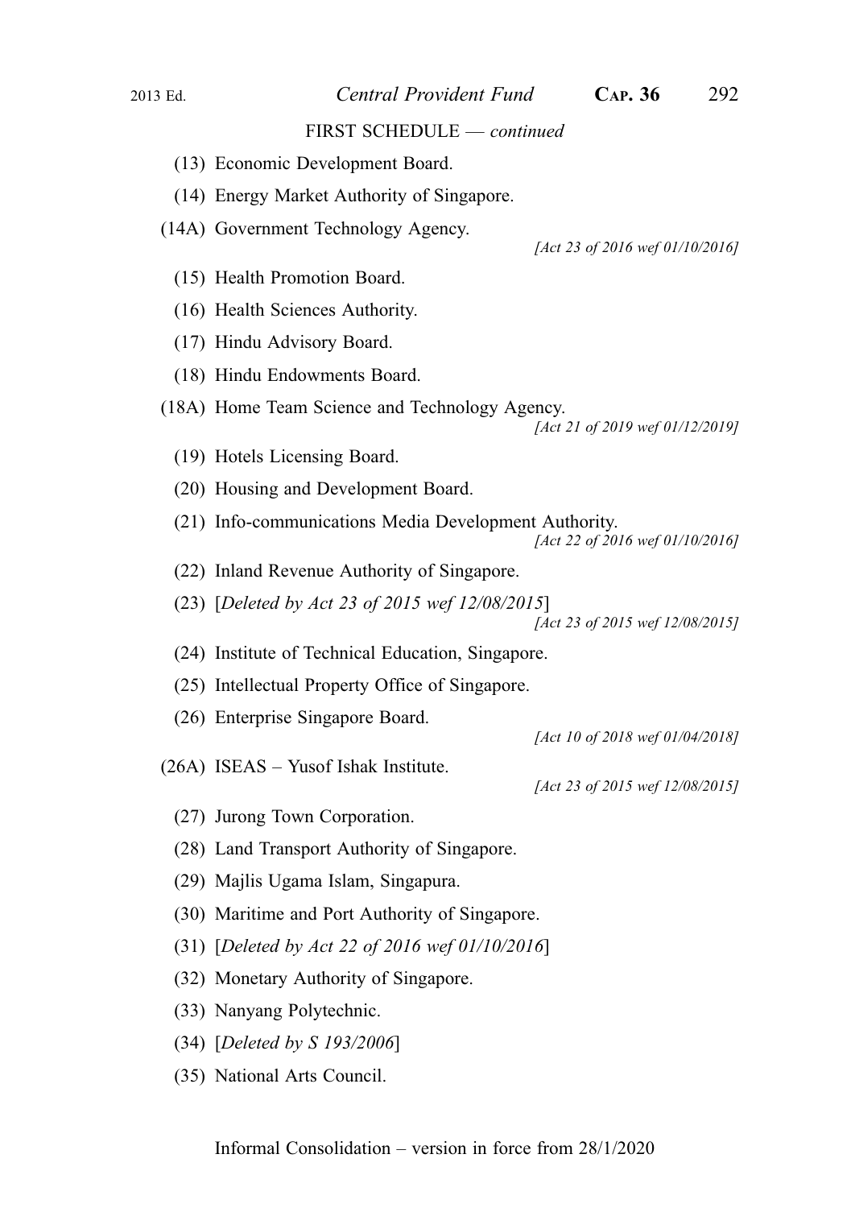FIRST SCHEDULE — *continued*

(13) Economic Development Board.

(14) Energy Market Authority of Singapore.

(14A) Government Technology Agency.

*[Act 23 of 2016 wef 01/10/2016]*

(15) Health Promotion Board.

(16) Health Sciences Authority.

(17) Hindu Advisory Board.

(18) Hindu Endowments Board.

(18A) Home Team Science and Technology Agency.

*[Act 21 of 2019 wef 01/12/2019]*

(19) Hotels Licensing Board.

(20) Housing and Development Board.

(21) Info-communications Media Development Authority.

*[Act 22 of 2016 wef 01/10/2016]*

(22) Inland Revenue Authority of Singapore.

(23) [*Deleted by Act 23 of 2015 wef 12/08/2015*]

*[Act 23 of 2015 wef 12/08/2015]*

(24) Institute of Technical Education, Singapore.

(25) Intellectual Property Office of Singapore.

(26) Enterprise Singapore Board.

*[Act 10 of 2018 wef 01/04/2018]*

(26A) ISEAS – Yusof Ishak Institute.

*[Act 23 of 2015 wef 12/08/2015]*

(27) Jurong Town Corporation.

(28) Land Transport Authority of Singapore.

(29) Majlis Ugama Islam, Singapura.

(30) Maritime and Port Authority of Singapore.

(31) [*Deleted by Act 22 of 2016 wef 01/10/2016*]

(32) Monetary Authority of Singapore.

(33) Nanyang Polytechnic.

(34) [*Deleted by S 193/2006*]

(35) National Arts Council.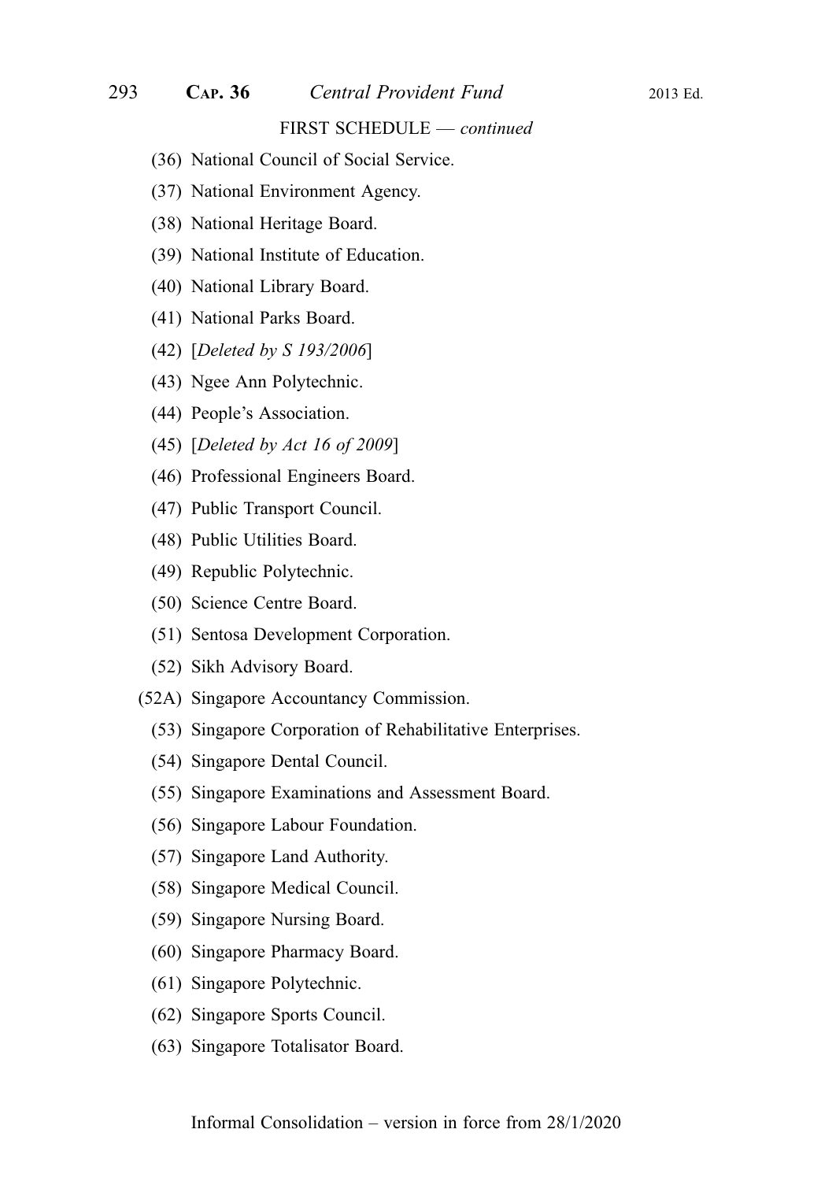FIRST SCHEDULE — *continued*

(36) National Council of Social Service.

(37) National Environment Agency.

(38) National Heritage Board.

(39) National Institute of Education.

(40) National Library Board.

(41) National Parks Board.

(42) [*Deleted by S 193/2006*]

(43) Ngee Ann Polytechnic.

(44) People's Association.

(45) [*Deleted by Act 16 of 2009*]

(46) Professional Engineers Board.

(47) Public Transport Council.

(48) Public Utilities Board.

(49) Republic Polytechnic.

(50) Science Centre Board.

(51) Sentosa Development Corporation.

(52) Sikh Advisory Board.

(52A) Singapore Accountancy Commission.

(53) Singapore Corporation of Rehabilitative Enterprises.

(54) Singapore Dental Council.

(55) Singapore Examinations and Assessment Board.

(56) Singapore Labour Foundation.

(57) Singapore Land Authority.

(58) Singapore Medical Council.

(59) Singapore Nursing Board.

(60) Singapore Pharmacy Board.

(61) Singapore Polytechnic.

(62) Singapore Sports Council.

(63) Singapore Totalisator Board.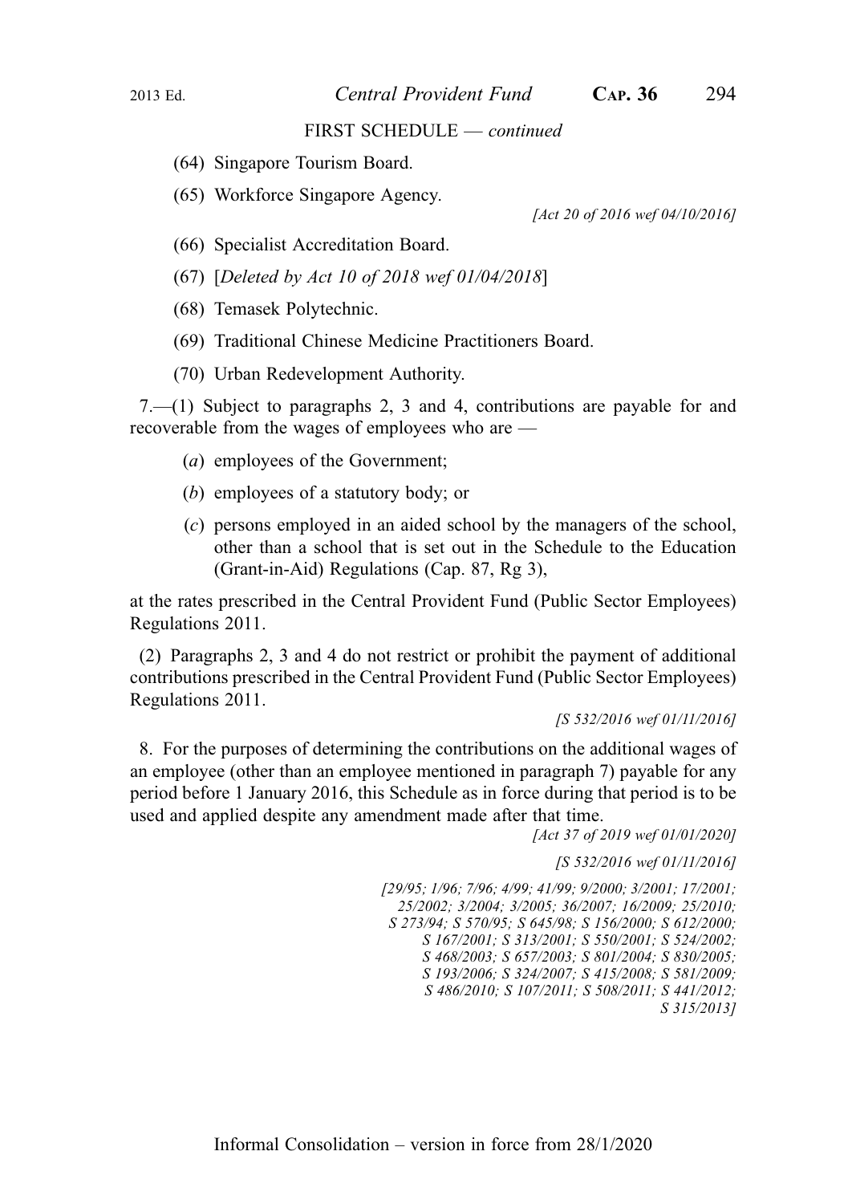FIRST SCHEDULE — *continued*

(64) Singapore Tourism Board.

(65) Workforce Singapore Agency.

*[Act 20 of 2016 wef 04/10/2016]*

(66) Specialist Accreditation Board.

(67) [*Deleted by Act 10 of 2018 wef 01/04/2018*]

(68) Temasek Polytechnic.

(69) Traditional Chinese Medicine Practitioners Board.

(70) Urban Redevelopment Authority.

7.—(1) Subject to paragraphs 2, 3 and 4, contributions are payable for and recoverable from the wages of employees who are —

(*a*) employees of the Government;

(*b*) employees of a statutory body; or

(*c*) persons employed in an aided school by the managers of the school, other than a school that is set out in the Schedule to the Education (Grant-in-Aid) Regulations (Cap. 87, Rg 3),

at the rates prescribed in the Central Provident Fund (Public Sector Employees) Regulations 2011.

(2) Paragraphs 2, 3 and 4 do not restrict or prohibit the payment of additional contributions prescribed in the Central Provident Fund (Public Sector Employees) Regulations 2011.

*[S 532/2016 wef 01/11/2016]*

8. For the purposes of determining the contributions on the additional wages of an employee (other than an employee mentioned in paragraph 7) payable for any period before 1 January 2016, this Schedule as in force during that period is to be used and applied despite any amendment made after that time.

*[Act 37 of 2019 wef 01/01/2020]*

*[S 532/2016 wef 01/11/2016]*

*[29/95; 1/96; 7/96; 4/99; 41/99; 9/2000; 3/2001; 17/2001; 25/2002; 3/2004; 3/2005; 36/2007; 16/2009; 25/2010; S 273/94; S 570/95; S 645/98; S 156/2000; S 612/2000; S 167/2001; S 313/2001; S 550/2001; S 524/2002; S 468/2003; S 657/2003; S 801/2004; S 830/2005; S 193/2006; S 324/2007; S 415/2008; S 581/2009; S 486/2010; S 107/2011; S 508/2011; S 441/2012; S 315/2013]*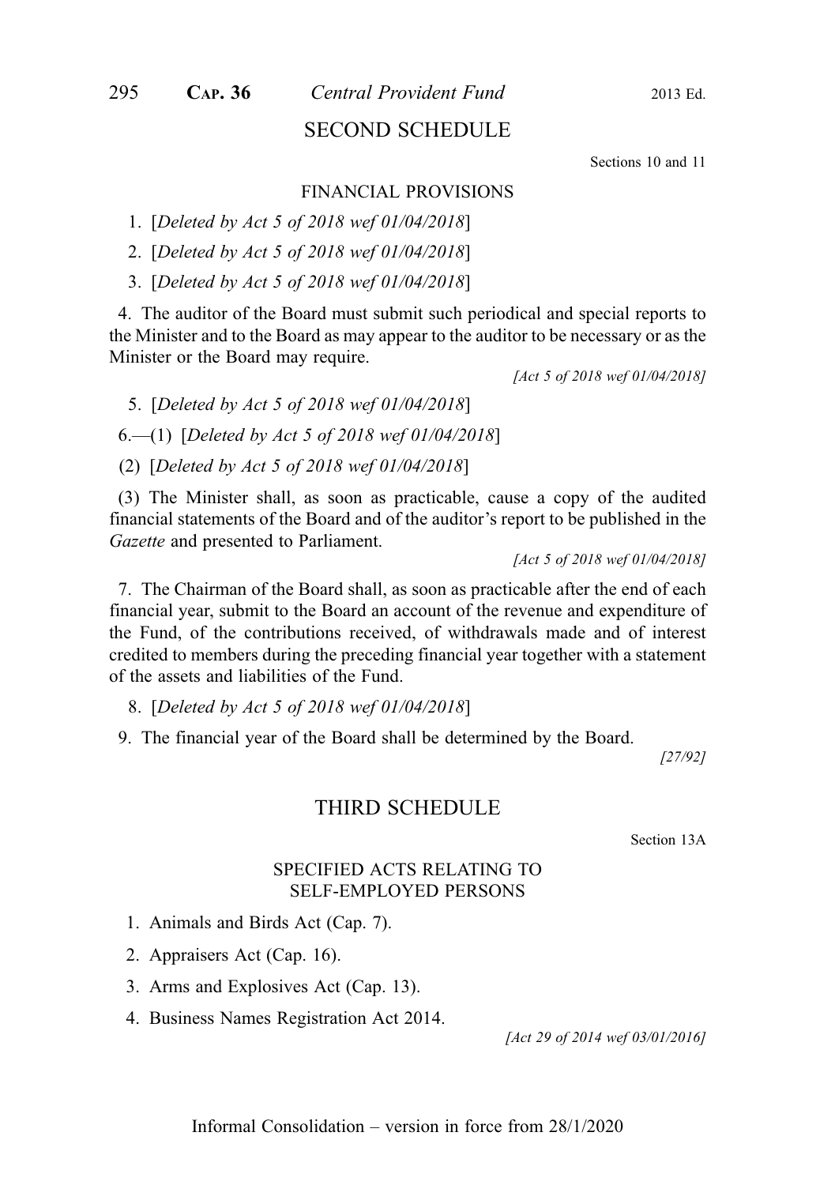## SECOND SCHEDULE

Sections 10 and 11

### FINANCIAL PROVISIONS

1. [*Deleted by Act 5 of 2018 wef 01/04/2018*]

2. [*Deleted by Act 5 of 2018 wef 01/04/2018*]

3. [*Deleted by Act 5 of 2018 wef 01/04/2018*]

4. The auditor of the Board must submit such periodical and special reports to the Minister and to the Board as may appear to the auditor to be necessary or as the Minister or the Board may require.

*[Act 5 of 2018 wef 01/04/2018]*

5. [*Deleted by Act 5 of 2018 wef 01/04/2018*]

6.—(1) [*Deleted by Act 5 of 2018 wef 01/04/2018*]

(2) [*Deleted by Act 5 of 2018 wef 01/04/2018*]

(3) The Minister shall, as soon as practicable, cause a copy of the audited financial statements of the Board and of the auditor's report to be published in the *Gazette* and presented to Parliament.

*[Act 5 of 2018 wef 01/04/2018]*

7. The Chairman of the Board shall, as soon as practicable after the end of each financial year, submit to the Board an account of the revenue and expenditure of the Fund, of the contributions received, of withdrawals made and of interest credited to members during the preceding financial year together with a statement of the assets and liabilities of the Fund.

8. [*Deleted by Act 5 of 2018 wef 01/04/2018*]

9. The financial year of the Board shall be determined by the Board.

*[27/92]*

## THIRD SCHEDULE

Section 13A

### SPECIFIED ACTS RELATING TO SELF-EMPLOYED PERSONS

1. Animals and Birds Act (Cap. 7).

2. Appraisers Act (Cap. 16).

3. Arms and Explosives Act (Cap. 13).

4. Business Names Registration Act 2014.

*[Act 29 of 2014 wef 03/01/2016]*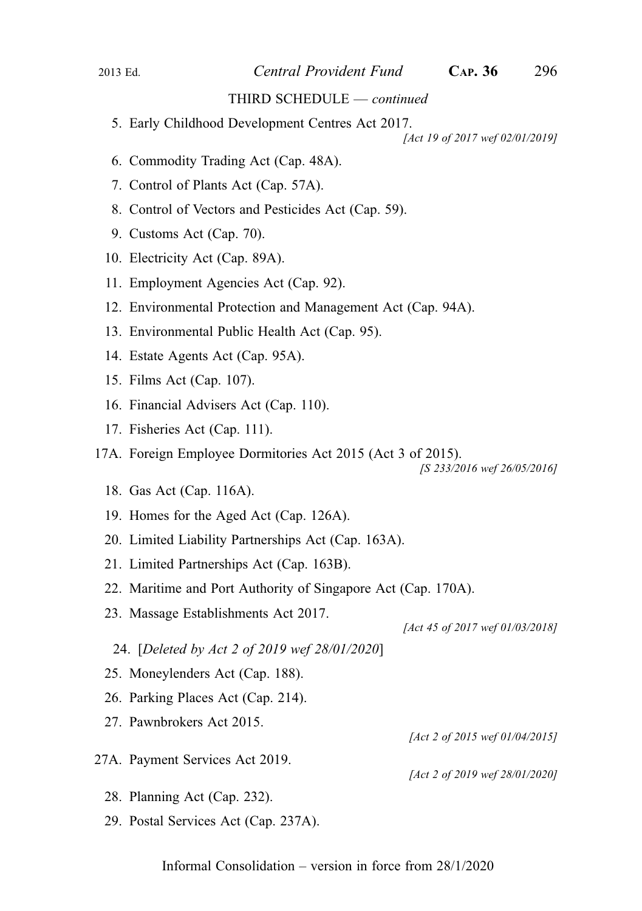THIRD SCHEDULE — *continued*

5. Early Childhood Development Centres Act 2017.

*[Act 19 of 2017 wef 02/01/2019]*

6. Commodity Trading Act (Cap. 48A).
7. Control of Plants Act (Cap. 57A).
8. Control of Vectors and Pesticides Act (Cap. 59).
9. Customs Act (Cap. 70).
10. Electricity Act (Cap. 89A).
11. Employment Agencies Act (Cap. 92).
12. Environmental Protection and Management Act (Cap. 94A).
13. Environmental Public Health Act (Cap. 95).
14. Estate Agents Act (Cap. 95A).
15. Films Act (Cap. 107).
16. Financial Advisers Act (Cap. 110).
17. Fisheries Act (Cap. 111).

17A. Foreign Employee Dormitories Act 2015 (Act 3 of 2015).

*[S 233/2016 wef 26/05/2016]*

18. Gas Act (Cap. 116A).
19. Homes for the Aged Act (Cap. 126A).
20. Limited Liability Partnerships Act (Cap. 163A).
21. Limited Partnerships Act (Cap. 163B).
22. Maritime and Port Authority of Singapore Act (Cap. 170A).
23. Massage Establishments Act 2017.

*[Act 45 of 2017 wef 01/03/2018]*

24. [*Deleted by Act 2 of 2019 wef 28/01/2020*]
25. Moneylenders Act (Cap. 188).
26. Parking Places Act (Cap. 214).
27. Pawnbrokers Act 2015.

*[Act 2 of 2015 wef 01/04/2015]*

27A. Payment Services Act 2019.

*[Act 2 of 2019 wef 28/01/2020]*

28. Planning Act (Cap. 232).
29. Postal Services Act (Cap. 237A).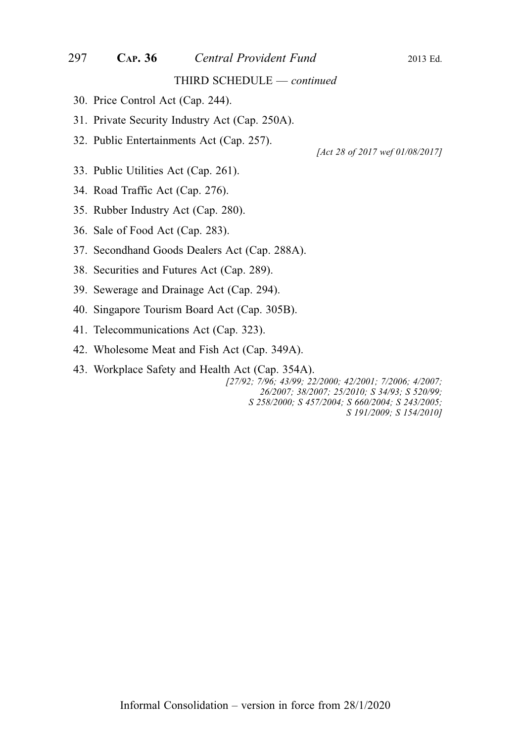THIRD SCHEDULE — *continued*

30. Price Control Act (Cap. 244).
31. Private Security Industry Act (Cap. 250A).
32. Public Entertainments Act (Cap. 257).

*[Act 28 of 2017 wef 01/08/2017]*

33. Public Utilities Act (Cap. 261).
34. Road Traffic Act (Cap. 276).
35. Rubber Industry Act (Cap. 280).
36. Sale of Food Act (Cap. 283).
37. Secondhand Goods Dealers Act (Cap. 288A).
38. Securities and Futures Act (Cap. 289).
39. Sewerage and Drainage Act (Cap. 294).
40. Singapore Tourism Board Act (Cap. 305B).
41. Telecommunications Act (Cap. 323).
42. Wholesome Meat and Fish Act (Cap. 349A).
43. Workplace Safety and Health Act (Cap. 354A).

*[27/92; 7/96; 43/99; 22/2000; 42/2001; 7/2006; 4/2007; 26/2007; 38/2007; 25/2010; S 34/93; S 520/99; S 258/2000; S 457/2004; S 660/2004; S 243/2005; S 191/2009; S 154/2010]*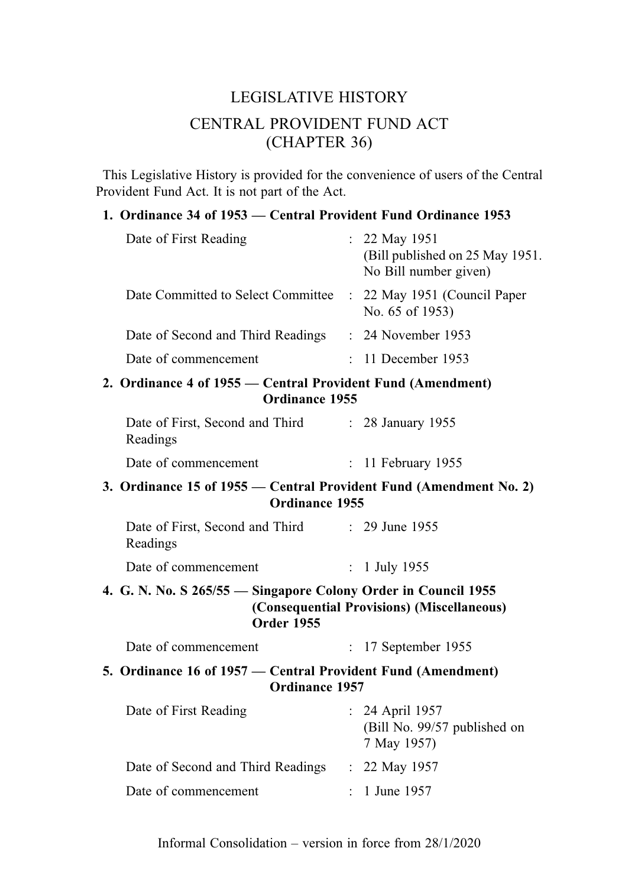# LEGISLATIVE HISTORY

# CENTRAL PROVIDENT FUND ACT
# (CHAPTER 36)

This Legislative History is provided for the convenience of users of the Central Provident Fund Act. It is not part of the Act.

**1. Ordinance 34 of 1953 — Central Provident Fund Ordinance 1953**

| | | |
|---|---|---|
| Date of First Reading | : | 22 May 1951 (Bill published on 25 May 1951. No Bill number given) |
| Date Committed to Select Committee | : | 22 May 1951 (Council Paper No. 65 of 1953) |
| Date of Second and Third Readings | : | 24 November 1953 |
| Date of commencement | : | 11 December 1953 |

**2. Ordinance 4 of 1955 — Central Provident Fund (Amendment) Ordinance 1955**

| | | |
|---|---|---|
| Date of First, Second and Third Readings | : | 28 January 1955 |
| Date of commencement | : | 11 February 1955 |

**3. Ordinance 15 of 1955 — Central Provident Fund (Amendment No. 2) Ordinance 1955**

| | | |
|---|---|---|
| Date of First, Second and Third Readings | : | 29 June 1955 |
| Date of commencement | : | 1 July 1955 |

**4. G. N. No. S 265/55 — Singapore Colony Order in Council 1955 (Consequential Provisions) (Miscellaneous) Order 1955**

| | | |
|---|---|---|
| Date of commencement | : | 17 September 1955 |

**5. Ordinance 16 of 1957 — Central Provident Fund (Amendment) Ordinance 1957**

| | | |
|---|---|---|
| Date of First Reading | : | 24 April 1957 (Bill No. 99/57 published on 7 May 1957) |
| Date of Second and Third Readings | : | 22 May 1957 |
| Date of commencement | : | 1 June 1957 |

Informal Consolidation – version in force from 28/1/2020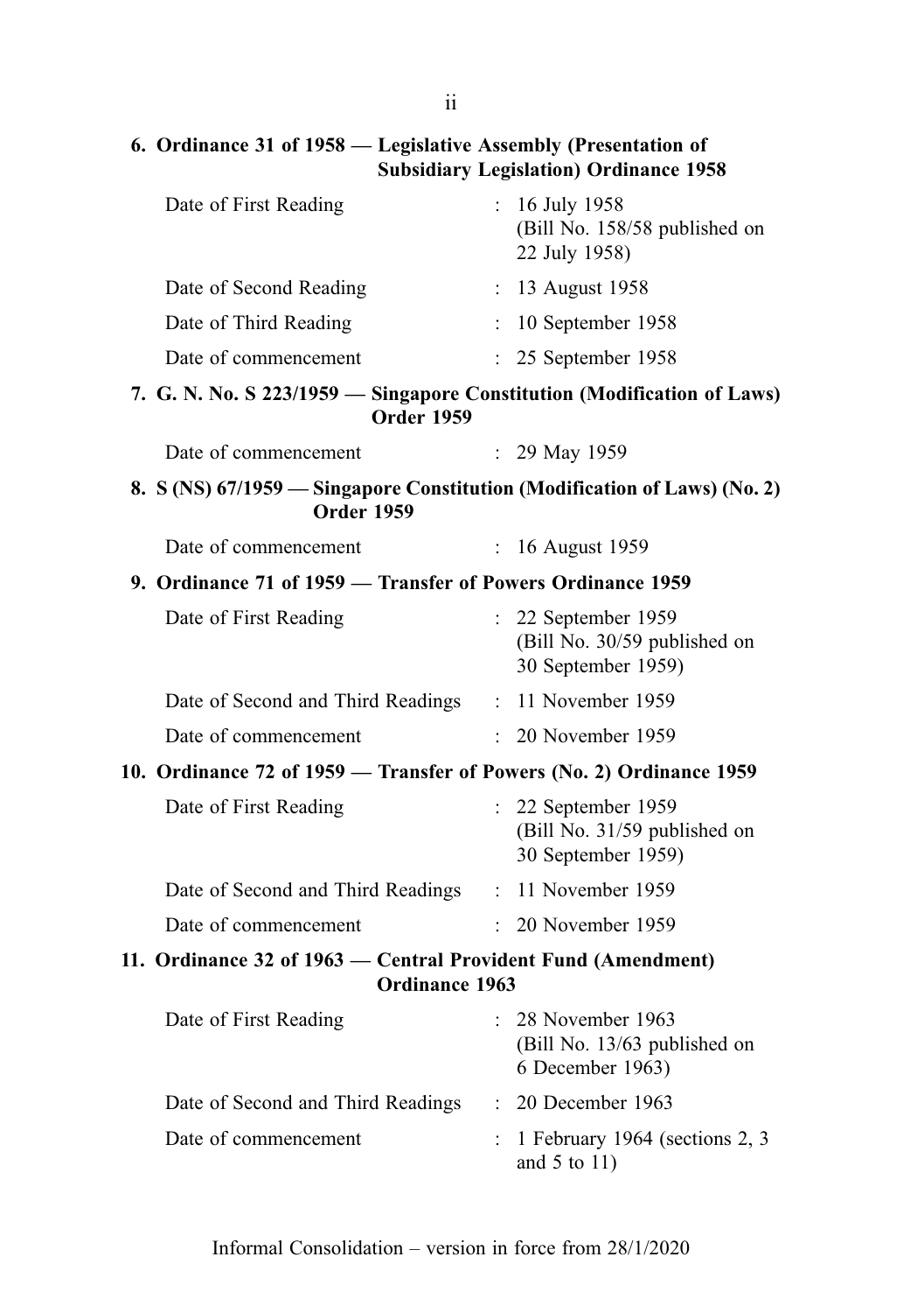**6. Ordinance 31 of 1958 — Legislative Assembly (Presentation of Subsidiary Legislation) Ordinance 1958**

| | | |
|---|---|---|
| Date of First Reading | : | 16 July 1958 (Bill No. 158/58 published on 22 July 1958) |
| Date of Second Reading | : | 13 August 1958 |
| Date of Third Reading | : | 10 September 1958 |
| Date of commencement | : | 25 September 1958 |

**7. G. N. No. S 223/1959 — Singapore Constitution (Modification of Laws) Order 1959**

| | | |
|---|---|---|
| Date of commencement | : | 29 May 1959 |

**8. S (NS) 67/1959 — Singapore Constitution (Modification of Laws) (No. 2) Order 1959**

| | | |
|---|---|---|
| Date of commencement | : | 16 August 1959 |

**9. Ordinance 71 of 1959 — Transfer of Powers Ordinance 1959**

| | | |
|---|---|---|
| Date of First Reading | : | 22 September 1959 (Bill No. 30/59 published on 30 September 1959) |
| Date of Second and Third Readings | : | 11 November 1959 |
| Date of commencement | : | 20 November 1959 |

**10. Ordinance 72 of 1959 — Transfer of Powers (No. 2) Ordinance 1959**

| | | |
|---|---|---|
| Date of First Reading | : | 22 September 1959 (Bill No. 31/59 published on 30 September 1959) |
| Date of Second and Third Readings | : | 11 November 1959 |
| Date of commencement | : | 20 November 1959 |

**11. Ordinance 32 of 1963 — Central Provident Fund (Amendment) Ordinance 1963**

| | | |
|---|---|---|
| Date of First Reading | : | 28 November 1963 (Bill No. 13/63 published on 6 December 1963) |
| Date of Second and Third Readings | : | 20 December 1963 |
| Date of commencement | : | 1 February 1964 (sections 2, 3 and 5 to 11) |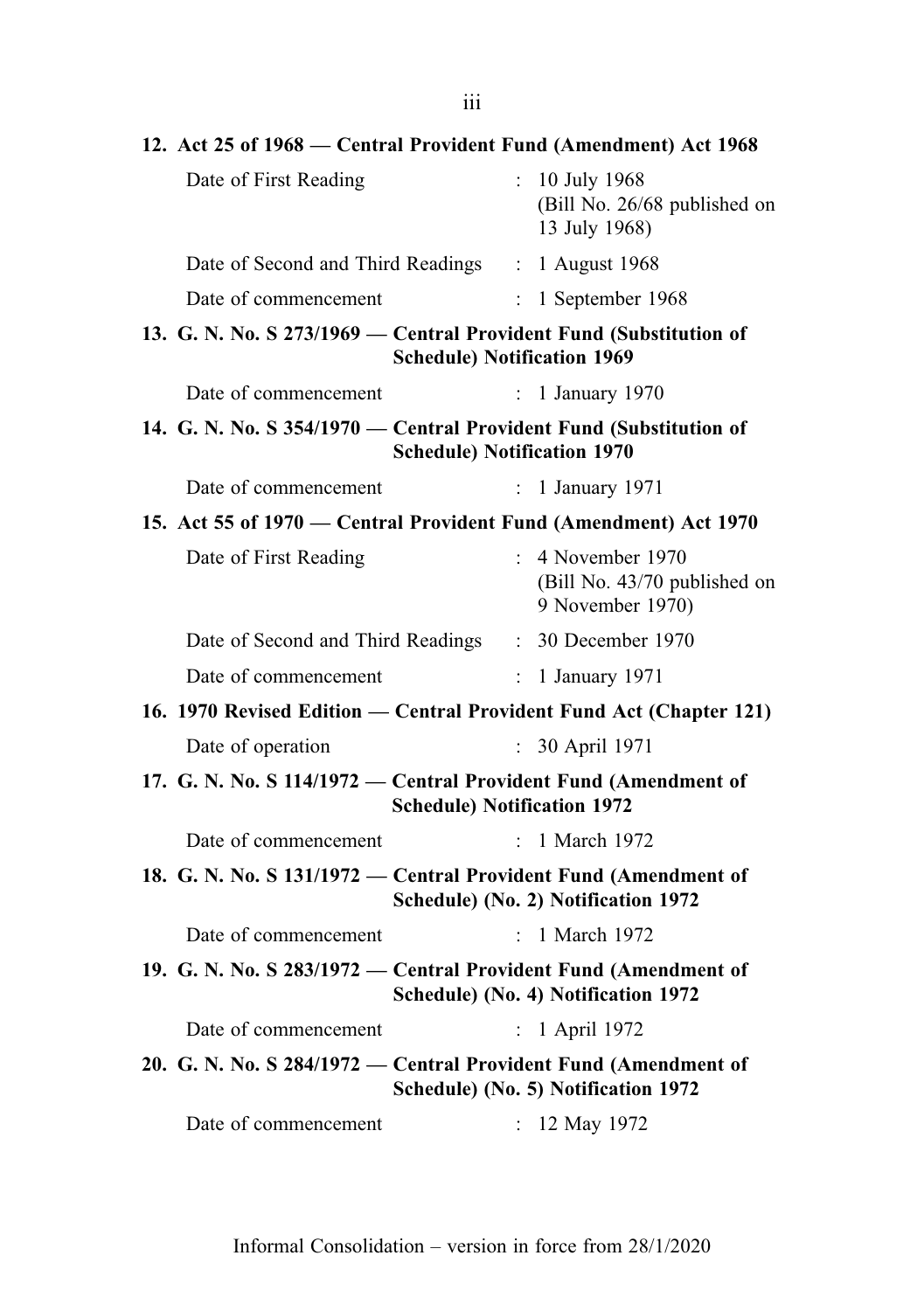**12. Act 25 of 1968 — Central Provident Fund (Amendment) Act 1968**

Date of First Reading : 10 July 1968 (Bill No. 26/68 published on 13 July 1968)

Date of Second and Third Readings : 1 August 1968

Date of commencement : 1 September 1968

**13. G. N. No. S 273/1969 — Central Provident Fund (Substitution of Schedule) Notification 1969**

Date of commencement : 1 January 1970

**14. G. N. No. S 354/1970 — Central Provident Fund (Substitution of Schedule) Notification 1970**

Date of commencement : 1 January 1971

**15. Act 55 of 1970 — Central Provident Fund (Amendment) Act 1970**

Date of First Reading : 4 November 1970 (Bill No. 43/70 published on 9 November 1970)

Date of Second and Third Readings : 30 December 1970

Date of commencement : 1 January 1971

**16. 1970 Revised Edition — Central Provident Fund Act (Chapter 121)**

Date of operation : 30 April 1971

**17. G. N. No. S 114/1972 — Central Provident Fund (Amendment of Schedule) Notification 1972**

Date of commencement : 1 March 1972

**18. G. N. No. S 131/1972 — Central Provident Fund (Amendment of Schedule) (No. 2) Notification 1972**

Date of commencement : 1 March 1972

**19. G. N. No. S 283/1972 — Central Provident Fund (Amendment of Schedule) (No. 4) Notification 1972**

Date of commencement : 1 April 1972

**20. G. N. No. S 284/1972 — Central Provident Fund (Amendment of Schedule) (No. 5) Notification 1972**

Date of commencement : 12 May 1972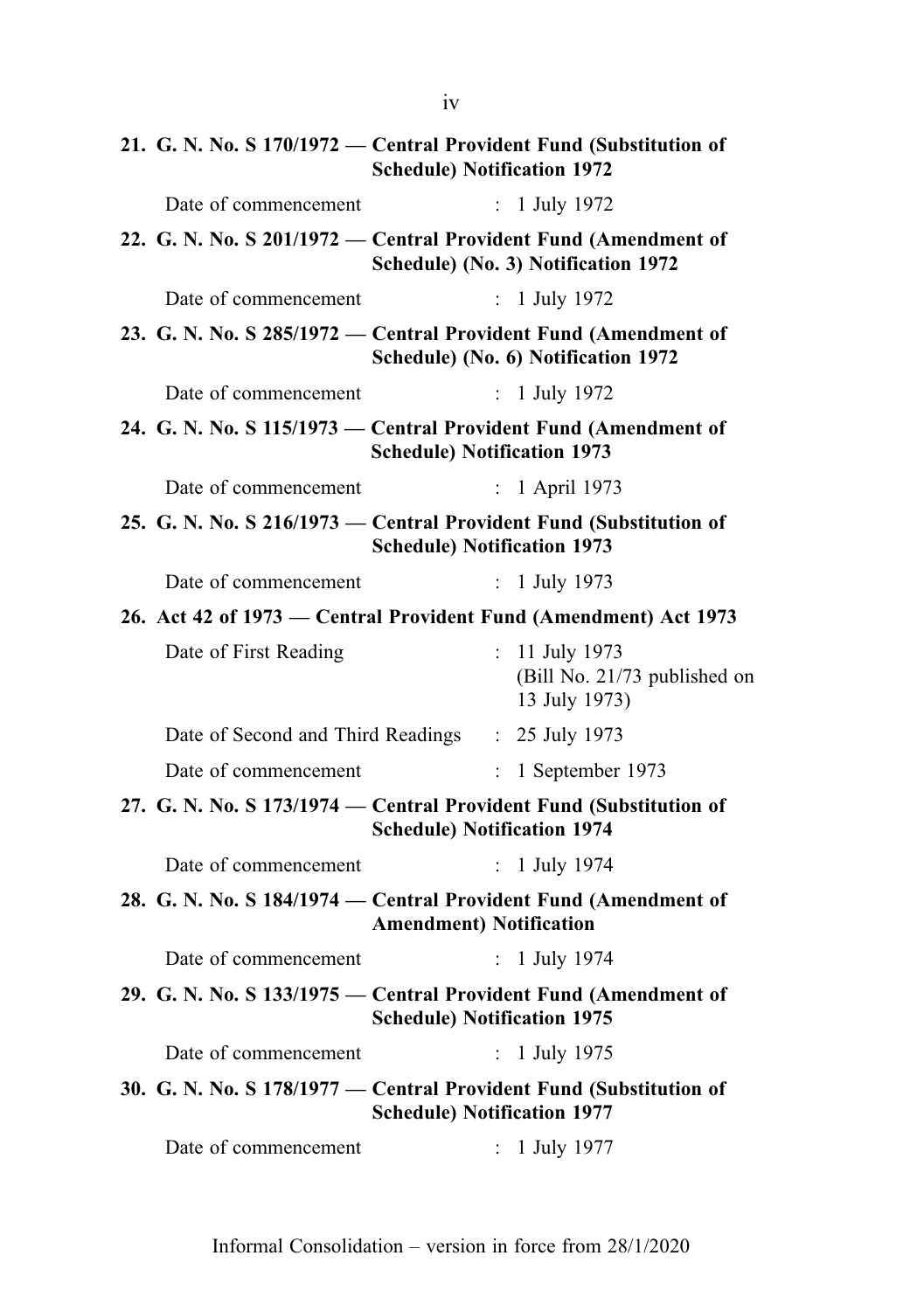**21. G. N. No. S 170/1972 — Central Provident Fund (Substitution of Schedule) Notification 1972**

Date of commencement : 1 July 1972

**22. G. N. No. S 201/1972 — Central Provident Fund (Amendment of Schedule) (No. 3) Notification 1972**

Date of commencement : 1 July 1972

**23. G. N. No. S 285/1972 — Central Provident Fund (Amendment of Schedule) (No. 6) Notification 1972**

Date of commencement : 1 July 1972

**24. G. N. No. S 115/1973 — Central Provident Fund (Amendment of Schedule) Notification 1973**

Date of commencement : 1 April 1973

**25. G. N. No. S 216/1973 — Central Provident Fund (Substitution of Schedule) Notification 1973**

Date of commencement : 1 July 1973

**26. Act 42 of 1973 — Central Provident Fund (Amendment) Act 1973**

Date of First Reading : 11 July 1973 (Bill No. 21/73 published on 13 July 1973)

Date of Second and Third Readings : 25 July 1973

Date of commencement : 1 September 1973

**27. G. N. No. S 173/1974 — Central Provident Fund (Substitution of Schedule) Notification 1974**

Date of commencement : 1 July 1974

**28. G. N. No. S 184/1974 — Central Provident Fund (Amendment of Amendment) Notification**

Date of commencement : 1 July 1974

**29. G. N. No. S 133/1975 — Central Provident Fund (Amendment of Schedule) Notification 1975**

Date of commencement : 1 July 1975

**30. G. N. No. S 178/1977 — Central Provident Fund (Substitution of Schedule) Notification 1977**

Date of commencement : 1 July 1977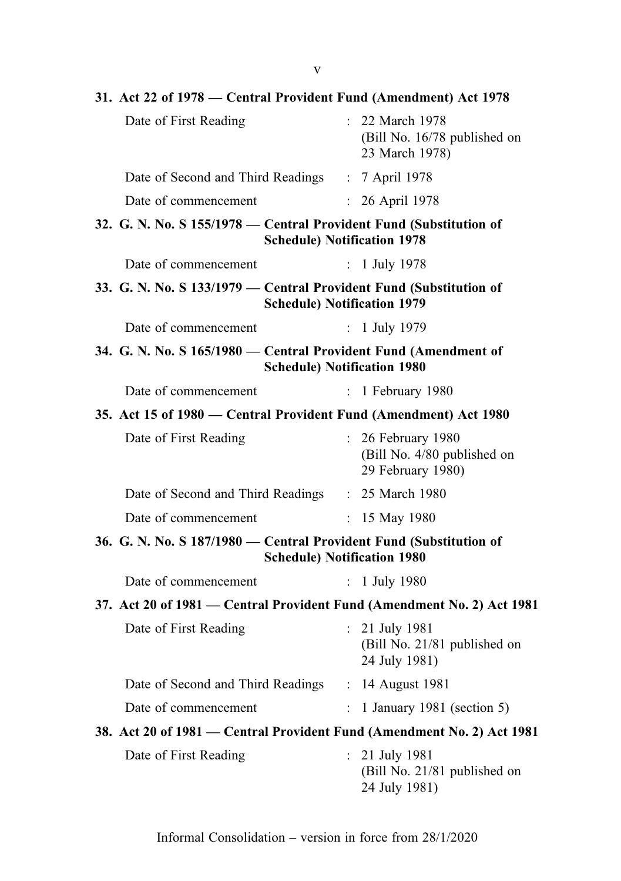**31. Act 22 of 1978 — Central Provident Fund (Amendment) Act 1978**

| | | |
|---|---|---|
| Date of First Reading | : | 22 March 1978 (Bill No. 16/78 published on 23 March 1978) |
| Date of Second and Third Readings | : | 7 April 1978 |
| Date of commencement | : | 26 April 1978 |

**32. G. N. No. S 155/1978 — Central Provident Fund (Substitution of Schedule) Notification 1978**

| | | |
|---|---|---|
| Date of commencement | : | 1 July 1978 |

**33. G. N. No. S 133/1979 — Central Provident Fund (Substitution of Schedule) Notification 1979**

| | | |
|---|---|---|
| Date of commencement | : | 1 July 1979 |

**34. G. N. No. S 165/1980 — Central Provident Fund (Amendment of Schedule) Notification 1980**

| | | |
|---|---|---|
| Date of commencement | : | 1 February 1980 |

**35. Act 15 of 1980 — Central Provident Fund (Amendment) Act 1980**

| | | |
|---|---|---|
| Date of First Reading | : | 26 February 1980 (Bill No. 4/80 published on 29 February 1980) |
| Date of Second and Third Readings | : | 25 March 1980 |
| Date of commencement | : | 15 May 1980 |

**36. G. N. No. S 187/1980 — Central Provident Fund (Substitution of Schedule) Notification 1980**

| | | |
|---|---|---|
| Date of commencement | : | 1 July 1980 |

**37. Act 20 of 1981 — Central Provident Fund (Amendment No. 2) Act 1981**

| | | |
|---|---|---|
| Date of First Reading | : | 21 July 1981 (Bill No. 21/81 published on 24 July 1981) |
| Date of Second and Third Readings | : | 14 August 1981 |
| Date of commencement | : | 1 January 1981 (section 5) |

**38. Act 20 of 1981 — Central Provident Fund (Amendment No. 2) Act 1981**

| | | |
|---|---|---|
| Date of First Reading | : | 21 July 1981 (Bill No. 21/81 published on 24 July 1981) |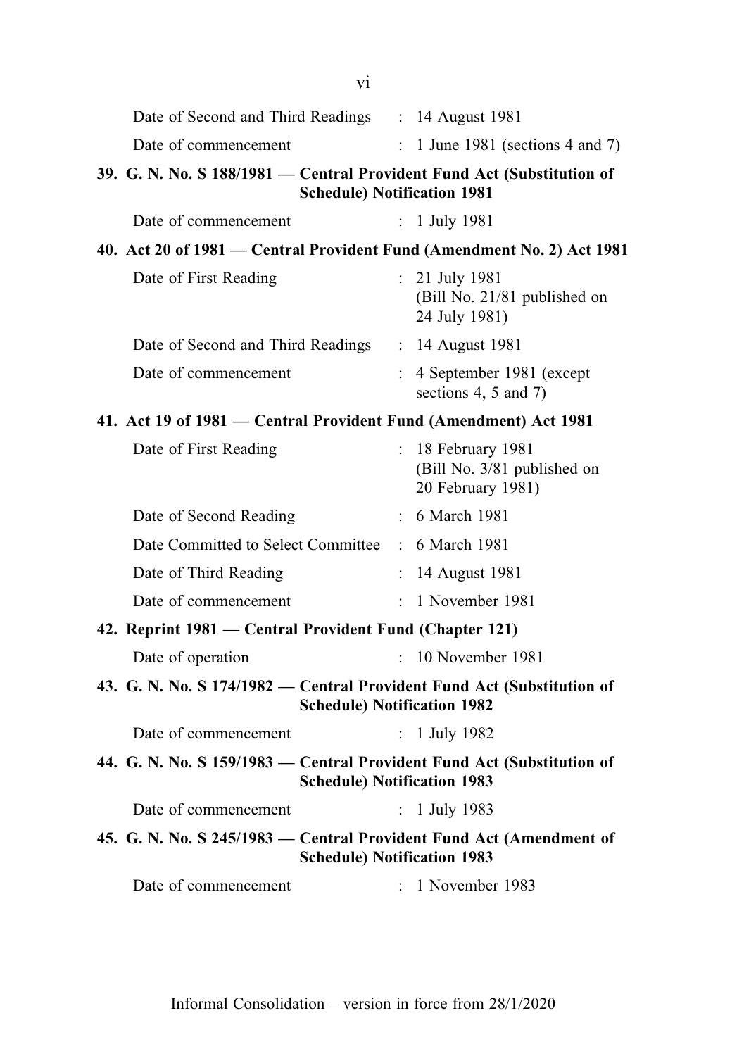Date of Second and Third Readings : 14 August 1981

Date of commencement : 1 June 1981 (sections 4 and 7)

**39. G. N. No. S 188/1981 — Central Provident Fund Act (Substitution of Schedule) Notification 1981**

Date of commencement : 1 July 1981

**40. Act 20 of 1981 — Central Provident Fund (Amendment No. 2) Act 1981**

Date of First Reading : 21 July 1981 (Bill No. 21/81 published on 24 July 1981)

Date of Second and Third Readings : 14 August 1981

Date of commencement : 4 September 1981 (except sections 4, 5 and 7)

**41. Act 19 of 1981 — Central Provident Fund (Amendment) Act 1981**

Date of First Reading : 18 February 1981 (Bill No. 3/81 published on 20 February 1981)

Date of Second Reading : 6 March 1981

Date Committed to Select Committee : 6 March 1981

Date of Third Reading : 14 August 1981

Date of commencement : 1 November 1981

**42. Reprint 1981 — Central Provident Fund (Chapter 121)**

Date of operation : 10 November 1981

**43. G. N. No. S 174/1982 — Central Provident Fund Act (Substitution of Schedule) Notification 1982**

Date of commencement : 1 July 1982

**44. G. N. No. S 159/1983 — Central Provident Fund Act (Substitution of Schedule) Notification 1983**

Date of commencement : 1 July 1983

**45. G. N. No. S 245/1983 — Central Provident Fund Act (Amendment of Schedule) Notification 1983**

Date of commencement : 1 November 1983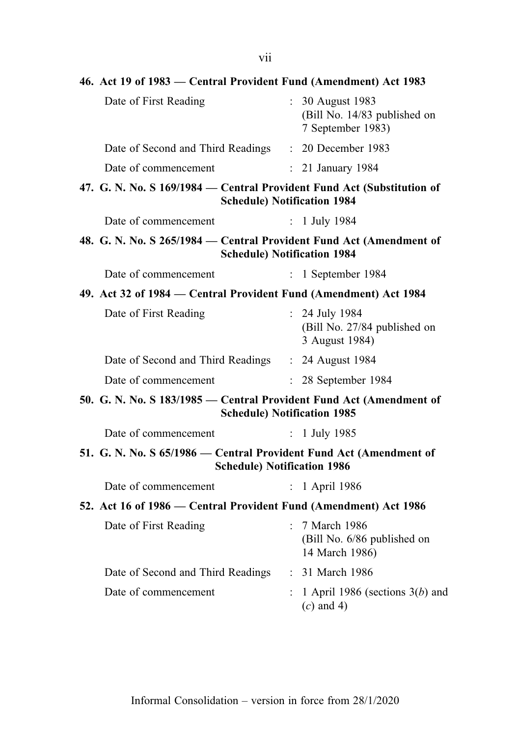**46. Act 19 of 1983 — Central Provident Fund (Amendment) Act 1983**

| | | |
|---|---|---|
| Date of First Reading | : | 30 August 1983 (Bill No. 14/83 published on 7 September 1983) |
| Date of Second and Third Readings | : | 20 December 1983 |
| Date of commencement | : | 21 January 1984 |

**47. G. N. No. S 169/1984 — Central Provident Fund Act (Substitution of Schedule) Notification 1984**

| | | |
|---|---|---|
| Date of commencement | : | 1 July 1984 |

**48. G. N. No. S 265/1984 — Central Provident Fund Act (Amendment of Schedule) Notification 1984**

| | | |
|---|---|---|
| Date of commencement | : | 1 September 1984 |

**49. Act 32 of 1984 — Central Provident Fund (Amendment) Act 1984**

| | | |
|---|---|---|
| Date of First Reading | : | 24 July 1984 (Bill No. 27/84 published on 3 August 1984) |
| Date of Second and Third Readings | : | 24 August 1984 |
| Date of commencement | : | 28 September 1984 |

**50. G. N. No. S 183/1985 — Central Provident Fund Act (Amendment of Schedule) Notification 1985**

| | | |
|---|---|---|
| Date of commencement | : | 1 July 1985 |

**51. G. N. No. S 65/1986 — Central Provident Fund Act (Amendment of Schedule) Notification 1986**

| | | |
|---|---|---|
| Date of commencement | : | 1 April 1986 |

**52. Act 16 of 1986 — Central Provident Fund (Amendment) Act 1986**

| | | |
|---|---|---|
| Date of First Reading | : | 7 March 1986 (Bill No. 6/86 published on 14 March 1986) |
| Date of Second and Third Readings | : | 31 March 1986 |
| Date of commencement | : | 1 April 1986 (sections 3(*b*) and (*c*) and 4) |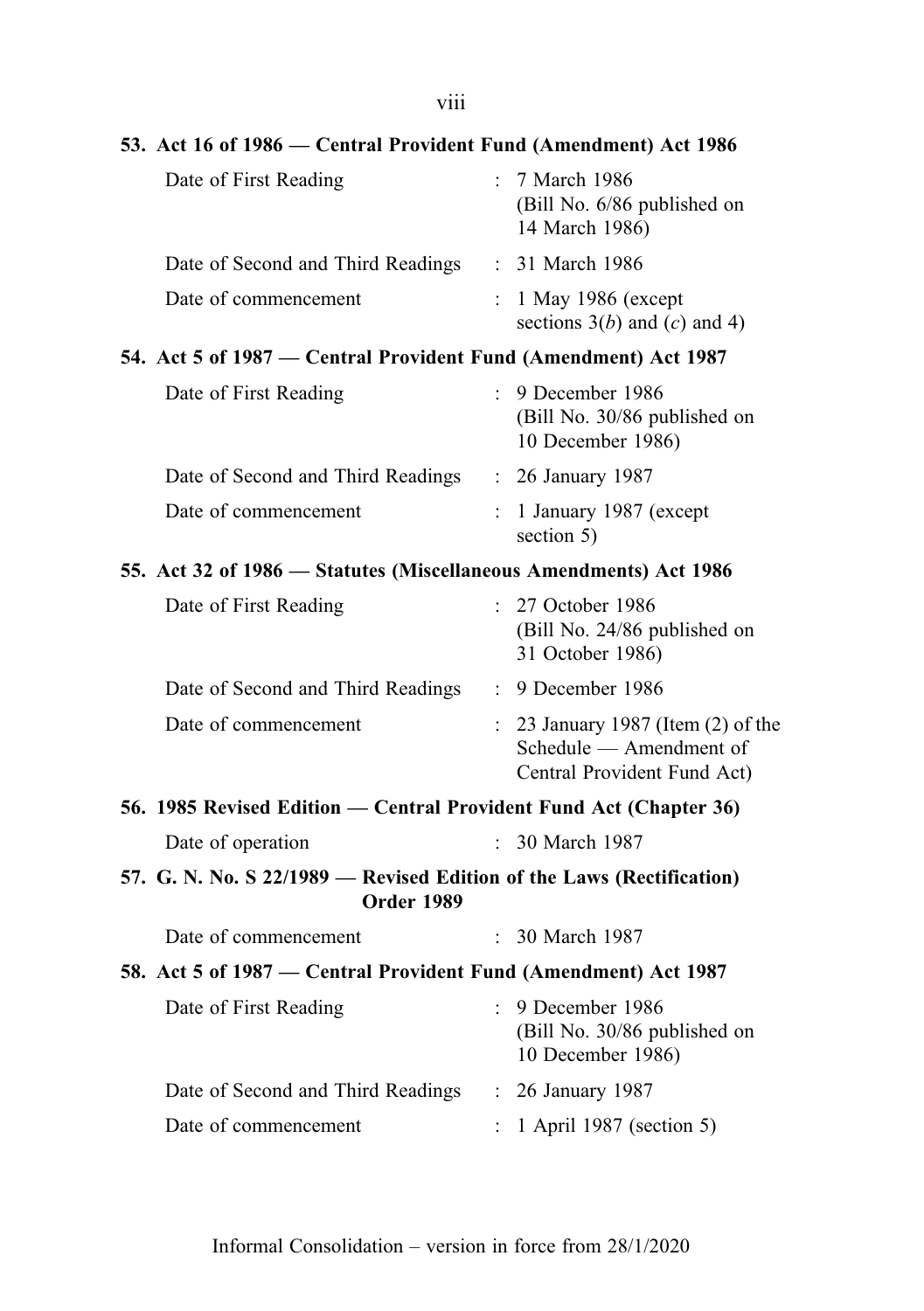**53. Act 16 of 1986 — Central Provident Fund (Amendment) Act 1986**

| | | |
|---|---|---|
| Date of First Reading | : | 7 March 1986 (Bill No. 6/86 published on 14 March 1986) |
| Date of Second and Third Readings | : | 31 March 1986 |
| Date of commencement | : | 1 May 1986 (except sections 3(*b*) and (*c*) and 4) |

**54. Act 5 of 1987 — Central Provident Fund (Amendment) Act 1987**

| | | |
|---|---|---|
| Date of First Reading | : | 9 December 1986 (Bill No. 30/86 published on 10 December 1986) |
| Date of Second and Third Readings | : | 26 January 1987 |
| Date of commencement | : | 1 January 1987 (except section 5) |

**55. Act 32 of 1986 — Statutes (Miscellaneous Amendments) Act 1986**

| | | |
|---|---|---|
| Date of First Reading | : | 27 October 1986 (Bill No. 24/86 published on 31 October 1986) |
| Date of Second and Third Readings | : | 9 December 1986 |
| Date of commencement | : | 23 January 1987 (Item (2) of the Schedule — Amendment of Central Provident Fund Act) |

**56. 1985 Revised Edition — Central Provident Fund Act (Chapter 36)**

| | | |
|---|---|---|
| Date of operation | : | 30 March 1987 |

**57. G. N. No. S 22/1989 — Revised Edition of the Laws (Rectification) Order 1989**

| | | |
|---|---|---|
| Date of commencement | : | 30 March 1987 |

**58. Act 5 of 1987 — Central Provident Fund (Amendment) Act 1987**

| | | |
|---|---|---|
| Date of First Reading | : | 9 December 1986 (Bill No. 30/86 published on 10 December 1986) |
| Date of Second and Third Readings | : | 26 January 1987 |
| Date of commencement | : | 1 April 1987 (section 5) |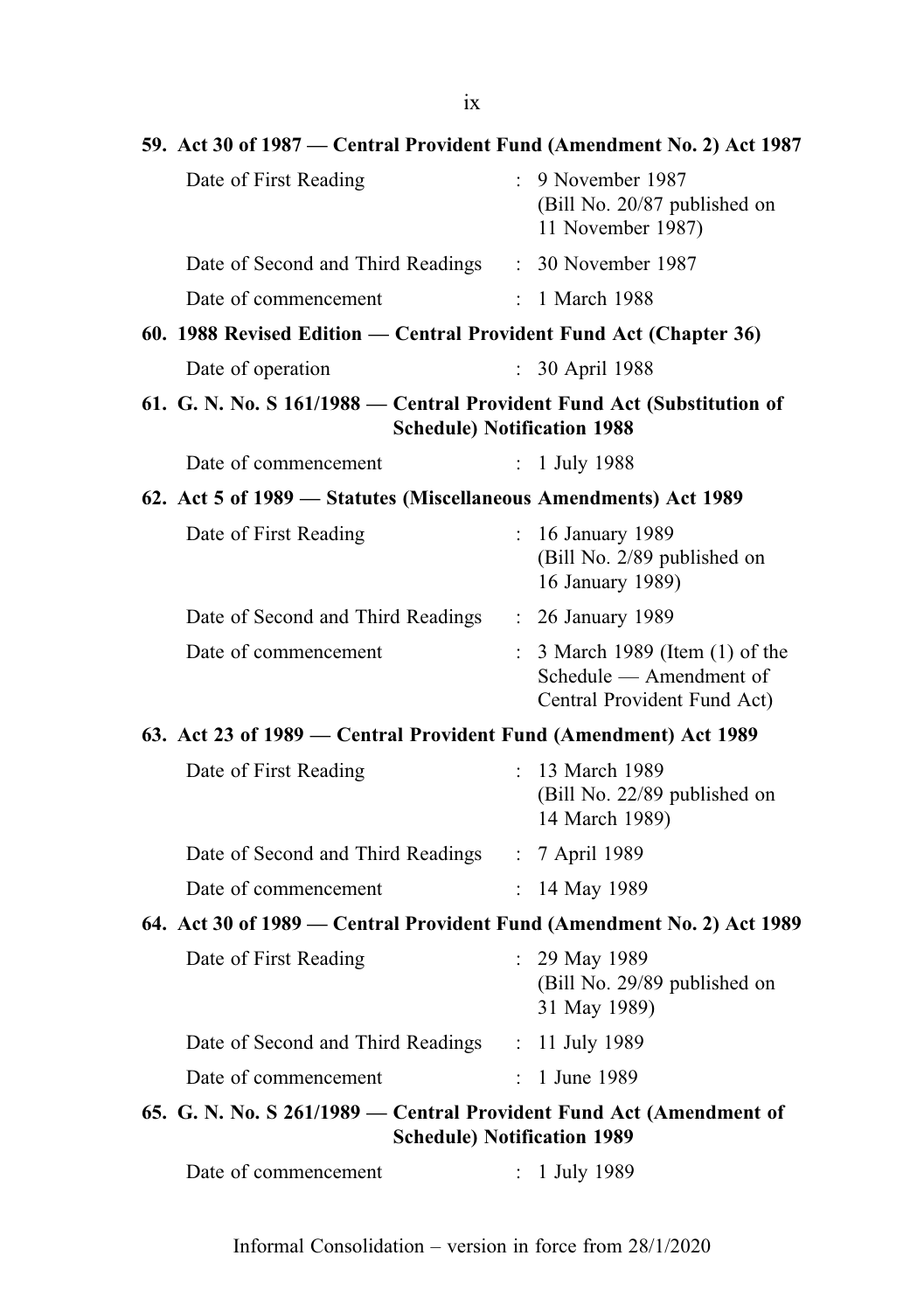**59. Act 30 of 1987 — Central Provident Fund (Amendment No. 2) Act 1987**

| | | |
|---|---|---|
| Date of First Reading | : | 9 November 1987 (Bill No. 20/87 published on 11 November 1987) |
| Date of Second and Third Readings | : | 30 November 1987 |
| Date of commencement | : | 1 March 1988 |

**60. 1988 Revised Edition — Central Provident Fund Act (Chapter 36)**

| | | |
|---|---|---|
| Date of operation | : | 30 April 1988 |

**61. G. N. No. S 161/1988 — Central Provident Fund Act (Substitution of Schedule) Notification 1988**

| | | |
|---|---|---|
| Date of commencement | : | 1 July 1988 |

**62. Act 5 of 1989 — Statutes (Miscellaneous Amendments) Act 1989**

| | | |
|---|---|---|
| Date of First Reading | : | 16 January 1989 (Bill No. 2/89 published on 16 January 1989) |
| Date of Second and Third Readings | : | 26 January 1989 |
| Date of commencement | : | 3 March 1989 (Item (1) of the Schedule — Amendment of Central Provident Fund Act) |

**63. Act 23 of 1989 — Central Provident Fund (Amendment) Act 1989**

| | | |
|---|---|---|
| Date of First Reading | : | 13 March 1989 (Bill No. 22/89 published on 14 March 1989) |
| Date of Second and Third Readings | : | 7 April 1989 |
| Date of commencement | : | 14 May 1989 |

**64. Act 30 of 1989 — Central Provident Fund (Amendment No. 2) Act 1989**

| | | |
|---|---|---|
| Date of First Reading | : | 29 May 1989 (Bill No. 29/89 published on 31 May 1989) |
| Date of Second and Third Readings | : | 11 July 1989 |
| Date of commencement | : | 1 June 1989 |

**65. G. N. No. S 261/1989 — Central Provident Fund Act (Amendment of Schedule) Notification 1989**

| | | |
|---|---|---|
| Date of commencement | : | 1 July 1989 |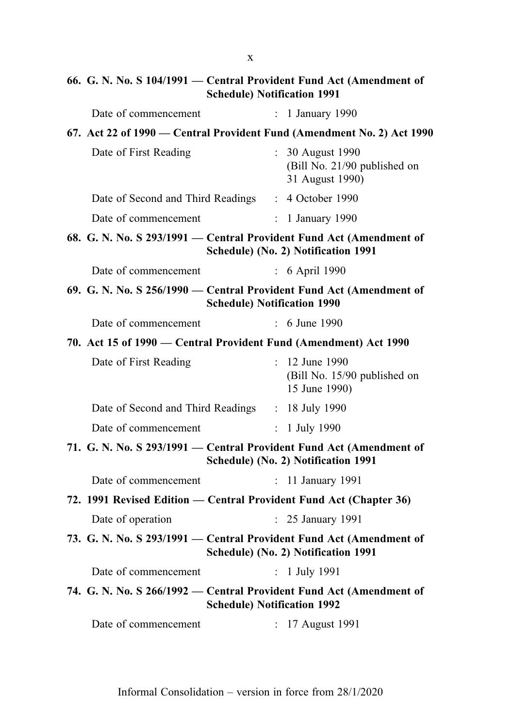**66. G. N. No. S 104/1991 — Central Provident Fund Act (Amendment of Schedule) Notification 1991**

Date of commencement : 1 January 1990

**67. Act 22 of 1990 — Central Provident Fund (Amendment No. 2) Act 1990**

Date of First Reading : 30 August 1990 (Bill No. 21/90 published on 31 August 1990)

Date of Second and Third Readings : 4 October 1990

Date of commencement : 1 January 1990

**68. G. N. No. S 293/1991 — Central Provident Fund Act (Amendment of Schedule) (No. 2) Notification 1991**

Date of commencement : 6 April 1990

**69. G. N. No. S 256/1990 — Central Provident Fund Act (Amendment of Schedule) Notification 1990**

Date of commencement : 6 June 1990

**70. Act 15 of 1990 — Central Provident Fund (Amendment) Act 1990**

Date of First Reading : 12 June 1990 (Bill No. 15/90 published on 15 June 1990)

Date of Second and Third Readings : 18 July 1990

Date of commencement : 1 July 1990

**71. G. N. No. S 293/1991 — Central Provident Fund Act (Amendment of Schedule) (No. 2) Notification 1991**

Date of commencement : 11 January 1991

**72. 1991 Revised Edition — Central Provident Fund Act (Chapter 36)**

Date of operation : 25 January 1991

**73. G. N. No. S 293/1991 — Central Provident Fund Act (Amendment of Schedule) (No. 2) Notification 1991**

Date of commencement : 1 July 1991

**74. G. N. No. S 266/1992 — Central Provident Fund Act (Amendment of Schedule) Notification 1992**

Date of commencement : 17 August 1991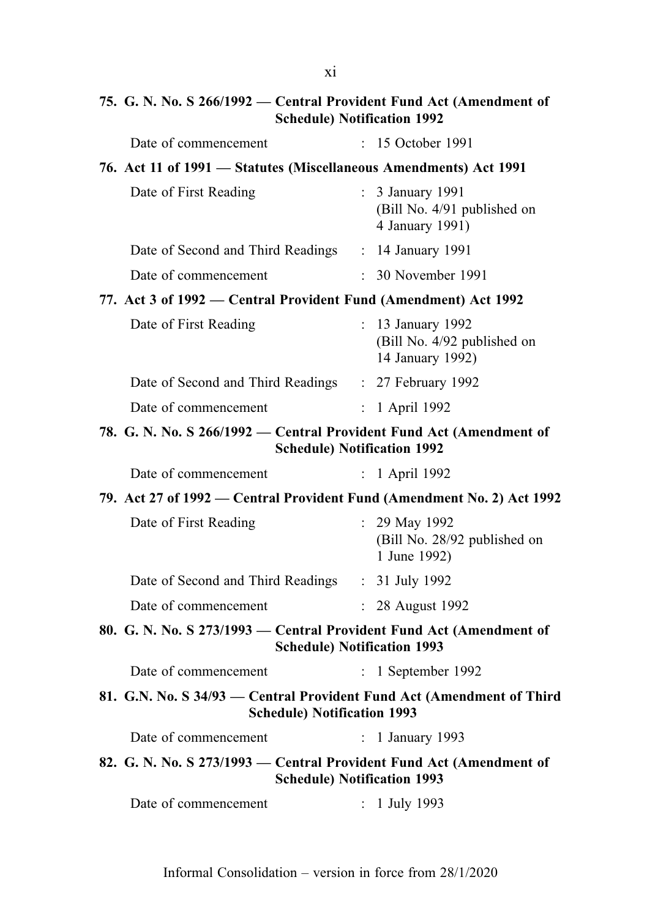**75. G. N. No. S 266/1992 — Central Provident Fund Act (Amendment of Schedule) Notification 1992**

| | | |
|---|---|---|
| Date of commencement | : | 15 October 1991 |

**76. Act 11 of 1991 — Statutes (Miscellaneous Amendments) Act 1991**

| | | |
|---|---|---|
| Date of First Reading | : | 3 January 1991 (Bill No. 4/91 published on 4 January 1991) |
| Date of Second and Third Readings | : | 14 January 1991 |
| Date of commencement | : | 30 November 1991 |

**77. Act 3 of 1992 — Central Provident Fund (Amendment) Act 1992**

| | | |
|---|---|---|
| Date of First Reading | : | 13 January 1992 (Bill No. 4/92 published on 14 January 1992) |
| Date of Second and Third Readings | : | 27 February 1992 |
| Date of commencement | : | 1 April 1992 |

**78. G. N. No. S 266/1992 — Central Provident Fund Act (Amendment of Schedule) Notification 1992**

| | | |
|---|---|---|
| Date of commencement | : | 1 April 1992 |

**79. Act 27 of 1992 — Central Provident Fund (Amendment No. 2) Act 1992**

| | | |
|---|---|---|
| Date of First Reading | : | 29 May 1992 (Bill No. 28/92 published on 1 June 1992) |
| Date of Second and Third Readings | : | 31 July 1992 |
| Date of commencement | : | 28 August 1992 |

**80. G. N. No. S 273/1993 — Central Provident Fund Act (Amendment of Schedule) Notification 1993**

| | | |
|---|---|---|
| Date of commencement | : | 1 September 1992 |

**81. G.N. No. S 34/93 — Central Provident Fund Act (Amendment of Third Schedule) Notification 1993**

| | | |
|---|---|---|
| Date of commencement | : | 1 January 1993 |

**82. G. N. No. S 273/1993 — Central Provident Fund Act (Amendment of Schedule) Notification 1993**

| | | |
|---|---|---|
| Date of commencement | : | 1 July 1993 |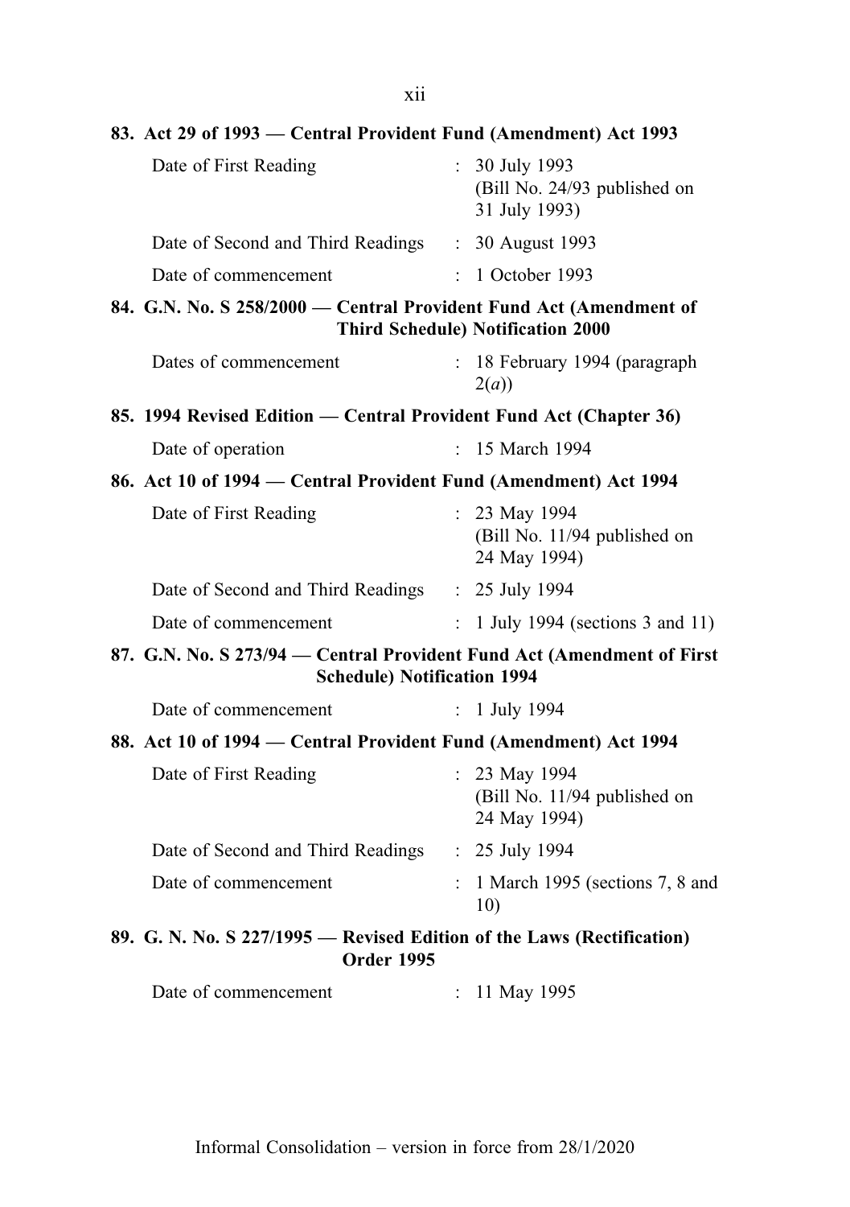**83. Act 29 of 1993 — Central Provident Fund (Amendment) Act 1993**

| | | |
|---|---|---|
| Date of First Reading | : | 30 July 1993 (Bill No. 24/93 published on 31 July 1993) |
| Date of Second and Third Readings | : | 30 August 1993 |
| Date of commencement | : | 1 October 1993 |

**84. G.N. No. S 258/2000 — Central Provident Fund Act (Amendment of Third Schedule) Notification 2000**

| | | |
|---|---|---|
| Dates of commencement | : | 18 February 1994 (paragraph 2(*a*)) |

**85. 1994 Revised Edition — Central Provident Fund Act (Chapter 36)**

| | | |
|---|---|---|
| Date of operation | : | 15 March 1994 |

**86. Act 10 of 1994 — Central Provident Fund (Amendment) Act 1994**

| | | |
|---|---|---|
| Date of First Reading | : | 23 May 1994 (Bill No. 11/94 published on 24 May 1994) |
| Date of Second and Third Readings | : | 25 July 1994 |
| Date of commencement | : | 1 July 1994 (sections 3 and 11) |

**87. G.N. No. S 273/94 — Central Provident Fund Act (Amendment of First Schedule) Notification 1994**

| | | |
|---|---|---|
| Date of commencement | : | 1 July 1994 |

**88. Act 10 of 1994 — Central Provident Fund (Amendment) Act 1994**

| | | |
|---|---|---|
| Date of First Reading | : | 23 May 1994 (Bill No. 11/94 published on 24 May 1994) |
| Date of Second and Third Readings | : | 25 July 1994 |
| Date of commencement | : | 1 March 1995 (sections 7, 8 and 10) |

**89. G. N. No. S 227/1995 — Revised Edition of the Laws (Rectification) Order 1995**

| | | |
|---|---|---|
| Date of commencement | : | 11 May 1995 |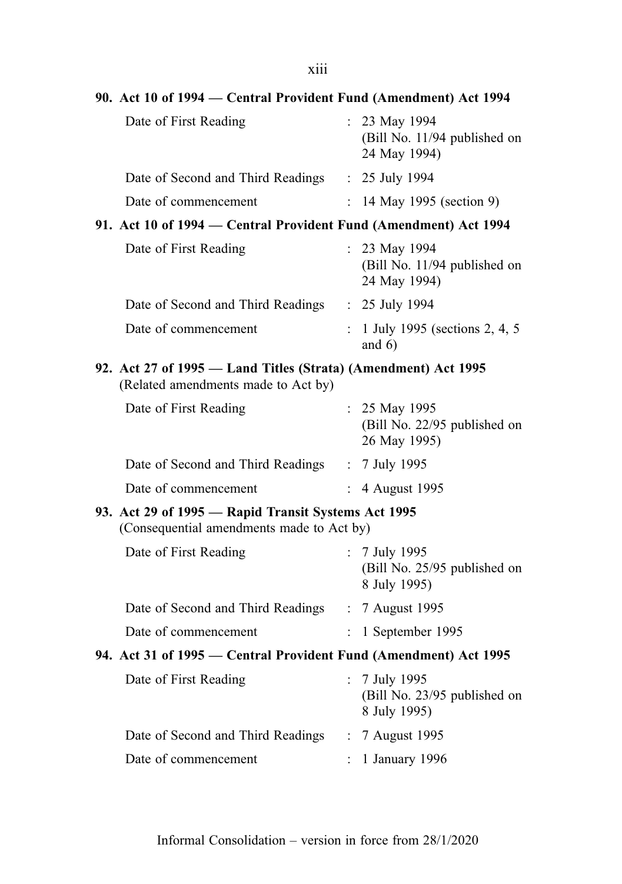**90. Act 10 of 1994 — Central Provident Fund (Amendment) Act 1994**

| | | |
|---|---|---|
| Date of First Reading | : | 23 May 1994 (Bill No. 11/94 published on 24 May 1994) |
| Date of Second and Third Readings | : | 25 July 1994 |
| Date of commencement | : | 14 May 1995 (section 9) |

**91. Act 10 of 1994 — Central Provident Fund (Amendment) Act 1994**

| | | |
|---|---|---|
| Date of First Reading | : | 23 May 1994 (Bill No. 11/94 published on 24 May 1994) |
| Date of Second and Third Readings | : | 25 July 1994 |
| Date of commencement | : | 1 July 1995 (sections 2, 4, 5 and 6) |

**92. Act 27 of 1995 — Land Titles (Strata) (Amendment) Act 1995**
(Related amendments made to Act by)

| | | |
|---|---|---|
| Date of First Reading | : | 25 May 1995 (Bill No. 22/95 published on 26 May 1995) |
| Date of Second and Third Readings | : | 7 July 1995 |
| Date of commencement | : | 4 August 1995 |

**93. Act 29 of 1995 — Rapid Transit Systems Act 1995**
(Consequential amendments made to Act by)

| | | |
|---|---|---|
| Date of First Reading | : | 7 July 1995 (Bill No. 25/95 published on 8 July 1995) |
| Date of Second and Third Readings | : | 7 August 1995 |
| Date of commencement | : | 1 September 1995 |

**94. Act 31 of 1995 — Central Provident Fund (Amendment) Act 1995**

| | | |
|---|---|---|
| Date of First Reading | : | 7 July 1995 (Bill No. 23/95 published on 8 July 1995) |
| Date of Second and Third Readings | : | 7 August 1995 |
| Date of commencement | : | 1 January 1996 |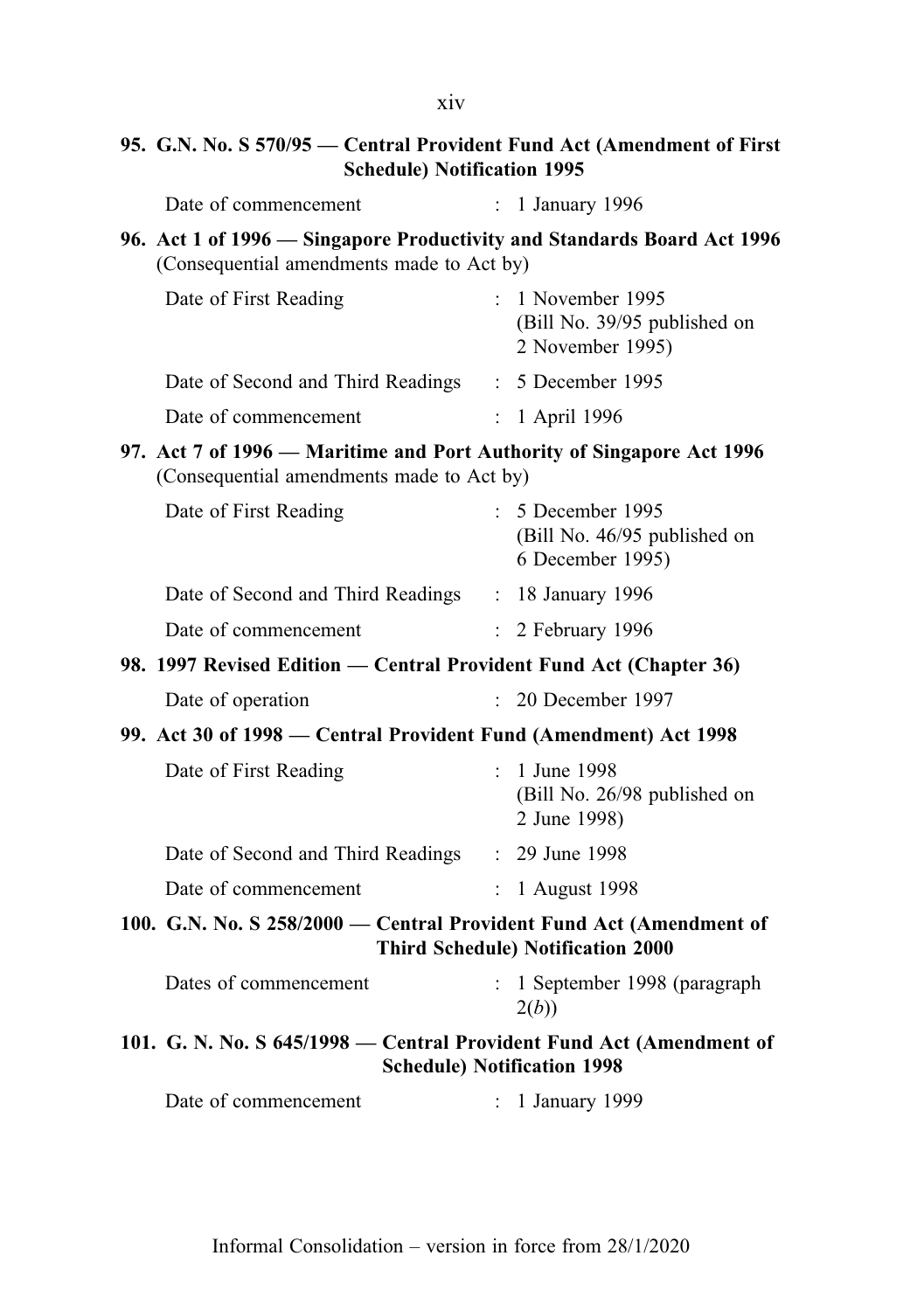**95. G.N. No. S 570/95 — Central Provident Fund Act (Amendment of First Schedule) Notification 1995**

| | | |
|---|---|---|
| Date of commencement | : | 1 January 1996 |

**96. Act 1 of 1996 — Singapore Productivity and Standards Board Act 1996**
(Consequential amendments made to Act by)

| | | |
|---|---|---|
| Date of First Reading | : | 1 November 1995 (Bill No. 39/95 published on 2 November 1995) |
| Date of Second and Third Readings | : | 5 December 1995 |
| Date of commencement | : | 1 April 1996 |

**97. Act 7 of 1996 — Maritime and Port Authority of Singapore Act 1996**
(Consequential amendments made to Act by)

| | | |
|---|---|---|
| Date of First Reading | : | 5 December 1995 (Bill No. 46/95 published on 6 December 1995) |
| Date of Second and Third Readings | : | 18 January 1996 |
| Date of commencement | : | 2 February 1996 |

**98. 1997 Revised Edition — Central Provident Fund Act (Chapter 36)**

| | | |
|---|---|---|
| Date of operation | : | 20 December 1997 |

**99. Act 30 of 1998 — Central Provident Fund (Amendment) Act 1998**

| | | |
|---|---|---|
| Date of First Reading | : | 1 June 1998 (Bill No. 26/98 published on 2 June 1998) |
| Date of Second and Third Readings | : | 29 June 1998 |
| Date of commencement | : | 1 August 1998 |

**100. G.N. No. S 258/2000 — Central Provident Fund Act (Amendment of Third Schedule) Notification 2000**

| | | |
|---|---|---|
| Dates of commencement | : | 1 September 1998 (paragraph 2(*b*)) |

**101. G. N. No. S 645/1998 — Central Provident Fund Act (Amendment of Schedule) Notification 1998**

| | | |
|---|---|---|
| Date of commencement | : | 1 January 1999 |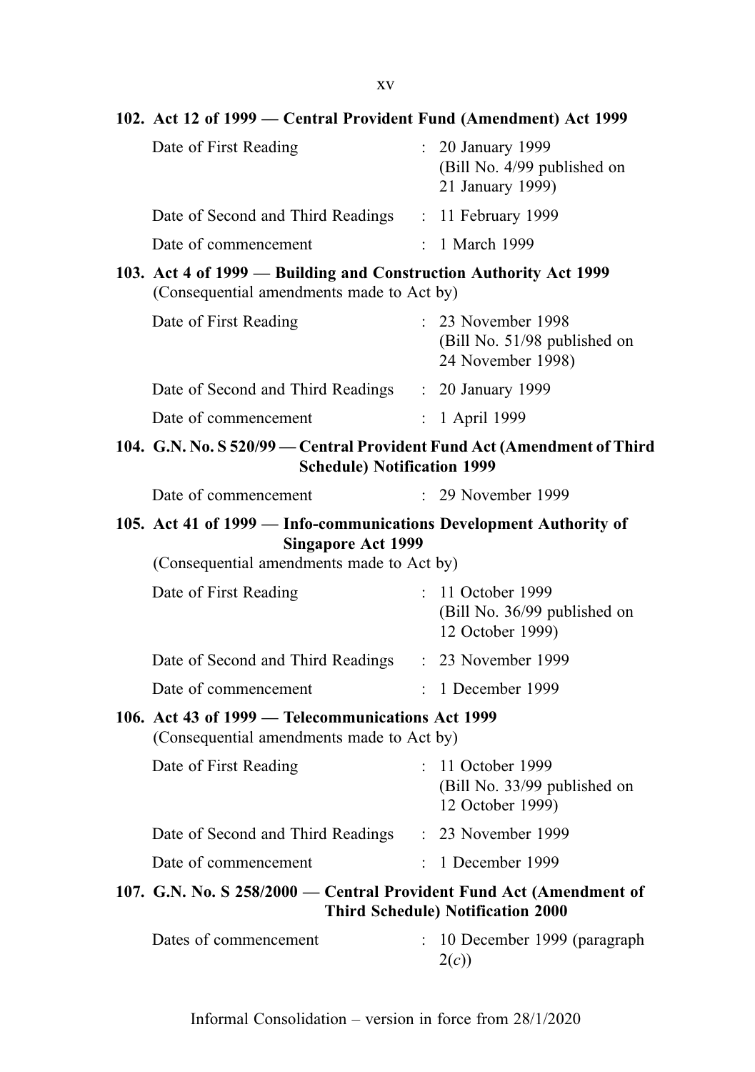**102. Act 12 of 1999 — Central Provident Fund (Amendment) Act 1999**

| | | |
|---|---|---|
| Date of First Reading | : | 20 January 1999 (Bill No. 4/99 published on 21 January 1999) |
| Date of Second and Third Readings | : | 11 February 1999 |
| Date of commencement | : | 1 March 1999 |

**103. Act 4 of 1999 — Building and Construction Authority Act 1999**

(Consequential amendments made to Act by)

| | | |
|---|---|---|
| Date of First Reading | : | 23 November 1998 (Bill No. 51/98 published on 24 November 1998) |
| Date of Second and Third Readings | : | 20 January 1999 |
| Date of commencement | : | 1 April 1999 |

**104. G.N. No. S 520/99 — Central Provident Fund Act (Amendment of Third Schedule) Notification 1999**

| | | |
|---|---|---|
| Date of commencement | : | 29 November 1999 |

**105. Act 41 of 1999 — Info-communications Development Authority of Singapore Act 1999**

(Consequential amendments made to Act by)

| | | |
|---|---|---|
| Date of First Reading | : | 11 October 1999 (Bill No. 36/99 published on 12 October 1999) |
| Date of Second and Third Readings | : | 23 November 1999 |
| Date of commencement | : | 1 December 1999 |

**106. Act 43 of 1999 — Telecommunications Act 1999**

(Consequential amendments made to Act by)

| | | |
|---|---|---|
| Date of First Reading | : | 11 October 1999 (Bill No. 33/99 published on 12 October 1999) |
| Date of Second and Third Readings | : | 23 November 1999 |
| Date of commencement | : | 1 December 1999 |

**107. G.N. No. S 258/2000 — Central Provident Fund Act (Amendment of Third Schedule) Notification 2000**

| | | |
|---|---|---|
| Dates of commencement | : | 10 December 1999 (paragraph 2(*c*)) |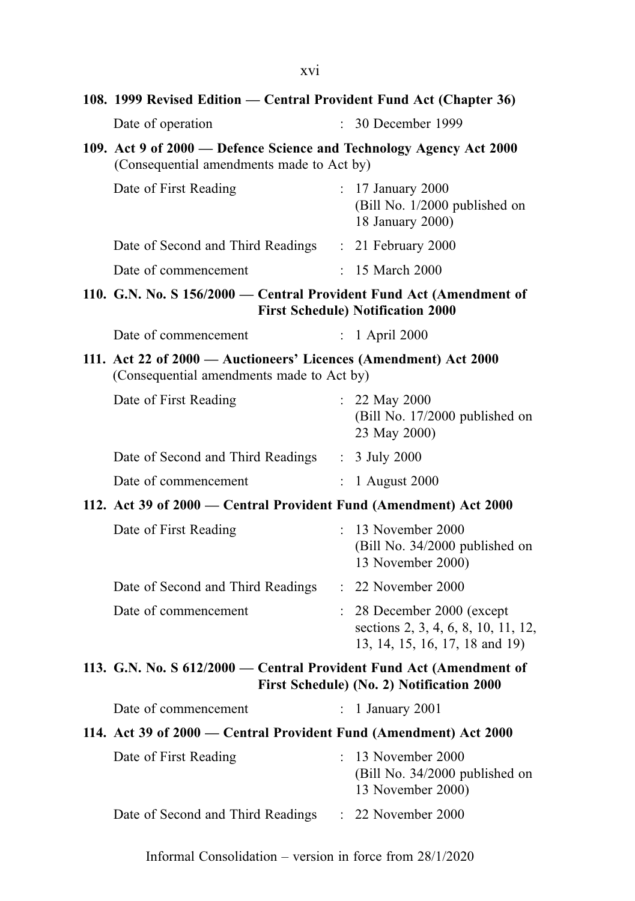**108. 1999 Revised Edition — Central Provident Fund Act (Chapter 36)**

| | | |
|---|---|---|
| Date of operation | : | 30 December 1999 |

**109. Act 9 of 2000 — Defence Science and Technology Agency Act 2000**
(Consequential amendments made to Act by)

| | | |
|---|---|---|
| Date of First Reading | : | 17 January 2000 (Bill No. 1/2000 published on 18 January 2000) |
| Date of Second and Third Readings | : | 21 February 2000 |
| Date of commencement | : | 15 March 2000 |

**110. G.N. No. S 156/2000 — Central Provident Fund Act (Amendment of First Schedule) Notification 2000**

| | | |
|---|---|---|
| Date of commencement | : | 1 April 2000 |

**111. Act 22 of 2000 — Auctioneers' Licences (Amendment) Act 2000**
(Consequential amendments made to Act by)

| | | |
|---|---|---|
| Date of First Reading | : | 22 May 2000 (Bill No. 17/2000 published on 23 May 2000) |
| Date of Second and Third Readings | : | 3 July 2000 |
| Date of commencement | : | 1 August 2000 |

**112. Act 39 of 2000 — Central Provident Fund (Amendment) Act 2000**

| | | |
|---|---|---|
| Date of First Reading | : | 13 November 2000 (Bill No. 34/2000 published on 13 November 2000) |
| Date of Second and Third Readings | : | 22 November 2000 |
| Date of commencement | : | 28 December 2000 (except sections 2, 3, 4, 6, 8, 10, 11, 12, 13, 14, 15, 16, 17, 18 and 19) |

**113. G.N. No. S 612/2000 — Central Provident Fund Act (Amendment of First Schedule) (No. 2) Notification 2000**

| | | |
|---|---|---|
| Date of commencement | : | 1 January 2001 |

**114. Act 39 of 2000 — Central Provident Fund (Amendment) Act 2000**

| | | |
|---|---|---|
| Date of First Reading | : | 13 November 2000 (Bill No. 34/2000 published on 13 November 2000) |
| Date of Second and Third Readings | : | 22 November 2000 |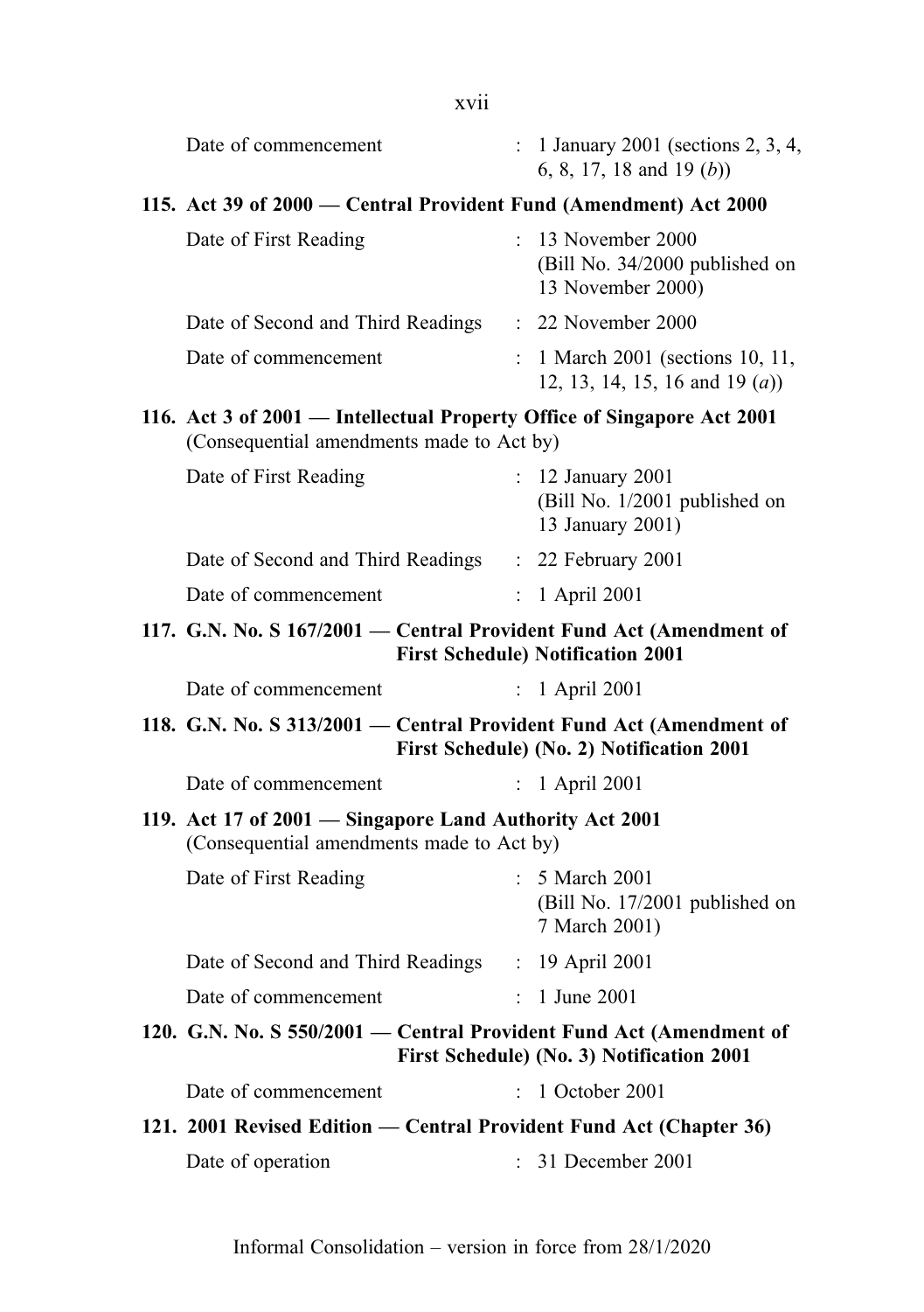Date of commencement : 1 January 2001 (sections 2, 3, 4, 6, 8, 17, 18 and 19 (*b*))

**115. Act 39 of 2000 — Central Provident Fund (Amendment) Act 2000**

Date of First Reading : 13 November 2000 (Bill No. 34/2000 published on 13 November 2000)

Date of Second and Third Readings : 22 November 2000

Date of commencement : 1 March 2001 (sections 10, 11, 12, 13, 14, 15, 16 and 19 (*a*))

**116. Act 3 of 2001 — Intellectual Property Office of Singapore Act 2001**
(Consequential amendments made to Act by)

Date of First Reading : 12 January 2001 (Bill No. 1/2001 published on 13 January 2001)

Date of Second and Third Readings : 22 February 2001

Date of commencement : 1 April 2001

**117. G.N. No. S 167/2001 — Central Provident Fund Act (Amendment of First Schedule) Notification 2001**

Date of commencement : 1 April 2001

**118. G.N. No. S 313/2001 — Central Provident Fund Act (Amendment of First Schedule) (No. 2) Notification 2001**

Date of commencement : 1 April 2001

**119. Act 17 of 2001 — Singapore Land Authority Act 2001**
(Consequential amendments made to Act by)

Date of First Reading : 5 March 2001 (Bill No. 17/2001 published on 7 March 2001)

Date of Second and Third Readings : 19 April 2001

Date of commencement : 1 June 2001

**120. G.N. No. S 550/2001 — Central Provident Fund Act (Amendment of First Schedule) (No. 3) Notification 2001**

Date of commencement : 1 October 2001

**121. 2001 Revised Edition — Central Provident Fund Act (Chapter 36)**

Date of operation : 31 December 2001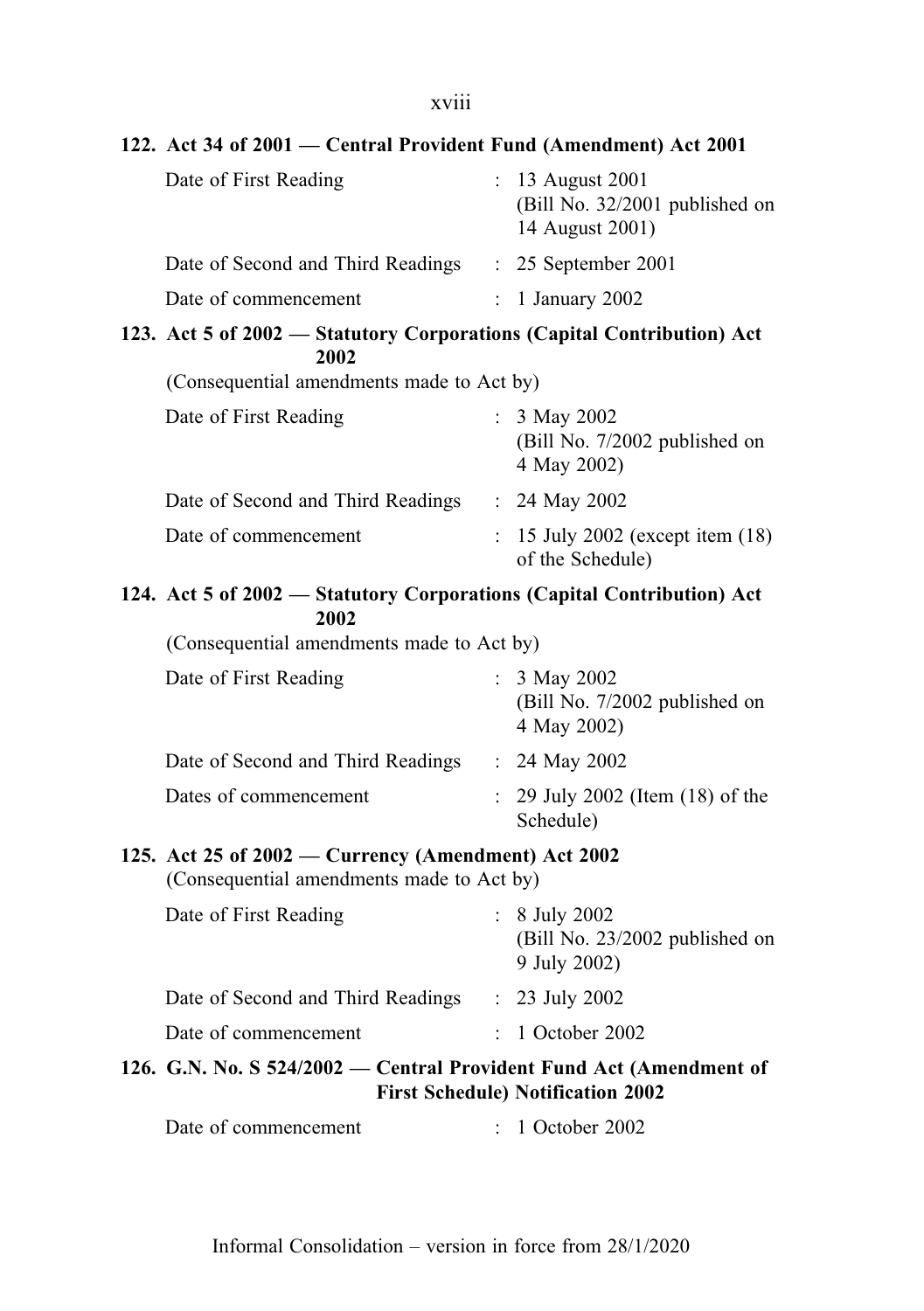**122. Act 34 of 2001 — Central Provident Fund (Amendment) Act 2001**

| | | |
|---|---|---|
| Date of First Reading | : | 13 August 2001 (Bill No. 32/2001 published on 14 August 2001) |
| Date of Second and Third Readings | : | 25 September 2001 |
| Date of commencement | : | 1 January 2002 |

**123. Act 5 of 2002 — Statutory Corporations (Capital Contribution) Act 2002**

(Consequential amendments made to Act by)

| | | |
|---|---|---|
| Date of First Reading | : | 3 May 2002 (Bill No. 7/2002 published on 4 May 2002) |
| Date of Second and Third Readings | : | 24 May 2002 |
| Date of commencement | : | 15 July 2002 (except item (18) of the Schedule) |

**124. Act 5 of 2002 — Statutory Corporations (Capital Contribution) Act 2002**

(Consequential amendments made to Act by)

| | | |
|---|---|---|
| Date of First Reading | : | 3 May 2002 (Bill No. 7/2002 published on 4 May 2002) |
| Date of Second and Third Readings | : | 24 May 2002 |
| Dates of commencement | : | 29 July 2002 (Item (18) of the Schedule) |

**125. Act 25 of 2002 — Currency (Amendment) Act 2002**

(Consequential amendments made to Act by)

| | | |
|---|---|---|
| Date of First Reading | : | 8 July 2002 (Bill No. 23/2002 published on 9 July 2002) |
| Date of Second and Third Readings | : | 23 July 2002 |
| Date of commencement | : | 1 October 2002 |

**126. G.N. No. S 524/2002 — Central Provident Fund Act (Amendment of First Schedule) Notification 2002**

| | | |
|---|---|---|
| Date of commencement | : | 1 October 2002 |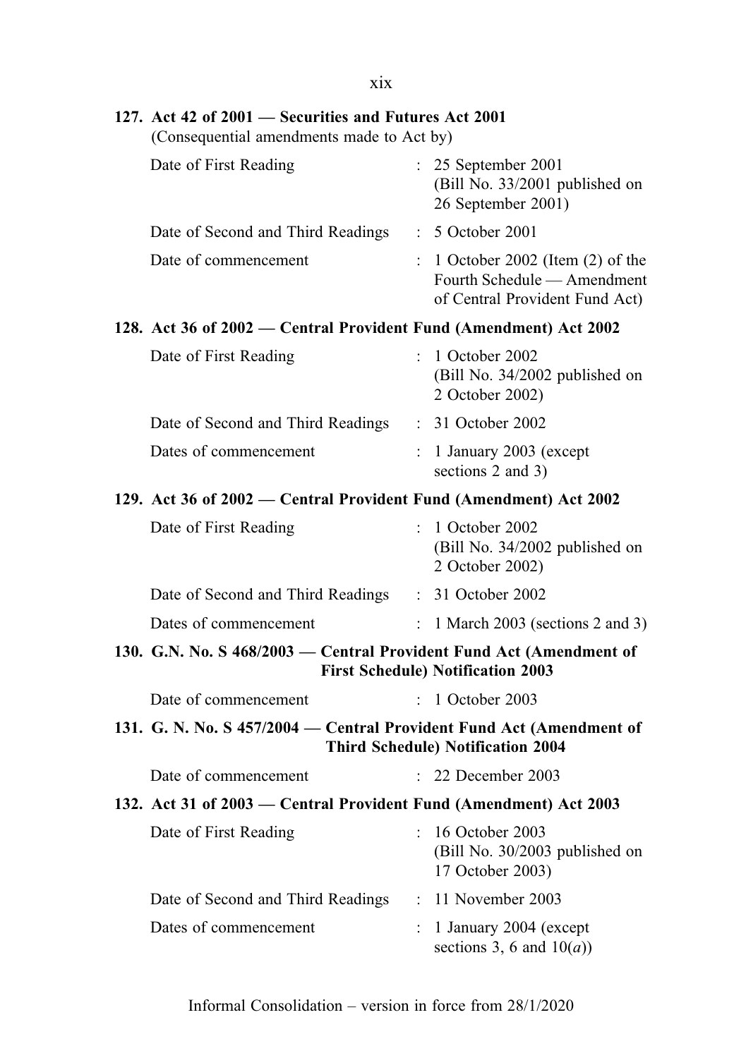**127. Act 42 of 2001 — Securities and Futures Act 2001**
(Consequential amendments made to Act by)

| | | |
|---|---|---|
| Date of First Reading | : | 25 September 2001 (Bill No. 33/2001 published on 26 September 2001) |
| Date of Second and Third Readings | : | 5 October 2001 |
| Date of commencement | : | 1 October 2002 (Item (2) of the Fourth Schedule — Amendment of Central Provident Fund Act) |

**128. Act 36 of 2002 — Central Provident Fund (Amendment) Act 2002**

| | | |
|---|---|---|
| Date of First Reading | : | 1 October 2002 (Bill No. 34/2002 published on 2 October 2002) |
| Date of Second and Third Readings | : | 31 October 2002 |
| Dates of commencement | : | 1 January 2003 (except sections 2 and 3) |

**129. Act 36 of 2002 — Central Provident Fund (Amendment) Act 2002**

| | | |
|---|---|---|
| Date of First Reading | : | 1 October 2002 (Bill No. 34/2002 published on 2 October 2002) |
| Date of Second and Third Readings | : | 31 October 2002 |
| Dates of commencement | : | 1 March 2003 (sections 2 and 3) |

**130. G.N. No. S 468/2003 — Central Provident Fund Act (Amendment of First Schedule) Notification 2003**

| | | |
|---|---|---|
| Date of commencement | : | 1 October 2003 |

**131. G. N. No. S 457/2004 — Central Provident Fund Act (Amendment of Third Schedule) Notification 2004**

| | | |
|---|---|---|
| Date of commencement | : | 22 December 2003 |

**132. Act 31 of 2003 — Central Provident Fund (Amendment) Act 2003**

| | | |
|---|---|---|
| Date of First Reading | : | 16 October 2003 (Bill No. 30/2003 published on 17 October 2003) |
| Date of Second and Third Readings | : | 11 November 2003 |
| Dates of commencement | : | 1 January 2004 (except sections 3, 6 and 10(*a*)) |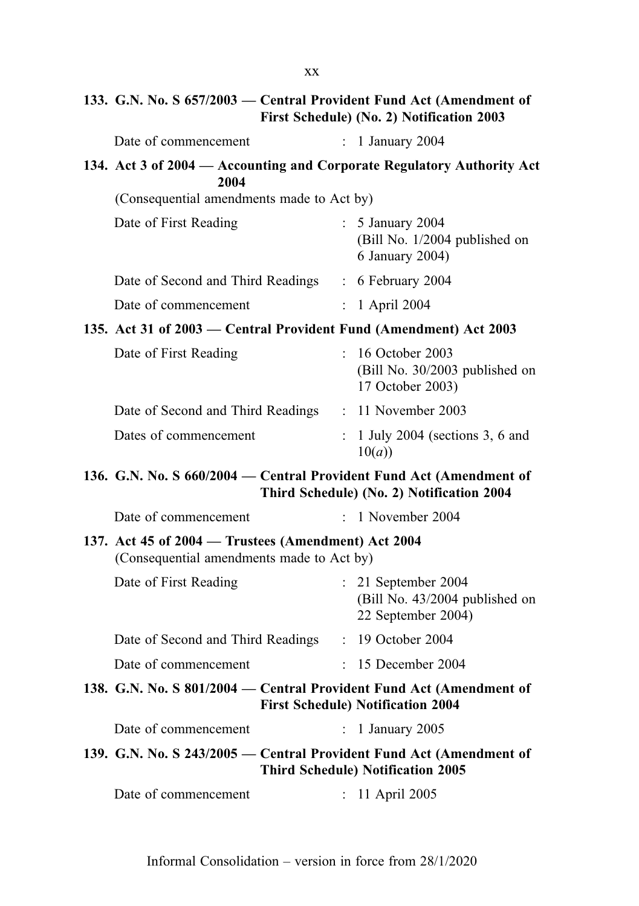**133. G.N. No. S 657/2003 — Central Provident Fund Act (Amendment of First Schedule) (No. 2) Notification 2003**

Date of commencement : 1 January 2004

**134. Act 3 of 2004 — Accounting and Corporate Regulatory Authority Act 2004**

(Consequential amendments made to Act by)

Date of First Reading : 5 January 2004 (Bill No. 1/2004 published on 6 January 2004)

Date of Second and Third Readings : 6 February 2004

Date of commencement : 1 April 2004

**135. Act 31 of 2003 — Central Provident Fund (Amendment) Act 2003**

Date of First Reading : 16 October 2003 (Bill No. 30/2003 published on 17 October 2003)

Date of Second and Third Readings : 11 November 2003

Dates of commencement : 1 July 2004 (sections 3, 6 and 10(*a*))

**136. G.N. No. S 660/2004 — Central Provident Fund Act (Amendment of Third Schedule) (No. 2) Notification 2004**

Date of commencement : 1 November 2004

**137. Act 45 of 2004 — Trustees (Amendment) Act 2004**

(Consequential amendments made to Act by)

Date of First Reading : 21 September 2004 (Bill No. 43/2004 published on 22 September 2004)

Date of Second and Third Readings : 19 October 2004

Date of commencement : 15 December 2004

**138. G.N. No. S 801/2004 — Central Provident Fund Act (Amendment of First Schedule) Notification 2004**

Date of commencement : 1 January 2005

**139. G.N. No. S 243/2005 — Central Provident Fund Act (Amendment of Third Schedule) Notification 2005**

Date of commencement : 11 April 2005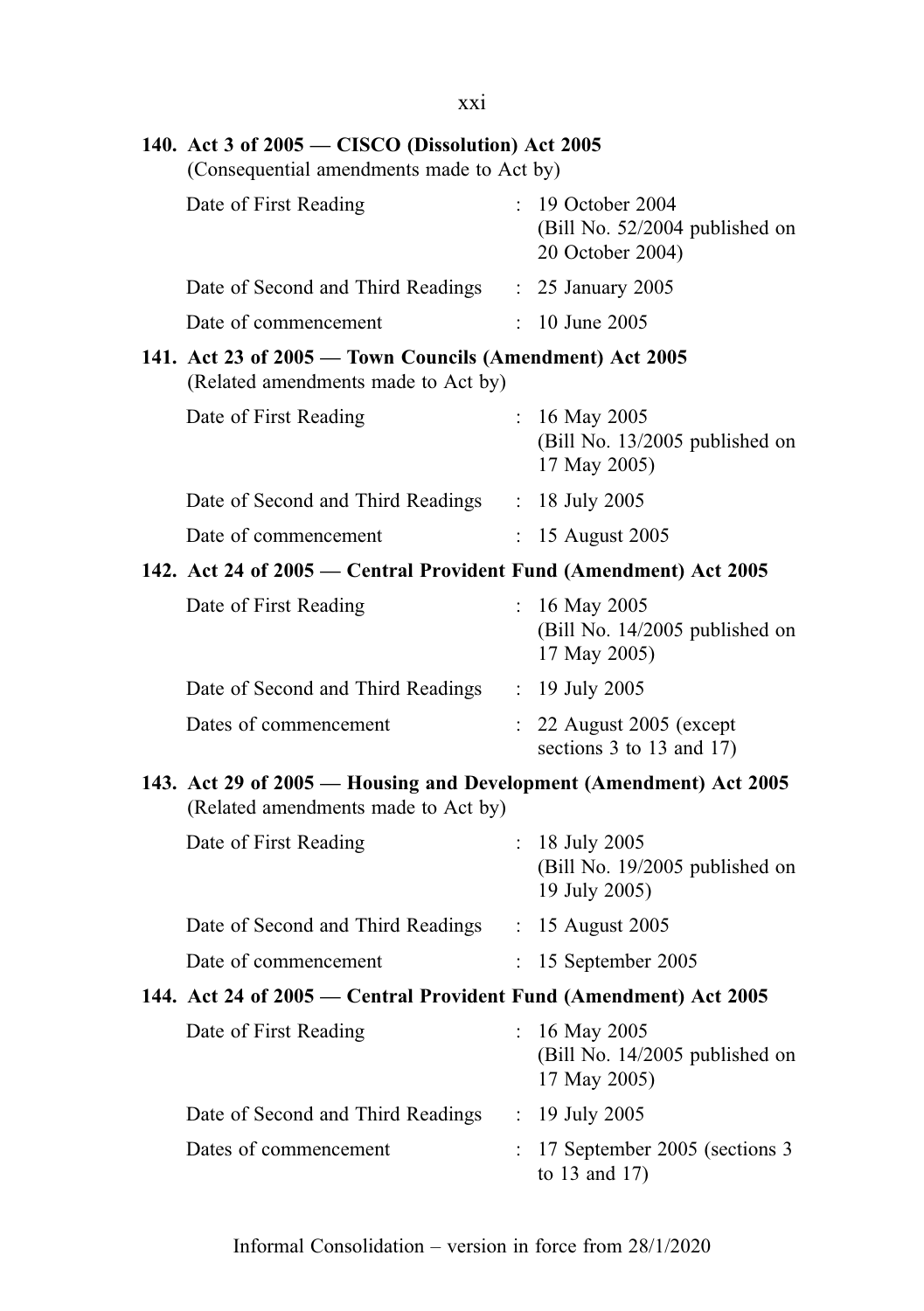**140. Act 3 of 2005 — CISCO (Dissolution) Act 2005**
(Consequential amendments made to Act by)

| | | |
|---|---|---|
| Date of First Reading | : | 19 October 2004 (Bill No. 52/2004 published on 20 October 2004) |
| Date of Second and Third Readings | : | 25 January 2005 |
| Date of commencement | : | 10 June 2005 |

**141. Act 23 of 2005 — Town Councils (Amendment) Act 2005**
(Related amendments made to Act by)

| | | |
|---|---|---|
| Date of First Reading | : | 16 May 2005 (Bill No. 13/2005 published on 17 May 2005) |
| Date of Second and Third Readings | : | 18 July 2005 |
| Date of commencement | : | 15 August 2005 |

**142. Act 24 of 2005 — Central Provident Fund (Amendment) Act 2005**

| | | |
|---|---|---|
| Date of First Reading | : | 16 May 2005 (Bill No. 14/2005 published on 17 May 2005) |
| Date of Second and Third Readings | : | 19 July 2005 |
| Dates of commencement | : | 22 August 2005 (except sections 3 to 13 and 17) |

**143. Act 29 of 2005 — Housing and Development (Amendment) Act 2005**
(Related amendments made to Act by)

| | | |
|---|---|---|
| Date of First Reading | : | 18 July 2005 (Bill No. 19/2005 published on 19 July 2005) |
| Date of Second and Third Readings | : | 15 August 2005 |
| Date of commencement | : | 15 September 2005 |

**144. Act 24 of 2005 — Central Provident Fund (Amendment) Act 2005**

| | | |
|---|---|---|
| Date of First Reading | : | 16 May 2005 (Bill No. 14/2005 published on 17 May 2005) |
| Date of Second and Third Readings | : | 19 July 2005 |
| Dates of commencement | : | 17 September 2005 (sections 3 to 13 and 17) |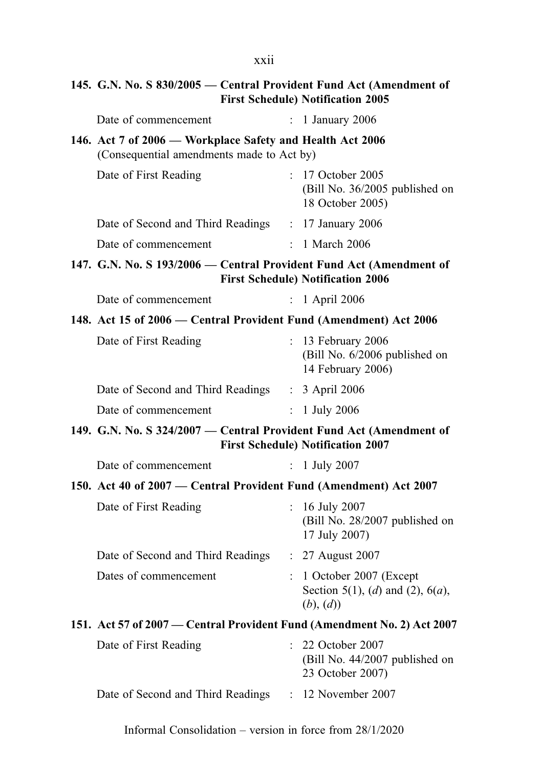**145. G.N. No. S 830/2005 — Central Provident Fund Act (Amendment of First Schedule) Notification 2005**

| | | |
|---|---|---|
| Date of commencement | : | 1 January 2006 |

**146. Act 7 of 2006 — Workplace Safety and Health Act 2006**
(Consequential amendments made to Act by)

| | | |
|---|---|---|
| Date of First Reading | : | 17 October 2005 (Bill No. 36/2005 published on 18 October 2005) |
| Date of Second and Third Readings | : | 17 January 2006 |
| Date of commencement | : | 1 March 2006 |

**147. G.N. No. S 193/2006 — Central Provident Fund Act (Amendment of First Schedule) Notification 2006**

| | | |
|---|---|---|
| Date of commencement | : | 1 April 2006 |

**148. Act 15 of 2006 — Central Provident Fund (Amendment) Act 2006**

| | | |
|---|---|---|
| Date of First Reading | : | 13 February 2006 (Bill No. 6/2006 published on 14 February 2006) |
| Date of Second and Third Readings | : | 3 April 2006 |
| Date of commencement | : | 1 July 2006 |

**149. G.N. No. S 324/2007 — Central Provident Fund Act (Amendment of First Schedule) Notification 2007**

| | | |
|---|---|---|
| Date of commencement | : | 1 July 2007 |

**150. Act 40 of 2007 — Central Provident Fund (Amendment) Act 2007**

| | | |
|---|---|---|
| Date of First Reading | : | 16 July 2007 (Bill No. 28/2007 published on 17 July 2007) |
| Date of Second and Third Readings | : | 27 August 2007 |
| Dates of commencement | : | 1 October 2007 (Except Section 5(1), (*d*) and (2), 6(*a*), (*b*), (*d*)) |

**151. Act 57 of 2007 — Central Provident Fund (Amendment No. 2) Act 2007**

| | | |
|---|---|---|
| Date of First Reading | : | 22 October 2007 (Bill No. 44/2007 published on 23 October 2007) |
| Date of Second and Third Readings | : | 12 November 2007 |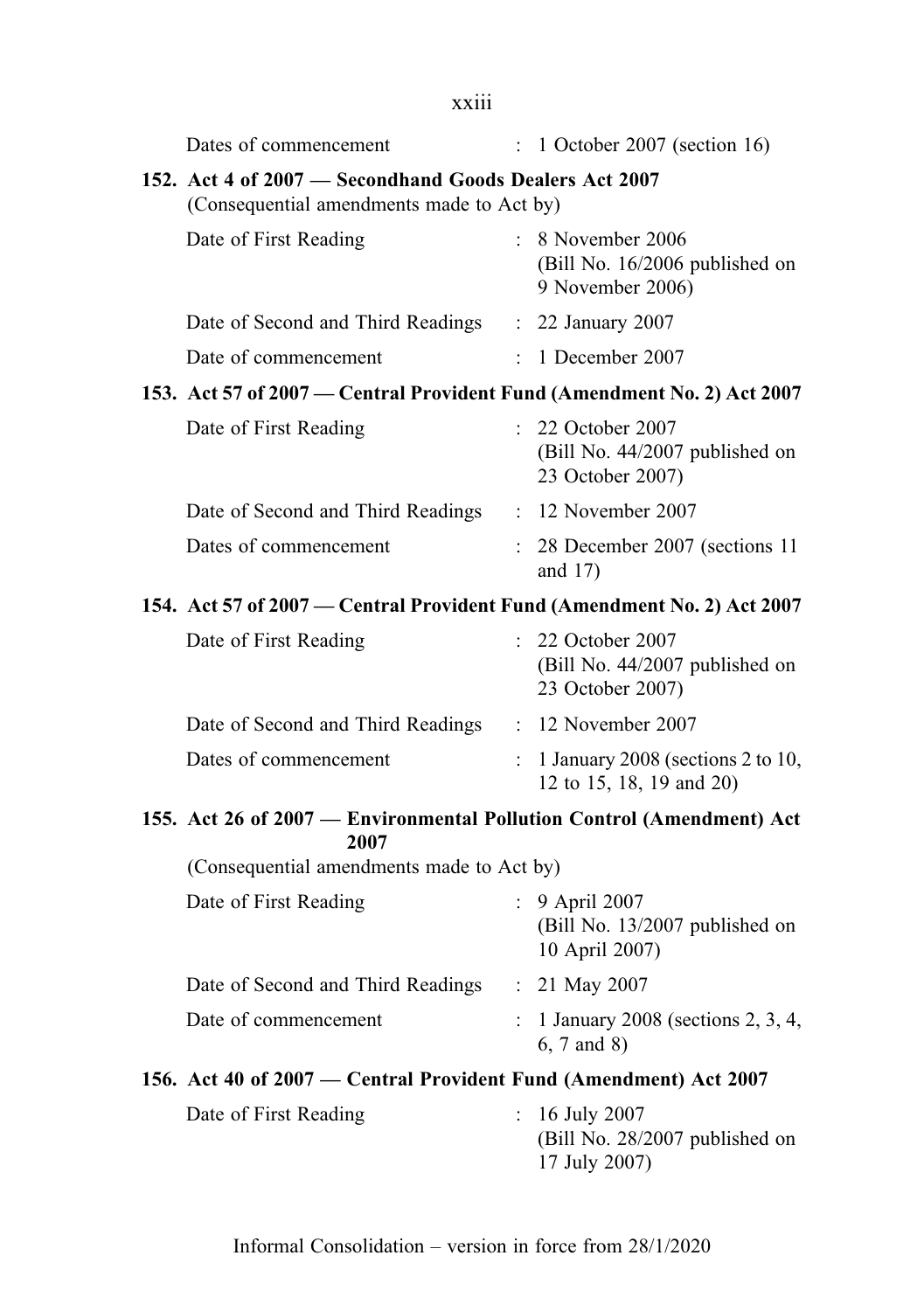Dates of commencement : 1 October 2007 (section 16)

**152. Act 4 of 2007 — Secondhand Goods Dealers Act 2007**
(Consequential amendments made to Act by)

| | | |
|---|---|---|
| Date of First Reading | : | 8 November 2006 (Bill No. 16/2006 published on 9 November 2006) |
| Date of Second and Third Readings | : | 22 January 2007 |
| Date of commencement | : | 1 December 2007 |

**153. Act 57 of 2007 — Central Provident Fund (Amendment No. 2) Act 2007**

| | | |
|---|---|---|
| Date of First Reading | : | 22 October 2007 (Bill No. 44/2007 published on 23 October 2007) |
| Date of Second and Third Readings | : | 12 November 2007 |
| Dates of commencement | : | 28 December 2007 (sections 11 and 17) |

**154. Act 57 of 2007 — Central Provident Fund (Amendment No. 2) Act 2007**

| | | |
|---|---|---|
| Date of First Reading | : | 22 October 2007 (Bill No. 44/2007 published on 23 October 2007) |
| Date of Second and Third Readings | : | 12 November 2007 |
| Dates of commencement | : | 1 January 2008 (sections 2 to 10, 12 to 15, 18, 19 and 20) |

**155. Act 26 of 2007 — Environmental Pollution Control (Amendment) Act 2007**

(Consequential amendments made to Act by)

| | | |
|---|---|---|
| Date of First Reading | : | 9 April 2007 (Bill No. 13/2007 published on 10 April 2007) |
| Date of Second and Third Readings | : | 21 May 2007 |
| Date of commencement | : | 1 January 2008 (sections 2, 3, 4, 6, 7 and 8) |

**156. Act 40 of 2007 — Central Provident Fund (Amendment) Act 2007**

| | | |
|---|---|---|
| Date of First Reading | : | 16 July 2007 (Bill No. 28/2007 published on 17 July 2007) |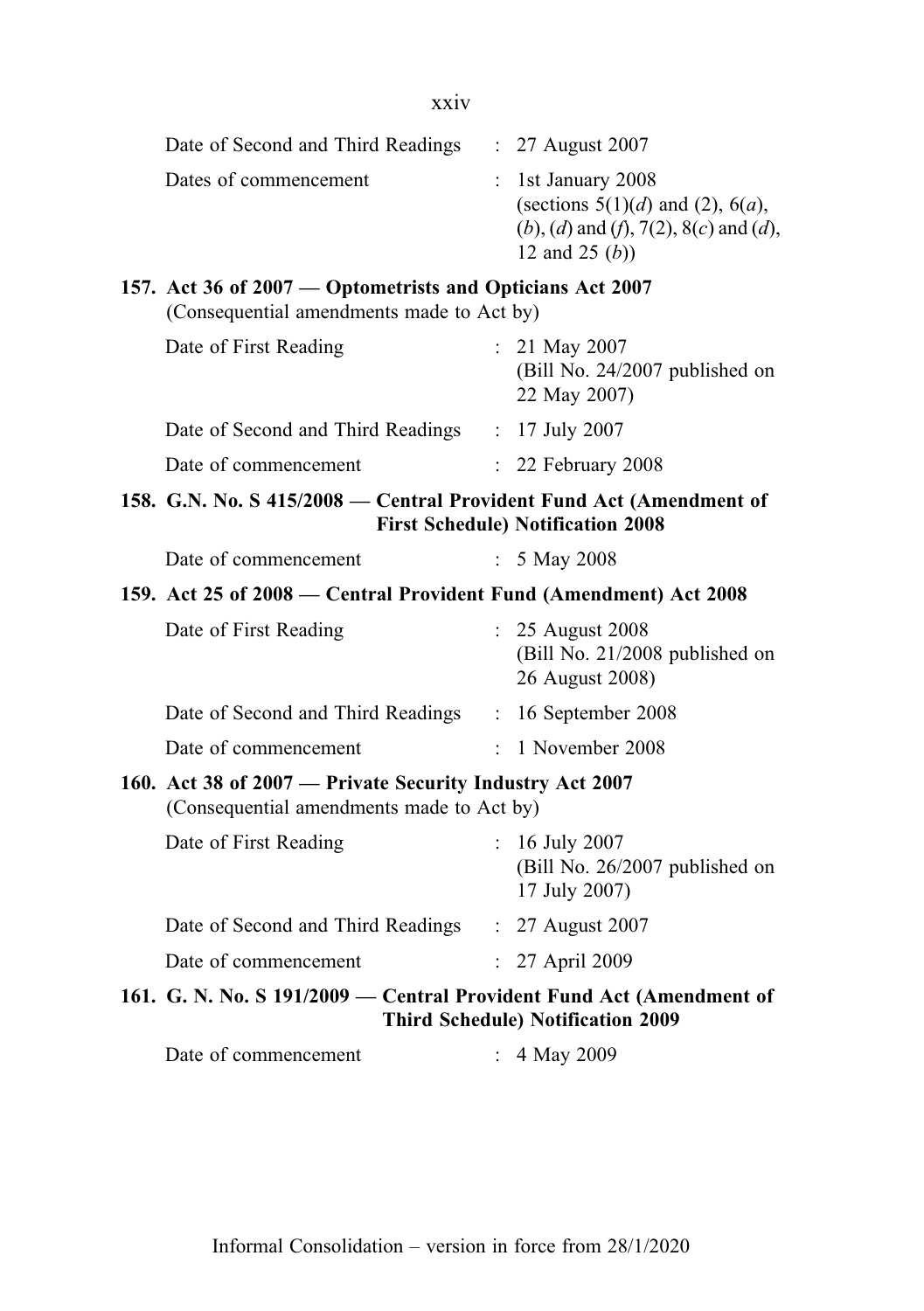| | |
|---|---|
| Date of Second and Third Readings | : 27 August 2007 |
| Dates of commencement | : 1st January 2008 (sections 5(1)(*d*) and (2), 6(*a*), (*b*), (*d*) and (*f*), 7(2), 8(*c*) and (*d*), 12 and 25 (*b*)) |

**157. Act 36 of 2007 — Optometrists and Opticians Act 2007**
(Consequential amendments made to Act by)

| | |
|---|---|
| Date of First Reading | : 21 May 2007 (Bill No. 24/2007 published on 22 May 2007) |
| Date of Second and Third Readings | : 17 July 2007 |
| Date of commencement | : 22 February 2008 |

**158. G.N. No. S 415/2008 — Central Provident Fund Act (Amendment of First Schedule) Notification 2008**

| | |
|---|---|
| Date of commencement | : 5 May 2008 |

**159. Act 25 of 2008 — Central Provident Fund (Amendment) Act 2008**

| | |
|---|---|
| Date of First Reading | : 25 August 2008 (Bill No. 21/2008 published on 26 August 2008) |
| Date of Second and Third Readings | : 16 September 2008 |
| Date of commencement | : 1 November 2008 |

**160. Act 38 of 2007 — Private Security Industry Act 2007**
(Consequential amendments made to Act by)

| | |
|---|---|
| Date of First Reading | : 16 July 2007 (Bill No. 26/2007 published on 17 July 2007) |
| Date of Second and Third Readings | : 27 August 2007 |
| Date of commencement | : 27 April 2009 |

**161. G. N. No. S 191/2009 — Central Provident Fund Act (Amendment of Third Schedule) Notification 2009**

| | |
|---|---|
| Date of commencement | : 4 May 2009 |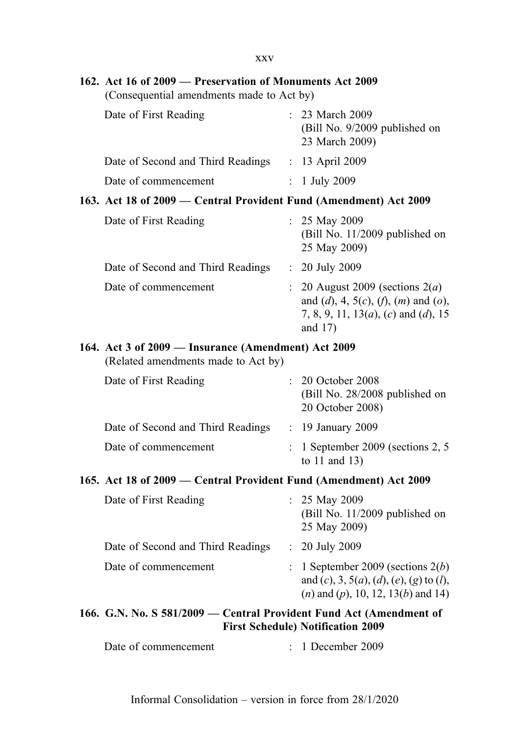**162. Act 16 of 2009 — Preservation of Monuments Act 2009**
(Consequential amendments made to Act by)

| | | |
|---|---|---|
| Date of First Reading | : | 23 March 2009 (Bill No. 9/2009 published on 23 March 2009) |
| Date of Second and Third Readings | : | 13 April 2009 |
| Date of commencement | : | 1 July 2009 |

**163. Act 18 of 2009 — Central Provident Fund (Amendment) Act 2009**

| | | |
|---|---|---|
| Date of First Reading | : | 25 May 2009 (Bill No. 11/2009 published on 25 May 2009) |
| Date of Second and Third Readings | : | 20 July 2009 |
| Date of commencement | : | 20 August 2009 (sections 2(*a*) and (*d*), 4, 5(*c*), (*f*), (*m*) and (*o*), 7, 8, 9, 11, 13(*a*), (*c*) and (*d*), 15 and 17) |

**164. Act 3 of 2009 — Insurance (Amendment) Act 2009**
(Related amendments made to Act by)

| | | |
|---|---|---|
| Date of First Reading | : | 20 October 2008 (Bill No. 28/2008 published on 20 October 2008) |
| Date of Second and Third Readings | : | 19 January 2009 |
| Date of commencement | : | 1 September 2009 (sections 2, 5 to 11 and 13) |

**165. Act 18 of 2009 — Central Provident Fund (Amendment) Act 2009**

| | | |
|---|---|---|
| Date of First Reading | : | 25 May 2009 (Bill No. 11/2009 published on 25 May 2009) |
| Date of Second and Third Readings | : | 20 July 2009 |
| Date of commencement | : | 1 September 2009 (sections 2(*b*) and (*c*), 3, 5(*a*), (*d*), (*e*), (*g*) to (*l*), (*n*) and (*p*), 10, 12, 13(*b*) and 14) |

**166. G.N. No. S 581/2009 — Central Provident Fund Act (Amendment of First Schedule) Notification 2009**

| | | |
|---|---|---|
| Date of commencement | : | 1 December 2009 |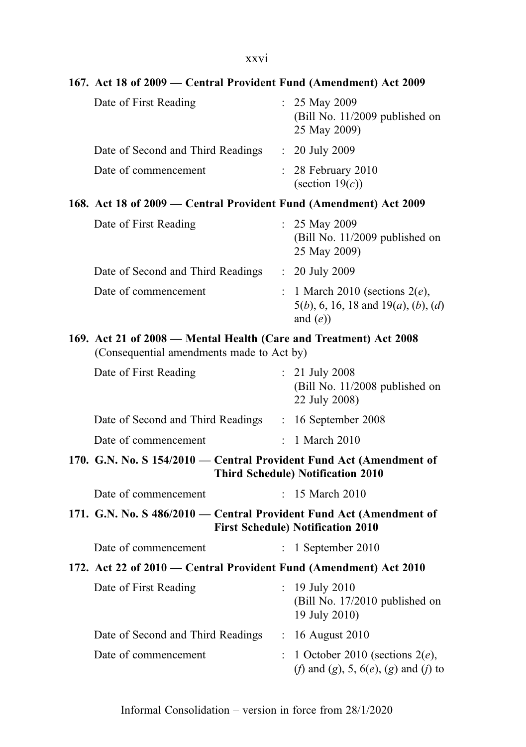**167. Act 18 of 2009 — Central Provident Fund (Amendment) Act 2009**

| | | |
|---|---|---|
| Date of First Reading | : | 25 May 2009 (Bill No. 11/2009 published on 25 May 2009) |
| Date of Second and Third Readings | : | 20 July 2009 |
| Date of commencement | : | 28 February 2010 (section 19(*c*)) |

**168. Act 18 of 2009 — Central Provident Fund (Amendment) Act 2009**

| | | |
|---|---|---|
| Date of First Reading | : | 25 May 2009 (Bill No. 11/2009 published on 25 May 2009) |
| Date of Second and Third Readings | : | 20 July 2009 |
| Date of commencement | : | 1 March 2010 (sections 2(*e*), 5(*b*), 6, 16, 18 and 19(*a*), (*b*), (*d*) and (*e*)) |

**169. Act 21 of 2008 — Mental Health (Care and Treatment) Act 2008**
(Consequential amendments made to Act by)

| | | |
|---|---|---|
| Date of First Reading | : | 21 July 2008 (Bill No. 11/2008 published on 22 July 2008) |
| Date of Second and Third Readings | : | 16 September 2008 |
| Date of commencement | : | 1 March 2010 |

**170. G.N. No. S 154/2010 — Central Provident Fund Act (Amendment of Third Schedule) Notification 2010**

| | | |
|---|---|---|
| Date of commencement | : | 15 March 2010 |

**171. G.N. No. S 486/2010 — Central Provident Fund Act (Amendment of First Schedule) Notification 2010**

| | | |
|---|---|---|
| Date of commencement | : | 1 September 2010 |

**172. Act 22 of 2010 — Central Provident Fund (Amendment) Act 2010**

| | | |
|---|---|---|
| Date of First Reading | : | 19 July 2010 (Bill No. 17/2010 published on 19 July 2010) |
| Date of Second and Third Readings | : | 16 August 2010 |
| Date of commencement | : | 1 October 2010 (sections 2(*e*), (*f*) and (*g*), 5, 6(*e*), (*g*) and (*j*) to |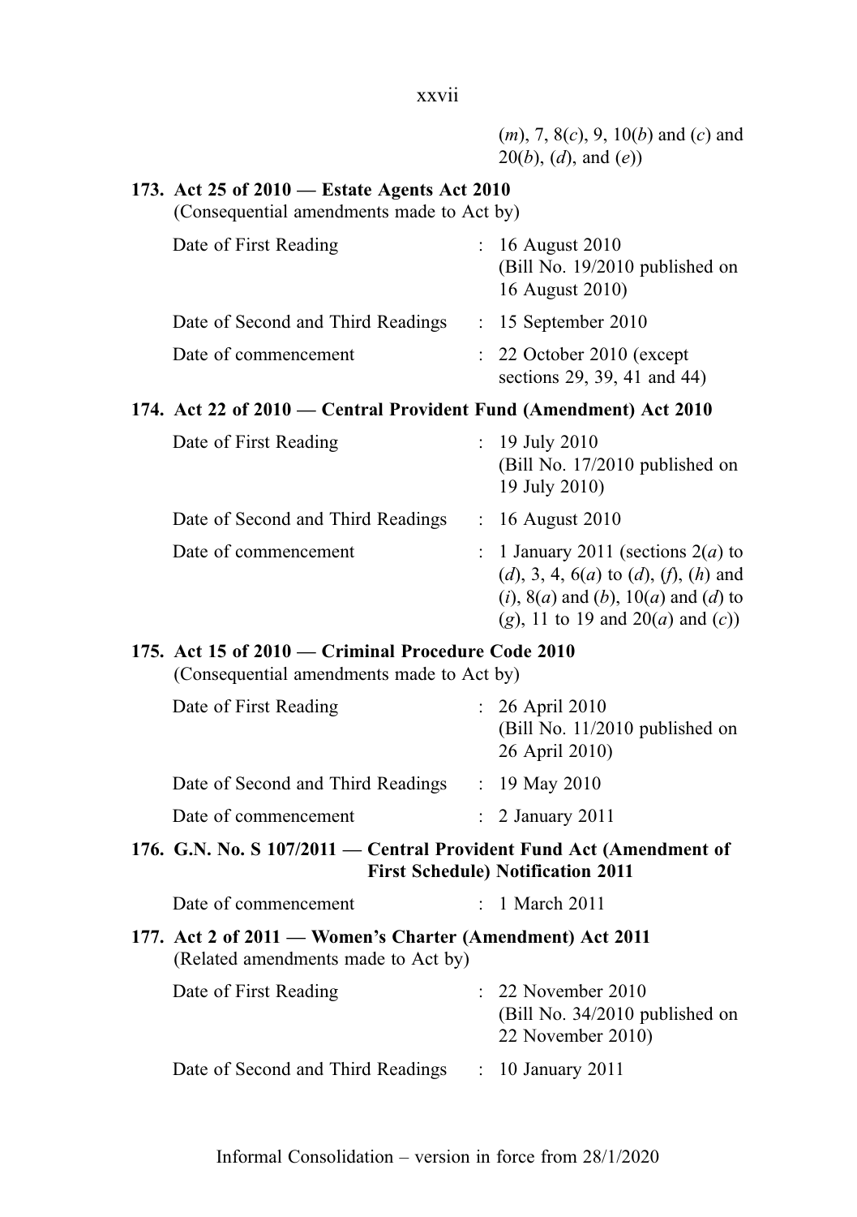(*m*), 7, 8(*c*), 9, 10(*b*) and (*c*) and 20(*b*), (*d*), and (*e*))

**173. Act 25 of 2010 — Estate Agents Act 2010**
(Consequential amendments made to Act by)

| | | |
|---|---|---|
| Date of First Reading | : | 16 August 2010 (Bill No. 19/2010 published on 16 August 2010) |
| Date of Second and Third Readings | : | 15 September 2010 |
| Date of commencement | : | 22 October 2010 (except sections 29, 39, 41 and 44) |

**174. Act 22 of 2010 — Central Provident Fund (Amendment) Act 2010**

| | | |
|---|---|---|
| Date of First Reading | : | 19 July 2010 (Bill No. 17/2010 published on 19 July 2010) |
| Date of Second and Third Readings | : | 16 August 2010 |
| Date of commencement | : | 1 January 2011 (sections 2(*a*) to (*d*), 3, 4, 6(*a*) to (*d*), (*f*), (*h*) and (*i*), 8(*a*) and (*b*), 10(*a*) and (*d*) to (*g*), 11 to 19 and 20(*a*) and (*c*)) |

**175. Act 15 of 2010 — Criminal Procedure Code 2010**
(Consequential amendments made to Act by)

| | | |
|---|---|---|
| Date of First Reading | : | 26 April 2010 (Bill No. 11/2010 published on 26 April 2010) |
| Date of Second and Third Readings | : | 19 May 2010 |
| Date of commencement | : | 2 January 2011 |

**176. G.N. No. S 107/2011 — Central Provident Fund Act (Amendment of First Schedule) Notification 2011**

| | | |
|---|---|---|
| Date of commencement | : | 1 March 2011 |

**177. Act 2 of 2011 — Women's Charter (Amendment) Act 2011**
(Related amendments made to Act by)

| | | |
|---|---|---|
| Date of First Reading | : | 22 November 2010 (Bill No. 34/2010 published on 22 November 2010) |
| Date of Second and Third Readings | : | 10 January 2011 |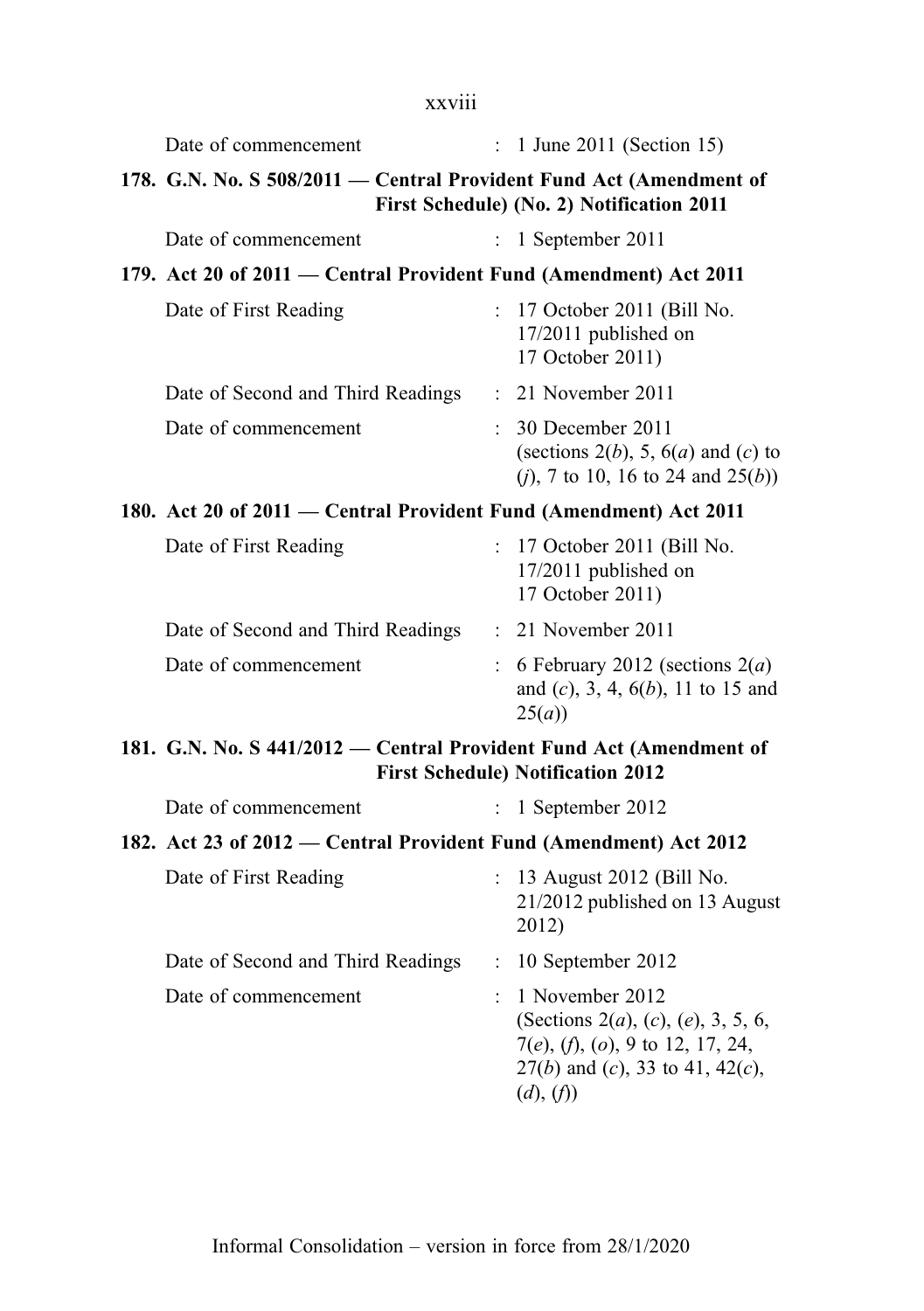Date of commencement : 1 June 2011 (Section 15)

**178. G.N. No. S 508/2011 — Central Provident Fund Act (Amendment of First Schedule) (No. 2) Notification 2011**

Date of commencement : 1 September 2011

**179. Act 20 of 2011 — Central Provident Fund (Amendment) Act 2011**

Date of First Reading : 17 October 2011 (Bill No. 17/2011 published on 17 October 2011)

Date of Second and Third Readings : 21 November 2011

Date of commencement : 30 December 2011 (sections 2(*b*), 5, 6(*a*) and (*c*) to (*j*), 7 to 10, 16 to 24 and 25(*b*))

**180. Act 20 of 2011 — Central Provident Fund (Amendment) Act 2011**

Date of First Reading : 17 October 2011 (Bill No. 17/2011 published on 17 October 2011)

Date of Second and Third Readings : 21 November 2011

Date of commencement : 6 February 2012 (sections 2(*a*) and (*c*), 3, 4, 6(*b*), 11 to 15 and 25(*a*))

**181. G.N. No. S 441/2012 — Central Provident Fund Act (Amendment of First Schedule) Notification 2012**

Date of commencement : 1 September 2012

**182. Act 23 of 2012 — Central Provident Fund (Amendment) Act 2012**

Date of First Reading : 13 August 2012 (Bill No. 21/2012 published on 13 August 2012)

Date of Second and Third Readings : 10 September 2012

Date of commencement : 1 November 2012 (Sections 2(*a*), (*c*), (*e*), 3, 5, 6, 7(*e*), (*f*), (*o*), 9 to 12, 17, 24, 27(*b*) and (*c*), 33 to 41, 42(*c*), (*d*), (*f*))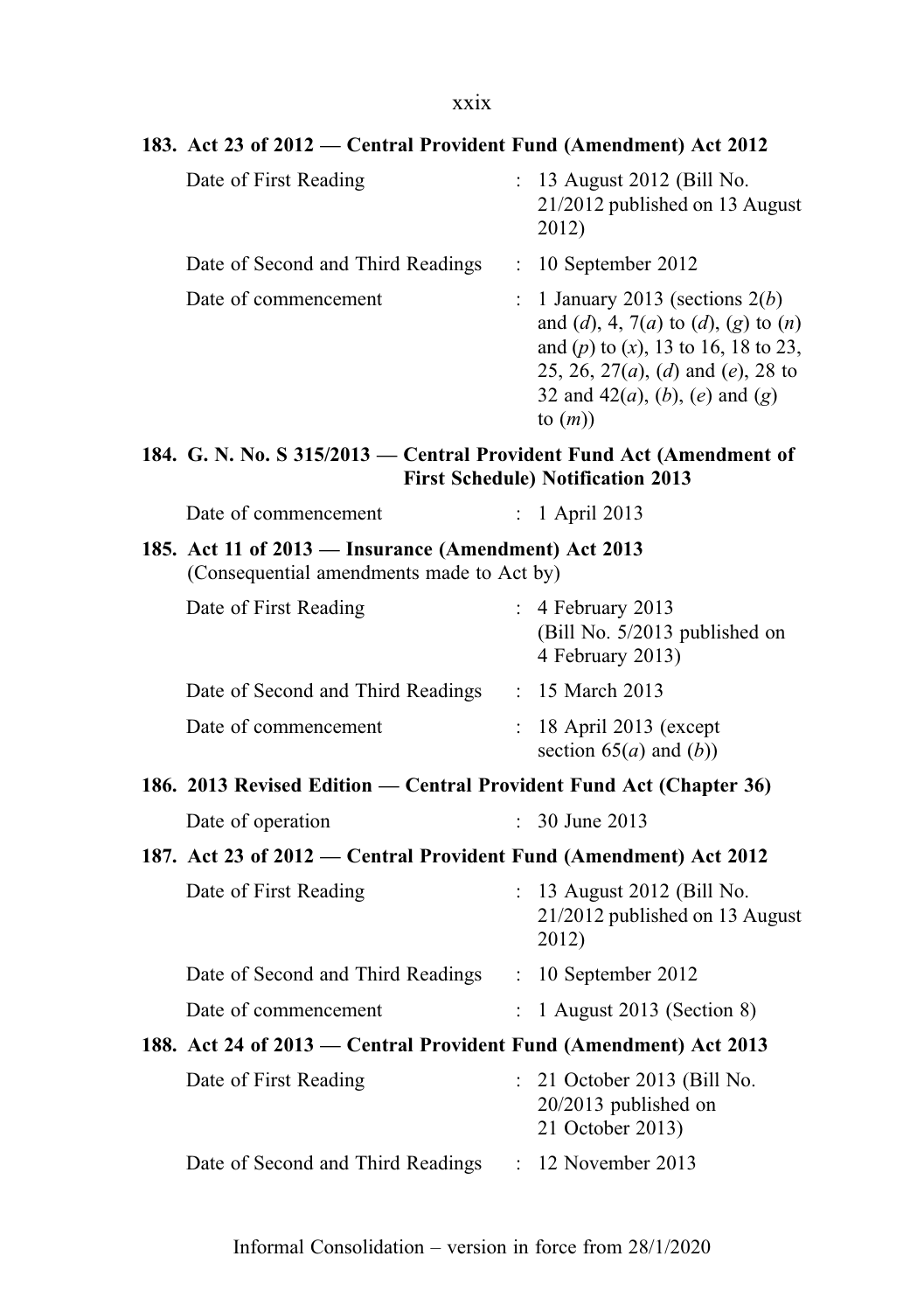**183. Act 23 of 2012 — Central Provident Fund (Amendment) Act 2012**

| | | |
|---|---|---|
| Date of First Reading | : | 13 August 2012 (Bill No. 21/2012 published on 13 August 2012) |
| Date of Second and Third Readings | : | 10 September 2012 |
| Date of commencement | : | 1 January 2013 (sections 2(*b*) and (*d*), 4, 7(*a*) to (*d*), (*g*) to (*n*) and (*p*) to (*x*), 13 to 16, 18 to 23, 25, 26, 27(*a*), (*d*) and (*e*), 28 to 32 and 42(*a*), (*b*), (*e*) and (*g*) to (*m*)) |

**184. G. N. No. S 315/2013 — Central Provident Fund Act (Amendment of First Schedule) Notification 2013**

| | | |
|---|---|---|
| Date of commencement | : | 1 April 2013 |

**185. Act 11 of 2013 — Insurance (Amendment) Act 2013**
(Consequential amendments made to Act by)

| | | |
|---|---|---|
| Date of First Reading | : | 4 February 2013 (Bill No. 5/2013 published on 4 February 2013) |
| Date of Second and Third Readings | : | 15 March 2013 |
| Date of commencement | : | 18 April 2013 (except section 65(*a*) and (*b*)) |

**186. 2013 Revised Edition — Central Provident Fund Act (Chapter 36)**

| | | |
|---|---|---|
| Date of operation | : | 30 June 2013 |

**187. Act 23 of 2012 — Central Provident Fund (Amendment) Act 2012**

| | | |
|---|---|---|
| Date of First Reading | : | 13 August 2012 (Bill No. 21/2012 published on 13 August 2012) |
| Date of Second and Third Readings | : | 10 September 2012 |
| Date of commencement | : | 1 August 2013 (Section 8) |

**188. Act 24 of 2013 — Central Provident Fund (Amendment) Act 2013**

| | | |
|---|---|---|
| Date of First Reading | : | 21 October 2013 (Bill No. 20/2013 published on 21 October 2013) |
| Date of Second and Third Readings | : | 12 November 2013 |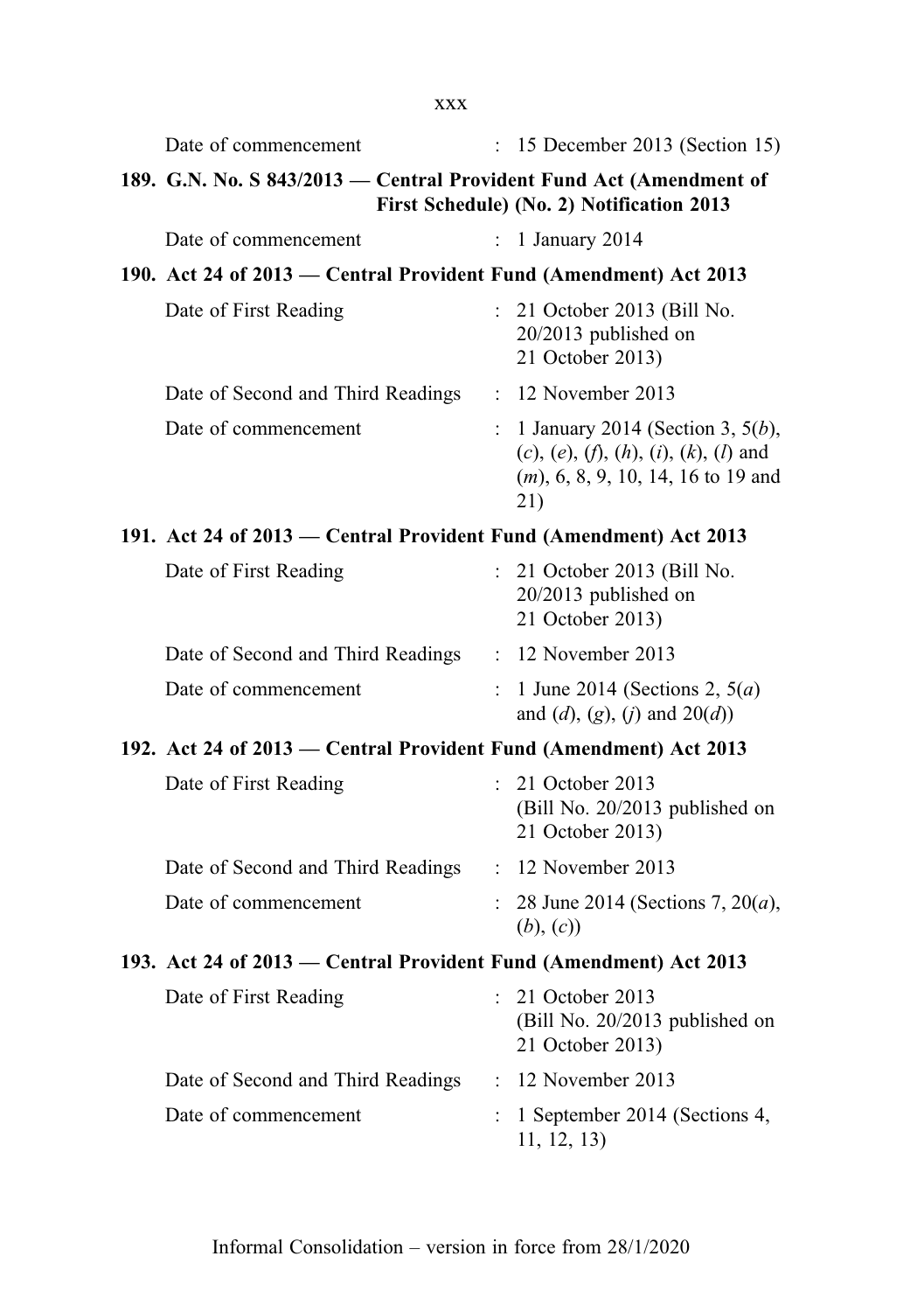Date of commencement : 15 December 2013 (Section 15)

**189. G.N. No. S 843/2013 — Central Provident Fund Act (Amendment of First Schedule) (No. 2) Notification 2013**

Date of commencement : 1 January 2014

**190. Act 24 of 2013 — Central Provident Fund (Amendment) Act 2013**

Date of First Reading : 21 October 2013 (Bill No. 20/2013 published on 21 October 2013)

Date of Second and Third Readings : 12 November 2013

Date of commencement : 1 January 2014 (Section 3, 5(*b*), (*c*), (*e*), (*f*), (*h*), (*i*), (*k*), (*l*) and (*m*), 6, 8, 9, 10, 14, 16 to 19 and 21)

**191. Act 24 of 2013 — Central Provident Fund (Amendment) Act 2013**

Date of First Reading : 21 October 2013 (Bill No. 20/2013 published on 21 October 2013)

Date of Second and Third Readings : 12 November 2013

Date of commencement : 1 June 2014 (Sections 2, 5(*a*) and (*d*), (*g*), (*j*) and 20(*d*))

**192. Act 24 of 2013 — Central Provident Fund (Amendment) Act 2013**

Date of First Reading : 21 October 2013 (Bill No. 20/2013 published on 21 October 2013)

Date of Second and Third Readings : 12 November 2013

Date of commencement : 28 June 2014 (Sections 7, 20(*a*), (*b*), (*c*))

**193. Act 24 of 2013 — Central Provident Fund (Amendment) Act 2013**

Date of First Reading : 21 October 2013 (Bill No. 20/2013 published on 21 October 2013)

Date of Second and Third Readings : 12 November 2013

Date of commencement : 1 September 2014 (Sections 4, 11, 12, 13)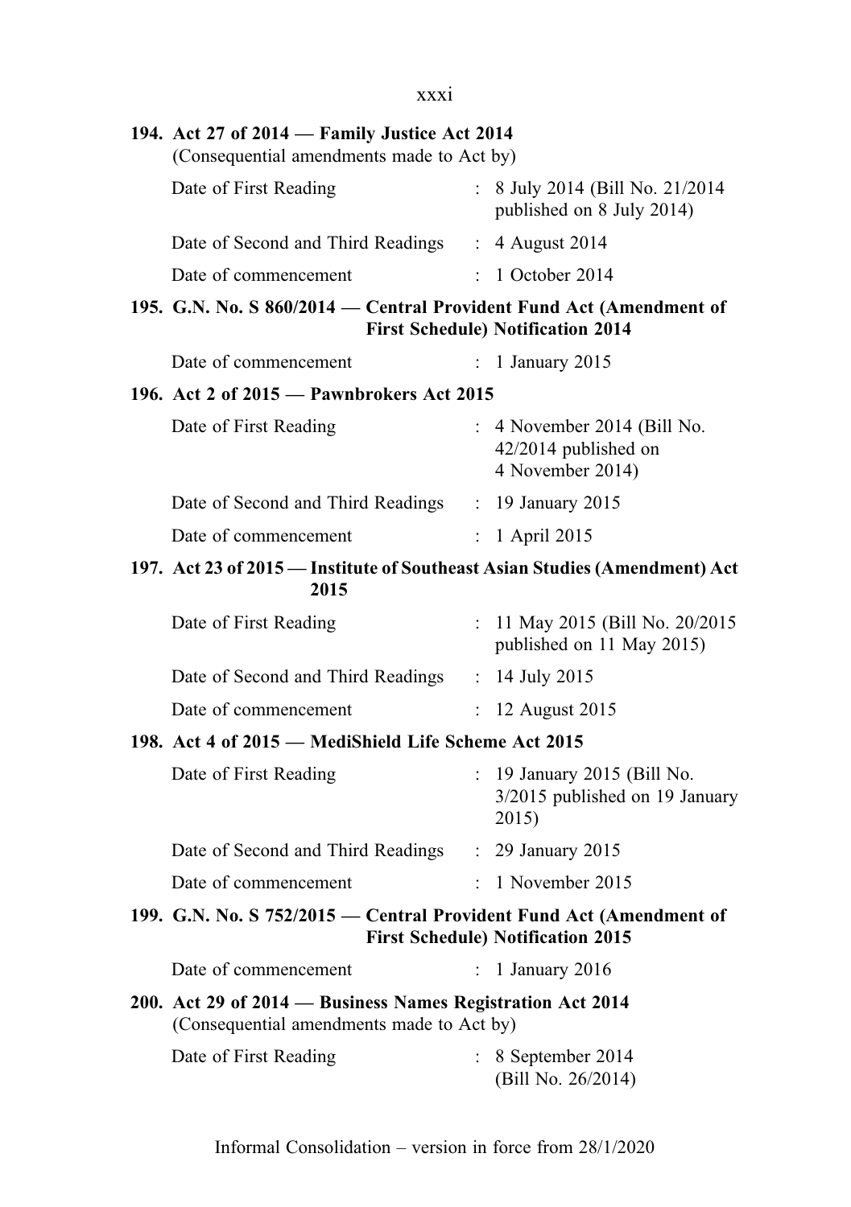**194. Act 27 of 2014 — Family Justice Act 2014**
(Consequential amendments made to Act by)

| | | |
|---|---|---|
| Date of First Reading | : | 8 July 2014 (Bill No. 21/2014 published on 8 July 2014) |
| Date of Second and Third Readings | : | 4 August 2014 |
| Date of commencement | : | 1 October 2014 |

**195. G.N. No. S 860/2014 — Central Provident Fund Act (Amendment of First Schedule) Notification 2014**

| | | |
|---|---|---|
| Date of commencement | : | 1 January 2015 |

**196. Act 2 of 2015 — Pawnbrokers Act 2015**

| | | |
|---|---|---|
| Date of First Reading | : | 4 November 2014 (Bill No. 42/2014 published on 4 November 2014) |
| Date of Second and Third Readings | : | 19 January 2015 |
| Date of commencement | : | 1 April 2015 |

**197. Act 23 of 2015 — Institute of Southeast Asian Studies (Amendment) Act 2015**

| | | |
|---|---|---|
| Date of First Reading | : | 11 May 2015 (Bill No. 20/2015 published on 11 May 2015) |
| Date of Second and Third Readings | : | 14 July 2015 |
| Date of commencement | : | 12 August 2015 |

**198. Act 4 of 2015 — MediShield Life Scheme Act 2015**

| | | |
|---|---|---|
| Date of First Reading | : | 19 January 2015 (Bill No. 3/2015 published on 19 January 2015) |
| Date of Second and Third Readings | : | 29 January 2015 |
| Date of commencement | : | 1 November 2015 |

**199. G.N. No. S 752/2015 — Central Provident Fund Act (Amendment of First Schedule) Notification 2015**

| | | |
|---|---|---|
| Date of commencement | : | 1 January 2016 |

**200. Act 29 of 2014 — Business Names Registration Act 2014**
(Consequential amendments made to Act by)

| | | |
|---|---|---|
| Date of First Reading | : | 8 September 2014 (Bill No. 26/2014) |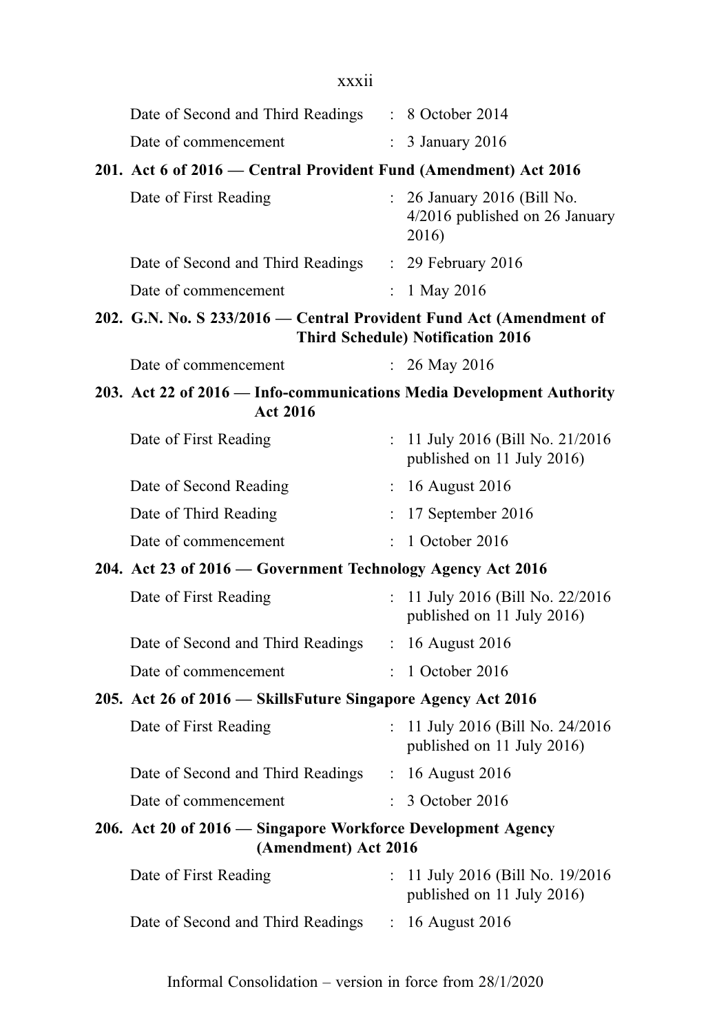Date of Second and Third Readings : 8 October 2014

Date of commencement : 3 January 2016

**201. Act 6 of 2016 — Central Provident Fund (Amendment) Act 2016**

Date of First Reading : 26 January 2016 (Bill No. 4/2016 published on 26 January 2016)

Date of Second and Third Readings : 29 February 2016

Date of commencement : 1 May 2016

**202. G.N. No. S 233/2016 — Central Provident Fund Act (Amendment of Third Schedule) Notification 2016**

Date of commencement : 26 May 2016

**203. Act 22 of 2016 — Info-communications Media Development Authority Act 2016**

Date of First Reading : 11 July 2016 (Bill No. 21/2016 published on 11 July 2016)

Date of Second Reading : 16 August 2016

Date of Third Reading : 17 September 2016

Date of commencement : 1 October 2016

**204. Act 23 of 2016 — Government Technology Agency Act 2016**

Date of First Reading : 11 July 2016 (Bill No. 22/2016 published on 11 July 2016)

Date of Second and Third Readings : 16 August 2016

Date of commencement : 1 October 2016

**205. Act 26 of 2016 — SkillsFuture Singapore Agency Act 2016**

Date of First Reading : 11 July 2016 (Bill No. 24/2016 published on 11 July 2016)

Date of Second and Third Readings : 16 August 2016

Date of commencement : 3 October 2016

**206. Act 20 of 2016 — Singapore Workforce Development Agency (Amendment) Act 2016**

Date of First Reading : 11 July 2016 (Bill No. 19/2016 published on 11 July 2016)

Date of Second and Third Readings : 16 August 2016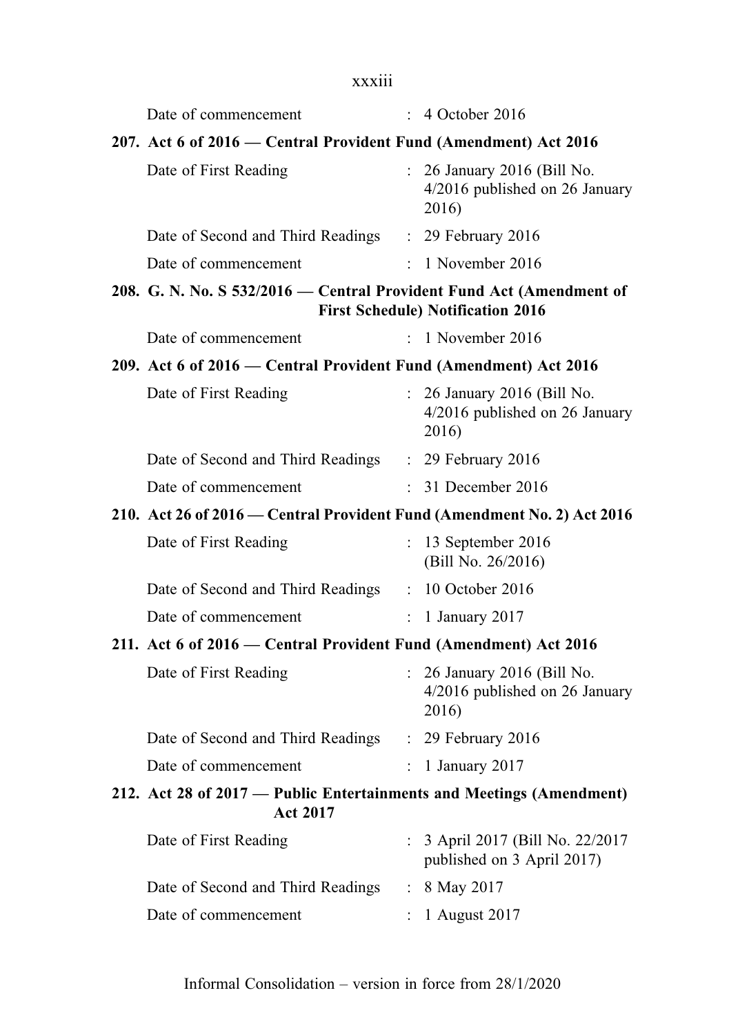Date of commencement : 4 October 2016

**207. Act 6 of 2016 — Central Provident Fund (Amendment) Act 2016**

Date of First Reading : 26 January 2016 (Bill No. 4/2016 published on 26 January 2016)

Date of Second and Third Readings : 29 February 2016

Date of commencement : 1 November 2016

**208. G. N. No. S 532/2016 — Central Provident Fund Act (Amendment of First Schedule) Notification 2016**

Date of commencement : 1 November 2016

**209. Act 6 of 2016 — Central Provident Fund (Amendment) Act 2016**

Date of First Reading : 26 January 2016 (Bill No. 4/2016 published on 26 January 2016)

Date of Second and Third Readings : 29 February 2016

Date of commencement : 31 December 2016

**210. Act 26 of 2016 — Central Provident Fund (Amendment No. 2) Act 2016**

Date of First Reading : 13 September 2016 (Bill No. 26/2016)

Date of Second and Third Readings : 10 October 2016

Date of commencement : 1 January 2017

**211. Act 6 of 2016 — Central Provident Fund (Amendment) Act 2016**

Date of First Reading : 26 January 2016 (Bill No. 4/2016 published on 26 January 2016)

Date of Second and Third Readings : 29 February 2016

Date of commencement : 1 January 2017

**212. Act 28 of 2017 — Public Entertainments and Meetings (Amendment) Act 2017**

Date of First Reading : 3 April 2017 (Bill No. 22/2017 published on 3 April 2017)

Date of Second and Third Readings : 8 May 2017

Date of commencement : 1 August 2017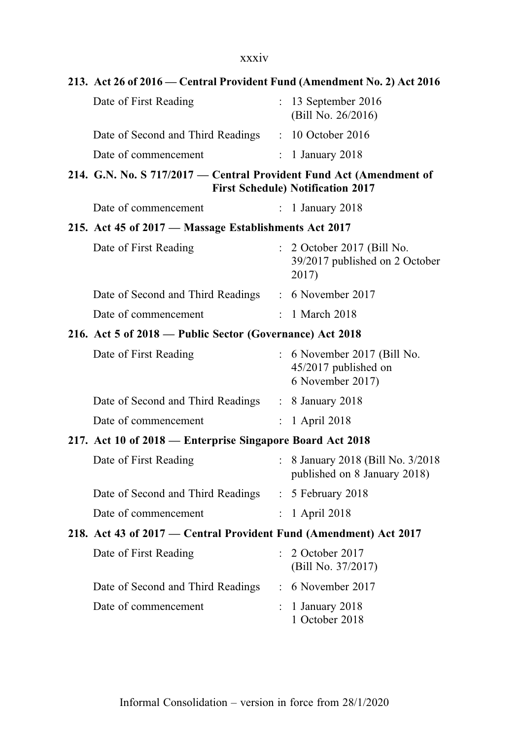**213. Act 26 of 2016 — Central Provident Fund (Amendment No. 2) Act 2016**

| | | |
|---|---|---|
| Date of First Reading | : | 13 September 2016 (Bill No. 26/2016) |
| Date of Second and Third Readings | : | 10 October 2016 |
| Date of commencement | : | 1 January 2018 |

**214. G.N. No. S 717/2017 — Central Provident Fund Act (Amendment of First Schedule) Notification 2017**

| | | |
|---|---|---|
| Date of commencement | : | 1 January 2018 |

**215. Act 45 of 2017 — Massage Establishments Act 2017**

| | | |
|---|---|---|
| Date of First Reading | : | 2 October 2017 (Bill No. 39/2017 published on 2 October 2017) |
| Date of Second and Third Readings | : | 6 November 2017 |
| Date of commencement | : | 1 March 2018 |

**216. Act 5 of 2018 — Public Sector (Governance) Act 2018**

| | | |
|---|---|---|
| Date of First Reading | : | 6 November 2017 (Bill No. 45/2017 published on 6 November 2017) |
| Date of Second and Third Readings | : | 8 January 2018 |
| Date of commencement | : | 1 April 2018 |

**217. Act 10 of 2018 — Enterprise Singapore Board Act 2018**

| | | |
|---|---|---|
| Date of First Reading | : | 8 January 2018 (Bill No. 3/2018 published on 8 January 2018) |
| Date of Second and Third Readings | : | 5 February 2018 |
| Date of commencement | : | 1 April 2018 |

**218. Act 43 of 2017 — Central Provident Fund (Amendment) Act 2017**

| | | |
|---|---|---|
| Date of First Reading | : | 2 October 2017 (Bill No. 37/2017) |
| Date of Second and Third Readings | : | 6 November 2017 |
| Date of commencement | : | 1 January 2018<br>1 October 2018 |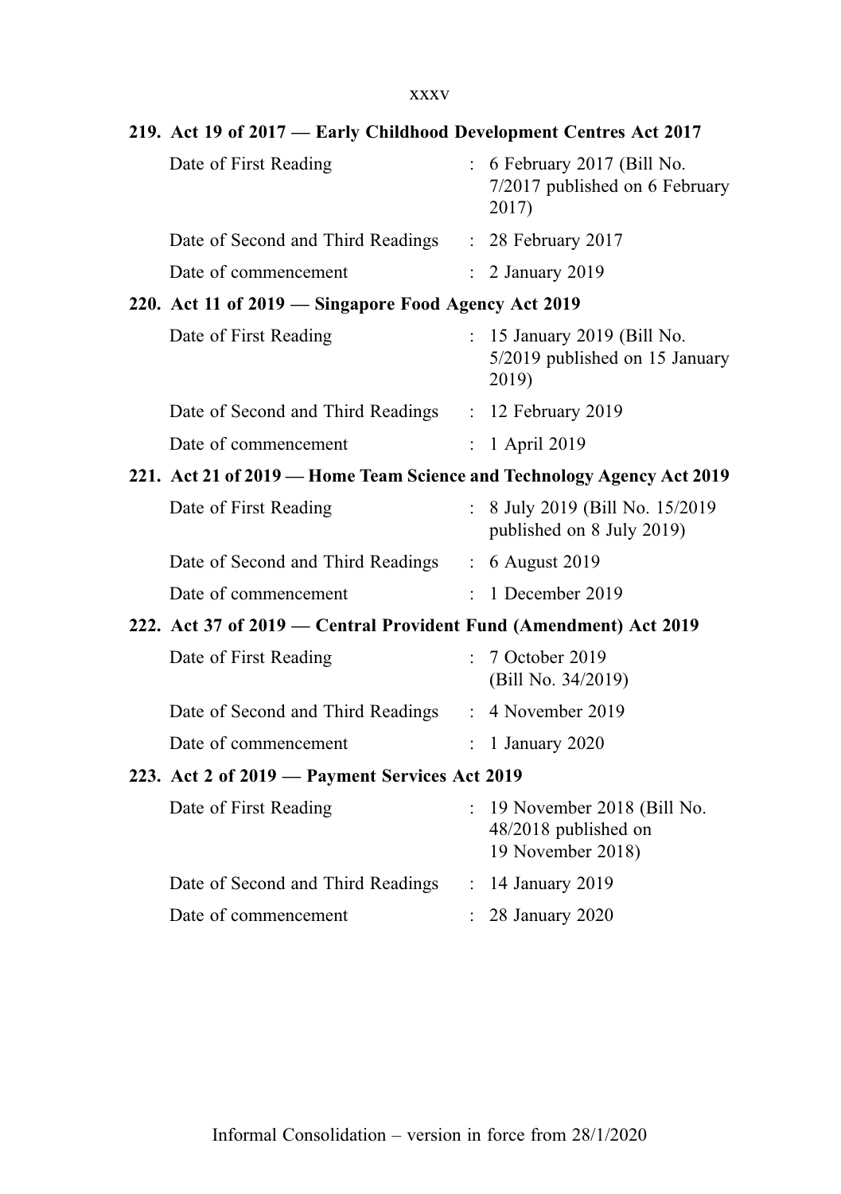**219. Act 19 of 2017 — Early Childhood Development Centres Act 2017**

| | | |
|---|---|---|
| Date of First Reading | : | 6 February 2017 (Bill No. 7/2017 published on 6 February 2017) |
| Date of Second and Third Readings | : | 28 February 2017 |
| Date of commencement | : | 2 January 2019 |

**220. Act 11 of 2019 — Singapore Food Agency Act 2019**

| | | |
|---|---|---|
| Date of First Reading | : | 15 January 2019 (Bill No. 5/2019 published on 15 January 2019) |
| Date of Second and Third Readings | : | 12 February 2019 |
| Date of commencement | : | 1 April 2019 |

**221. Act 21 of 2019 — Home Team Science and Technology Agency Act 2019**

| | | |
|---|---|---|
| Date of First Reading | : | 8 July 2019 (Bill No. 15/2019 published on 8 July 2019) |
| Date of Second and Third Readings | : | 6 August 2019 |
| Date of commencement | : | 1 December 2019 |

**222. Act 37 of 2019 — Central Provident Fund (Amendment) Act 2019**

| | | |
|---|---|---|
| Date of First Reading | : | 7 October 2019 (Bill No. 34/2019) |
| Date of Second and Third Readings | : | 4 November 2019 |
| Date of commencement | : | 1 January 2020 |

**223. Act 2 of 2019 — Payment Services Act 2019**

| | | |
|---|---|---|
| Date of First Reading | : | 19 November 2018 (Bill No. 48/2018 published on 19 November 2018) |
| Date of Second and Third Readings | : | 14 January 2019 |
| Date of commencement | : | 28 January 2020 |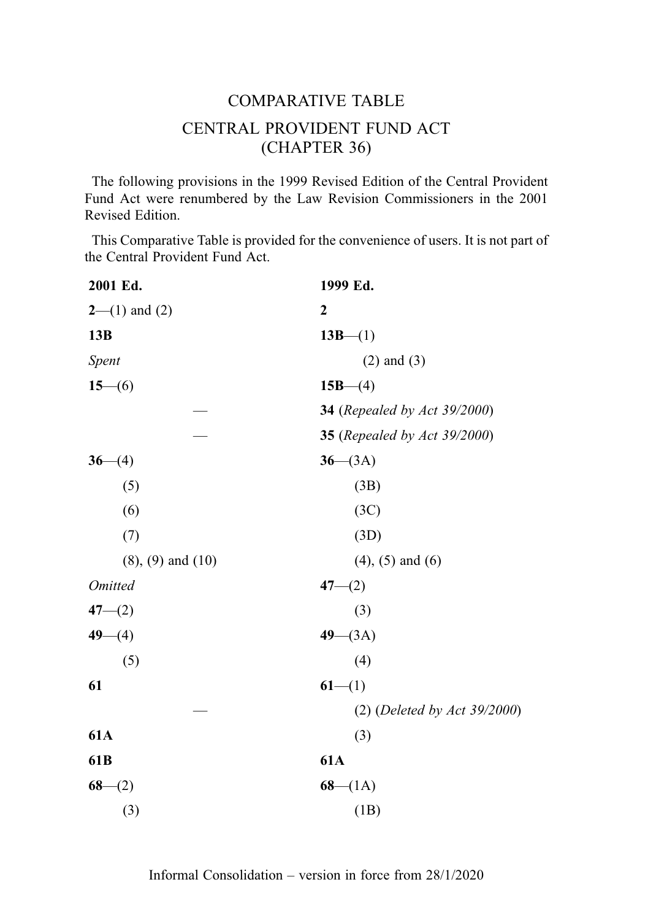# COMPARATIVE TABLE

## CENTRAL PROVIDENT FUND ACT (CHAPTER 36)

The following provisions in the 1999 Revised Edition of the Central Provident Fund Act were renumbered by the Law Revision Commissioners in the 2001 Revised Edition.

This Comparative Table is provided for the convenience of users. It is not part of the Central Provident Fund Act.

| **2001 Ed.** | **1999 Ed.** |
|---|---|
| **2**—(1) and (2) | **2** |
| **13B** | **13B**—(1) |
| *Spent* | (2) and (3) |
| **15**—(6) | **15B**—(4) |
| — | **34** (*Repealed by Act 39/2000*) |
| — | **35** (*Repealed by Act 39/2000*) |
| **36**—(4) | **36**—(3A) |
| (5) | (3B) |
| (6) | (3C) |
| (7) | (3D) |
| (8), (9) and (10) | (4), (5) and (6) |
| *Omitted* | **47**—(2) |
| **47**—(2) | (3) |
| **49**—(4) | **49**—(3A) |
| (5) | (4) |
| **61** | **61**—(1) |
| — | (2) (*Deleted by Act 39/2000*) |
| **61A** | (3) |
| **61B** | **61A** |
| **68**—(2) | **68**—(1A) |
| (3) | (1B) |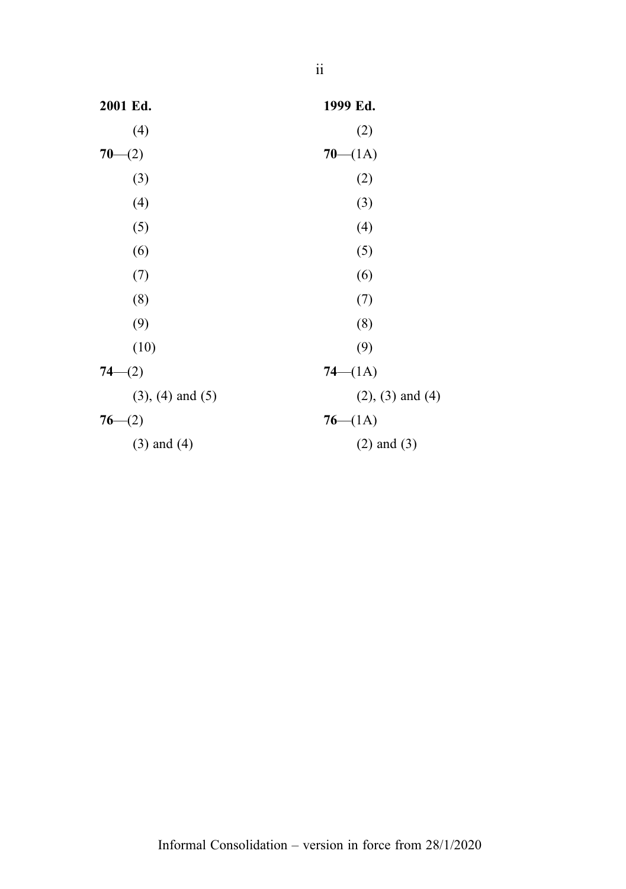| 2001 Ed. | 1999 Ed. |
|---|---|
| (4) | (2) |
| **70**—(2) | **70**—(1A) |
| (3) | (2) |
| (4) | (3) |
| (5) | (4) |
| (6) | (5) |
| (7) | (6) |
| (8) | (7) |
| (9) | (8) |
| (10) | (9) |
| **74**—(2) | **74**—(1A) |
| (3), (4) and (5) | (2), (3) and (4) |
| **76**—(2) | **76**—(1A) |
| (3) and (4) | (2) and (3) |